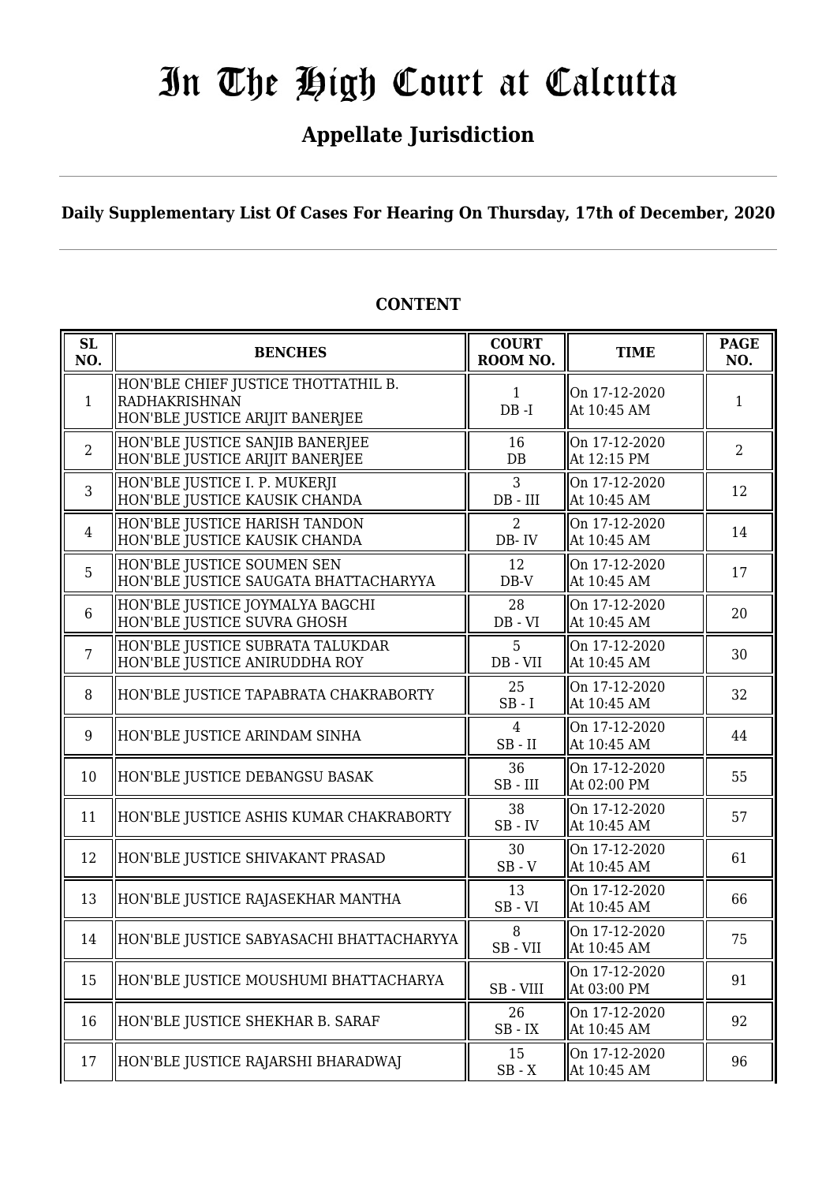# In The High Court at Calcutta

## Appellate Jurisdiction

**Daily Supplementary List Of Cases For Hearing On Thursday, 17th of December, 2020**

### CONTENT

| SL NO. | BENCHES | COURT ROOM NO. | TIME | PAGE NO. |
|---|---|---|---|---|
| 1 | HON'BLE CHIEF JUSTICE THOTTATHIL B. RADHAKRISHNAN<br>HON'BLE JUSTICE ARIJIT BANERJEE | 1<br>DB -I | On 17-12-2020<br>At 10:45 AM | 1 |
| 2 | HON'BLE JUSTICE SANJIB BANERJEE<br>HON'BLE JUSTICE ARIJIT BANERJEE | 16<br>DB | On 17-12-2020<br>At 12:15 PM | 2 |
| 3 | HON'BLE JUSTICE I. P. MUKERJI<br>HON'BLE JUSTICE KAUSIK CHANDA | 3<br>DB - III | On 17-12-2020<br>At 10:45 AM | 12 |
| 4 | HON'BLE JUSTICE HARISH TANDON<br>HON'BLE JUSTICE KAUSIK CHANDA | 2<br>DB- IV | On 17-12-2020<br>At 10:45 AM | 14 |
| 5 | HON'BLE JUSTICE SOUMEN SEN<br>HON'BLE JUSTICE SAUGATA BHATTACHARYYA | 12<br>DB-V | On 17-12-2020<br>At 10:45 AM | 17 |
| 6 | HON'BLE JUSTICE JOYMALYA BAGCHI<br>HON'BLE JUSTICE SUVRA GHOSH | 28<br>DB - VI | On 17-12-2020<br>At 10:45 AM | 20 |
| 7 | HON'BLE JUSTICE SUBRATA TALUKDAR<br>HON'BLE JUSTICE ANIRUDDHA ROY | 5<br>DB - VII | On 17-12-2020<br>At 10:45 AM | 30 |
| 8 | HON'BLE JUSTICE TAPABRATA CHAKRABORTY | 25<br>SB - I | On 17-12-2020<br>At 10:45 AM | 32 |
| 9 | HON'BLE JUSTICE ARINDAM SINHA | 4<br>SB - II | On 17-12-2020<br>At 10:45 AM | 44 |
| 10 | HON'BLE JUSTICE DEBANGSU BASAK | 36<br>SB - III | On 17-12-2020<br>At 02:00 PM | 55 |
| 11 | HON'BLE JUSTICE ASHIS KUMAR CHAKRABORTY | 38<br>SB - IV | On 17-12-2020<br>At 10:45 AM | 57 |
| 12 | HON'BLE JUSTICE SHIVAKANT PRASAD | 30<br>SB - V | On 17-12-2020<br>At 10:45 AM | 61 |
| 13 | HON'BLE JUSTICE RAJASEKHAR MANTHA | 13<br>SB - VI | On 17-12-2020<br>At 10:45 AM | 66 |
| 14 | HON'BLE JUSTICE SABYASACHI BHATTACHARYYA | 8<br>SB - VII | On 17-12-2020<br>At 10:45 AM | 75 |
| 15 | HON'BLE JUSTICE MOUSHUMI BHATTACHARYA | SB - VIII | On 17-12-2020<br>At 03:00 PM | 91 |
| 16 | HON'BLE JUSTICE SHEKHAR B. SARAF | 26<br>SB - IX | On 17-12-2020<br>At 10:45 AM | 92 |
| 17 | HON'BLE JUSTICE RAJARSHI BHARADWAJ | 15<br>SB - X | On 17-12-2020<br>At 10:45 AM | 96 |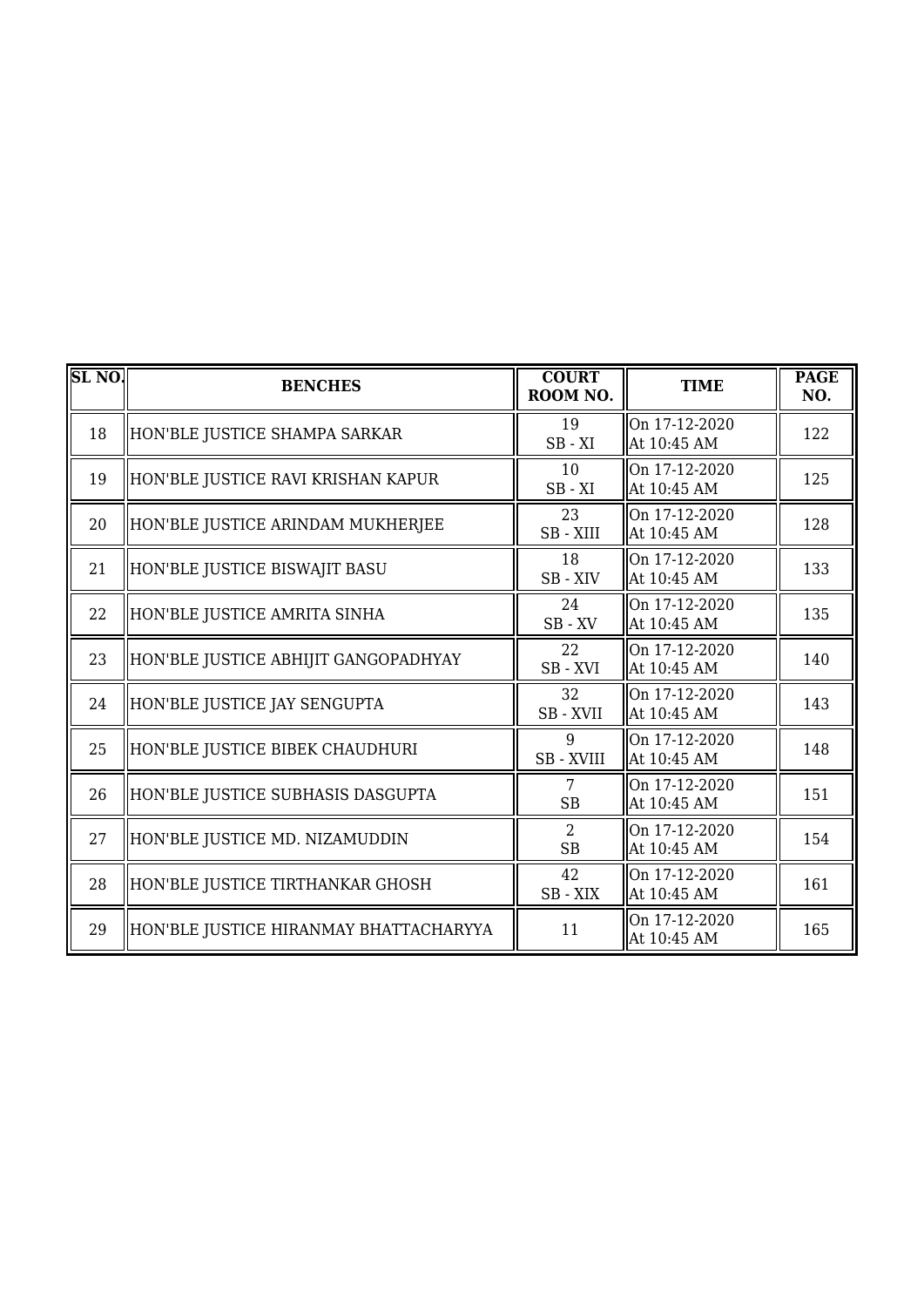| SL NO. | BENCHES | COURT ROOM NO. | TIME | PAGE NO. |
|---|---|---|---|---|
| 18 | HON'BLE JUSTICE SHAMPA SARKAR | 19<br>SB - XI | On 17-12-2020<br>At 10:45 AM | 122 |
| 19 | HON'BLE JUSTICE RAVI KRISHAN KAPUR | 10<br>SB - XI | On 17-12-2020<br>At 10:45 AM | 125 |
| 20 | HON'BLE JUSTICE ARINDAM MUKHERJEE | 23<br>SB - XIII | On 17-12-2020<br>At 10:45 AM | 128 |
| 21 | HON'BLE JUSTICE BISWAJIT BASU | 18<br>SB - XIV | On 17-12-2020<br>At 10:45 AM | 133 |
| 22 | HON'BLE JUSTICE AMRITA SINHA | 24<br>SB - XV | On 17-12-2020<br>At 10:45 AM | 135 |
| 23 | HON'BLE JUSTICE ABHIJIT GANGOPADHYAY | 22<br>SB - XVI | On 17-12-2020<br>At 10:45 AM | 140 |
| 24 | HON'BLE JUSTICE JAY SENGUPTA | 32<br>SB - XVII | On 17-12-2020<br>At 10:45 AM | 143 |
| 25 | HON'BLE JUSTICE BIBEK CHAUDHURI | 9<br>SB - XVIII | On 17-12-2020<br>At 10:45 AM | 148 |
| 26 | HON'BLE JUSTICE SUBHASIS DASGUPTA | 7<br>SB | On 17-12-2020<br>At 10:45 AM | 151 |
| 27 | HON'BLE JUSTICE MD. NIZAMUDDIN | 2<br>SB | On 17-12-2020<br>At 10:45 AM | 154 |
| 28 | HON'BLE JUSTICE TIRTHANKAR GHOSH | 42<br>SB - XIX | On 17-12-2020<br>At 10:45 AM | 161 |
| 29 | HON'BLE JUSTICE HIRANMAY BHATTACHARYYA | 11 | On 17-12-2020<br>At 10:45 AM | 165 |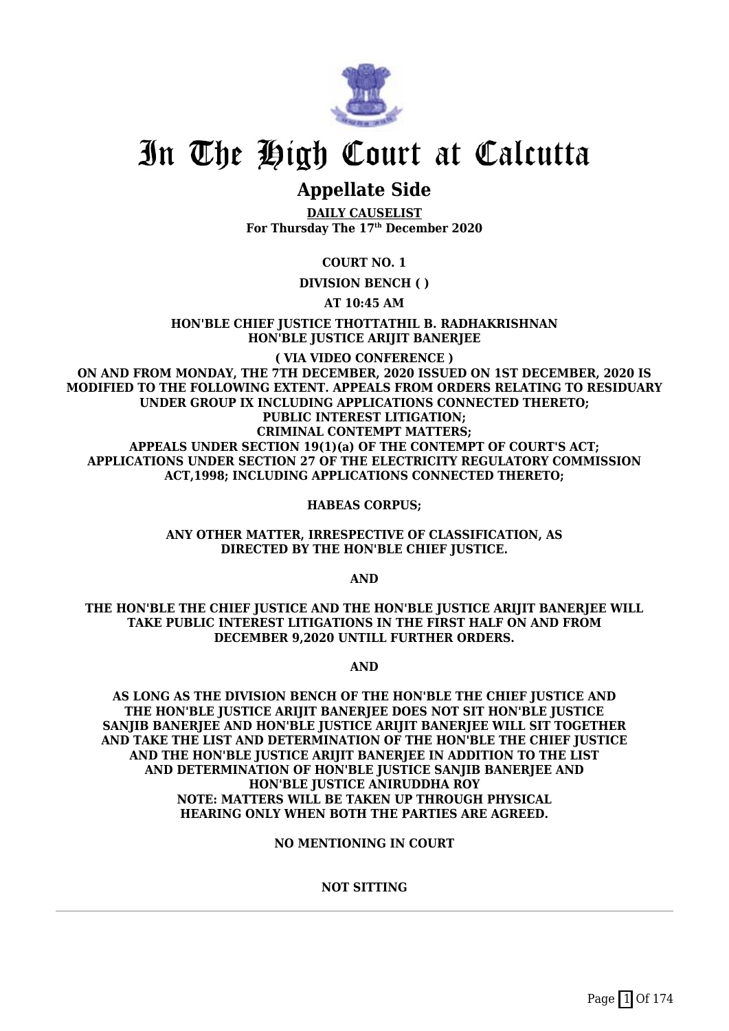# In The High Court at Calcutta

## Appellate Side

**DAILY CAUSELIST**
**For Thursday The 17th December 2020**

**COURT NO. 1**

**DIVISION BENCH ( )**

**AT 10:45 AM**

**HON'BLE CHIEF JUSTICE THOTTATHIL B. RADHAKRISHNAN**
**HON'BLE JUSTICE ARIJIT BANERJEE**

**( VIA VIDEO CONFERENCE )**

**ON AND FROM MONDAY, THE 7TH DECEMBER, 2020 ISSUED ON 1ST DECEMBER, 2020 IS MODIFIED TO THE FOLLOWING EXTENT. APPEALS FROM ORDERS RELATING TO RESIDUARY UNDER GROUP IX INCLUDING APPLICATIONS CONNECTED THERETO;**
**PUBLIC INTEREST LITIGATION;**
**CRIMINAL CONTEMPT MATTERS;**
**APPEALS UNDER SECTION 19(1)(a) OF THE CONTEMPT OF COURT'S ACT;**
**APPLICATIONS UNDER SECTION 27 OF THE ELECTRICITY REGULATORY COMMISSION ACT,1998; INCLUDING APPLICATIONS CONNECTED THERETO;**

**HABEAS CORPUS;**

**ANY OTHER MATTER, IRRESPECTIVE OF CLASSIFICATION, AS DIRECTED BY THE HON'BLE CHIEF JUSTICE.**

**AND**

**THE HON'BLE THE CHIEF JUSTICE AND THE HON'BLE JUSTICE ARIJIT BANERJEE WILL TAKE PUBLIC INTEREST LITIGATIONS IN THE FIRST HALF ON AND FROM DECEMBER 9,2020 UNTILL FURTHER ORDERS.**

**AND**

**AS LONG AS THE DIVISION BENCH OF THE HON'BLE THE CHIEF JUSTICE AND THE HON'BLE JUSTICE ARIJIT BANERJEE DOES NOT SIT HON'BLE JUSTICE SANJIB BANERJEE AND HON'BLE JUSTICE ARIJIT BANERJEE WILL SIT TOGETHER AND TAKE THE LIST AND DETERMINATION OF THE HON'BLE THE CHIEF JUSTICE AND THE HON'BLE JUSTICE ARIJIT BANERJEE IN ADDITION TO THE LIST AND DETERMINATION OF HON'BLE JUSTICE SANJIB BANERJEE AND HON'BLE JUSTICE ANIRUDDHA ROY**
**NOTE: MATTERS WILL BE TAKEN UP THROUGH PHYSICAL HEARING ONLY WHEN BOTH THE PARTIES ARE AGREED.**

**NO MENTIONING IN COURT**

**NOT SITTING**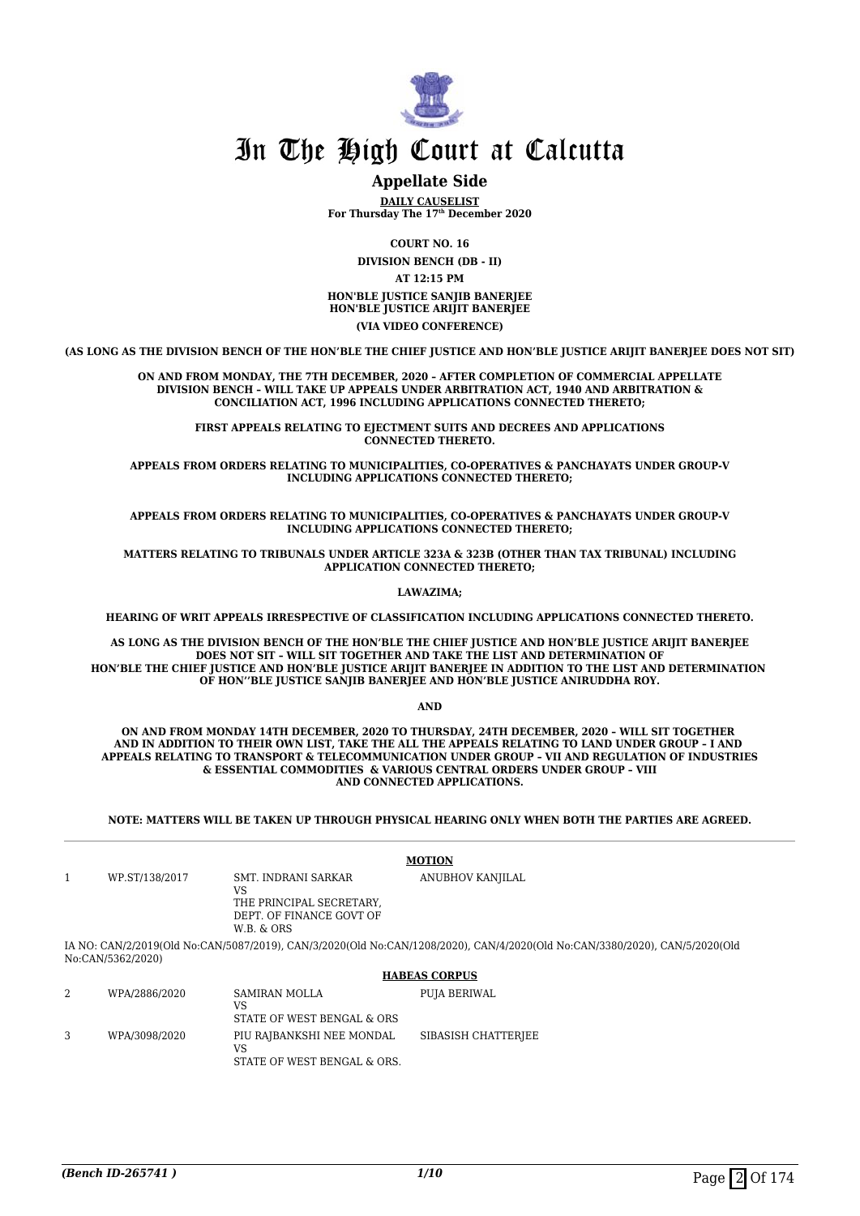# In The High Court at Calcutta

## Appellate Side

**DAILY CAUSELIST**
**For Thursday The 17th December 2020**

**COURT NO. 16**

**DIVISION BENCH (DB - II)**

**AT 12:15 PM**

**HON'BLE JUSTICE SANJIB BANERJEE**
**HON'BLE JUSTICE ARIJIT BANERJEE**

**(VIA VIDEO CONFERENCE)**

**(AS LONG AS THE DIVISION BENCH OF THE HON'BLE THE CHIEF JUSTICE AND HON'BLE JUSTICE ARIJIT BANERJEE DOES NOT SIT)**

**ON AND FROM MONDAY, THE 7TH DECEMBER, 2020 – AFTER COMPLETION OF COMMERCIAL APPELLATE DIVISION BENCH – WILL TAKE UP APPEALS UNDER ARBITRATION ACT, 1940 AND ARBITRATION & CONCILIATION ACT, 1996 INCLUDING APPLICATIONS CONNECTED THERETO;**

**FIRST APPEALS RELATING TO EJECTMENT SUITS AND DECREES AND APPLICATIONS CONNECTED THERETO.**

**APPEALS FROM ORDERS RELATING TO MUNICIPALITIES, CO-OPERATIVES & PANCHAYATS UNDER GROUP-V INCLUDING APPLICATIONS CONNECTED THERETO;**

**APPEALS FROM ORDERS RELATING TO MUNICIPALITIES, CO-OPERATIVES & PANCHAYATS UNDER GROUP-V INCLUDING APPLICATIONS CONNECTED THERETO;**

**MATTERS RELATING TO TRIBUNALS UNDER ARTICLE 323A & 323B (OTHER THAN TAX TRIBUNAL) INCLUDING APPLICATION CONNECTED THERETO;**

**LAWAZIMA;**

**HEARING OF WRIT APPEALS IRRESPECTIVE OF CLASSIFICATION INCLUDING APPLICATIONS CONNECTED THERETO.**

**AS LONG AS THE DIVISION BENCH OF THE HON'BLE THE CHIEF JUSTICE AND HON'BLE JUSTICE ARIJIT BANERJEE DOES NOT SIT – WILL SIT TOGETHER AND TAKE THE LIST AND DETERMINATION OF HON'BLE THE CHIEF JUSTICE AND HON'BLE JUSTICE ARIJIT BANERJEE IN ADDITION TO THE LIST AND DETERMINATION OF HON''BLE JUSTICE SANJIB BANERJEE AND HON'BLE JUSTICE ANIRUDDHA ROY.**

**AND**

**ON AND FROM MONDAY 14TH DECEMBER, 2020 TO THURSDAY, 24TH DECEMBER, 2020 – WILL SIT TOGETHER AND IN ADDITION TO THEIR OWN LIST, TAKE THE ALL THE APPEALS RELATING TO LAND UNDER GROUP – I AND APPEALS RELATING TO TRANSPORT & TELECOMMUNICATION UNDER GROUP – VII AND REGULATION OF INDUSTRIES & ESSENTIAL COMMODITIES & VARIOUS CENTRAL ORDERS UNDER GROUP – VIII AND CONNECTED APPLICATIONS.**

**NOTE: MATTERS WILL BE TAKEN UP THROUGH PHYSICAL HEARING ONLY WHEN BOTH THE PARTIES ARE AGREED.**

**MOTION**

| | | | |
|---|---|---|---|
| 1 | WP.ST/138/2017 | SMT. INDRANI SARKAR VS THE PRINCIPAL SECRETARY, DEPT. OF FINANCE GOVT OF W.B. & ORS | ANUBHOV KANJILAL |

IA NO: CAN/2/2019(Old No:CAN/5087/2019), CAN/3/2020(Old No:CAN/1208/2020), CAN/4/2020(Old No:CAN/3380/2020), CAN/5/2020(Old No:CAN/5362/2020)

**HABEAS CORPUS**

| | | | |
|---|---|---|---|
| 2 | WPA/2886/2020 | SAMIRAN MOLLA VS STATE OF WEST BENGAL & ORS | PUJA BERIWAL |
| 3 | WPA/3098/2020 | PIU RAJBANKSHI NEE MONDAL VS STATE OF WEST BENGAL & ORS. | SIBASISH CHATTERJEE |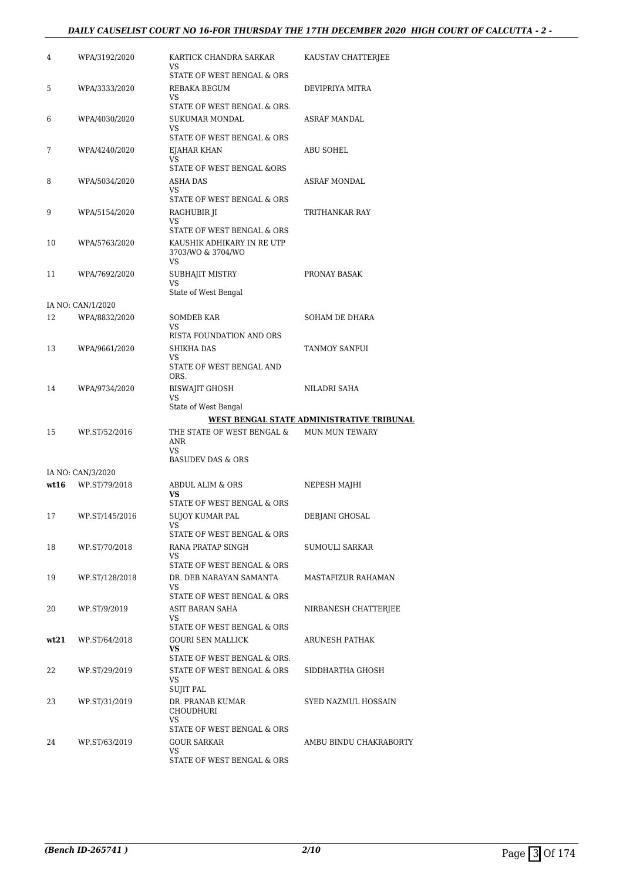| | | | |
|---|---|---|---|
| 4 | WPA/3192/2020 | KARTICK CHANDRA SARKAR<br>VS<br>STATE OF WEST BENGAL & ORS | KAUSTAV CHATTERJEE |
| 5 | WPA/3333/2020 | REBAKA BEGUM<br>VS<br>STATE OF WEST BENGAL & ORS. | DEVIPRIYA MITRA |
| 6 | WPA/4030/2020 | SUKUMAR MONDAL<br>VS<br>STATE OF WEST BENGAL & ORS | ASRAF MANDAL |
| 7 | WPA/4240/2020 | EJAHAR KHAN<br>VS<br>STATE OF WEST BENGAL &ORS | ABU SOHEL |
| 8 | WPA/5034/2020 | ASHA DAS<br>VS<br>STATE OF WEST BENGAL & ORS | ASRAF MONDAL |
| 9 | WPA/5154/2020 | RAGHUBIR JI<br>VS<br>STATE OF WEST BENGAL & ORS | TRITHANKAR RAY |
| 10 | WPA/5763/2020 | KAUSHIK ADHIKARY IN RE UTP 3703/WO & 3704/WO<br>VS | |
| 11 | WPA/7692/2020 | SUBHAJIT MISTRY<br>VS<br>State of West Bengal | PRONAY BASAK |
| | IA NO: CAN/1/2020 | | |
| 12 | WPA/8832/2020 | SOMDEB KAR<br>VS<br>RISTA FOUNDATION AND ORS | SOHAM DE DHARA |
| 13 | WPA/9661/2020 | SHIKHA DAS<br>VS<br>STATE OF WEST BENGAL AND ORS. | TANMOY SANFUI |
| 14 | WPA/9734/2020 | BISWAJIT GHOSH<br>VS<br>State of West Bengal | NILADRI SAHA |

**WEST BENGAL STATE ADMINISTRATIVE TRIBUNAL**

| | | | |
|---|---|---|---|
| 15 | WP.ST/52/2016 | THE STATE OF WEST BENGAL & ANR<br>VS<br>BASUDEV DAS & ORS | MUN MUN TEWARY |
| | IA NO: CAN/3/2020 | | |
| **wt16** | WP.ST/79/2018 | ABDUL ALIM & ORS<br>**VS**<br>STATE OF WEST BENGAL & ORS | NEPESH MAJHI |
| 17 | WP.ST/145/2016 | SUJOY KUMAR PAL<br>VS<br>STATE OF WEST BENGAL & ORS | DEBJANI GHOSAL |
| 18 | WP.ST/70/2018 | RANA PRATAP SINGH<br>VS<br>STATE OF WEST BENGAL & ORS | SUMOULI SARKAR |
| 19 | WP.ST/128/2018 | DR. DEB NARAYAN SAMANTA<br>VS<br>STATE OF WEST BENGAL & ORS | MASTAFIZUR RAHAMAN |
| 20 | WP.ST/9/2019 | ASIT BARAN SAHA<br>VS<br>STATE OF WEST BENGAL & ORS | NIRBANESH CHATTERJEE |
| **wt21** | WP.ST/64/2018 | GOURI SEN MALLICK<br>**VS**<br>STATE OF WEST BENGAL & ORS. | ARUNESH PATHAK |
| 22 | WP.ST/29/2019 | STATE OF WEST BENGAL & ORS<br>VS<br>SUJIT PAL | SIDDHARTHA GHOSH |
| 23 | WP.ST/31/2019 | DR. PRANAB KUMAR CHOUDHURI<br>VS<br>STATE OF WEST BENGAL & ORS | SYED NAZMUL HOSSAIN |
| 24 | WP.ST/63/2019 | GOUR SARKAR<br>VS<br>STATE OF WEST BENGAL & ORS | AMBU BINDU CHAKRABORTY |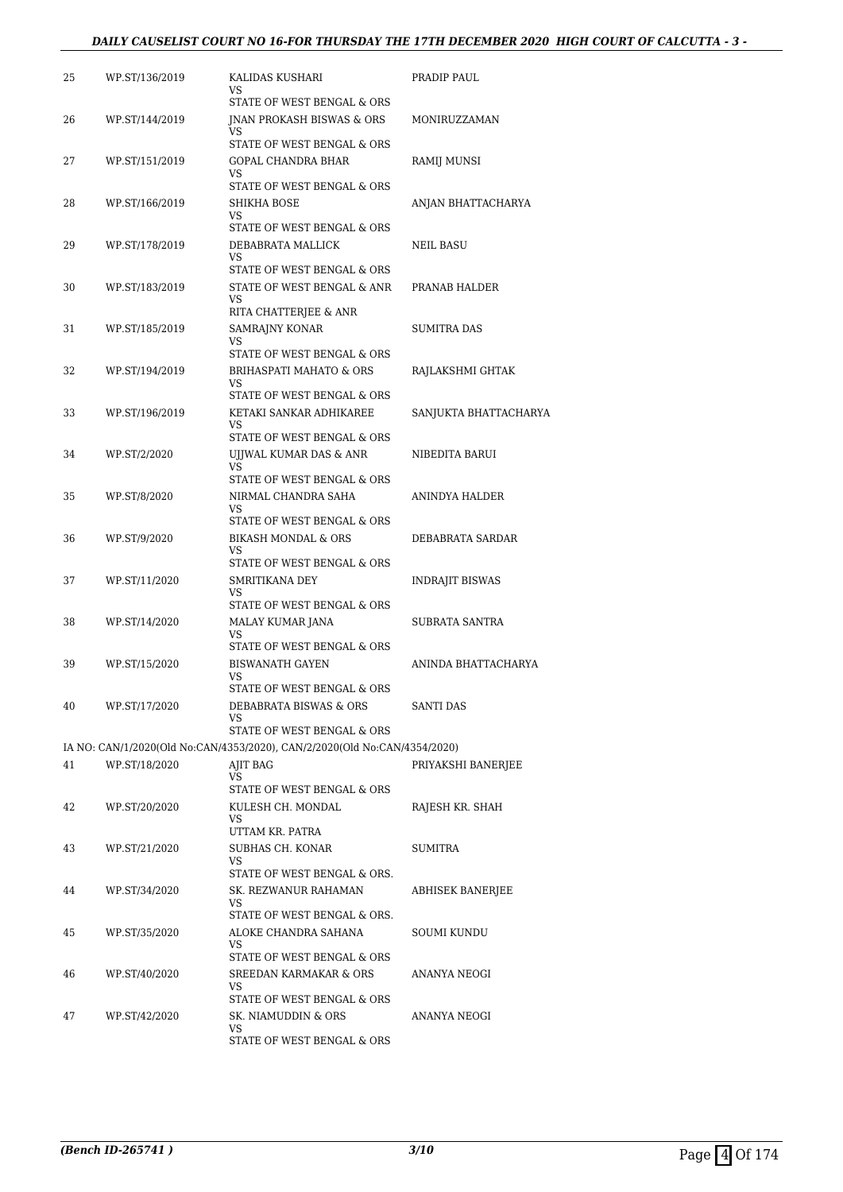| | | | |
|---|---|---|---|
| 25 | WP.ST/136/2019 | KALIDAS KUSHARI<br>VS<br>STATE OF WEST BENGAL & ORS | PRADIP PAUL |
| 26 | WP.ST/144/2019 | JNAN PROKASH BISWAS & ORS<br>VS<br>STATE OF WEST BENGAL & ORS | MONIRUZZAMAN |
| 27 | WP.ST/151/2019 | GOPAL CHANDRA BHAR<br>VS<br>STATE OF WEST BENGAL & ORS | RAMIJ MUNSI |
| 28 | WP.ST/166/2019 | SHIKHA BOSE<br>VS<br>STATE OF WEST BENGAL & ORS | ANJAN BHATTACHARYA |
| 29 | WP.ST/178/2019 | DEBABRATA MALLICK<br>VS<br>STATE OF WEST BENGAL & ORS | NEIL BASU |
| 30 | WP.ST/183/2019 | STATE OF WEST BENGAL & ANR<br>VS<br>RITA CHATTERJEE & ANR | PRANAB HALDER |
| 31 | WP.ST/185/2019 | SAMRAJNY KONAR<br>VS<br>STATE OF WEST BENGAL & ORS | SUMITRA DAS |
| 32 | WP.ST/194/2019 | BRIHASPATI MAHATO & ORS<br>VS<br>STATE OF WEST BENGAL & ORS | RAJLAKSHMI GHTAK |
| 33 | WP.ST/196/2019 | KETAKI SANKAR ADHIKAREE<br>VS<br>STATE OF WEST BENGAL & ORS | SANJUKTA BHATTACHARYA |
| 34 | WP.ST/2/2020 | UJJWAL KUMAR DAS & ANR<br>VS<br>STATE OF WEST BENGAL & ORS | NIBEDITA BARUI |
| 35 | WP.ST/8/2020 | NIRMAL CHANDRA SAHA<br>VS<br>STATE OF WEST BENGAL & ORS | ANINDYA HALDER |
| 36 | WP.ST/9/2020 | BIKASH MONDAL & ORS<br>VS<br>STATE OF WEST BENGAL & ORS | DEBABRATA SARDAR |
| 37 | WP.ST/11/2020 | SMRITIKANA DEY<br>VS<br>STATE OF WEST BENGAL & ORS | INDRAJIT BISWAS |
| 38 | WP.ST/14/2020 | MALAY KUMAR JANA<br>VS<br>STATE OF WEST BENGAL & ORS | SUBRATA SANTRA |
| 39 | WP.ST/15/2020 | BISWANATH GAYEN<br>VS<br>STATE OF WEST BENGAL & ORS | ANINDA BHATTACHARYA |
| 40 | WP.ST/17/2020 | DEBABRATA BISWAS & ORS<br>VS<br>STATE OF WEST BENGAL & ORS | SANTI DAS |
| | IA NO: CAN/1/2020(Old No:CAN/4353/2020), CAN/2/2020(Old No:CAN/4354/2020) | | |
| 41 | WP.ST/18/2020 | AJIT BAG<br>VS<br>STATE OF WEST BENGAL & ORS | PRIYAKSHI BANERJEE |
| 42 | WP.ST/20/2020 | KULESH CH. MONDAL<br>VS<br>UTTAM KR. PATRA | RAJESH KR. SHAH |
| 43 | WP.ST/21/2020 | SUBHAS CH. KONAR<br>VS<br>STATE OF WEST BENGAL & ORS. | SUMITRA |
| 44 | WP.ST/34/2020 | SK. REZWANUR RAHAMAN<br>VS<br>STATE OF WEST BENGAL & ORS. | ABHISEK BANERJEE |
| 45 | WP.ST/35/2020 | ALOKE CHANDRA SAHANA<br>VS<br>STATE OF WEST BENGAL & ORS | SOUMI KUNDU |
| 46 | WP.ST/40/2020 | SREEDAN KARMAKAR & ORS<br>VS<br>STATE OF WEST BENGAL & ORS | ANANYA NEOGI |
| 47 | WP.ST/42/2020 | SK. NIAMUDDIN & ORS<br>VS<br>STATE OF WEST BENGAL & ORS | ANANYA NEOGI |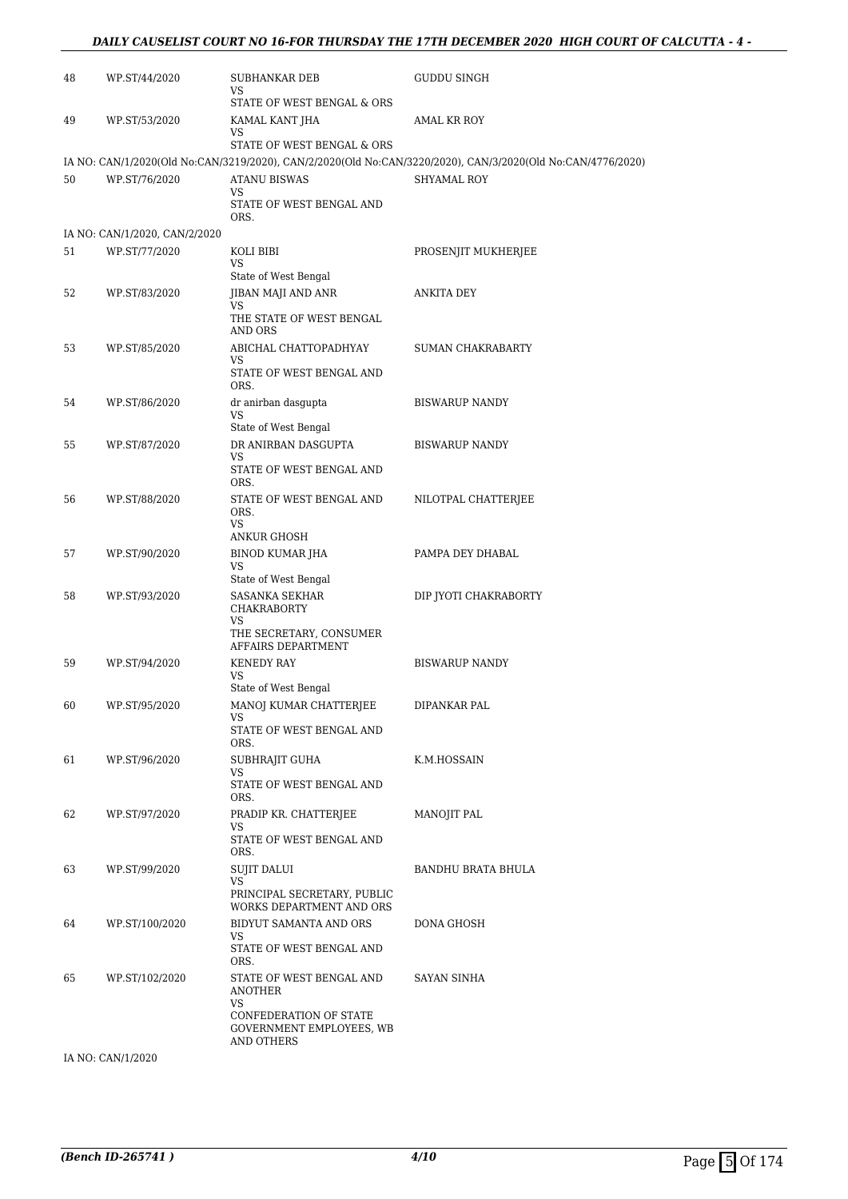| | | | |
|---|---|---|---|
| 48 | WP.ST/44/2020 | SUBHANKAR DEB<br>VS<br>STATE OF WEST BENGAL & ORS | GUDDU SINGH |
| 49 | WP.ST/53/2020 | KAMAL KANT JHA<br>VS<br>STATE OF WEST BENGAL & ORS | AMAL KR ROY |
| | IA NO: CAN/1/2020(Old No:CAN/3219/2020), CAN/2/2020(Old No:CAN/3220/2020), CAN/3/2020(Old No:CAN/4776/2020) | | |
| 50 | WP.ST/76/2020 | ATANU BISWAS<br>VS<br>STATE OF WEST BENGAL AND ORS. | SHYAMAL ROY |
| | IA NO: CAN/1/2020, CAN/2/2020 | | |
| 51 | WP.ST/77/2020 | KOLI BIBI<br>VS<br>State of West Bengal | PROSENJIT MUKHERJEE |
| 52 | WP.ST/83/2020 | JIBAN MAJI AND ANR<br>VS<br>THE STATE OF WEST BENGAL AND ORS | ANKITA DEY |
| 53 | WP.ST/85/2020 | ABICHAL CHATTOPADHYAY<br>VS<br>STATE OF WEST BENGAL AND ORS. | SUMAN CHAKRABARTY |
| 54 | WP.ST/86/2020 | dr anirban dasgupta<br>VS<br>State of West Bengal | BISWARUP NANDY |
| 55 | WP.ST/87/2020 | DR ANIRBAN DASGUPTA<br>VS<br>STATE OF WEST BENGAL AND ORS. | BISWARUP NANDY |
| 56 | WP.ST/88/2020 | STATE OF WEST BENGAL AND ORS.<br>VS<br>ANKUR GHOSH | NILOTPAL CHATTERJEE |
| 57 | WP.ST/90/2020 | BINOD KUMAR JHA<br>VS<br>State of West Bengal | PAMPA DEY DHABAL |
| 58 | WP.ST/93/2020 | SASANKA SEKHAR CHAKRABORTY<br>VS<br>THE SECRETARY, CONSUMER AFFAIRS DEPARTMENT | DIP JYOTI CHAKRABORTY |
| 59 | WP.ST/94/2020 | KENEDY RAY<br>VS<br>State of West Bengal | BISWARUP NANDY |
| 60 | WP.ST/95/2020 | MANOJ KUMAR CHATTERJEE<br>VS<br>STATE OF WEST BENGAL AND ORS. | DIPANKAR PAL |
| 61 | WP.ST/96/2020 | SUBHRAJIT GUHA<br>VS<br>STATE OF WEST BENGAL AND ORS. | K.M.HOSSAIN |
| 62 | WP.ST/97/2020 | PRADIP KR. CHATTERJEE<br>VS<br>STATE OF WEST BENGAL AND ORS. | MANOJIT PAL |
| 63 | WP.ST/99/2020 | SUJIT DALUI<br>VS<br>PRINCIPAL SECRETARY, PUBLIC WORKS DEPARTMENT AND ORS | BANDHU BRATA BHULA |
| 64 | WP.ST/100/2020 | BIDYUT SAMANTA AND ORS<br>VS<br>STATE OF WEST BENGAL AND ORS. | DONA GHOSH |
| 65 | WP.ST/102/2020 | STATE OF WEST BENGAL AND ANOTHER<br>VS<br>CONFEDERATION OF STATE GOVERNMENT EMPLOYEES, WB AND OTHERS | SAYAN SINHA |
| | IA NO: CAN/1/2020 | | |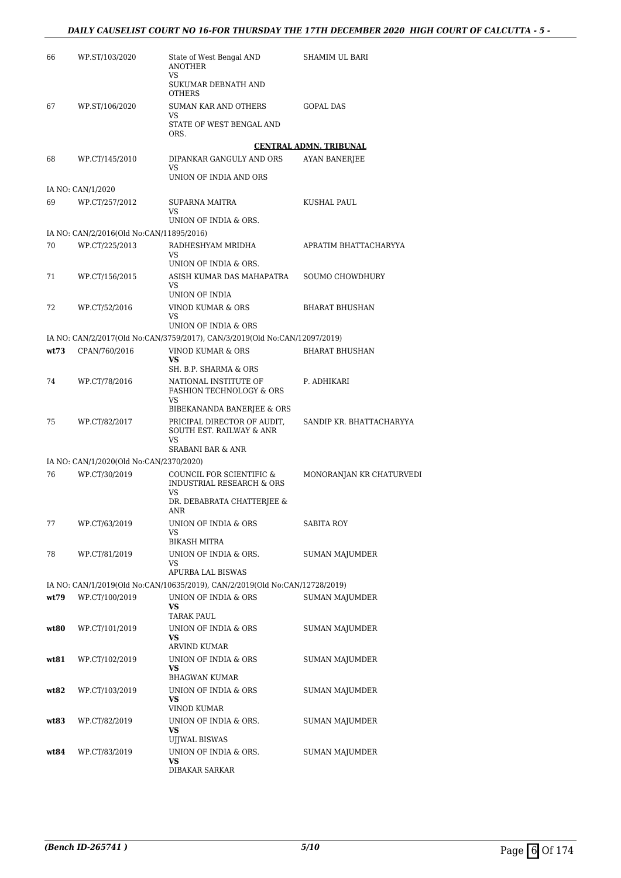| | | | |
|---|---|---|---|
| 66 | WP.ST/103/2020 | State of West Bengal AND ANOTHER<br>VS<br>SUKUMAR DEBNATH AND OTHERS | SHAMIM UL BARI |
| 67 | WP.ST/106/2020 | SUMAN KAR AND OTHERS<br>VS<br>STATE OF WEST BENGAL AND ORS. | GOPAL DAS |

**CENTRAL ADMN. TRIBUNAL**

| | | | |
|---|---|---|---|
| 68 | WP.CT/145/2010 | DIPANKAR GANGULY AND ORS<br>VS<br>UNION OF INDIA AND ORS | AYAN BANERJEE |

IA NO: CAN/1/2020

| | | | |
|---|---|---|---|
| 69 | WP.CT/257/2012 | SUPARNA MAITRA<br>VS<br>UNION OF INDIA & ORS. | KUSHAL PAUL |

IA NO: CAN/2/2016(Old No:CAN/11895/2016)

| | | | |
|---|---|---|---|
| 70 | WP.CT/225/2013 | RADHESHYAM MRIDHA<br>VS<br>UNION OF INDIA & ORS. | APRATIM BHATTACHARYYA |
| 71 | WP.CT/156/2015 | ASISH KUMAR DAS MAHAPATRA<br>VS<br>UNION OF INDIA | SOUMO CHOWDHURY |
| 72 | WP.CT/52/2016 | VINOD KUMAR & ORS<br>VS<br>UNION OF INDIA & ORS | BHARAT BHUSHAN |

IA NO: CAN/2/2017(Old No:CAN/3759/2017), CAN/3/2019(Old No:CAN/12097/2019)

| | | | |
|---|---|---|---|
| **wt73** | CPAN/760/2016 | VINOD KUMAR & ORS<br>**VS**<br>SH. B.P. SHARMA & ORS | BHARAT BHUSHAN |
| 74 | WP.CT/78/2016 | NATIONAL INSTITUTE OF FASHION TECHNOLOGY & ORS<br>VS<br>BIBEKANANDA BANERJEE & ORS | P. ADHIKARI |
| 75 | WP.CT/82/2017 | PRICIPAL DIRECTOR OF AUDIT, SOUTH EST. RAILWAY & ANR<br>VS<br>SRABANI BAR & ANR | SANDIP KR. BHATTACHARYYA |

IA NO: CAN/1/2020(Old No:CAN/2370/2020)

| | | | |
|---|---|---|---|
| 76 | WP.CT/30/2019 | COUNCIL FOR SCIENTIFIC & INDUSTRIAL RESEARCH & ORS<br>VS<br>DR. DEBABRATA CHATTERJEE & ANR | MONORANJAN KR CHATURVEDI |
| 77 | WP.CT/63/2019 | UNION OF INDIA & ORS<br>VS<br>BIKASH MITRA | SABITA ROY |
| 78 | WP.CT/81/2019 | UNION OF INDIA & ORS.<br>VS<br>APURBA LAL BISWAS | SUMAN MAJUMDER |

IA NO: CAN/1/2019(Old No:CAN/10635/2019), CAN/2/2019(Old No:CAN/12728/2019)

| | | | |
|---|---|---|---|
| **wt79** | WP.CT/100/2019 | UNION OF INDIA & ORS<br>**VS**<br>TARAK PAUL | SUMAN MAJUMDER |
| **wt80** | WP.CT/101/2019 | UNION OF INDIA & ORS<br>**VS**<br>ARVIND KUMAR | SUMAN MAJUMDER |
| **wt81** | WP.CT/102/2019 | UNION OF INDIA & ORS<br>**VS**<br>BHAGWAN KUMAR | SUMAN MAJUMDER |
| **wt82** | WP.CT/103/2019 | UNION OF INDIA & ORS<br>**VS**<br>VINOD KUMAR | SUMAN MAJUMDER |
| **wt83** | WP.CT/82/2019 | UNION OF INDIA & ORS.<br>**VS**<br>UJJWAL BISWAS | SUMAN MAJUMDER |
| **wt84** | WP.CT/83/2019 | UNION OF INDIA & ORS.<br>**VS**<br>DIBAKAR SARKAR | SUMAN MAJUMDER |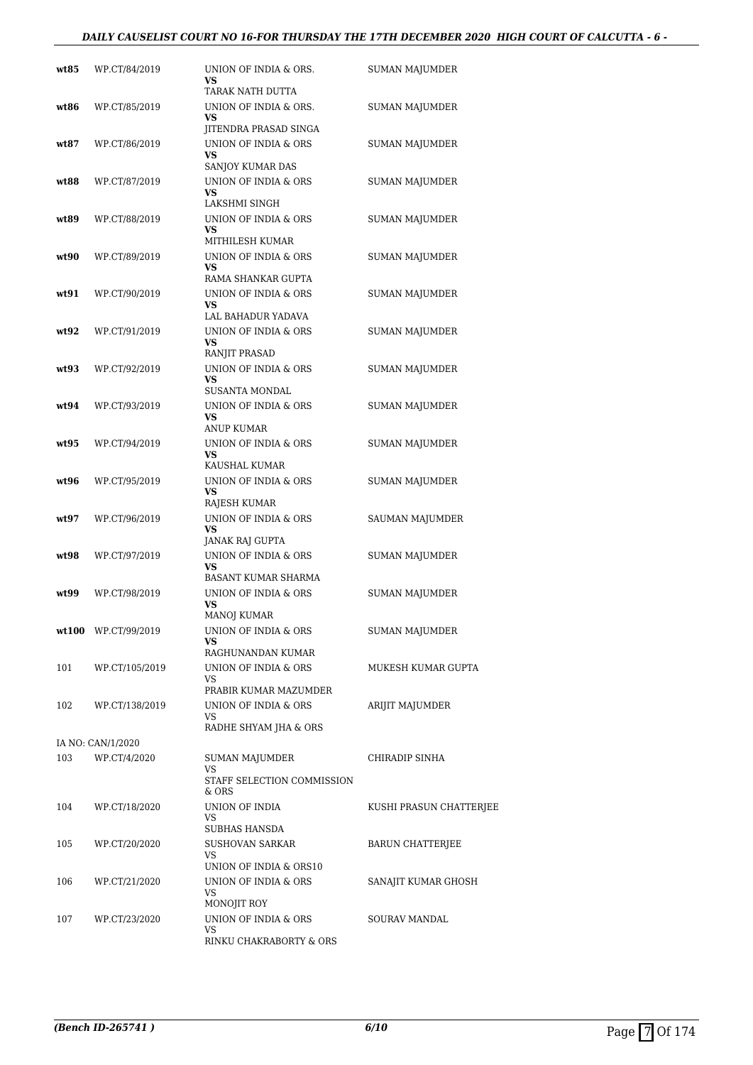| | | | |
|---|---|---|---|
| **wt85** | WP.CT/84/2019 | UNION OF INDIA & ORS.<br>**VS**<br>TARAK NATH DUTTA | SUMAN MAJUMDER |
| **wt86** | WP.CT/85/2019 | UNION OF INDIA & ORS.<br>**VS**<br>JITENDRA PRASAD SINGA | SUMAN MAJUMDER |
| **wt87** | WP.CT/86/2019 | UNION OF INDIA & ORS<br>**VS**<br>SANJOY KUMAR DAS | SUMAN MAJUMDER |
| **wt88** | WP.CT/87/2019 | UNION OF INDIA & ORS<br>**VS**<br>LAKSHMI SINGH | SUMAN MAJUMDER |
| **wt89** | WP.CT/88/2019 | UNION OF INDIA & ORS<br>**VS**<br>MITHILESH KUMAR | SUMAN MAJUMDER |
| **wt90** | WP.CT/89/2019 | UNION OF INDIA & ORS<br>**VS**<br>RAMA SHANKAR GUPTA | SUMAN MAJUMDER |
| **wt91** | WP.CT/90/2019 | UNION OF INDIA & ORS<br>**VS**<br>LAL BAHADUR YADAVA | SUMAN MAJUMDER |
| **wt92** | WP.CT/91/2019 | UNION OF INDIA & ORS<br>**VS**<br>RANJIT PRASAD | SUMAN MAJUMDER |
| **wt93** | WP.CT/92/2019 | UNION OF INDIA & ORS<br>**VS**<br>SUSANTA MONDAL | SUMAN MAJUMDER |
| **wt94** | WP.CT/93/2019 | UNION OF INDIA & ORS<br>**VS**<br>ANUP KUMAR | SUMAN MAJUMDER |
| **wt95** | WP.CT/94/2019 | UNION OF INDIA & ORS<br>**VS**<br>KAUSHAL KUMAR | SUMAN MAJUMDER |
| **wt96** | WP.CT/95/2019 | UNION OF INDIA & ORS<br>**VS**<br>RAJESH KUMAR | SUMAN MAJUMDER |
| **wt97** | WP.CT/96/2019 | UNION OF INDIA & ORS<br>**VS**<br>JANAK RAJ GUPTA | SAUMAN MAJUMDER |
| **wt98** | WP.CT/97/2019 | UNION OF INDIA & ORS<br>**VS**<br>BASANT KUMAR SHARMA | SUMAN MAJUMDER |
| **wt99** | WP.CT/98/2019 | UNION OF INDIA & ORS<br>**VS**<br>MANOJ KUMAR | SUMAN MAJUMDER |
| **wt100** | WP.CT/99/2019 | UNION OF INDIA & ORS<br>**VS**<br>RAGHUNANDAN KUMAR | SUMAN MAJUMDER |
| 101 | WP.CT/105/2019 | UNION OF INDIA & ORS<br>VS<br>PRABIR KUMAR MAZUMDER | MUKESH KUMAR GUPTA |
| 102 | WP.CT/138/2019 | UNION OF INDIA & ORS<br>VS<br>RADHE SHYAM JHA & ORS | ARIJIT MAJUMDER |
| IA NO: CAN/1/2020 | | | |
| 103 | WP.CT/4/2020 | SUMAN MAJUMDER<br>VS<br>STAFF SELECTION COMMISSION & ORS | CHIRADIP SINHA |
| 104 | WP.CT/18/2020 | UNION OF INDIA<br>VS<br>SUBHAS HANSDA | KUSHI PRASUN CHATTERJEE |
| 105 | WP.CT/20/2020 | SUSHOVAN SARKAR<br>VS<br>UNION OF INDIA & ORS10 | BARUN CHATTERJEE |
| 106 | WP.CT/21/2020 | UNION OF INDIA & ORS<br>VS<br>MONOJIT ROY | SANAJIT KUMAR GHOSH |
| 107 | WP.CT/23/2020 | UNION OF INDIA & ORS<br>VS<br>RINKU CHAKRABORTY & ORS | SOURAV MANDAL |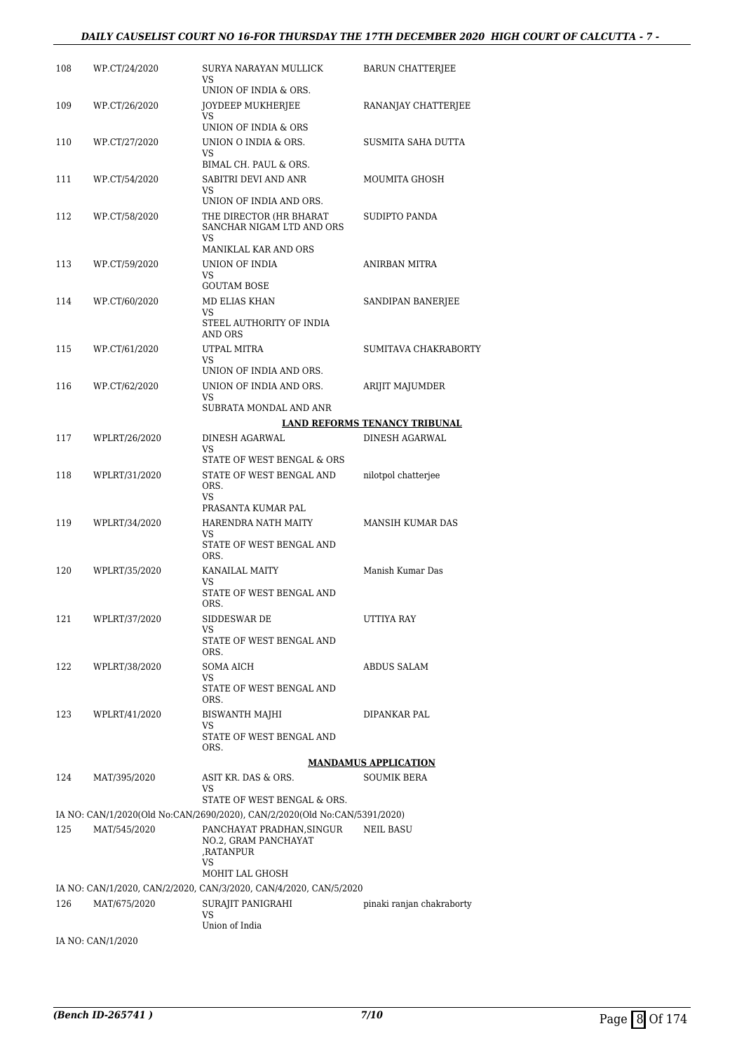| | | | |
|---|---|---|---|
| 108 | WP.CT/24/2020 | SURYA NARAYAN MULLICK<br>VS<br>UNION OF INDIA & ORS. | BARUN CHATTERJEE |
| 109 | WP.CT/26/2020 | JOYDEEP MUKHERJEE<br>VS<br>UNION OF INDIA & ORS | RANANJAY CHATTERJEE |
| 110 | WP.CT/27/2020 | UNION O INDIA & ORS.<br>VS<br>BIMAL CH. PAUL & ORS. | SUSMITA SAHA DUTTA |
| 111 | WP.CT/54/2020 | SABITRI DEVI AND ANR<br>VS<br>UNION OF INDIA AND ORS. | MOUMITA GHOSH |
| 112 | WP.CT/58/2020 | THE DIRECTOR (HR BHARAT SANCHAR NIGAM LTD AND ORS<br>VS<br>MANIKLAL KAR AND ORS | SUDIPTO PANDA |
| 113 | WP.CT/59/2020 | UNION OF INDIA<br>VS<br>GOUTAM BOSE | ANIRBAN MITRA |
| 114 | WP.CT/60/2020 | MD ELIAS KHAN<br>VS<br>STEEL AUTHORITY OF INDIA AND ORS | SANDIPAN BANERJEE |
| 115 | WP.CT/61/2020 | UTPAL MITRA<br>VS<br>UNION OF INDIA AND ORS. | SUMITAVA CHAKRABORTY |
| 116 | WP.CT/62/2020 | UNION OF INDIA AND ORS.<br>VS<br>SUBRATA MONDAL AND ANR | ARIJIT MAJUMDER |

**LAND REFORMS TENANCY TRIBUNAL**

| | | | |
|---|---|---|---|
| 117 | WPLRT/26/2020 | DINESH AGARWAL<br>VS<br>STATE OF WEST BENGAL & ORS | DINESH AGARWAL |
| 118 | WPLRT/31/2020 | STATE OF WEST BENGAL AND ORS.<br>VS<br>PRASANTA KUMAR PAL | nilotpol chatterjee |
| 119 | WPLRT/34/2020 | HARENDRA NATH MAITY<br>VS<br>STATE OF WEST BENGAL AND ORS. | MANSIH KUMAR DAS |
| 120 | WPLRT/35/2020 | KANAILAL MAITY<br>VS<br>STATE OF WEST BENGAL AND ORS. | Manish Kumar Das |
| 121 | WPLRT/37/2020 | SIDDESWAR DE<br>VS<br>STATE OF WEST BENGAL AND ORS. | UTTIYA RAY |
| 122 | WPLRT/38/2020 | SOMA AICH<br>VS<br>STATE OF WEST BENGAL AND ORS. | ABDUS SALAM |
| 123 | WPLRT/41/2020 | BISWANTH MAJHI<br>VS<br>STATE OF WEST BENGAL AND ORS. | DIPANKAR PAL |

**MANDAMUS APPLICATION**

| | | | |
|---|---|---|---|
| 124 | MAT/395/2020 | ASIT KR. DAS & ORS.<br>VS<br>STATE OF WEST BENGAL & ORS. | SOUMIK BERA |

IA NO: CAN/1/2020(Old No:CAN/2690/2020), CAN/2/2020(Old No:CAN/5391/2020)

| | | | |
|---|---|---|---|
| 125 | MAT/545/2020 | PANCHAYAT PRADHAN,SINGUR NO.2, GRAM PANCHAYAT ,RATANPUR<br>VS<br>MOHIT LAL GHOSH | NEIL BASU |

IA NO: CAN/1/2020, CAN/2/2020, CAN/3/2020, CAN/4/2020, CAN/5/2020

| | | | |
|---|---|---|---|
| 126 | MAT/675/2020 | SURAJIT PANIGRAHI<br>VS<br>Union of India | pinaki ranjan chakraborty |

IA NO: CAN/1/2020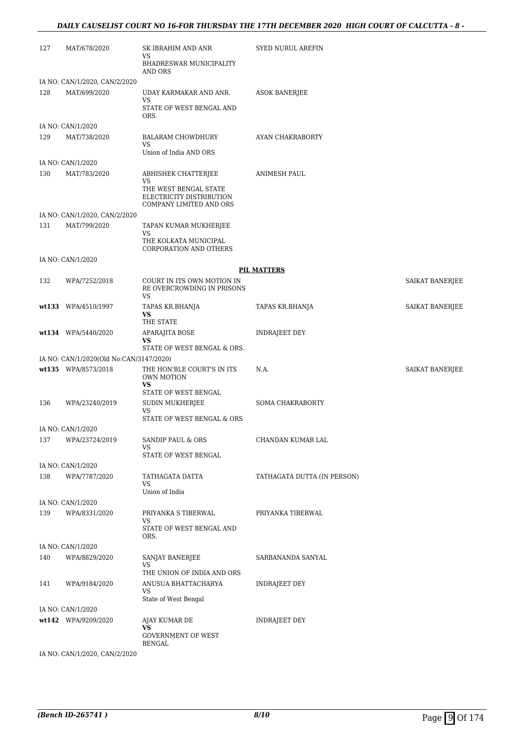| | | | | |
|---|---|---|---|---|
| 127 | MAT/678/2020 | SK IBRAHIM AND ANR<br>VS<br>BHADRESWAR MUNICIPALITY AND ORS | SYED NURUL AREFIN | |
| | IA NO: CAN/1/2020, CAN/2/2020 | | | |
| 128 | MAT/699/2020 | UDAY KARMAKAR AND ANR.<br>VS<br>STATE OF WEST BENGAL AND ORS. | ASOK BANERJEE | |
| | IA NO: CAN/1/2020 | | | |
| 129 | MAT/738/2020 | BALARAM CHOWDHURY<br>VS<br>Union of India AND ORS | AYAN CHAKRABORTY | |
| | IA NO: CAN/1/2020 | | | |
| 130 | MAT/783/2020 | ABHISHEK CHATTERJEE<br>VS<br>THE WEST BENGAL STATE ELECTRICITY DISTRIBUTION COMPANY LIMITED AND ORS | ANIMESH PAUL | |
| | IA NO: CAN/1/2020, CAN/2/2020 | | | |
| 131 | MAT/799/2020 | TAPAN KUMAR MUKHERJEE<br>VS<br>THE KOLKATA MUNICIPAL CORPORATION AND OTHERS | | |
| | IA NO: CAN/1/2020 | | | |

**PIL MATTERS**

| | | | | |
|---|---|---|---|---|
| 132 | WPA/7252/2018 | COURT IN ITS OWN MOTION IN RE OVERCROWDING IN PRISONS<br>VS | | SAIKAT BANERJEE |
| **wt133** | WPA/4510/1997 | TAPAS KR.BHANJA<br>**VS**<br>THE STATE | TAPAS KR.BHANJA | SAIKAT BANERJEE |
| **wt134** | WPA/5440/2020 | APARAJITA BOSE<br>**VS**<br>STATE OF WEST BENGAL & ORS. | INDRAJEET DEY | |
| | IA NO: CAN/1/2020(Old No:CAN/3147/2020) | | | |
| **wt135** | WPA/8573/2018 | THE HON'BLE COURT'S IN ITS OWN MOTION<br>**VS**<br>STATE OF WEST BENGAL | N.A. | SAIKAT BANERJEE |
| 136 | WPA/23240/2019 | SUDIN MUKHERJEE<br>VS<br>STATE OF WEST BENGAL & ORS | SOMA CHAKRABORTY | |
| | IA NO: CAN/1/2020 | | | |
| 137 | WPA/23724/2019 | SANDIP PAUL & ORS<br>VS<br>STATE OF WEST BENGAL | CHANDAN KUMAR LAL | |
| | IA NO: CAN/1/2020 | | | |
| 138 | WPA/7787/2020 | TATHAGATA DATTA<br>VS<br>Union of India | TATHAGATA DUTTA (IN PERSON) | |
| | IA NO: CAN/1/2020 | | | |
| 139 | WPA/8331/2020 | PRIYANKA S TIBERWAL<br>VS<br>STATE OF WEST BENGAL AND ORS. | PRIYANKA TIBERWAL | |
| | IA NO: CAN/1/2020 | | | |
| 140 | WPA/8829/2020 | SANJAY BANERJEE<br>VS<br>THE UNION OF INDIA AND ORS | SARBANANDA SANYAL | |
| 141 | WPA/9184/2020 | ANUSUA BHATTACHARYA<br>VS<br>State of West Bengal | INDRAJEET DEY | |
| | IA NO: CAN/1/2020 | | | |
| **wt142** | WPA/9209/2020 | AJAY KUMAR DE<br>**VS**<br>GOVERNMENT OF WEST BENGAL | INDRAJEET DEY | |
| | IA NO: CAN/1/2020, CAN/2/2020 | | | |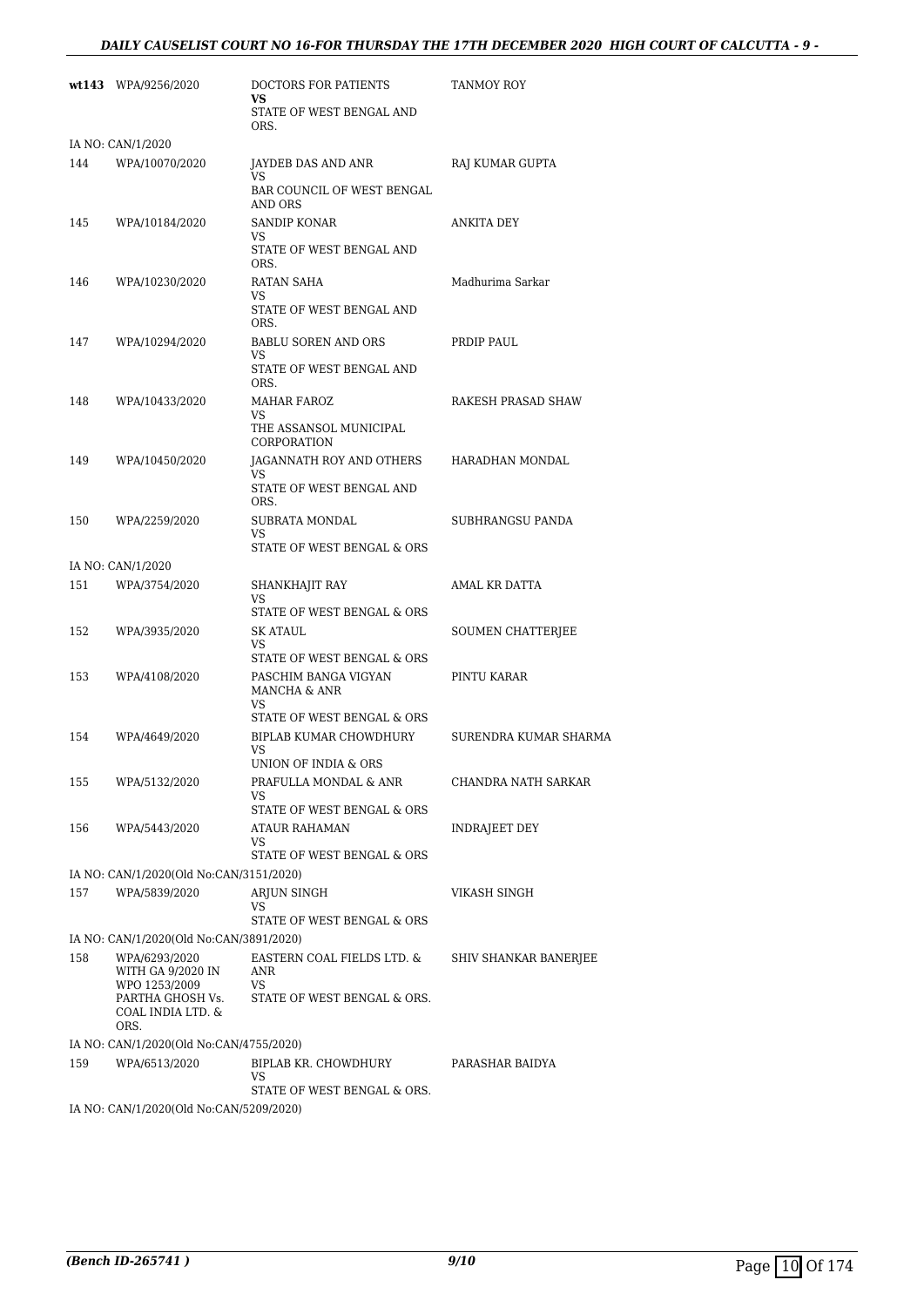| | | | |
|---|---|---|---|
| **wt143** | WPA/9256/2020 | DOCTORS FOR PATIENTS<br>**VS**<br>STATE OF WEST BENGAL AND ORS. | TANMOY ROY |
| IA NO: CAN/1/2020 | | | |
| 144 | WPA/10070/2020 | JAYDEB DAS AND ANR<br>VS<br>BAR COUNCIL OF WEST BENGAL AND ORS | RAJ KUMAR GUPTA |
| 145 | WPA/10184/2020 | SANDIP KONAR<br>VS<br>STATE OF WEST BENGAL AND ORS. | ANKITA DEY |
| 146 | WPA/10230/2020 | RATAN SAHA<br>VS<br>STATE OF WEST BENGAL AND ORS. | Madhurima Sarkar |
| 147 | WPA/10294/2020 | BABLU SOREN AND ORS<br>VS<br>STATE OF WEST BENGAL AND ORS. | PRDIP PAUL |
| 148 | WPA/10433/2020 | MAHAR FAROZ<br>VS<br>THE ASSANSOL MUNICIPAL CORPORATION | RAKESH PRASAD SHAW |
| 149 | WPA/10450/2020 | JAGANNATH ROY AND OTHERS<br>VS<br>STATE OF WEST BENGAL AND ORS. | HARADHAN MONDAL |
| 150 | WPA/2259/2020 | SUBRATA MONDAL<br>VS<br>STATE OF WEST BENGAL & ORS | SUBHRANGSU PANDA |
| IA NO: CAN/1/2020 | | | |
| 151 | WPA/3754/2020 | SHANKHAJIT RAY<br>VS<br>STATE OF WEST BENGAL & ORS | AMAL KR DATTA |
| 152 | WPA/3935/2020 | SK ATAUL<br>VS<br>STATE OF WEST BENGAL & ORS | SOUMEN CHATTERJEE |
| 153 | WPA/4108/2020 | PASCHIM BANGA VIGYAN MANCHA & ANR<br>VS<br>STATE OF WEST BENGAL & ORS | PINTU KARAR |
| 154 | WPA/4649/2020 | BIPLAB KUMAR CHOWDHURY<br>VS<br>UNION OF INDIA & ORS | SURENDRA KUMAR SHARMA |
| 155 | WPA/5132/2020 | PRAFULLA MONDAL & ANR<br>VS<br>STATE OF WEST BENGAL & ORS | CHANDRA NATH SARKAR |
| 156 | WPA/5443/2020 | ATAUR RAHAMAN<br>VS<br>STATE OF WEST BENGAL & ORS | INDRAJEET DEY |
| IA NO: CAN/1/2020(Old No:CAN/3151/2020) | | | |
| 157 | WPA/5839/2020 | ARJUN SINGH<br>VS<br>STATE OF WEST BENGAL & ORS | VIKASH SINGH |
| IA NO: CAN/1/2020(Old No:CAN/3891/2020) | | | |
| 158 | WPA/6293/2020 WITH GA 9/2020 IN WPO 1253/2009 PARTHA GHOSH Vs. COAL INDIA LTD. & ORS. | EASTERN COAL FIELDS LTD. & ANR<br>VS<br>STATE OF WEST BENGAL & ORS. | SHIV SHANKAR BANERJEE |
| IA NO: CAN/1/2020(Old No:CAN/4755/2020) | | | |
| 159 | WPA/6513/2020 | BIPLAB KR. CHOWDHURY<br>VS<br>STATE OF WEST BENGAL & ORS. | PARASHAR BAIDYA |
| IA NO: CAN/1/2020(Old No:CAN/5209/2020) | | | |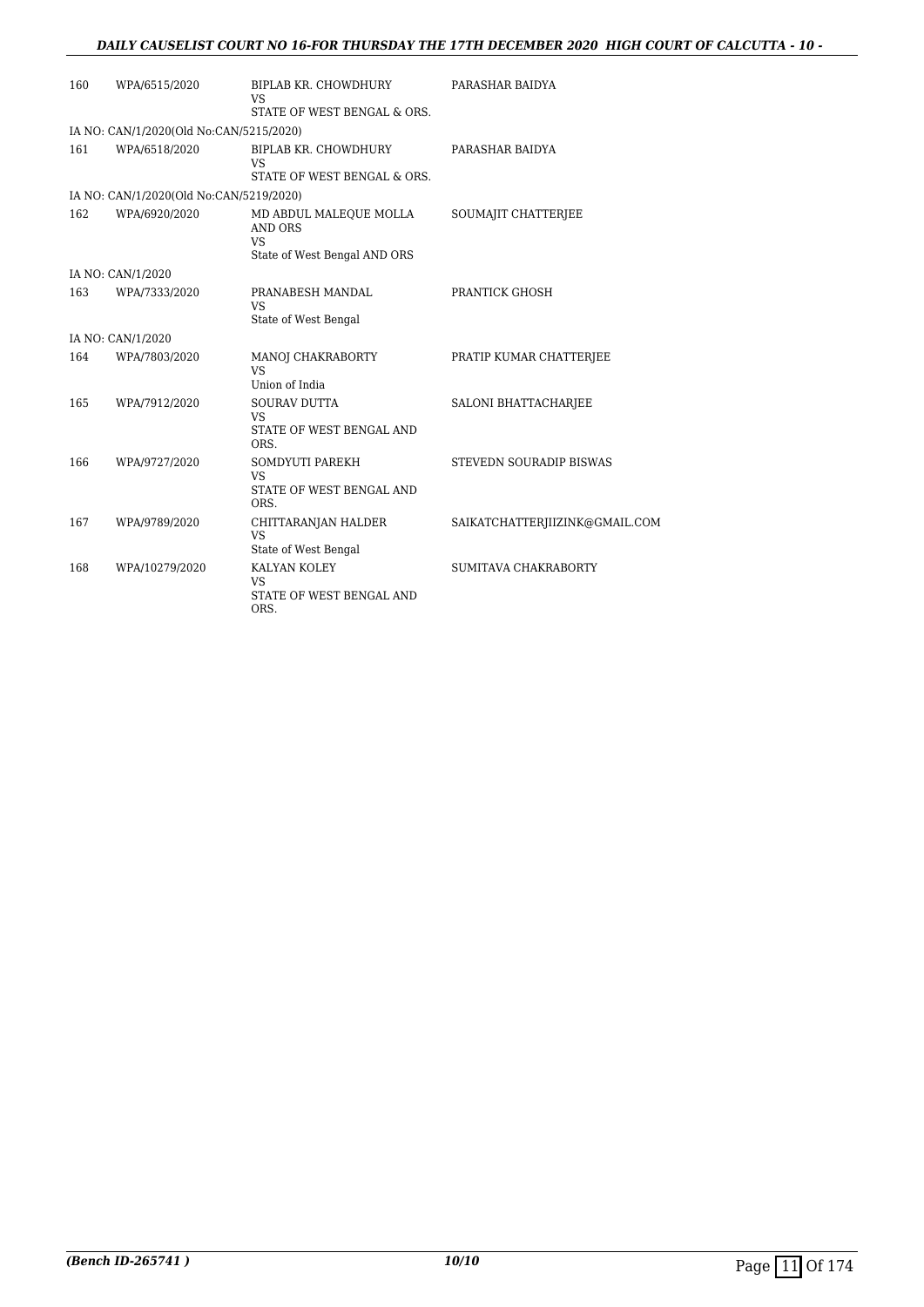| | | | |
|---|---|---|---|
| 160 | WPA/6515/2020 | BIPLAB KR. CHOWDHURY<br>VS<br>STATE OF WEST BENGAL & ORS. | PARASHAR BAIDYA |
| IA NO: CAN/1/2020(Old No:CAN/5215/2020) | | | |
| 161 | WPA/6518/2020 | BIPLAB KR. CHOWDHURY<br>VS<br>STATE OF WEST BENGAL & ORS. | PARASHAR BAIDYA |
| IA NO: CAN/1/2020(Old No:CAN/5219/2020) | | | |
| 162 | WPA/6920/2020 | MD ABDUL MALEQUE MOLLA AND ORS<br>VS<br>State of West Bengal AND ORS | SOUMAJIT CHATTERJEE |
| IA NO: CAN/1/2020 | | | |
| 163 | WPA/7333/2020 | PRANABESH MANDAL<br>VS<br>State of West Bengal | PRANTICK GHOSH |
| IA NO: CAN/1/2020 | | | |
| 164 | WPA/7803/2020 | MANOJ CHAKRABORTY<br>VS<br>Union of India | PRATIP KUMAR CHATTERJEE |
| 165 | WPA/7912/2020 | SOURAV DUTTA<br>VS<br>STATE OF WEST BENGAL AND ORS. | SALONI BHATTACHARJEE |
| 166 | WPA/9727/2020 | SOMDYUTI PAREKH<br>VS<br>STATE OF WEST BENGAL AND ORS. | STEVEDN SOURADIP BISWAS |
| 167 | WPA/9789/2020 | CHITTARANJAN HALDER<br>VS<br>State of West Bengal | SAIKATCHATTERJIIZINK@GMAIL.COM |
| 168 | WPA/10279/2020 | KALYAN KOLEY<br>VS<br>STATE OF WEST BENGAL AND ORS. | SUMITAVA CHAKRABORTY |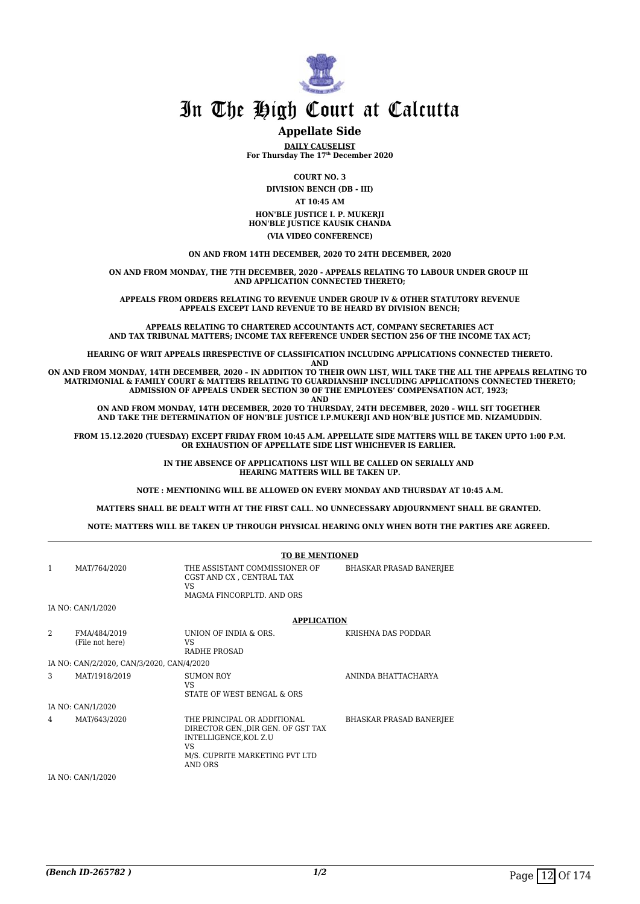# In The High Court at Calcutta

## Appellate Side

**DAILY CAUSELIST**
**For Thursday The 17th December 2020**

**COURT NO. 3**

**DIVISION BENCH (DB - III)**

**AT 10:45 AM**

**HON'BLE JUSTICE I. P. MUKERJI**
**HON'BLE JUSTICE KAUSIK CHANDA**

**(VIA VIDEO CONFERENCE)**

**ON AND FROM 14TH DECEMBER, 2020 TO 24TH DECEMBER, 2020**

**ON AND FROM MONDAY, THE 7TH DECEMBER, 2020 - APPEALS RELATING TO LABOUR UNDER GROUP III AND APPLICATION CONNECTED THERETO;**

**APPEALS FROM ORDERS RELATING TO REVENUE UNDER GROUP IV & OTHER STATUTORY REVENUE APPEALS EXCEPT LAND REVENUE TO BE HEARD BY DIVISION BENCH;**

**APPEALS RELATING TO CHARTERED ACCOUNTANTS ACT, COMPANY SECRETARIES ACT AND TAX TRIBUNAL MATTERS; INCOME TAX REFERENCE UNDER SECTION 256 OF THE INCOME TAX ACT;**

**HEARING OF WRIT APPEALS IRRESPECTIVE OF CLASSIFICATION INCLUDING APPLICATIONS CONNECTED THERETO.**
**AND**
**ON AND FROM MONDAY, 14TH DECEMBER, 2020 – IN ADDITION TO THEIR OWN LIST, WILL TAKE THE ALL THE APPEALS RELATING TO MATRIMONIAL & FAMILY COURT & MATTERS RELATING TO GUARDIANSHIP INCLUDING APPLICATIONS CONNECTED THERETO; ADMISSION OF APPEALS UNDER SECTION 30 OF THE EMPLOYEES' COMPENSATION ACT, 1923;**
**AND**
**ON AND FROM MONDAY, 14TH DECEMBER, 2020 TO THURSDAY, 24TH DECEMBER, 2020 – WILL SIT TOGETHER AND TAKE THE DETERMINATION OF HON'BLE JUSTICE I.P.MUKERJI AND HON'BLE JUSTICE MD. NIZAMUDDIN.**

**FROM 15.12.2020 (TUESDAY) EXCEPT FRIDAY FROM 10:45 A.M. APPELLATE SIDE MATTERS WILL BE TAKEN UPTO 1:00 P.M. OR EXHAUSTION OF APPELLATE SIDE LIST WHICHEVER IS EARLIER.**

**IN THE ABSENCE OF APPLICATIONS LIST WILL BE CALLED ON SERIALLY AND HEARING MATTERS WILL BE TAKEN UP.**

**NOTE : MENTIONING WILL BE ALLOWED ON EVERY MONDAY AND THURSDAY AT 10:45 A.M.**

**MATTERS SHALL BE DEALT WITH AT THE FIRST CALL. NO UNNECESSARY ADJOURNMENT SHALL BE GRANTED.**

**NOTE: MATTERS WILL BE TAKEN UP THROUGH PHYSICAL HEARING ONLY WHEN BOTH THE PARTIES ARE AGREED.**

**TO BE MENTIONED**

| | | | |
|---|---|---|---|
| 1 | MAT/764/2020 | THE ASSISTANT COMMISSIONER OF CGST AND CX , CENTRAL TAX<br>VS<br>MAGMA FINCORPLTD. AND ORS | BHASKAR PRASAD BANERJEE |

IA NO: CAN/1/2020

**APPLICATION**

| | | | |
|---|---|---|---|
| 2 | FMA/484/2019<br>(File not here) | UNION OF INDIA & ORS.<br>VS<br>RADHE PROSAD | KRISHNA DAS PODDAR |

IA NO: CAN/2/2020, CAN/3/2020, CAN/4/2020

| | | | |
|---|---|---|---|
| 3 | MAT/1918/2019 | SUMON ROY<br>VS<br>STATE OF WEST BENGAL & ORS | ANINDA BHATTACHARYA |

IA NO: CAN/1/2020

| | | | |
|---|---|---|---|
| 4 | MAT/643/2020 | THE PRINCIPAL OR ADDITIONAL DIRECTOR GEN.,DIR GEN. OF GST TAX INTELLIGENCE,KOL Z.U<br>VS<br>M/S. CUPRITE MARKETING PVT LTD AND ORS | BHASKAR PRASAD BANERJEE |

IA NO: CAN/1/2020

*(Bench ID-265782 )* 1/2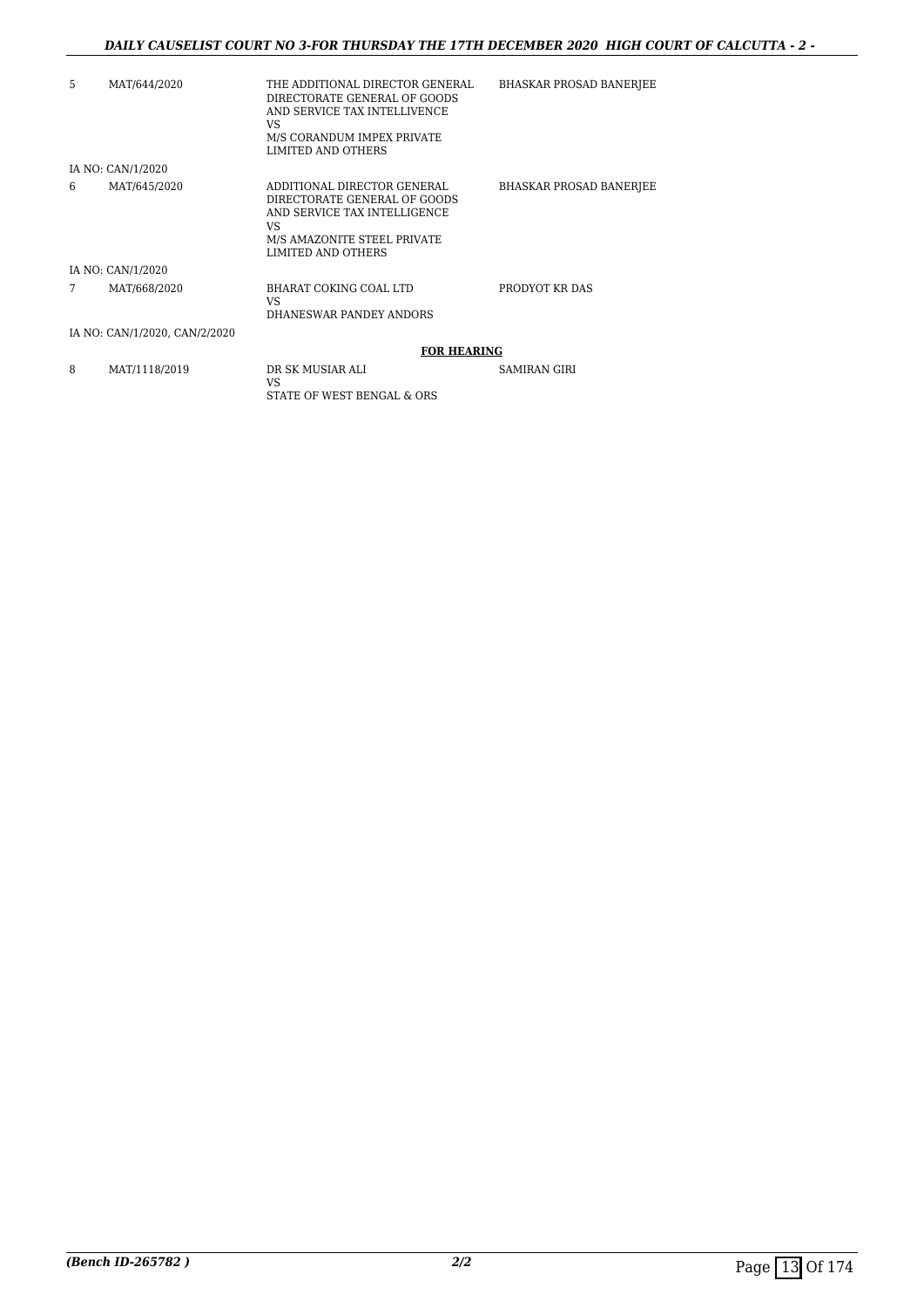| | | | |
|---|---|---|---|
| 5 | MAT/644/2020 | THE ADDITIONAL DIRECTOR GENERAL DIRECTORATE GENERAL OF GOODS AND SERVICE TAX INTELLIVENCE<br>VS<br>M/S CORANDUM IMPEX PRIVATE LIMITED AND OTHERS | BHASKAR PROSAD BANERJEE |
| | IA NO: CAN/1/2020 | | |
| 6 | MAT/645/2020 | ADDITIONAL DIRECTOR GENERAL DIRECTORATE GENERAL OF GOODS AND SERVICE TAX INTELLIGENCE<br>VS<br>M/S AMAZONITE STEEL PRIVATE LIMITED AND OTHERS | BHASKAR PROSAD BANERJEE |
| | IA NO: CAN/1/2020 | | |
| 7 | MAT/668/2020 | BHARAT COKING COAL LTD<br>VS<br>DHANESWAR PANDEY ANDORS | PRODYOT KR DAS |
| | IA NO: CAN/1/2020, CAN/2/2020 | | |

**FOR HEARING**

| | | | |
|---|---|---|---|
| 8 | MAT/1118/2019 | DR SK MUSIAR ALI<br>VS<br>STATE OF WEST BENGAL & ORS | SAMIRAN GIRI |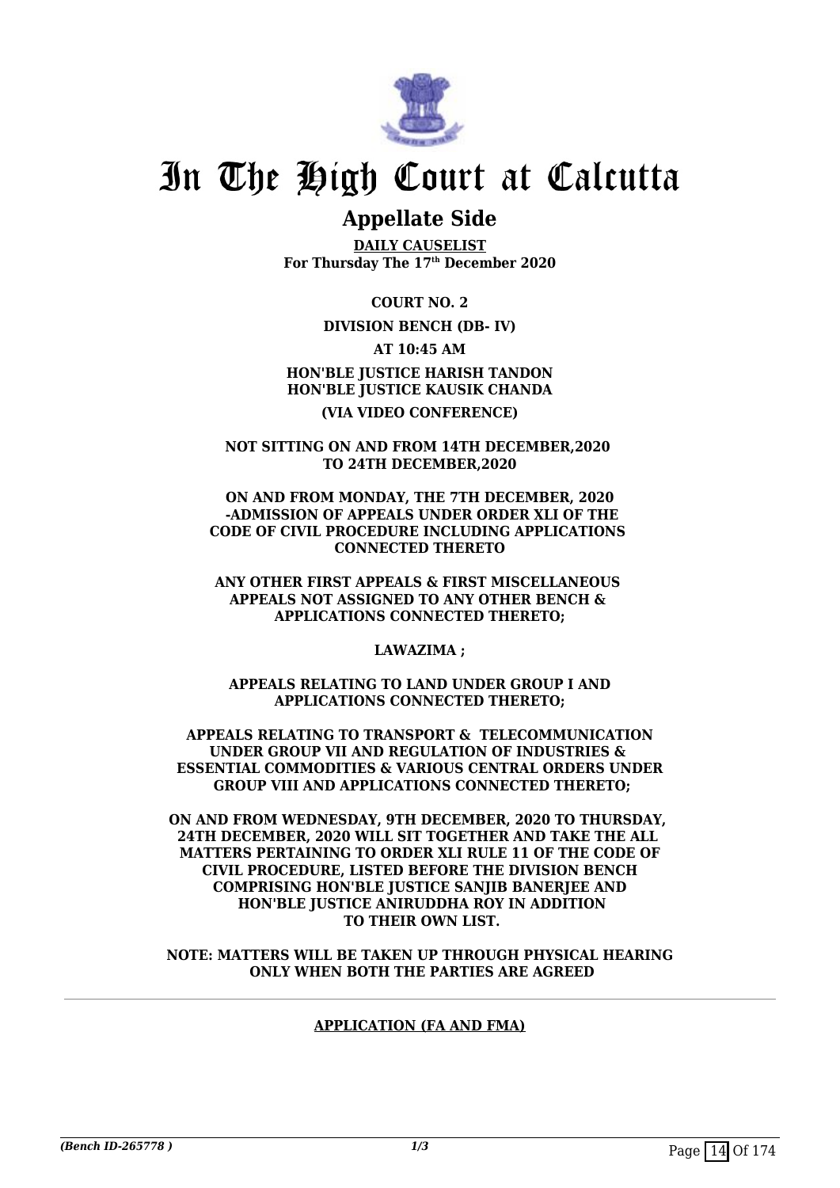# In The High Court at Calcutta

## Appellate Side

**DAILY CAUSELIST**
**For Thursday The 17th December 2020**

**COURT NO. 2**

**DIVISION BENCH (DB- IV)**

**AT 10:45 AM**

**HON'BLE JUSTICE HARISH TANDON**
**HON'BLE JUSTICE KAUSIK CHANDA**

**(VIA VIDEO CONFERENCE)**

**NOT SITTING ON AND FROM 14TH DECEMBER,2020 TO 24TH DECEMBER,2020**

**ON AND FROM MONDAY, THE 7TH DECEMBER, 2020 -ADMISSION OF APPEALS UNDER ORDER XLI OF THE CODE OF CIVIL PROCEDURE INCLUDING APPLICATIONS CONNECTED THERETO**

**ANY OTHER FIRST APPEALS & FIRST MISCELLANEOUS APPEALS NOT ASSIGNED TO ANY OTHER BENCH & APPLICATIONS CONNECTED THERETO;**

**LAWAZIMA ;**

**APPEALS RELATING TO LAND UNDER GROUP I AND APPLICATIONS CONNECTED THERETO;**

**APPEALS RELATING TO TRANSPORT & TELECOMMUNICATION UNDER GROUP VII AND REGULATION OF INDUSTRIES & ESSENTIAL COMMODITIES & VARIOUS CENTRAL ORDERS UNDER GROUP VIII AND APPLICATIONS CONNECTED THERETO;**

**ON AND FROM WEDNESDAY, 9TH DECEMBER, 2020 TO THURSDAY, 24TH DECEMBER, 2020 WILL SIT TOGETHER AND TAKE THE ALL MATTERS PERTAINING TO ORDER XLI RULE 11 OF THE CODE OF CIVIL PROCEDURE, LISTED BEFORE THE DIVISION BENCH COMPRISING HON'BLE JUSTICE SANJIB BANERJEE AND HON'BLE JUSTICE ANIRUDDHA ROY IN ADDITION TO THEIR OWN LIST.**

**NOTE: MATTERS WILL BE TAKEN UP THROUGH PHYSICAL HEARING ONLY WHEN BOTH THE PARTIES ARE AGREED**

**APPLICATION (FA AND FMA)**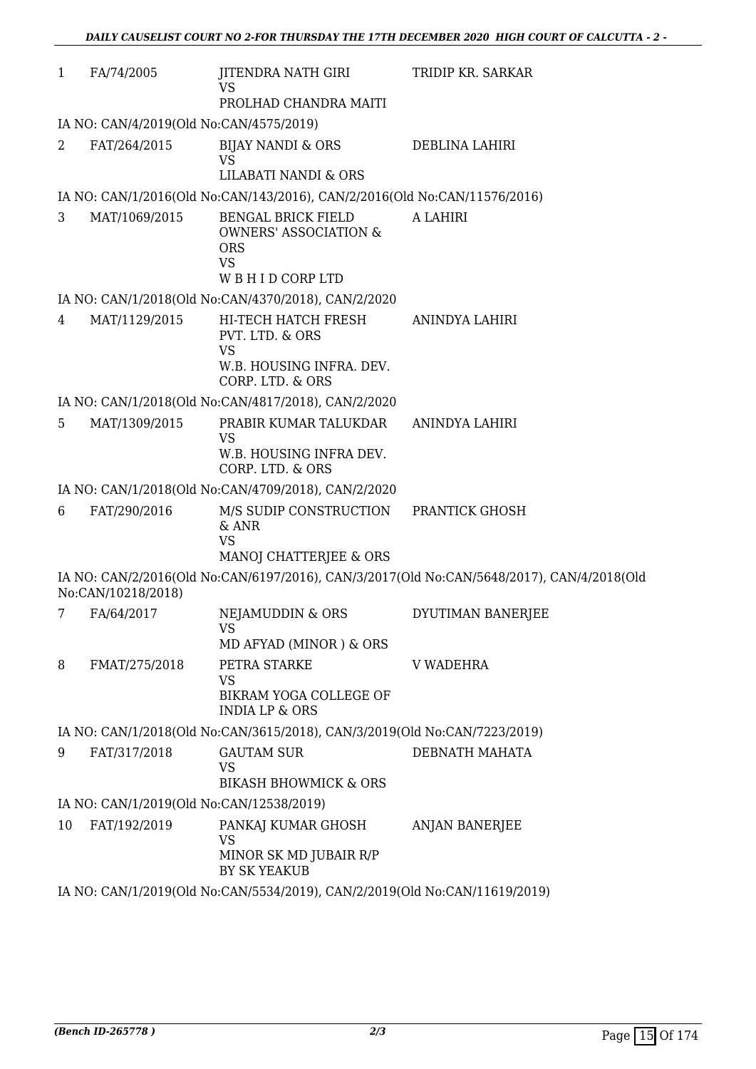| | | | |
|---|---|---|---|
| 1 | FA/74/2005 | JITENDRA NATH GIRI<br>VS<br>PROLHAD CHANDRA MAITI | TRIDIP KR. SARKAR |

IA NO: CAN/4/2019(Old No:CAN/4575/2019)

| | | | |
|---|---|---|---|
| 2 | FAT/264/2015 | BIJAY NANDI & ORS<br>VS<br>LILABATI NANDI & ORS | DEBLINA LAHIRI |

IA NO: CAN/1/2016(Old No:CAN/143/2016), CAN/2/2016(Old No:CAN/11576/2016)

| | | | |
|---|---|---|---|
| 3 | MAT/1069/2015 | BENGAL BRICK FIELD OWNERS' ASSOCIATION & ORS<br>VS<br>W B H I D CORP LTD | A LAHIRI |

IA NO: CAN/1/2018(Old No:CAN/4370/2018), CAN/2/2020

| | | | |
|---|---|---|---|
| 4 | MAT/1129/2015 | HI-TECH HATCH FRESH PVT. LTD. & ORS<br>VS<br>W.B. HOUSING INFRA. DEV. CORP. LTD. & ORS | ANINDYA LAHIRI |

IA NO: CAN/1/2018(Old No:CAN/4817/2018), CAN/2/2020

| | | | |
|---|---|---|---|
| 5 | MAT/1309/2015 | PRABIR KUMAR TALUKDAR<br>VS<br>W.B. HOUSING INFRA DEV. CORP. LTD. & ORS | ANINDYA LAHIRI |

IA NO: CAN/1/2018(Old No:CAN/4709/2018), CAN/2/2020

| | | | |
|---|---|---|---|
| 6 | FAT/290/2016 | M/S SUDIP CONSTRUCTION & ANR<br>VS<br>MANOJ CHATTERJEE & ORS | PRANTICK GHOSH |

IA NO: CAN/2/2016(Old No:CAN/6197/2016), CAN/3/2017(Old No:CAN/5648/2017), CAN/4/2018(Old No:CAN/10218/2018)

| | | | |
|---|---|---|---|
| 7 | FA/64/2017 | NEJAMUDDIN & ORS<br>VS<br>MD AFYAD (MINOR ) & ORS | DYUTIMAN BANERJEE |
| 8 | FMAT/275/2018 | PETRA STARKE<br>VS<br>BIKRAM YOGA COLLEGE OF INDIA LP & ORS | V WADEHRA |

IA NO: CAN/1/2018(Old No:CAN/3615/2018), CAN/3/2019(Old No:CAN/7223/2019)

| | | | |
|---|---|---|---|
| 9 | FAT/317/2018 | GAUTAM SUR<br>VS<br>BIKASH BHOWMICK & ORS | DEBNATH MAHATA |

IA NO: CAN/1/2019(Old No:CAN/12538/2019)

| | | | |
|---|---|---|---|
| 10 | FAT/192/2019 | PANKAJ KUMAR GHOSH<br>VS<br>MINOR SK MD JUBAIR R/P BY SK YEAKUB | ANJAN BANERJEE |

IA NO: CAN/1/2019(Old No:CAN/5534/2019), CAN/2/2019(Old No:CAN/11619/2019)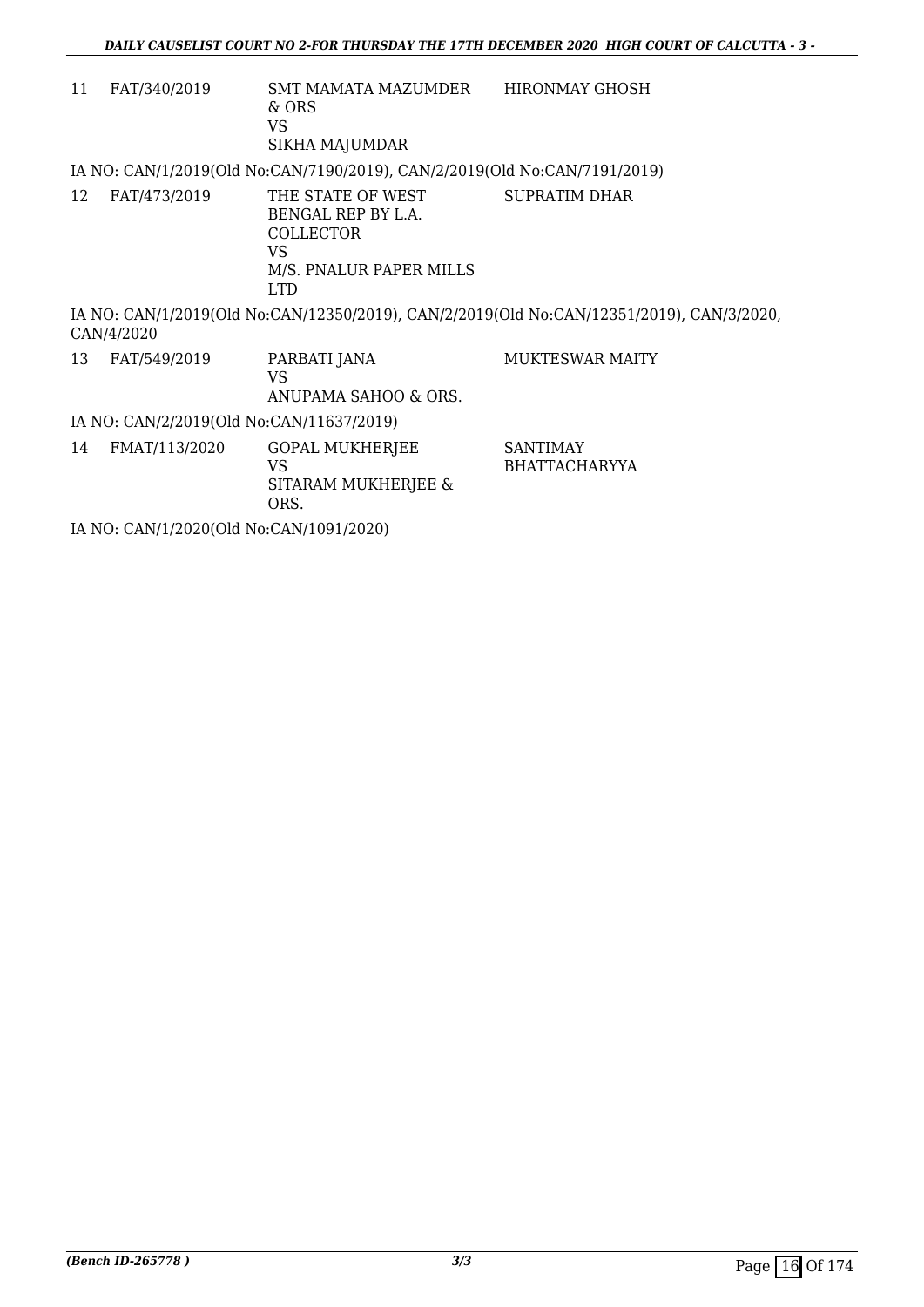| | | | |
|---|---|---|---|
| 11 | FAT/340/2019 | SMT MAMATA MAZUMDER & ORS<br>VS<br>SIKHA MAJUMDAR | HIRONMAY GHOSH |

IA NO: CAN/1/2019(Old No:CAN/7190/2019), CAN/2/2019(Old No:CAN/7191/2019)

| | | | |
|---|---|---|---|
| 12 | FAT/473/2019 | THE STATE OF WEST BENGAL REP BY L.A. COLLECTOR<br>VS<br>M/S. PNALUR PAPER MILLS LTD | SUPRATIM DHAR |

IA NO: CAN/1/2019(Old No:CAN/12350/2019), CAN/2/2019(Old No:CAN/12351/2019), CAN/3/2020, CAN/4/2020

| | | | |
|---|---|---|---|
| 13 | FAT/549/2019 | PARBATI JANA<br>VS<br>ANUPAMA SAHOO & ORS. | MUKTESWAR MAITY |

IA NO: CAN/2/2019(Old No:CAN/11637/2019)

| | | | |
|---|---|---|---|
| 14 | FMAT/113/2020 | GOPAL MUKHERJEE<br>VS<br>SITARAM MUKHERJEE & ORS. | SANTIMAY BHATTACHARYYA |

IA NO: CAN/1/2020(Old No:CAN/1091/2020)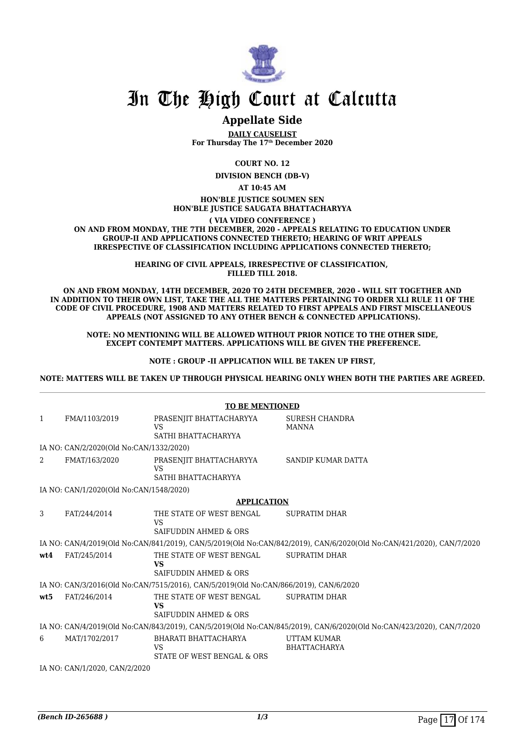# In The High Court at Calcutta

## Appellate Side

**DAILY CAUSELIST**
**For Thursday The 17th December 2020**

**COURT NO. 12**

**DIVISION BENCH (DB-V)**

**AT 10:45 AM**

**HON'BLE JUSTICE SOUMEN SEN**
**HON'BLE JUSTICE SAUGATA BHATTACHARYYA**

**( VIA VIDEO CONFERENCE )**
**ON AND FROM MONDAY, THE 7TH DECEMBER, 2020 - APPEALS RELATING TO EDUCATION UNDER GROUP-II AND APPLICATIONS CONNECTED THERETO; HEARING OF WRIT APPEALS IRRESPECTIVE OF CLASSIFICATION INCLUDING APPLICATIONS CONNECTED THERETO;**

**HEARING OF CIVIL APPEALS, IRRESPECTIVE OF CLASSIFICATION, FILLED TILL 2018.**

**ON AND FROM MONDAY, 14TH DECEMBER, 2020 TO 24TH DECEMBER, 2020 - WILL SIT TOGETHER AND IN ADDITION TO THEIR OWN LIST, TAKE THE ALL THE MATTERS PERTAINING TO ORDER XLI RULE 11 OF THE CODE OF CIVIL PROCEDURE, 1908 AND MATTERS RELATED TO FIRST APPEALS AND FIRST MISCELLANEOUS APPEALS (NOT ASSIGNED TO ANY OTHER BENCH & CONNECTED APPLICATIONS).**

**NOTE: NO MENTIONING WILL BE ALLOWED WITHOUT PRIOR NOTICE TO THE OTHER SIDE, EXCEPT CONTEMPT MATTERS. APPLICATIONS WILL BE GIVEN THE PREFERENCE.**

**NOTE : GROUP -II APPLICATION WILL BE TAKEN UP FIRST,**

**NOTE: MATTERS WILL BE TAKEN UP THROUGH PHYSICAL HEARING ONLY WHEN BOTH THE PARTIES ARE AGREED.**

**TO BE MENTIONED**

| | | | |
|---|---|---|---|
| 1 | FMA/1103/2019 | PRASENJIT BHATTACHARYYA<br>VS<br>SATHI BHATTACHARYYA | SURESH CHANDRA MANNA |
| | IA NO: CAN/2/2020(Old No:CAN/1332/2020) | | |
| 2 | FMAT/163/2020 | PRASENJIT BHATTACHARYYA<br>VS<br>SATHI BHATTACHARYYA | SANDIP KUMAR DATTA |
| | IA NO: CAN/1/2020(Old No:CAN/1548/2020) | | |

**APPLICATION**

| | | | |
|---|---|---|---|
| 3 | FAT/244/2014 | THE STATE OF WEST BENGAL<br>VS<br>SAIFUDDIN AHMED & ORS | SUPRATIM DHAR |
| | IA NO: CAN/4/2019(Old No:CAN/841/2019), CAN/5/2019(Old No:CAN/842/2019), CAN/6/2020(Old No:CAN/421/2020), CAN/7/2020 | | |
| **wt4** | FAT/245/2014 | THE STATE OF WEST BENGAL<br>**VS**<br>SAIFUDDIN AHMED & ORS | SUPRATIM DHAR |
| | IA NO: CAN/3/2016(Old No:CAN/7515/2016), CAN/5/2019(Old No:CAN/866/2019), CAN/6/2020 | | |
| **wt5** | FAT/246/2014 | THE STATE OF WEST BENGAL<br>**VS**<br>SAIFUDDIN AHMED & ORS | SUPRATIM DHAR |
| | IA NO: CAN/4/2019(Old No:CAN/843/2019), CAN/5/2019(Old No:CAN/845/2019), CAN/6/2020(Old No:CAN/423/2020), CAN/7/2020 | | |
| 6 | MAT/1702/2017 | BHARATI BHATTACHARYA<br>VS<br>STATE OF WEST BENGAL & ORS | UTTAM KUMAR BHATTACHARYA |
| | IA NO: CAN/1/2020, CAN/2/2020 | | |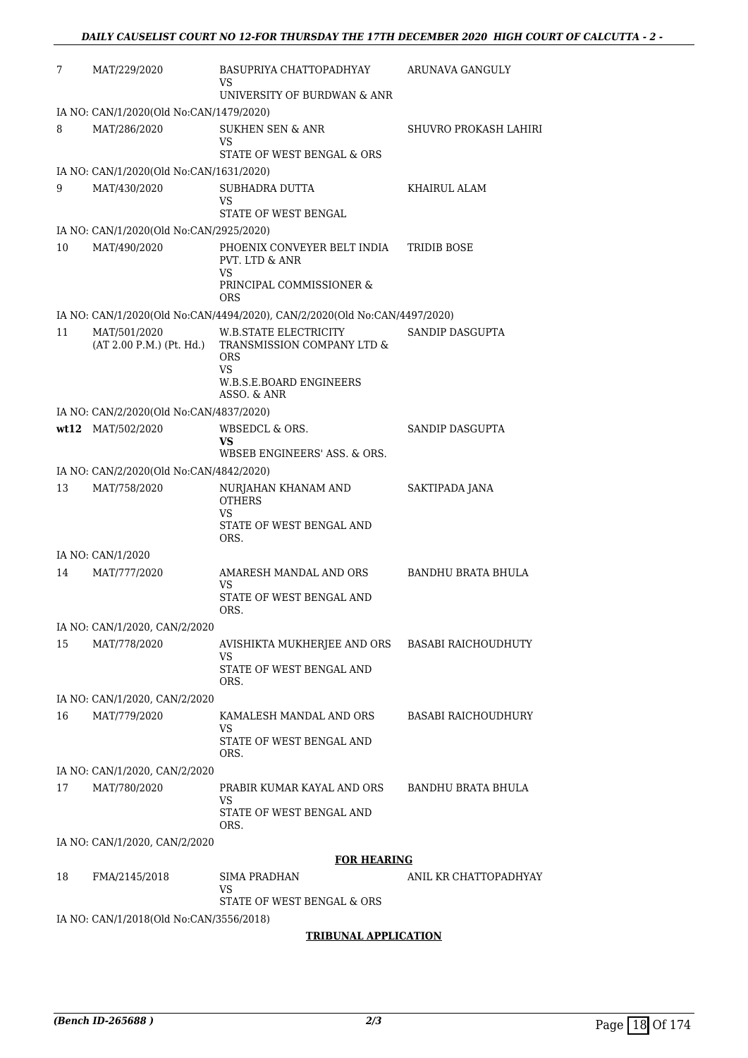| | | | |
|---|---|---|---|
| 7 | MAT/229/2020 | BASUPRIYA CHATTOPADHYAY<br>VS<br>UNIVERSITY OF BURDWAN & ANR | ARUNAVA GANGULY |
| | IA NO: CAN/1/2020(Old No:CAN/1479/2020) | | |
| 8 | MAT/286/2020 | SUKHEN SEN & ANR<br>VS<br>STATE OF WEST BENGAL & ORS | SHUVRO PROKASH LAHIRI |
| | IA NO: CAN/1/2020(Old No:CAN/1631/2020) | | |
| 9 | MAT/430/2020 | SUBHADRA DUTTA<br>VS<br>STATE OF WEST BENGAL | KHAIRUL ALAM |
| | IA NO: CAN/1/2020(Old No:CAN/2925/2020) | | |
| 10 | MAT/490/2020 | PHOENIX CONVEYER BELT INDIA PVT. LTD & ANR<br>VS<br>PRINCIPAL COMMISSIONER & ORS | TRIDIB BOSE |
| | IA NO: CAN/1/2020(Old No:CAN/4494/2020), CAN/2/2020(Old No:CAN/4497/2020) | | |
| 11 | MAT/501/2020<br>(AT 2.00 P.M.) (Pt. Hd.) | W.B.STATE ELECTRICITY TRANSMISSION COMPANY LTD & ORS<br>VS<br>W.B.S.E.BOARD ENGINEERS ASSO. & ANR | SANDIP DASGUPTA |
| | IA NO: CAN/2/2020(Old No:CAN/4837/2020) | | |
| wt12 | MAT/502/2020 | WBSEDCL & ORS.<br>**VS**<br>WBSEB ENGINEERS' ASS. & ORS. | SANDIP DASGUPTA |
| | IA NO: CAN/2/2020(Old No:CAN/4842/2020) | | |
| 13 | MAT/758/2020 | NURJAHAN KHANAM AND OTHERS<br>VS<br>STATE OF WEST BENGAL AND ORS. | SAKTIPADA JANA |
| | IA NO: CAN/1/2020 | | |
| 14 | MAT/777/2020 | AMARESH MANDAL AND ORS<br>VS<br>STATE OF WEST BENGAL AND ORS. | BANDHU BRATA BHULA |
| | IA NO: CAN/1/2020, CAN/2/2020 | | |
| 15 | MAT/778/2020 | AVISHIKTA MUKHERJEE AND ORS<br>VS<br>STATE OF WEST BENGAL AND ORS. | BASABI RAICHOUDHUTY |
| | IA NO: CAN/1/2020, CAN/2/2020 | | |
| 16 | MAT/779/2020 | KAMALESH MANDAL AND ORS<br>VS<br>STATE OF WEST BENGAL AND ORS. | BASABI RAICHOUDHURY |
| | IA NO: CAN/1/2020, CAN/2/2020 | | |
| 17 | MAT/780/2020 | PRABIR KUMAR KAYAL AND ORS<br>VS<br>STATE OF WEST BENGAL AND ORS. | BANDHU BRATA BHULA |
| | IA NO: CAN/1/2020, CAN/2/2020 | | |

**FOR HEARING**

| | | | |
|---|---|---|---|
| 18 | FMA/2145/2018 | SIMA PRADHAN<br>VS<br>STATE OF WEST BENGAL & ORS | ANIL KR CHATTOPADHYAY |
| | IA NO: CAN/1/2018(Old No:CAN/3556/2018) | | |

**TRIBUNAL APPLICATION**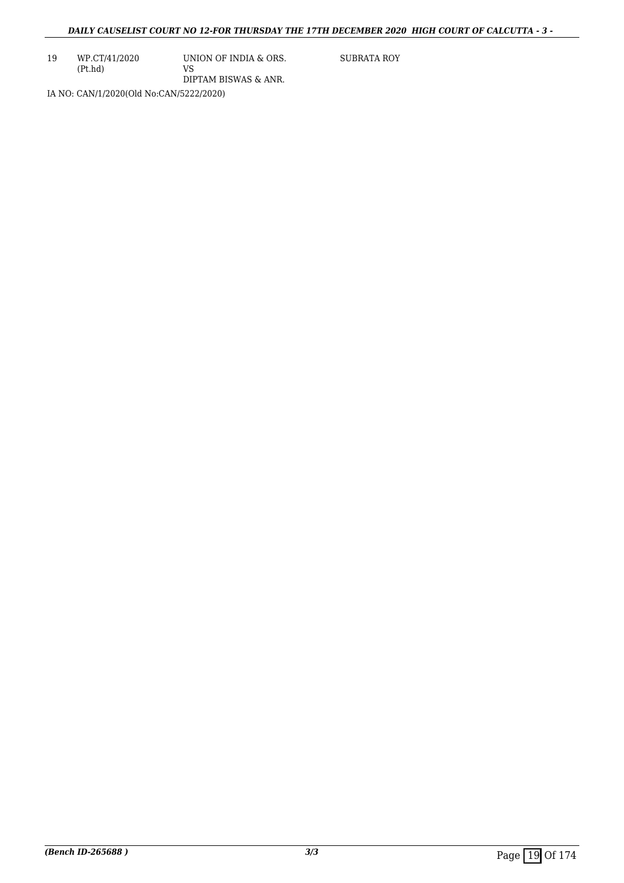| 19 | WP.CT/41/2020 (Pt.hd) | UNION OF INDIA & ORS. VS DIPTAM BISWAS & ANR. | SUBRATA ROY |
|---|---|---|---|

IA NO: CAN/1/2020(Old No:CAN/5222/2020)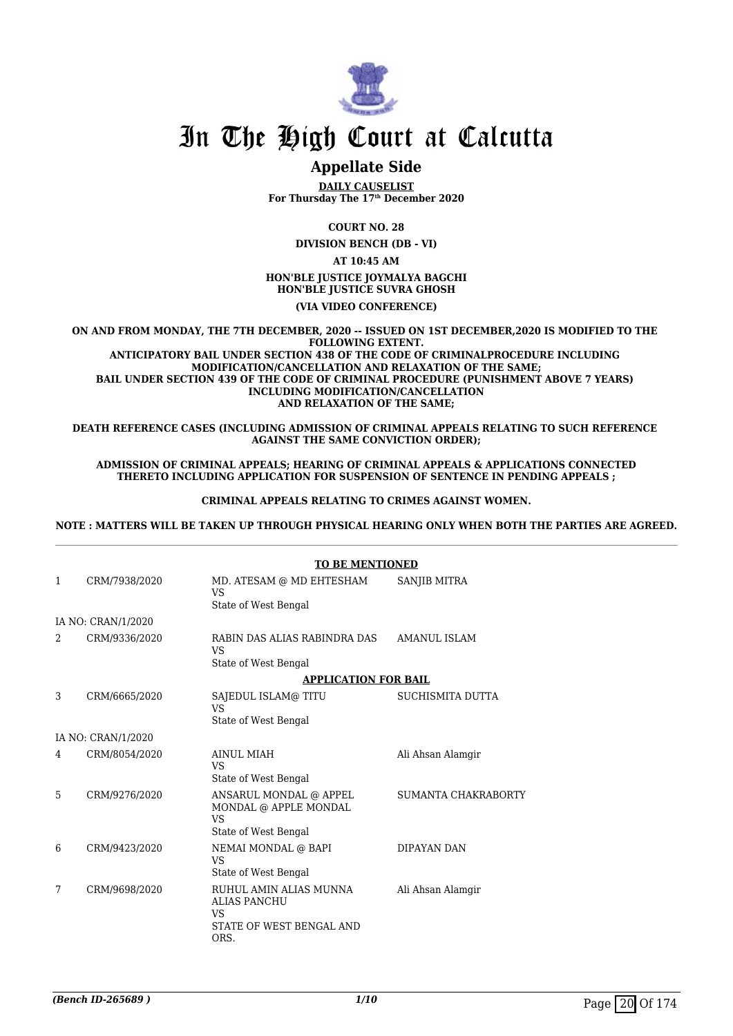# In The High Court at Calcutta

## Appellate Side

**DAILY CAUSELIST**
**For Thursday The 17th December 2020**

**COURT NO. 28**

**DIVISION BENCH (DB - VI)**

**AT 10:45 AM**

**HON'BLE JUSTICE JOYMALYA BAGCHI**
**HON'BLE JUSTICE SUVRA GHOSH**

**(VIA VIDEO CONFERENCE)**

**ON AND FROM MONDAY, THE 7TH DECEMBER, 2020 -- ISSUED ON 1ST DECEMBER,2020 IS MODIFIED TO THE FOLLOWING EXTENT.**
**ANTICIPATORY BAIL UNDER SECTION 438 OF THE CODE OF CRIMINALPROCEDURE INCLUDING MODIFICATION/CANCELLATION AND RELAXATION OF THE SAME;**
**BAIL UNDER SECTION 439 OF THE CODE OF CRIMINAL PROCEDURE (PUNISHMENT ABOVE 7 YEARS) INCLUDING MODIFICATION/CANCELLATION AND RELAXATION OF THE SAME;**

**DEATH REFERENCE CASES (INCLUDING ADMISSION OF CRIMINAL APPEALS RELATING TO SUCH REFERENCE AGAINST THE SAME CONVICTION ORDER);**

**ADMISSION OF CRIMINAL APPEALS; HEARING OF CRIMINAL APPEALS & APPLICATIONS CONNECTED THERETO INCLUDING APPLICATION FOR SUSPENSION OF SENTENCE IN PENDING APPEALS ;**

**CRIMINAL APPEALS RELATING TO CRIMES AGAINST WOMEN.**

**NOTE : MATTERS WILL BE TAKEN UP THROUGH PHYSICAL HEARING ONLY WHEN BOTH THE PARTIES ARE AGREED.**

**TO BE MENTIONED**

| | | | |
|---|---|---|---|
| 1 | CRM/7938/2020 | MD. ATESAM @ MD EHTESHAM<br>VS<br>State of West Bengal | SANJIB MITRA |
| | IA NO: CRAN/1/2020 | | |
| 2 | CRM/9336/2020 | RABIN DAS ALIAS RABINDRA DAS<br>VS<br>State of West Bengal | AMANUL ISLAM |

**APPLICATION FOR BAIL**

| | | | |
|---|---|---|---|
| 3 | CRM/6665/2020 | SAJEDUL ISLAM@ TITU<br>VS<br>State of West Bengal | SUCHISMITA DUTTA |
| | IA NO: CRAN/1/2020 | | |
| 4 | CRM/8054/2020 | AINUL MIAH<br>VS<br>State of West Bengal | Ali Ahsan Alamgir |
| 5 | CRM/9276/2020 | ANSARUL MONDAL @ APPEL MONDAL @ APPLE MONDAL<br>VS<br>State of West Bengal | SUMANTA CHAKRABORTY |
| 6 | CRM/9423/2020 | NEMAI MONDAL @ BAPI<br>VS<br>State of West Bengal | DIPAYAN DAN |
| 7 | CRM/9698/2020 | RUHUL AMIN ALIAS MUNNA ALIAS PANCHU<br>VS<br>STATE OF WEST BENGAL AND ORS. | Ali Ahsan Alamgir |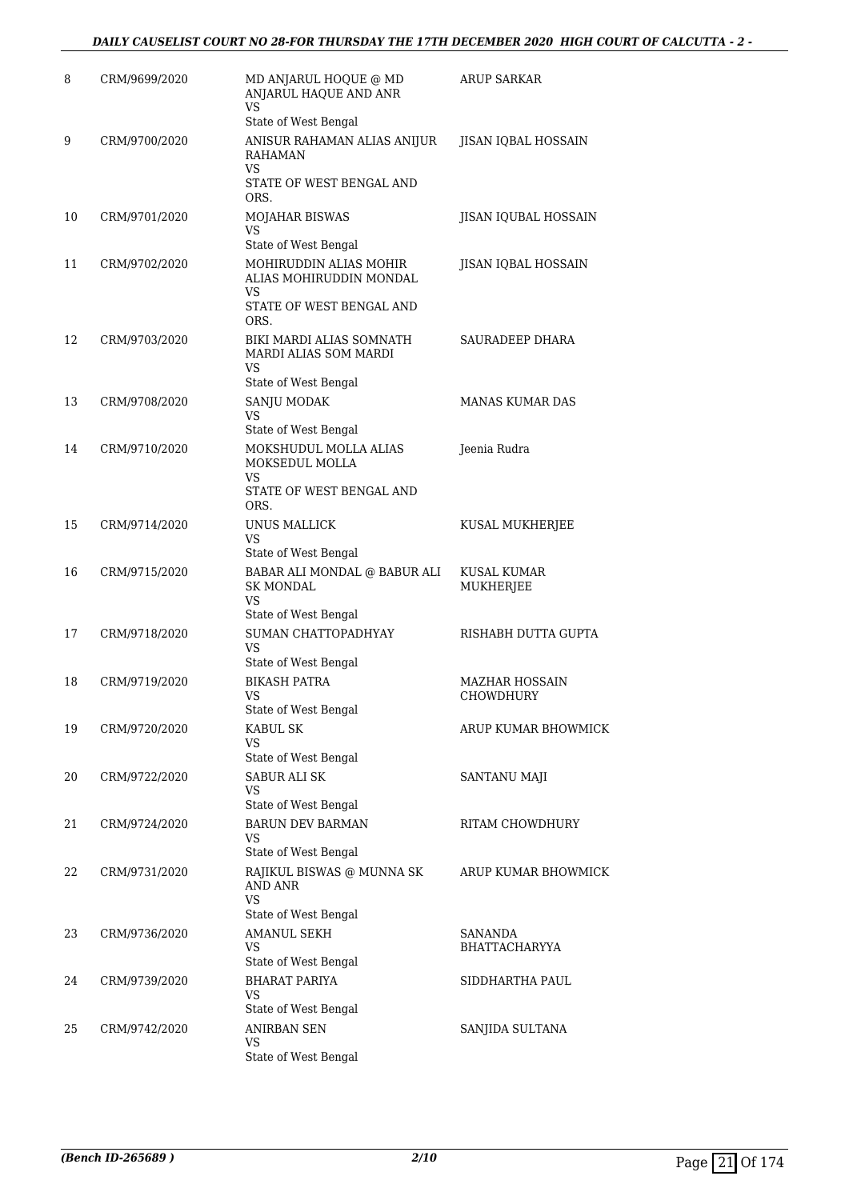| 8 | CRM/9699/2020 | MD ANJARUL HOQUE @ MD ANJARUL HAQUE AND ANR<br>VS<br>State of West Bengal | ARUP SARKAR |
|---|---|---|---|
| 9 | CRM/9700/2020 | ANISUR RAHAMAN ALIAS ANIJUR RAHAMAN<br>VS<br>STATE OF WEST BENGAL AND ORS. | JISAN IQBAL HOSSAIN |
| 10 | CRM/9701/2020 | MOJAHAR BISWAS<br>VS<br>State of West Bengal | JISAN IQUBAL HOSSAIN |
| 11 | CRM/9702/2020 | MOHIRUDDIN ALIAS MOHIR ALIAS MOHIRUDDIN MONDAL<br>VS<br>STATE OF WEST BENGAL AND ORS. | JISAN IQBAL HOSSAIN |
| 12 | CRM/9703/2020 | BIKI MARDI ALIAS SOMNATH MARDI ALIAS SOM MARDI<br>VS<br>State of West Bengal | SAURADEEP DHARA |
| 13 | CRM/9708/2020 | SANJU MODAK<br>VS<br>State of West Bengal | MANAS KUMAR DAS |
| 14 | CRM/9710/2020 | MOKSHUDUL MOLLA ALIAS MOKSEDUL MOLLA<br>VS<br>STATE OF WEST BENGAL AND ORS. | Jeenia Rudra |
| 15 | CRM/9714/2020 | UNUS MALLICK<br>VS<br>State of West Bengal | KUSAL MUKHERJEE |
| 16 | CRM/9715/2020 | BABAR ALI MONDAL @ BABUR ALI SK MONDAL<br>VS<br>State of West Bengal | KUSAL KUMAR MUKHERJEE |
| 17 | CRM/9718/2020 | SUMAN CHATTOPADHYAY<br>VS<br>State of West Bengal | RISHABH DUTTA GUPTA |
| 18 | CRM/9719/2020 | BIKASH PATRA<br>VS<br>State of West Bengal | MAZHAR HOSSAIN CHOWDHURY |
| 19 | CRM/9720/2020 | KABUL SK<br>VS<br>State of West Bengal | ARUP KUMAR BHOWMICK |
| 20 | CRM/9722/2020 | SABUR ALI SK<br>VS<br>State of West Bengal | SANTANU MAJI |
| 21 | CRM/9724/2020 | BARUN DEV BARMAN<br>VS<br>State of West Bengal | RITAM CHOWDHURY |
| 22 | CRM/9731/2020 | RAJIKUL BISWAS @ MUNNA SK AND ANR<br>VS<br>State of West Bengal | ARUP KUMAR BHOWMICK |
| 23 | CRM/9736/2020 | AMANUL SEKH<br>VS<br>State of West Bengal | SANANDA BHATTACHARYYA |
| 24 | CRM/9739/2020 | BHARAT PARIYA<br>VS<br>State of West Bengal | SIDDHARTHA PAUL |
| 25 | CRM/9742/2020 | ANIRBAN SEN<br>VS<br>State of West Bengal | SANJIDA SULTANA |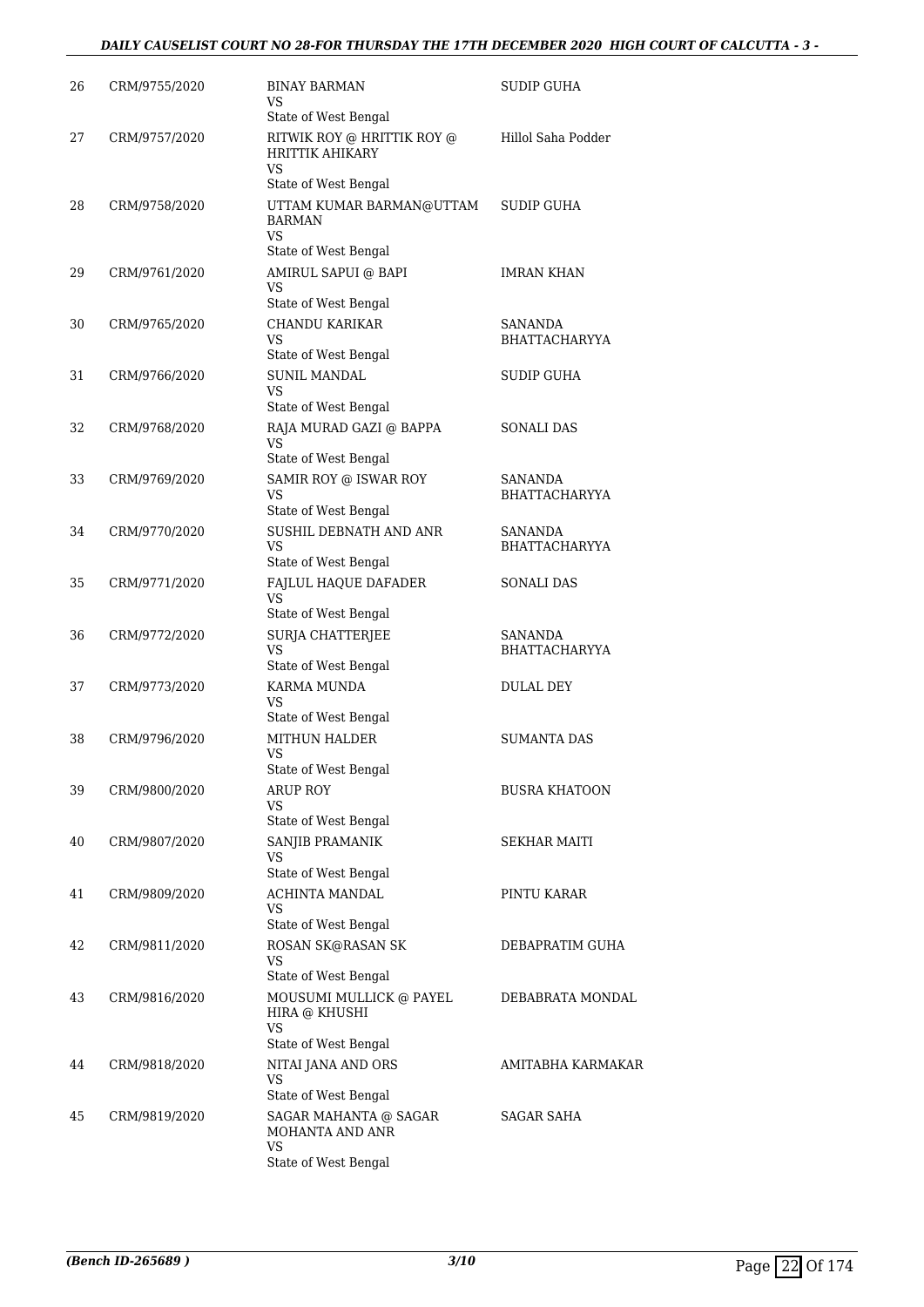| | | | |
|---|---|---|---|
| 26 | CRM/9755/2020 | BINAY BARMAN<br>VS<br>State of West Bengal | SUDIP GUHA |
| 27 | CRM/9757/2020 | RITWIK ROY @ HRITTIK ROY @ HRITTIK AHIKARY<br>VS<br>State of West Bengal | Hillol Saha Podder |
| 28 | CRM/9758/2020 | UTTAM KUMAR BARMAN@UTTAM BARMAN<br>VS<br>State of West Bengal | SUDIP GUHA |
| 29 | CRM/9761/2020 | AMIRUL SAPUI @ BAPI<br>VS<br>State of West Bengal | IMRAN KHAN |
| 30 | CRM/9765/2020 | CHANDU KARIKAR<br>VS<br>State of West Bengal | SANANDA BHATTACHARYYA |
| 31 | CRM/9766/2020 | SUNIL MANDAL<br>VS<br>State of West Bengal | SUDIP GUHA |
| 32 | CRM/9768/2020 | RAJA MURAD GAZI @ BAPPA<br>VS<br>State of West Bengal | SONALI DAS |
| 33 | CRM/9769/2020 | SAMIR ROY @ ISWAR ROY<br>VS<br>State of West Bengal | SANANDA BHATTACHARYYA |
| 34 | CRM/9770/2020 | SUSHIL DEBNATH AND ANR<br>VS<br>State of West Bengal | SANANDA BHATTACHARYYA |
| 35 | CRM/9771/2020 | FAJLUL HAQUE DAFADER<br>VS<br>State of West Bengal | SONALI DAS |
| 36 | CRM/9772/2020 | SURJA CHATTERJEE<br>VS<br>State of West Bengal | SANANDA BHATTACHARYYA |
| 37 | CRM/9773/2020 | KARMA MUNDA<br>VS<br>State of West Bengal | DULAL DEY |
| 38 | CRM/9796/2020 | MITHUN HALDER<br>VS<br>State of West Bengal | SUMANTA DAS |
| 39 | CRM/9800/2020 | ARUP ROY<br>VS<br>State of West Bengal | BUSRA KHATOON |
| 40 | CRM/9807/2020 | SANJIB PRAMANIK<br>VS<br>State of West Bengal | SEKHAR MAITI |
| 41 | CRM/9809/2020 | ACHINTA MANDAL<br>VS<br>State of West Bengal | PINTU KARAR |
| 42 | CRM/9811/2020 | ROSAN SK@RASAN SK<br>VS<br>State of West Bengal | DEBAPRATIM GUHA |
| 43 | CRM/9816/2020 | MOUSUMI MULLICK @ PAYEL HIRA @ KHUSHI<br>VS<br>State of West Bengal | DEBABRATA MONDAL |
| 44 | CRM/9818/2020 | NITAI JANA AND ORS<br>VS<br>State of West Bengal | AMITABHA KARMAKAR |
| 45 | CRM/9819/2020 | SAGAR MAHANTA @ SAGAR MOHANTA AND ANR<br>VS<br>State of West Bengal | SAGAR SAHA |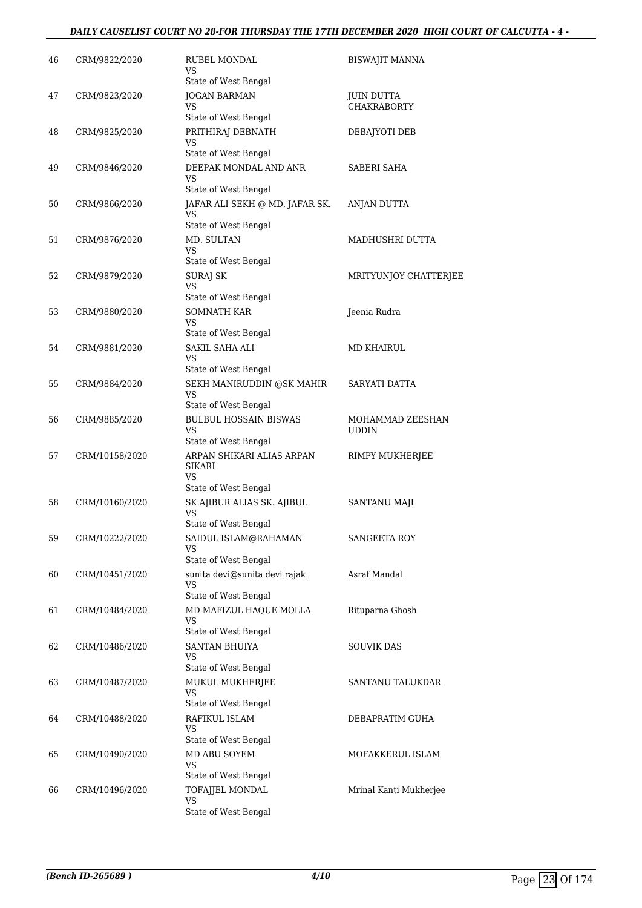| | | | |
|---|---|---|---|
| 46 | CRM/9822/2020 | RUBEL MONDAL<br>VS<br>State of West Bengal | BISWAJIT MANNA |
| 47 | CRM/9823/2020 | JOGAN BARMAN<br>VS<br>State of West Bengal | JUIN DUTTA CHAKRABORTY |
| 48 | CRM/9825/2020 | PRITHIRAJ DEBNATH<br>VS<br>State of West Bengal | DEBAJYOTI DEB |
| 49 | CRM/9846/2020 | DEEPAK MONDAL AND ANR<br>VS<br>State of West Bengal | SABERI SAHA |
| 50 | CRM/9866/2020 | JAFAR ALI SEKH @ MD. JAFAR SK.<br>VS<br>State of West Bengal | ANJAN DUTTA |
| 51 | CRM/9876/2020 | MD. SULTAN<br>VS<br>State of West Bengal | MADHUSHRI DUTTA |
| 52 | CRM/9879/2020 | SURAJ SK<br>VS<br>State of West Bengal | MRITYUNJOY CHATTERJEE |
| 53 | CRM/9880/2020 | SOMNATH KAR<br>VS<br>State of West Bengal | Jeenia Rudra |
| 54 | CRM/9881/2020 | SAKIL SAHA ALI<br>VS<br>State of West Bengal | MD KHAIRUL |
| 55 | CRM/9884/2020 | SEKH MANIRUDDIN @SK MAHIR<br>VS<br>State of West Bengal | SARYATI DATTA |
| 56 | CRM/9885/2020 | BULBUL HOSSAIN BISWAS<br>VS<br>State of West Bengal | MOHAMMAD ZEESHAN UDDIN |
| 57 | CRM/10158/2020 | ARPAN SHIKARI ALIAS ARPAN SIKARI<br>VS<br>State of West Bengal | RIMPY MUKHERJEE |
| 58 | CRM/10160/2020 | SK.AJIBUR ALIAS SK. AJIBUL<br>VS<br>State of West Bengal | SANTANU MAJI |
| 59 | CRM/10222/2020 | SAIDUL ISLAM@RAHAMAN<br>VS<br>State of West Bengal | SANGEETA ROY |
| 60 | CRM/10451/2020 | sunita devi@sunita devi rajak<br>VS<br>State of West Bengal | Asraf Mandal |
| 61 | CRM/10484/2020 | MD MAFIZUL HAQUE MOLLA<br>VS<br>State of West Bengal | Rituparna Ghosh |
| 62 | CRM/10486/2020 | SANTAN BHUIYA<br>VS<br>State of West Bengal | SOUVIK DAS |
| 63 | CRM/10487/2020 | MUKUL MUKHERJEE<br>VS<br>State of West Bengal | SANTANU TALUKDAR |
| 64 | CRM/10488/2020 | RAFIKUL ISLAM<br>VS<br>State of West Bengal | DEBAPRATIM GUHA |
| 65 | CRM/10490/2020 | MD ABU SOYEM<br>VS<br>State of West Bengal | MOFAKKERUL ISLAM |
| 66 | CRM/10496/2020 | TOFAJJEL MONDAL<br>VS<br>State of West Bengal | Mrinal Kanti Mukherjee |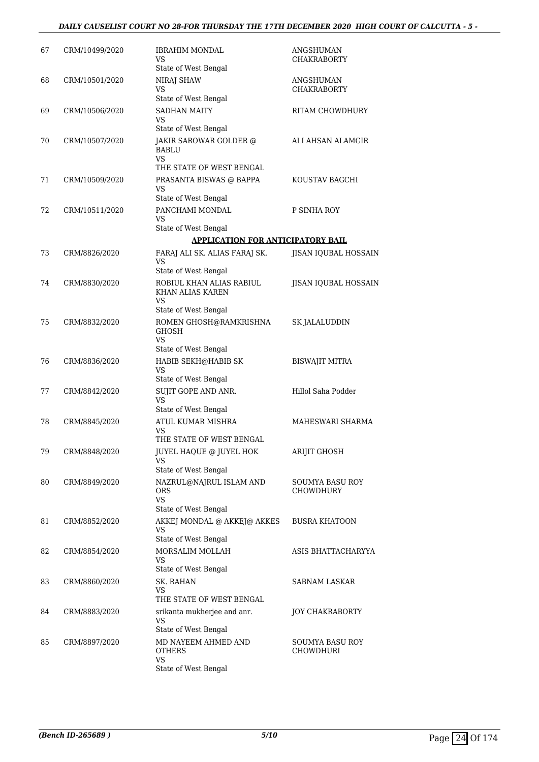| 67 | CRM/10499/2020 | IBRAHIM MONDAL<br>VS<br>State of West Bengal | ANGSHUMAN CHAKRABORTY |
|---|---|---|---|
| 68 | CRM/10501/2020 | NIRAJ SHAW<br>VS<br>State of West Bengal | ANGSHUMAN CHAKRABORTY |
| 69 | CRM/10506/2020 | SADHAN MAITY<br>VS<br>State of West Bengal | RITAM CHOWDHURY |
| 70 | CRM/10507/2020 | JAKIR SAROWAR GOLDER @ BABLU<br>VS<br>THE STATE OF WEST BENGAL | ALI AHSAN ALAMGIR |
| 71 | CRM/10509/2020 | PRASANTA BISWAS @ BAPPA<br>VS<br>State of West Bengal | KOUSTAV BAGCHI |
| 72 | CRM/10511/2020 | PANCHAMI MONDAL<br>VS<br>State of West Bengal | P SINHA ROY |

**APPLICATION FOR ANTICIPATORY BAIL**

| 73 | CRM/8826/2020 | FARAJ ALI SK. ALIAS FARAJ SK.<br>VS<br>State of West Bengal | JISAN IQUBAL HOSSAIN |
|---|---|---|---|
| 74 | CRM/8830/2020 | ROBIUL KHAN ALIAS RABIUL KHAN ALIAS KAREN<br>VS<br>State of West Bengal | JISAN IQUBAL HOSSAIN |
| 75 | CRM/8832/2020 | ROMEN GHOSH@RAMKRISHNA GHOSH<br>VS<br>State of West Bengal | SK JALALUDDIN |
| 76 | CRM/8836/2020 | HABIB SEKH@HABIB SK<br>VS<br>State of West Bengal | BISWAJIT MITRA |
| 77 | CRM/8842/2020 | SUJIT GOPE AND ANR.<br>VS<br>State of West Bengal | Hillol Saha Podder |
| 78 | CRM/8845/2020 | ATUL KUMAR MISHRA<br>VS<br>THE STATE OF WEST BENGAL | MAHESWARI SHARMA |
| 79 | CRM/8848/2020 | JUYEL HAQUE @ JUYEL HOK<br>VS<br>State of West Bengal | ARIJIT GHOSH |
| 80 | CRM/8849/2020 | NAZRUL@NAJRUL ISLAM AND ORS<br>VS<br>State of West Bengal | SOUMYA BASU ROY CHOWDHURY |
| 81 | CRM/8852/2020 | AKKEJ MONDAL @ AKKEJ@ AKKES<br>VS<br>State of West Bengal | BUSRA KHATOON |
| 82 | CRM/8854/2020 | MORSALIM MOLLAH<br>VS<br>State of West Bengal | ASIS BHATTACHARYYA |
| 83 | CRM/8860/2020 | SK. RAHAN<br>VS<br>THE STATE OF WEST BENGAL | SABNAM LASKAR |
| 84 | CRM/8883/2020 | srikanta mukherjee and anr.<br>VS<br>State of West Bengal | JOY CHAKRABORTY |
| 85 | CRM/8897/2020 | MD NAYEEM AHMED AND OTHERS<br>VS<br>State of West Bengal | SOUMYA BASU ROY CHOWDHURI |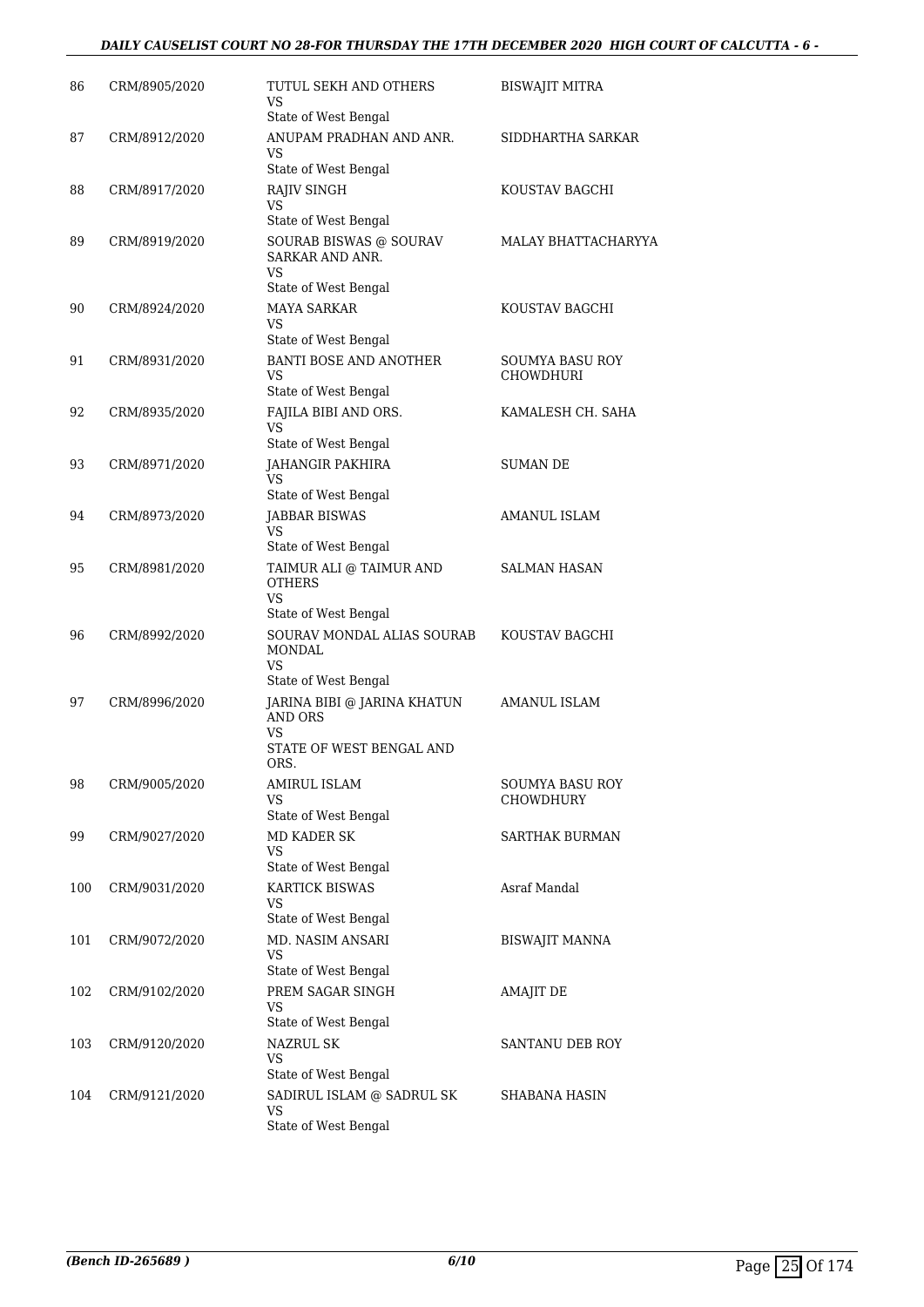| | | | |
|---|---|---|---|
| 86 | CRM/8905/2020 | TUTUL SEKH AND OTHERS<br>VS<br>State of West Bengal | BISWAJIT MITRA |
| 87 | CRM/8912/2020 | ANUPAM PRADHAN AND ANR.<br>VS<br>State of West Bengal | SIDDHARTHA SARKAR |
| 88 | CRM/8917/2020 | RAJIV SINGH<br>VS<br>State of West Bengal | KOUSTAV BAGCHI |
| 89 | CRM/8919/2020 | SOURAB BISWAS @ SOURAV SARKAR AND ANR.<br>VS<br>State of West Bengal | MALAY BHATTACHARYYA |
| 90 | CRM/8924/2020 | MAYA SARKAR<br>VS<br>State of West Bengal | KOUSTAV BAGCHI |
| 91 | CRM/8931/2020 | BANTI BOSE AND ANOTHER<br>VS<br>State of West Bengal | SOUMYA BASU ROY CHOWDHURI |
| 92 | CRM/8935/2020 | FAJILA BIBI AND ORS.<br>VS<br>State of West Bengal | KAMALESH CH. SAHA |
| 93 | CRM/8971/2020 | JAHANGIR PAKHIRA<br>VS<br>State of West Bengal | SUMAN DE |
| 94 | CRM/8973/2020 | JABBAR BISWAS<br>VS<br>State of West Bengal | AMANUL ISLAM |
| 95 | CRM/8981/2020 | TAIMUR ALI @ TAIMUR AND OTHERS<br>VS<br>State of West Bengal | SALMAN HASAN |
| 96 | CRM/8992/2020 | SOURAV MONDAL ALIAS SOURAB MONDAL<br>VS<br>State of West Bengal | KOUSTAV BAGCHI |
| 97 | CRM/8996/2020 | JARINA BIBI @ JARINA KHATUN AND ORS<br>VS<br>STATE OF WEST BENGAL AND ORS. | AMANUL ISLAM |
| 98 | CRM/9005/2020 | AMIRUL ISLAM<br>VS<br>State of West Bengal | SOUMYA BASU ROY CHOWDHURY |
| 99 | CRM/9027/2020 | MD KADER SK<br>VS<br>State of West Bengal | SARTHAK BURMAN |
| 100 | CRM/9031/2020 | KARTICK BISWAS<br>VS<br>State of West Bengal | Asraf Mandal |
| 101 | CRM/9072/2020 | MD. NASIM ANSARI<br>VS<br>State of West Bengal | BISWAJIT MANNA |
| 102 | CRM/9102/2020 | PREM SAGAR SINGH<br>VS<br>State of West Bengal | AMAJIT DE |
| 103 | CRM/9120/2020 | NAZRUL SK<br>VS<br>State of West Bengal | SANTANU DEB ROY |
| 104 | CRM/9121/2020 | SADIRUL ISLAM @ SADRUL SK<br>VS<br>State of West Bengal | SHABANA HASIN |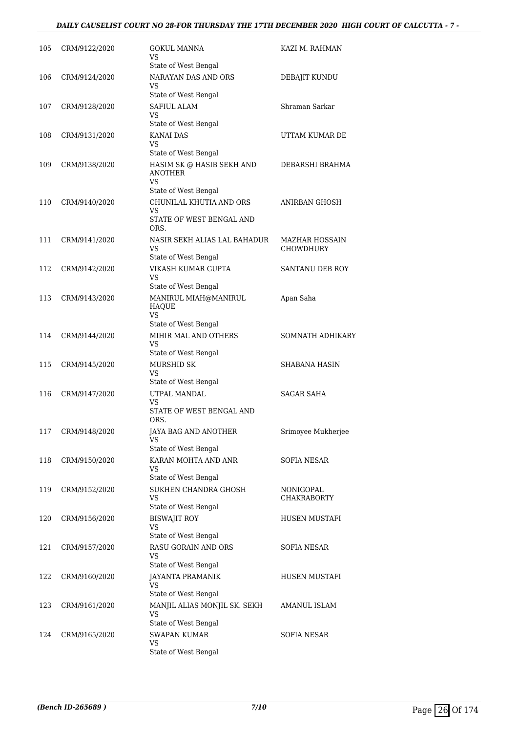| 105 | CRM/9122/2020 | GOKUL MANNA<br>VS<br>State of West Bengal | KAZI M. RAHMAN |
|---|---|---|---|
| 106 | CRM/9124/2020 | NARAYAN DAS AND ORS<br>VS<br>State of West Bengal | DEBAJIT KUNDU |
| 107 | CRM/9128/2020 | SAFIUL ALAM<br>VS<br>State of West Bengal | Shraman Sarkar |
| 108 | CRM/9131/2020 | KANAI DAS<br>VS<br>State of West Bengal | UTTAM KUMAR DE |
| 109 | CRM/9138/2020 | HASIM SK @ HASIB SEKH AND ANOTHER<br>VS<br>State of West Bengal | DEBARSHI BRAHMA |
| 110 | CRM/9140/2020 | CHUNILAL KHUTIA AND ORS<br>VS<br>STATE OF WEST BENGAL AND ORS. | ANIRBAN GHOSH |
| 111 | CRM/9141/2020 | NASIR SEKH ALIAS LAL BAHADUR<br>VS<br>State of West Bengal | MAZHAR HOSSAIN CHOWDHURY |
| 112 | CRM/9142/2020 | VIKASH KUMAR GUPTA<br>VS<br>State of West Bengal | SANTANU DEB ROY |
| 113 | CRM/9143/2020 | MANIRUL MIAH@MANIRUL HAQUE<br>VS<br>State of West Bengal | Apan Saha |
| 114 | CRM/9144/2020 | MIHIR MAL AND OTHERS<br>VS<br>State of West Bengal | SOMNATH ADHIKARY |
| 115 | CRM/9145/2020 | MURSHID SK<br>VS<br>State of West Bengal | SHABANA HASIN |
| 116 | CRM/9147/2020 | UTPAL MANDAL<br>VS<br>STATE OF WEST BENGAL AND ORS. | SAGAR SAHA |
| 117 | CRM/9148/2020 | JAYA BAG AND ANOTHER<br>VS<br>State of West Bengal | Srimoyee Mukherjee |
| 118 | CRM/9150/2020 | KARAN MOHTA AND ANR<br>VS<br>State of West Bengal | SOFIA NESAR |
| 119 | CRM/9152/2020 | SUKHEN CHANDRA GHOSH<br>VS<br>State of West Bengal | NONIGOPAL CHAKRABORTY |
| 120 | CRM/9156/2020 | BISWAJIT ROY<br>VS<br>State of West Bengal | HUSEN MUSTAFI |
| 121 | CRM/9157/2020 | RASU GORAIN AND ORS<br>VS<br>State of West Bengal | SOFIA NESAR |
| 122 | CRM/9160/2020 | JAYANTA PRAMANIK<br>VS<br>State of West Bengal | HUSEN MUSTAFI |
| 123 | CRM/9161/2020 | MANJIL ALIAS MONJIL SK. SEKH<br>VS<br>State of West Bengal | AMANUL ISLAM |
| 124 | CRM/9165/2020 | SWAPAN KUMAR<br>VS<br>State of West Bengal | SOFIA NESAR |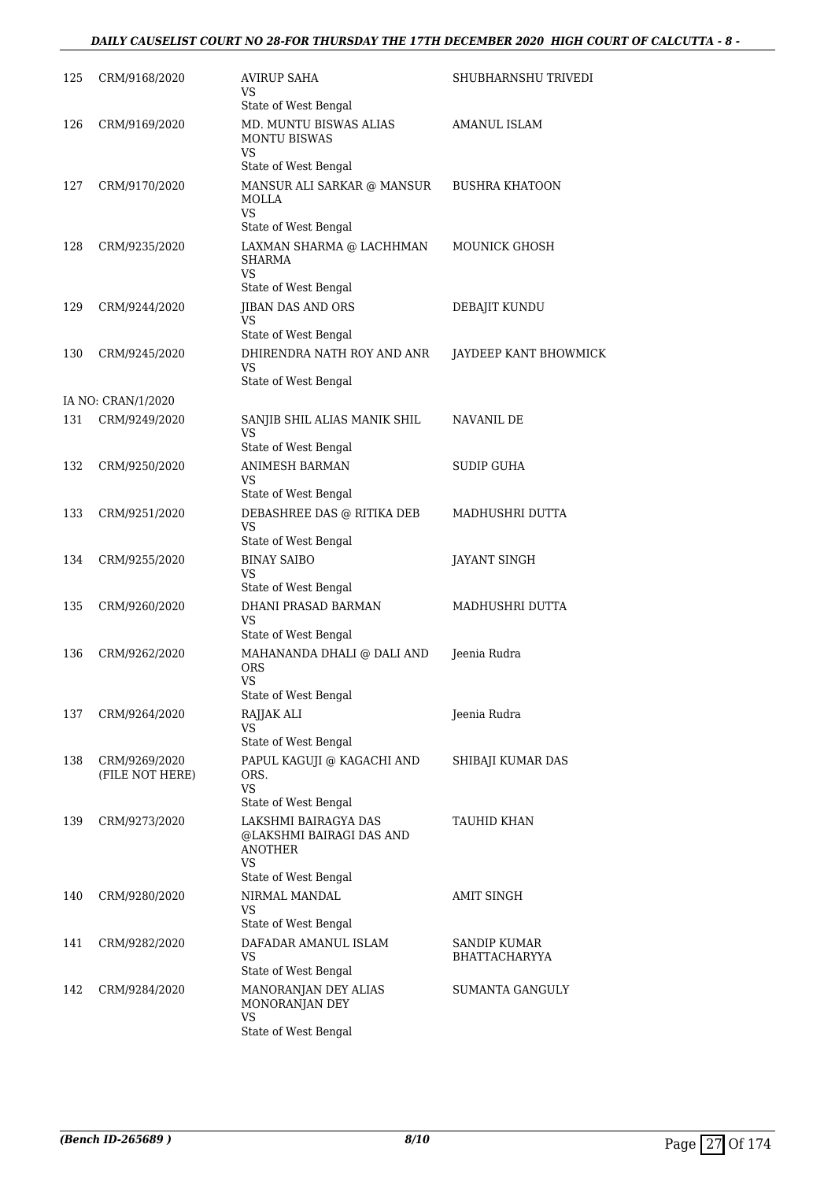| | | | |
|---|---|---|---|
| 125 | CRM/9168/2020 | AVIRUP SAHA<br>VS<br>State of West Bengal | SHUBHARNSHU TRIVEDI |
| 126 | CRM/9169/2020 | MD. MUNTU BISWAS ALIAS MONTU BISWAS<br>VS<br>State of West Bengal | AMANUL ISLAM |
| 127 | CRM/9170/2020 | MANSUR ALI SARKAR @ MANSUR MOLLA<br>VS<br>State of West Bengal | BUSHRA KHATOON |
| 128 | CRM/9235/2020 | LAXMAN SHARMA @ LACHHMAN SHARMA<br>VS<br>State of West Bengal | MOUNICK GHOSH |
| 129 | CRM/9244/2020 | JIBAN DAS AND ORS<br>VS<br>State of West Bengal | DEBAJIT KUNDU |
| 130 | CRM/9245/2020 | DHIRENDRA NATH ROY AND ANR<br>VS<br>State of West Bengal | JAYDEEP KANT BHOWMICK |
| | IA NO: CRAN/1/2020 | | |
| 131 | CRM/9249/2020 | SANJIB SHIL ALIAS MANIK SHIL<br>VS<br>State of West Bengal | NAVANIL DE |
| 132 | CRM/9250/2020 | ANIMESH BARMAN<br>VS<br>State of West Bengal | SUDIP GUHA |
| 133 | CRM/9251/2020 | DEBASHREE DAS @ RITIKA DEB<br>VS<br>State of West Bengal | MADHUSHRI DUTTA |
| 134 | CRM/9255/2020 | BINAY SAIBO<br>VS<br>State of West Bengal | JAYANT SINGH |
| 135 | CRM/9260/2020 | DHANI PRASAD BARMAN<br>VS<br>State of West Bengal | MADHUSHRI DUTTA |
| 136 | CRM/9262/2020 | MAHANANDA DHALI @ DALI AND ORS<br>VS<br>State of West Bengal | Jeenia Rudra |
| 137 | CRM/9264/2020 | RAJJAK ALI<br>VS<br>State of West Bengal | Jeenia Rudra |
| 138 | CRM/9269/2020 (FILE NOT HERE) | PAPUL KAGUJI @ KAGACHI AND ORS.<br>VS<br>State of West Bengal | SHIBAJI KUMAR DAS |
| 139 | CRM/9273/2020 | LAKSHMI BAIRAGYA DAS @LAKSHMI BAIRAGI DAS AND ANOTHER<br>VS<br>State of West Bengal | TAUHID KHAN |
| 140 | CRM/9280/2020 | NIRMAL MANDAL<br>VS<br>State of West Bengal | AMIT SINGH |
| 141 | CRM/9282/2020 | DAFADAR AMANUL ISLAM<br>VS<br>State of West Bengal | SANDIP KUMAR BHATTACHARYYA |
| 142 | CRM/9284/2020 | MANORANJAN DEY ALIAS MONORANJAN DEY<br>VS<br>State of West Bengal | SUMANTA GANGULY |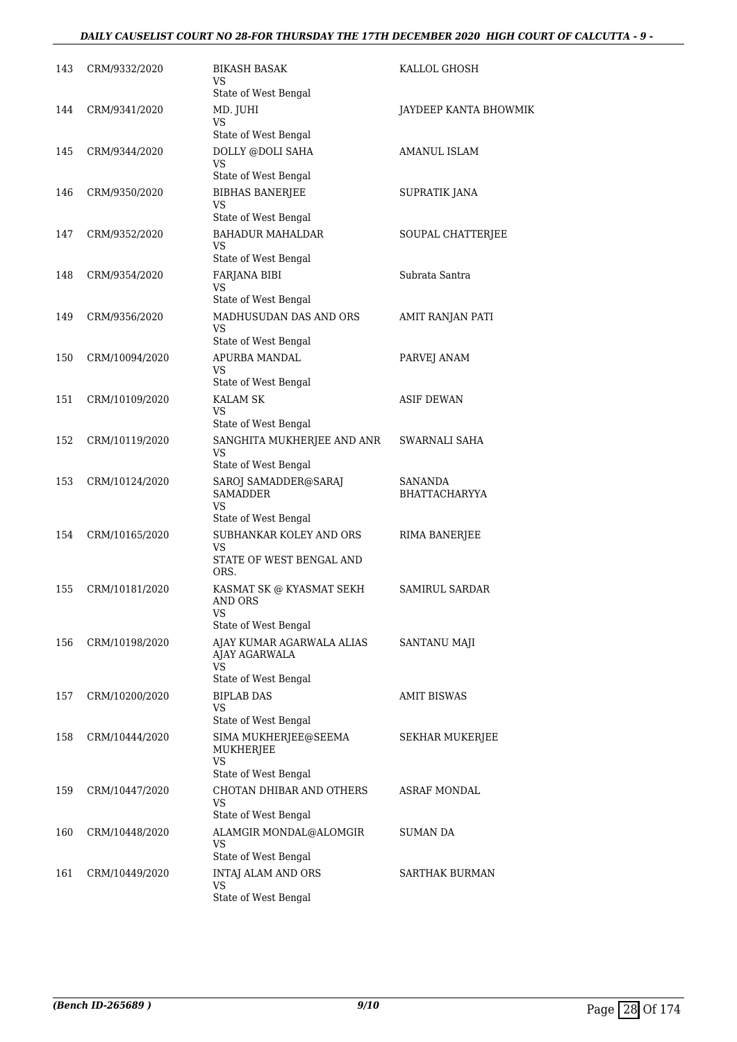| | | | |
|---|---|---|---|
| 143 | CRM/9332/2020 | BIKASH BASAK<br>VS<br>State of West Bengal | KALLOL GHOSH |
| 144 | CRM/9341/2020 | MD. JUHI<br>VS<br>State of West Bengal | JAYDEEP KANTA BHOWMIK |
| 145 | CRM/9344/2020 | DOLLY @DOLI SAHA<br>VS<br>State of West Bengal | AMANUL ISLAM |
| 146 | CRM/9350/2020 | BIBHAS BANERJEE<br>VS<br>State of West Bengal | SUPRATIK JANA |
| 147 | CRM/9352/2020 | BAHADUR MAHALDAR<br>VS<br>State of West Bengal | SOUPAL CHATTERJEE |
| 148 | CRM/9354/2020 | FARJANA BIBI<br>VS<br>State of West Bengal | Subrata Santra |
| 149 | CRM/9356/2020 | MADHUSUDAN DAS AND ORS<br>VS<br>State of West Bengal | AMIT RANJAN PATI |
| 150 | CRM/10094/2020 | APURBA MANDAL<br>VS<br>State of West Bengal | PARVEJ ANAM |
| 151 | CRM/10109/2020 | KALAM SK<br>VS<br>State of West Bengal | ASIF DEWAN |
| 152 | CRM/10119/2020 | SANGHITA MUKHERJEE AND ANR<br>VS<br>State of West Bengal | SWARNALI SAHA |
| 153 | CRM/10124/2020 | SAROJ SAMADDER@SARAJ SAMADDER<br>VS<br>State of West Bengal | SANANDA BHATTACHARYYA |
| 154 | CRM/10165/2020 | SUBHANKAR KOLEY AND ORS<br>VS<br>STATE OF WEST BENGAL AND ORS. | RIMA BANERJEE |
| 155 | CRM/10181/2020 | KASMAT SK @ KYASMAT SEKH AND ORS<br>VS<br>State of West Bengal | SAMIRUL SARDAR |
| 156 | CRM/10198/2020 | AJAY KUMAR AGARWALA ALIAS AJAY AGARWALA<br>VS<br>State of West Bengal | SANTANU MAJI |
| 157 | CRM/10200/2020 | BIPLAB DAS<br>VS<br>State of West Bengal | AMIT BISWAS |
| 158 | CRM/10444/2020 | SIMA MUKHERJEE@SEEMA MUKHERJEE<br>VS<br>State of West Bengal | SEKHAR MUKERJEE |
| 159 | CRM/10447/2020 | CHOTAN DHIBAR AND OTHERS<br>VS<br>State of West Bengal | ASRAF MONDAL |
| 160 | CRM/10448/2020 | ALAMGIR MONDAL@ALOMGIR<br>VS<br>State of West Bengal | SUMAN DA |
| 161 | CRM/10449/2020 | INTAJ ALAM AND ORS<br>VS<br>State of West Bengal | SARTHAK BURMAN |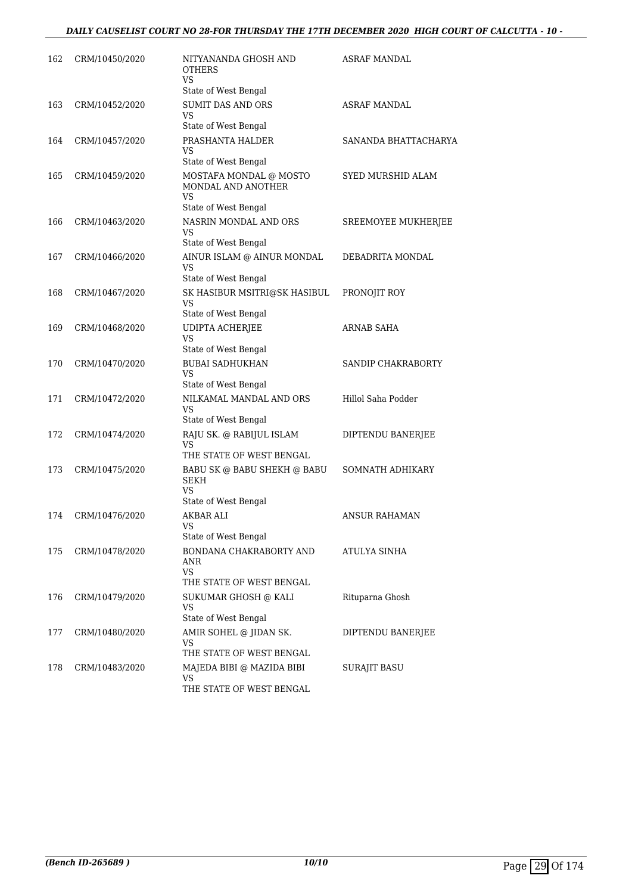| | | | |
|---|---|---|---|
| 162 | CRM/10450/2020 | NITYANANDA GHOSH AND OTHERS<br>VS<br>State of West Bengal | ASRAF MANDAL |
| 163 | CRM/10452/2020 | SUMIT DAS AND ORS<br>VS<br>State of West Bengal | ASRAF MANDAL |
| 164 | CRM/10457/2020 | PRASHANTA HALDER<br>VS<br>State of West Bengal | SANANDA BHATTACHARYA |
| 165 | CRM/10459/2020 | MOSTAFA MONDAL @ MOSTO MONDAL AND ANOTHER<br>VS<br>State of West Bengal | SYED MURSHID ALAM |
| 166 | CRM/10463/2020 | NASRIN MONDAL AND ORS<br>VS<br>State of West Bengal | SREEMOYEE MUKHERJEE |
| 167 | CRM/10466/2020 | AINUR ISLAM @ AINUR MONDAL<br>VS<br>State of West Bengal | DEBADRITA MONDAL |
| 168 | CRM/10467/2020 | SK HASIBUR MSITRI@SK HASIBUL<br>VS<br>State of West Bengal | PRONOJIT ROY |
| 169 | CRM/10468/2020 | UDIPTA ACHERJEE<br>VS<br>State of West Bengal | ARNAB SAHA |
| 170 | CRM/10470/2020 | BUBAI SADHUKHAN<br>VS<br>State of West Bengal | SANDIP CHAKRABORTY |
| 171 | CRM/10472/2020 | NILKAMAL MANDAL AND ORS<br>VS<br>State of West Bengal | Hillol Saha Podder |
| 172 | CRM/10474/2020 | RAJU SK. @ RABIJUL ISLAM<br>VS<br>THE STATE OF WEST BENGAL | DIPTENDU BANERJEE |
| 173 | CRM/10475/2020 | BABU SK @ BABU SHEKH @ BABU SEKH<br>VS<br>State of West Bengal | SOMNATH ADHIKARY |
| 174 | CRM/10476/2020 | AKBAR ALI<br>VS<br>State of West Bengal | ANSUR RAHAMAN |
| 175 | CRM/10478/2020 | BONDANA CHAKRABORTY AND ANR<br>VS<br>THE STATE OF WEST BENGAL | ATULYA SINHA |
| 176 | CRM/10479/2020 | SUKUMAR GHOSH @ KALI<br>VS<br>State of West Bengal | Rituparna Ghosh |
| 177 | CRM/10480/2020 | AMIR SOHEL @ JIDAN SK.<br>VS<br>THE STATE OF WEST BENGAL | DIPTENDU BANERJEE |
| 178 | CRM/10483/2020 | MAJEDA BIBI @ MAZIDA BIBI<br>VS<br>THE STATE OF WEST BENGAL | SURAJIT BASU |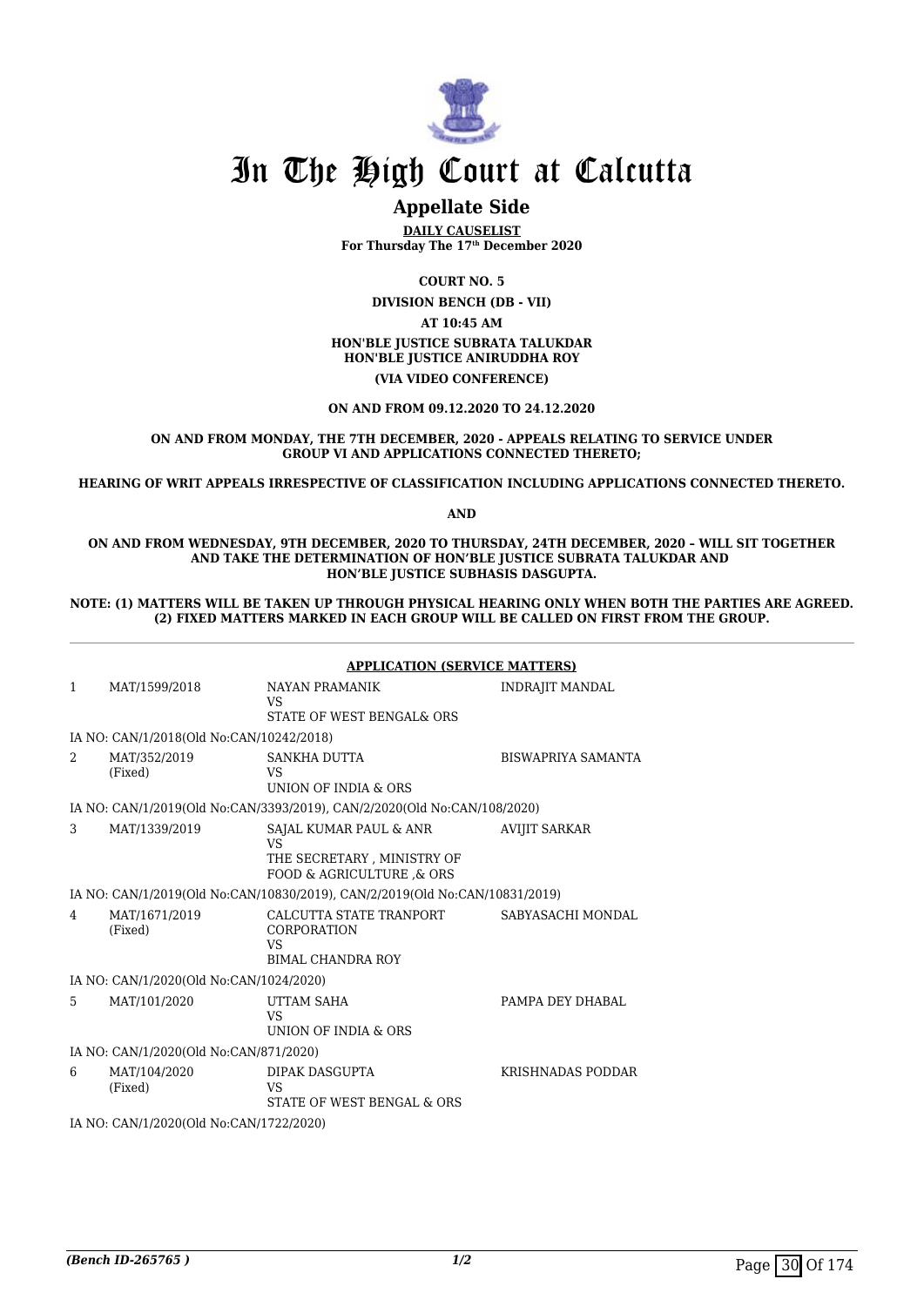# In The High Court at Calcutta

## Appellate Side

**DAILY CAUSELIST**
**For Thursday The 17th December 2020**

**COURT NO. 5**

**DIVISION BENCH (DB - VII)**

**AT 10:45 AM**

**HON'BLE JUSTICE SUBRATA TALUKDAR**
**HON'BLE JUSTICE ANIRUDDHA ROY**

**(VIA VIDEO CONFERENCE)**

**ON AND FROM 09.12.2020 TO 24.12.2020**

**ON AND FROM MONDAY, THE 7TH DECEMBER, 2020 - APPEALS RELATING TO SERVICE UNDER GROUP VI AND APPLICATIONS CONNECTED THERETO;**

**HEARING OF WRIT APPEALS IRRESPECTIVE OF CLASSIFICATION INCLUDING APPLICATIONS CONNECTED THERETO.**

**AND**

**ON AND FROM WEDNESDAY, 9TH DECEMBER, 2020 TO THURSDAY, 24TH DECEMBER, 2020 – WILL SIT TOGETHER AND TAKE THE DETERMINATION OF HON'BLE JUSTICE SUBRATA TALUKDAR AND HON'BLE JUSTICE SUBHASIS DASGUPTA.**

**NOTE: (1) MATTERS WILL BE TAKEN UP THROUGH PHYSICAL HEARING ONLY WHEN BOTH THE PARTIES ARE AGREED. (2) FIXED MATTERS MARKED IN EACH GROUP WILL BE CALLED ON FIRST FROM THE GROUP.**

**APPLICATION (SERVICE MATTERS)**

| | | | |
|---|---|---|---|
| 1 | MAT/1599/2018 | NAYAN PRAMANIK<br>VS<br>STATE OF WEST BENGAL& ORS | INDRAJIT MANDAL |
| | IA NO: CAN/1/2018(Old No:CAN/10242/2018) | | |
| 2 | MAT/352/2019<br>(Fixed) | SANKHA DUTTA<br>VS<br>UNION OF INDIA & ORS | BISWAPRIYA SAMANTA |
| | IA NO: CAN/1/2019(Old No:CAN/3393/2019), CAN/2/2020(Old No:CAN/108/2020) | | |
| 3 | MAT/1339/2019 | SAJAL KUMAR PAUL & ANR<br>VS<br>THE SECRETARY , MINISTRY OF FOOD & AGRICULTURE ,& ORS | AVIJIT SARKAR |
| | IA NO: CAN/1/2019(Old No:CAN/10830/2019), CAN/2/2019(Old No:CAN/10831/2019) | | |
| 4 | MAT/1671/2019<br>(Fixed) | CALCUTTA STATE TRANPORT CORPORATION<br>VS<br>BIMAL CHANDRA ROY | SABYASACHI MONDAL |
| | IA NO: CAN/1/2020(Old No:CAN/1024/2020) | | |
| 5 | MAT/101/2020 | UTTAM SAHA<br>VS<br>UNION OF INDIA & ORS | PAMPA DEY DHABAL |
| | IA NO: CAN/1/2020(Old No:CAN/871/2020) | | |
| 6 | MAT/104/2020<br>(Fixed) | DIPAK DASGUPTA<br>VS<br>STATE OF WEST BENGAL & ORS | KRISHNADAS PODDAR |
| | IA NO: CAN/1/2020(Old No:CAN/1722/2020) | | |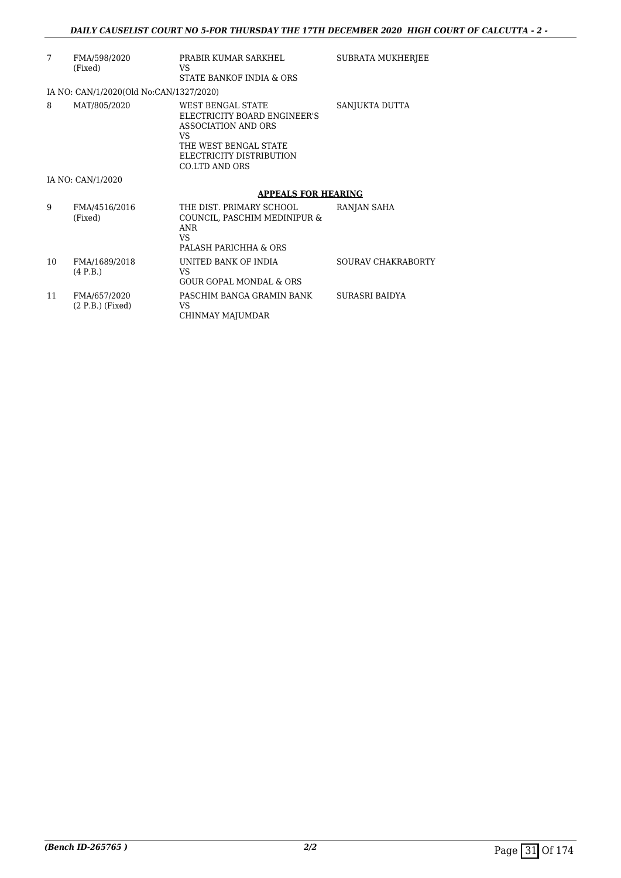| | | | |
|---|---|---|---|
| 7 | FMA/598/2020 (Fixed) | PRABIR KUMAR SARKHEL VS STATE BANKOF INDIA & ORS | SUBRATA MUKHERJEE |

IA NO: CAN/1/2020(Old No:CAN/1327/2020)

| | | | |
|---|---|---|---|
| 8 | MAT/805/2020 | WEST BENGAL STATE ELECTRICITY BOARD ENGINEER'S ASSOCIATION AND ORS VS THE WEST BENGAL STATE ELECTRICITY DISTRIBUTION CO.LTD AND ORS | SANJUKTA DUTTA |

IA NO: CAN/1/2020

**APPEALS FOR HEARING**

| | | | |
|---|---|---|---|
| 9 | FMA/4516/2016 (Fixed) | THE DIST. PRIMARY SCHOOL COUNCIL, PASCHIM MEDINIPUR & ANR VS PALASH PARICHHA & ORS | RANJAN SAHA |
| 10 | FMA/1689/2018 (4 P.B.) | UNITED BANK OF INDIA VS GOUR GOPAL MONDAL & ORS | SOURAV CHAKRABORTY |
| 11 | FMA/657/2020 (2 P.B.) (Fixed) | PASCHIM BANGA GRAMIN BANK VS CHINMAY MAJUMDAR | SURASRI BAIDYA |

*(Bench ID-265765 )* *2/2*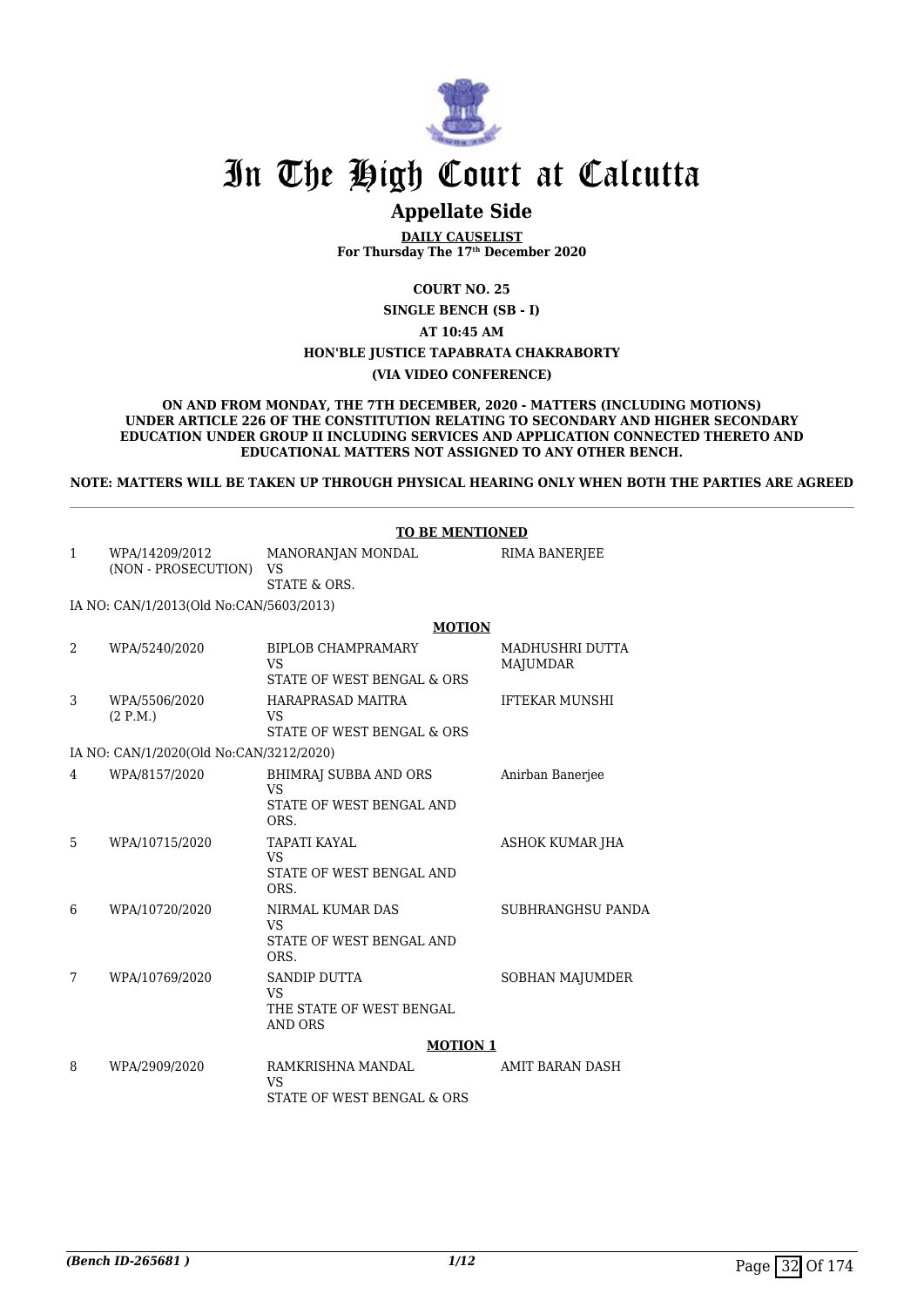# In The High Court at Calcutta

## Appellate Side

**DAILY CAUSELIST**
**For Thursday The 17th December 2020**

**COURT NO. 25**

**SINGLE BENCH (SB - I)**

**AT 10:45 AM**

**HON'BLE JUSTICE TAPABRATA CHAKRABORTY**

**(VIA VIDEO CONFERENCE)**

**ON AND FROM MONDAY, THE 7TH DECEMBER, 2020 - MATTERS (INCLUDING MOTIONS) UNDER ARTICLE 226 OF THE CONSTITUTION RELATING TO SECONDARY AND HIGHER SECONDARY EDUCATION UNDER GROUP II INCLUDING SERVICES AND APPLICATION CONNECTED THERETO AND EDUCATIONAL MATTERS NOT ASSIGNED TO ANY OTHER BENCH.**

**NOTE: MATTERS WILL BE TAKEN UP THROUGH PHYSICAL HEARING ONLY WHEN BOTH THE PARTIES ARE AGREED**

**TO BE MENTIONED**

| | | | |
|---|---|---|---|
| 1 | WPA/14209/2012 (NON - PROSECUTION) | MANORANJAN MONDAL VS STATE & ORS. | RIMA BANERJEE |

IA NO: CAN/1/2013(Old No:CAN/5603/2013)

**MOTION**

| | | | |
|---|---|---|---|
| 2 | WPA/5240/2020 | BIPLOB CHAMPRAMARY VS STATE OF WEST BENGAL & ORS | MADHUSHRI DUTTA MAJUMDAR |
| 3 | WPA/5506/2020 (2 P.M.) | HARAPRASAD MAITRA VS STATE OF WEST BENGAL & ORS | IFTEKAR MUNSHI |

IA NO: CAN/1/2020(Old No:CAN/3212/2020)

| | | | |
|---|---|---|---|
| 4 | WPA/8157/2020 | BHIMRAJ SUBBA AND ORS VS STATE OF WEST BENGAL AND ORS. | Anirban Banerjee |
| 5 | WPA/10715/2020 | TAPATI KAYAL VS STATE OF WEST BENGAL AND ORS. | ASHOK KUMAR JHA |
| 6 | WPA/10720/2020 | NIRMAL KUMAR DAS VS STATE OF WEST BENGAL AND ORS. | SUBHRANGHSU PANDA |
| 7 | WPA/10769/2020 | SANDIP DUTTA VS THE STATE OF WEST BENGAL AND ORS | SOBHAN MAJUMDER |

**MOTION 1**

| | | | |
|---|---|---|---|
| 8 | WPA/2909/2020 | RAMKRISHNA MANDAL VS STATE OF WEST BENGAL & ORS | AMIT BARAN DASH |

*(Bench ID-265681 )*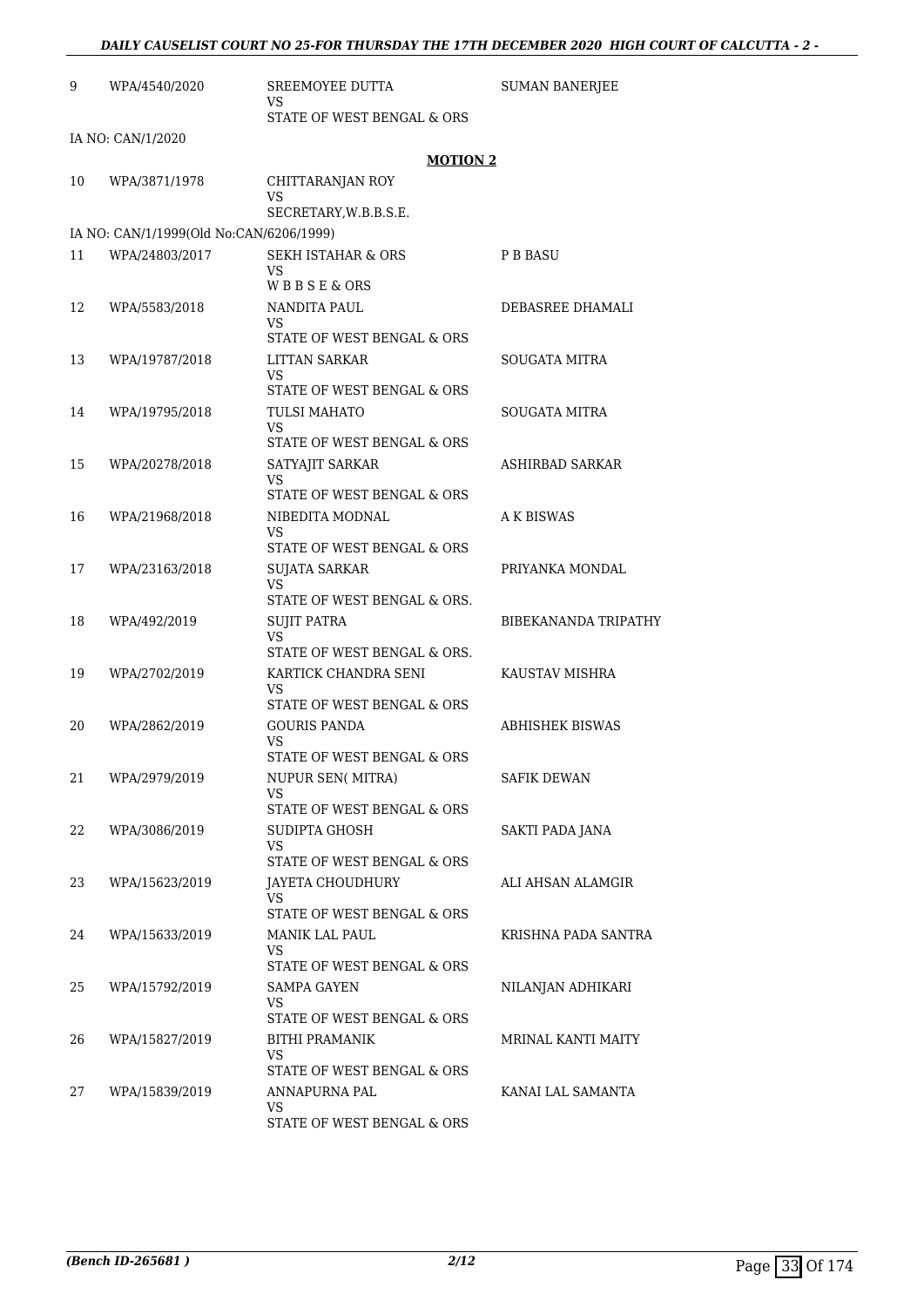| | | | |
|---|---|---|---|
| 9 | WPA/4540/2020 | SREEMOYEE DUTTA<br>VS<br>STATE OF WEST BENGAL & ORS | SUMAN BANERJEE |
| IA NO: CAN/1/2020 | | | |

**MOTION 2**

| | | | |
|---|---|---|---|
| 10 | WPA/3871/1978 | CHITTARANJAN ROY<br>VS<br>SECRETARY,W.B.B.S.E. | |
| IA NO: CAN/1/1999(Old No:CAN/6206/1999) | | | |
| 11 | WPA/24803/2017 | SEKH ISTAHAR & ORS<br>VS<br>W B B S E & ORS | P B BASU |
| 12 | WPA/5583/2018 | NANDITA PAUL<br>VS<br>STATE OF WEST BENGAL & ORS | DEBASREE DHAMALI |
| 13 | WPA/19787/2018 | LITTAN SARKAR<br>VS<br>STATE OF WEST BENGAL & ORS | SOUGATA MITRA |
| 14 | WPA/19795/2018 | TULSI MAHATO<br>VS<br>STATE OF WEST BENGAL & ORS | SOUGATA MITRA |
| 15 | WPA/20278/2018 | SATYAJIT SARKAR<br>VS<br>STATE OF WEST BENGAL & ORS | ASHIRBAD SARKAR |
| 16 | WPA/21968/2018 | NIBEDITA MODNAL<br>VS<br>STATE OF WEST BENGAL & ORS | A K BISWAS |
| 17 | WPA/23163/2018 | SUJATA SARKAR<br>VS<br>STATE OF WEST BENGAL & ORS. | PRIYANKA MONDAL |
| 18 | WPA/492/2019 | SUJIT PATRA<br>VS<br>STATE OF WEST BENGAL & ORS. | BIBEKANANDA TRIPATHY |
| 19 | WPA/2702/2019 | KARTICK CHANDRA SENI<br>VS<br>STATE OF WEST BENGAL & ORS | KAUSTAV MISHRA |
| 20 | WPA/2862/2019 | GOURIS PANDA<br>VS<br>STATE OF WEST BENGAL & ORS | ABHISHEK BISWAS |
| 21 | WPA/2979/2019 | NUPUR SEN( MITRA)<br>VS<br>STATE OF WEST BENGAL & ORS | SAFIK DEWAN |
| 22 | WPA/3086/2019 | SUDIPTA GHOSH<br>VS<br>STATE OF WEST BENGAL & ORS | SAKTI PADA JANA |
| 23 | WPA/15623/2019 | JAYETA CHOUDHURY<br>VS<br>STATE OF WEST BENGAL & ORS | ALI AHSAN ALAMGIR |
| 24 | WPA/15633/2019 | MANIK LAL PAUL<br>VS<br>STATE OF WEST BENGAL & ORS | KRISHNA PADA SANTRA |
| 25 | WPA/15792/2019 | SAMPA GAYEN<br>VS<br>STATE OF WEST BENGAL & ORS | NILANJAN ADHIKARI |
| 26 | WPA/15827/2019 | BITHI PRAMANIK<br>VS<br>STATE OF WEST BENGAL & ORS | MRINAL KANTI MAITY |
| 27 | WPA/15839/2019 | ANNAPURNA PAL<br>VS<br>STATE OF WEST BENGAL & ORS | KANAI LAL SAMANTA |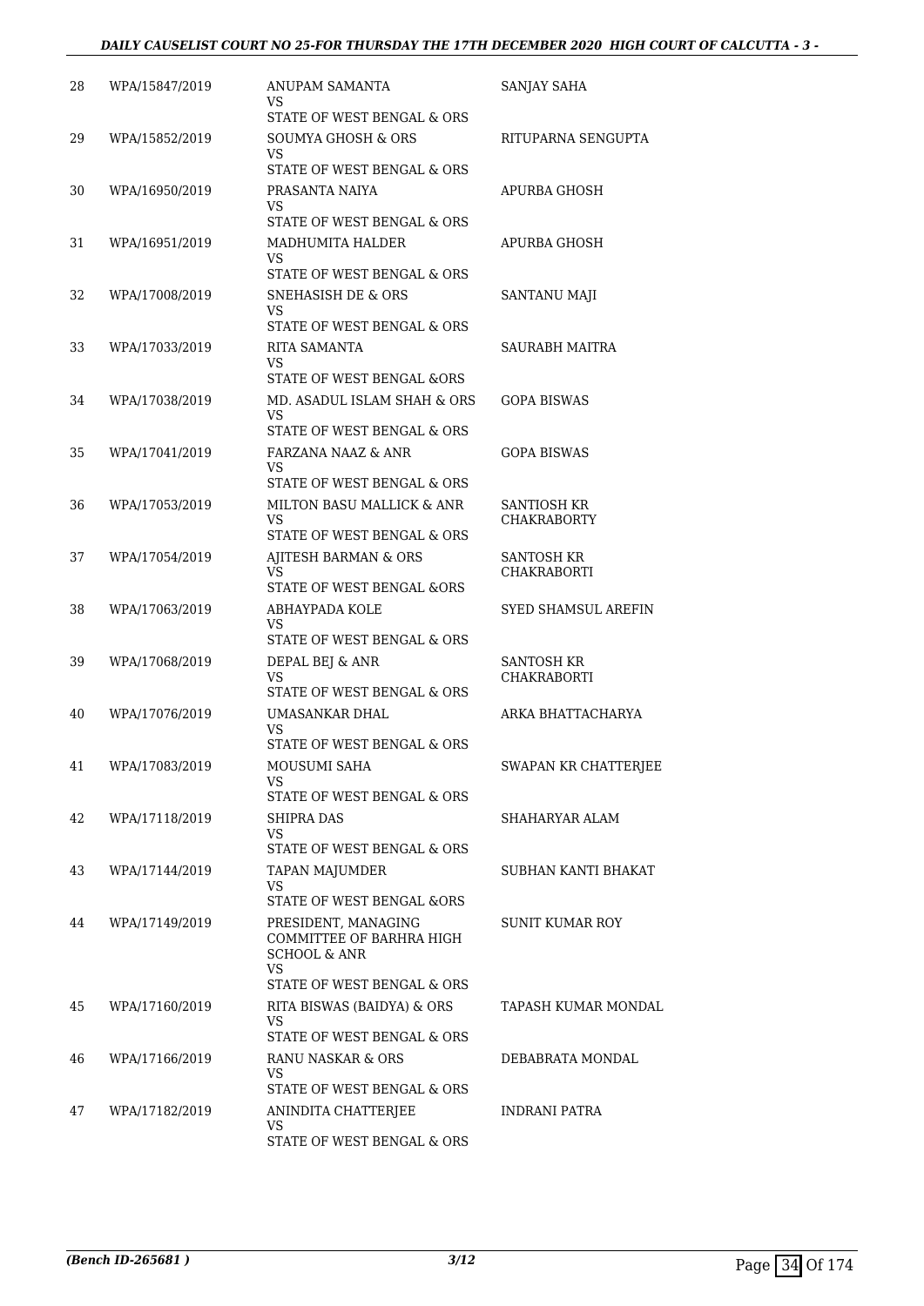| | | | |
|---|---|---|---|
| 28 | WPA/15847/2019 | ANUPAM SAMANTA<br>VS<br>STATE OF WEST BENGAL & ORS | SANJAY SAHA |
| 29 | WPA/15852/2019 | SOUMYA GHOSH & ORS<br>VS<br>STATE OF WEST BENGAL & ORS | RITUPARNA SENGUPTA |
| 30 | WPA/16950/2019 | PRASANTA NAIYA<br>VS<br>STATE OF WEST BENGAL & ORS | APURBA GHOSH |
| 31 | WPA/16951/2019 | MADHUMITA HALDER<br>VS<br>STATE OF WEST BENGAL & ORS | APURBA GHOSH |
| 32 | WPA/17008/2019 | SNEHASISH DE & ORS<br>VS<br>STATE OF WEST BENGAL & ORS | SANTANU MAJI |
| 33 | WPA/17033/2019 | RITA SAMANTA<br>VS<br>STATE OF WEST BENGAL &ORS | SAURABH MAITRA |
| 34 | WPA/17038/2019 | MD. ASADUL ISLAM SHAH & ORS<br>VS<br>STATE OF WEST BENGAL & ORS | GOPA BISWAS |
| 35 | WPA/17041/2019 | FARZANA NAAZ & ANR<br>VS<br>STATE OF WEST BENGAL & ORS | GOPA BISWAS |
| 36 | WPA/17053/2019 | MILTON BASU MALLICK & ANR<br>VS<br>STATE OF WEST BENGAL & ORS | SANTIOSH KR CHAKRABORTY |
| 37 | WPA/17054/2019 | AJITESH BARMAN & ORS<br>VS<br>STATE OF WEST BENGAL &ORS | SANTOSH KR CHAKRABORTI |
| 38 | WPA/17063/2019 | ABHAYPADA KOLE<br>VS<br>STATE OF WEST BENGAL & ORS | SYED SHAMSUL AREFIN |
| 39 | WPA/17068/2019 | DEPAL BEJ & ANR<br>VS<br>STATE OF WEST BENGAL & ORS | SANTOSH KR CHAKRABORTI |
| 40 | WPA/17076/2019 | UMASANKAR DHAL<br>VS<br>STATE OF WEST BENGAL & ORS | ARKA BHATTACHARYA |
| 41 | WPA/17083/2019 | MOUSUMI SAHA<br>VS<br>STATE OF WEST BENGAL & ORS | SWAPAN KR CHATTERJEE |
| 42 | WPA/17118/2019 | SHIPRA DAS<br>VS<br>STATE OF WEST BENGAL & ORS | SHAHARYAR ALAM |
| 43 | WPA/17144/2019 | TAPAN MAJUMDER<br>VS<br>STATE OF WEST BENGAL &ORS | SUBHAN KANTI BHAKAT |
| 44 | WPA/17149/2019 | PRESIDENT, MANAGING COMMITTEE OF BARHRA HIGH SCHOOL & ANR<br>VS<br>STATE OF WEST BENGAL & ORS | SUNIT KUMAR ROY |
| 45 | WPA/17160/2019 | RITA BISWAS (BAIDYA) & ORS<br>VS<br>STATE OF WEST BENGAL & ORS | TAPASH KUMAR MONDAL |
| 46 | WPA/17166/2019 | RANU NASKAR & ORS<br>VS<br>STATE OF WEST BENGAL & ORS | DEBABRATA MONDAL |
| 47 | WPA/17182/2019 | ANINDITA CHATTERJEE<br>VS<br>STATE OF WEST BENGAL & ORS | INDRANI PATRA |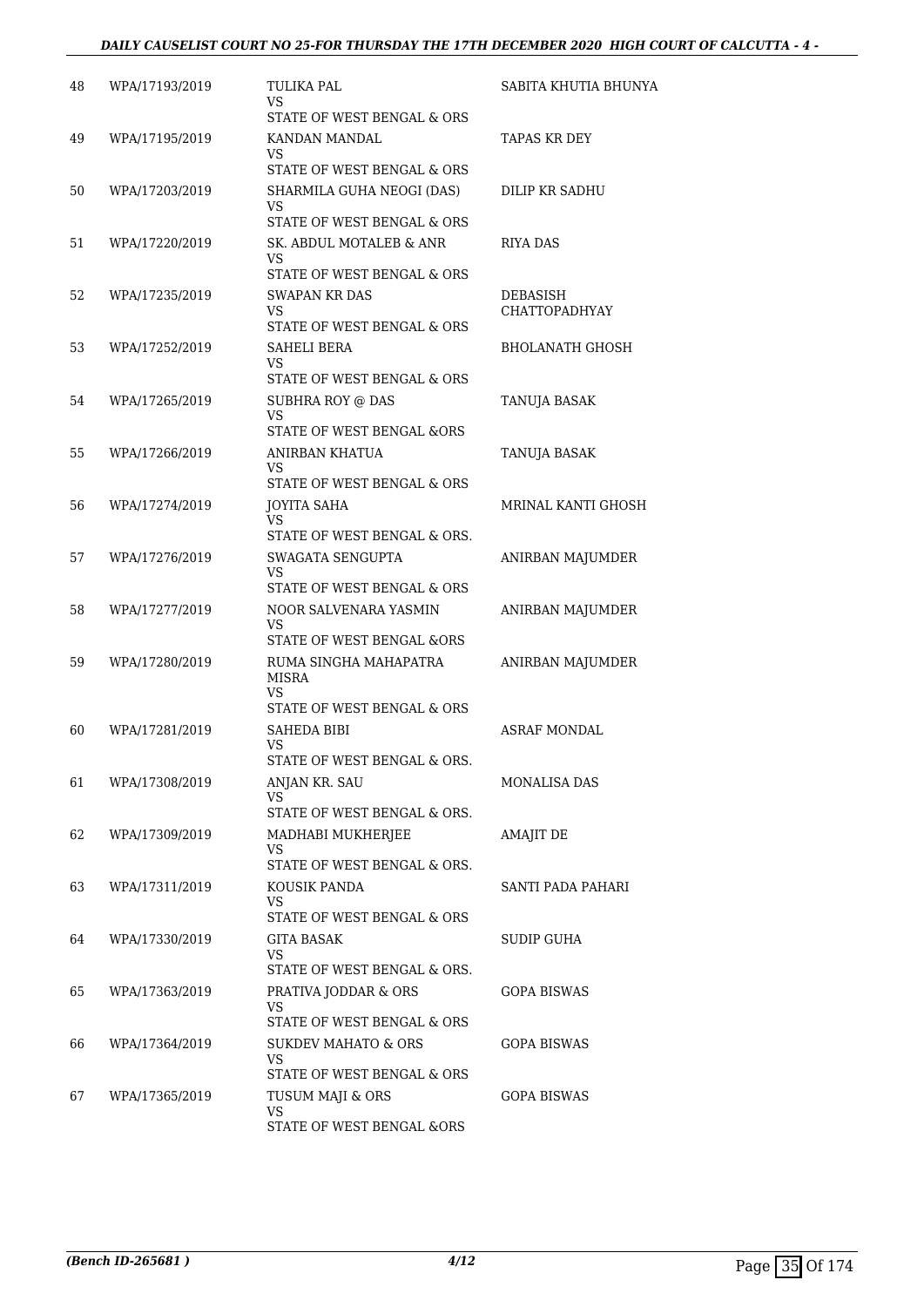| 48 | WPA/17193/2019 | TULIKA PAL<br>VS<br>STATE OF WEST BENGAL & ORS | SABITA KHUTIA BHUNYA |
|---|---|---|---|
| 49 | WPA/17195/2019 | KANDAN MANDAL<br>VS<br>STATE OF WEST BENGAL & ORS | TAPAS KR DEY |
| 50 | WPA/17203/2019 | SHARMILA GUHA NEOGI (DAS)<br>VS<br>STATE OF WEST BENGAL & ORS | DILIP KR SADHU |
| 51 | WPA/17220/2019 | SK. ABDUL MOTALEB & ANR<br>VS<br>STATE OF WEST BENGAL & ORS | RIYA DAS |
| 52 | WPA/17235/2019 | SWAPAN KR DAS<br>VS<br>STATE OF WEST BENGAL & ORS | DEBASISH CHATTOPADHYAY |
| 53 | WPA/17252/2019 | SAHELI BERA<br>VS<br>STATE OF WEST BENGAL & ORS | BHOLANATH GHOSH |
| 54 | WPA/17265/2019 | SUBHRA ROY @ DAS<br>VS<br>STATE OF WEST BENGAL &ORS | TANUJA BASAK |
| 55 | WPA/17266/2019 | ANIRBAN KHATUA<br>VS<br>STATE OF WEST BENGAL & ORS | TANUJA BASAK |
| 56 | WPA/17274/2019 | JOYITA SAHA<br>VS<br>STATE OF WEST BENGAL & ORS. | MRINAL KANTI GHOSH |
| 57 | WPA/17276/2019 | SWAGATA SENGUPTA<br>VS<br>STATE OF WEST BENGAL & ORS | ANIRBAN MAJUMDER |
| 58 | WPA/17277/2019 | NOOR SALVENARA YASMIN<br>VS<br>STATE OF WEST BENGAL &ORS | ANIRBAN MAJUMDER |
| 59 | WPA/17280/2019 | RUMA SINGHA MAHAPATRA MISRA<br>VS<br>STATE OF WEST BENGAL & ORS | ANIRBAN MAJUMDER |
| 60 | WPA/17281/2019 | SAHEDA BIBI<br>VS<br>STATE OF WEST BENGAL & ORS. | ASRAF MONDAL |
| 61 | WPA/17308/2019 | ANJAN KR. SAU<br>VS<br>STATE OF WEST BENGAL & ORS. | MONALISA DAS |
| 62 | WPA/17309/2019 | MADHABI MUKHERJEE<br>VS<br>STATE OF WEST BENGAL & ORS. | AMAJIT DE |
| 63 | WPA/17311/2019 | KOUSIK PANDA<br>VS<br>STATE OF WEST BENGAL & ORS | SANTI PADA PAHARI |
| 64 | WPA/17330/2019 | GITA BASAK<br>VS<br>STATE OF WEST BENGAL & ORS. | SUDIP GUHA |
| 65 | WPA/17363/2019 | PRATIVA JODDAR & ORS<br>VS<br>STATE OF WEST BENGAL & ORS | GOPA BISWAS |
| 66 | WPA/17364/2019 | SUKDEV MAHATO & ORS<br>VS<br>STATE OF WEST BENGAL & ORS | GOPA BISWAS |
| 67 | WPA/17365/2019 | TUSUM MAJI & ORS<br>VS<br>STATE OF WEST BENGAL &ORS | GOPA BISWAS |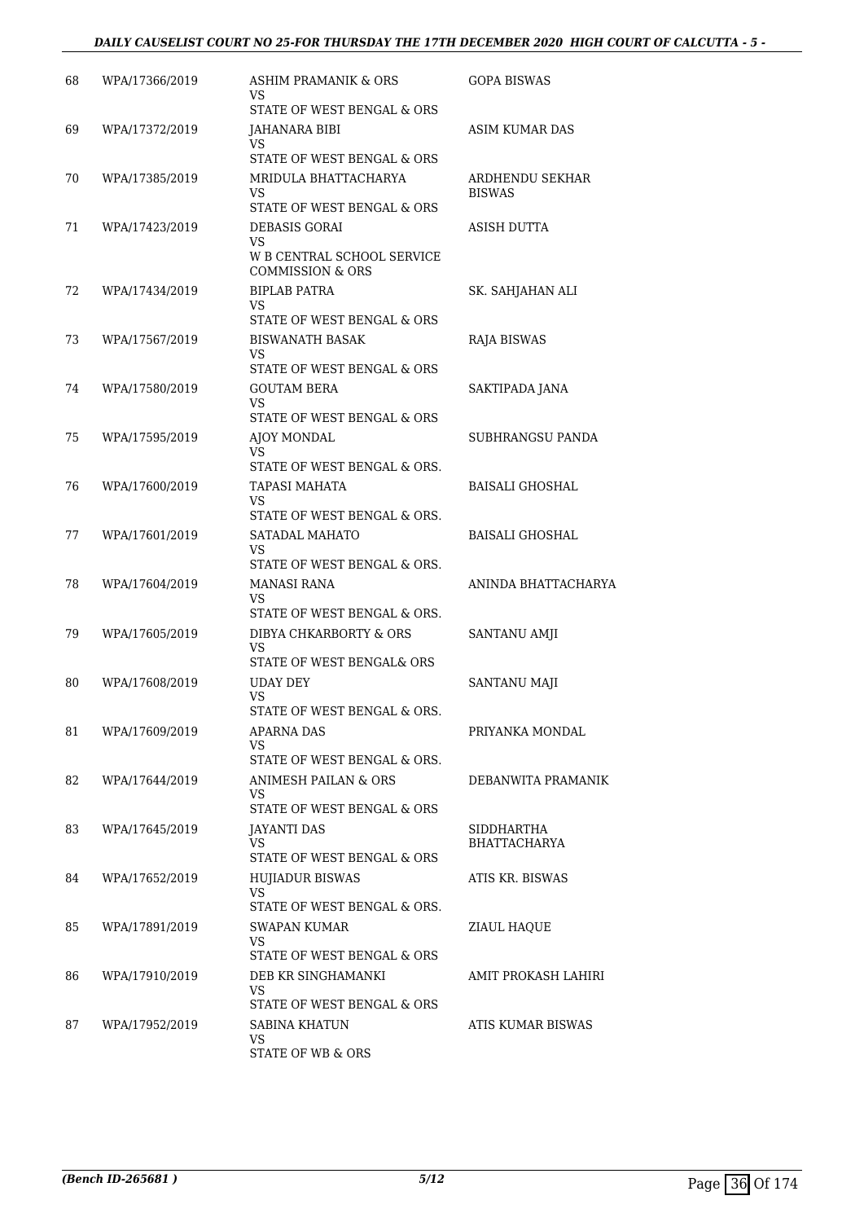| | | | |
|---|---|---|---|
| 68 | WPA/17366/2019 | ASHIM PRAMANIK & ORS<br>VS<br>STATE OF WEST BENGAL & ORS | GOPA BISWAS |
| 69 | WPA/17372/2019 | JAHANARA BIBI<br>VS<br>STATE OF WEST BENGAL & ORS | ASIM KUMAR DAS |
| 70 | WPA/17385/2019 | MRIDULA BHATTACHARYA<br>VS<br>STATE OF WEST BENGAL & ORS | ARDHENDU SEKHAR BISWAS |
| 71 | WPA/17423/2019 | DEBASIS GORAI<br>VS<br>W B CENTRAL SCHOOL SERVICE COMMISSION & ORS | ASISH DUTTA |
| 72 | WPA/17434/2019 | BIPLAB PATRA<br>VS<br>STATE OF WEST BENGAL & ORS | SK. SAHJAHAN ALI |
| 73 | WPA/17567/2019 | BISWANATH BASAK<br>VS<br>STATE OF WEST BENGAL & ORS | RAJA BISWAS |
| 74 | WPA/17580/2019 | GOUTAM BERA<br>VS<br>STATE OF WEST BENGAL & ORS | SAKTIPADA JANA |
| 75 | WPA/17595/2019 | AJOY MONDAL<br>VS<br>STATE OF WEST BENGAL & ORS. | SUBHRANGSU PANDA |
| 76 | WPA/17600/2019 | TAPASI MAHATA<br>VS<br>STATE OF WEST BENGAL & ORS. | BAISALI GHOSHAL |
| 77 | WPA/17601/2019 | SATADAL MAHATO<br>VS<br>STATE OF WEST BENGAL & ORS. | BAISALI GHOSHAL |
| 78 | WPA/17604/2019 | MANASI RANA<br>VS<br>STATE OF WEST BENGAL & ORS. | ANINDA BHATTACHARYA |
| 79 | WPA/17605/2019 | DIBYA CHKARBORTY & ORS<br>VS<br>STATE OF WEST BENGAL& ORS | SANTANU AMJI |
| 80 | WPA/17608/2019 | UDAY DEY<br>VS<br>STATE OF WEST BENGAL & ORS. | SANTANU MAJI |
| 81 | WPA/17609/2019 | APARNA DAS<br>VS<br>STATE OF WEST BENGAL & ORS. | PRIYANKA MONDAL |
| 82 | WPA/17644/2019 | ANIMESH PAILAN & ORS<br>VS<br>STATE OF WEST BENGAL & ORS | DEBANWITA PRAMANIK |
| 83 | WPA/17645/2019 | JAYANTI DAS<br>VS<br>STATE OF WEST BENGAL & ORS | SIDDHARTHA BHATTACHARYA |
| 84 | WPA/17652/2019 | HUJIADUR BISWAS<br>VS<br>STATE OF WEST BENGAL & ORS. | ATIS KR. BISWAS |
| 85 | WPA/17891/2019 | SWAPAN KUMAR<br>VS<br>STATE OF WEST BENGAL & ORS | ZIAUL HAQUE |
| 86 | WPA/17910/2019 | DEB KR SINGHAMANKI<br>VS<br>STATE OF WEST BENGAL & ORS | AMIT PROKASH LAHIRI |
| 87 | WPA/17952/2019 | SABINA KHATUN<br>VS<br>STATE OF WB & ORS | ATIS KUMAR BISWAS |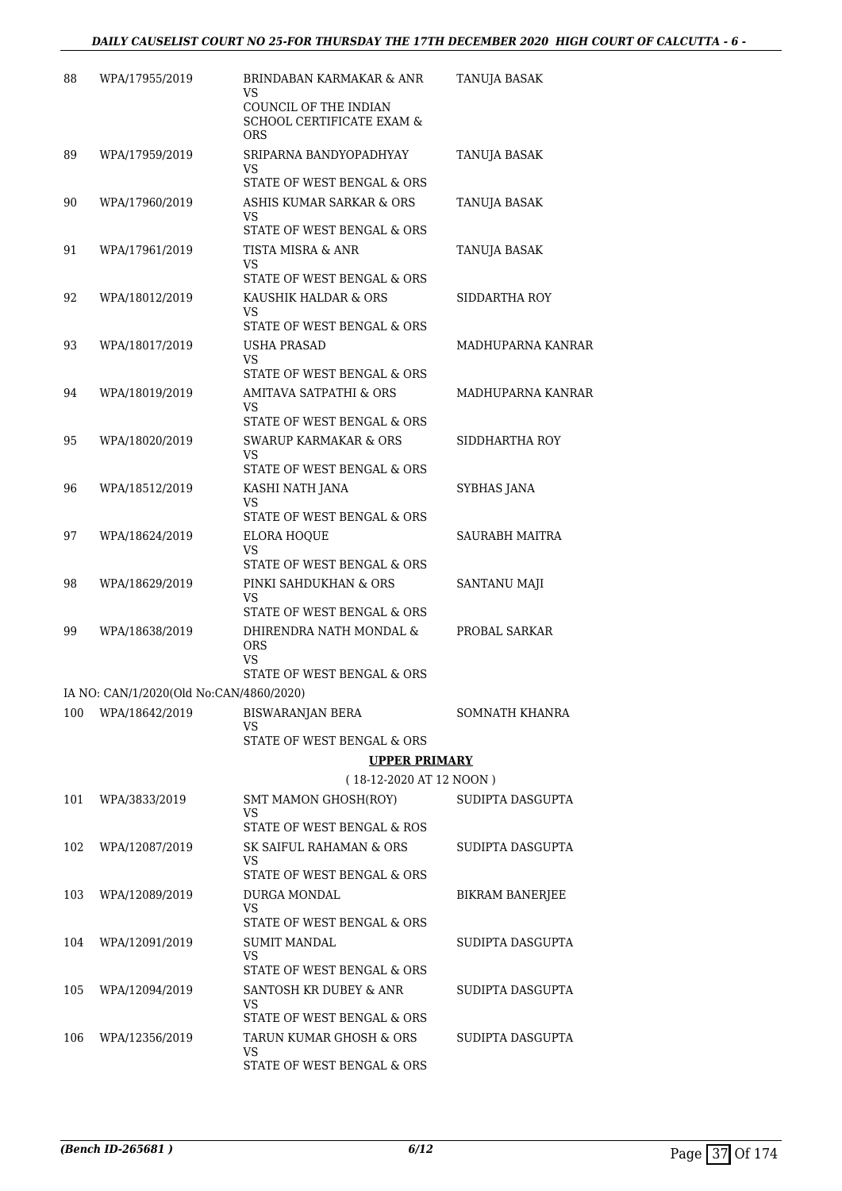| | | | |
|---|---|---|---|
| 88 | WPA/17955/2019 | BRINDABAN KARMAKAR & ANR<br>VS<br>COUNCIL OF THE INDIAN SCHOOL CERTIFICATE EXAM & ORS | TANUJA BASAK |
| 89 | WPA/17959/2019 | SRIPARNA BANDYOPADHYAY<br>VS<br>STATE OF WEST BENGAL & ORS | TANUJA BASAK |
| 90 | WPA/17960/2019 | ASHIS KUMAR SARKAR & ORS<br>VS<br>STATE OF WEST BENGAL & ORS | TANUJA BASAK |
| 91 | WPA/17961/2019 | TISTA MISRA & ANR<br>VS<br>STATE OF WEST BENGAL & ORS | TANUJA BASAK |
| 92 | WPA/18012/2019 | KAUSHIK HALDAR & ORS<br>VS<br>STATE OF WEST BENGAL & ORS | SIDDARTHA ROY |
| 93 | WPA/18017/2019 | USHA PRASAD<br>VS<br>STATE OF WEST BENGAL & ORS | MADHUPARNA KANRAR |
| 94 | WPA/18019/2019 | AMITAVA SATPATHI & ORS<br>VS<br>STATE OF WEST BENGAL & ORS | MADHUPARNA KANRAR |
| 95 | WPA/18020/2019 | SWARUP KARMAKAR & ORS<br>VS<br>STATE OF WEST BENGAL & ORS | SIDDHARTHA ROY |
| 96 | WPA/18512/2019 | KASHI NATH JANA<br>VS<br>STATE OF WEST BENGAL & ORS | SYBHAS JANA |
| 97 | WPA/18624/2019 | ELORA HOQUE<br>VS<br>STATE OF WEST BENGAL & ORS | SAURABH MAITRA |
| 98 | WPA/18629/2019 | PINKI SAHDUKHAN & ORS<br>VS<br>STATE OF WEST BENGAL & ORS | SANTANU MAJI |
| 99 | WPA/18638/2019 | DHIRENDRA NATH MONDAL & ORS<br>VS<br>STATE OF WEST BENGAL & ORS | PROBAL SARKAR |
| | IA NO: CAN/1/2020(Old No:CAN/4860/2020) | | |
| 100 | WPA/18642/2019 | BISWARANJAN BERA<br>VS<br>STATE OF WEST BENGAL & ORS | SOMNATH KHANRA |

**UPPER PRIMARY**

( 18-12-2020 AT 12 NOON )

| | | | |
|---|---|---|---|
| 101 | WPA/3833/2019 | SMT MAMON GHOSH(ROY)<br>VS<br>STATE OF WEST BENGAL & ROS | SUDIPTA DASGUPTA |
| 102 | WPA/12087/2019 | SK SAIFUL RAHAMAN & ORS<br>VS<br>STATE OF WEST BENGAL & ORS | SUDIPTA DASGUPTA |
| 103 | WPA/12089/2019 | DURGA MONDAL<br>VS<br>STATE OF WEST BENGAL & ORS | BIKRAM BANERJEE |
| 104 | WPA/12091/2019 | SUMIT MANDAL<br>VS<br>STATE OF WEST BENGAL & ORS | SUDIPTA DASGUPTA |
| 105 | WPA/12094/2019 | SANTOSH KR DUBEY & ANR<br>VS<br>STATE OF WEST BENGAL & ORS | SUDIPTA DASGUPTA |
| 106 | WPA/12356/2019 | TARUN KUMAR GHOSH & ORS<br>VS<br>STATE OF WEST BENGAL & ORS | SUDIPTA DASGUPTA |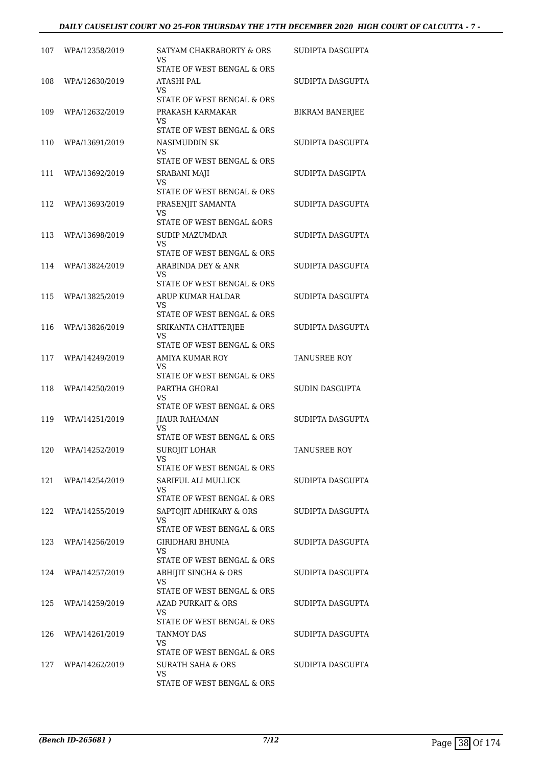| | | | |
|---|---|---|---|
| 107 | WPA/12358/2019 | SATYAM CHAKRABORTY & ORS<br>VS<br>STATE OF WEST BENGAL & ORS | SUDIPTA DASGUPTA |
| 108 | WPA/12630/2019 | ATASHI PAL<br>VS<br>STATE OF WEST BENGAL & ORS | SUDIPTA DASGUPTA |
| 109 | WPA/12632/2019 | PRAKASH KARMAKAR<br>VS<br>STATE OF WEST BENGAL & ORS | BIKRAM BANERJEE |
| 110 | WPA/13691/2019 | NASIMUDDIN SK<br>VS<br>STATE OF WEST BENGAL & ORS | SUDIPTA DASGUPTA |
| 111 | WPA/13692/2019 | SRABANI MAJI<br>VS<br>STATE OF WEST BENGAL & ORS | SUDIPTA DASGIPTA |
| 112 | WPA/13693/2019 | PRASENJIT SAMANTA<br>VS<br>STATE OF WEST BENGAL &ORS | SUDIPTA DASGUPTA |
| 113 | WPA/13698/2019 | SUDIP MAZUMDAR<br>VS<br>STATE OF WEST BENGAL & ORS | SUDIPTA DASGUPTA |
| 114 | WPA/13824/2019 | ARABINDA DEY & ANR<br>VS<br>STATE OF WEST BENGAL & ORS | SUDIPTA DASGUPTA |
| 115 | WPA/13825/2019 | ARUP KUMAR HALDAR<br>VS<br>STATE OF WEST BENGAL & ORS | SUDIPTA DASGUPTA |
| 116 | WPA/13826/2019 | SRIKANTA CHATTERJEE<br>VS<br>STATE OF WEST BENGAL & ORS | SUDIPTA DASGUPTA |
| 117 | WPA/14249/2019 | AMIYA KUMAR ROY<br>VS<br>STATE OF WEST BENGAL & ORS | TANUSREE ROY |
| 118 | WPA/14250/2019 | PARTHA GHORAI<br>VS<br>STATE OF WEST BENGAL & ORS | SUDIN DASGUPTA |
| 119 | WPA/14251/2019 | JIAUR RAHAMAN<br>VS<br>STATE OF WEST BENGAL & ORS | SUDIPTA DASGUPTA |
| 120 | WPA/14252/2019 | SUROJIT LOHAR<br>VS<br>STATE OF WEST BENGAL & ORS | TANUSREE ROY |
| 121 | WPA/14254/2019 | SARIFUL ALI MULLICK<br>VS<br>STATE OF WEST BENGAL & ORS | SUDIPTA DASGUPTA |
| 122 | WPA/14255/2019 | SAPTOJIT ADHIKARY & ORS<br>VS<br>STATE OF WEST BENGAL & ORS | SUDIPTA DASGUPTA |
| 123 | WPA/14256/2019 | GIRIDHARI BHUNIA<br>VS<br>STATE OF WEST BENGAL & ORS | SUDIPTA DASGUPTA |
| 124 | WPA/14257/2019 | ABHIJIT SINGHA & ORS<br>VS<br>STATE OF WEST BENGAL & ORS | SUDIPTA DASGUPTA |
| 125 | WPA/14259/2019 | AZAD PURKAIT & ORS<br>VS<br>STATE OF WEST BENGAL & ORS | SUDIPTA DASGUPTA |
| 126 | WPA/14261/2019 | TANMOY DAS<br>VS<br>STATE OF WEST BENGAL & ORS | SUDIPTA DASGUPTA |
| 127 | WPA/14262/2019 | SURATH SAHA & ORS<br>VS<br>STATE OF WEST BENGAL & ORS | SUDIPTA DASGUPTA |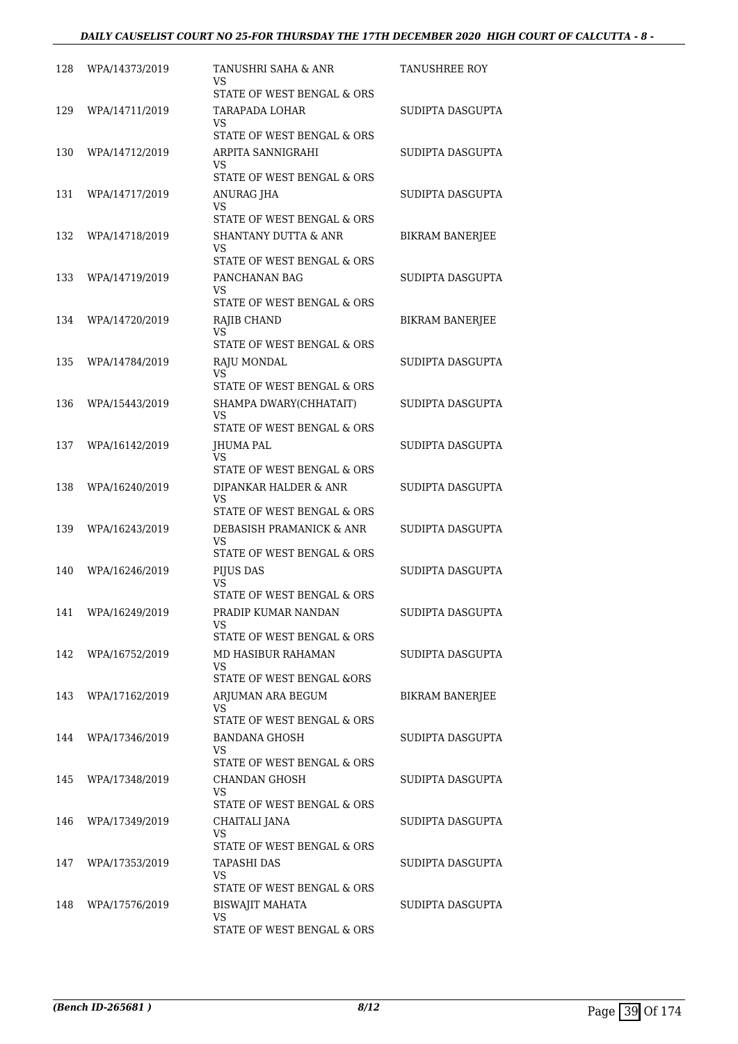| | | | |
|---|---|---|---|
| 128 | WPA/14373/2019 | TANUSHRI SAHA & ANR<br>VS<br>STATE OF WEST BENGAL & ORS | TANUSHREE ROY |
| 129 | WPA/14711/2019 | TARAPADA LOHAR<br>VS<br>STATE OF WEST BENGAL & ORS | SUDIPTA DASGUPTA |
| 130 | WPA/14712/2019 | ARPITA SANNIGRAHI<br>VS<br>STATE OF WEST BENGAL & ORS | SUDIPTA DASGUPTA |
| 131 | WPA/14717/2019 | ANURAG JHA<br>VS<br>STATE OF WEST BENGAL & ORS | SUDIPTA DASGUPTA |
| 132 | WPA/14718/2019 | SHANTANY DUTTA & ANR<br>VS<br>STATE OF WEST BENGAL & ORS | BIKRAM BANERJEE |
| 133 | WPA/14719/2019 | PANCHANAN BAG<br>VS<br>STATE OF WEST BENGAL & ORS | SUDIPTA DASGUPTA |
| 134 | WPA/14720/2019 | RAJIB CHAND<br>VS<br>STATE OF WEST BENGAL & ORS | BIKRAM BANERJEE |
| 135 | WPA/14784/2019 | RAJU MONDAL<br>VS<br>STATE OF WEST BENGAL & ORS | SUDIPTA DASGUPTA |
| 136 | WPA/15443/2019 | SHAMPA DWARY(CHHATAIT)<br>VS<br>STATE OF WEST BENGAL & ORS | SUDIPTA DASGUPTA |
| 137 | WPA/16142/2019 | JHUMA PAL<br>VS<br>STATE OF WEST BENGAL & ORS | SUDIPTA DASGUPTA |
| 138 | WPA/16240/2019 | DIPANKAR HALDER & ANR<br>VS<br>STATE OF WEST BENGAL & ORS | SUDIPTA DASGUPTA |
| 139 | WPA/16243/2019 | DEBASISH PRAMANICK & ANR<br>VS<br>STATE OF WEST BENGAL & ORS | SUDIPTA DASGUPTA |
| 140 | WPA/16246/2019 | PIJUS DAS<br>VS<br>STATE OF WEST BENGAL & ORS | SUDIPTA DASGUPTA |
| 141 | WPA/16249/2019 | PRADIP KUMAR NANDAN<br>VS<br>STATE OF WEST BENGAL & ORS | SUDIPTA DASGUPTA |
| 142 | WPA/16752/2019 | MD HASIBUR RAHAMAN<br>VS<br>STATE OF WEST BENGAL &ORS | SUDIPTA DASGUPTA |
| 143 | WPA/17162/2019 | ARJUMAN ARA BEGUM<br>VS<br>STATE OF WEST BENGAL & ORS | BIKRAM BANERJEE |
| 144 | WPA/17346/2019 | BANDANA GHOSH<br>VS<br>STATE OF WEST BENGAL & ORS | SUDIPTA DASGUPTA |
| 145 | WPA/17348/2019 | CHANDAN GHOSH<br>VS<br>STATE OF WEST BENGAL & ORS | SUDIPTA DASGUPTA |
| 146 | WPA/17349/2019 | CHAITALI JANA<br>VS<br>STATE OF WEST BENGAL & ORS | SUDIPTA DASGUPTA |
| 147 | WPA/17353/2019 | TAPASHI DAS<br>VS<br>STATE OF WEST BENGAL & ORS | SUDIPTA DASGUPTA |
| 148 | WPA/17576/2019 | BISWAJIT MAHATA<br>VS<br>STATE OF WEST BENGAL & ORS | SUDIPTA DASGUPTA |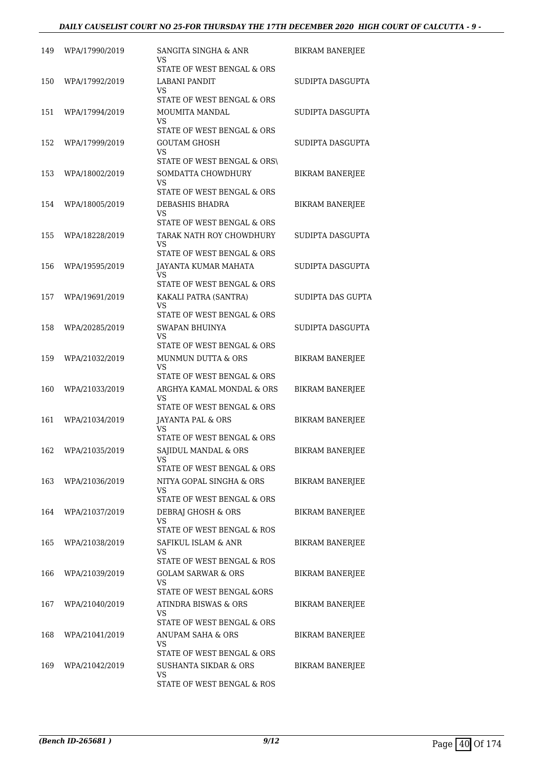| | | | |
|---|---|---|---|
| 149 | WPA/17990/2019 | SANGITA SINGHA & ANR<br>VS<br>STATE OF WEST BENGAL & ORS | BIKRAM BANERJEE |
| 150 | WPA/17992/2019 | LABANI PANDIT<br>VS<br>STATE OF WEST BENGAL & ORS | SUDIPTA DASGUPTA |
| 151 | WPA/17994/2019 | MOUMITA MANDAL<br>VS<br>STATE OF WEST BENGAL & ORS | SUDIPTA DASGUPTA |
| 152 | WPA/17999/2019 | GOUTAM GHOSH<br>VS<br>STATE OF WEST BENGAL & ORS\ | SUDIPTA DASGUPTA |
| 153 | WPA/18002/2019 | SOMDATTA CHOWDHURY<br>VS<br>STATE OF WEST BENGAL & ORS | BIKRAM BANERJEE |
| 154 | WPA/18005/2019 | DEBASHIS BHADRA<br>VS<br>STATE OF WEST BENGAL & ORS | BIKRAM BANERJEE |
| 155 | WPA/18228/2019 | TARAK NATH ROY CHOWDHURY<br>VS<br>STATE OF WEST BENGAL & ORS | SUDIPTA DASGUPTA |
| 156 | WPA/19595/2019 | JAYANTA KUMAR MAHATA<br>VS<br>STATE OF WEST BENGAL & ORS | SUDIPTA DASGUPTA |
| 157 | WPA/19691/2019 | KAKALI PATRA (SANTRA)<br>VS<br>STATE OF WEST BENGAL & ORS | SUDIPTA DAS GUPTA |
| 158 | WPA/20285/2019 | SWAPAN BHUINYA<br>VS<br>STATE OF WEST BENGAL & ORS | SUDIPTA DASGUPTA |
| 159 | WPA/21032/2019 | MUNMUN DUTTA & ORS<br>VS<br>STATE OF WEST BENGAL & ORS | BIKRAM BANERJEE |
| 160 | WPA/21033/2019 | ARGHYA KAMAL MONDAL & ORS<br>VS<br>STATE OF WEST BENGAL & ORS | BIKRAM BANERJEE |
| 161 | WPA/21034/2019 | JAYANTA PAL & ORS<br>VS<br>STATE OF WEST BENGAL & ORS | BIKRAM BANERJEE |
| 162 | WPA/21035/2019 | SAJIDUL MANDAL & ORS<br>VS<br>STATE OF WEST BENGAL & ORS | BIKRAM BANERJEE |
| 163 | WPA/21036/2019 | NITYA GOPAL SINGHA & ORS<br>VS<br>STATE OF WEST BENGAL & ORS | BIKRAM BANERJEE |
| 164 | WPA/21037/2019 | DEBRAJ GHOSH & ORS<br>VS<br>STATE OF WEST BENGAL & ROS | BIKRAM BANERJEE |
| 165 | WPA/21038/2019 | SAFIKUL ISLAM & ANR<br>VS<br>STATE OF WEST BENGAL & ROS | BIKRAM BANERJEE |
| 166 | WPA/21039/2019 | GOLAM SARWAR & ORS<br>VS<br>STATE OF WEST BENGAL &ORS | BIKRAM BANERJEE |
| 167 | WPA/21040/2019 | ATINDRA BISWAS & ORS<br>VS<br>STATE OF WEST BENGAL & ORS | BIKRAM BANERJEE |
| 168 | WPA/21041/2019 | ANUPAM SAHA & ORS<br>VS<br>STATE OF WEST BENGAL & ORS | BIKRAM BANERJEE |
| 169 | WPA/21042/2019 | SUSHANTA SIKDAR & ORS<br>VS<br>STATE OF WEST BENGAL & ROS | BIKRAM BANERJEE |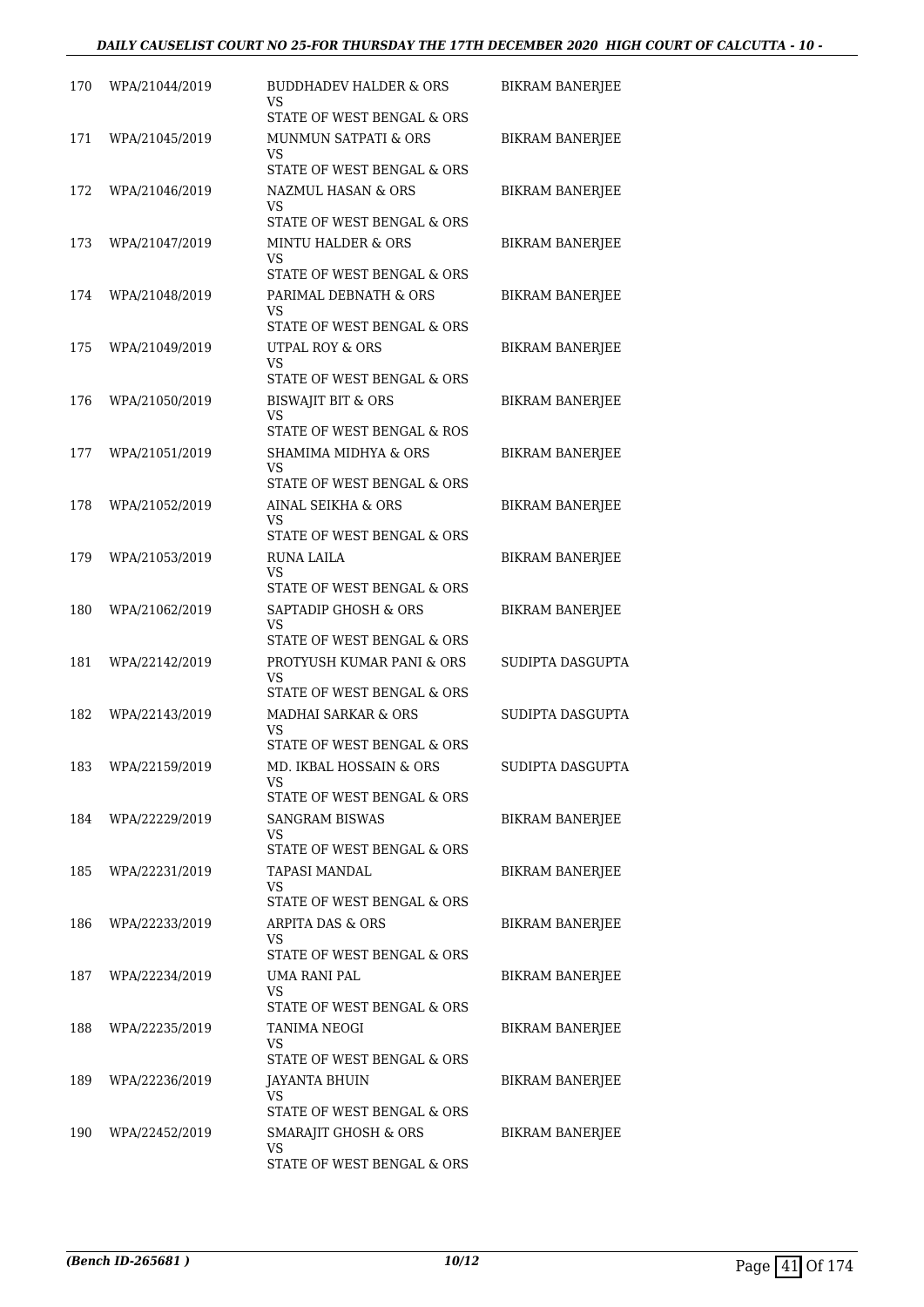| 170 | WPA/21044/2019 | BUDDHADEV HALDER & ORS<br>VS<br>STATE OF WEST BENGAL & ORS | BIKRAM BANERJEE |
|---|---|---|---|
| 171 | WPA/21045/2019 | MUNMUN SATPATI & ORS<br>VS<br>STATE OF WEST BENGAL & ORS | BIKRAM BANERJEE |
| 172 | WPA/21046/2019 | NAZMUL HASAN & ORS<br>VS<br>STATE OF WEST BENGAL & ORS | BIKRAM BANERJEE |
| 173 | WPA/21047/2019 | MINTU HALDER & ORS<br>VS<br>STATE OF WEST BENGAL & ORS | BIKRAM BANERJEE |
| 174 | WPA/21048/2019 | PARIMAL DEBNATH & ORS<br>VS<br>STATE OF WEST BENGAL & ORS | BIKRAM BANERJEE |
| 175 | WPA/21049/2019 | UTPAL ROY & ORS<br>VS<br>STATE OF WEST BENGAL & ORS | BIKRAM BANERJEE |
| 176 | WPA/21050/2019 | BISWAJIT BIT & ORS<br>VS<br>STATE OF WEST BENGAL & ROS | BIKRAM BANERJEE |
| 177 | WPA/21051/2019 | SHAMIMA MIDHYA & ORS<br>VS<br>STATE OF WEST BENGAL & ORS | BIKRAM BANERJEE |
| 178 | WPA/21052/2019 | AINAL SEIKHA & ORS<br>VS<br>STATE OF WEST BENGAL & ORS | BIKRAM BANERJEE |
| 179 | WPA/21053/2019 | RUNA LAILA<br>VS<br>STATE OF WEST BENGAL & ORS | BIKRAM BANERJEE |
| 180 | WPA/21062/2019 | SAPTADIP GHOSH & ORS<br>VS<br>STATE OF WEST BENGAL & ORS | BIKRAM BANERJEE |
| 181 | WPA/22142/2019 | PROTYUSH KUMAR PANI & ORS<br>VS<br>STATE OF WEST BENGAL & ORS | SUDIPTA DASGUPTA |
| 182 | WPA/22143/2019 | MADHAI SARKAR & ORS<br>VS<br>STATE OF WEST BENGAL & ORS | SUDIPTA DASGUPTA |
| 183 | WPA/22159/2019 | MD. IKBAL HOSSAIN & ORS<br>VS<br>STATE OF WEST BENGAL & ORS | SUDIPTA DASGUPTA |
| 184 | WPA/22229/2019 | SANGRAM BISWAS<br>VS<br>STATE OF WEST BENGAL & ORS | BIKRAM BANERJEE |
| 185 | WPA/22231/2019 | TAPASI MANDAL<br>VS<br>STATE OF WEST BENGAL & ORS | BIKRAM BANERJEE |
| 186 | WPA/22233/2019 | ARPITA DAS & ORS<br>VS<br>STATE OF WEST BENGAL & ORS | BIKRAM BANERJEE |
| 187 | WPA/22234/2019 | UMA RANI PAL<br>VS<br>STATE OF WEST BENGAL & ORS | BIKRAM BANERJEE |
| 188 | WPA/22235/2019 | TANIMA NEOGI<br>VS<br>STATE OF WEST BENGAL & ORS | BIKRAM BANERJEE |
| 189 | WPA/22236/2019 | JAYANTA BHUIN<br>VS<br>STATE OF WEST BENGAL & ORS | BIKRAM BANERJEE |
| 190 | WPA/22452/2019 | SMARAJIT GHOSH & ORS<br>VS<br>STATE OF WEST BENGAL & ORS | BIKRAM BANERJEE |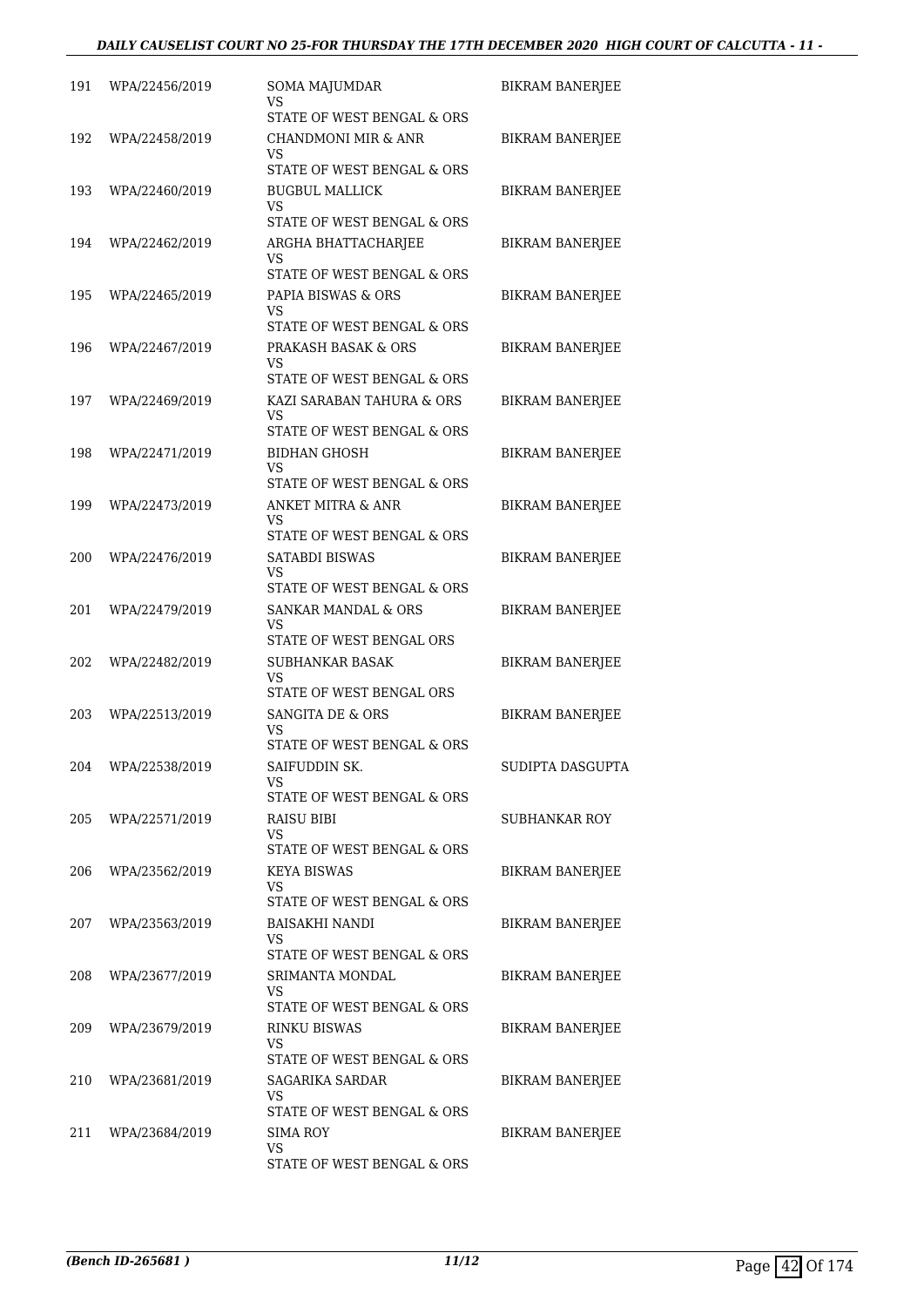| | | | |
|---|---|---|---|
| 191 | WPA/22456/2019 | SOMA MAJUMDAR<br>VS<br>STATE OF WEST BENGAL & ORS | BIKRAM BANERJEE |
| 192 | WPA/22458/2019 | CHANDMONI MIR & ANR<br>VS<br>STATE OF WEST BENGAL & ORS | BIKRAM BANERJEE |
| 193 | WPA/22460/2019 | BUGBUL MALLICK<br>VS<br>STATE OF WEST BENGAL & ORS | BIKRAM BANERJEE |
| 194 | WPA/22462/2019 | ARGHA BHATTACHARJEE<br>VS<br>STATE OF WEST BENGAL & ORS | BIKRAM BANERJEE |
| 195 | WPA/22465/2019 | PAPIA BISWAS & ORS<br>VS<br>STATE OF WEST BENGAL & ORS | BIKRAM BANERJEE |
| 196 | WPA/22467/2019 | PRAKASH BASAK & ORS<br>VS<br>STATE OF WEST BENGAL & ORS | BIKRAM BANERJEE |
| 197 | WPA/22469/2019 | KAZI SARABAN TAHURA & ORS<br>VS<br>STATE OF WEST BENGAL & ORS | BIKRAM BANERJEE |
| 198 | WPA/22471/2019 | BIDHAN GHOSH<br>VS<br>STATE OF WEST BENGAL & ORS | BIKRAM BANERJEE |
| 199 | WPA/22473/2019 | ANKET MITRA & ANR<br>VS<br>STATE OF WEST BENGAL & ORS | BIKRAM BANERJEE |
| 200 | WPA/22476/2019 | SATABDI BISWAS<br>VS<br>STATE OF WEST BENGAL & ORS | BIKRAM BANERJEE |
| 201 | WPA/22479/2019 | SANKAR MANDAL & ORS<br>VS<br>STATE OF WEST BENGAL ORS | BIKRAM BANERJEE |
| 202 | WPA/22482/2019 | SUBHANKAR BASAK<br>VS<br>STATE OF WEST BENGAL ORS | BIKRAM BANERJEE |
| 203 | WPA/22513/2019 | SANGITA DE & ORS<br>VS<br>STATE OF WEST BENGAL & ORS | BIKRAM BANERJEE |
| 204 | WPA/22538/2019 | SAIFUDDIN SK.<br>VS<br>STATE OF WEST BENGAL & ORS | SUDIPTA DASGUPTA |
| 205 | WPA/22571/2019 | RAISU BIBI<br>VS<br>STATE OF WEST BENGAL & ORS | SUBHANKAR ROY |
| 206 | WPA/23562/2019 | KEYA BISWAS<br>VS<br>STATE OF WEST BENGAL & ORS | BIKRAM BANERJEE |
| 207 | WPA/23563/2019 | BAISAKHI NANDI<br>VS<br>STATE OF WEST BENGAL & ORS | BIKRAM BANERJEE |
| 208 | WPA/23677/2019 | SRIMANTA MONDAL<br>VS<br>STATE OF WEST BENGAL & ORS | BIKRAM BANERJEE |
| 209 | WPA/23679/2019 | RINKU BISWAS<br>VS<br>STATE OF WEST BENGAL & ORS | BIKRAM BANERJEE |
| 210 | WPA/23681/2019 | SAGARIKA SARDAR<br>VS<br>STATE OF WEST BENGAL & ORS | BIKRAM BANERJEE |
| 211 | WPA/23684/2019 | SIMA ROY<br>VS<br>STATE OF WEST BENGAL & ORS | BIKRAM BANERJEE |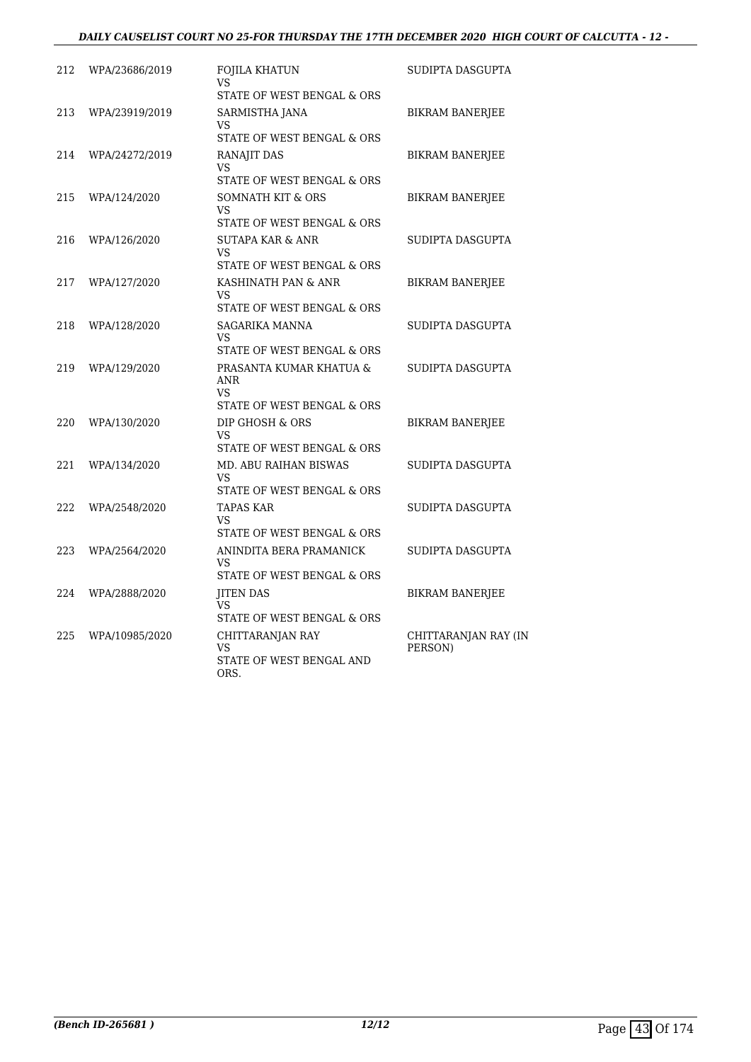| | | | |
|---|---|---|---|
| 212 | WPA/23686/2019 | FOJILA KHATUN<br>VS<br>STATE OF WEST BENGAL & ORS | SUDIPTA DASGUPTA |
| 213 | WPA/23919/2019 | SARMISTHA JANA<br>VS<br>STATE OF WEST BENGAL & ORS | BIKRAM BANERJEE |
| 214 | WPA/24272/2019 | RANAJIT DAS<br>VS<br>STATE OF WEST BENGAL & ORS | BIKRAM BANERJEE |
| 215 | WPA/124/2020 | SOMNATH KIT & ORS<br>VS<br>STATE OF WEST BENGAL & ORS | BIKRAM BANERJEE |
| 216 | WPA/126/2020 | SUTAPA KAR & ANR<br>VS<br>STATE OF WEST BENGAL & ORS | SUDIPTA DASGUPTA |
| 217 | WPA/127/2020 | KASHINATH PAN & ANR<br>VS<br>STATE OF WEST BENGAL & ORS | BIKRAM BANERJEE |
| 218 | WPA/128/2020 | SAGARIKA MANNA<br>VS<br>STATE OF WEST BENGAL & ORS | SUDIPTA DASGUPTA |
| 219 | WPA/129/2020 | PRASANTA KUMAR KHATUA & ANR<br>VS<br>STATE OF WEST BENGAL & ORS | SUDIPTA DASGUPTA |
| 220 | WPA/130/2020 | DIP GHOSH & ORS<br>VS<br>STATE OF WEST BENGAL & ORS | BIKRAM BANERJEE |
| 221 | WPA/134/2020 | MD. ABU RAIHAN BISWAS<br>VS<br>STATE OF WEST BENGAL & ORS | SUDIPTA DASGUPTA |
| 222 | WPA/2548/2020 | TAPAS KAR<br>VS<br>STATE OF WEST BENGAL & ORS | SUDIPTA DASGUPTA |
| 223 | WPA/2564/2020 | ANINDITA BERA PRAMANICK<br>VS<br>STATE OF WEST BENGAL & ORS | SUDIPTA DASGUPTA |
| 224 | WPA/2888/2020 | JITEN DAS<br>VS<br>STATE OF WEST BENGAL & ORS | BIKRAM BANERJEE |
| 225 | WPA/10985/2020 | CHITTARANJAN RAY<br>VS<br>STATE OF WEST BENGAL AND ORS. | CHITTARANJAN RAY (IN PERSON) |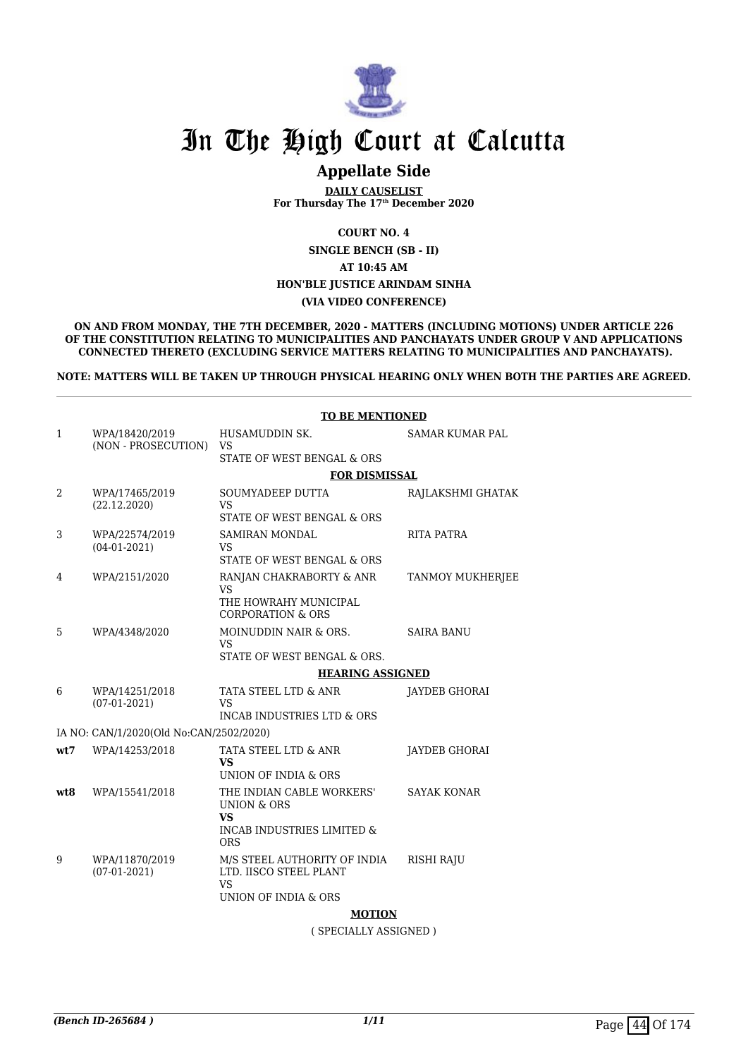# In The High Court at Calcutta

## Appellate Side

**DAILY CAUSELIST**
**For Thursday The 17th December 2020**

**COURT NO. 4**

**SINGLE BENCH (SB - II)**

**AT 10:45 AM**

**HON'BLE JUSTICE ARINDAM SINHA**

**(VIA VIDEO CONFERENCE)**

**ON AND FROM MONDAY, THE 7TH DECEMBER, 2020 - MATTERS (INCLUDING MOTIONS) UNDER ARTICLE 226 OF THE CONSTITUTION RELATING TO MUNICIPALITIES AND PANCHAYATS UNDER GROUP V AND APPLICATIONS CONNECTED THERETO (EXCLUDING SERVICE MATTERS RELATING TO MUNICIPALITIES AND PANCHAYATS).**

**NOTE: MATTERS WILL BE TAKEN UP THROUGH PHYSICAL HEARING ONLY WHEN BOTH THE PARTIES ARE AGREED.**

**TO BE MENTIONED**

| | | | |
|---|---|---|---|
| 1 | WPA/18420/2019 (NON - PROSECUTION) | HUSAMUDDIN SK. VS STATE OF WEST BENGAL & ORS | SAMAR KUMAR PAL |

**FOR DISMISSAL**

| | | | |
|---|---|---|---|
| 2 | WPA/17465/2019 (22.12.2020) | SOUMYADEEP DUTTA VS STATE OF WEST BENGAL & ORS | RAJLAKSHMI GHATAK |
| 3 | WPA/22574/2019 (04-01-2021) | SAMIRAN MONDAL VS STATE OF WEST BENGAL & ORS | RITA PATRA |
| 4 | WPA/2151/2020 | RANJAN CHAKRABORTY & ANR VS THE HOWRAHY MUNICIPAL CORPORATION & ORS | TANMOY MUKHERJEE |
| 5 | WPA/4348/2020 | MOINUDDIN NAIR & ORS. VS STATE OF WEST BENGAL & ORS. | SAIRA BANU |

**HEARING ASSIGNED**

| | | | |
|---|---|---|---|
| 6 | WPA/14251/2018 (07-01-2021) | TATA STEEL LTD & ANR VS INCAB INDUSTRIES LTD & ORS | JAYDEB GHORAI |
| | IA NO: CAN/1/2020(Old No:CAN/2502/2020) | | |
| **wt7** | WPA/14253/2018 | TATA STEEL LTD & ANR **VS** UNION OF INDIA & ORS | JAYDEB GHORAI |
| **wt8** | WPA/15541/2018 | THE INDIAN CABLE WORKERS' UNION & ORS **VS** INCAB INDUSTRIES LIMITED & ORS | SAYAK KONAR |
| 9 | WPA/11870/2019 (07-01-2021) | M/S STEEL AUTHORITY OF INDIA LTD. IISCO STEEL PLANT VS UNION OF INDIA & ORS | RISHI RAJU |

**MOTION**

( SPECIALLY ASSIGNED )

*(Bench ID-265684 )*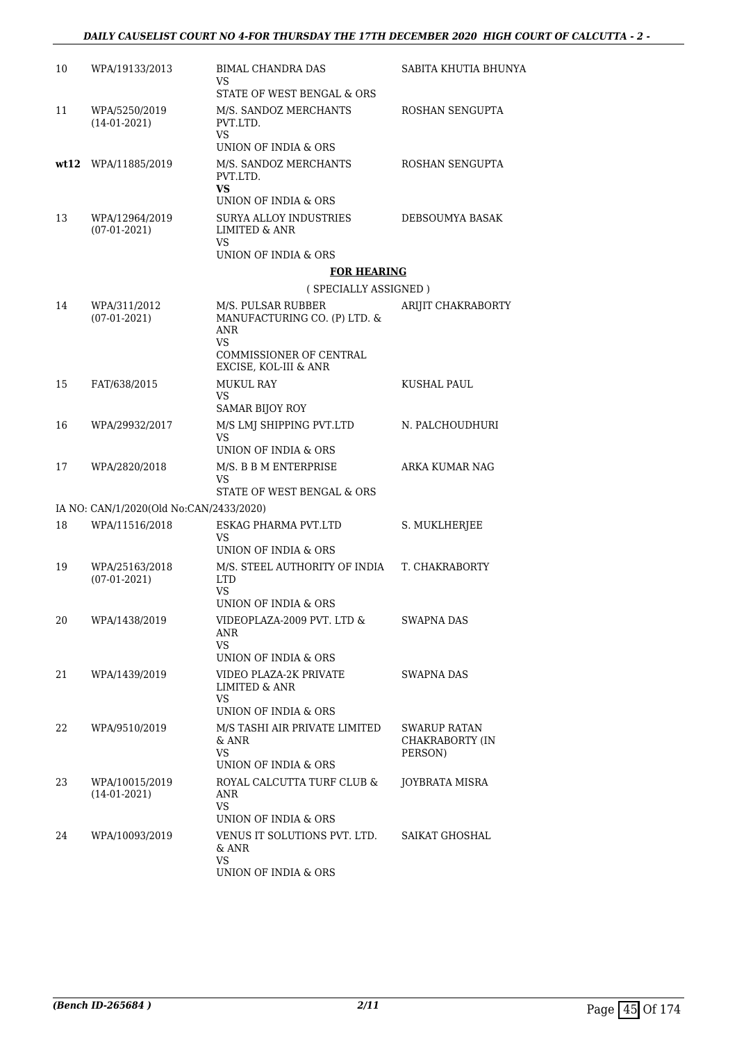| | | | |
|---|---|---|---|
| 10 | WPA/19133/2013 | BIMAL CHANDRA DAS<br>VS<br>STATE OF WEST BENGAL & ORS | SABITA KHUTIA BHUNYA |
| 11 | WPA/5250/2019<br>(14-01-2021) | M/S. SANDOZ MERCHANTS PVT.LTD.<br>VS<br>UNION OF INDIA & ORS | ROSHAN SENGUPTA |
| **wt12** | WPA/11885/2019 | M/S. SANDOZ MERCHANTS PVT.LTD.<br>**VS**<br>UNION OF INDIA & ORS | ROSHAN SENGUPTA |
| 13 | WPA/12964/2019<br>(07-01-2021) | SURYA ALLOY INDUSTRIES LIMITED & ANR<br>VS<br>UNION OF INDIA & ORS | DEBSOUMYA BASAK |

**FOR HEARING**

( SPECIALLY ASSIGNED )

| | | | |
|---|---|---|---|
| 14 | WPA/311/2012<br>(07-01-2021) | M/S. PULSAR RUBBER MANUFACTURING CO. (P) LTD. & ANR<br>VS<br>COMMISSIONER OF CENTRAL EXCISE, KOL-III & ANR | ARIJIT CHAKRABORTY |
| 15 | FAT/638/2015 | MUKUL RAY<br>VS<br>SAMAR BIJOY ROY | KUSHAL PAUL |
| 16 | WPA/29932/2017 | M/S LMJ SHIPPING PVT.LTD<br>VS<br>UNION OF INDIA & ORS | N. PALCHOUDHURI |
| 17 | WPA/2820/2018 | M/S. B B M ENTERPRISE<br>VS<br>STATE OF WEST BENGAL & ORS | ARKA KUMAR NAG |
| | IA NO: CAN/1/2020(Old No:CAN/2433/2020) | | |
| 18 | WPA/11516/2018 | ESKAG PHARMA PVT.LTD<br>VS<br>UNION OF INDIA & ORS | S. MUKLHERJEE |
| 19 | WPA/25163/2018<br>(07-01-2021) | M/S. STEEL AUTHORITY OF INDIA LTD<br>VS<br>UNION OF INDIA & ORS | T. CHAKRABORTY |
| 20 | WPA/1438/2019 | VIDEOPLAZA-2009 PVT. LTD & ANR<br>VS<br>UNION OF INDIA & ORS | SWAPNA DAS |
| 21 | WPA/1439/2019 | VIDEO PLAZA-2K PRIVATE LIMITED & ANR<br>VS<br>UNION OF INDIA & ORS | SWAPNA DAS |
| 22 | WPA/9510/2019 | M/S TASHI AIR PRIVATE LIMITED & ANR<br>VS<br>UNION OF INDIA & ORS | SWARUP RATAN CHAKRABORTY (IN PERSON) |
| 23 | WPA/10015/2019<br>(14-01-2021) | ROYAL CALCUTTA TURF CLUB & ANR<br>VS<br>UNION OF INDIA & ORS | JOYBRATA MISRA |
| 24 | WPA/10093/2019 | VENUS IT SOLUTIONS PVT. LTD. & ANR<br>VS<br>UNION OF INDIA & ORS | SAIKAT GHOSHAL |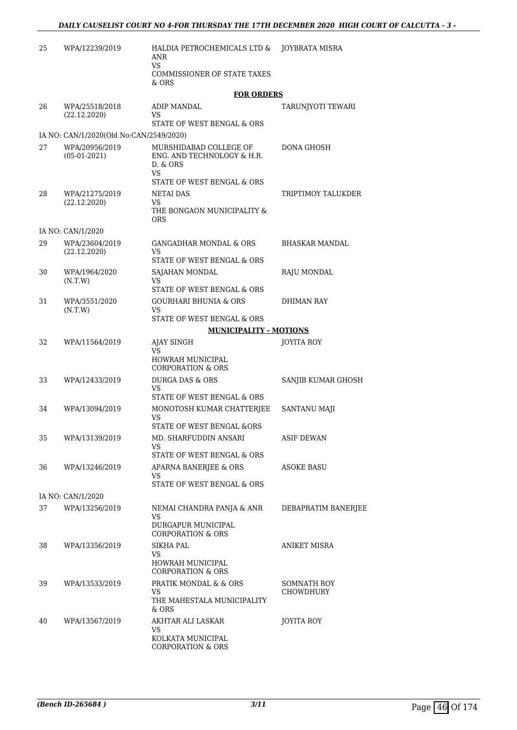| | | | |
|---|---|---|---|
| 25 | WPA/12239/2019 | HALDIA PETROCHEMICALS LTD & ANR<br>VS<br>COMMISSIONER OF STATE TAXES & ORS | JOYBRATA MISRA |

**FOR ORDERS**

| | | | |
|---|---|---|---|
| 26 | WPA/25518/2018<br>(22.12.2020) | ADIP MANDAL<br>VS<br>STATE OF WEST BENGAL & ORS | TARUNJYOTI TEWARI |
| | IA NO: CAN/1/2020(Old No:CAN/2549/2020) | | |
| 27 | WPA/20956/2019<br>(05-01-2021) | MURSHIDABAD COLLEGE OF ENG. AND TECHNOLOGY & H.R. D. & ORS<br>VS<br>STATE OF WEST BENGAL & ORS | DONA GHOSH |
| 28 | WPA/21275/2019<br>(22.12.2020) | NETAI DAS<br>VS<br>THE BONGAON MUNICIPALITY & ORS | TRIPTIMOY TALUKDER |
| | IA NO: CAN/1/2020 | | |
| 29 | WPA/23604/2019<br>(22.12.2020) | GANGADHAR MONDAL & ORS<br>VS<br>STATE OF WEST BENGAL & ORS | BHASKAR MANDAL |
| 30 | WPA/1964/2020<br>(N.T.W) | SAJAHAN MONDAL<br>VS<br>STATE OF WEST BENGAL & ORS | RAJU MONDAL |
| 31 | WPA/3551/2020<br>(N.T.W) | GOURHARI BHUNIA & ORS<br>VS<br>STATE OF WEST BENGAL & ORS | DHIMAN RAY |

**MUNICIPALITY - MOTIONS**

| | | | |
|---|---|---|---|
| 32 | WPA/11564/2019 | AJAY SINGH<br>VS<br>HOWRAH MUNICIPAL CORPORATION & ORS | JOYITA ROY |
| 33 | WPA/12433/2019 | DURGA DAS & ORS<br>VS<br>STATE OF WEST BENGAL & ORS | SANJIB KUMAR GHOSH |
| 34 | WPA/13094/2019 | MONOTOSH KUMAR CHATTERJEE<br>VS<br>STATE OF WEST BENGAL &ORS | SANTANU MAJI |
| 35 | WPA/13139/2019 | MD. SHARFUDDIN ANSARI<br>VS<br>STATE OF WEST BENGAL & ORS | ASIF DEWAN |
| 36 | WPA/13246/2019 | APARNA BANERJEE & ORS<br>VS<br>STATE OF WEST BENGAL & ORS | ASOKE BASU |
| | IA NO: CAN/1/2020 | | |
| 37 | WPA/13256/2019 | NEMAI CHANDRA PANJA & ANR<br>VS<br>DURGAPUR MUNICIPAL CORPORATION & ORS | DEBAPRATIM BANERJEE |
| 38 | WPA/13356/2019 | SIKHA PAL<br>VS<br>HOWRAH MUNICIPAL CORPORATION & ORS | ANIKET MISRA |
| 39 | WPA/13533/2019 | PRATIK MONDAL & & ORS<br>VS<br>THE MAHESTALA MUNICIPALITY & ORS | SOMNATH ROY CHOWDHURY |
| 40 | WPA/13567/2019 | AKHTAR ALI LASKAR<br>VS<br>KOLKATA MUNICIPAL CORPORATION & ORS | JOYITA ROY |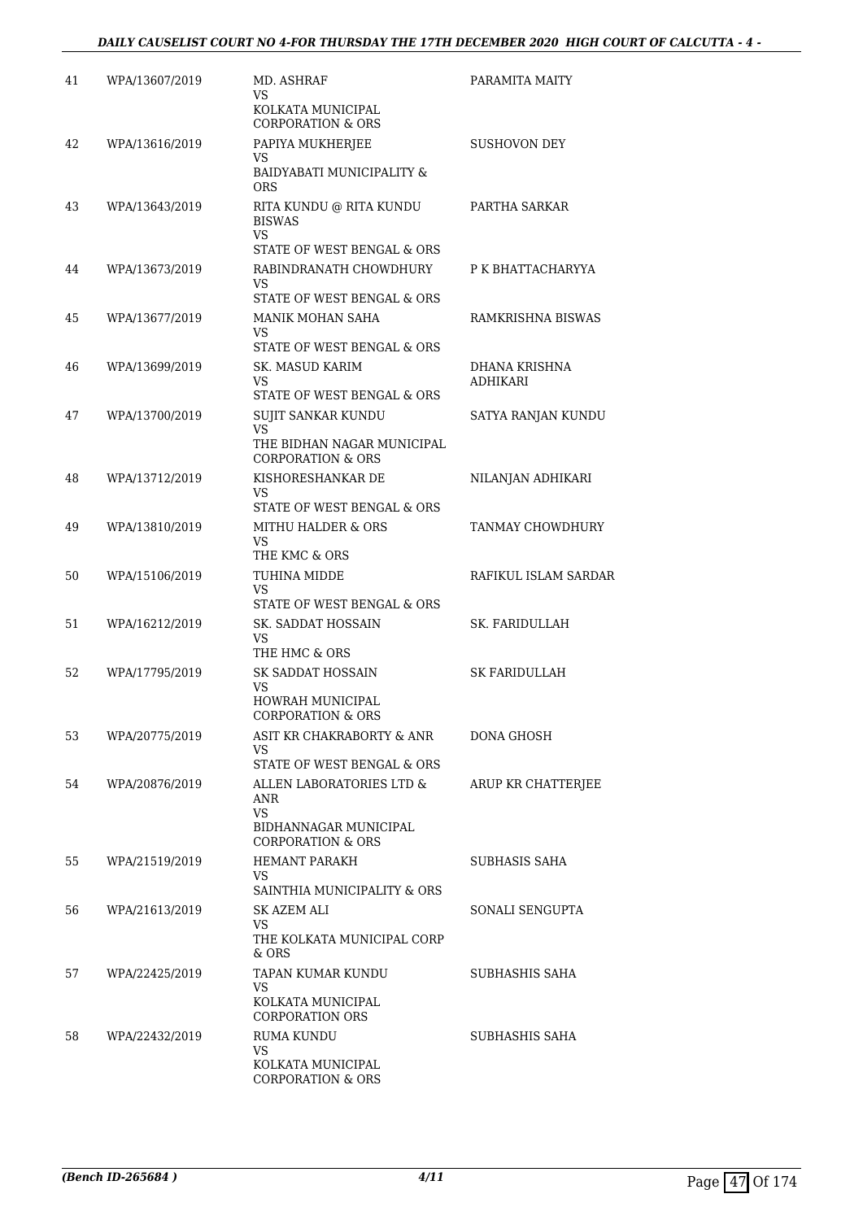| 41 | WPA/13607/2019 | MD. ASHRAF<br>VS<br>KOLKATA MUNICIPAL CORPORATION & ORS | PARAMITA MAITY |
|---|---|---|---|
| 42 | WPA/13616/2019 | PAPIYA MUKHERJEE<br>VS<br>BAIDYABATI MUNICIPALITY & ORS | SUSHOVON DEY |
| 43 | WPA/13643/2019 | RITA KUNDU @ RITA KUNDU BISWAS<br>VS<br>STATE OF WEST BENGAL & ORS | PARTHA SARKAR |
| 44 | WPA/13673/2019 | RABINDRANATH CHOWDHURY<br>VS<br>STATE OF WEST BENGAL & ORS | P K BHATTACHARYYA |
| 45 | WPA/13677/2019 | MANIK MOHAN SAHA<br>VS<br>STATE OF WEST BENGAL & ORS | RAMKRISHNA BISWAS |
| 46 | WPA/13699/2019 | SK. MASUD KARIM<br>VS<br>STATE OF WEST BENGAL & ORS | DHANA KRISHNA ADHIKARI |
| 47 | WPA/13700/2019 | SUJIT SANKAR KUNDU<br>VS<br>THE BIDHAN NAGAR MUNICIPAL CORPORATION & ORS | SATYA RANJAN KUNDU |
| 48 | WPA/13712/2019 | KISHORESHANKAR DE<br>VS<br>STATE OF WEST BENGAL & ORS | NILANJAN ADHIKARI |
| 49 | WPA/13810/2019 | MITHU HALDER & ORS<br>VS<br>THE KMC & ORS | TANMAY CHOWDHURY |
| 50 | WPA/15106/2019 | TUHINA MIDDE<br>VS<br>STATE OF WEST BENGAL & ORS | RAFIKUL ISLAM SARDAR |
| 51 | WPA/16212/2019 | SK. SADDAT HOSSAIN<br>VS<br>THE HMC & ORS | SK. FARIDULLAH |
| 52 | WPA/17795/2019 | SK SADDAT HOSSAIN<br>VS<br>HOWRAH MUNICIPAL CORPORATION & ORS | SK FARIDULLAH |
| 53 | WPA/20775/2019 | ASIT KR CHAKRABORTY & ANR<br>VS<br>STATE OF WEST BENGAL & ORS | DONA GHOSH |
| 54 | WPA/20876/2019 | ALLEN LABORATORIES LTD & ANR<br>VS<br>BIDHANNAGAR MUNICIPAL CORPORATION & ORS | ARUP KR CHATTERJEE |
| 55 | WPA/21519/2019 | HEMANT PARAKH<br>VS<br>SAINTHIA MUNICIPALITY & ORS | SUBHASIS SAHA |
| 56 | WPA/21613/2019 | SK AZEM ALI<br>VS<br>THE KOLKATA MUNICIPAL CORP & ORS | SONALI SENGUPTA |
| 57 | WPA/22425/2019 | TAPAN KUMAR KUNDU<br>VS<br>KOLKATA MUNICIPAL CORPORATION ORS | SUBHASHIS SAHA |
| 58 | WPA/22432/2019 | RUMA KUNDU<br>VS<br>KOLKATA MUNICIPAL CORPORATION & ORS | SUBHASHIS SAHA |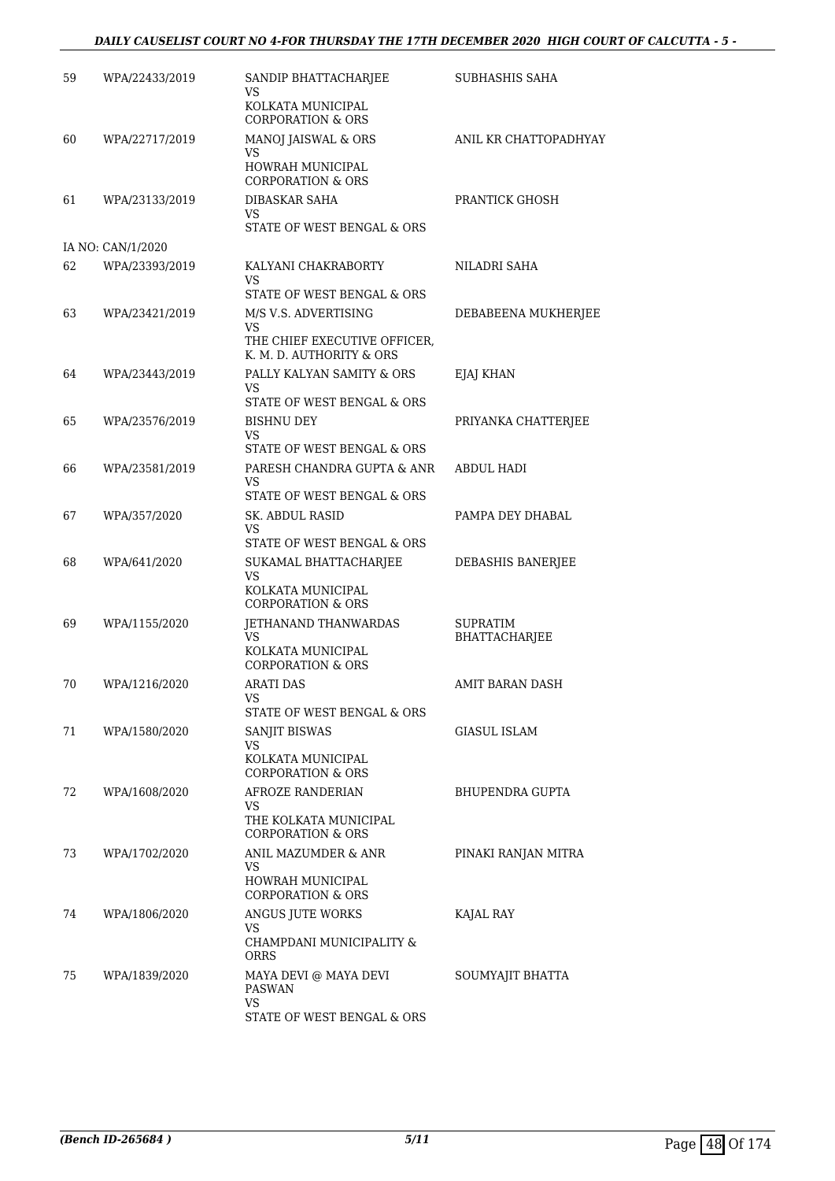| | | | |
|---|---|---|---|
| 59 | WPA/22433/2019 | SANDIP BHATTACHARJEE<br>VS<br>KOLKATA MUNICIPAL CORPORATION & ORS | SUBHASHIS SAHA |
| 60 | WPA/22717/2019 | MANOJ JAISWAL & ORS<br>VS<br>HOWRAH MUNICIPAL CORPORATION & ORS | ANIL KR CHATTOPADHYAY |
| 61 | WPA/23133/2019 | DIBASKAR SAHA<br>VS<br>STATE OF WEST BENGAL & ORS | PRANTICK GHOSH |
| | IA NO: CAN/1/2020 | | |
| 62 | WPA/23393/2019 | KALYANI CHAKRABORTY<br>VS<br>STATE OF WEST BENGAL & ORS | NILADRI SAHA |
| 63 | WPA/23421/2019 | M/S V.S. ADVERTISING<br>VS<br>THE CHIEF EXECUTIVE OFFICER, K. M. D. AUTHORITY & ORS | DEBABEENA MUKHERJEE |
| 64 | WPA/23443/2019 | PALLY KALYAN SAMITY & ORS<br>VS<br>STATE OF WEST BENGAL & ORS | EJAJ KHAN |
| 65 | WPA/23576/2019 | BISHNU DEY<br>VS<br>STATE OF WEST BENGAL & ORS | PRIYANKA CHATTERJEE |
| 66 | WPA/23581/2019 | PARESH CHANDRA GUPTA & ANR<br>VS<br>STATE OF WEST BENGAL & ORS | ABDUL HADI |
| 67 | WPA/357/2020 | SK. ABDUL RASID<br>VS<br>STATE OF WEST BENGAL & ORS | PAMPA DEY DHABAL |
| 68 | WPA/641/2020 | SUKAMAL BHATTACHARJEE<br>VS<br>KOLKATA MUNICIPAL CORPORATION & ORS | DEBASHIS BANERJEE |
| 69 | WPA/1155/2020 | JETHANAND THANWARDAS<br>VS<br>KOLKATA MUNICIPAL CORPORATION & ORS | SUPRATIM BHATTACHARJEE |
| 70 | WPA/1216/2020 | ARATI DAS<br>VS<br>STATE OF WEST BENGAL & ORS | AMIT BARAN DASH |
| 71 | WPA/1580/2020 | SANJIT BISWAS<br>VS<br>KOLKATA MUNICIPAL CORPORATION & ORS | GIASUL ISLAM |
| 72 | WPA/1608/2020 | AFROZE RANDERIAN<br>VS<br>THE KOLKATA MUNICIPAL CORPORATION & ORS | BHUPENDRA GUPTA |
| 73 | WPA/1702/2020 | ANIL MAZUMDER & ANR<br>VS<br>HOWRAH MUNICIPAL CORPORATION & ORS | PINAKI RANJAN MITRA |
| 74 | WPA/1806/2020 | ANGUS JUTE WORKS<br>VS<br>CHAMPDANI MUNICIPALITY & ORRS | KAJAL RAY |
| 75 | WPA/1839/2020 | MAYA DEVI @ MAYA DEVI PASWAN<br>VS<br>STATE OF WEST BENGAL & ORS | SOUMYAJIT BHATTA |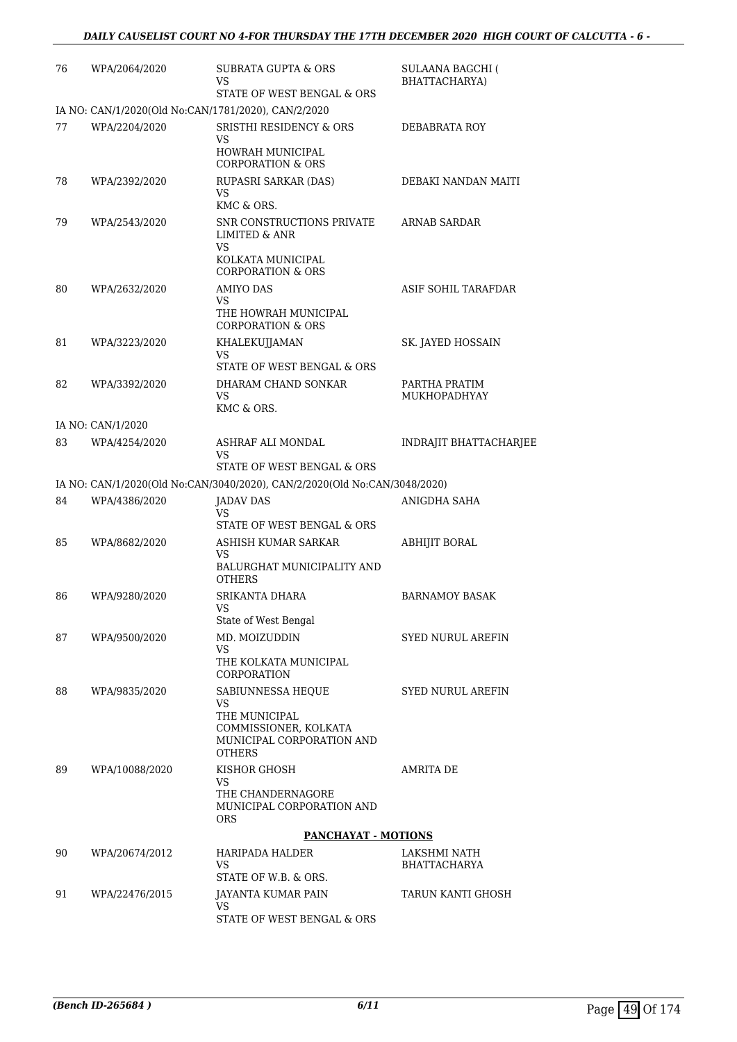| | | | |
|---|---|---|---|
| 76 | WPA/2064/2020 | SUBRATA GUPTA & ORS<br>VS<br>STATE OF WEST BENGAL & ORS | SULAANA BAGCHI ( BHATTACHARYA) |
| IA NO: CAN/1/2020(Old No:CAN/1781/2020), CAN/2/2020 | | | |
| 77 | WPA/2204/2020 | SRISTHI RESIDENCY & ORS<br>VS<br>HOWRAH MUNICIPAL CORPORATION & ORS | DEBABRATA ROY |
| 78 | WPA/2392/2020 | RUPASRI SARKAR (DAS)<br>VS<br>KMC & ORS. | DEBAKI NANDAN MAITI |
| 79 | WPA/2543/2020 | SNR CONSTRUCTIONS PRIVATE LIMITED & ANR<br>VS<br>KOLKATA MUNICIPAL CORPORATION & ORS | ARNAB SARDAR |
| 80 | WPA/2632/2020 | AMIYO DAS<br>VS<br>THE HOWRAH MUNICIPAL CORPORATION & ORS | ASIF SOHIL TARAFDAR |
| 81 | WPA/3223/2020 | KHALEKUJJAMAN<br>VS<br>STATE OF WEST BENGAL & ORS | SK. JAYED HOSSAIN |
| 82 | WPA/3392/2020 | DHARAM CHAND SONKAR<br>VS<br>KMC & ORS. | PARTHA PRATIM MUKHOPADHYAY |
| IA NO: CAN/1/2020 | | | |
| 83 | WPA/4254/2020 | ASHRAF ALI MONDAL<br>VS<br>STATE OF WEST BENGAL & ORS | INDRAJIT BHATTACHARJEE |
| IA NO: CAN/1/2020(Old No:CAN/3040/2020), CAN/2/2020(Old No:CAN/3048/2020) | | | |
| 84 | WPA/4386/2020 | JADAV DAS<br>VS<br>STATE OF WEST BENGAL & ORS | ANIGDHA SAHA |
| 85 | WPA/8682/2020 | ASHISH KUMAR SARKAR<br>VS<br>BALURGHAT MUNICIPALITY AND OTHERS | ABHIJIT BORAL |
| 86 | WPA/9280/2020 | SRIKANTA DHARA<br>VS<br>State of West Bengal | BARNAMOY BASAK |
| 87 | WPA/9500/2020 | MD. MOIZUDDIN<br>VS<br>THE KOLKATA MUNICIPAL CORPORATION | SYED NURUL AREFIN |
| 88 | WPA/9835/2020 | SABIUNNESSA HEQUE<br>VS<br>THE MUNICIPAL COMMISSIONER, KOLKATA MUNICIPAL CORPORATION AND OTHERS | SYED NURUL AREFIN |
| 89 | WPA/10088/2020 | KISHOR GHOSH<br>VS<br>THE CHANDERNAGORE MUNICIPAL CORPORATION AND ORS | AMRITA DE |

**PANCHAYAT - MOTIONS**

| | | | |
|---|---|---|---|
| 90 | WPA/20674/2012 | HARIPADA HALDER<br>VS<br>STATE OF W.B. & ORS. | LAKSHMI NATH BHATTACHARYA |
| 91 | WPA/22476/2015 | JAYANTA KUMAR PAIN<br>VS<br>STATE OF WEST BENGAL & ORS | TARUN KANTI GHOSH |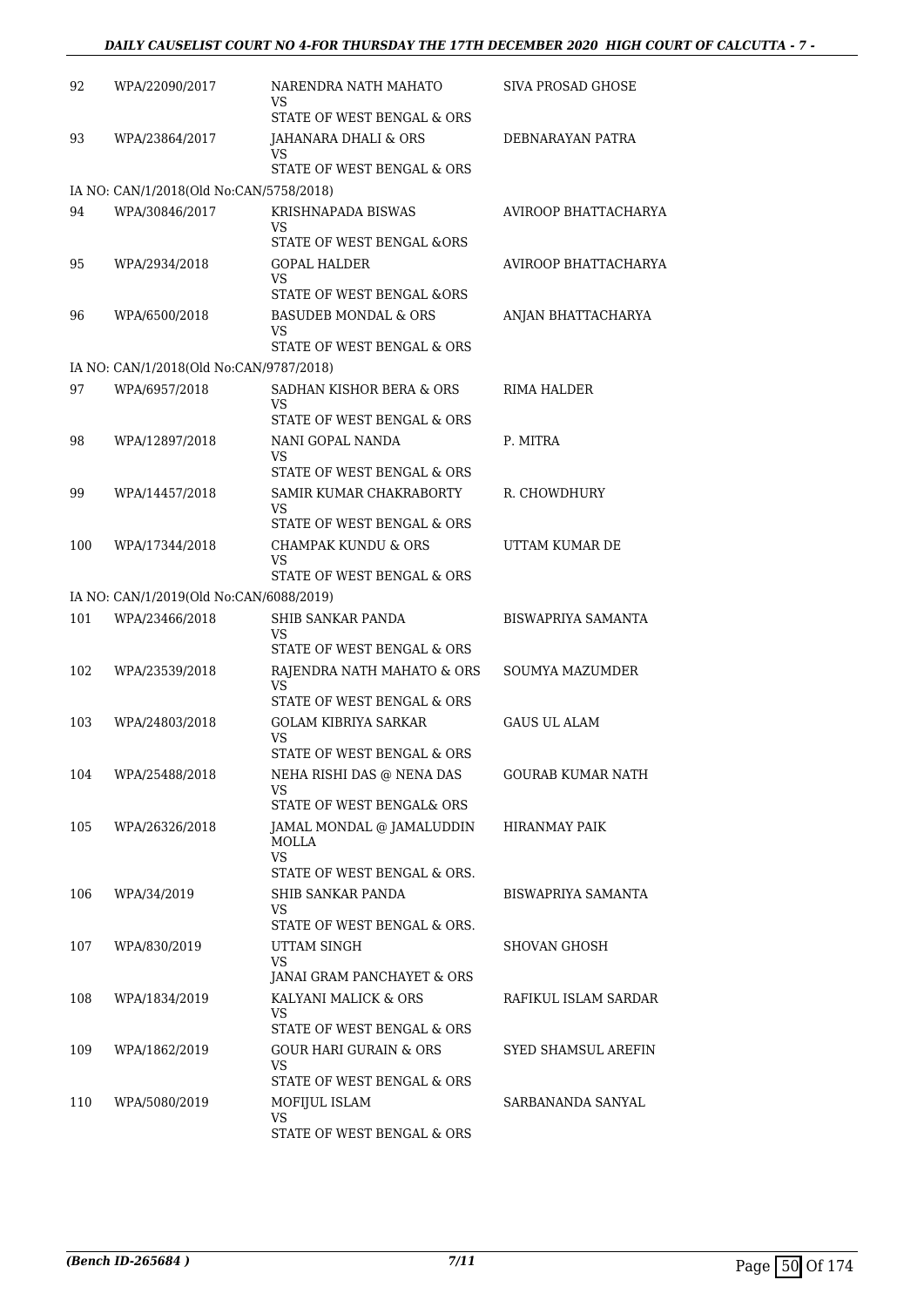| | | | |
|---|---|---|---|
| 92 | WPA/22090/2017 | NARENDRA NATH MAHATO<br>VS<br>STATE OF WEST BENGAL & ORS | SIVA PROSAD GHOSE |
| 93 | WPA/23864/2017 | JAHANARA DHALI & ORS<br>VS<br>STATE OF WEST BENGAL & ORS | DEBNARAYAN PATRA |
| IA NO: CAN/1/2018(Old No:CAN/5758/2018) | | | |
| 94 | WPA/30846/2017 | KRISHNAPADA BISWAS<br>VS<br>STATE OF WEST BENGAL &ORS | AVIROOP BHATTACHARYA |
| 95 | WPA/2934/2018 | GOPAL HALDER<br>VS<br>STATE OF WEST BENGAL &ORS | AVIROOP BHATTACHARYA |
| 96 | WPA/6500/2018 | BASUDEB MONDAL & ORS<br>VS<br>STATE OF WEST BENGAL & ORS | ANJAN BHATTACHARYA |
| IA NO: CAN/1/2018(Old No:CAN/9787/2018) | | | |
| 97 | WPA/6957/2018 | SADHAN KISHOR BERA & ORS<br>VS<br>STATE OF WEST BENGAL & ORS | RIMA HALDER |
| 98 | WPA/12897/2018 | NANI GOPAL NANDA<br>VS<br>STATE OF WEST BENGAL & ORS | P. MITRA |
| 99 | WPA/14457/2018 | SAMIR KUMAR CHAKRABORTY<br>VS<br>STATE OF WEST BENGAL & ORS | R. CHOWDHURY |
| 100 | WPA/17344/2018 | CHAMPAK KUNDU & ORS<br>VS<br>STATE OF WEST BENGAL & ORS | UTTAM KUMAR DE |
| IA NO: CAN/1/2019(Old No:CAN/6088/2019) | | | |
| 101 | WPA/23466/2018 | SHIB SANKAR PANDA<br>VS<br>STATE OF WEST BENGAL & ORS | BISWAPRIYA SAMANTA |
| 102 | WPA/23539/2018 | RAJENDRA NATH MAHATO & ORS<br>VS<br>STATE OF WEST BENGAL & ORS | SOUMYA MAZUMDER |
| 103 | WPA/24803/2018 | GOLAM KIBRIYA SARKAR<br>VS<br>STATE OF WEST BENGAL & ORS | GAUS UL ALAM |
| 104 | WPA/25488/2018 | NEHA RISHI DAS @ NENA DAS<br>VS<br>STATE OF WEST BENGAL& ORS | GOURAB KUMAR NATH |
| 105 | WPA/26326/2018 | JAMAL MONDAL @ JAMALUDDIN MOLLA<br>VS<br>STATE OF WEST BENGAL & ORS. | HIRANMAY PAIK |
| 106 | WPA/34/2019 | SHIB SANKAR PANDA<br>VS<br>STATE OF WEST BENGAL & ORS. | BISWAPRIYA SAMANTA |
| 107 | WPA/830/2019 | UTTAM SINGH<br>VS<br>JANAI GRAM PANCHAYET & ORS | SHOVAN GHOSH |
| 108 | WPA/1834/2019 | KALYANI MALICK & ORS<br>VS<br>STATE OF WEST BENGAL & ORS | RAFIKUL ISLAM SARDAR |
| 109 | WPA/1862/2019 | GOUR HARI GURAIN & ORS<br>VS<br>STATE OF WEST BENGAL & ORS | SYED SHAMSUL AREFIN |
| 110 | WPA/5080/2019 | MOFIJUL ISLAM<br>VS<br>STATE OF WEST BENGAL & ORS | SARBANANDA SANYAL |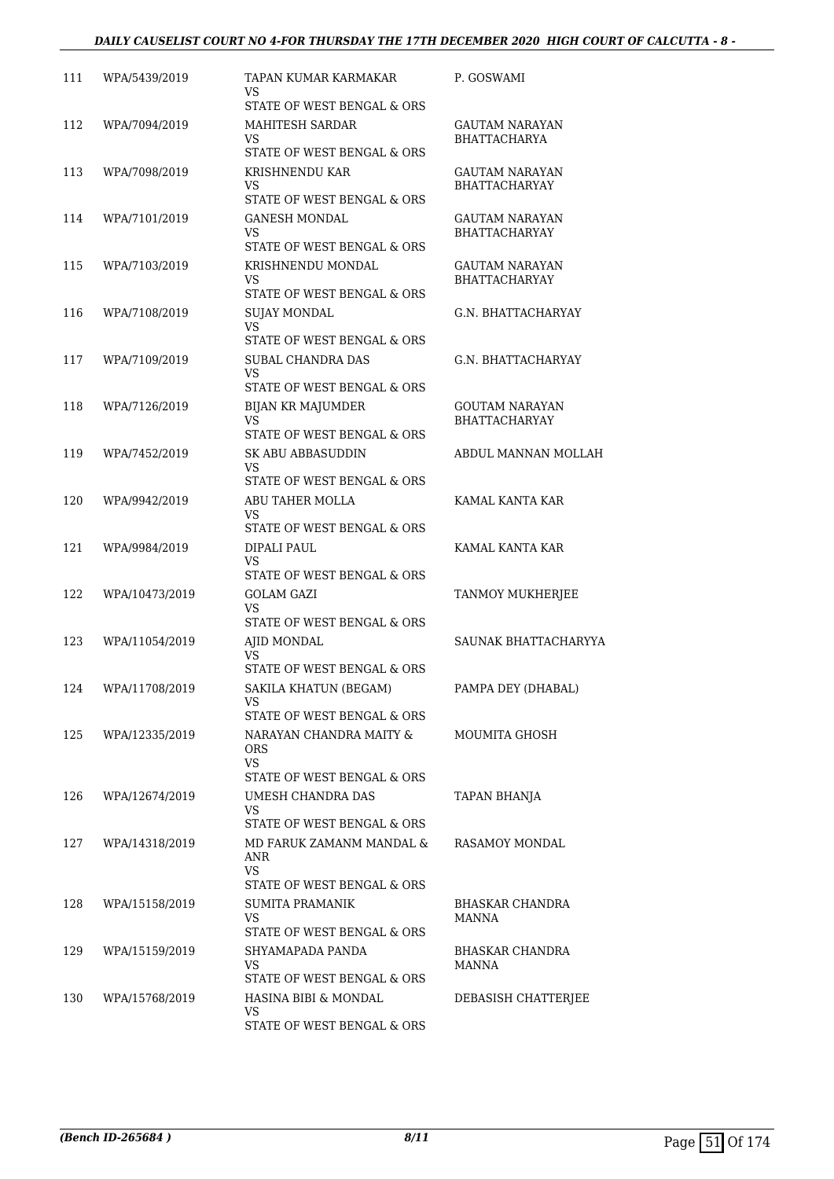| 111 | WPA/5439/2019 | TAPAN KUMAR KARMAKAR VS STATE OF WEST BENGAL & ORS | P. GOSWAMI |
|---|---|---|---|
| 112 | WPA/7094/2019 | MAHITESH SARDAR VS STATE OF WEST BENGAL & ORS | GAUTAM NARAYAN BHATTACHARYA |
| 113 | WPA/7098/2019 | KRISHNENDU KAR VS STATE OF WEST BENGAL & ORS | GAUTAM NARAYAN BHATTACHARYAY |
| 114 | WPA/7101/2019 | GANESH MONDAL VS STATE OF WEST BENGAL & ORS | GAUTAM NARAYAN BHATTACHARYAY |
| 115 | WPA/7103/2019 | KRISHNENDU MONDAL VS STATE OF WEST BENGAL & ORS | GAUTAM NARAYAN BHATTACHARYAY |
| 116 | WPA/7108/2019 | SUJAY MONDAL VS STATE OF WEST BENGAL & ORS | G.N. BHATTACHARYAY |
| 117 | WPA/7109/2019 | SUBAL CHANDRA DAS VS STATE OF WEST BENGAL & ORS | G.N. BHATTACHARYAY |
| 118 | WPA/7126/2019 | BIJAN KR MAJUMDER VS STATE OF WEST BENGAL & ORS | GOUTAM NARAYAN BHATTACHARYAY |
| 119 | WPA/7452/2019 | SK ABU ABBASUDDIN VS STATE OF WEST BENGAL & ORS | ABDUL MANNAN MOLLAH |
| 120 | WPA/9942/2019 | ABU TAHER MOLLA VS STATE OF WEST BENGAL & ORS | KAMAL KANTA KAR |
| 121 | WPA/9984/2019 | DIPALI PAUL VS STATE OF WEST BENGAL & ORS | KAMAL KANTA KAR |
| 122 | WPA/10473/2019 | GOLAM GAZI VS STATE OF WEST BENGAL & ORS | TANMOY MUKHERJEE |
| 123 | WPA/11054/2019 | AJID MONDAL VS STATE OF WEST BENGAL & ORS | SAUNAK BHATTACHARYYA |
| 124 | WPA/11708/2019 | SAKILA KHATUN (BEGAM) VS STATE OF WEST BENGAL & ORS | PAMPA DEY (DHABAL) |
| 125 | WPA/12335/2019 | NARAYAN CHANDRA MAITY & ORS VS STATE OF WEST BENGAL & ORS | MOUMITA GHOSH |
| 126 | WPA/12674/2019 | UMESH CHANDRA DAS VS STATE OF WEST BENGAL & ORS | TAPAN BHANJA |
| 127 | WPA/14318/2019 | MD FARUK ZAMANM MANDAL & ANR VS STATE OF WEST BENGAL & ORS | RASAMOY MONDAL |
| 128 | WPA/15158/2019 | SUMITA PRAMANIK VS STATE OF WEST BENGAL & ORS | BHASKAR CHANDRA MANNA |
| 129 | WPA/15159/2019 | SHYAMAPADA PANDA VS STATE OF WEST BENGAL & ORS | BHASKAR CHANDRA MANNA |
| 130 | WPA/15768/2019 | HASINA BIBI & MONDAL VS STATE OF WEST BENGAL & ORS | DEBASISH CHATTERJEE |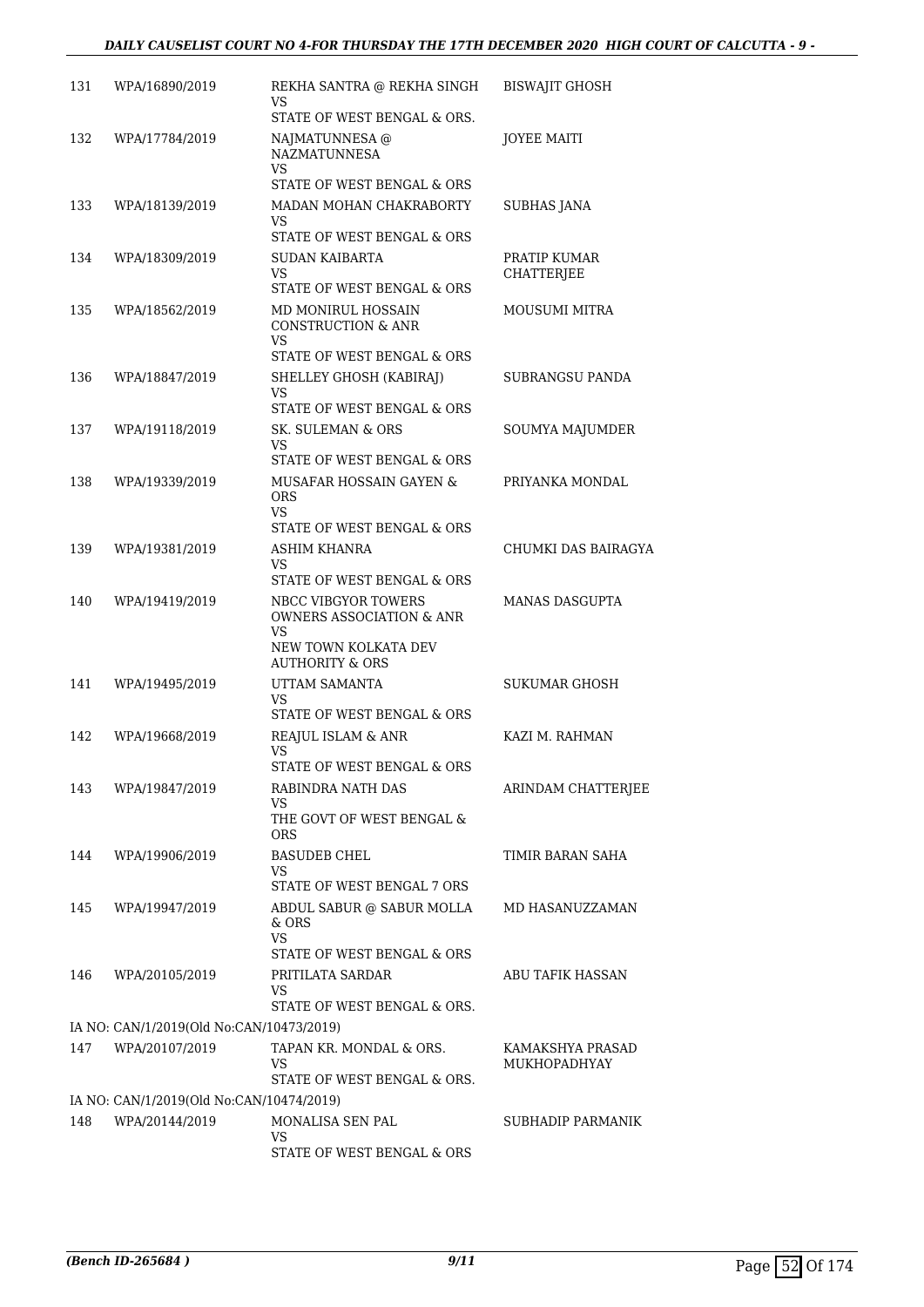| | | | |
|---|---|---|---|
| 131 | WPA/16890/2019 | REKHA SANTRA @ REKHA SINGH VS STATE OF WEST BENGAL & ORS. | BISWAJIT GHOSH |
| 132 | WPA/17784/2019 | NAJMATUNNESA @ NAZMATUNNESA VS STATE OF WEST BENGAL & ORS | JOYEE MAITI |
| 133 | WPA/18139/2019 | MADAN MOHAN CHAKRABORTY VS STATE OF WEST BENGAL & ORS | SUBHAS JANA |
| 134 | WPA/18309/2019 | SUDAN KAIBARTA VS STATE OF WEST BENGAL & ORS | PRATIP KUMAR CHATTERJEE |
| 135 | WPA/18562/2019 | MD MONIRUL HOSSAIN CONSTRUCTION & ANR VS STATE OF WEST BENGAL & ORS | MOUSUMI MITRA |
| 136 | WPA/18847/2019 | SHELLEY GHOSH (KABIRAJ) VS STATE OF WEST BENGAL & ORS | SUBRANGSU PANDA |
| 137 | WPA/19118/2019 | SK. SULEMAN & ORS VS STATE OF WEST BENGAL & ORS | SOUMYA MAJUMDER |
| 138 | WPA/19339/2019 | MUSAFAR HOSSAIN GAYEN & ORS VS STATE OF WEST BENGAL & ORS | PRIYANKA MONDAL |
| 139 | WPA/19381/2019 | ASHIM KHANRA VS STATE OF WEST BENGAL & ORS | CHUMKI DAS BAIRAGYA |
| 140 | WPA/19419/2019 | NBCC VIBGYOR TOWERS OWNERS ASSOCIATION & ANR VS NEW TOWN KOLKATA DEV AUTHORITY & ORS | MANAS DASGUPTA |
| 141 | WPA/19495/2019 | UTTAM SAMANTA VS STATE OF WEST BENGAL & ORS | SUKUMAR GHOSH |
| 142 | WPA/19668/2019 | REAJUL ISLAM & ANR VS STATE OF WEST BENGAL & ORS | KAZI M. RAHMAN |
| 143 | WPA/19847/2019 | RABINDRA NATH DAS VS THE GOVT OF WEST BENGAL & ORS | ARINDAM CHATTERJEE |
| 144 | WPA/19906/2019 | BASUDEB CHEL VS STATE OF WEST BENGAL 7 ORS | TIMIR BARAN SAHA |
| 145 | WPA/19947/2019 | ABDUL SABUR @ SABUR MOLLA & ORS VS STATE OF WEST BENGAL & ORS | MD HASANUZZAMAN |
| 146 | WPA/20105/2019 | PRITILATA SARDAR VS STATE OF WEST BENGAL & ORS. | ABU TAFIK HASSAN |
| | IA NO: CAN/1/2019(Old No:CAN/10473/2019) | | |
| 147 | WPA/20107/2019 | TAPAN KR. MONDAL & ORS. VS STATE OF WEST BENGAL & ORS. | KAMAKSHYA PRASAD MUKHOPADHYAY |
| | IA NO: CAN/1/2019(Old No:CAN/10474/2019) | | |
| 148 | WPA/20144/2019 | MONALISA SEN PAL VS STATE OF WEST BENGAL & ORS | SUBHADIP PARMANIK |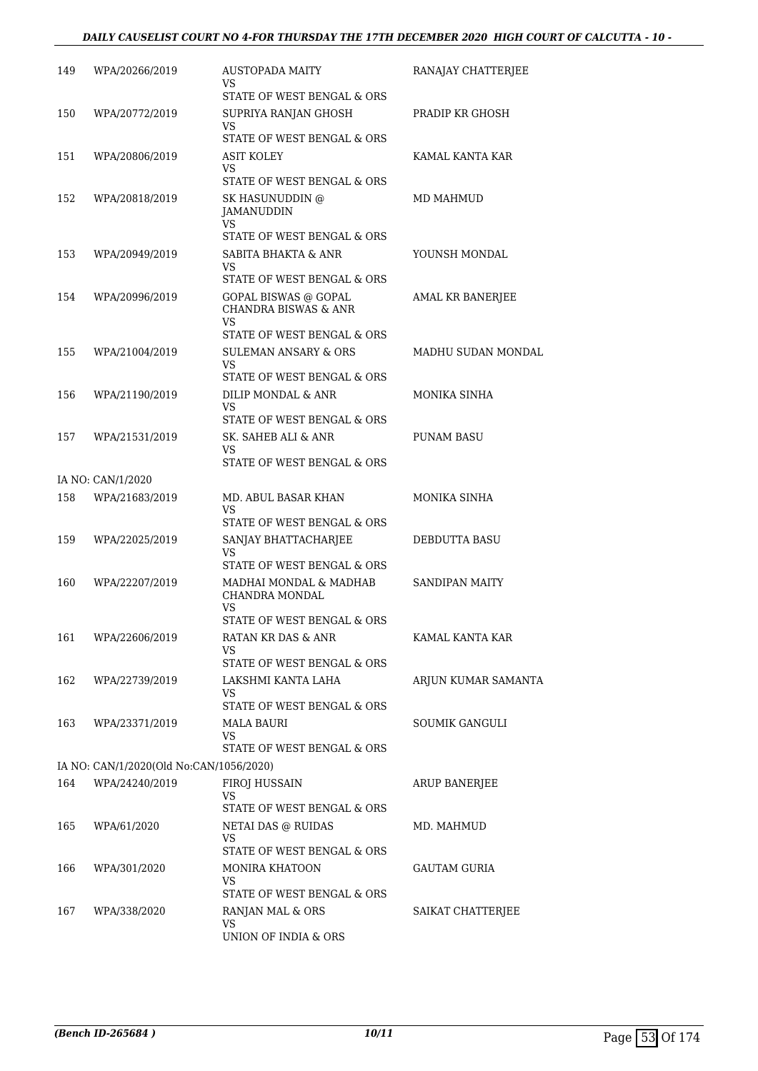| | | | |
|---|---|---|---|
| 149 | WPA/20266/2019 | AUSTOPADA MAITY<br>VS<br>STATE OF WEST BENGAL & ORS | RANAJAY CHATTERJEE |
| 150 | WPA/20772/2019 | SUPRIYA RANJAN GHOSH<br>VS<br>STATE OF WEST BENGAL & ORS | PRADIP KR GHOSH |
| 151 | WPA/20806/2019 | ASIT KOLEY<br>VS<br>STATE OF WEST BENGAL & ORS | KAMAL KANTA KAR |
| 152 | WPA/20818/2019 | SK HASUNUDDIN @ JAMANUDDIN<br>VS<br>STATE OF WEST BENGAL & ORS | MD MAHMUD |
| 153 | WPA/20949/2019 | SABITA BHAKTA & ANR<br>VS<br>STATE OF WEST BENGAL & ORS | YOUNSH MONDAL |
| 154 | WPA/20996/2019 | GOPAL BISWAS @ GOPAL CHANDRA BISWAS & ANR<br>VS<br>STATE OF WEST BENGAL & ORS | AMAL KR BANERJEE |
| 155 | WPA/21004/2019 | SULEMAN ANSARY & ORS<br>VS<br>STATE OF WEST BENGAL & ORS | MADHU SUDAN MONDAL |
| 156 | WPA/21190/2019 | DILIP MONDAL & ANR<br>VS<br>STATE OF WEST BENGAL & ORS | MONIKA SINHA |
| 157 | WPA/21531/2019 | SK. SAHEB ALI & ANR<br>VS<br>STATE OF WEST BENGAL & ORS | PUNAM BASU |
| | IA NO: CAN/1/2020 | | |
| 158 | WPA/21683/2019 | MD. ABUL BASAR KHAN<br>VS<br>STATE OF WEST BENGAL & ORS | MONIKA SINHA |
| 159 | WPA/22025/2019 | SANJAY BHATTACHARJEE<br>VS<br>STATE OF WEST BENGAL & ORS | DEBDUTTA BASU |
| 160 | WPA/22207/2019 | MADHAI MONDAL & MADHAB CHANDRA MONDAL<br>VS<br>STATE OF WEST BENGAL & ORS | SANDIPAN MAITY |
| 161 | WPA/22606/2019 | RATAN KR DAS & ANR<br>VS<br>STATE OF WEST BENGAL & ORS | KAMAL KANTA KAR |
| 162 | WPA/22739/2019 | LAKSHMI KANTA LAHA<br>VS<br>STATE OF WEST BENGAL & ORS | ARJUN KUMAR SAMANTA |
| 163 | WPA/23371/2019 | MALA BAURI<br>VS<br>STATE OF WEST BENGAL & ORS | SOUMIK GANGULI |
| | IA NO: CAN/1/2020(Old No:CAN/1056/2020) | | |
| 164 | WPA/24240/2019 | FIROJ HUSSAIN<br>VS<br>STATE OF WEST BENGAL & ORS | ARUP BANERJEE |
| 165 | WPA/61/2020 | NETAI DAS @ RUIDAS<br>VS<br>STATE OF WEST BENGAL & ORS | MD. MAHMUD |
| 166 | WPA/301/2020 | MONIRA KHATOON<br>VS<br>STATE OF WEST BENGAL & ORS | GAUTAM GURIA |
| 167 | WPA/338/2020 | RANJAN MAL & ORS<br>VS<br>UNION OF INDIA & ORS | SAIKAT CHATTERJEE |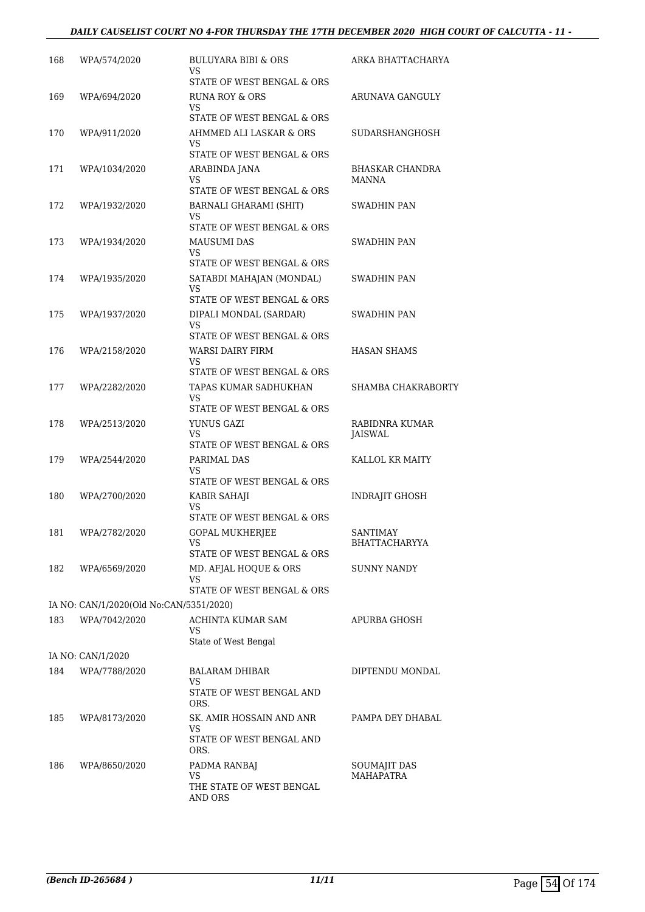| | | | |
|---|---|---|---|
| 168 | WPA/574/2020 | BULUYARA BIBI & ORS<br>VS<br>STATE OF WEST BENGAL & ORS | ARKA BHATTACHARYA |
| 169 | WPA/694/2020 | RUNA ROY & ORS<br>VS<br>STATE OF WEST BENGAL & ORS | ARUNAVA GANGULY |
| 170 | WPA/911/2020 | AHMMED ALI LASKAR & ORS<br>VS<br>STATE OF WEST BENGAL & ORS | SUDARSHANGHOSH |
| 171 | WPA/1034/2020 | ARABINDA JANA<br>VS<br>STATE OF WEST BENGAL & ORS | BHASKAR CHANDRA MANNA |
| 172 | WPA/1932/2020 | BARNALI GHARAMI (SHIT)<br>VS<br>STATE OF WEST BENGAL & ORS | SWADHIN PAN |
| 173 | WPA/1934/2020 | MAUSUMI DAS<br>VS<br>STATE OF WEST BENGAL & ORS | SWADHIN PAN |
| 174 | WPA/1935/2020 | SATABDI MAHAJAN (MONDAL)<br>VS<br>STATE OF WEST BENGAL & ORS | SWADHIN PAN |
| 175 | WPA/1937/2020 | DIPALI MONDAL (SARDAR)<br>VS<br>STATE OF WEST BENGAL & ORS | SWADHIN PAN |
| 176 | WPA/2158/2020 | WARSI DAIRY FIRM<br>VS<br>STATE OF WEST BENGAL & ORS | HASAN SHAMS |
| 177 | WPA/2282/2020 | TAPAS KUMAR SADHUKHAN<br>VS<br>STATE OF WEST BENGAL & ORS | SHAMBA CHAKRABORTY |
| 178 | WPA/2513/2020 | YUNUS GAZI<br>VS<br>STATE OF WEST BENGAL & ORS | RABIDNRA KUMAR JAISWAL |
| 179 | WPA/2544/2020 | PARIMAL DAS<br>VS<br>STATE OF WEST BENGAL & ORS | KALLOL KR MAITY |
| 180 | WPA/2700/2020 | KABIR SAHAJI<br>VS<br>STATE OF WEST BENGAL & ORS | INDRAJIT GHOSH |
| 181 | WPA/2782/2020 | GOPAL MUKHERJEE<br>VS<br>STATE OF WEST BENGAL & ORS | SANTIMAY BHATTACHARYYA |
| 182 | WPA/6569/2020 | MD. AFJAL HOQUE & ORS<br>VS<br>STATE OF WEST BENGAL & ORS | SUNNY NANDY |
| | IA NO: CAN/1/2020(Old No:CAN/5351/2020) | | |
| 183 | WPA/7042/2020 | ACHINTA KUMAR SAM<br>VS<br>State of West Bengal | APURBA GHOSH |
| | IA NO: CAN/1/2020 | | |
| 184 | WPA/7788/2020 | BALARAM DHIBAR<br>VS<br>STATE OF WEST BENGAL AND ORS. | DIPTENDU MONDAL |
| 185 | WPA/8173/2020 | SK. AMIR HOSSAIN AND ANR<br>VS<br>STATE OF WEST BENGAL AND ORS. | PAMPA DEY DHABAL |
| 186 | WPA/8650/2020 | PADMA RANBAJ<br>VS<br>THE STATE OF WEST BENGAL AND ORS | SOUMAJIT DAS MAHAPATRA |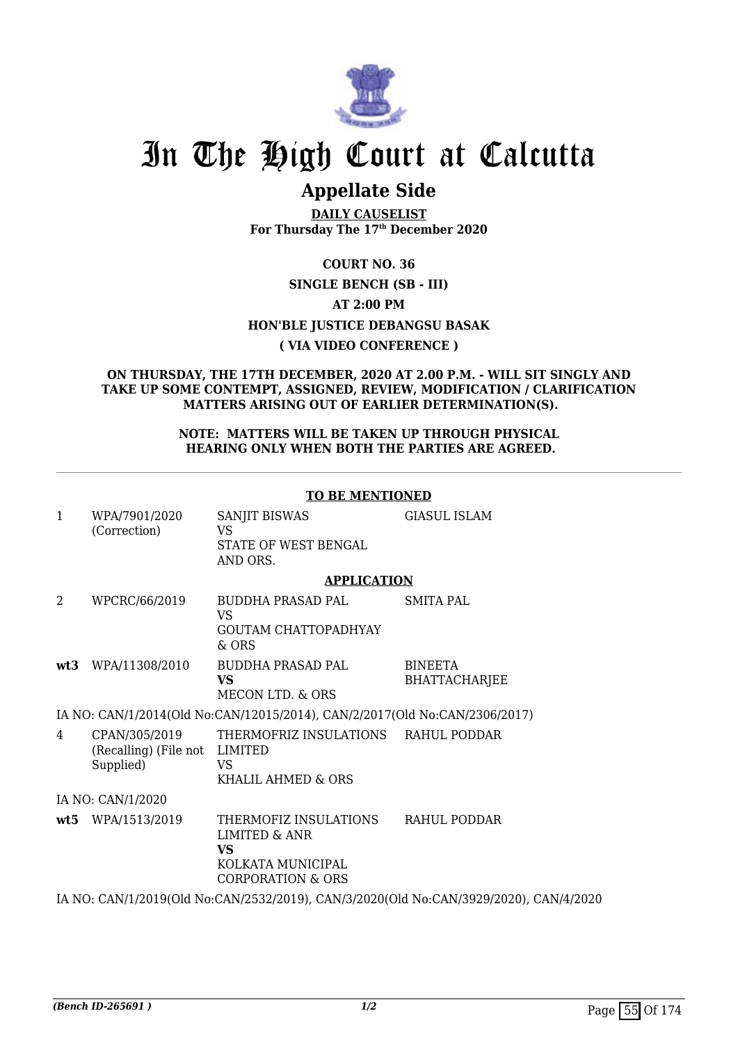# In The High Court at Calcutta

## Appellate Side

**DAILY CAUSELIST**
**For Thursday The 17th December 2020**

**COURT NO. 36**

**SINGLE BENCH (SB - III)**

**AT 2:00 PM**

**HON'BLE JUSTICE DEBANGSU BASAK**

**( VIA VIDEO CONFERENCE )**

**ON THURSDAY, THE 17TH DECEMBER, 2020 AT 2.00 P.M. - WILL SIT SINGLY AND TAKE UP SOME CONTEMPT, ASSIGNED, REVIEW, MODIFICATION / CLARIFICATION MATTERS ARISING OUT OF EARLIER DETERMINATION(S).**

**NOTE: MATTERS WILL BE TAKEN UP THROUGH PHYSICAL HEARING ONLY WHEN BOTH THE PARTIES ARE AGREED.**

**TO BE MENTIONED**

| | | | |
|---|---|---|---|
| 1 | WPA/7901/2020 (Correction) | SANJIT BISWAS VS STATE OF WEST BENGAL AND ORS. | GIASUL ISLAM |

**APPLICATION**

| | | | |
|---|---|---|---|
| 2 | WPCRC/66/2019 | BUDDHA PRASAD PAL VS GOUTAM CHATTOPADHYAY & ORS | SMITA PAL |
| **wt3** | WPA/11308/2010 | BUDDHA PRASAD PAL **VS** MECON LTD. & ORS | BINEETA BHATTACHARJEE |

IA NO: CAN/1/2014(Old No:CAN/12015/2014), CAN/2/2017(Old No:CAN/2306/2017)

| | | | |
|---|---|---|---|
| 4 | CPAN/305/2019 (Recalling) (File not Supplied) | THERMOFRIZ INSULATIONS LIMITED VS KHALIL AHMED & ORS | RAHUL PODDAR |

IA NO: CAN/1/2020

| | | | |
|---|---|---|---|
| **wt5** | WPA/1513/2019 | THERMOFIZ INSULATIONS LIMITED & ANR **VS** KOLKATA MUNICIPAL CORPORATION & ORS | RAHUL PODDAR |

IA NO: CAN/1/2019(Old No:CAN/2532/2019), CAN/3/2020(Old No:CAN/3929/2020), CAN/4/2020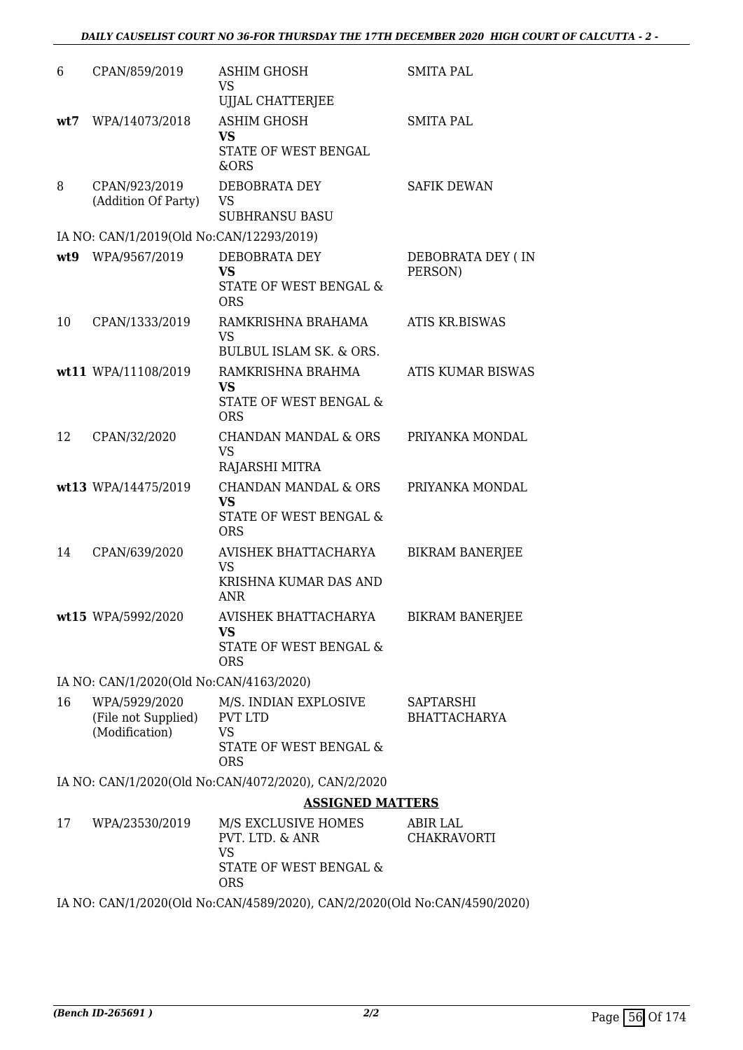| | | | |
|---|---|---|---|
| 6 | CPAN/859/2019 | ASHIM GHOSH<br>VS<br>UJJAL CHATTERJEE | SMITA PAL |
| **wt7** | WPA/14073/2018 | ASHIM GHOSH<br>**VS**<br>STATE OF WEST BENGAL &ORS | SMITA PAL |
| 8 | CPAN/923/2019<br>(Addition Of Party) | DEBOBRATA DEY<br>VS<br>SUBHRANSU BASU | SAFIK DEWAN |

IA NO: CAN/1/2019(Old No:CAN/12293/2019)

| | | | |
|---|---|---|---|
| **wt9** | WPA/9567/2019 | DEBOBRATA DEY<br>**VS**<br>STATE OF WEST BENGAL & ORS | DEBOBRATA DEY ( IN PERSON) |
| 10 | CPAN/1333/2019 | RAMKRISHNA BRAHAMA<br>VS<br>BULBUL ISLAM SK. & ORS. | ATIS KR.BISWAS |
| **wt11** | WPA/11108/2019 | RAMKRISHNA BRAHMA<br>**VS**<br>STATE OF WEST BENGAL & ORS | ATIS KUMAR BISWAS |
| 12 | CPAN/32/2020 | CHANDAN MANDAL & ORS<br>VS<br>RAJARSHI MITRA | PRIYANKA MONDAL |
| **wt13** | WPA/14475/2019 | CHANDAN MANDAL & ORS<br>**VS**<br>STATE OF WEST BENGAL & ORS | PRIYANKA MONDAL |
| 14 | CPAN/639/2020 | AVISHEK BHATTACHARYA<br>VS<br>KRISHNA KUMAR DAS AND ANR | BIKRAM BANERJEE |
| **wt15** | WPA/5992/2020 | AVISHEK BHATTACHARYA<br>**VS**<br>STATE OF WEST BENGAL & ORS | BIKRAM BANERJEE |

IA NO: CAN/1/2020(Old No:CAN/4163/2020)

| | | | |
|---|---|---|---|
| 16 | WPA/5929/2020<br>(File not Supplied)<br>(Modification) | M/S. INDIAN EXPLOSIVE PVT LTD<br>VS<br>STATE OF WEST BENGAL & ORS | SAPTARSHI BHATTACHARYA |

IA NO: CAN/1/2020(Old No:CAN/4072/2020), CAN/2/2020

**ASSIGNED MATTERS**

| | | | |
|---|---|---|---|
| 17 | WPA/23530/2019 | M/S EXCLUSIVE HOMES PVT. LTD. & ANR<br>VS<br>STATE OF WEST BENGAL & ORS | ABIR LAL CHAKRAVORTI |

IA NO: CAN/1/2020(Old No:CAN/4589/2020), CAN/2/2020(Old No:CAN/4590/2020)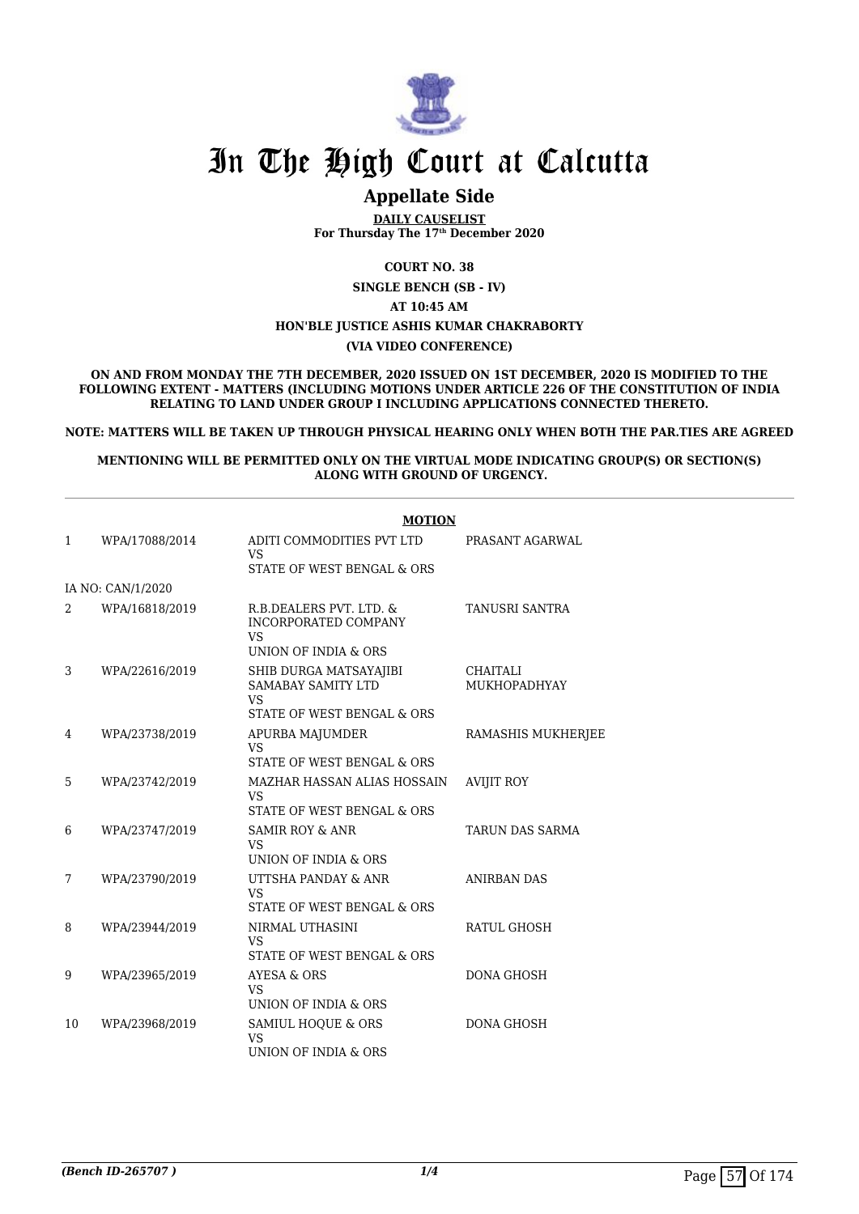# In The High Court at Calcutta

## Appellate Side

**DAILY CAUSELIST**
**For Thursday The 17th December 2020**

**COURT NO. 38**

**SINGLE BENCH (SB - IV)**

**AT 10:45 AM**

**HON'BLE JUSTICE ASHIS KUMAR CHAKRABORTY**

**(VIA VIDEO CONFERENCE)**

**ON AND FROM MONDAY THE 7TH DECEMBER, 2020 ISSUED ON 1ST DECEMBER, 2020 IS MODIFIED TO THE FOLLOWING EXTENT - MATTERS (INCLUDING MOTIONS UNDER ARTICLE 226 OF THE CONSTITUTION OF INDIA RELATING TO LAND UNDER GROUP I INCLUDING APPLICATIONS CONNECTED THERETO.**

**NOTE: MATTERS WILL BE TAKEN UP THROUGH PHYSICAL HEARING ONLY WHEN BOTH THE PAR.TIES ARE AGREED**

**MENTIONING WILL BE PERMITTED ONLY ON THE VIRTUAL MODE INDICATING GROUP(S) OR SECTION(S) ALONG WITH GROUND OF URGENCY.**

**MOTION**

| | | | |
|---|---|---|---|
| 1 | WPA/17088/2014 | ADITI COMMODITIES PVT LTD VS STATE OF WEST BENGAL & ORS | PRASANT AGARWAL |
| | IA NO: CAN/1/2020 | | |
| 2 | WPA/16818/2019 | R.B.DEALERS PVT. LTD. & INCORPORATED COMPANY VS UNION OF INDIA & ORS | TANUSRI SANTRA |
| 3 | WPA/22616/2019 | SHIB DURGA MATSAYAJIBI SAMABAY SAMITY LTD VS STATE OF WEST BENGAL & ORS | CHAITALI MUKHOPADHYAY |
| 4 | WPA/23738/2019 | APURBA MAJUMDER VS STATE OF WEST BENGAL & ORS | RAMASHIS MUKHERJEE |
| 5 | WPA/23742/2019 | MAZHAR HASSAN ALIAS HOSSAIN VS STATE OF WEST BENGAL & ORS | AVIJIT ROY |
| 6 | WPA/23747/2019 | SAMIR ROY & ANR VS UNION OF INDIA & ORS | TARUN DAS SARMA |
| 7 | WPA/23790/2019 | UTTSHA PANDAY & ANR VS STATE OF WEST BENGAL & ORS | ANIRBAN DAS |
| 8 | WPA/23944/2019 | NIRMAL UTHASINI VS STATE OF WEST BENGAL & ORS | RATUL GHOSH |
| 9 | WPA/23965/2019 | AYESA & ORS VS UNION OF INDIA & ORS | DONA GHOSH |
| 10 | WPA/23968/2019 | SAMIUL HOQUE & ORS VS UNION OF INDIA & ORS | DONA GHOSH |

*(Bench ID-265707 )*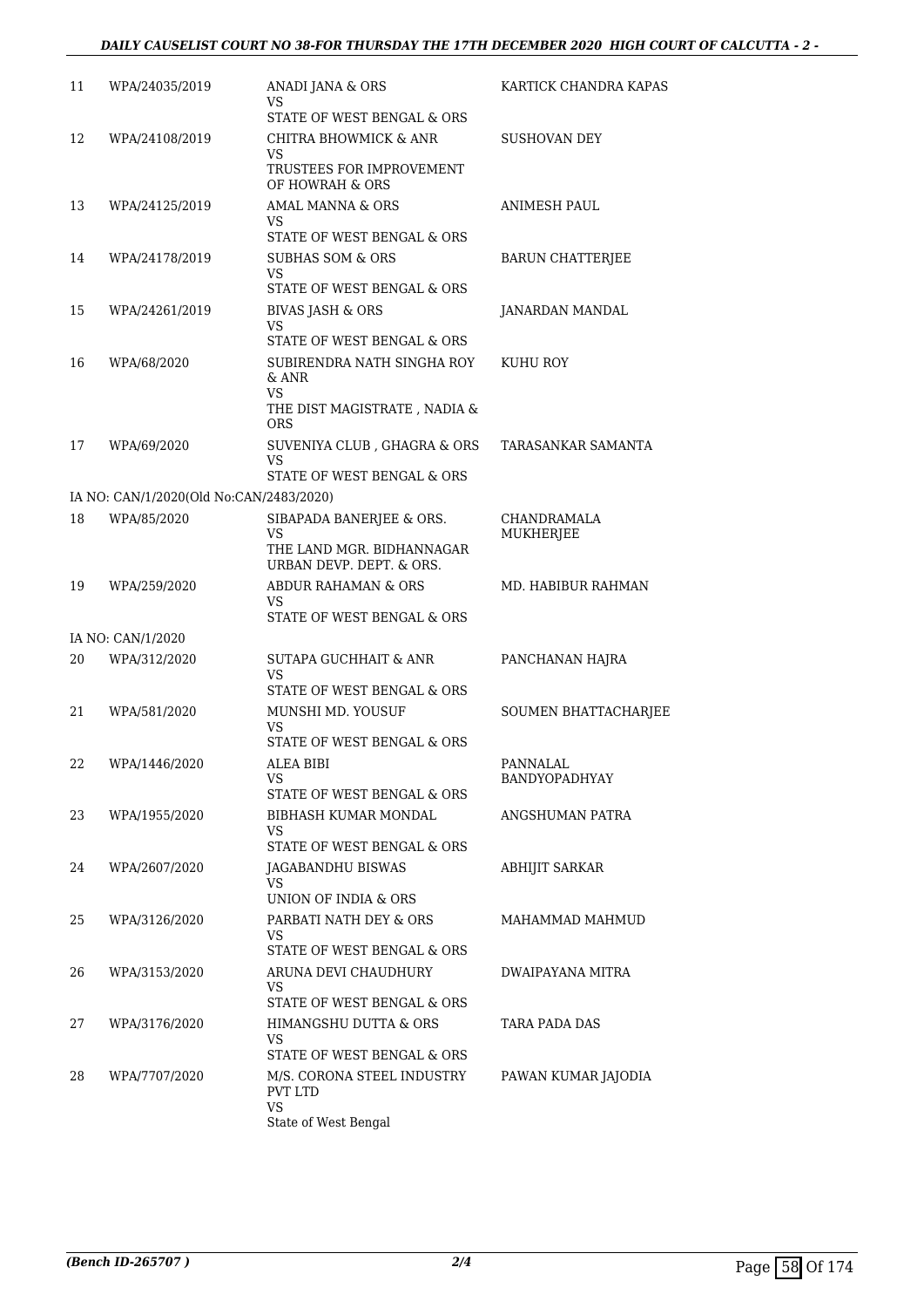| | | | |
|---|---|---|---|
| 11 | WPA/24035/2019 | ANADI JANA & ORS<br>VS<br>STATE OF WEST BENGAL & ORS | KARTICK CHANDRA KAPAS |
| 12 | WPA/24108/2019 | CHITRA BHOWMICK & ANR<br>VS<br>TRUSTEES FOR IMPROVEMENT OF HOWRAH & ORS | SUSHOVAN DEY |
| 13 | WPA/24125/2019 | AMAL MANNA & ORS<br>VS<br>STATE OF WEST BENGAL & ORS | ANIMESH PAUL |
| 14 | WPA/24178/2019 | SUBHAS SOM & ORS<br>VS<br>STATE OF WEST BENGAL & ORS | BARUN CHATTERJEE |
| 15 | WPA/24261/2019 | BIVAS JASH & ORS<br>VS<br>STATE OF WEST BENGAL & ORS | JANARDAN MANDAL |
| 16 | WPA/68/2020 | SUBIRENDRA NATH SINGHA ROY & ANR<br>VS<br>THE DIST MAGISTRATE , NADIA & ORS | KUHU ROY |
| 17 | WPA/69/2020 | SUVENIYA CLUB , GHAGRA & ORS<br>VS<br>STATE OF WEST BENGAL & ORS | TARASANKAR SAMANTA |
| | IA NO: CAN/1/2020(Old No:CAN/2483/2020) | | |
| 18 | WPA/85/2020 | SIBAPADA BANERJEE & ORS.<br>VS<br>THE LAND MGR. BIDHANNAGAR URBAN DEVP. DEPT. & ORS. | CHANDRAMALA MUKHERJEE |
| 19 | WPA/259/2020 | ABDUR RAHAMAN & ORS<br>VS<br>STATE OF WEST BENGAL & ORS | MD. HABIBUR RAHMAN |
| | IA NO: CAN/1/2020 | | |
| 20 | WPA/312/2020 | SUTAPA GUCHHAIT & ANR<br>VS<br>STATE OF WEST BENGAL & ORS | PANCHANAN HAJRA |
| 21 | WPA/581/2020 | MUNSHI MD. YOUSUF<br>VS<br>STATE OF WEST BENGAL & ORS | SOUMEN BHATTACHARJEE |
| 22 | WPA/1446/2020 | ALEA BIBI<br>VS<br>STATE OF WEST BENGAL & ORS | PANNALAL BANDYOPADHYAY |
| 23 | WPA/1955/2020 | BIBHASH KUMAR MONDAL<br>VS<br>STATE OF WEST BENGAL & ORS | ANGSHUMAN PATRA |
| 24 | WPA/2607/2020 | JAGABANDHU BISWAS<br>VS<br>UNION OF INDIA & ORS | ABHIJIT SARKAR |
| 25 | WPA/3126/2020 | PARBATI NATH DEY & ORS<br>VS<br>STATE OF WEST BENGAL & ORS | MAHAMMAD MAHMUD |
| 26 | WPA/3153/2020 | ARUNA DEVI CHAUDHURY<br>VS<br>STATE OF WEST BENGAL & ORS | DWAIPAYANA MITRA |
| 27 | WPA/3176/2020 | HIMANGSHU DUTTA & ORS<br>VS<br>STATE OF WEST BENGAL & ORS | TARA PADA DAS |
| 28 | WPA/7707/2020 | M/S. CORONA STEEL INDUSTRY PVT LTD<br>VS<br>State of West Bengal | PAWAN KUMAR JAJODIA |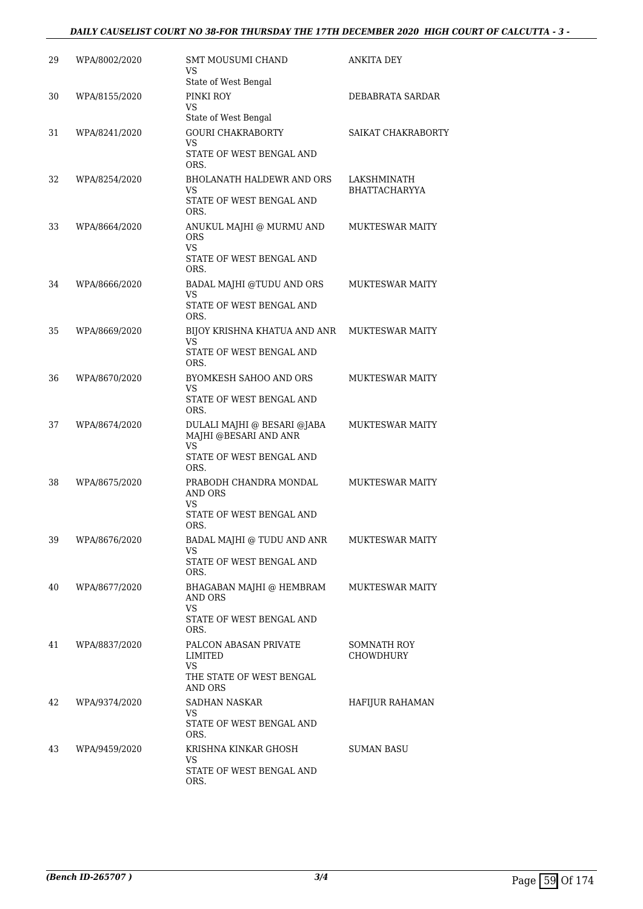| | | | |
|---|---|---|---|
| 29 | WPA/8002/2020 | SMT MOUSUMI CHAND<br>VS<br>State of West Bengal | ANKITA DEY |
| 30 | WPA/8155/2020 | PINKI ROY<br>VS<br>State of West Bengal | DEBABRATA SARDAR |
| 31 | WPA/8241/2020 | GOURI CHAKRABORTY<br>VS<br>STATE OF WEST BENGAL AND ORS. | SAIKAT CHAKRABORTY |
| 32 | WPA/8254/2020 | BHOLANATH HALDEWR AND ORS<br>VS<br>STATE OF WEST BENGAL AND ORS. | LAKSHMINATH BHATTACHARYYA |
| 33 | WPA/8664/2020 | ANUKUL MAJHI @ MURMU AND ORS<br>VS<br>STATE OF WEST BENGAL AND ORS. | MUKTESWAR MAITY |
| 34 | WPA/8666/2020 | BADAL MAJHI @TUDU AND ORS<br>VS<br>STATE OF WEST BENGAL AND ORS. | MUKTESWAR MAITY |
| 35 | WPA/8669/2020 | BIJOY KRISHNA KHATUA AND ANR<br>VS<br>STATE OF WEST BENGAL AND ORS. | MUKTESWAR MAITY |
| 36 | WPA/8670/2020 | BYOMKESH SAHOO AND ORS<br>VS<br>STATE OF WEST BENGAL AND ORS. | MUKTESWAR MAITY |
| 37 | WPA/8674/2020 | DULALI MAJHI @ BESARI @JABA MAJHI @BESARI AND ANR<br>VS<br>STATE OF WEST BENGAL AND ORS. | MUKTESWAR MAITY |
| 38 | WPA/8675/2020 | PRABODH CHANDRA MONDAL AND ORS<br>VS<br>STATE OF WEST BENGAL AND ORS. | MUKTESWAR MAITY |
| 39 | WPA/8676/2020 | BADAL MAJHI @ TUDU AND ANR<br>VS<br>STATE OF WEST BENGAL AND ORS. | MUKTESWAR MAITY |
| 40 | WPA/8677/2020 | BHAGABAN MAJHI @ HEMBRAM AND ORS<br>VS<br>STATE OF WEST BENGAL AND ORS. | MUKTESWAR MAITY |
| 41 | WPA/8837/2020 | PALCON ABASAN PRIVATE LIMITED<br>VS<br>THE STATE OF WEST BENGAL AND ORS | SOMNATH ROY CHOWDHURY |
| 42 | WPA/9374/2020 | SADHAN NASKAR<br>VS<br>STATE OF WEST BENGAL AND ORS. | HAFIJUR RAHAMAN |
| 43 | WPA/9459/2020 | KRISHNA KINKAR GHOSH<br>VS<br>STATE OF WEST BENGAL AND ORS. | SUMAN BASU |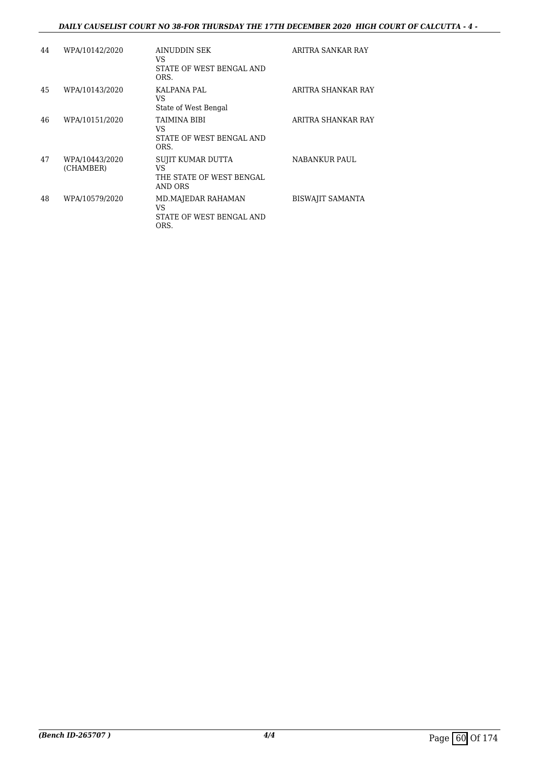| | | | |
|---|---|---|---|
| 44 | WPA/10142/2020 | AINUDDIN SEK<br>VS<br>STATE OF WEST BENGAL AND ORS. | ARITRA SANKAR RAY |
| 45 | WPA/10143/2020 | KALPANA PAL<br>VS<br>State of West Bengal | ARITRA SHANKAR RAY |
| 46 | WPA/10151/2020 | TAIMINA BIBI<br>VS<br>STATE OF WEST BENGAL AND ORS. | ARITRA SHANKAR RAY |
| 47 | WPA/10443/2020 (CHAMBER) | SUJIT KUMAR DUTTA<br>VS<br>THE STATE OF WEST BENGAL AND ORS | NABANKUR PAUL |
| 48 | WPA/10579/2020 | MD.MAJEDAR RAHAMAN<br>VS<br>STATE OF WEST BENGAL AND ORS. | BISWAJIT SAMANTA |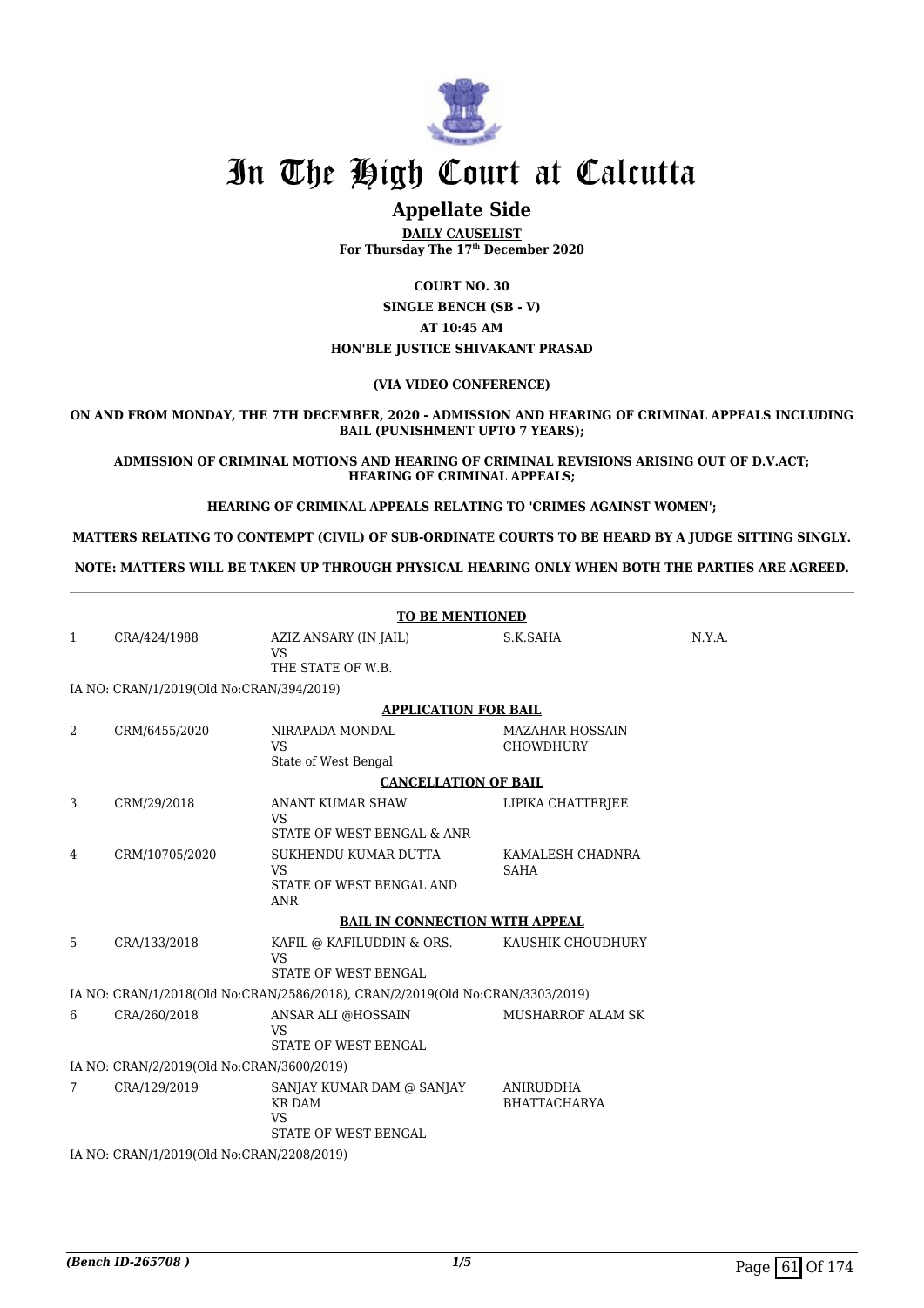# In The High Court at Calcutta

## Appellate Side

**DAILY CAUSELIST**

**For Thursday The 17th December 2020**

**COURT NO. 30**

**SINGLE BENCH (SB - V)**

**AT 10:45 AM**

**HON'BLE JUSTICE SHIVAKANT PRASAD**

**(VIA VIDEO CONFERENCE)**

**ON AND FROM MONDAY, THE 7TH DECEMBER, 2020 - ADMISSION AND HEARING OF CRIMINAL APPEALS INCLUDING BAIL (PUNISHMENT UPTO 7 YEARS);**

**ADMISSION OF CRIMINAL MOTIONS AND HEARING OF CRIMINAL REVISIONS ARISING OUT OF D.V.ACT; HEARING OF CRIMINAL APPEALS;**

**HEARING OF CRIMINAL APPEALS RELATING TO 'CRIMES AGAINST WOMEN';**

**MATTERS RELATING TO CONTEMPT (CIVIL) OF SUB-ORDINATE COURTS TO BE HEARD BY A JUDGE SITTING SINGLY.**

**NOTE: MATTERS WILL BE TAKEN UP THROUGH PHYSICAL HEARING ONLY WHEN BOTH THE PARTIES ARE AGREED.**

**TO BE MENTIONED**

| | | | | |
|---|---|---|---|---|
| 1 | CRA/424/1988 | AZIZ ANSARY (IN JAIL)<br>VS<br>THE STATE OF W.B. | S.K.SAHA | N.Y.A. |

IA NO: CRAN/1/2019(Old No:CRAN/394/2019)

**APPLICATION FOR BAIL**

| | | | |
|---|---|---|---|
| 2 | CRM/6455/2020 | NIRAPADA MONDAL<br>VS<br>State of West Bengal | MAZAHAR HOSSAIN CHOWDHURY |

**CANCELLATION OF BAIL**

| | | | |
|---|---|---|---|
| 3 | CRM/29/2018 | ANANT KUMAR SHAW<br>VS<br>STATE OF WEST BENGAL & ANR | LIPIKA CHATTERJEE |
| 4 | CRM/10705/2020 | SUKHENDU KUMAR DUTTA<br>VS<br>STATE OF WEST BENGAL AND ANR | KAMALESH CHADNRA SAHA |

**BAIL IN CONNECTION WITH APPEAL**

| | | | |
|---|---|---|---|
| 5 | CRA/133/2018 | KAFIL @ KAFILUDDIN & ORS.<br>VS<br>STATE OF WEST BENGAL | KAUSHIK CHOUDHURY |

IA NO: CRAN/1/2018(Old No:CRAN/2586/2018), CRAN/2/2019(Old No:CRAN/3303/2019)

| | | | |
|---|---|---|---|
| 6 | CRA/260/2018 | ANSAR ALI @HOSSAIN<br>VS<br>STATE OF WEST BENGAL | MUSHARROF ALAM SK |

IA NO: CRAN/2/2019(Old No:CRAN/3600/2019)

| | | | |
|---|---|---|---|
| 7 | CRA/129/2019 | SANJAY KUMAR DAM @ SANJAY KR DAM<br>VS<br>STATE OF WEST BENGAL | ANIRUDDHA BHATTACHARYA |

IA NO: CRAN/1/2019(Old No:CRAN/2208/2019)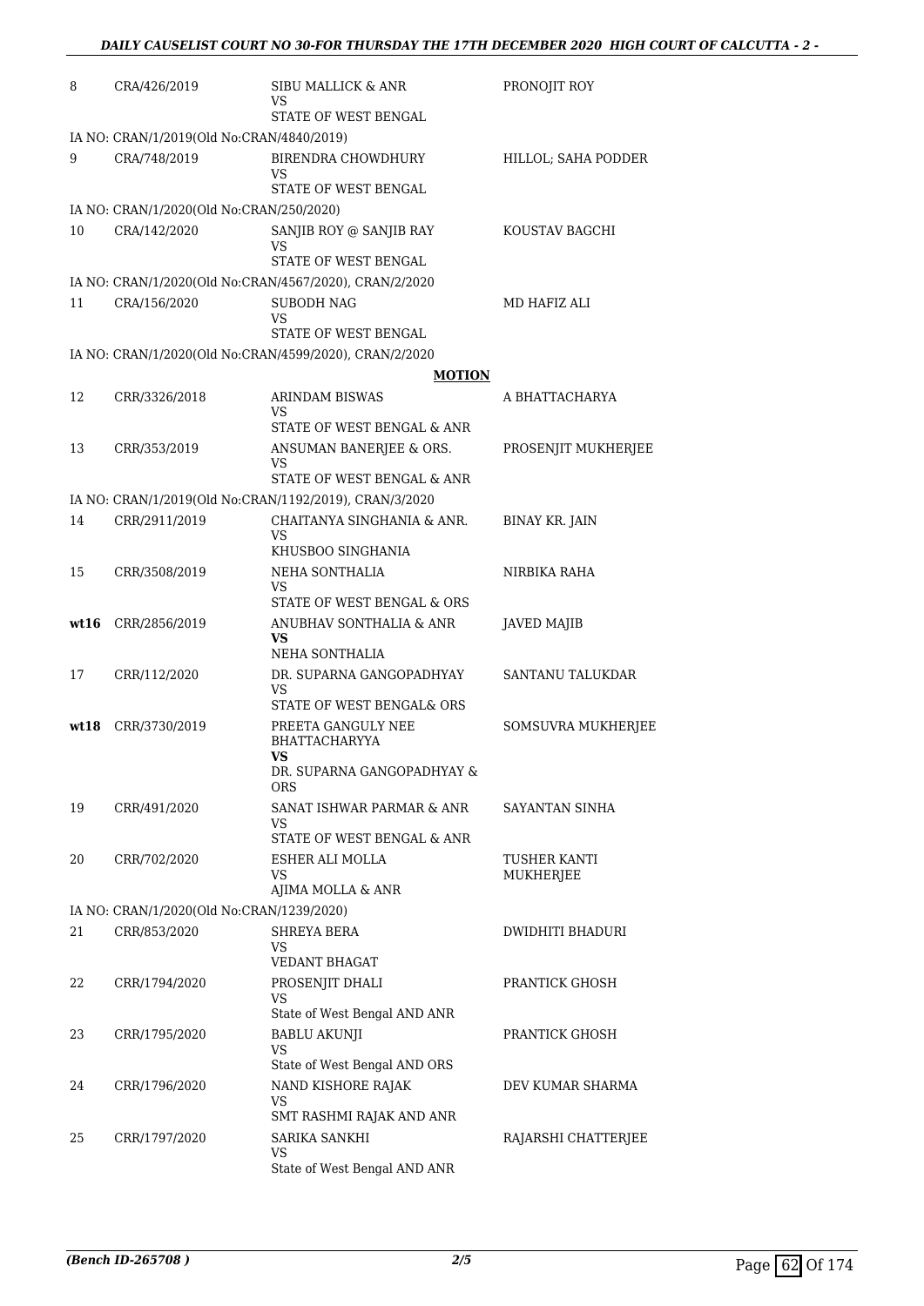| | | | |
|---|---|---|---|
| 8 | CRA/426/2019 | SIBU MALLICK & ANR<br>VS<br>STATE OF WEST BENGAL | PRONOJIT ROY |
| IA NO: CRAN/1/2019(Old No:CRAN/4840/2019) | | | |
| 9 | CRA/748/2019 | BIRENDRA CHOWDHURY<br>VS<br>STATE OF WEST BENGAL | HILLOL; SAHA PODDER |
| IA NO: CRAN/1/2020(Old No:CRAN/250/2020) | | | |
| 10 | CRA/142/2020 | SANJIB ROY @ SANJIB RAY<br>VS<br>STATE OF WEST BENGAL | KOUSTAV BAGCHI |
| IA NO: CRAN/1/2020(Old No:CRAN/4567/2020), CRAN/2/2020 | | | |
| 11 | CRA/156/2020 | SUBODH NAG<br>VS<br>STATE OF WEST BENGAL | MD HAFIZ ALI |
| IA NO: CRAN/1/2020(Old No:CRAN/4599/2020), CRAN/2/2020 | | | |

**MOTION**

| | | | |
|---|---|---|---|
| 12 | CRR/3326/2018 | ARINDAM BISWAS<br>VS<br>STATE OF WEST BENGAL & ANR | A BHATTACHARYA |
| 13 | CRR/353/2019 | ANSUMAN BANERJEE & ORS.<br>VS<br>STATE OF WEST BENGAL & ANR | PROSENJIT MUKHERJEE |
| IA NO: CRAN/1/2019(Old No:CRAN/1192/2019), CRAN/3/2020 | | | |
| 14 | CRR/2911/2019 | CHAITANYA SINGHANIA & ANR.<br>VS<br>KHUSBOO SINGHANIA | BINAY KR. JAIN |
| 15 | CRR/3508/2019 | NEHA SONTHALIA<br>VS<br>STATE OF WEST BENGAL & ORS | NIRBIKA RAHA |
| **wt16** | CRR/2856/2019 | ANUBHAV SONTHALIA & ANR<br>**VS**<br>NEHA SONTHALIA | JAVED MAJIB |
| 17 | CRR/112/2020 | DR. SUPARNA GANGOPADHYAY<br>VS<br>STATE OF WEST BENGAL& ORS | SANTANU TALUKDAR |
| **wt18** | CRR/3730/2019 | PREETA GANGULY NEE BHATTACHARYYA<br>**VS**<br>DR. SUPARNA GANGOPADHYAY & ORS | SOMSUVRA MUKHERJEE |
| 19 | CRR/491/2020 | SANAT ISHWAR PARMAR & ANR<br>VS<br>STATE OF WEST BENGAL & ANR | SAYANTAN SINHA |
| 20 | CRR/702/2020 | ESHER ALI MOLLA<br>VS<br>AJIMA MOLLA & ANR | TUSHER KANTI MUKHERJEE |
| IA NO: CRAN/1/2020(Old No:CRAN/1239/2020) | | | |
| 21 | CRR/853/2020 | SHREYA BERA<br>VS<br>VEDANT BHAGAT | DWIDHITI BHADURI |
| 22 | CRR/1794/2020 | PROSENJIT DHALI<br>VS<br>State of West Bengal AND ANR | PRANTICK GHOSH |
| 23 | CRR/1795/2020 | BABLU AKUNJI<br>VS<br>State of West Bengal AND ORS | PRANTICK GHOSH |
| 24 | CRR/1796/2020 | NAND KISHORE RAJAK<br>VS<br>SMT RASHMI RAJAK AND ANR | DEV KUMAR SHARMA |
| 25 | CRR/1797/2020 | SARIKA SANKHI<br>VS<br>State of West Bengal AND ANR | RAJARSHI CHATTERJEE |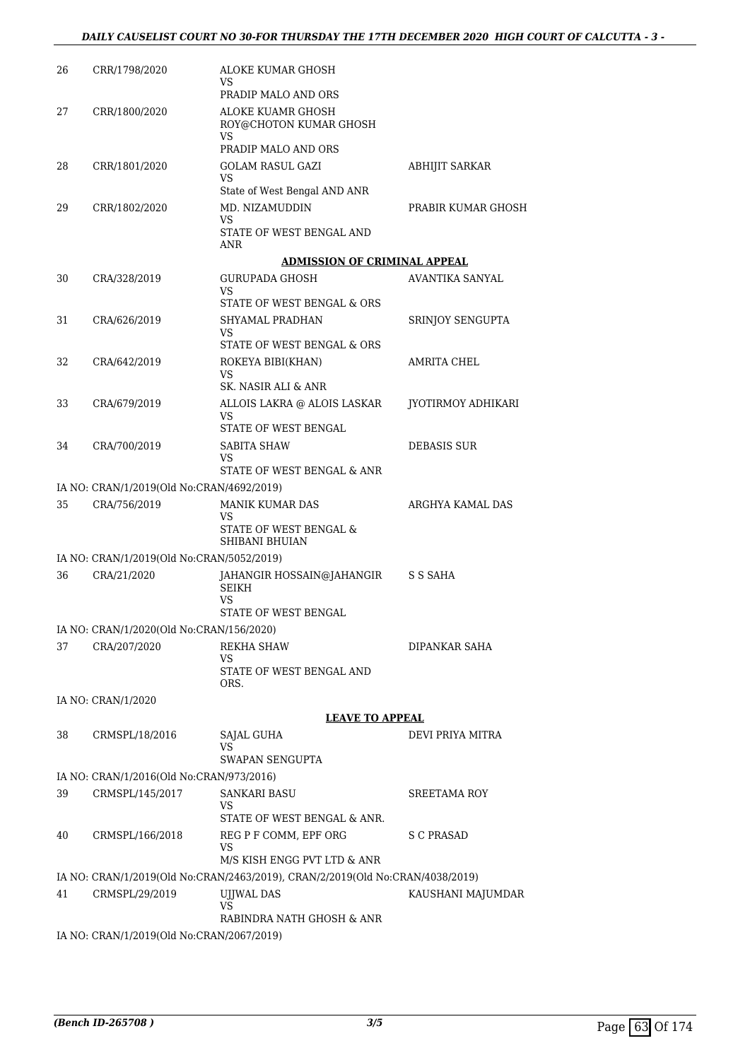| | | | |
|---|---|---|---|
| 26 | CRR/1798/2020 | ALOKE KUMAR GHOSH<br>VS<br>PRADIP MALO AND ORS | |
| 27 | CRR/1800/2020 | ALOKE KUAMR GHOSH ROY@CHOTON KUMAR GHOSH<br>VS<br>PRADIP MALO AND ORS | |
| 28 | CRR/1801/2020 | GOLAM RASUL GAZI<br>VS<br>State of West Bengal AND ANR | ABHIJIT SARKAR |
| 29 | CRR/1802/2020 | MD. NIZAMUDDIN<br>VS<br>STATE OF WEST BENGAL AND ANR | PRABIR KUMAR GHOSH |

**ADMISSION OF CRIMINAL APPEAL**

| | | | |
|---|---|---|---|
| 30 | CRA/328/2019 | GURUPADA GHOSH<br>VS<br>STATE OF WEST BENGAL & ORS | AVANTIKA SANYAL |
| 31 | CRA/626/2019 | SHYAMAL PRADHAN<br>VS<br>STATE OF WEST BENGAL & ORS | SRINJOY SENGUPTA |
| 32 | CRA/642/2019 | ROKEYA BIBI(KHAN)<br>VS<br>SK. NASIR ALI & ANR | AMRITA CHEL |
| 33 | CRA/679/2019 | ALLOIS LAKRA @ ALOIS LASKAR<br>VS<br>STATE OF WEST BENGAL | JYOTIRMOY ADHIKARI |
| 34 | CRA/700/2019 | SABITA SHAW<br>VS<br>STATE OF WEST BENGAL & ANR | DEBASIS SUR |

IA NO: CRAN/1/2019(Old No:CRAN/4692/2019)

| | | | |
|---|---|---|---|
| 35 | CRA/756/2019 | MANIK KUMAR DAS<br>VS<br>STATE OF WEST BENGAL & SHIBANI BHUIAN | ARGHYA KAMAL DAS |

IA NO: CRAN/1/2019(Old No:CRAN/5052/2019)

| | | | |
|---|---|---|---|
| 36 | CRA/21/2020 | JAHANGIR HOSSAIN@JAHANGIR SEIKH<br>VS<br>STATE OF WEST BENGAL | S S SAHA |

IA NO: CRAN/1/2020(Old No:CRAN/156/2020)

| | | | |
|---|---|---|---|
| 37 | CRA/207/2020 | REKHA SHAW<br>VS<br>STATE OF WEST BENGAL AND ORS. | DIPANKAR SAHA |

IA NO: CRAN/1/2020

**LEAVE TO APPEAL**

| | | | |
|---|---|---|---|
| 38 | CRMSPL/18/2016 | SAJAL GUHA<br>VS<br>SWAPAN SENGUPTA | DEVI PRIYA MITRA |

IA NO: CRAN/1/2016(Old No:CRAN/973/2016)

| | | | |
|---|---|---|---|
| 39 | CRMSPL/145/2017 | SANKARI BASU<br>VS<br>STATE OF WEST BENGAL & ANR. | SREETAMA ROY |
| 40 | CRMSPL/166/2018 | REG P F COMM, EPF ORG<br>VS<br>M/S KISH ENGG PVT LTD & ANR | S C PRASAD |

IA NO: CRAN/1/2019(Old No:CRAN/2463/2019), CRAN/2/2019(Old No:CRAN/4038/2019)

| | | | |
|---|---|---|---|
| 41 | CRMSPL/29/2019 | UJJWAL DAS<br>VS<br>RABINDRA NATH GHOSH & ANR | KAUSHANI MAJUMDAR |

IA NO: CRAN/1/2019(Old No:CRAN/2067/2019)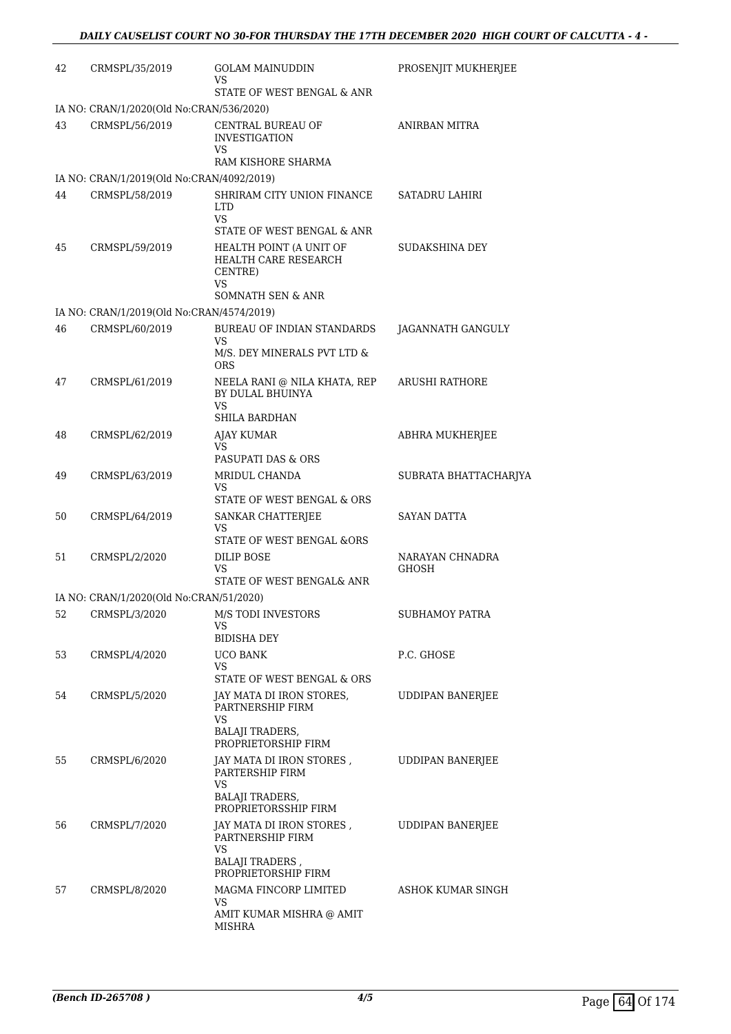| 42 | CRMSPL/35/2019 | GOLAM MAINUDDIN<br>VS<br>STATE OF WEST BENGAL & ANR | PROSENJIT MUKHERJEE |
|---|---|---|---|
| IA NO: CRAN/1/2020(Old No:CRAN/536/2020) | | | |
| 43 | CRMSPL/56/2019 | CENTRAL BUREAU OF INVESTIGATION<br>VS<br>RAM KISHORE SHARMA | ANIRBAN MITRA |
| IA NO: CRAN/1/2019(Old No:CRAN/4092/2019) | | | |
| 44 | CRMSPL/58/2019 | SHRIRAM CITY UNION FINANCE LTD<br>VS<br>STATE OF WEST BENGAL & ANR | SATADRU LAHIRI |
| 45 | CRMSPL/59/2019 | HEALTH POINT (A UNIT OF HEALTH CARE RESEARCH CENTRE)<br>VS<br>SOMNATH SEN & ANR | SUDAKSHINA DEY |
| IA NO: CRAN/1/2019(Old No:CRAN/4574/2019) | | | |
| 46 | CRMSPL/60/2019 | BUREAU OF INDIAN STANDARDS<br>VS<br>M/S. DEY MINERALS PVT LTD & ORS | JAGANNATH GANGULY |
| 47 | CRMSPL/61/2019 | NEELA RANI @ NILA KHATA, REP BY DULAL BHUINYA<br>VS<br>SHILA BARDHAN | ARUSHI RATHORE |
| 48 | CRMSPL/62/2019 | AJAY KUMAR<br>VS<br>PASUPATI DAS & ORS | ABHRA MUKHERJEE |
| 49 | CRMSPL/63/2019 | MRIDUL CHANDA<br>VS<br>STATE OF WEST BENGAL & ORS | SUBRATA BHATTACHARJYA |
| 50 | CRMSPL/64/2019 | SANKAR CHATTERJEE<br>VS<br>STATE OF WEST BENGAL &ORS | SAYAN DATTA |
| 51 | CRMSPL/2/2020 | DILIP BOSE<br>VS<br>STATE OF WEST BENGAL& ANR | NARAYAN CHNADRA GHOSH |
| IA NO: CRAN/1/2020(Old No:CRAN/51/2020) | | | |
| 52 | CRMSPL/3/2020 | M/S TODI INVESTORS<br>VS<br>BIDISHA DEY | SUBHAMOY PATRA |
| 53 | CRMSPL/4/2020 | UCO BANK<br>VS<br>STATE OF WEST BENGAL & ORS | P.C. GHOSE |
| 54 | CRMSPL/5/2020 | JAY MATA DI IRON STORES, PARTNERSHIP FIRM<br>VS<br>BALAJI TRADERS, PROPRIETORSHIP FIRM | UDDIPAN BANERJEE |
| 55 | CRMSPL/6/2020 | JAY MATA DI IRON STORES , PARTERSHIP FIRM<br>VS<br>BALAJI TRADERS, PROPRIETORSSHIP FIRM | UDDIPAN BANERJEE |
| 56 | CRMSPL/7/2020 | JAY MATA DI IRON STORES , PARTNERSHIP FIRM<br>VS<br>BALAJI TRADERS , PROPRIETORSHIP FIRM | UDDIPAN BANERJEE |
| 57 | CRMSPL/8/2020 | MAGMA FINCORP LIMITED<br>VS<br>AMIT KUMAR MISHRA @ AMIT MISHRA | ASHOK KUMAR SINGH |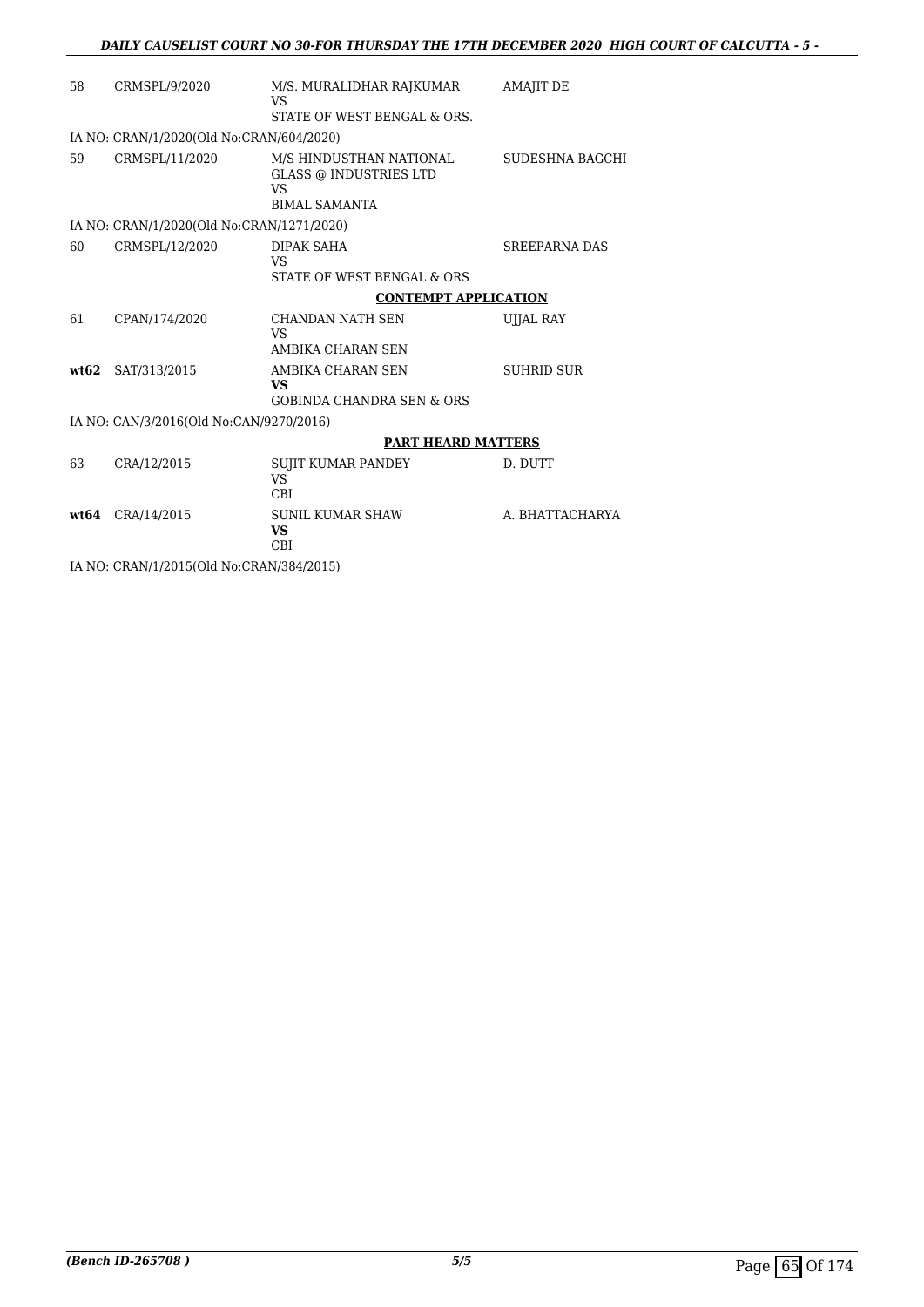| | | | |
|---|---|---|---|
| 58 | CRMSPL/9/2020 | M/S. MURALIDHAR RAJKUMAR<br>VS<br>STATE OF WEST BENGAL & ORS. | AMAJIT DE |
| IA NO: CRAN/1/2020(Old No:CRAN/604/2020) | | | |
| 59 | CRMSPL/11/2020 | M/S HINDUSTHAN NATIONAL GLASS @ INDUSTRIES LTD<br>VS<br>BIMAL SAMANTA | SUDESHNA BAGCHI |
| IA NO: CRAN/1/2020(Old No:CRAN/1271/2020) | | | |
| 60 | CRMSPL/12/2020 | DIPAK SAHA<br>VS<br>STATE OF WEST BENGAL & ORS | SREEPARNA DAS |
| | | **CONTEMPT APPLICATION** | |
| 61 | CPAN/174/2020 | CHANDAN NATH SEN<br>VS<br>AMBIKA CHARAN SEN | UJJAL RAY |
| **wt62** | SAT/313/2015 | AMBIKA CHARAN SEN<br>**VS**<br>GOBINDA CHANDRA SEN & ORS | SUHRID SUR |
| IA NO: CAN/3/2016(Old No:CAN/9270/2016) | | | |
| | | **PART HEARD MATTERS** | |
| 63 | CRA/12/2015 | SUJIT KUMAR PANDEY<br>VS<br>CBI | D. DUTT |
| **wt64** | CRA/14/2015 | SUNIL KUMAR SHAW<br>**VS**<br>CBI | A. BHATTACHARYA |
| IA NO: CRAN/1/2015(Old No:CRAN/384/2015) | | | |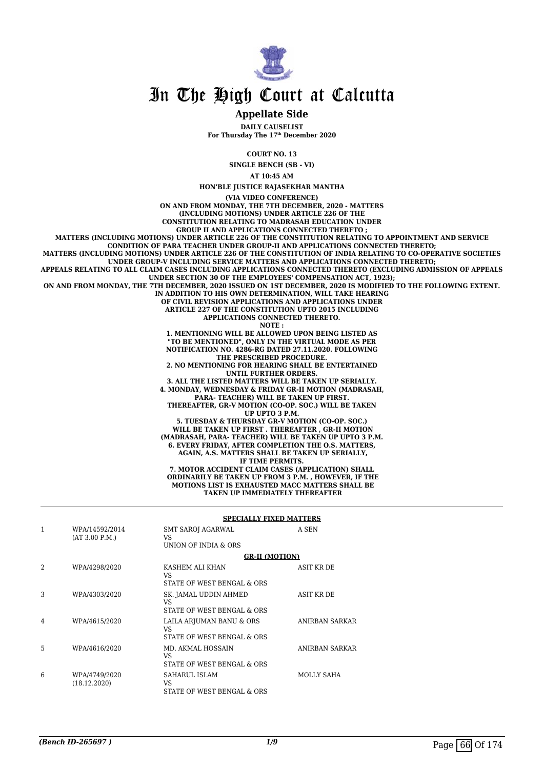# In The High Court at Calcutta

## Appellate Side

**DAILY CAUSELIST**

**For Thursday The 17th December 2020**

**COURT NO. 13**

**SINGLE BENCH (SB - VI)**

**AT 10:45 AM**

**HON'BLE JUSTICE RAJASEKHAR MANTHA**

**(VIA VIDEO CONFERENCE)**

**ON AND FROM MONDAY, THE 7TH DECEMBER, 2020 - MATTERS (INCLUDING MOTIONS) UNDER ARTICLE 226 OF THE CONSTITUTION RELATING TO MADRASAH EDUCATION UNDER GROUP II AND APPLICATIONS CONNECTED THERETO ;**

**MATTERS (INCLUDING MOTIONS) UNDER ARTICLE 226 OF THE CONSTITUTION RELATING TO APPOINTMENT AND SERVICE CONDITION OF PARA TEACHER UNDER GROUP-II AND APPLICATIONS CONNECTED THERETO;**

**MATTERS (INCLUDING MOTIONS) UNDER ARTICLE 226 OF THE CONSTITUTION OF INDIA RELATING TO CO-OPERATIVE SOCIETIES UNDER GROUP-V INCLUDING SERVICE MATTERS AND APPLICATIONS CONNECTED THERETO;**

**APPEALS RELATING TO ALL CLAIM CASES INCLUDING APPLICATIONS CONNECTED THERETO (EXCLUDING ADMISSION OF APPEALS UNDER SECTION 30 OF THE EMPLOYEES' COMPENSATION ACT, 1923);**

**ON AND FROM MONDAY, THE 7TH DECEMBER, 2020 ISSUED ON 1ST DECEMBER, 2020 IS MODIFIED TO THE FOLLOWING EXTENT. IN ADDITION TO HIS OWN DETERMINATION, WILL TAKE HEARING OF CIVIL REVISION APPLICATIONS AND APPLICATIONS UNDER ARTICLE 227 OF THE CONSTITUTION UPTO 2015 INCLUDING APPLICATIONS CONNECTED THERETO.**

**NOTE :**

**1. MENTIONING WILL BE ALLOWED UPON BEING LISTED AS "TO BE MENTIONED", ONLY IN THE VIRTUAL MODE AS PER NOTIFICATION NO. 4286-RG DATED 27.11.2020. FOLLOWING THE PRESCRIBED PROCEDURE.**

**2. NO MENTIONING FOR HEARING SHALL BE ENTERTAINED UNTIL FURTHER ORDERS.**

**3. ALL THE LISTED MATTERS WILL BE TAKEN UP SERIALLY.**

**4. MONDAY, WEDNESDAY & FRIDAY GR-II MOTION (MADRASAH, PARA- TEACHER) WILL BE TAKEN UP FIRST. THEREAFTER, GR-V MOTION (CO-OP. SOC.) WILL BE TAKEN UP UPTO 3 P.M.**

**5. TUESDAY & THURSDAY GR-V MOTION (CO-OP. SOC.) WILL BE TAKEN UP FIRST . THEREAFTER , GR-II MOTION (MADRASAH, PARA- TEACHER) WILL BE TAKEN UP UPTO 3 P.M.**

**6. EVERY FRIDAY, AFTER COMPLETION THE O.S. MATTERS, AGAIN, A.S. MATTERS SHALL BE TAKEN UP SERIALLY, IF TIME PERMITS.**

**7. MOTOR ACCIDENT CLAIM CASES (APPLICATION) SHALL ORDINARILY BE TAKEN UP FROM 3 P.M. , HOWEVER, IF THE MOTIONS LIST IS EXHAUSTED MACC MATTERS SHALL BE TAKEN UP IMMEDIATELY THEREAFTER**

**SPECIALLY FIXED MATTERS**

| | | | |
|---|---|---|---|
| 1 | WPA/14592/2014<br>(AT 3.00 P.M.) | SMT SAROJ AGARWAL<br>VS<br>UNION OF INDIA & ORS | A SEN |

**GR-II (MOTION)**

| | | | |
|---|---|---|---|
| 2 | WPA/4298/2020 | KASHEM ALI KHAN<br>VS<br>STATE OF WEST BENGAL & ORS | ASIT KR DE |
| 3 | WPA/4303/2020 | SK. JAMAL UDDIN AHMED<br>VS<br>STATE OF WEST BENGAL & ORS | ASIT KR DE |
| 4 | WPA/4615/2020 | LAILA ARJUMAN BANU & ORS<br>VS<br>STATE OF WEST BENGAL & ORS | ANIRBAN SARKAR |
| 5 | WPA/4616/2020 | MD. AKMAL HOSSAIN<br>VS<br>STATE OF WEST BENGAL & ORS | ANIRBAN SARKAR |
| 6 | WPA/4749/2020<br>(18.12.2020) | SAHARUL ISLAM<br>VS<br>STATE OF WEST BENGAL & ORS | MOLLY SAHA |

*(Bench ID-265697 )*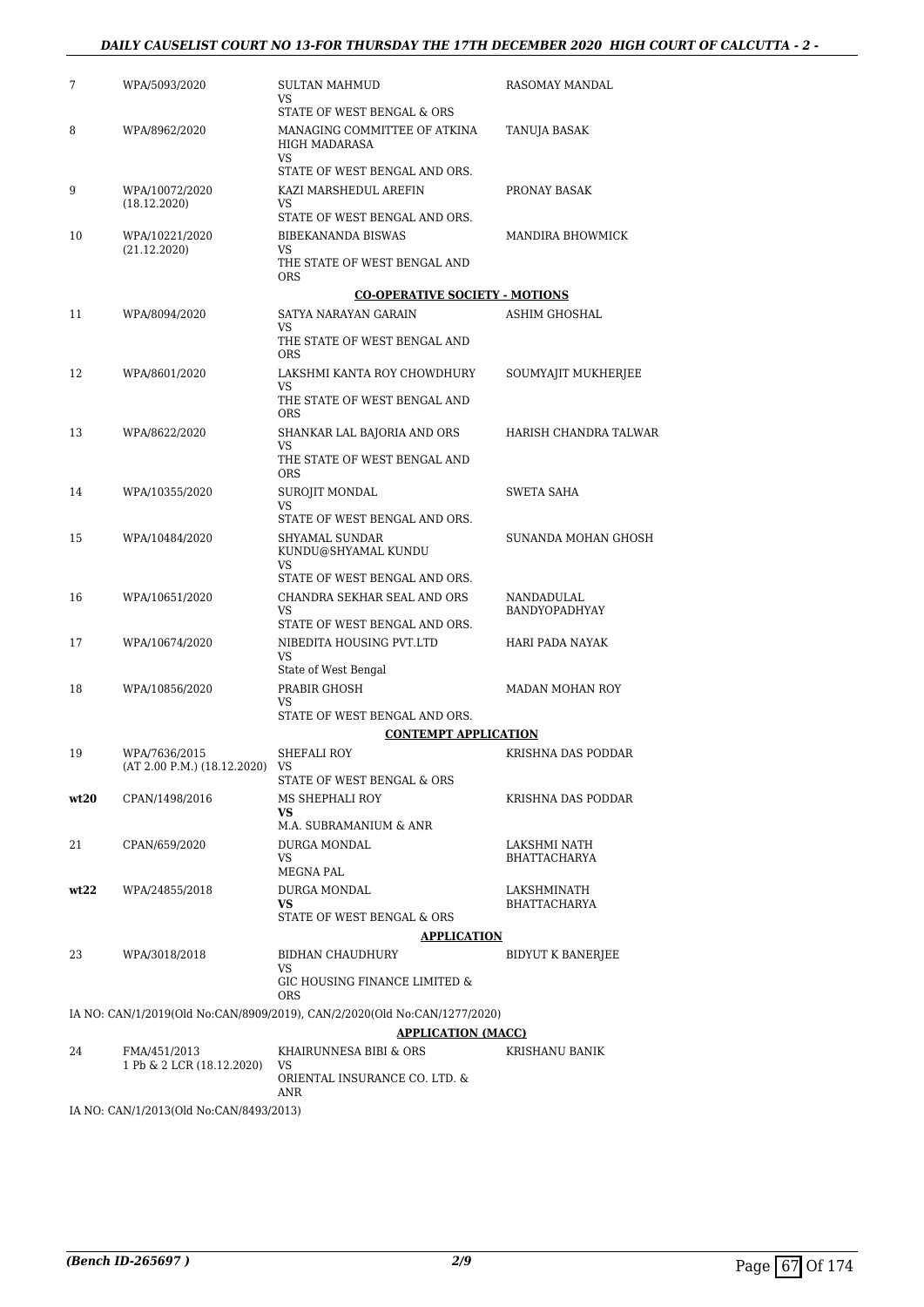| | | | |
|---|---|---|---|
| 7 | WPA/5093/2020 | SULTAN MAHMUD<br>VS<br>STATE OF WEST BENGAL & ORS | RASOMAY MANDAL |
| 8 | WPA/8962/2020 | MANAGING COMMITTEE OF ATKINA HIGH MADARASA<br>VS<br>STATE OF WEST BENGAL AND ORS. | TANUJA BASAK |
| 9 | WPA/10072/2020<br>(18.12.2020) | KAZI MARSHEDUL AREFIN<br>VS<br>STATE OF WEST BENGAL AND ORS. | PRONAY BASAK |
| 10 | WPA/10221/2020<br>(21.12.2020) | BIBEKANANDA BISWAS<br>VS<br>THE STATE OF WEST BENGAL AND ORS | MANDIRA BHOWMICK |

**CO-OPERATIVE SOCIETY - MOTIONS**

| | | | |
|---|---|---|---|
| 11 | WPA/8094/2020 | SATYA NARAYAN GARAIN<br>VS<br>THE STATE OF WEST BENGAL AND ORS | ASHIM GHOSHAL |
| 12 | WPA/8601/2020 | LAKSHMI KANTA ROY CHOWDHURY<br>VS<br>THE STATE OF WEST BENGAL AND ORS | SOUMYAJIT MUKHERJEE |
| 13 | WPA/8622/2020 | SHANKAR LAL BAJORIA AND ORS<br>VS<br>THE STATE OF WEST BENGAL AND ORS | HARISH CHANDRA TALWAR |
| 14 | WPA/10355/2020 | SUROJIT MONDAL<br>VS<br>STATE OF WEST BENGAL AND ORS. | SWETA SAHA |
| 15 | WPA/10484/2020 | SHYAMAL SUNDAR KUNDU@SHYAMAL KUNDU<br>VS<br>STATE OF WEST BENGAL AND ORS. | SUNANDA MOHAN GHOSH |
| 16 | WPA/10651/2020 | CHANDRA SEKHAR SEAL AND ORS<br>VS<br>STATE OF WEST BENGAL AND ORS. | NANDADULAL BANDYOPADHYAY |
| 17 | WPA/10674/2020 | NIBEDITA HOUSING PVT.LTD<br>VS<br>State of West Bengal | HARI PADA NAYAK |
| 18 | WPA/10856/2020 | PRABIR GHOSH<br>VS<br>STATE OF WEST BENGAL AND ORS. | MADAN MOHAN ROY |

**CONTEMPT APPLICATION**

| | | | |
|---|---|---|---|
| 19 | WPA/7636/2015<br>(AT 2.00 P.M.) (18.12.2020) | SHEFALI ROY<br>VS<br>STATE OF WEST BENGAL & ORS | KRISHNA DAS PODDAR |
| wt20 | CPAN/1498/2016 | MS SHEPHALI ROY<br>**VS**<br>M.A. SUBRAMANIUM & ANR | KRISHNA DAS PODDAR |
| 21 | CPAN/659/2020 | DURGA MONDAL<br>VS<br>MEGNA PAL | LAKSHMI NATH BHATTACHARYA |
| wt22 | WPA/24855/2018 | DURGA MONDAL<br>**VS**<br>STATE OF WEST BENGAL & ORS | LAKSHMINATH BHATTACHARYA |

**APPLICATION**

| | | | |
|---|---|---|---|
| 23 | WPA/3018/2018 | BIDHAN CHAUDHURY<br>VS<br>GIC HOUSING FINANCE LIMITED & ORS | BIDYUT K BANERJEE |

IA NO: CAN/1/2019(Old No:CAN/8909/2019), CAN/2/2020(Old No:CAN/1277/2020)

**APPLICATION (MACC)**

| | | | |
|---|---|---|---|
| 24 | FMA/451/2013<br>1 Pb & 2 LCR (18.12.2020) | KHAIRUNNESA BIBI & ORS<br>VS<br>ORIENTAL INSURANCE CO. LTD. & ANR | KRISHANU BANIK |

IA NO: CAN/1/2013(Old No:CAN/8493/2013)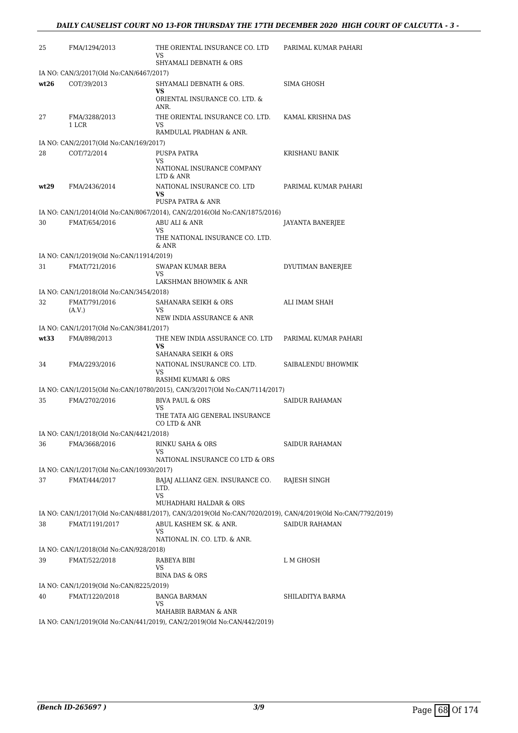| | | | |
|---|---|---|---|
| 25 | FMA/1294/2013 | THE ORIENTAL INSURANCE CO. LTD<br>VS<br>SHYAMALI DEBNATH & ORS | PARIMAL KUMAR PAHARI |
| | IA NO: CAN/3/2017(Old No:CAN/6467/2017) | | |
| **wt26** | COT/39/2013 | SHYAMALI DEBNATH & ORS.<br>**VS**<br>ORIENTAL INSURANCE CO. LTD. & ANR. | SIMA GHOSH |
| 27 | FMA/3288/2013<br>1 LCR | THE ORIENTAL INSURANCE CO. LTD.<br>VS<br>RAMDULAL PRADHAN & ANR. | KAMAL KRISHNA DAS |
| | IA NO: CAN/2/2017(Old No:CAN/169/2017) | | |
| 28 | COT/72/2014 | PUSPA PATRA<br>VS<br>NATIONAL INSURANCE COMPANY LTD & ANR | KRISHANU BANIK |
| **wt29** | FMA/2436/2014 | NATIONAL INSURANCE CO. LTD<br>**VS**<br>PUSPA PATRA & ANR | PARIMAL KUMAR PAHARI |
| | IA NO: CAN/1/2014(Old No:CAN/8067/2014), CAN/2/2016(Old No:CAN/1875/2016) | | |
| 30 | FMAT/654/2016 | ABU ALI & ANR<br>VS<br>THE NATIONAL INSURANCE CO. LTD. & ANR | JAYANTA BANERJEE |
| | IA NO: CAN/1/2019(Old No:CAN/11914/2019) | | |
| 31 | FMAT/721/2016 | SWAPAN KUMAR BERA<br>VS<br>LAKSHMAN BHOWMIK & ANR | DYUTIMAN BANERJEE |
| | IA NO: CAN/1/2018(Old No:CAN/3454/2018) | | |
| 32 | FMAT/791/2016<br>(A.V.) | SAHANARA SEIKH & ORS<br>VS<br>NEW INDIA ASSURANCE & ANR | ALI IMAM SHAH |
| | IA NO: CAN/1/2017(Old No:CAN/3841/2017) | | |
| **wt33** | FMA/898/2013 | THE NEW INDIA ASSURANCE CO. LTD<br>**VS**<br>SAHANARA SEIKH & ORS | PARIMAL KUMAR PAHARI |
| 34 | FMA/2293/2016 | NATIONAL INSURANCE CO. LTD.<br>VS<br>RASHMI KUMARI & ORS | SAIBALENDU BHOWMIK |
| | IA NO: CAN/1/2015(Old No:CAN/10780/2015), CAN/3/2017(Old No:CAN/7114/2017) | | |
| 35 | FMA/2702/2016 | BIVA PAUL & ORS<br>VS<br>THE TATA AIG GENERAL INSURANCE CO LTD & ANR | SAIDUR RAHAMAN |
| | IA NO: CAN/1/2018(Old No:CAN/4421/2018) | | |
| 36 | FMA/3668/2016 | RINKU SAHA & ORS<br>VS<br>NATIONAL INSURANCE CO LTD & ORS | SAIDUR RAHAMAN |
| | IA NO: CAN/1/2017(Old No:CAN/10930/2017) | | |
| 37 | FMAT/444/2017 | BAJAJ ALLIANZ GEN. INSURANCE CO. LTD.<br>VS<br>MUHADHARI HALDAR & ORS | RAJESH SINGH |
| | IA NO: CAN/1/2017(Old No:CAN/4881/2017), CAN/3/2019(Old No:CAN/7020/2019), CAN/4/2019(Old No:CAN/7792/2019) | | |
| 38 | FMAT/1191/2017 | ABUL KASHEM SK. & ANR.<br>VS<br>NATIONAL IN. CO. LTD. & ANR. | SAIDUR RAHAMAN |
| | IA NO: CAN/1/2018(Old No:CAN/928/2018) | | |
| 39 | FMAT/522/2018 | RABEYA BIBI<br>VS<br>BINA DAS & ORS | L M GHOSH |
| | IA NO: CAN/1/2019(Old No:CAN/8225/2019) | | |
| 40 | FMAT/1220/2018 | BANGA BARMAN<br>VS<br>MAHABIR BARMAN & ANR | SHILADITYA BARMA |
| | IA NO: CAN/1/2019(Old No:CAN/441/2019), CAN/2/2019(Old No:CAN/442/2019) | | |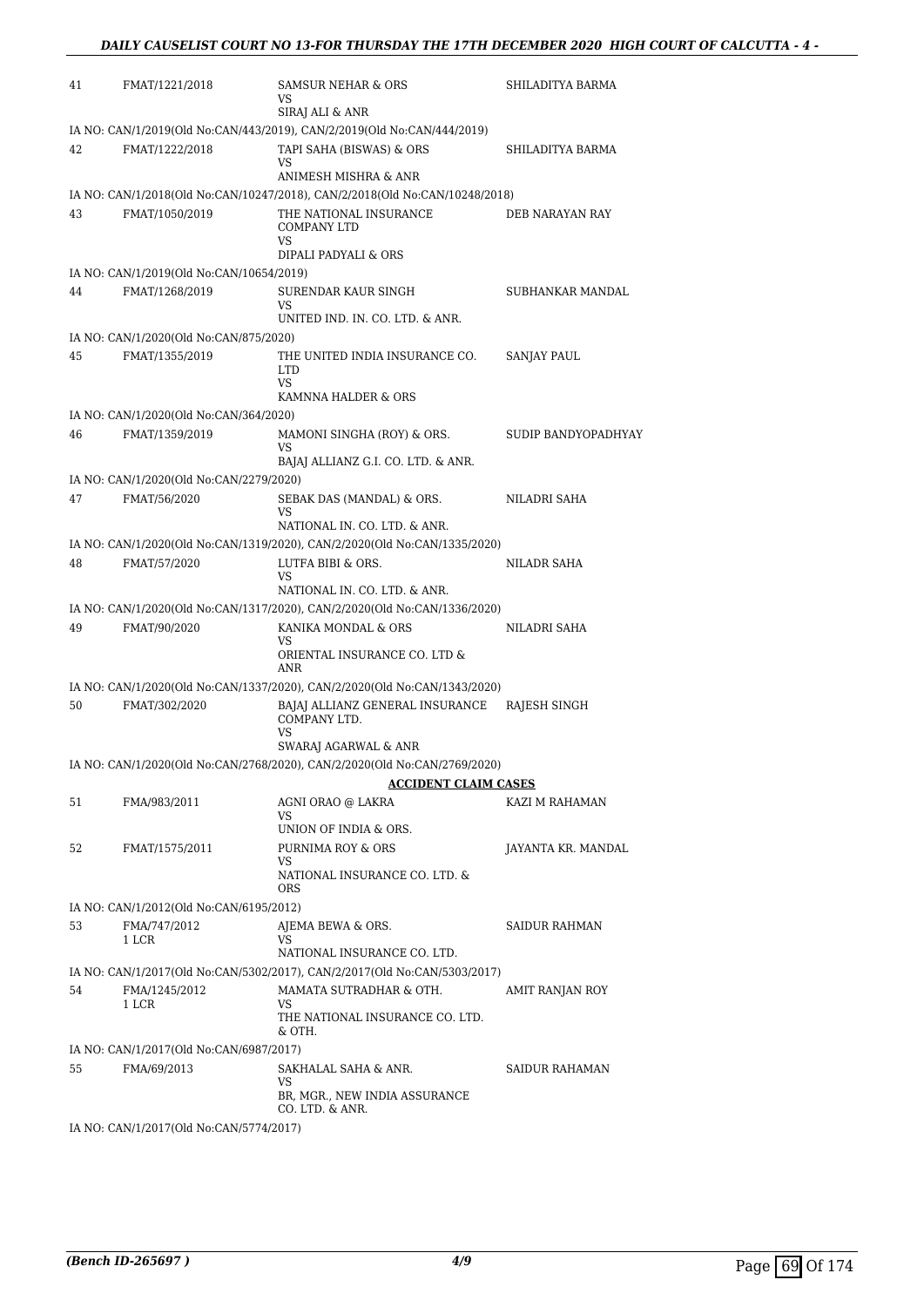| | | | |
|---|---|---|---|
| 41 | FMAT/1221/2018 | SAMSUR NEHAR & ORS<br>VS<br>SIRAJ ALI & ANR | SHILADITYA BARMA |
| | IA NO: CAN/1/2019(Old No:CAN/443/2019), CAN/2/2019(Old No:CAN/444/2019) | | |
| 42 | FMAT/1222/2018 | TAPI SAHA (BISWAS) & ORS<br>VS<br>ANIMESH MISHRA & ANR | SHILADITYA BARMA |
| | IA NO: CAN/1/2018(Old No:CAN/10247/2018), CAN/2/2018(Old No:CAN/10248/2018) | | |
| 43 | FMAT/1050/2019 | THE NATIONAL INSURANCE COMPANY LTD<br>VS<br>DIPALI PADYALI & ORS | DEB NARAYAN RAY |
| | IA NO: CAN/1/2019(Old No:CAN/10654/2019) | | |
| 44 | FMAT/1268/2019 | SURENDAR KAUR SINGH<br>VS<br>UNITED IND. IN. CO. LTD. & ANR. | SUBHANKAR MANDAL |
| | IA NO: CAN/1/2020(Old No:CAN/875/2020) | | |
| 45 | FMAT/1355/2019 | THE UNITED INDIA INSURANCE CO. LTD<br>VS<br>KAMNNA HALDER & ORS | SANJAY PAUL |
| | IA NO: CAN/1/2020(Old No:CAN/364/2020) | | |
| 46 | FMAT/1359/2019 | MAMONI SINGHA (ROY) & ORS.<br>VS<br>BAJAJ ALLIANZ G.I. CO. LTD. & ANR. | SUDIP BANDYOPADHYAY |
| | IA NO: CAN/1/2020(Old No:CAN/2279/2020) | | |
| 47 | FMAT/56/2020 | SEBAK DAS (MANDAL) & ORS.<br>VS<br>NATIONAL IN. CO. LTD. & ANR. | NILADRI SAHA |
| | IA NO: CAN/1/2020(Old No:CAN/1319/2020), CAN/2/2020(Old No:CAN/1335/2020) | | |
| 48 | FMAT/57/2020 | LUTFA BIBI & ORS.<br>VS<br>NATIONAL IN. CO. LTD. & ANR. | NILADR SAHA |
| | IA NO: CAN/1/2020(Old No:CAN/1317/2020), CAN/2/2020(Old No:CAN/1336/2020) | | |
| 49 | FMAT/90/2020 | KANIKA MONDAL & ORS<br>VS<br>ORIENTAL INSURANCE CO. LTD & ANR | NILADRI SAHA |
| | IA NO: CAN/1/2020(Old No:CAN/1337/2020), CAN/2/2020(Old No:CAN/1343/2020) | | |
| 50 | FMAT/302/2020 | BAJAJ ALLIANZ GENERAL INSURANCE COMPANY LTD.<br>VS<br>SWARAJ AGARWAL & ANR | RAJESH SINGH |
| | IA NO: CAN/1/2020(Old No:CAN/2768/2020), CAN/2/2020(Old No:CAN/2769/2020) | | |

**ACCIDENT CLAIM CASES**

| | | | |
|---|---|---|---|
| 51 | FMA/983/2011 | AGNI ORAO @ LAKRA<br>VS<br>UNION OF INDIA & ORS. | KAZI M RAHAMAN |
| 52 | FMAT/1575/2011 | PURNIMA ROY & ORS<br>VS<br>NATIONAL INSURANCE CO. LTD. & ORS | JAYANTA KR. MANDAL |
| | IA NO: CAN/1/2012(Old No:CAN/6195/2012) | | |
| 53 | FMA/747/2012<br>1 LCR | AJEMA BEWA & ORS.<br>VS<br>NATIONAL INSURANCE CO. LTD. | SAIDUR RAHMAN |
| | IA NO: CAN/1/2017(Old No:CAN/5302/2017), CAN/2/2017(Old No:CAN/5303/2017) | | |
| 54 | FMA/1245/2012<br>1 LCR | MAMATA SUTRADHAR & OTH.<br>VS<br>THE NATIONAL INSURANCE CO. LTD. & OTH. | AMIT RANJAN ROY |
| | IA NO: CAN/1/2017(Old No:CAN/6987/2017) | | |
| 55 | FMA/69/2013 | SAKHALAL SAHA & ANR.<br>VS<br>BR, MGR., NEW INDIA ASSURANCE CO. LTD. & ANR. | SAIDUR RAHAMAN |
| | IA NO: CAN/1/2017(Old No:CAN/5774/2017) | | |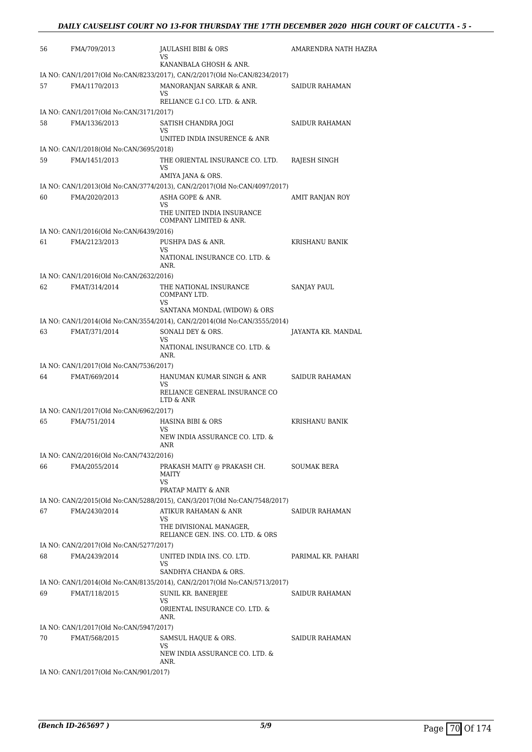| | | | |
|---|---|---|---|
| 56 | FMA/709/2013 | JAULASHI BIBI & ORS<br>VS<br>KANANBALA GHOSH & ANR. | AMARENDRA NATH HAZRA |
| IA NO: CAN/1/2017(Old No:CAN/8233/2017), CAN/2/2017(Old No:CAN/8234/2017) | | | |
| 57 | FMA/1170/2013 | MANORANJAN SARKAR & ANR.<br>VS<br>RELIANCE G.I CO. LTD. & ANR. | SAIDUR RAHAMAN |
| IA NO: CAN/1/2017(Old No:CAN/3171/2017) | | | |
| 58 | FMA/1336/2013 | SATISH CHANDRA JOGI<br>VS<br>UNITED INDIA INSURENCE & ANR | SAIDUR RAHAMAN |
| IA NO: CAN/1/2018(Old No:CAN/3695/2018) | | | |
| 59 | FMA/1451/2013 | THE ORIENTAL INSURANCE CO. LTD.<br>VS<br>AMIYA JANA & ORS. | RAJESH SINGH |
| IA NO: CAN/1/2013(Old No:CAN/3774/2013), CAN/2/2017(Old No:CAN/4097/2017) | | | |
| 60 | FMA/2020/2013 | ASHA GOPE & ANR.<br>VS<br>THE UNITED INDIA INSURANCE COMPANY LIMITED & ANR. | AMIT RANJAN ROY |
| IA NO: CAN/1/2016(Old No:CAN/6439/2016) | | | |
| 61 | FMA/2123/2013 | PUSHPA DAS & ANR.<br>VS<br>NATIONAL INSURANCE CO. LTD. & ANR. | KRISHANU BANIK |
| IA NO: CAN/1/2016(Old No:CAN/2632/2016) | | | |
| 62 | FMAT/314/2014 | THE NATIONAL INSURANCE COMPANY LTD.<br>VS<br>SANTANA MONDAL (WIDOW) & ORS | SANJAY PAUL |
| IA NO: CAN/1/2014(Old No:CAN/3554/2014), CAN/2/2014(Old No:CAN/3555/2014) | | | |
| 63 | FMAT/371/2014 | SONALI DEY & ORS.<br>VS<br>NATIONAL INSURANCE CO. LTD. & ANR. | JAYANTA KR. MANDAL |
| IA NO: CAN/1/2017(Old No:CAN/7536/2017) | | | |
| 64 | FMAT/669/2014 | HANUMAN KUMAR SINGH & ANR<br>VS<br>RELIANCE GENERAL INSURANCE CO LTD & ANR | SAIDUR RAHAMAN |
| IA NO: CAN/1/2017(Old No:CAN/6962/2017) | | | |
| 65 | FMA/751/2014 | HASINA BIBI & ORS<br>VS<br>NEW INDIA ASSURANCE CO. LTD. & ANR | KRISHANU BANIK |
| IA NO: CAN/2/2016(Old No:CAN/7432/2016) | | | |
| 66 | FMA/2055/2014 | PRAKASH MAITY @ PRAKASH CH. MAITY<br>VS<br>PRATAP MAITY & ANR | SOUMAK BERA |
| IA NO: CAN/2/2015(Old No:CAN/5288/2015), CAN/3/2017(Old No:CAN/7548/2017) | | | |
| 67 | FMA/2430/2014 | ATIKUR RAHAMAN & ANR<br>VS<br>THE DIVISIONAL MANAGER, RELIANCE GEN. INS. CO. LTD. & ORS | SAIDUR RAHAMAN |
| IA NO: CAN/2/2017(Old No:CAN/5277/2017) | | | |
| 68 | FMA/2439/2014 | UNITED INDIA INS. CO. LTD.<br>VS<br>SANDHYA CHANDA & ORS. | PARIMAL KR. PAHARI |
| IA NO: CAN/1/2014(Old No:CAN/8135/2014), CAN/2/2017(Old No:CAN/5713/2017) | | | |
| 69 | FMAT/118/2015 | SUNIL KR. BANERJEE<br>VS<br>ORIENTAL INSURANCE CO. LTD. & ANR. | SAIDUR RAHAMAN |
| IA NO: CAN/1/2017(Old No:CAN/5947/2017) | | | |
| 70 | FMAT/568/2015 | SAMSUL HAQUE & ORS.<br>VS<br>NEW INDIA ASSURANCE CO. LTD. & ANR. | SAIDUR RAHAMAN |
| IA NO: CAN/1/2017(Old No:CAN/901/2017) | | | |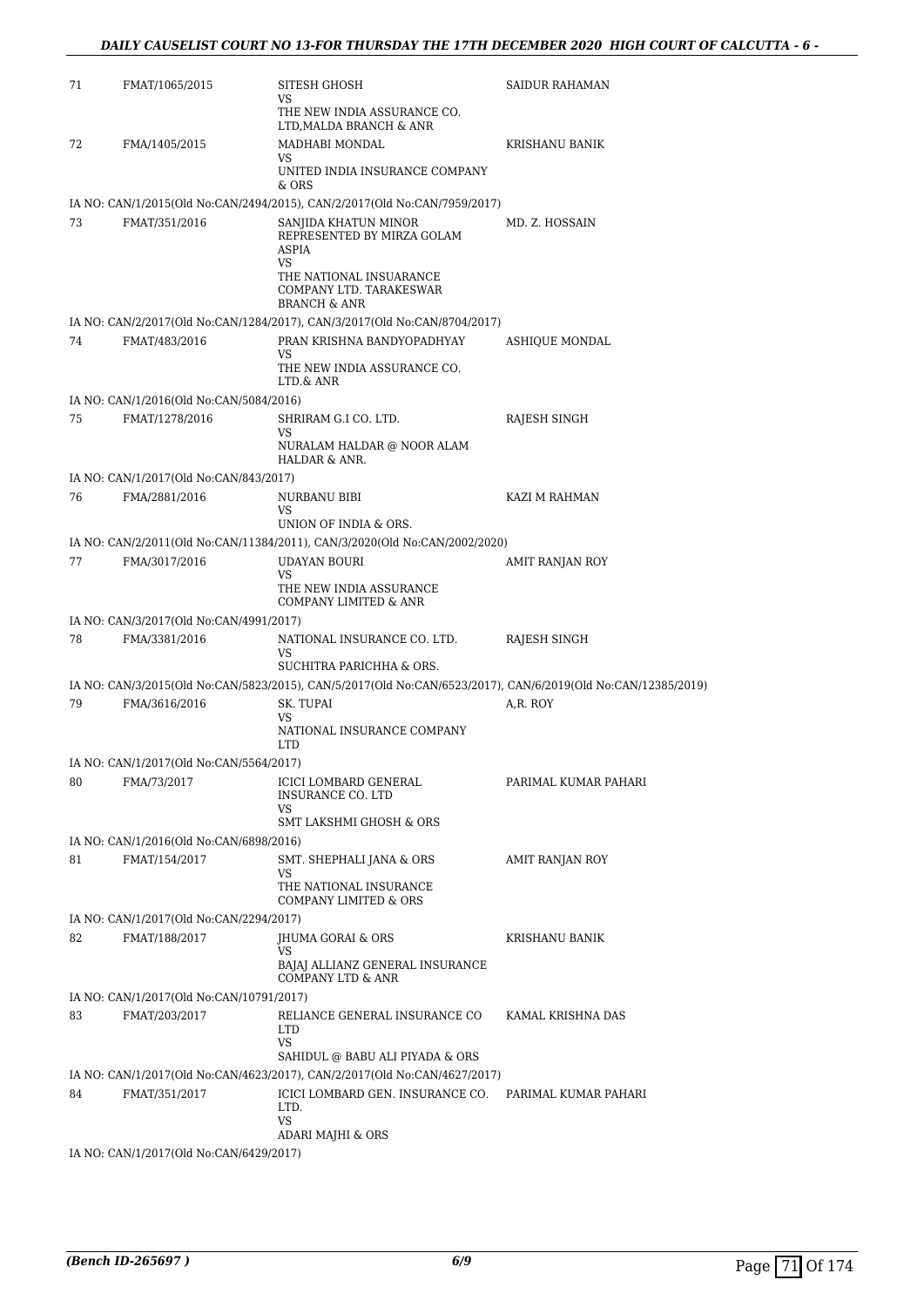| | | | |
|---|---|---|---|
| 71 | FMAT/1065/2015 | SITESH GHOSH<br>VS<br>THE NEW INDIA ASSURANCE CO. LTD,MALDA BRANCH & ANR | SAIDUR RAHAMAN |
| 72 | FMA/1405/2015 | MADHABI MONDAL<br>VS<br>UNITED INDIA INSURANCE COMPANY & ORS | KRISHANU BANIK |
| | IA NO: CAN/1/2015(Old No:CAN/2494/2015), CAN/2/2017(Old No:CAN/7959/2017) | | |
| 73 | FMAT/351/2016 | SANJIDA KHATUN MINOR REPRESENTED BY MIRZA GOLAM ASPIA<br>VS<br>THE NATIONAL INSUARANCE COMPANY LTD. TARAKESWAR BRANCH & ANR | MD. Z. HOSSAIN |
| | IA NO: CAN/2/2017(Old No:CAN/1284/2017), CAN/3/2017(Old No:CAN/8704/2017) | | |
| 74 | FMAT/483/2016 | PRAN KRISHNA BANDYOPADHYAY<br>VS<br>THE NEW INDIA ASSURANCE CO. LTD.& ANR | ASHIQUE MONDAL |
| | IA NO: CAN/1/2016(Old No:CAN/5084/2016) | | |
| 75 | FMAT/1278/2016 | SHRIRAM G.I CO. LTD.<br>VS<br>NURALAM HALDAR @ NOOR ALAM HALDAR & ANR. | RAJESH SINGH |
| | IA NO: CAN/1/2017(Old No:CAN/843/2017) | | |
| 76 | FMA/2881/2016 | NURBANU BIBI<br>VS<br>UNION OF INDIA & ORS. | KAZI M RAHMAN |
| | IA NO: CAN/2/2011(Old No:CAN/11384/2011), CAN/3/2020(Old No:CAN/2002/2020) | | |
| 77 | FMA/3017/2016 | UDAYAN BOURI<br>VS<br>THE NEW INDIA ASSURANCE COMPANY LIMITED & ANR | AMIT RANJAN ROY |
| | IA NO: CAN/3/2017(Old No:CAN/4991/2017) | | |
| 78 | FMA/3381/2016 | NATIONAL INSURANCE CO. LTD.<br>VS<br>SUCHITRA PARICHHA & ORS. | RAJESH SINGH |
| | IA NO: CAN/3/2015(Old No:CAN/5823/2015), CAN/5/2017(Old No:CAN/6523/2017), CAN/6/2019(Old No:CAN/12385/2019) | | |
| 79 | FMA/3616/2016 | SK. TUPAI<br>VS<br>NATIONAL INSURANCE COMPANY LTD | A,R. ROY |
| | IA NO: CAN/1/2017(Old No:CAN/5564/2017) | | |
| 80 | FMA/73/2017 | ICICI LOMBARD GENERAL INSURANCE CO. LTD<br>VS<br>SMT LAKSHMI GHOSH & ORS | PARIMAL KUMAR PAHARI |
| | IA NO: CAN/1/2016(Old No:CAN/6898/2016) | | |
| 81 | FMAT/154/2017 | SMT. SHEPHALI JANA & ORS<br>VS<br>THE NATIONAL INSURANCE COMPANY LIMITED & ORS | AMIT RANJAN ROY |
| | IA NO: CAN/1/2017(Old No:CAN/2294/2017) | | |
| 82 | FMAT/188/2017 | JHUMA GORAI & ORS<br>VS<br>BAJAJ ALLIANZ GENERAL INSURANCE COMPANY LTD & ANR | KRISHANU BANIK |
| | IA NO: CAN/1/2017(Old No:CAN/10791/2017) | | |
| 83 | FMAT/203/2017 | RELIANCE GENERAL INSURANCE CO LTD<br>VS<br>SAHIDUL @ BABU ALI PIYADA & ORS | KAMAL KRISHNA DAS |
| | IA NO: CAN/1/2017(Old No:CAN/4623/2017), CAN/2/2017(Old No:CAN/4627/2017) | | |
| 84 | FMAT/351/2017 | ICICI LOMBARD GEN. INSURANCE CO. LTD.<br>VS<br>ADARI MAJHI & ORS | PARIMAL KUMAR PAHARI |
| | IA NO: CAN/1/2017(Old No:CAN/6429/2017) | | |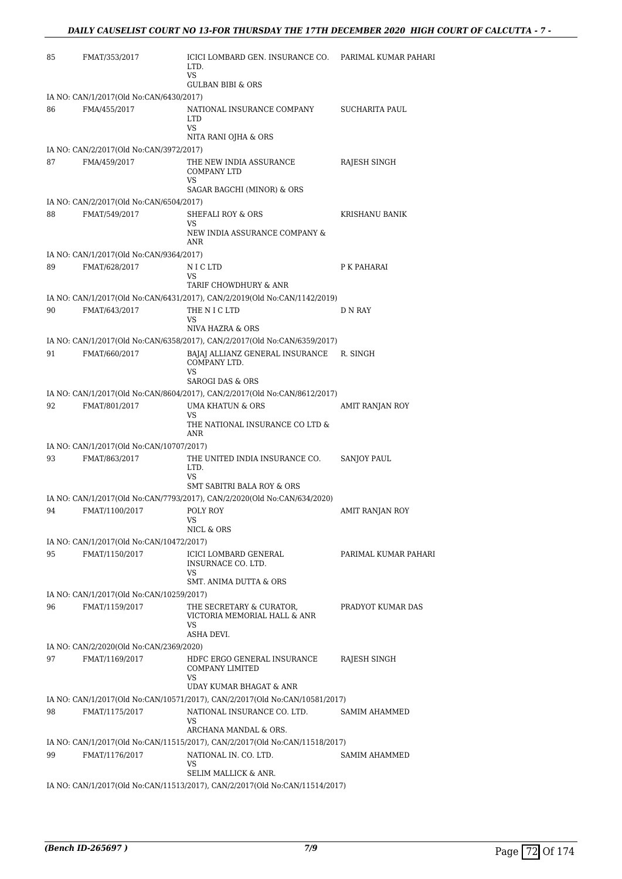| | | | |
|---|---|---|---|
| 85 | FMAT/353/2017 | ICICI LOMBARD GEN. INSURANCE CO. LTD.<br>VS<br>GULBAN BIBI & ORS | PARIMAL KUMAR PAHARI |
| IA NO: CAN/1/2017(Old No:CAN/6430/2017) | | | |
| 86 | FMA/455/2017 | NATIONAL INSURANCE COMPANY LTD<br>VS<br>NITA RANI OJHA & ORS | SUCHARITA PAUL |
| IA NO: CAN/2/2017(Old No:CAN/3972/2017) | | | |
| 87 | FMA/459/2017 | THE NEW INDIA ASSURANCE COMPANY LTD<br>VS<br>SAGAR BAGCHI (MINOR) & ORS | RAJESH SINGH |
| IA NO: CAN/2/2017(Old No:CAN/6504/2017) | | | |
| 88 | FMAT/549/2017 | SHEFALI ROY & ORS<br>VS<br>NEW INDIA ASSURANCE COMPANY & ANR | KRISHANU BANIK |
| IA NO: CAN/1/2017(Old No:CAN/9364/2017) | | | |
| 89 | FMAT/628/2017 | N I C LTD<br>VS<br>TARIF CHOWDHURY & ANR | P K PAHARAI |
| IA NO: CAN/1/2017(Old No:CAN/6431/2017), CAN/2/2019(Old No:CAN/1142/2019) | | | |
| 90 | FMAT/643/2017 | THE N I C LTD<br>VS<br>NIVA HAZRA & ORS | D N RAY |
| IA NO: CAN/1/2017(Old No:CAN/6358/2017), CAN/2/2017(Old No:CAN/6359/2017) | | | |
| 91 | FMAT/660/2017 | BAJAJ ALLIANZ GENERAL INSURANCE COMPANY LTD.<br>VS<br>SAROGI DAS & ORS | R. SINGH |
| IA NO: CAN/1/2017(Old No:CAN/8604/2017), CAN/2/2017(Old No:CAN/8612/2017) | | | |
| 92 | FMAT/801/2017 | UMA KHATUN & ORS<br>VS<br>THE NATIONAL INSURANCE CO LTD & ANR | AMIT RANJAN ROY |
| IA NO: CAN/1/2017(Old No:CAN/10707/2017) | | | |
| 93 | FMAT/863/2017 | THE UNITED INDIA INSURANCE CO. LTD.<br>VS<br>SMT SABITRI BALA ROY & ORS | SANJOY PAUL |
| IA NO: CAN/1/2017(Old No:CAN/7793/2017), CAN/2/2020(Old No:CAN/634/2020) | | | |
| 94 | FMAT/1100/2017 | POLY ROY<br>VS<br>NICL & ORS | AMIT RANJAN ROY |
| IA NO: CAN/1/2017(Old No:CAN/10472/2017) | | | |
| 95 | FMAT/1150/2017 | ICICI LOMBARD GENERAL INSURNACE CO. LTD.<br>VS<br>SMT. ANIMA DUTTA & ORS | PARIMAL KUMAR PAHARI |
| IA NO: CAN/1/2017(Old No:CAN/10259/2017) | | | |
| 96 | FMAT/1159/2017 | THE SECRETARY & CURATOR, VICTORIA MEMORIAL HALL & ANR<br>VS<br>ASHA DEVI. | PRADYOT KUMAR DAS |
| IA NO: CAN/2/2020(Old No:CAN/2369/2020) | | | |
| 97 | FMAT/1169/2017 | HDFC ERGO GENERAL INSURANCE COMPANY LIMITED<br>VS<br>UDAY KUMAR BHAGAT & ANR | RAJESH SINGH |
| IA NO: CAN/1/2017(Old No:CAN/10571/2017), CAN/2/2017(Old No:CAN/10581/2017) | | | |
| 98 | FMAT/1175/2017 | NATIONAL INSURANCE CO. LTD.<br>VS<br>ARCHANA MANDAL & ORS. | SAMIM AHAMMED |
| IA NO: CAN/1/2017(Old No:CAN/11515/2017), CAN/2/2017(Old No:CAN/11518/2017) | | | |
| 99 | FMAT/1176/2017 | NATIONAL IN. CO. LTD.<br>VS<br>SELIM MALLICK & ANR. | SAMIM AHAMMED |
| IA NO: CAN/1/2017(Old No:CAN/11513/2017), CAN/2/2017(Old No:CAN/11514/2017) | | | |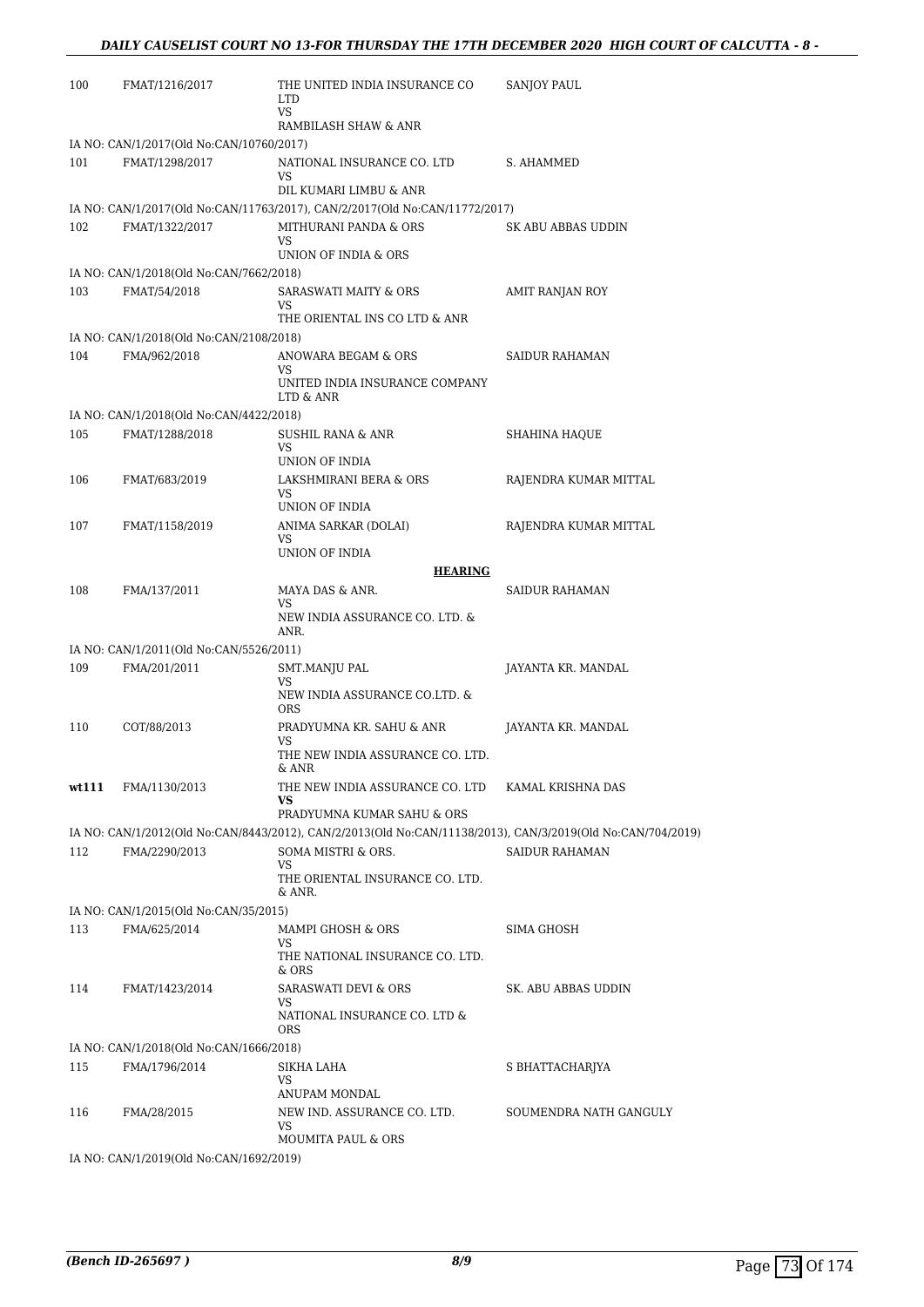| 100 | FMAT/1216/2017 | THE UNITED INDIA INSURANCE CO LTD<br>VS<br>RAMBILASH SHAW & ANR | SANJOY PAUL |
|---|---|---|---|
| IA NO: CAN/1/2017(Old No:CAN/10760/2017) | | | |
| 101 | FMAT/1298/2017 | NATIONAL INSURANCE CO. LTD<br>VS<br>DIL KUMARI LIMBU & ANR | S. AHAMMED |
| IA NO: CAN/1/2017(Old No:CAN/11763/2017), CAN/2/2017(Old No:CAN/11772/2017) | | | |
| 102 | FMAT/1322/2017 | MITHURANI PANDA & ORS<br>VS<br>UNION OF INDIA & ORS | SK ABU ABBAS UDDIN |
| IA NO: CAN/1/2018(Old No:CAN/7662/2018) | | | |
| 103 | FMAT/54/2018 | SARASWATI MAITY & ORS<br>VS<br>THE ORIENTAL INS CO LTD & ANR | AMIT RANJAN ROY |
| IA NO: CAN/1/2018(Old No:CAN/2108/2018) | | | |
| 104 | FMA/962/2018 | ANOWARA BEGAM & ORS<br>VS<br>UNITED INDIA INSURANCE COMPANY LTD & ANR | SAIDUR RAHAMAN |
| IA NO: CAN/1/2018(Old No:CAN/4422/2018) | | | |
| 105 | FMAT/1288/2018 | SUSHIL RANA & ANR<br>VS<br>UNION OF INDIA | SHAHINA HAQUE |
| 106 | FMAT/683/2019 | LAKSHMIRANI BERA & ORS<br>VS<br>UNION OF INDIA | RAJENDRA KUMAR MITTAL |
| 107 | FMAT/1158/2019 | ANIMA SARKAR (DOLAI)<br>VS<br>UNION OF INDIA | RAJENDRA KUMAR MITTAL |
| | | **HEARING** | |
| 108 | FMA/137/2011 | MAYA DAS & ANR.<br>VS<br>NEW INDIA ASSURANCE CO. LTD. & ANR. | SAIDUR RAHAMAN |
| IA NO: CAN/1/2011(Old No:CAN/5526/2011) | | | |
| 109 | FMA/201/2011 | SMT.MANJU PAL<br>VS<br>NEW INDIA ASSURANCE CO.LTD. & ORS | JAYANTA KR. MANDAL |
| 110 | COT/88/2013 | PRADYUMNA KR. SAHU & ANR<br>VS<br>THE NEW INDIA ASSURANCE CO. LTD. & ANR | JAYANTA KR. MANDAL |
| **wt111** | FMA/1130/2013 | THE NEW INDIA ASSURANCE CO. LTD<br>**VS**<br>PRADYUMNA KUMAR SAHU & ORS | KAMAL KRISHNA DAS |
| IA NO: CAN/1/2012(Old No:CAN/8443/2012), CAN/2/2013(Old No:CAN/11138/2013), CAN/3/2019(Old No:CAN/704/2019) | | | |
| 112 | FMA/2290/2013 | SOMA MISTRI & ORS.<br>VS<br>THE ORIENTAL INSURANCE CO. LTD. & ANR. | SAIDUR RAHAMAN |
| IA NO: CAN/1/2015(Old No:CAN/35/2015) | | | |
| 113 | FMA/625/2014 | MAMPI GHOSH & ORS<br>VS<br>THE NATIONAL INSURANCE CO. LTD. & ORS | SIMA GHOSH |
| 114 | FMAT/1423/2014 | SARASWATI DEVI & ORS<br>VS<br>NATIONAL INSURANCE CO. LTD & ORS | SK. ABU ABBAS UDDIN |
| IA NO: CAN/1/2018(Old No:CAN/1666/2018) | | | |
| 115 | FMA/1796/2014 | SIKHA LAHA<br>VS<br>ANUPAM MONDAL | S BHATTACHARJYA |
| 116 | FMA/28/2015 | NEW IND. ASSURANCE CO. LTD.<br>VS<br>MOUMITA PAUL & ORS | SOUMENDRA NATH GANGULY |
| IA NO: CAN/1/2019(Old No:CAN/1692/2019) | | | |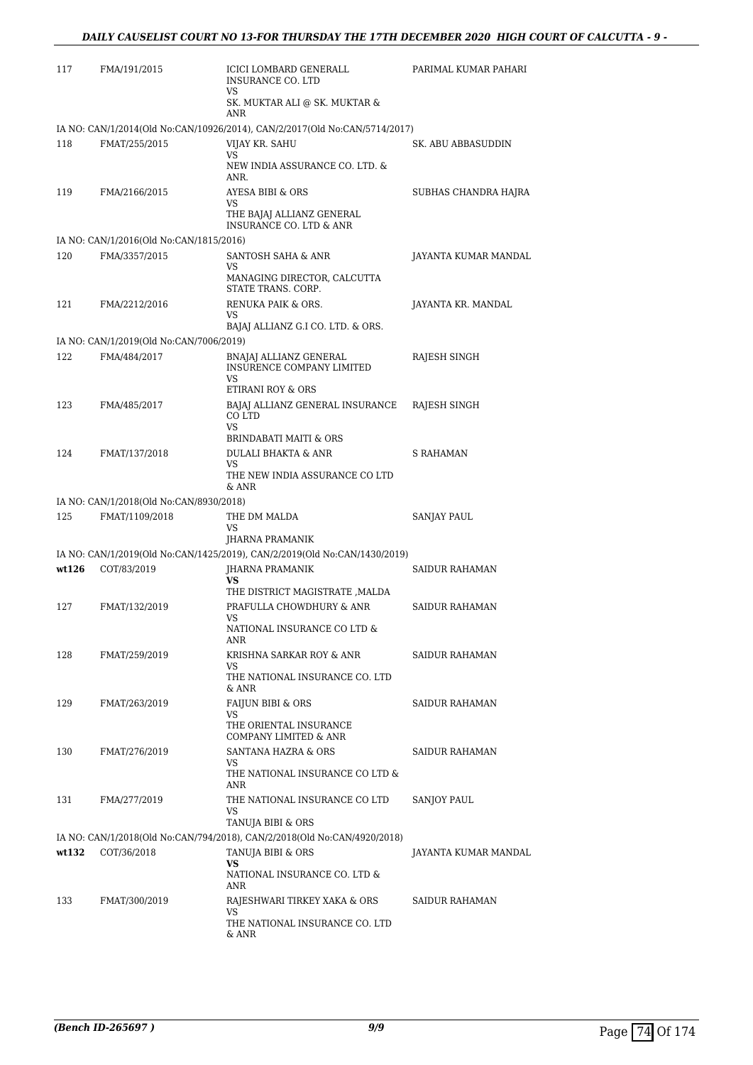| | | | |
|---|---|---|---|
| 117 | FMA/191/2015 | ICICI LOMBARD GENERALL INSURANCE CO. LTD<br>VS<br>SK. MUKTAR ALI @ SK. MUKTAR & ANR | PARIMAL KUMAR PAHARI |
| | IA NO: CAN/1/2014(Old No:CAN/10926/2014), CAN/2/2017(Old No:CAN/5714/2017) | | |
| 118 | FMAT/255/2015 | VIJAY KR. SAHU<br>VS<br>NEW INDIA ASSURANCE CO. LTD. & ANR. | SK. ABU ABBASUDDIN |
| 119 | FMA/2166/2015 | AYESA BIBI & ORS<br>VS<br>THE BAJAJ ALLIANZ GENERAL INSURANCE CO. LTD & ANR | SUBHAS CHANDRA HAJRA |
| | IA NO: CAN/1/2016(Old No:CAN/1815/2016) | | |
| 120 | FMA/3357/2015 | SANTOSH SAHA & ANR<br>VS<br>MANAGING DIRECTOR, CALCUTTA STATE TRANS. CORP. | JAYANTA KUMAR MANDAL |
| 121 | FMA/2212/2016 | RENUKA PAIK & ORS.<br>VS<br>BAJAJ ALLIANZ G.I CO. LTD. & ORS. | JAYANTA KR. MANDAL |
| | IA NO: CAN/1/2019(Old No:CAN/7006/2019) | | |
| 122 | FMA/484/2017 | BNAJAJ ALLIANZ GENERAL INSURENCE COMPANY LIMITED<br>VS<br>ETIRANI ROY & ORS | RAJESH SINGH |
| 123 | FMA/485/2017 | BAJAJ ALLIANZ GENERAL INSURANCE CO LTD<br>VS<br>BRINDABATI MAITI & ORS | RAJESH SINGH |
| 124 | FMAT/137/2018 | DULALI BHAKTA & ANR<br>VS<br>THE NEW INDIA ASSURANCE CO LTD & ANR | S RAHAMAN |
| | IA NO: CAN/1/2018(Old No:CAN/8930/2018) | | |
| 125 | FMAT/1109/2018 | THE DM MALDA<br>VS<br>JHARNA PRAMANIK | SANJAY PAUL |
| | IA NO: CAN/1/2019(Old No:CAN/1425/2019), CAN/2/2019(Old No:CAN/1430/2019) | | |
| **wt126** | COT/83/2019 | JHARNA PRAMANIK<br>**VS**<br>THE DISTRICT MAGISTRATE ,MALDA | SAIDUR RAHAMAN |
| 127 | FMAT/132/2019 | PRAFULLA CHOWDHURY & ANR<br>VS<br>NATIONAL INSURANCE CO LTD & ANR | SAIDUR RAHAMAN |
| 128 | FMAT/259/2019 | KRISHNA SARKAR ROY & ANR<br>VS<br>THE NATIONAL INSURANCE CO. LTD & ANR | SAIDUR RAHAMAN |
| 129 | FMAT/263/2019 | FAIJUN BIBI & ORS<br>VS<br>THE ORIENTAL INSURANCE COMPANY LIMITED & ANR | SAIDUR RAHAMAN |
| 130 | FMAT/276/2019 | SANTANA HAZRA & ORS<br>VS<br>THE NATIONAL INSURANCE CO LTD & ANR | SAIDUR RAHAMAN |
| 131 | FMA/277/2019 | THE NATIONAL INSURANCE CO LTD<br>VS<br>TANUJA BIBI & ORS | SANJOY PAUL |
| | IA NO: CAN/1/2018(Old No:CAN/794/2018), CAN/2/2018(Old No:CAN/4920/2018) | | |
| **wt132** | COT/36/2018 | TANUJA BIBI & ORS<br>**VS**<br>NATIONAL INSURANCE CO. LTD & ANR | JAYANTA KUMAR MANDAL |
| 133 | FMAT/300/2019 | RAJESHWARI TIRKEY XAKA & ORS<br>VS<br>THE NATIONAL INSURANCE CO. LTD & ANR | SAIDUR RAHAMAN |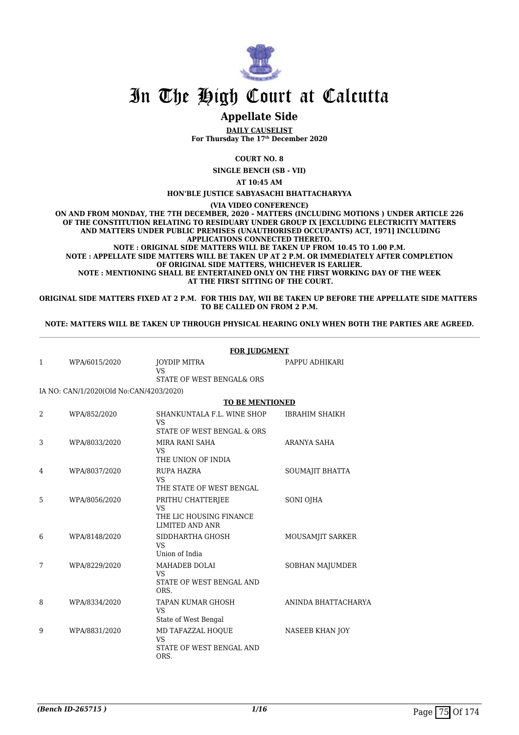# In The High Court at Calcutta

## Appellate Side

**DAILY CAUSELIST**
**For Thursday The 17th December 2020**

**COURT NO. 8**

**SINGLE BENCH (SB - VII)**

**AT 10:45 AM**

**HON'BLE JUSTICE SABYASACHI BHATTACHARYYA**

**(VIA VIDEO CONFERENCE)**

**ON AND FROM MONDAY, THE 7TH DECEMBER, 2020 – MATTERS (INCLUDING MOTIONS ) UNDER ARTICLE 226 OF THE CONSTITUTION RELATING TO RESIDUARY UNDER GROUP IX [EXCLUDING ELECTRICITY MATTERS AND MATTERS UNDER PUBLIC PREMISES (UNAUTHORISED OCCUPANTS) ACT, 1971] INCLUDING APPLICATIONS CONNECTED THERETO.**
**NOTE : ORIGINAL SIDE MATTERS WILL BE TAKEN UP FROM 10.45 TO 1.00 P.M.**
**NOTE : APPELLATE SIDE MATTERS WILL BE TAKEN UP AT 2 P.M. OR IMMEDIATELY AFTER COMPLETION OF ORIGINAL SIDE MATTERS, WHICHEVER IS EARLIER.**
**NOTE : MENTIONING SHALL BE ENTERTAINED ONLY ON THE FIRST WORKING DAY OF THE WEEK AT THE FIRST SITTING OF THE COURT.**

**ORIGINAL SIDE MATTERS FIXED AT 2 P.M. FOR THIS DAY, WII BE TAKEN UP BEFORE THE APPELLATE SIDE MATTERS TO BE CALLED ON FROM 2 P.M.**

**NOTE: MATTERS WILL BE TAKEN UP THROUGH PHYSICAL HEARING ONLY WHEN BOTH THE PARTIES ARE AGREED.**

**FOR JUDGMENT**

| | | | |
|---|---|---|---|
| 1 | WPA/6015/2020 | JOYDIP MITRA VS STATE OF WEST BENGAL& ORS | PAPPU ADHIKARI |
| | IA NO: CAN/1/2020(Old No:CAN/4203/2020) | | |

**TO BE MENTIONED**

| | | | |
|---|---|---|---|
| 2 | WPA/852/2020 | SHANKUNTALA F.L. WINE SHOP VS STATE OF WEST BENGAL & ORS | IBRAHIM SHAIKH |
| 3 | WPA/8033/2020 | MIRA RANI SAHA VS THE UNION OF INDIA | ARANYA SAHA |
| 4 | WPA/8037/2020 | RUPA HAZRA VS THE STATE OF WEST BENGAL | SOUMAJIT BHATTA |
| 5 | WPA/8056/2020 | PRITHU CHATTERJEE VS THE LIC HOUSING FINANCE LIMITED AND ANR | SONI OJHA |
| 6 | WPA/8148/2020 | SIDDHARTHA GHOSH VS Union of India | MOUSAMJIT SARKER |
| 7 | WPA/8229/2020 | MAHADEB DOLAI VS STATE OF WEST BENGAL AND ORS. | SOBHAN MAJUMDER |
| 8 | WPA/8334/2020 | TAPAN KUMAR GHOSH VS State of West Bengal | ANINDA BHATTACHARYA |
| 9 | WPA/8831/2020 | MD TAFAZZAL HOQUE VS STATE OF WEST BENGAL AND ORS. | NASEEB KHAN JOY |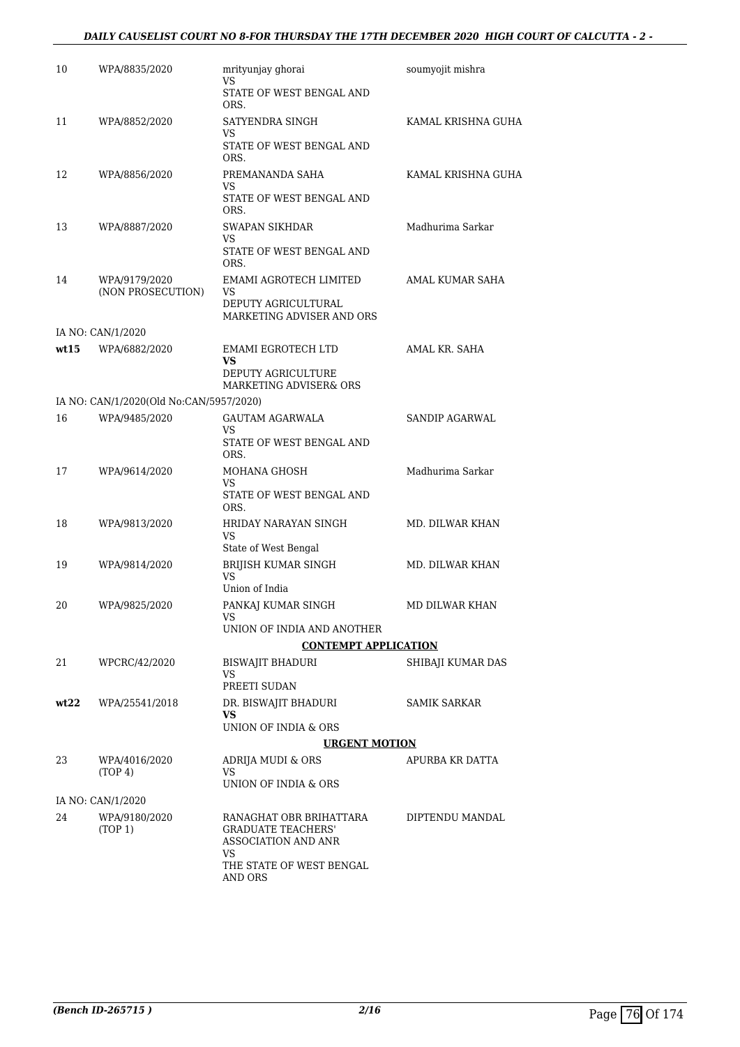| | | | |
|---|---|---|---|
| 10 | WPA/8835/2020 | mrityunjay ghorai<br>VS<br>STATE OF WEST BENGAL AND ORS. | soumyojit mishra |
| 11 | WPA/8852/2020 | SATYENDRA SINGH<br>VS<br>STATE OF WEST BENGAL AND ORS. | KAMAL KRISHNA GUHA |
| 12 | WPA/8856/2020 | PREMANANDA SAHA<br>VS<br>STATE OF WEST BENGAL AND ORS. | KAMAL KRISHNA GUHA |
| 13 | WPA/8887/2020 | SWAPAN SIKHDAR<br>VS<br>STATE OF WEST BENGAL AND ORS. | Madhurima Sarkar |
| 14 | WPA/9179/2020<br>(NON PROSECUTION) | EMAMI AGROTECH LIMITED<br>VS<br>DEPUTY AGRICULTURAL MARKETING ADVISER AND ORS | AMAL KUMAR SAHA |
| | IA NO: CAN/1/2020 | | |
| **wt15** | WPA/6882/2020 | EMAMI EGROTECH LTD<br>**VS**<br>DEPUTY AGRICULTURE MARKETING ADVISER& ORS | AMAL KR. SAHA |
| | IA NO: CAN/1/2020(Old No:CAN/5957/2020) | | |
| 16 | WPA/9485/2020 | GAUTAM AGARWALA<br>VS<br>STATE OF WEST BENGAL AND ORS. | SANDIP AGARWAL |
| 17 | WPA/9614/2020 | MOHANA GHOSH<br>VS<br>STATE OF WEST BENGAL AND ORS. | Madhurima Sarkar |
| 18 | WPA/9813/2020 | HRIDAY NARAYAN SINGH<br>VS<br>State of West Bengal | MD. DILWAR KHAN |
| 19 | WPA/9814/2020 | BRIJISH KUMAR SINGH<br>VS<br>Union of India | MD. DILWAR KHAN |
| 20 | WPA/9825/2020 | PANKAJ KUMAR SINGH<br>VS<br>UNION OF INDIA AND ANOTHER | MD DILWAR KHAN |
| | | **CONTEMPT APPLICATION** | |
| 21 | WPCRC/42/2020 | BISWAJIT BHADURI<br>VS<br>PREETI SUDAN | SHIBAJI KUMAR DAS |
| **wt22** | WPA/25541/2018 | DR. BISWAJIT BHADURI<br>**VS**<br>UNION OF INDIA & ORS | SAMIK SARKAR |
| | | **URGENT MOTION** | |
| 23 | WPA/4016/2020<br>(TOP 4) | ADRIJA MUDI & ORS<br>VS<br>UNION OF INDIA & ORS | APURBA KR DATTA |
| | IA NO: CAN/1/2020 | | |
| 24 | WPA/9180/2020<br>(TOP 1) | RANAGHAT OBR BRIHATTARA GRADUATE TEACHERS' ASSOCIATION AND ANR<br>VS<br>THE STATE OF WEST BENGAL AND ORS | DIPTENDU MANDAL |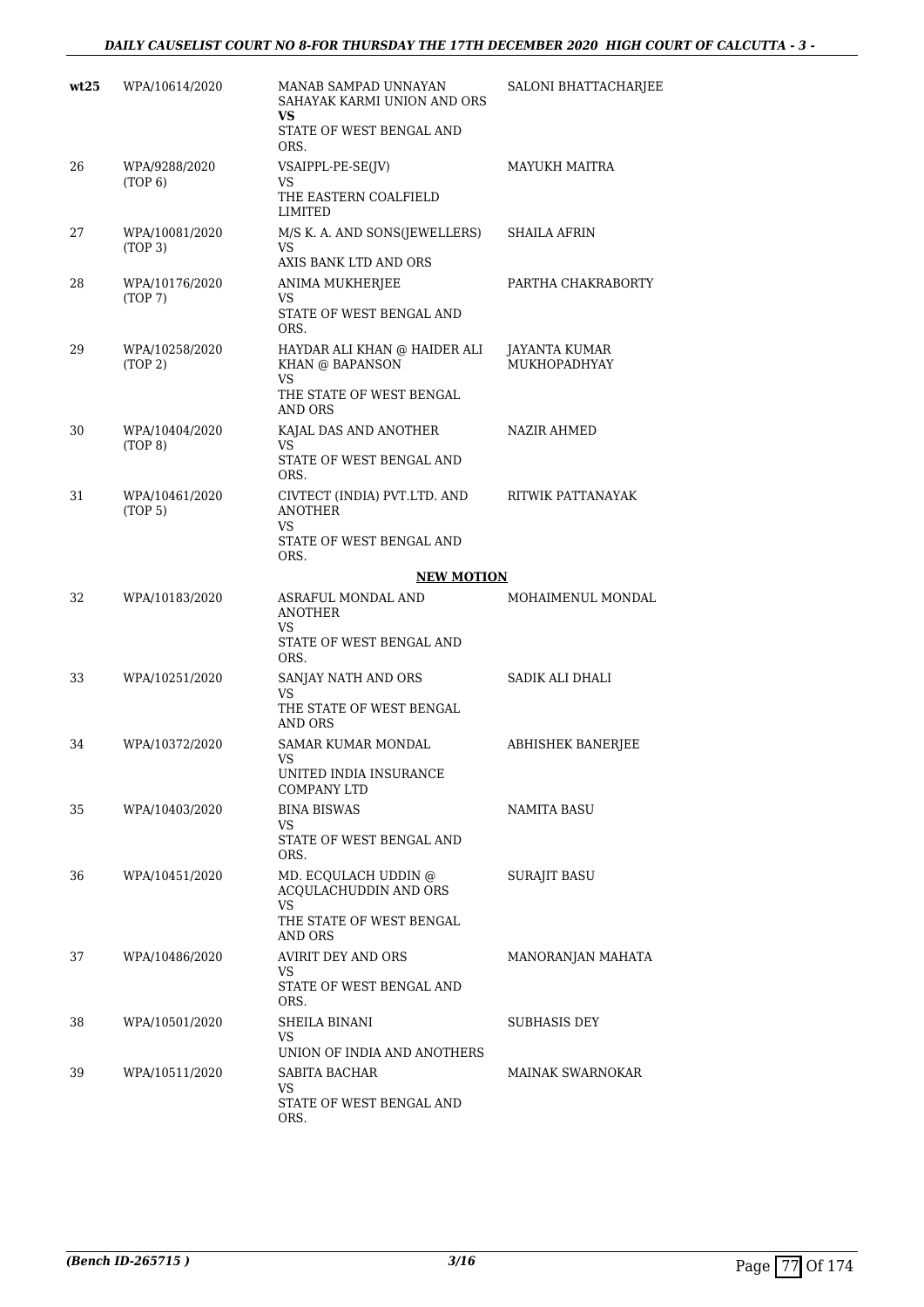| | | | |
|---|---|---|---|
| **wt25** | WPA/10614/2020 | MANAB SAMPAD UNNAYAN SAHAYAK KARMI UNION AND ORS<br>**VS**<br>STATE OF WEST BENGAL AND ORS. | SALONI BHATTACHARJEE |
| 26 | WPA/9288/2020<br>(TOP 6) | VSAIPPL-PE-SE(JV)<br>VS<br>THE EASTERN COALFIELD LIMITED | MAYUKH MAITRA |
| 27 | WPA/10081/2020<br>(TOP 3) | M/S K. A. AND SONS(JEWELLERS)<br>VS<br>AXIS BANK LTD AND ORS | SHAILA AFRIN |
| 28 | WPA/10176/2020<br>(TOP 7) | ANIMA MUKHERJEE<br>VS<br>STATE OF WEST BENGAL AND ORS. | PARTHA CHAKRABORTY |
| 29 | WPA/10258/2020<br>(TOP 2) | HAYDAR ALI KHAN @ HAIDER ALI KHAN @ BAPANSON<br>VS<br>THE STATE OF WEST BENGAL AND ORS | JAYANTA KUMAR MUKHOPADHYAY |
| 30 | WPA/10404/2020<br>(TOP 8) | KAJAL DAS AND ANOTHER<br>VS<br>STATE OF WEST BENGAL AND ORS. | NAZIR AHMED |
| 31 | WPA/10461/2020<br>(TOP 5) | CIVTECT (INDIA) PVT.LTD. AND ANOTHER<br>VS<br>STATE OF WEST BENGAL AND ORS. | RITWIK PATTANAYAK |

**NEW MOTION**

| | | | |
|---|---|---|---|
| 32 | WPA/10183/2020 | ASRAFUL MONDAL AND ANOTHER<br>VS<br>STATE OF WEST BENGAL AND ORS. | MOHAIMENUL MONDAL |
| 33 | WPA/10251/2020 | SANJAY NATH AND ORS<br>VS<br>THE STATE OF WEST BENGAL AND ORS | SADIK ALI DHALI |
| 34 | WPA/10372/2020 | SAMAR KUMAR MONDAL<br>VS<br>UNITED INDIA INSURANCE COMPANY LTD | ABHISHEK BANERJEE |
| 35 | WPA/10403/2020 | BINA BISWAS<br>VS<br>STATE OF WEST BENGAL AND ORS. | NAMITA BASU |
| 36 | WPA/10451/2020 | MD. ECQULACH UDDIN @ ACQULACHUDDIN AND ORS<br>VS<br>THE STATE OF WEST BENGAL AND ORS | SURAJIT BASU |
| 37 | WPA/10486/2020 | AVIRIT DEY AND ORS<br>VS<br>STATE OF WEST BENGAL AND ORS. | MANORANJAN MAHATA |
| 38 | WPA/10501/2020 | SHEILA BINANI<br>VS<br>UNION OF INDIA AND ANOTHERS | SUBHASIS DEY |
| 39 | WPA/10511/2020 | SABITA BACHAR<br>VS<br>STATE OF WEST BENGAL AND ORS. | MAINAK SWARNOKAR |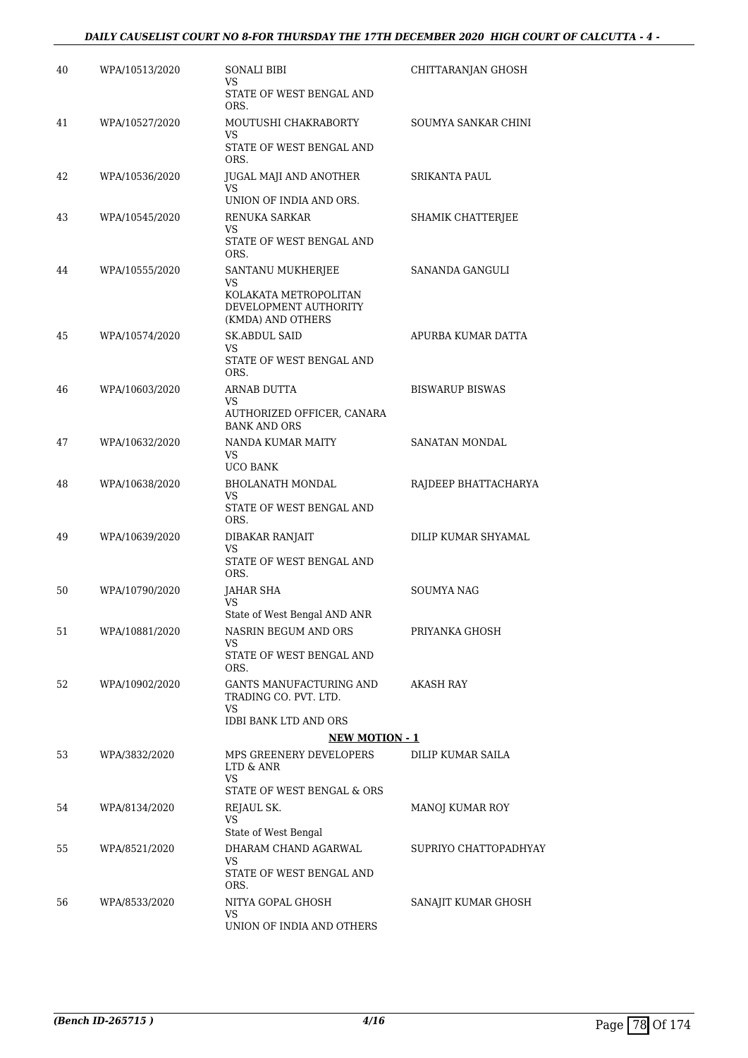| | | | |
|---|---|---|---|
| 40 | WPA/10513/2020 | SONALI BIBI<br>VS<br>STATE OF WEST BENGAL AND ORS. | CHITTARANJAN GHOSH |
| 41 | WPA/10527/2020 | MOUTUSHI CHAKRABORTY<br>VS<br>STATE OF WEST BENGAL AND ORS. | SOUMYA SANKAR CHINI |
| 42 | WPA/10536/2020 | JUGAL MAJI AND ANOTHER<br>VS<br>UNION OF INDIA AND ORS. | SRIKANTA PAUL |
| 43 | WPA/10545/2020 | RENUKA SARKAR<br>VS<br>STATE OF WEST BENGAL AND ORS. | SHAMIK CHATTERJEE |
| 44 | WPA/10555/2020 | SANTANU MUKHERJEE<br>VS<br>KOLAKATA METROPOLITAN DEVELOPMENT AUTHORITY (KMDA) AND OTHERS | SANANDA GANGULI |
| 45 | WPA/10574/2020 | SK.ABDUL SAID<br>VS<br>STATE OF WEST BENGAL AND ORS. | APURBA KUMAR DATTA |
| 46 | WPA/10603/2020 | ARNAB DUTTA<br>VS<br>AUTHORIZED OFFICER, CANARA BANK AND ORS | BISWARUP BISWAS |
| 47 | WPA/10632/2020 | NANDA KUMAR MAITY<br>VS<br>UCO BANK | SANATAN MONDAL |
| 48 | WPA/10638/2020 | BHOLANATH MONDAL<br>VS<br>STATE OF WEST BENGAL AND ORS. | RAJDEEP BHATTACHARYA |
| 49 | WPA/10639/2020 | DIBAKAR RANJAIT<br>VS<br>STATE OF WEST BENGAL AND ORS. | DILIP KUMAR SHYAMAL |
| 50 | WPA/10790/2020 | JAHAR SHA<br>VS<br>State of West Bengal AND ANR | SOUMYA NAG |
| 51 | WPA/10881/2020 | NASRIN BEGUM AND ORS<br>VS<br>STATE OF WEST BENGAL AND ORS. | PRIYANKA GHOSH |
| 52 | WPA/10902/2020 | GANTS MANUFACTURING AND TRADING CO. PVT. LTD.<br>VS<br>IDBI BANK LTD AND ORS | AKASH RAY |
| | | **NEW MOTION - 1** | |
| 53 | WPA/3832/2020 | MPS GREENERY DEVELOPERS LTD & ANR<br>VS<br>STATE OF WEST BENGAL & ORS | DILIP KUMAR SAILA |
| 54 | WPA/8134/2020 | REJAUL SK.<br>VS<br>State of West Bengal | MANOJ KUMAR ROY |
| 55 | WPA/8521/2020 | DHARAM CHAND AGARWAL<br>VS<br>STATE OF WEST BENGAL AND ORS. | SUPRIYO CHATTOPADHYAY |
| 56 | WPA/8533/2020 | NITYA GOPAL GHOSH<br>VS<br>UNION OF INDIA AND OTHERS | SANAJIT KUMAR GHOSH |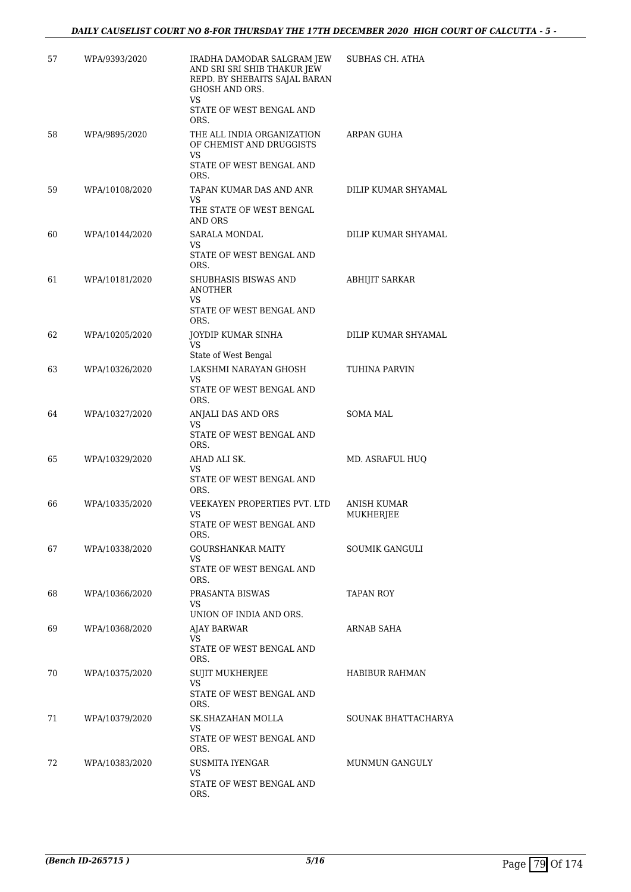| 57 | WPA/9393/2020 | IRADHA DAMODAR SALGRAM JEW AND SRI SRI SHIB THAKUR JEW REPD. BY SHEBAITS SAJAL BARAN GHOSH AND ORS.<br>VS<br>STATE OF WEST BENGAL AND ORS. | SUBHAS CH. ATHA |
|---|---|---|---|
| 58 | WPA/9895/2020 | THE ALL INDIA ORGANIZATION OF CHEMIST AND DRUGGISTS<br>VS<br>STATE OF WEST BENGAL AND ORS. | ARPAN GUHA |
| 59 | WPA/10108/2020 | TAPAN KUMAR DAS AND ANR<br>VS<br>THE STATE OF WEST BENGAL AND ORS | DILIP KUMAR SHYAMAL |
| 60 | WPA/10144/2020 | SARALA MONDAL<br>VS<br>STATE OF WEST BENGAL AND ORS. | DILIP KUMAR SHYAMAL |
| 61 | WPA/10181/2020 | SHUBHASIS BISWAS AND ANOTHER<br>VS<br>STATE OF WEST BENGAL AND ORS. | ABHIJIT SARKAR |
| 62 | WPA/10205/2020 | JOYDIP KUMAR SINHA<br>VS<br>State of West Bengal | DILIP KUMAR SHYAMAL |
| 63 | WPA/10326/2020 | LAKSHMI NARAYAN GHOSH<br>VS<br>STATE OF WEST BENGAL AND ORS. | TUHINA PARVIN |
| 64 | WPA/10327/2020 | ANJALI DAS AND ORS<br>VS<br>STATE OF WEST BENGAL AND ORS. | SOMA MAL |
| 65 | WPA/10329/2020 | AHAD ALI SK.<br>VS<br>STATE OF WEST BENGAL AND ORS. | MD. ASRAFUL HUQ |
| 66 | WPA/10335/2020 | VEEKAYEN PROPERTIES PVT. LTD<br>VS<br>STATE OF WEST BENGAL AND ORS. | ANISH KUMAR MUKHERJEE |
| 67 | WPA/10338/2020 | GOURSHANKAR MAITY<br>VS<br>STATE OF WEST BENGAL AND ORS. | SOUMIK GANGULI |
| 68 | WPA/10366/2020 | PRASANTA BISWAS<br>VS<br>UNION OF INDIA AND ORS. | TAPAN ROY |
| 69 | WPA/10368/2020 | AJAY BARWAR<br>VS<br>STATE OF WEST BENGAL AND ORS. | ARNAB SAHA |
| 70 | WPA/10375/2020 | SUJIT MUKHERJEE<br>VS<br>STATE OF WEST BENGAL AND ORS. | HABIBUR RAHMAN |
| 71 | WPA/10379/2020 | SK.SHAZAHAN MOLLA<br>VS<br>STATE OF WEST BENGAL AND ORS. | SOUNAK BHATTACHARYA |
| 72 | WPA/10383/2020 | SUSMITA IYENGAR<br>VS<br>STATE OF WEST BENGAL AND ORS. | MUNMUN GANGULY |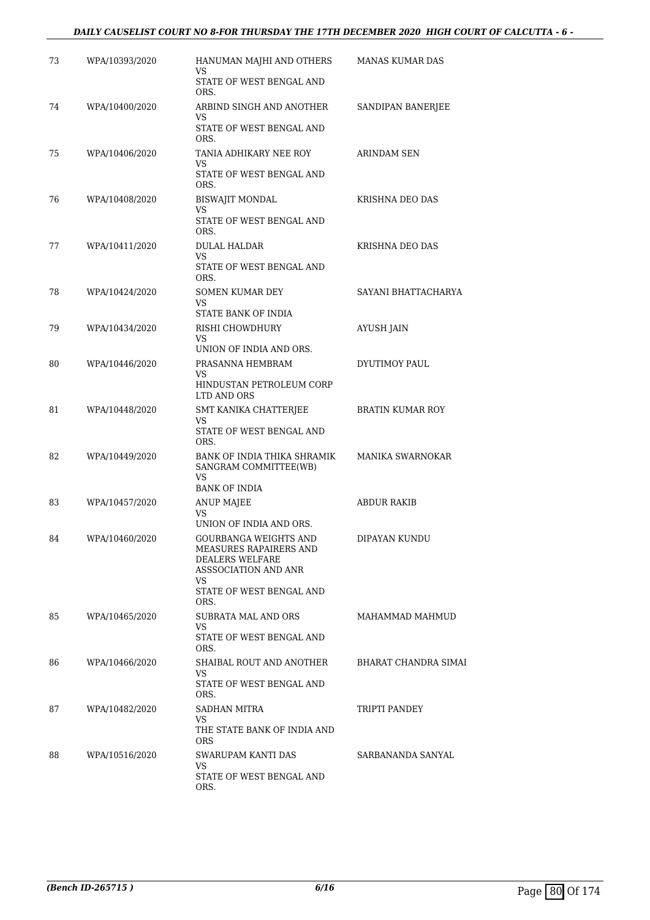| | | | |
|---|---|---|---|
| 73 | WPA/10393/2020 | HANUMAN MAJHI AND OTHERS<br>VS<br>STATE OF WEST BENGAL AND ORS. | MANAS KUMAR DAS |
| 74 | WPA/10400/2020 | ARBIND SINGH AND ANOTHER<br>VS<br>STATE OF WEST BENGAL AND ORS. | SANDIPAN BANERJEE |
| 75 | WPA/10406/2020 | TANIA ADHIKARY NEE ROY<br>VS<br>STATE OF WEST BENGAL AND ORS. | ARINDAM SEN |
| 76 | WPA/10408/2020 | BISWAJIT MONDAL<br>VS<br>STATE OF WEST BENGAL AND ORS. | KRISHNA DEO DAS |
| 77 | WPA/10411/2020 | DULAL HALDAR<br>VS<br>STATE OF WEST BENGAL AND ORS. | KRISHNA DEO DAS |
| 78 | WPA/10424/2020 | SOMEN KUMAR DEY<br>VS<br>STATE BANK OF INDIA | SAYANI BHATTACHARYA |
| 79 | WPA/10434/2020 | RISHI CHOWDHURY<br>VS<br>UNION OF INDIA AND ORS. | AYUSH JAIN |
| 80 | WPA/10446/2020 | PRASANNA HEMBRAM<br>VS<br>HINDUSTAN PETROLEUM CORP LTD AND ORS | DYUTIMOY PAUL |
| 81 | WPA/10448/2020 | SMT KANIKA CHATTERJEE<br>VS<br>STATE OF WEST BENGAL AND ORS. | BRATIN KUMAR ROY |
| 82 | WPA/10449/2020 | BANK OF INDIA THIKA SHRAMIK SANGRAM COMMITTEE(WB)<br>VS<br>BANK OF INDIA | MANIKA SWARNOKAR |
| 83 | WPA/10457/2020 | ANUP MAJEE<br>VS<br>UNION OF INDIA AND ORS. | ABDUR RAKIB |
| 84 | WPA/10460/2020 | GOURBANGA WEIGHTS AND MEASURES RAPAIRERS AND DEALERS WELFARE ASSSOCIATION AND ANR<br>VS<br>STATE OF WEST BENGAL AND ORS. | DIPAYAN KUNDU |
| 85 | WPA/10465/2020 | SUBRATA MAL AND ORS<br>VS<br>STATE OF WEST BENGAL AND ORS. | MAHAMMAD MAHMUD |
| 86 | WPA/10466/2020 | SHAIBAL ROUT AND ANOTHER<br>VS<br>STATE OF WEST BENGAL AND ORS. | BHARAT CHANDRA SIMAI |
| 87 | WPA/10482/2020 | SADHAN MITRA<br>VS<br>THE STATE BANK OF INDIA AND ORS | TRIPTI PANDEY |
| 88 | WPA/10516/2020 | SWARUPAM KANTI DAS<br>VS<br>STATE OF WEST BENGAL AND ORS. | SARBANANDA SANYAL |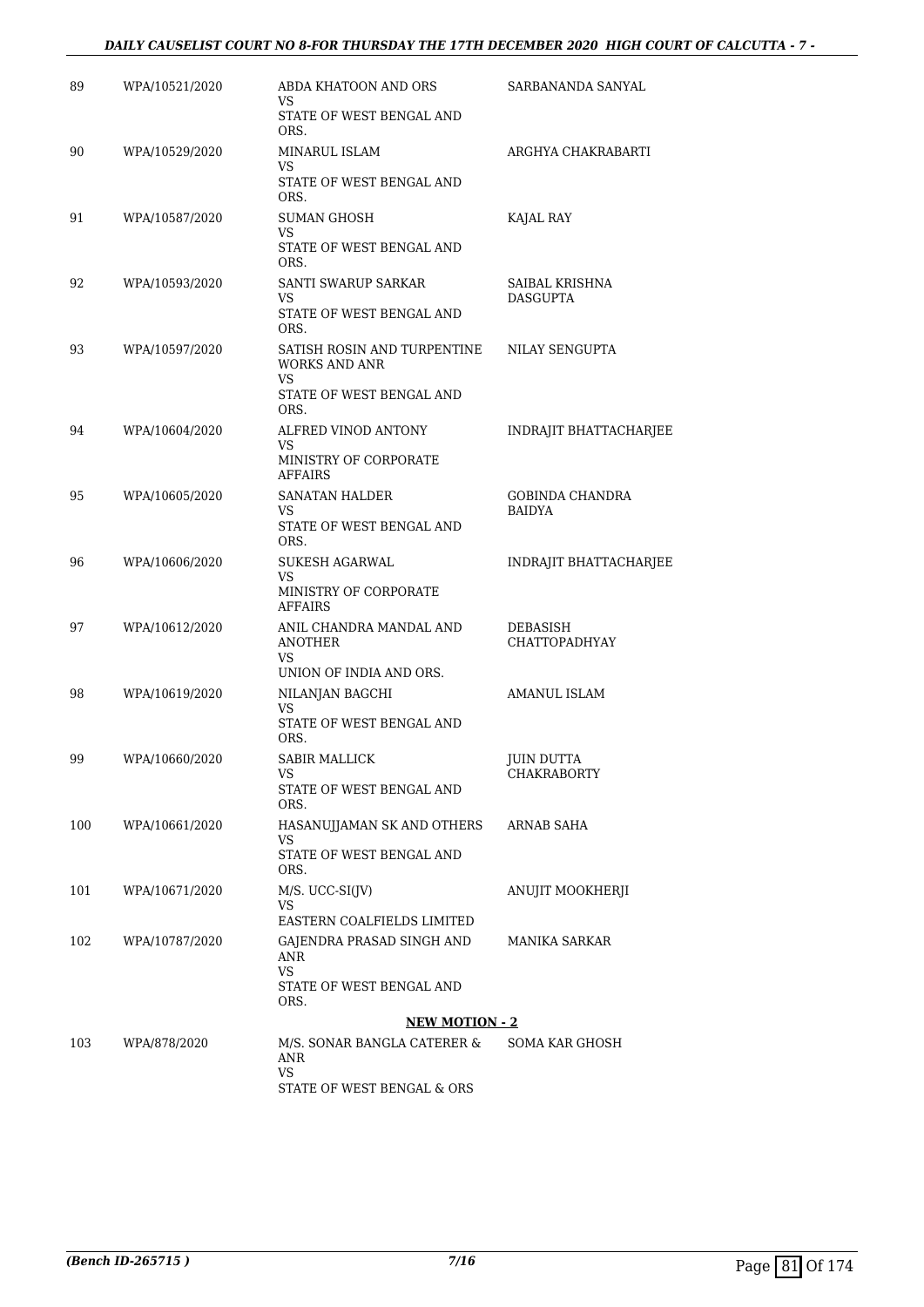| | | | |
|---|---|---|---|
| 89 | WPA/10521/2020 | ABDA KHATOON AND ORS<br>VS<br>STATE OF WEST BENGAL AND ORS. | SARBANANDA SANYAL |
| 90 | WPA/10529/2020 | MINARUL ISLAM<br>VS<br>STATE OF WEST BENGAL AND ORS. | ARGHYA CHAKRABARTI |
| 91 | WPA/10587/2020 | SUMAN GHOSH<br>VS<br>STATE OF WEST BENGAL AND ORS. | KAJAL RAY |
| 92 | WPA/10593/2020 | SANTI SWARUP SARKAR<br>VS<br>STATE OF WEST BENGAL AND ORS. | SAIBAL KRISHNA DASGUPTA |
| 93 | WPA/10597/2020 | SATISH ROSIN AND TURPENTINE WORKS AND ANR<br>VS<br>STATE OF WEST BENGAL AND ORS. | NILAY SENGUPTA |
| 94 | WPA/10604/2020 | ALFRED VINOD ANTONY<br>VS<br>MINISTRY OF CORPORATE AFFAIRS | INDRAJIT BHATTACHARJEE |
| 95 | WPA/10605/2020 | SANATAN HALDER<br>VS<br>STATE OF WEST BENGAL AND ORS. | GOBINDA CHANDRA BAIDYA |
| 96 | WPA/10606/2020 | SUKESH AGARWAL<br>VS<br>MINISTRY OF CORPORATE AFFAIRS | INDRAJIT BHATTACHARJEE |
| 97 | WPA/10612/2020 | ANIL CHANDRA MANDAL AND ANOTHER<br>VS<br>UNION OF INDIA AND ORS. | DEBASISH CHATTOPADHYAY |
| 98 | WPA/10619/2020 | NILANJAN BAGCHI<br>VS<br>STATE OF WEST BENGAL AND ORS. | AMANUL ISLAM |
| 99 | WPA/10660/2020 | SABIR MALLICK<br>VS<br>STATE OF WEST BENGAL AND ORS. | JUIN DUTTA CHAKRABORTY |
| 100 | WPA/10661/2020 | HASANUJJAMAN SK AND OTHERS<br>VS<br>STATE OF WEST BENGAL AND ORS. | ARNAB SAHA |
| 101 | WPA/10671/2020 | M/S. UCC-SI(JV)<br>VS<br>EASTERN COALFIELDS LIMITED | ANUJIT MOOKHERJI |
| 102 | WPA/10787/2020 | GAJENDRA PRASAD SINGH AND ANR<br>VS<br>STATE OF WEST BENGAL AND ORS. | MANIKA SARKAR |

**NEW MOTION - 2**

| | | | |
|---|---|---|---|
| 103 | WPA/878/2020 | M/S. SONAR BANGLA CATERER & ANR<br>VS<br>STATE OF WEST BENGAL & ORS | SOMA KAR GHOSH |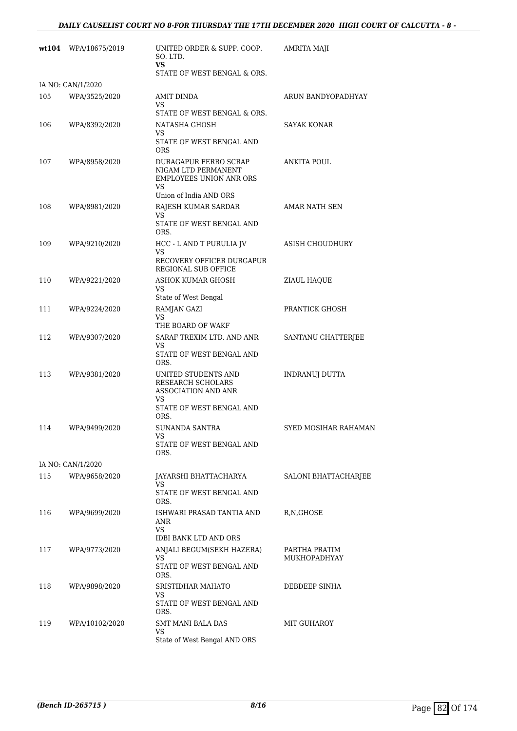| | | | |
|---|---|---|---|
| **wt104** | WPA/18675/2019 | UNITED ORDER & SUPP. COOP. SO. LTD.<br>**VS**<br>STATE OF WEST BENGAL & ORS. | AMRITA MAJI |
| IA NO: CAN/1/2020 | | | |
| 105 | WPA/3525/2020 | AMIT DINDA<br>VS<br>STATE OF WEST BENGAL & ORS. | ARUN BANDYOPADHYAY |
| 106 | WPA/8392/2020 | NATASHA GHOSH<br>VS<br>STATE OF WEST BENGAL AND ORS | SAYAK KONAR |
| 107 | WPA/8958/2020 | DURAGAPUR FERRO SCRAP NIGAM LTD PERMANENT EMPLOYEES UNION ANR ORS<br>VS<br>Union of India AND ORS | ANKITA POUL |
| 108 | WPA/8981/2020 | RAJESH KUMAR SARDAR<br>VS<br>STATE OF WEST BENGAL AND ORS. | AMAR NATH SEN |
| 109 | WPA/9210/2020 | HCC - L AND T PURULIA JV<br>VS<br>RECOVERY OFFICER DURGAPUR REGIONAL SUB OFFICE | ASISH CHOUDHURY |
| 110 | WPA/9221/2020 | ASHOK KUMAR GHOSH<br>VS<br>State of West Bengal | ZIAUL HAQUE |
| 111 | WPA/9224/2020 | RAMJAN GAZI<br>VS<br>THE BOARD OF WAKF | PRANTICK GHOSH |
| 112 | WPA/9307/2020 | SARAF TREXIM LTD. AND ANR<br>VS<br>STATE OF WEST BENGAL AND ORS. | SANTANU CHATTERJEE |
| 113 | WPA/9381/2020 | UNITED STUDENTS AND RESEARCH SCHOLARS ASSOCIATION AND ANR<br>VS<br>STATE OF WEST BENGAL AND ORS. | INDRANUJ DUTTA |
| 114 | WPA/9499/2020 | SUNANDA SANTRA<br>VS<br>STATE OF WEST BENGAL AND ORS. | SYED MOSIHAR RAHAMAN |
| IA NO: CAN/1/2020 | | | |
| 115 | WPA/9658/2020 | JAYARSHI BHATTACHARYA<br>VS<br>STATE OF WEST BENGAL AND ORS. | SALONI BHATTACHARJEE |
| 116 | WPA/9699/2020 | ISHWARI PRASAD TANTIA AND ANR<br>VS<br>IDBI BANK LTD AND ORS | R,N,GHOSE |
| 117 | WPA/9773/2020 | ANJALI BEGUM(SEKH HAZERA)<br>VS<br>STATE OF WEST BENGAL AND ORS. | PARTHA PRATIM MUKHOPADHYAY |
| 118 | WPA/9898/2020 | SRISTIDHAR MAHATO<br>VS<br>STATE OF WEST BENGAL AND ORS. | DEBDEEP SINHA |
| 119 | WPA/10102/2020 | SMT MANI BALA DAS<br>VS<br>State of West Bengal AND ORS | MIT GUHAROY |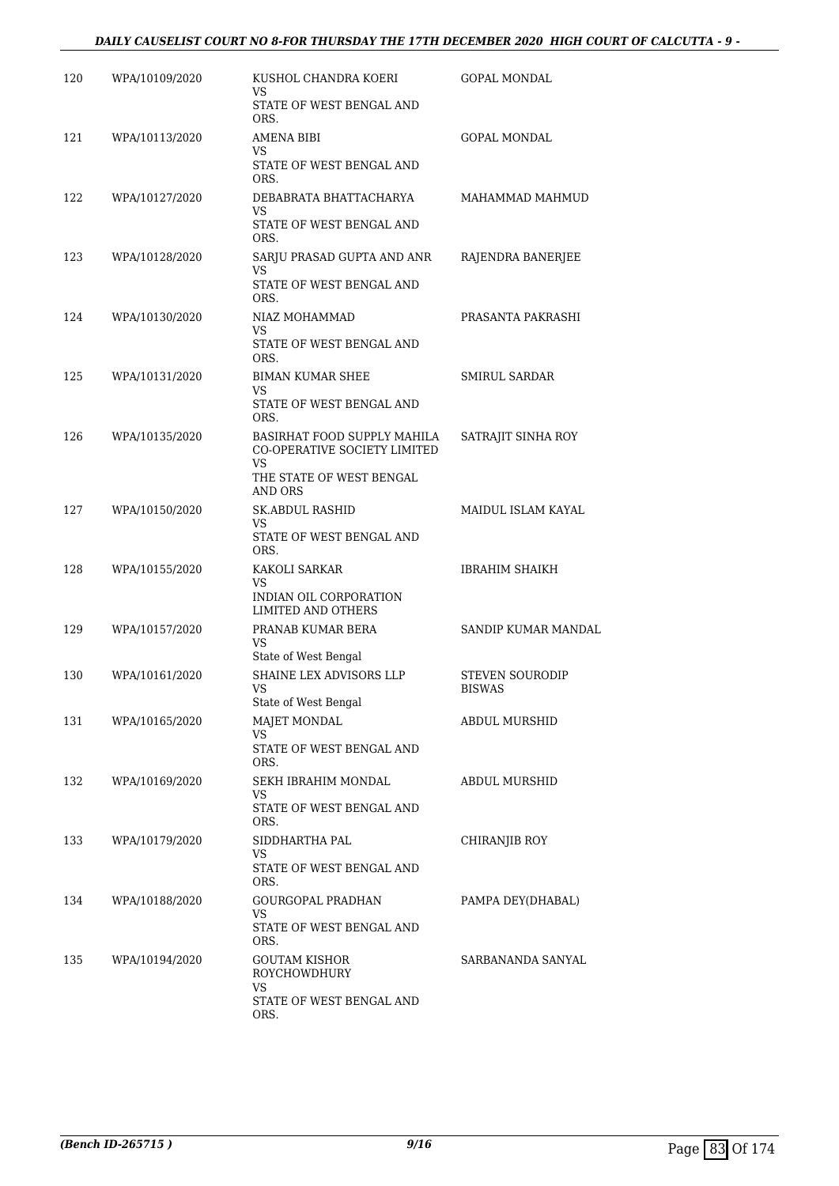| | | | |
|---|---|---|---|
| 120 | WPA/10109/2020 | KUSHOL CHANDRA KOERI<br>VS<br>STATE OF WEST BENGAL AND ORS. | GOPAL MONDAL |
| 121 | WPA/10113/2020 | AMENA BIBI<br>VS<br>STATE OF WEST BENGAL AND ORS. | GOPAL MONDAL |
| 122 | WPA/10127/2020 | DEBABRATA BHATTACHARYA<br>VS<br>STATE OF WEST BENGAL AND ORS. | MAHAMMAD MAHMUD |
| 123 | WPA/10128/2020 | SARJU PRASAD GUPTA AND ANR<br>VS<br>STATE OF WEST BENGAL AND ORS. | RAJENDRA BANERJEE |
| 124 | WPA/10130/2020 | NIAZ MOHAMMAD<br>VS<br>STATE OF WEST BENGAL AND ORS. | PRASANTA PAKRASHI |
| 125 | WPA/10131/2020 | BIMAN KUMAR SHEE<br>VS<br>STATE OF WEST BENGAL AND ORS. | SMIRUL SARDAR |
| 126 | WPA/10135/2020 | BASIRHAT FOOD SUPPLY MAHILA CO-OPERATIVE SOCIETY LIMITED<br>VS<br>THE STATE OF WEST BENGAL AND ORS | SATRAJIT SINHA ROY |
| 127 | WPA/10150/2020 | SK.ABDUL RASHID<br>VS<br>STATE OF WEST BENGAL AND ORS. | MAIDUL ISLAM KAYAL |
| 128 | WPA/10155/2020 | KAKOLI SARKAR<br>VS<br>INDIAN OIL CORPORATION LIMITED AND OTHERS | IBRAHIM SHAIKH |
| 129 | WPA/10157/2020 | PRANAB KUMAR BERA<br>VS<br>State of West Bengal | SANDIP KUMAR MANDAL |
| 130 | WPA/10161/2020 | SHAINE LEX ADVISORS LLP<br>VS<br>State of West Bengal | STEVEN SOURODIP BISWAS |
| 131 | WPA/10165/2020 | MAJET MONDAL<br>VS<br>STATE OF WEST BENGAL AND ORS. | ABDUL MURSHID |
| 132 | WPA/10169/2020 | SEKH IBRAHIM MONDAL<br>VS<br>STATE OF WEST BENGAL AND ORS. | ABDUL MURSHID |
| 133 | WPA/10179/2020 | SIDDHARTHA PAL<br>VS<br>STATE OF WEST BENGAL AND ORS. | CHIRANJIB ROY |
| 134 | WPA/10188/2020 | GOURGOPAL PRADHAN<br>VS<br>STATE OF WEST BENGAL AND ORS. | PAMPA DEY(DHABAL) |
| 135 | WPA/10194/2020 | GOUTAM KISHOR ROYCHOWDHURY<br>VS<br>STATE OF WEST BENGAL AND ORS. | SARBANANDA SANYAL |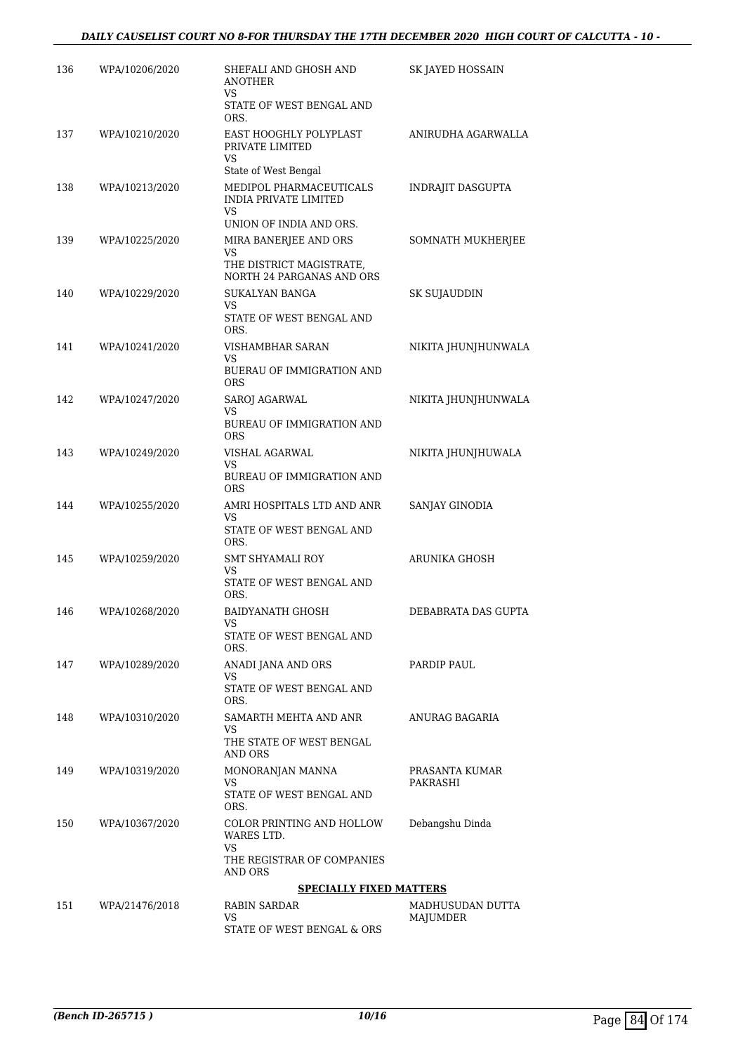| | | | |
|---|---|---|---|
| 136 | WPA/10206/2020 | SHEFALI AND GHOSH AND ANOTHER<br>VS<br>STATE OF WEST BENGAL AND ORS. | SK JAYED HOSSAIN |
| 137 | WPA/10210/2020 | EAST HOOGHLY POLYPLAST PRIVATE LIMITED<br>VS<br>State of West Bengal | ANIRUDHA AGARWALLA |
| 138 | WPA/10213/2020 | MEDIPOL PHARMACEUTICALS INDIA PRIVATE LIMITED<br>VS<br>UNION OF INDIA AND ORS. | INDRAJIT DASGUPTA |
| 139 | WPA/10225/2020 | MIRA BANERJEE AND ORS<br>VS<br>THE DISTRICT MAGISTRATE, NORTH 24 PARGANAS AND ORS | SOMNATH MUKHERJEE |
| 140 | WPA/10229/2020 | SUKALYAN BANGA<br>VS<br>STATE OF WEST BENGAL AND ORS. | SK SUJAUDDIN |
| 141 | WPA/10241/2020 | VISHAMBHAR SARAN<br>VS<br>BUERAU OF IMMIGRATION AND ORS | NIKITA JHUNJHUNWALA |
| 142 | WPA/10247/2020 | SAROJ AGARWAL<br>VS<br>BUREAU OF IMMIGRATION AND ORS | NIKITA JHUNJHUNWALA |
| 143 | WPA/10249/2020 | VISHAL AGARWAL<br>VS<br>BUREAU OF IMMIGRATION AND ORS | NIKITA JHUNJHUWALA |
| 144 | WPA/10255/2020 | AMRI HOSPITALS LTD AND ANR<br>VS<br>STATE OF WEST BENGAL AND ORS. | SANJAY GINODIA |
| 145 | WPA/10259/2020 | SMT SHYAMALI ROY<br>VS<br>STATE OF WEST BENGAL AND ORS. | ARUNIKA GHOSH |
| 146 | WPA/10268/2020 | BAIDYANATH GHOSH<br>VS<br>STATE OF WEST BENGAL AND ORS. | DEBABRATA DAS GUPTA |
| 147 | WPA/10289/2020 | ANADI JANA AND ORS<br>VS<br>STATE OF WEST BENGAL AND ORS. | PARDIP PAUL |
| 148 | WPA/10310/2020 | SAMARTH MEHTA AND ANR<br>VS<br>THE STATE OF WEST BENGAL AND ORS | ANURAG BAGARIA |
| 149 | WPA/10319/2020 | MONORANJAN MANNA<br>VS<br>STATE OF WEST BENGAL AND ORS. | PRASANTA KUMAR PAKRASHI |
| 150 | WPA/10367/2020 | COLOR PRINTING AND HOLLOW WARES LTD.<br>VS<br>THE REGISTRAR OF COMPANIES AND ORS | Debangshu Dinda |

**SPECIALLY FIXED MATTERS**

| | | | |
|---|---|---|---|
| 151 | WPA/21476/2018 | RABIN SARDAR<br>VS<br>STATE OF WEST BENGAL & ORS | MADHUSUDAN DUTTA MAJUMDER |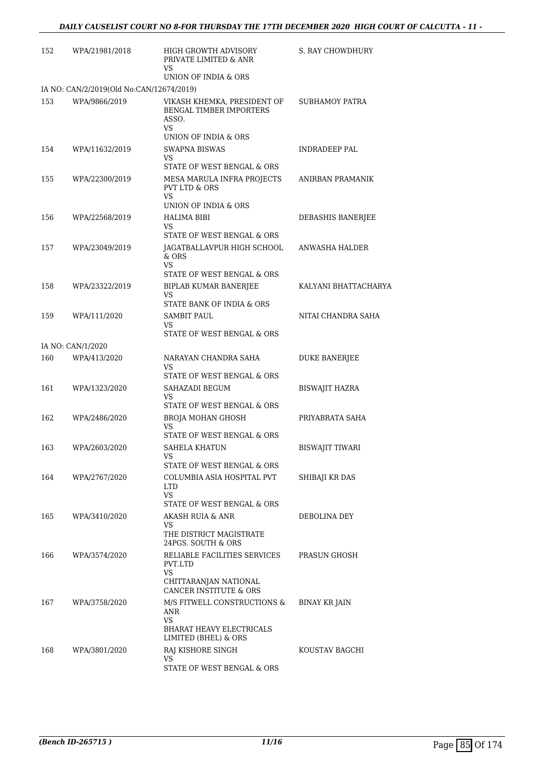| | | | |
|---|---|---|---|
| 152 | WPA/21981/2018 | HIGH GROWTH ADVISORY PRIVATE LIMITED & ANR<br>VS<br>UNION OF INDIA & ORS | S. RAY CHOWDHURY |
| IA NO: CAN/2/2019(Old No:CAN/12674/2019) | | | |
| 153 | WPA/9866/2019 | VIKASH KHEMKA, PRESIDENT OF BENGAL TIMBER IMPORTERS ASSO.<br>VS<br>UNION OF INDIA & ORS | SUBHAMOY PATRA |
| 154 | WPA/11632/2019 | SWAPNA BISWAS<br>VS<br>STATE OF WEST BENGAL & ORS | INDRADEEP PAL |
| 155 | WPA/22300/2019 | MESA MARULA INFRA PROJECTS PVT LTD & ORS<br>VS<br>UNION OF INDIA & ORS | ANIRBAN PRAMANIK |
| 156 | WPA/22568/2019 | HALIMA BIBI<br>VS<br>STATE OF WEST BENGAL & ORS | DEBASHIS BANERJEE |
| 157 | WPA/23049/2019 | JAGATBALLAVPUR HIGH SCHOOL & ORS<br>VS<br>STATE OF WEST BENGAL & ORS | ANWASHA HALDER |
| 158 | WPA/23322/2019 | BIPLAB KUMAR BANERJEE<br>VS<br>STATE BANK OF INDIA & ORS | KALYANI BHATTACHARYA |
| 159 | WPA/111/2020 | SAMBIT PAUL<br>VS<br>STATE OF WEST BENGAL & ORS | NITAI CHANDRA SAHA |
| IA NO: CAN/1/2020 | | | |
| 160 | WPA/413/2020 | NARAYAN CHANDRA SAHA<br>VS<br>STATE OF WEST BENGAL & ORS | DUKE BANERJEE |
| 161 | WPA/1323/2020 | SAHAZADI BEGUM<br>VS<br>STATE OF WEST BENGAL & ORS | BISWAJIT HAZRA |
| 162 | WPA/2486/2020 | BROJA MOHAN GHOSH<br>VS<br>STATE OF WEST BENGAL & ORS | PRIYABRATA SAHA |
| 163 | WPA/2603/2020 | SAHELA KHATUN<br>VS<br>STATE OF WEST BENGAL & ORS | BISWAJIT TIWARI |
| 164 | WPA/2767/2020 | COLUMBIA ASIA HOSPITAL PVT LTD<br>VS<br>STATE OF WEST BENGAL & ORS | SHIBAJI KR DAS |
| 165 | WPA/3410/2020 | AKASH RUIA & ANR<br>VS<br>THE DISTRICT MAGISTRATE 24PGS. SOUTH & ORS | DEBOLINA DEY |
| 166 | WPA/3574/2020 | RELIABLE FACILITIES SERVICES PVT.LTD<br>VS<br>CHITTARANJAN NATIONAL CANCER INSTITUTE & ORS | PRASUN GHOSH |
| 167 | WPA/3758/2020 | M/S FITWELL CONSTRUCTIONS & ANR<br>VS<br>BHARAT HEAVY ELECTRICALS LIMITED (BHEL) & ORS | BINAY KR JAIN |
| 168 | WPA/3801/2020 | RAJ KISHORE SINGH<br>VS<br>STATE OF WEST BENGAL & ORS | KOUSTAV BAGCHI |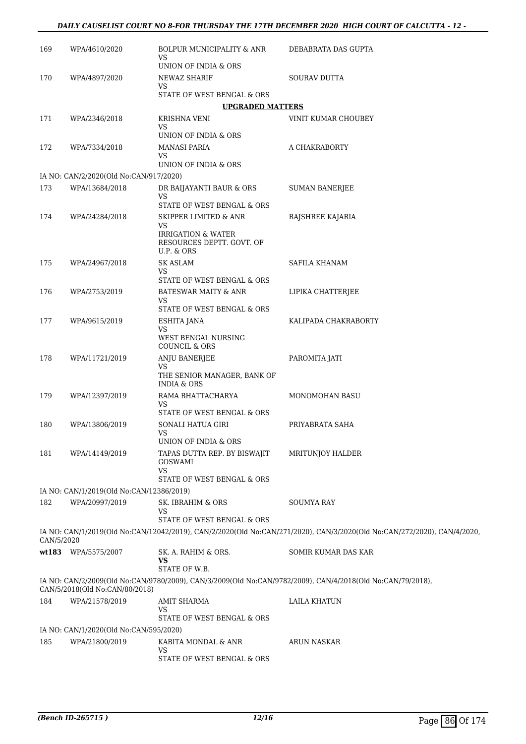| 169 | WPA/4610/2020 | BOLPUR MUNICIPALITY & ANR VS UNION OF INDIA & ORS | DEBABRATA DAS GUPTA |
|---|---|---|---|
| 170 | WPA/4897/2020 | NEWAZ SHARIF VS STATE OF WEST BENGAL & ORS | SOURAV DUTTA |

**UPGRADED MATTERS**

| 171 | WPA/2346/2018 | KRISHNA VENI VS UNION OF INDIA & ORS | VINIT KUMAR CHOUBEY |
|---|---|---|---|
| 172 | WPA/7334/2018 | MANASI PARIA VS UNION OF INDIA & ORS | A CHAKRABORTY |

IA NO: CAN/2/2020(Old No:CAN/917/2020)

| 173 | WPA/13684/2018 | DR BAIJAYANTI BAUR & ORS VS STATE OF WEST BENGAL & ORS | SUMAN BANERJEE |
|---|---|---|---|
| 174 | WPA/24284/2018 | SKIPPER LIMITED & ANR VS IRRIGATION & WATER RESOURCES DEPTT. GOVT. OF U.P. & ORS | RAJSHREE KAJARIA |
| 175 | WPA/24967/2018 | SK ASLAM VS STATE OF WEST BENGAL & ORS | SAFILA KHANAM |
| 176 | WPA/2753/2019 | BATESWAR MAITY & ANR VS STATE OF WEST BENGAL & ORS | LIPIKA CHATTERJEE |
| 177 | WPA/9615/2019 | ESHITA JANA VS WEST BENGAL NURSING COUNCIL & ORS | KALIPADA CHAKRABORTY |
| 178 | WPA/11721/2019 | ANJU BANERJEE VS THE SENIOR MANAGER, BANK OF INDIA & ORS | PAROMITA JATI |
| 179 | WPA/12397/2019 | RAMA BHATTACHARYA VS STATE OF WEST BENGAL & ORS | MONOMOHAN BASU |
| 180 | WPA/13806/2019 | SONALI HATUA GIRI VS UNION OF INDIA & ORS | PRIYABRATA SAHA |
| 181 | WPA/14149/2019 | TAPAS DUTTA REP. BY BISWAJIT GOSWAMI VS STATE OF WEST BENGAL & ORS | MRITUNJOY HALDER |

IA NO: CAN/1/2019(Old No:CAN/12386/2019)

| 182 | WPA/20997/2019 | SK. IBRAHIM & ORS VS STATE OF WEST BENGAL & ORS | SOUMYA RAY |
|---|---|---|---|

IA NO: CAN/1/2019(Old No:CAN/12042/2019), CAN/2/2020(Old No:CAN/271/2020), CAN/3/2020(Old No:CAN/272/2020), CAN/4/2020, CAN/5/2020

| wt183 | WPA/5575/2007 | SK. A. RAHIM & ORS. **VS** STATE OF W.B. | SOMIR KUMAR DAS KAR |
|---|---|---|---|

IA NO: CAN/2/2009(Old No:CAN/9780/2009), CAN/3/2009(Old No:CAN/9782/2009), CAN/4/2018(Old No:CAN/79/2018), CAN/5/2018(Old No:CAN/80/2018)

| 184 | WPA/21578/2019 | AMIT SHARMA VS STATE OF WEST BENGAL & ORS | LAILA KHATUN |
|---|---|---|---|

IA NO: CAN/1/2020(Old No:CAN/595/2020)

| 185 | WPA/21800/2019 | KABITA MONDAL & ANR VS STATE OF WEST BENGAL & ORS | ARUN NASKAR |
|---|---|---|---|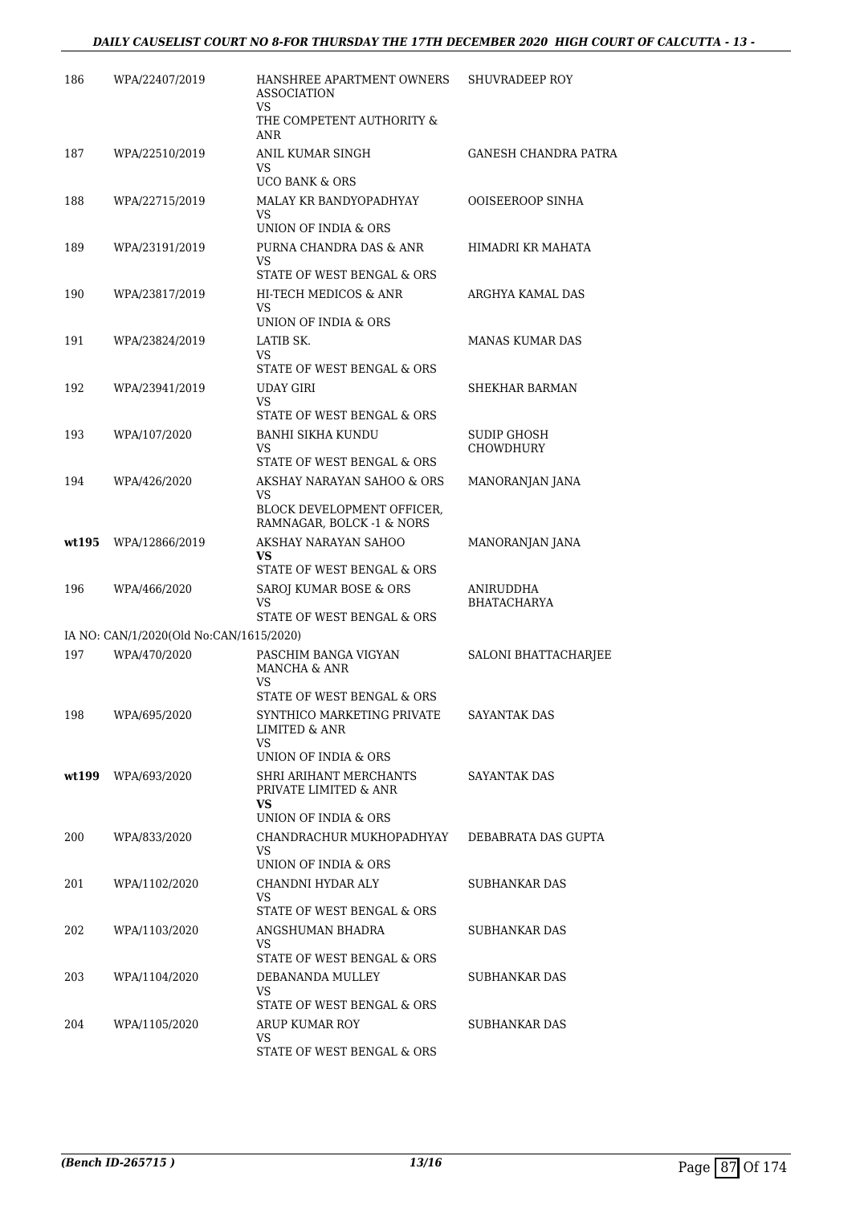| | | | |
|---|---|---|---|
| 186 | WPA/22407/2019 | HANSHREE APARTMENT OWNERS ASSOCIATION<br>VS<br>THE COMPETENT AUTHORITY & ANR | SHUVRADEEP ROY |
| 187 | WPA/22510/2019 | ANIL KUMAR SINGH<br>VS<br>UCO BANK & ORS | GANESH CHANDRA PATRA |
| 188 | WPA/22715/2019 | MALAY KR BANDYOPADHYAY<br>VS<br>UNION OF INDIA & ORS | OOISEEROOP SINHA |
| 189 | WPA/23191/2019 | PURNA CHANDRA DAS & ANR<br>VS<br>STATE OF WEST BENGAL & ORS | HIMADRI KR MAHATA |
| 190 | WPA/23817/2019 | HI-TECH MEDICOS & ANR<br>VS<br>UNION OF INDIA & ORS | ARGHYA KAMAL DAS |
| 191 | WPA/23824/2019 | LATIB SK.<br>VS<br>STATE OF WEST BENGAL & ORS | MANAS KUMAR DAS |
| 192 | WPA/23941/2019 | UDAY GIRI<br>VS<br>STATE OF WEST BENGAL & ORS | SHEKHAR BARMAN |
| 193 | WPA/107/2020 | BANHI SIKHA KUNDU<br>VS<br>STATE OF WEST BENGAL & ORS | SUDIP GHOSH CHOWDHURY |
| 194 | WPA/426/2020 | AKSHAY NARAYAN SAHOO & ORS<br>VS<br>BLOCK DEVELOPMENT OFFICER, RAMNAGAR, BOLCK -1 & NORS | MANORANJAN JANA |
| **wt195** | WPA/12866/2019 | AKSHAY NARAYAN SAHOO<br>**VS**<br>STATE OF WEST BENGAL & ORS | MANORANJAN JANA |
| 196 | WPA/466/2020 | SAROJ KUMAR BOSE & ORS<br>VS<br>STATE OF WEST BENGAL & ORS | ANIRUDDHA BHATACHARYA |
| | IA NO: CAN/1/2020(Old No:CAN/1615/2020) | | |
| 197 | WPA/470/2020 | PASCHIM BANGA VIGYAN MANCHA & ANR<br>VS<br>STATE OF WEST BENGAL & ORS | SALONI BHATTACHARJEE |
| 198 | WPA/695/2020 | SYNTHICO MARKETING PRIVATE LIMITED & ANR<br>VS<br>UNION OF INDIA & ORS | SAYANTAK DAS |
| **wt199** | WPA/693/2020 | SHRI ARIHANT MERCHANTS PRIVATE LIMITED & ANR<br>**VS**<br>UNION OF INDIA & ORS | SAYANTAK DAS |
| 200 | WPA/833/2020 | CHANDRACHUR MUKHOPADHYAY<br>VS<br>UNION OF INDIA & ORS | DEBABRATA DAS GUPTA |
| 201 | WPA/1102/2020 | CHANDNI HYDAR ALY<br>VS<br>STATE OF WEST BENGAL & ORS | SUBHANKAR DAS |
| 202 | WPA/1103/2020 | ANGSHUMAN BHADRA<br>VS<br>STATE OF WEST BENGAL & ORS | SUBHANKAR DAS |
| 203 | WPA/1104/2020 | DEBANANDA MULLEY<br>VS<br>STATE OF WEST BENGAL & ORS | SUBHANKAR DAS |
| 204 | WPA/1105/2020 | ARUP KUMAR ROY<br>VS<br>STATE OF WEST BENGAL & ORS | SUBHANKAR DAS |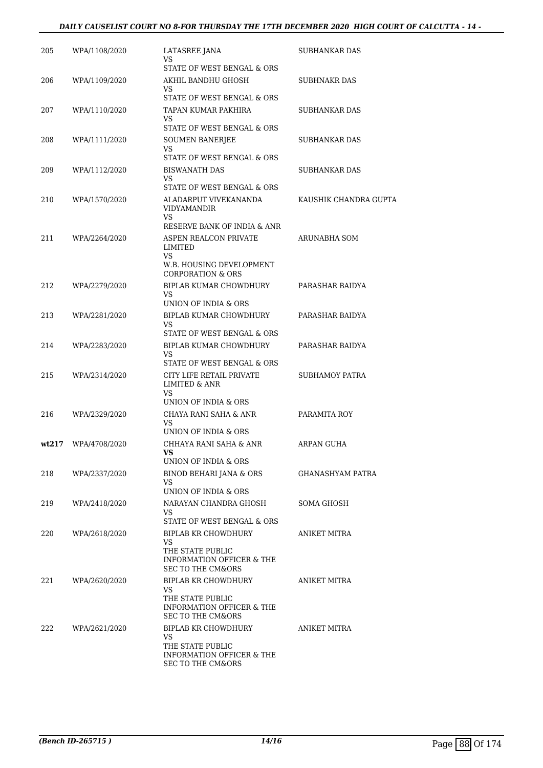| 205 | WPA/1108/2020 | LATASREE JANA<br>VS<br>STATE OF WEST BENGAL & ORS | SUBHANKAR DAS |
|---|---|---|---|
| 206 | WPA/1109/2020 | AKHIL BANDHU GHOSH<br>VS<br>STATE OF WEST BENGAL & ORS | SUBHNAKR DAS |
| 207 | WPA/1110/2020 | TAPAN KUMAR PAKHIRA<br>VS<br>STATE OF WEST BENGAL & ORS | SUBHANKAR DAS |
| 208 | WPA/1111/2020 | SOUMEN BANERJEE<br>VS<br>STATE OF WEST BENGAL & ORS | SUBHANKAR DAS |
| 209 | WPA/1112/2020 | BISWANATH DAS<br>VS<br>STATE OF WEST BENGAL & ORS | SUBHANKAR DAS |
| 210 | WPA/1570/2020 | ALADARPUT VIVEKANANDA VIDYAMANDIR<br>VS<br>RESERVE BANK OF INDIA & ANR | KAUSHIK CHANDRA GUPTA |
| 211 | WPA/2264/2020 | ASPEN REALCON PRIVATE LIMITED<br>VS<br>W.B. HOUSING DEVELOPMENT CORPORATION & ORS | ARUNABHA SOM |
| 212 | WPA/2279/2020 | BIPLAB KUMAR CHOWDHURY<br>VS<br>UNION OF INDIA & ORS | PARASHAR BAIDYA |
| 213 | WPA/2281/2020 | BIPLAB KUMAR CHOWDHURY<br>VS<br>STATE OF WEST BENGAL & ORS | PARASHAR BAIDYA |
| 214 | WPA/2283/2020 | BIPLAB KUMAR CHOWDHURY<br>VS<br>STATE OF WEST BENGAL & ORS | PARASHAR BAIDYA |
| 215 | WPA/2314/2020 | CITY LIFE RETAIL PRIVATE LIMITED & ANR<br>VS<br>UNION OF INDIA & ORS | SUBHAMOY PATRA |
| 216 | WPA/2329/2020 | CHAYA RANI SAHA & ANR<br>VS<br>UNION OF INDIA & ORS | PARAMITA ROY |
| **wt217** | WPA/4708/2020 | CHHAYA RANI SAHA & ANR<br>**VS**<br>UNION OF INDIA & ORS | ARPAN GUHA |
| 218 | WPA/2337/2020 | BINOD BEHARI JANA & ORS<br>VS<br>UNION OF INDIA & ORS | GHANASHYAM PATRA |
| 219 | WPA/2418/2020 | NARAYAN CHANDRA GHOSH<br>VS<br>STATE OF WEST BENGAL & ORS | SOMA GHOSH |
| 220 | WPA/2618/2020 | BIPLAB KR CHOWDHURY<br>VS<br>THE STATE PUBLIC INFORMATION OFFICER & THE SEC TO THE CM&ORS | ANIKET MITRA |
| 221 | WPA/2620/2020 | BIPLAB KR CHOWDHURY<br>VS<br>THE STATE PUBLIC INFORMATION OFFICER & THE SEC TO THE CM&ORS | ANIKET MITRA |
| 222 | WPA/2621/2020 | BIPLAB KR CHOWDHURY<br>VS<br>THE STATE PUBLIC INFORMATION OFFICER & THE SEC TO THE CM&ORS | ANIKET MITRA |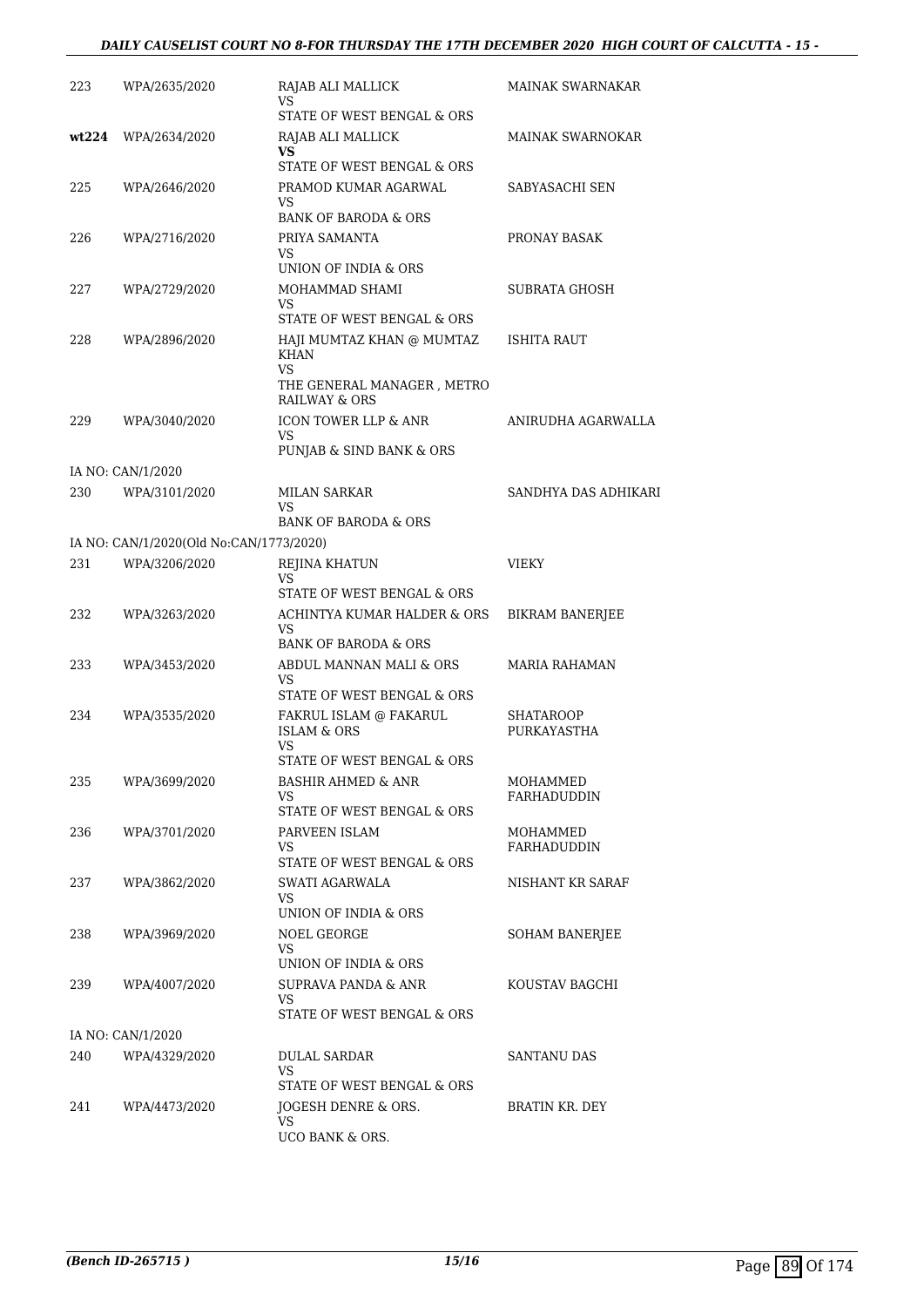| 223 | WPA/2635/2020 | RAJAB ALI MALLICK<br>VS<br>STATE OF WEST BENGAL & ORS | MAINAK SWARNAKAR |
|---|---|---|---|
| **wt224** | WPA/2634/2020 | RAJAB ALI MALLICK<br>**VS**<br>STATE OF WEST BENGAL & ORS | MAINAK SWARNOKAR |
| 225 | WPA/2646/2020 | PRAMOD KUMAR AGARWAL<br>VS<br>BANK OF BARODA & ORS | SABYASACHI SEN |
| 226 | WPA/2716/2020 | PRIYA SAMANTA<br>VS<br>UNION OF INDIA & ORS | PRONAY BASAK |
| 227 | WPA/2729/2020 | MOHAMMAD SHAMI<br>VS<br>STATE OF WEST BENGAL & ORS | SUBRATA GHOSH |
| 228 | WPA/2896/2020 | HAJI MUMTAZ KHAN @ MUMTAZ KHAN<br>VS<br>THE GENERAL MANAGER , METRO RAILWAY & ORS | ISHITA RAUT |
| 229 | WPA/3040/2020 | ICON TOWER LLP & ANR<br>VS<br>PUNJAB & SIND BANK & ORS | ANIRUDHA AGARWALLA |
| IA NO: CAN/1/2020 | | | |
| 230 | WPA/3101/2020 | MILAN SARKAR<br>VS<br>BANK OF BARODA & ORS | SANDHYA DAS ADHIKARI |
| IA NO: CAN/1/2020(Old No:CAN/1773/2020) | | | |
| 231 | WPA/3206/2020 | REJINA KHATUN<br>VS<br>STATE OF WEST BENGAL & ORS | VIEKY |
| 232 | WPA/3263/2020 | ACHINTYA KUMAR HALDER & ORS<br>VS<br>BANK OF BARODA & ORS | BIKRAM BANERJEE |
| 233 | WPA/3453/2020 | ABDUL MANNAN MALI & ORS<br>VS<br>STATE OF WEST BENGAL & ORS | MARIA RAHAMAN |
| 234 | WPA/3535/2020 | FAKRUL ISLAM @ FAKARUL ISLAM & ORS<br>VS<br>STATE OF WEST BENGAL & ORS | SHATAROOP PURKAYASTHA |
| 235 | WPA/3699/2020 | BASHIR AHMED & ANR<br>VS<br>STATE OF WEST BENGAL & ORS | MOHAMMED FARHADUDDIN |
| 236 | WPA/3701/2020 | PARVEEN ISLAM<br>VS<br>STATE OF WEST BENGAL & ORS | MOHAMMED FARHADUDDIN |
| 237 | WPA/3862/2020 | SWATI AGARWALA<br>VS<br>UNION OF INDIA & ORS | NISHANT KR SARAF |
| 238 | WPA/3969/2020 | NOEL GEORGE<br>VS<br>UNION OF INDIA & ORS | SOHAM BANERJEE |
| 239 | WPA/4007/2020 | SUPRAVA PANDA & ANR<br>VS<br>STATE OF WEST BENGAL & ORS | KOUSTAV BAGCHI |
| IA NO: CAN/1/2020 | | | |
| 240 | WPA/4329/2020 | DULAL SARDAR<br>VS<br>STATE OF WEST BENGAL & ORS | SANTANU DAS |
| 241 | WPA/4473/2020 | JOGESH DENRE & ORS.<br>VS<br>UCO BANK & ORS. | BRATIN KR. DEY |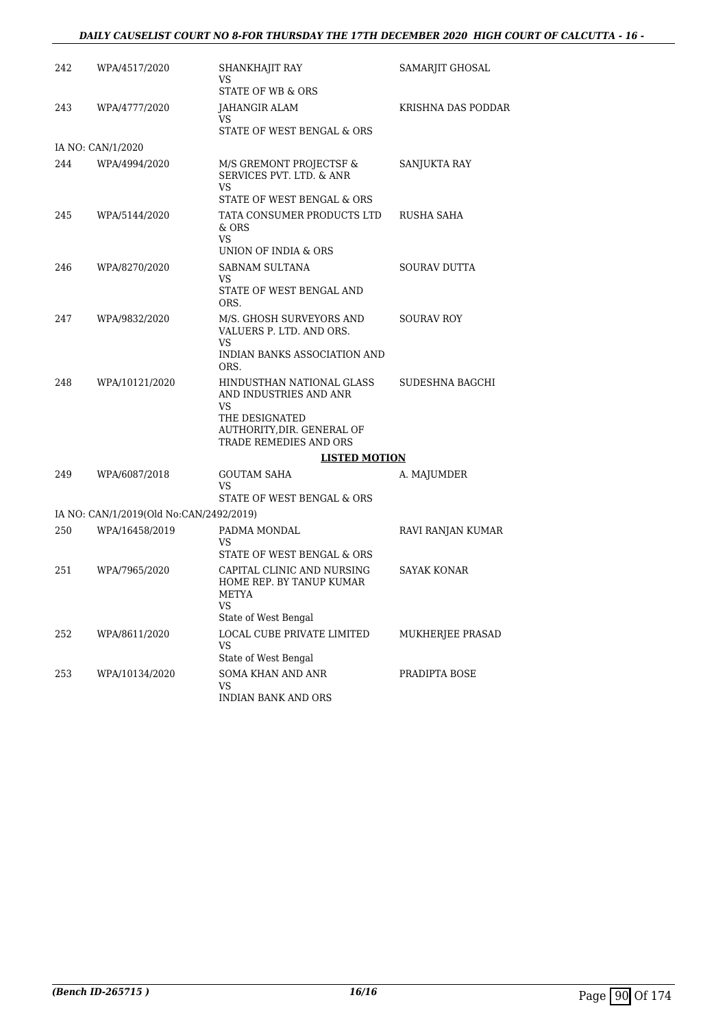| | | | |
|---|---|---|---|
| 242 | WPA/4517/2020 | SHANKHAJIT RAY<br>VS<br>STATE OF WB & ORS | SAMARJIT GHOSAL |
| 243 | WPA/4777/2020 | JAHANGIR ALAM<br>VS<br>STATE OF WEST BENGAL & ORS | KRISHNA DAS PODDAR |
| IA NO: CAN/1/2020 | | | |
| 244 | WPA/4994/2020 | M/S GREMONT PROJECTSF & SERVICES PVT. LTD. & ANR<br>VS<br>STATE OF WEST BENGAL & ORS | SANJUKTA RAY |
| 245 | WPA/5144/2020 | TATA CONSUMER PRODUCTS LTD & ORS<br>VS<br>UNION OF INDIA & ORS | RUSHA SAHA |
| 246 | WPA/8270/2020 | SABNAM SULTANA<br>VS<br>STATE OF WEST BENGAL AND ORS. | SOURAV DUTTA |
| 247 | WPA/9832/2020 | M/S. GHOSH SURVEYORS AND VALUERS P. LTD. AND ORS.<br>VS<br>INDIAN BANKS ASSOCIATION AND ORS. | SOURAV ROY |
| 248 | WPA/10121/2020 | HINDUSTHAN NATIONAL GLASS AND INDUSTRIES AND ANR<br>VS<br>THE DESIGNATED AUTHORITY,DIR. GENERAL OF TRADE REMEDIES AND ORS | SUDESHNA BAGCHI |

**LISTED MOTION**

| | | | |
|---|---|---|---|
| 249 | WPA/6087/2018 | GOUTAM SAHA<br>VS<br>STATE OF WEST BENGAL & ORS | A. MAJUMDER |
| IA NO: CAN/1/2019(Old No:CAN/2492/2019) | | | |
| 250 | WPA/16458/2019 | PADMA MONDAL<br>VS<br>STATE OF WEST BENGAL & ORS | RAVI RANJAN KUMAR |
| 251 | WPA/7965/2020 | CAPITAL CLINIC AND NURSING HOME REP. BY TANUP KUMAR METYA<br>VS<br>State of West Bengal | SAYAK KONAR |
| 252 | WPA/8611/2020 | LOCAL CUBE PRIVATE LIMITED<br>VS<br>State of West Bengal | MUKHERJEE PRASAD |
| 253 | WPA/10134/2020 | SOMA KHAN AND ANR<br>VS<br>INDIAN BANK AND ORS | PRADIPTA BOSE |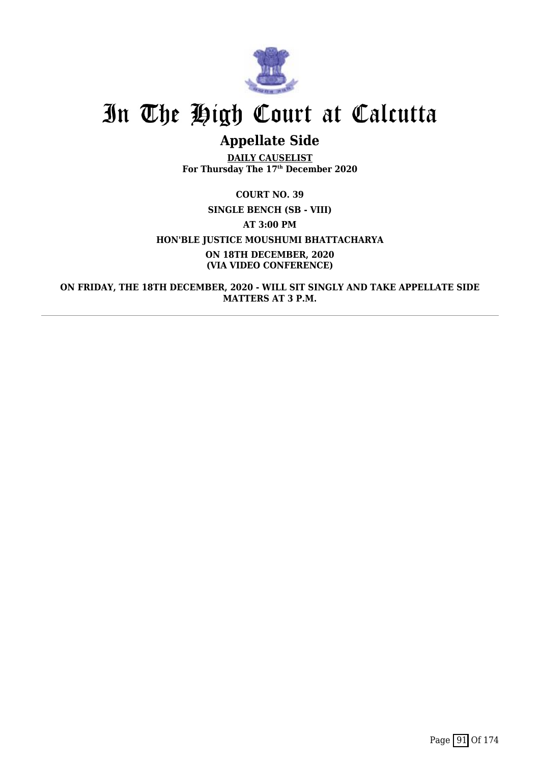# In The High Court at Calcutta

## Appellate Side

**DAILY CAUSELIST**
**For Thursday The 17th December 2020**

**COURT NO. 39**

**SINGLE BENCH (SB - VIII)**

**AT 3:00 PM**

**HON'BLE JUSTICE MOUSHUMI BHATTACHARYA**

**ON 18TH DECEMBER, 2020**
**(VIA VIDEO CONFERENCE)**

**ON FRIDAY, THE 18TH DECEMBER, 2020 - WILL SIT SINGLY AND TAKE APPELLATE SIDE MATTERS AT 3 P.M.**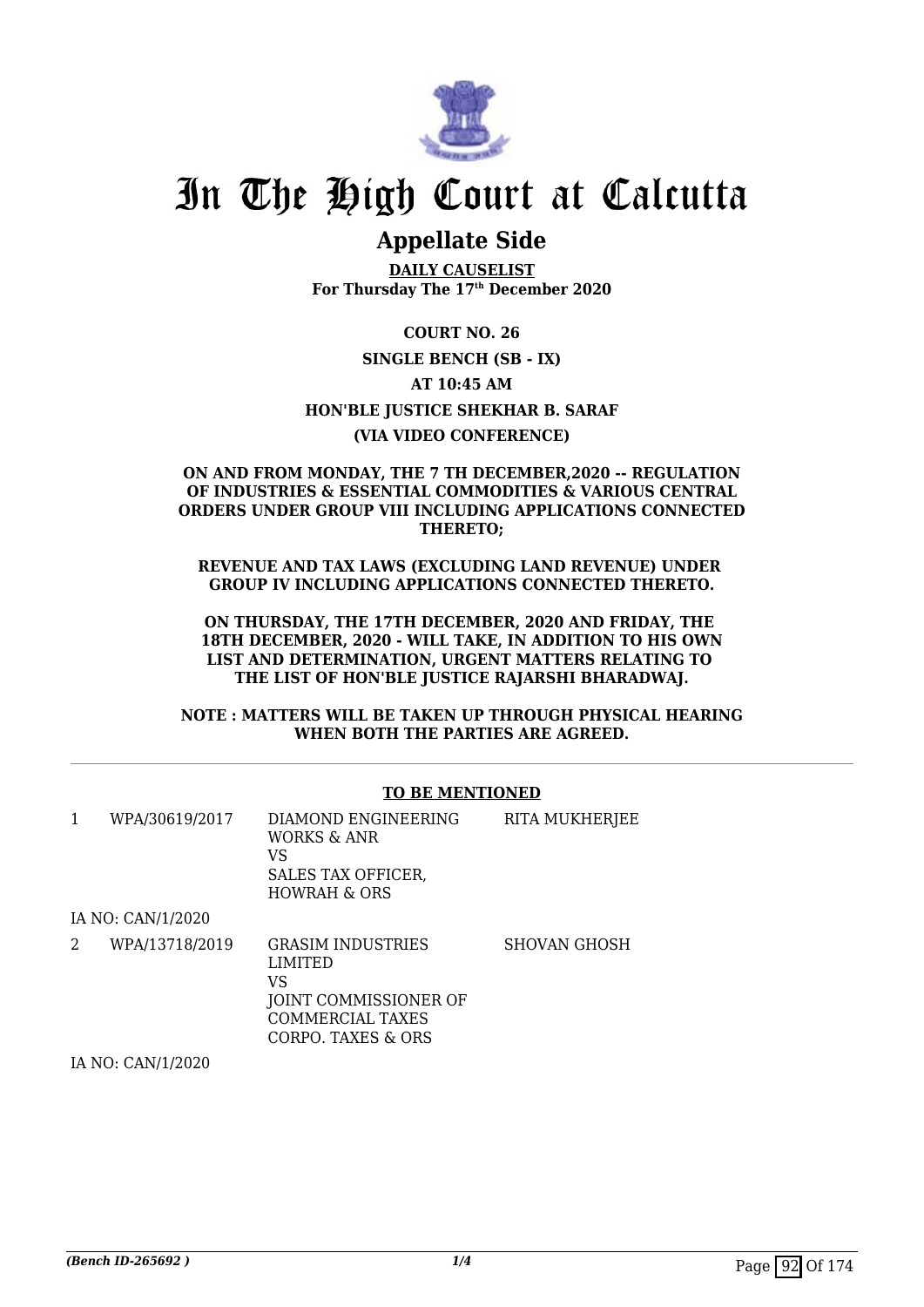# In The High Court at Calcutta

## Appellate Side

**DAILY CAUSELIST**
**For Thursday The 17th December 2020**

**COURT NO. 26**

**SINGLE BENCH (SB - IX)**

**AT 10:45 AM**

**HON'BLE JUSTICE SHEKHAR B. SARAF**

**(VIA VIDEO CONFERENCE)**

**ON AND FROM MONDAY, THE 7 TH DECEMBER,2020 -- REGULATION OF INDUSTRIES & ESSENTIAL COMMODITIES & VARIOUS CENTRAL ORDERS UNDER GROUP VIII INCLUDING APPLICATIONS CONNECTED THERETO;**

**REVENUE AND TAX LAWS (EXCLUDING LAND REVENUE) UNDER GROUP IV INCLUDING APPLICATIONS CONNECTED THERETO.**

**ON THURSDAY, THE 17TH DECEMBER, 2020 AND FRIDAY, THE 18TH DECEMBER, 2020 - WILL TAKE, IN ADDITION TO HIS OWN LIST AND DETERMINATION, URGENT MATTERS RELATING TO THE LIST OF HON'BLE JUSTICE RAJARSHI BHARADWAJ.**

**NOTE : MATTERS WILL BE TAKEN UP THROUGH PHYSICAL HEARING WHEN BOTH THE PARTIES ARE AGREED.**

**TO BE MENTIONED**

| | | | |
|---|---|---|---|
| 1 | WPA/30619/2017 | DIAMOND ENGINEERING WORKS & ANR<br>VS<br>SALES TAX OFFICER, HOWRAH & ORS | RITA MUKHERJEE |
| | IA NO: CAN/1/2020 | | |
| 2 | WPA/13718/2019 | GRASIM INDUSTRIES LIMITED<br>VS<br>JOINT COMMISSIONER OF COMMERCIAL TAXES CORPO. TAXES & ORS | SHOVAN GHOSH |
| | IA NO: CAN/1/2020 | | |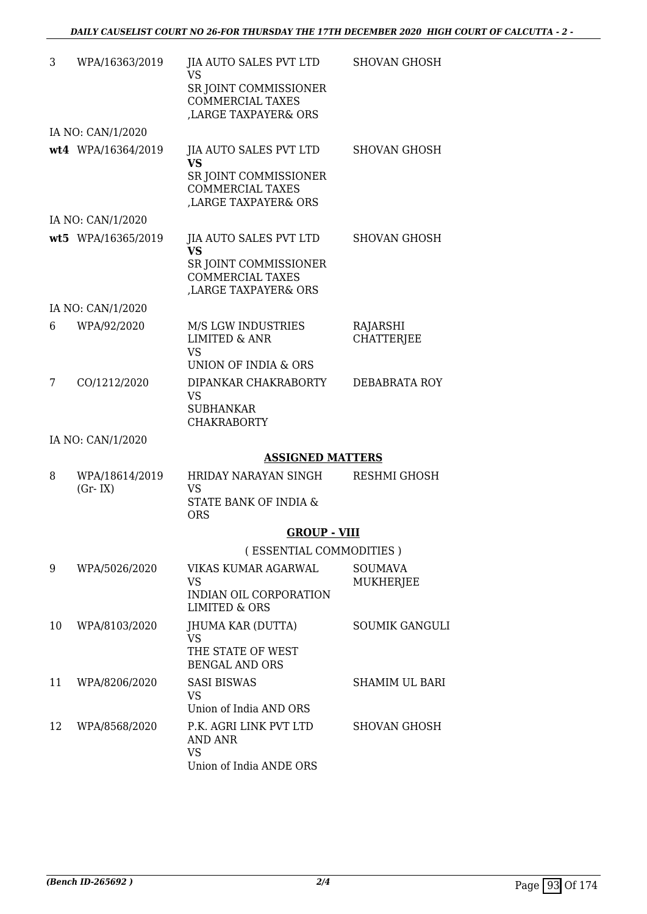| | | | |
|---|---|---|---|
| 3 | WPA/16363/2019 | JIA AUTO SALES PVT LTD<br>VS<br>SR JOINT COMMISSIONER COMMERCIAL TAXES ,LARGE TAXPAYER& ORS | SHOVAN GHOSH |
| | IA NO: CAN/1/2020 | | |
| **wt4** | WPA/16364/2019 | JIA AUTO SALES PVT LTD<br>**VS**<br>SR JOINT COMMISSIONER COMMERCIAL TAXES ,LARGE TAXPAYER& ORS | SHOVAN GHOSH |
| | IA NO: CAN/1/2020 | | |
| **wt5** | WPA/16365/2019 | JIA AUTO SALES PVT LTD<br>**VS**<br>SR JOINT COMMISSIONER COMMERCIAL TAXES ,LARGE TAXPAYER& ORS | SHOVAN GHOSH |
| | IA NO: CAN/1/2020 | | |
| 6 | WPA/92/2020 | M/S LGW INDUSTRIES LIMITED & ANR<br>VS<br>UNION OF INDIA & ORS | RAJARSHI CHATTERJEE |
| 7 | CO/1212/2020 | DIPANKAR CHAKRABORTY<br>VS<br>SUBHANKAR CHAKRABORTY | DEBABRATA ROY |
| | IA NO: CAN/1/2020 | | |

## ASSIGNED MATTERS

| | | | |
|---|---|---|---|
| 8 | WPA/18614/2019 (Gr- IX) | HRIDAY NARAYAN SINGH<br>VS<br>STATE BANK OF INDIA & ORS | RESHMI GHOSH |

## GROUP - VIII

( ESSENTIAL COMMODITIES )

| | | | |
|---|---|---|---|
| 9 | WPA/5026/2020 | VIKAS KUMAR AGARWAL<br>VS<br>INDIAN OIL CORPORATION LIMITED & ORS | SOUMAVA MUKHERJEE |
| 10 | WPA/8103/2020 | JHUMA KAR (DUTTA)<br>VS<br>THE STATE OF WEST BENGAL AND ORS | SOUMIK GANGULI |
| 11 | WPA/8206/2020 | SASI BISWAS<br>VS<br>Union of India AND ORS | SHAMIM UL BARI |
| 12 | WPA/8568/2020 | P.K. AGRI LINK PVT LTD AND ANR<br>VS<br>Union of India ANDE ORS | SHOVAN GHOSH |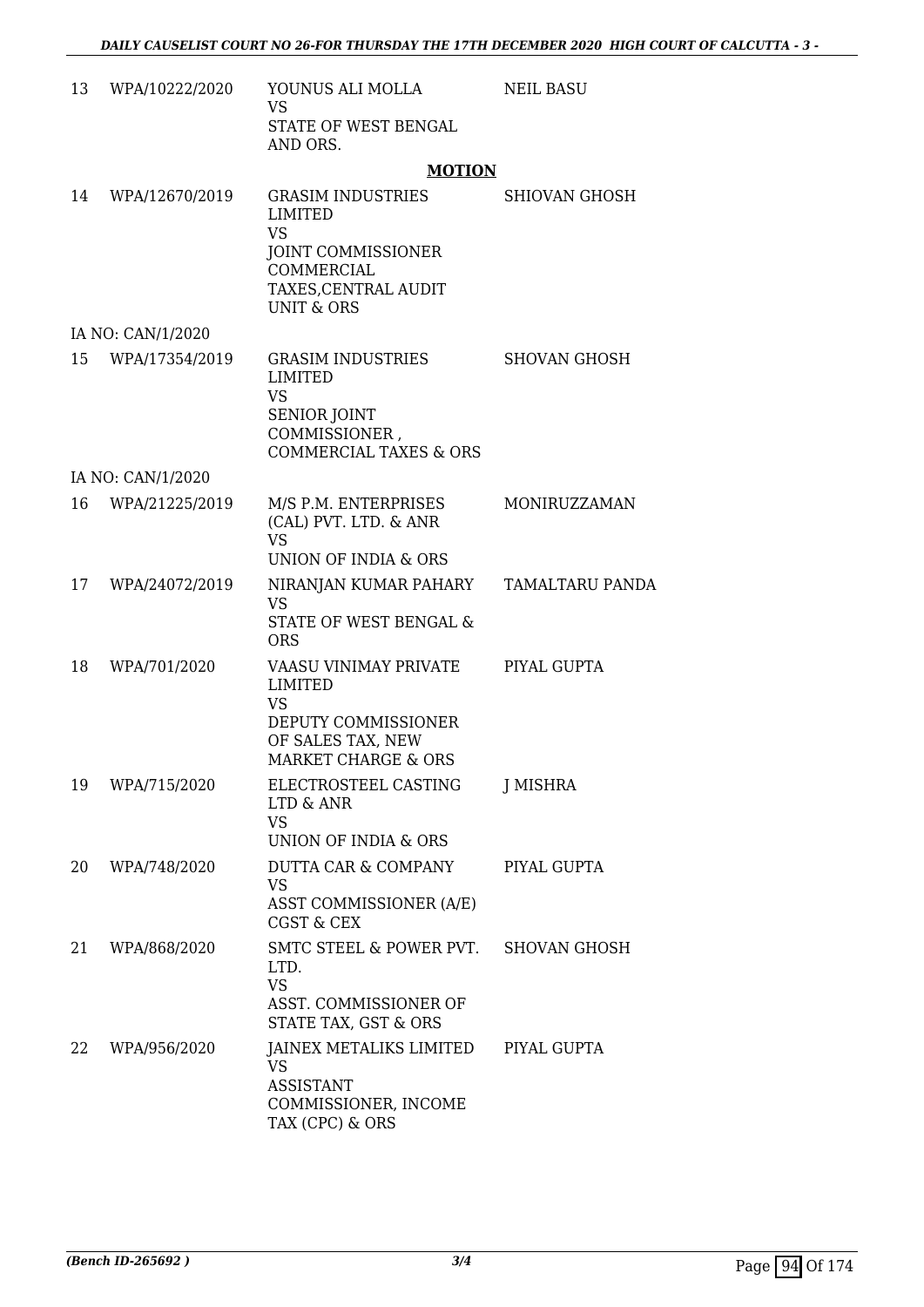| | | | |
|---|---|---|---|
| 13 | WPA/10222/2020 | YOUNUS ALI MOLLA<br>VS<br>STATE OF WEST BENGAL AND ORS. | NEIL BASU |

**MOTION**

| | | | |
|---|---|---|---|
| 14 | WPA/12670/2019 | GRASIM INDUSTRIES LIMITED<br>VS<br>JOINT COMMISSIONER COMMERCIAL TAXES,CENTRAL AUDIT UNIT & ORS | SHIOVAN GHOSH |
| | IA NO: CAN/1/2020 | | |
| 15 | WPA/17354/2019 | GRASIM INDUSTRIES LIMITED<br>VS<br>SENIOR JOINT COMMISSIONER , COMMERCIAL TAXES & ORS | SHOVAN GHOSH |
| | IA NO: CAN/1/2020 | | |
| 16 | WPA/21225/2019 | M/S P.M. ENTERPRISES (CAL) PVT. LTD. & ANR<br>VS<br>UNION OF INDIA & ORS | MONIRUZZAMAN |
| 17 | WPA/24072/2019 | NIRANJAN KUMAR PAHARY<br>VS<br>STATE OF WEST BENGAL & ORS | TAMALTARU PANDA |
| 18 | WPA/701/2020 | VAASU VINIMAY PRIVATE LIMITED<br>VS<br>DEPUTY COMMISSIONER OF SALES TAX, NEW MARKET CHARGE & ORS | PIYAL GUPTA |
| 19 | WPA/715/2020 | ELECTROSTEEL CASTING LTD & ANR<br>VS<br>UNION OF INDIA & ORS | J MISHRA |
| 20 | WPA/748/2020 | DUTTA CAR & COMPANY<br>VS<br>ASST COMMISSIONER (A/E) CGST & CEX | PIYAL GUPTA |
| 21 | WPA/868/2020 | SMTC STEEL & POWER PVT. LTD.<br>VS<br>ASST. COMMISSIONER OF STATE TAX, GST & ORS | SHOVAN GHOSH |
| 22 | WPA/956/2020 | JAINEX METALIKS LIMITED<br>VS<br>ASSISTANT COMMISSIONER, INCOME TAX (CPC) & ORS | PIYAL GUPTA |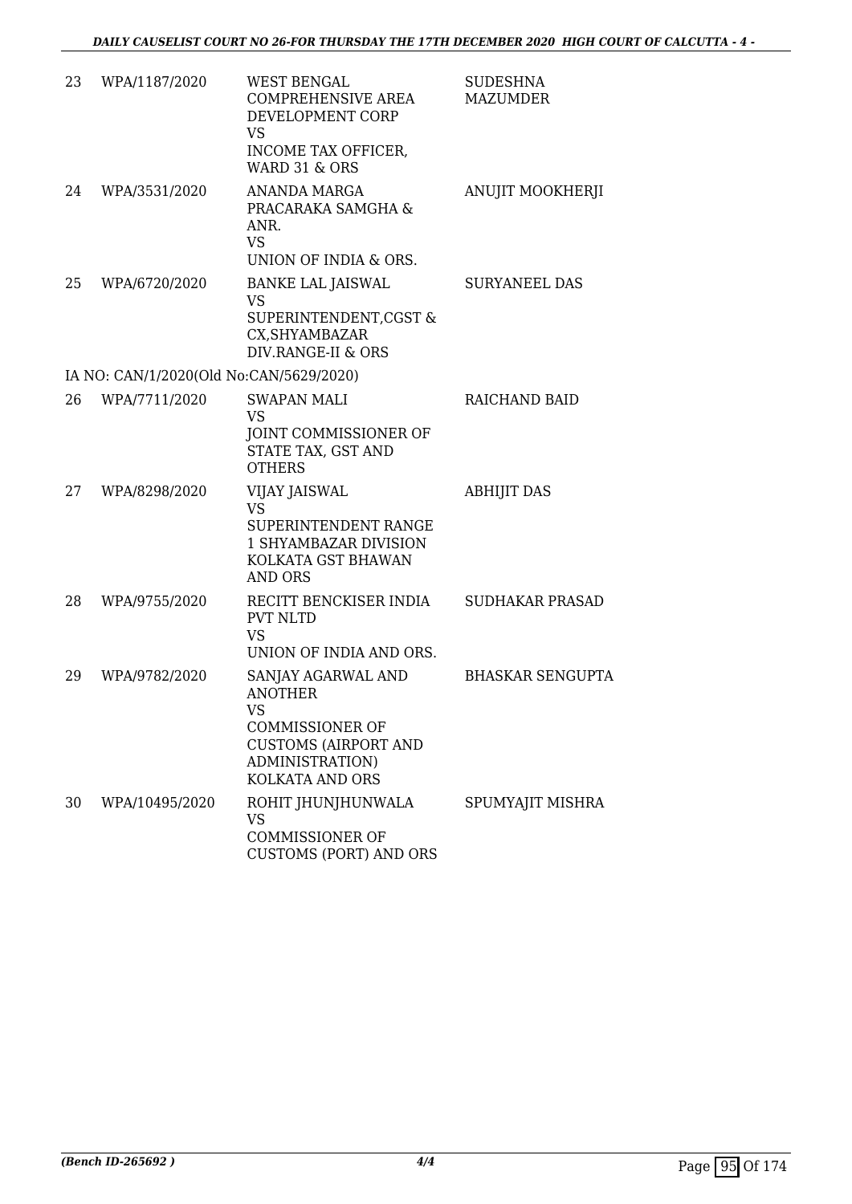| | | | |
|---|---|---|---|
| 23 | WPA/1187/2020 | WEST BENGAL COMPREHENSIVE AREA DEVELOPMENT CORP<br>VS<br>INCOME TAX OFFICER, WARD 31 & ORS | SUDESHNA MAZUMDER |
| 24 | WPA/3531/2020 | ANANDA MARGA PRACARAKA SAMGHA & ANR.<br>VS<br>UNION OF INDIA & ORS. | ANUJIT MOOKHERJI |
| 25 | WPA/6720/2020 | BANKE LAL JAISWAL<br>VS<br>SUPERINTENDENT,CGST & CX,SHYAMBAZAR DIV.RANGE-II & ORS | SURYANEEL DAS |
| | IA NO: CAN/1/2020(Old No:CAN/5629/2020) | | |
| 26 | WPA/7711/2020 | SWAPAN MALI<br>VS<br>JOINT COMMISSIONER OF STATE TAX, GST AND OTHERS | RAICHAND BAID |
| 27 | WPA/8298/2020 | VIJAY JAISWAL<br>VS<br>SUPERINTENDENT RANGE 1 SHYAMBAZAR DIVISION KOLKATA GST BHAWAN AND ORS | ABHIJIT DAS |
| 28 | WPA/9755/2020 | RECITT BENCKISER INDIA PVT NLTD<br>VS<br>UNION OF INDIA AND ORS. | SUDHAKAR PRASAD |
| 29 | WPA/9782/2020 | SANJAY AGARWAL AND ANOTHER<br>VS<br>COMMISSIONER OF CUSTOMS (AIRPORT AND ADMINISTRATION) KOLKATA AND ORS | BHASKAR SENGUPTA |
| 30 | WPA/10495/2020 | ROHIT JHUNJHUNWALA<br>VS<br>COMMISSIONER OF CUSTOMS (PORT) AND ORS | SPUMYAJIT MISHRA |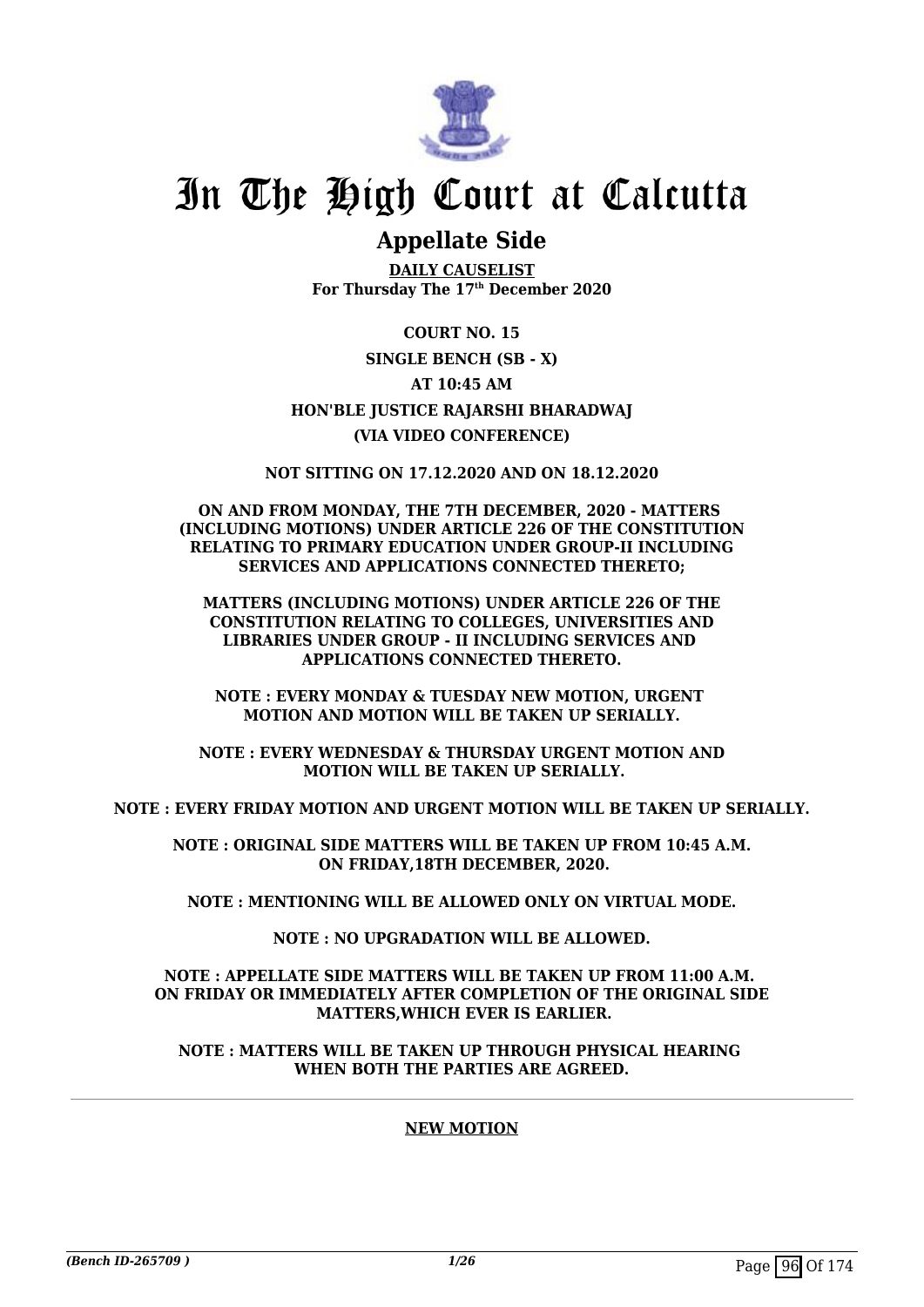# In The High Court at Calcutta

## Appellate Side

**DAILY CAUSELIST**
**For Thursday The 17th December 2020**

**COURT NO. 15**

**SINGLE BENCH (SB - X)**

**AT 10:45 AM**

**HON'BLE JUSTICE RAJARSHI BHARADWAJ**

**(VIA VIDEO CONFERENCE)**

**NOT SITTING ON 17.12.2020 AND ON 18.12.2020**

**ON AND FROM MONDAY, THE 7TH DECEMBER, 2020 - MATTERS (INCLUDING MOTIONS) UNDER ARTICLE 226 OF THE CONSTITUTION RELATING TO PRIMARY EDUCATION UNDER GROUP-II INCLUDING SERVICES AND APPLICATIONS CONNECTED THERETO;**

**MATTERS (INCLUDING MOTIONS) UNDER ARTICLE 226 OF THE CONSTITUTION RELATING TO COLLEGES, UNIVERSITIES AND LIBRARIES UNDER GROUP - II INCLUDING SERVICES AND APPLICATIONS CONNECTED THERETO.**

**NOTE : EVERY MONDAY & TUESDAY NEW MOTION, URGENT MOTION AND MOTION WILL BE TAKEN UP SERIALLY.**

**NOTE : EVERY WEDNESDAY & THURSDAY URGENT MOTION AND MOTION WILL BE TAKEN UP SERIALLY.**

**NOTE : EVERY FRIDAY MOTION AND URGENT MOTION WILL BE TAKEN UP SERIALLY.**

**NOTE : ORIGINAL SIDE MATTERS WILL BE TAKEN UP FROM 10:45 A.M. ON FRIDAY,18TH DECEMBER, 2020.**

**NOTE : MENTIONING WILL BE ALLOWED ONLY ON VIRTUAL MODE.**

**NOTE : NO UPGRADATION WILL BE ALLOWED.**

**NOTE : APPELLATE SIDE MATTERS WILL BE TAKEN UP FROM 11:00 A.M. ON FRIDAY OR IMMEDIATELY AFTER COMPLETION OF THE ORIGINAL SIDE MATTERS,WHICH EVER IS EARLIER.**

**NOTE : MATTERS WILL BE TAKEN UP THROUGH PHYSICAL HEARING WHEN BOTH THE PARTIES ARE AGREED.**

**NEW MOTION**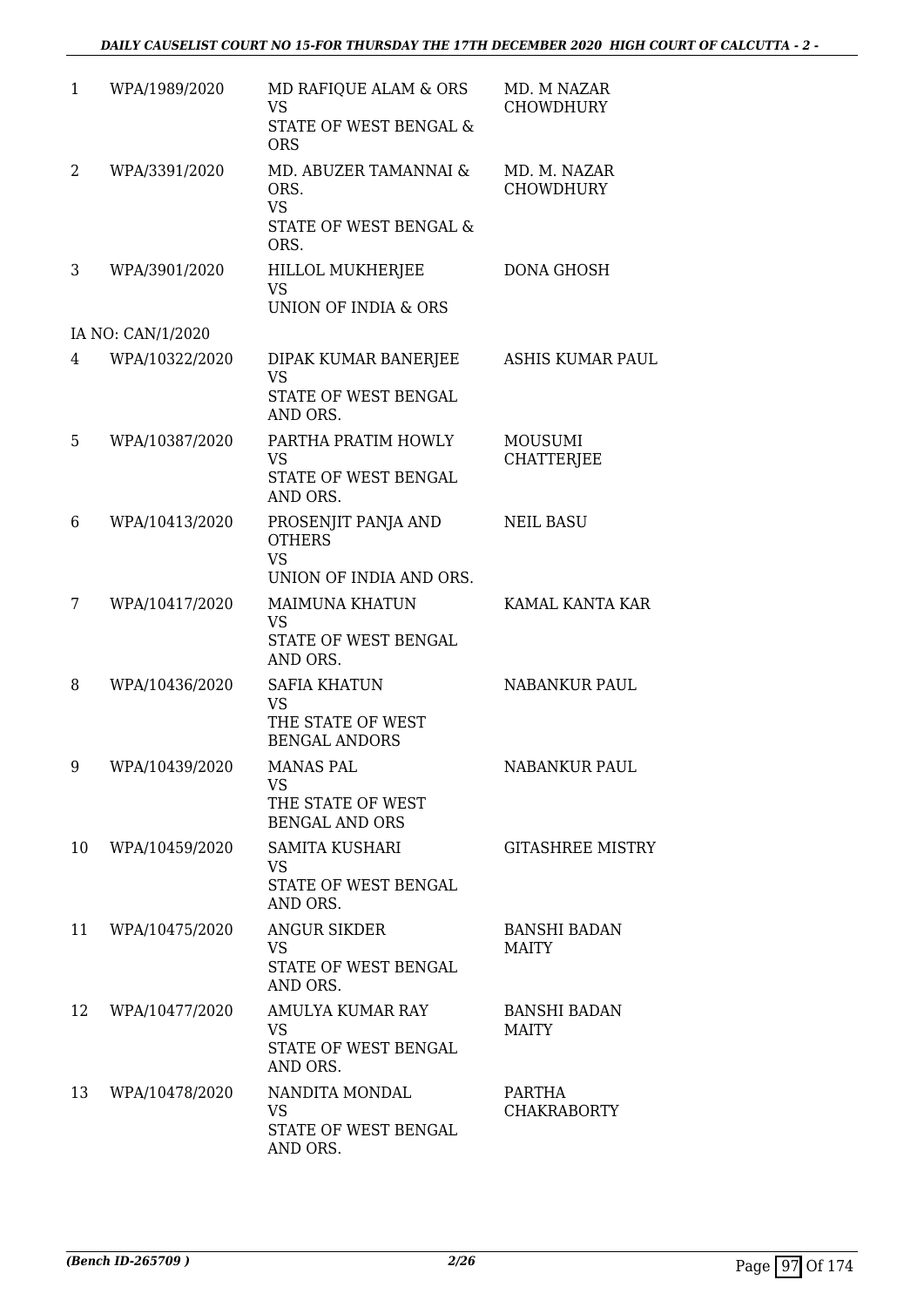| | | | |
|---|---|---|---|
| 1 | WPA/1989/2020 | MD RAFIQUE ALAM & ORS<br>VS<br>STATE OF WEST BENGAL & ORS | MD. M NAZAR CHOWDHURY |
| 2 | WPA/3391/2020 | MD. ABUZER TAMANNAI & ORS.<br>VS<br>STATE OF WEST BENGAL & ORS. | MD. M. NAZAR CHOWDHURY |
| 3 | WPA/3901/2020 | HILLOL MUKHERJEE<br>VS<br>UNION OF INDIA & ORS | DONA GHOSH |
| | IA NO: CAN/1/2020 | | |
| 4 | WPA/10322/2020 | DIPAK KUMAR BANERJEE<br>VS<br>STATE OF WEST BENGAL AND ORS. | ASHIS KUMAR PAUL |
| 5 | WPA/10387/2020 | PARTHA PRATIM HOWLY<br>VS<br>STATE OF WEST BENGAL AND ORS. | MOUSUMI CHATTERJEE |
| 6 | WPA/10413/2020 | PROSENJIT PANJA AND OTHERS<br>VS<br>UNION OF INDIA AND ORS. | NEIL BASU |
| 7 | WPA/10417/2020 | MAIMUNA KHATUN<br>VS<br>STATE OF WEST BENGAL AND ORS. | KAMAL KANTA KAR |
| 8 | WPA/10436/2020 | SAFIA KHATUN<br>VS<br>THE STATE OF WEST BENGAL ANDORS | NABANKUR PAUL |
| 9 | WPA/10439/2020 | MANAS PAL<br>VS<br>THE STATE OF WEST BENGAL AND ORS | NABANKUR PAUL |
| 10 | WPA/10459/2020 | SAMITA KUSHARI<br>VS<br>STATE OF WEST BENGAL AND ORS. | GITASHREE MISTRY |
| 11 | WPA/10475/2020 | ANGUR SIKDER<br>VS<br>STATE OF WEST BENGAL AND ORS. | BANSHI BADAN MAITY |
| 12 | WPA/10477/2020 | AMULYA KUMAR RAY<br>VS<br>STATE OF WEST BENGAL AND ORS. | BANSHI BADAN MAITY |
| 13 | WPA/10478/2020 | NANDITA MONDAL<br>VS<br>STATE OF WEST BENGAL AND ORS. | PARTHA CHAKRABORTY |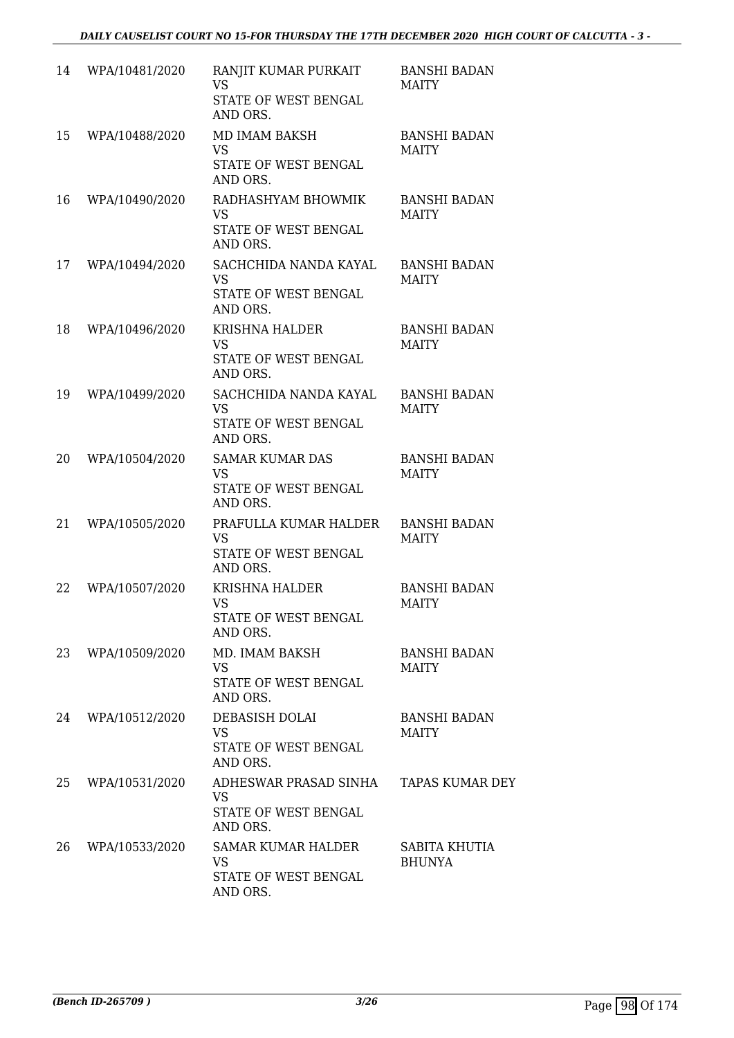| | | | |
|---|---|---|---|
| 14 | WPA/10481/2020 | RANJIT KUMAR PURKAIT<br>VS<br>STATE OF WEST BENGAL AND ORS. | BANSHI BADAN MAITY |
| 15 | WPA/10488/2020 | MD IMAM BAKSH<br>VS<br>STATE OF WEST BENGAL AND ORS. | BANSHI BADAN MAITY |
| 16 | WPA/10490/2020 | RADHASHYAM BHOWMIK<br>VS<br>STATE OF WEST BENGAL AND ORS. | BANSHI BADAN MAITY |
| 17 | WPA/10494/2020 | SACHCHIDA NANDA KAYAL<br>VS<br>STATE OF WEST BENGAL AND ORS. | BANSHI BADAN MAITY |
| 18 | WPA/10496/2020 | KRISHNA HALDER<br>VS<br>STATE OF WEST BENGAL AND ORS. | BANSHI BADAN MAITY |
| 19 | WPA/10499/2020 | SACHCHIDA NANDA KAYAL<br>VS<br>STATE OF WEST BENGAL AND ORS. | BANSHI BADAN MAITY |
| 20 | WPA/10504/2020 | SAMAR KUMAR DAS<br>VS<br>STATE OF WEST BENGAL AND ORS. | BANSHI BADAN MAITY |
| 21 | WPA/10505/2020 | PRAFULLA KUMAR HALDER<br>VS<br>STATE OF WEST BENGAL AND ORS. | BANSHI BADAN MAITY |
| 22 | WPA/10507/2020 | KRISHNA HALDER<br>VS<br>STATE OF WEST BENGAL AND ORS. | BANSHI BADAN MAITY |
| 23 | WPA/10509/2020 | MD. IMAM BAKSH<br>VS<br>STATE OF WEST BENGAL AND ORS. | BANSHI BADAN MAITY |
| 24 | WPA/10512/2020 | DEBASISH DOLAI<br>VS<br>STATE OF WEST BENGAL AND ORS. | BANSHI BADAN MAITY |
| 25 | WPA/10531/2020 | ADHESWAR PRASAD SINHA<br>VS<br>STATE OF WEST BENGAL AND ORS. | TAPAS KUMAR DEY |
| 26 | WPA/10533/2020 | SAMAR KUMAR HALDER<br>VS<br>STATE OF WEST BENGAL AND ORS. | SABITA KHUTIA BHUNYA |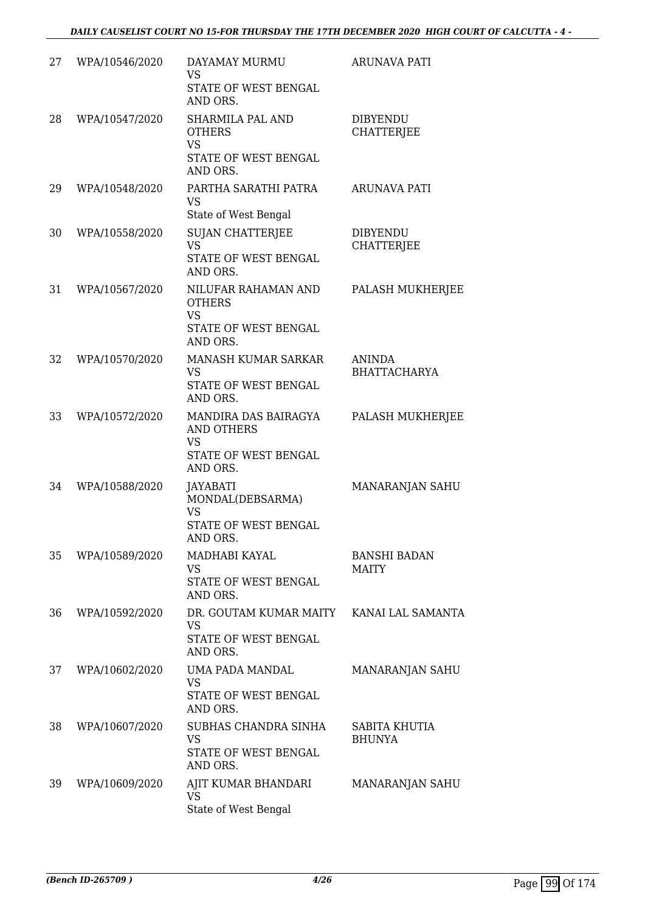| 27 | WPA/10546/2020 | DAYAMAY MURMU<br>VS<br>STATE OF WEST BENGAL AND ORS. | ARUNAVA PATI |
|---|---|---|---|
| 28 | WPA/10547/2020 | SHARMILA PAL AND OTHERS<br>VS<br>STATE OF WEST BENGAL AND ORS. | DIBYENDU CHATTERJEE |
| 29 | WPA/10548/2020 | PARTHA SARATHI PATRA<br>VS<br>State of West Bengal | ARUNAVA PATI |
| 30 | WPA/10558/2020 | SUJAN CHATTERJEE<br>VS<br>STATE OF WEST BENGAL AND ORS. | DIBYENDU CHATTERJEE |
| 31 | WPA/10567/2020 | NILUFAR RAHAMAN AND OTHERS<br>VS<br>STATE OF WEST BENGAL AND ORS. | PALASH MUKHERJEE |
| 32 | WPA/10570/2020 | MANASH KUMAR SARKAR<br>VS<br>STATE OF WEST BENGAL AND ORS. | ANINDA BHATTACHARYA |
| 33 | WPA/10572/2020 | MANDIRA DAS BAIRAGYA AND OTHERS<br>VS<br>STATE OF WEST BENGAL AND ORS. | PALASH MUKHERJEE |
| 34 | WPA/10588/2020 | JAYABATI MONDAL(DEBSARMA)<br>VS<br>STATE OF WEST BENGAL AND ORS. | MANARANJAN SAHU |
| 35 | WPA/10589/2020 | MADHABI KAYAL<br>VS<br>STATE OF WEST BENGAL AND ORS. | BANSHI BADAN MAITY |
| 36 | WPA/10592/2020 | DR. GOUTAM KUMAR MAITY<br>VS<br>STATE OF WEST BENGAL AND ORS. | KANAI LAL SAMANTA |
| 37 | WPA/10602/2020 | UMA PADA MANDAL<br>VS<br>STATE OF WEST BENGAL AND ORS. | MANARANJAN SAHU |
| 38 | WPA/10607/2020 | SUBHAS CHANDRA SINHA<br>VS<br>STATE OF WEST BENGAL AND ORS. | SABITA KHUTIA BHUNYA |
| 39 | WPA/10609/2020 | AJIT KUMAR BHANDARI<br>VS<br>State of West Bengal | MANARANJAN SAHU |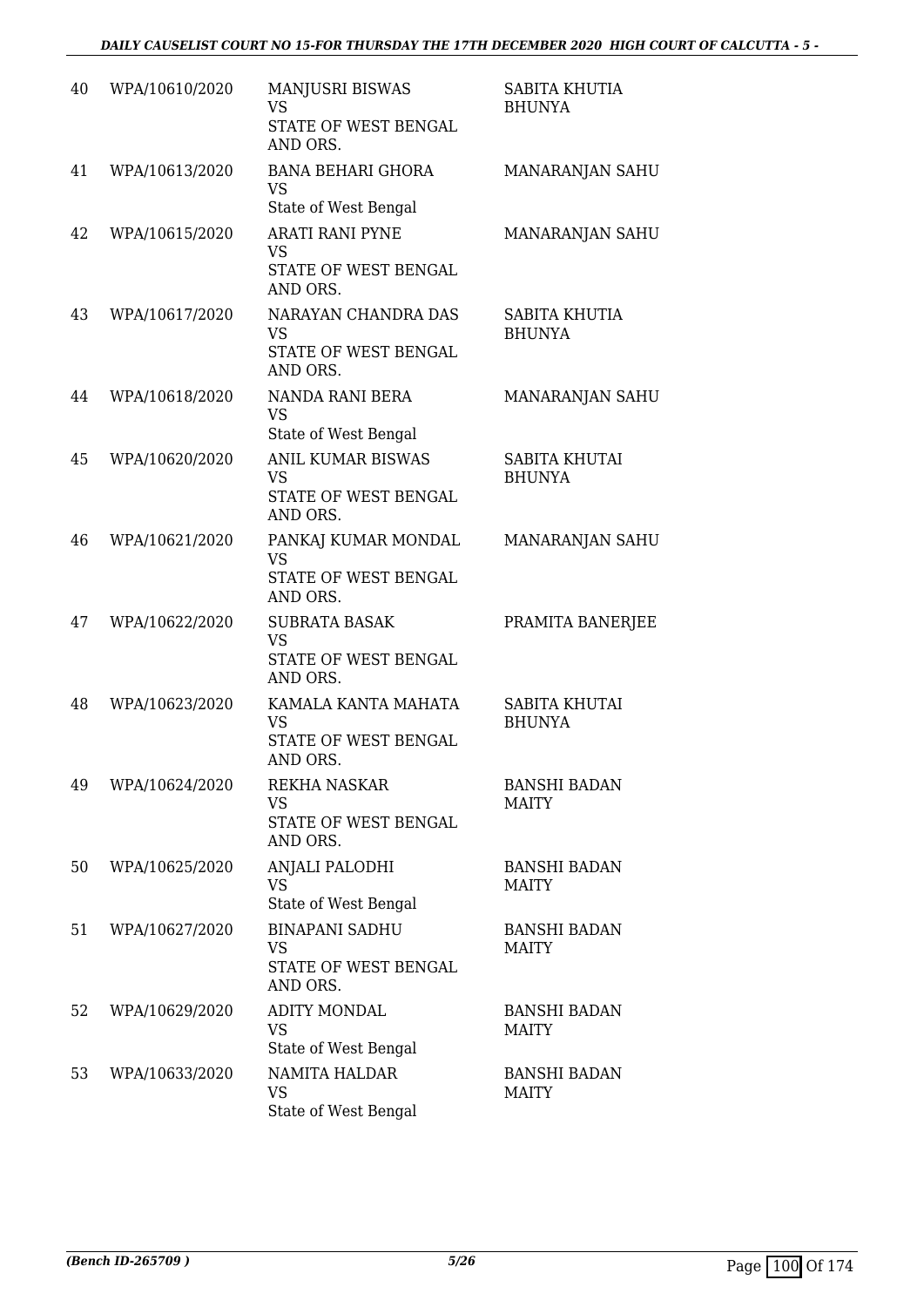| 40 | WPA/10610/2020 | MANJUSRI BISWAS<br>VS<br>STATE OF WEST BENGAL AND ORS. | SABITA KHUTIA BHUNYA |
|---|---|---|---|
| 41 | WPA/10613/2020 | BANA BEHARI GHORA<br>VS<br>State of West Bengal | MANARANJAN SAHU |
| 42 | WPA/10615/2020 | ARATI RANI PYNE<br>VS<br>STATE OF WEST BENGAL AND ORS. | MANARANJAN SAHU |
| 43 | WPA/10617/2020 | NARAYAN CHANDRA DAS<br>VS<br>STATE OF WEST BENGAL AND ORS. | SABITA KHUTIA BHUNYA |
| 44 | WPA/10618/2020 | NANDA RANI BERA<br>VS<br>State of West Bengal | MANARANJAN SAHU |
| 45 | WPA/10620/2020 | ANIL KUMAR BISWAS<br>VS<br>STATE OF WEST BENGAL AND ORS. | SABITA KHUTAI BHUNYA |
| 46 | WPA/10621/2020 | PANKAJ KUMAR MONDAL<br>VS<br>STATE OF WEST BENGAL AND ORS. | MANARANJAN SAHU |
| 47 | WPA/10622/2020 | SUBRATA BASAK<br>VS<br>STATE OF WEST BENGAL AND ORS. | PRAMITA BANERJEE |
| 48 | WPA/10623/2020 | KAMALA KANTA MAHATA<br>VS<br>STATE OF WEST BENGAL AND ORS. | SABITA KHUTAI BHUNYA |
| 49 | WPA/10624/2020 | REKHA NASKAR<br>VS<br>STATE OF WEST BENGAL AND ORS. | BANSHI BADAN MAITY |
| 50 | WPA/10625/2020 | ANJALI PALODHI<br>VS<br>State of West Bengal | BANSHI BADAN MAITY |
| 51 | WPA/10627/2020 | BINAPANI SADHU<br>VS<br>STATE OF WEST BENGAL AND ORS. | BANSHI BADAN MAITY |
| 52 | WPA/10629/2020 | ADITY MONDAL<br>VS<br>State of West Bengal | BANSHI BADAN MAITY |
| 53 | WPA/10633/2020 | NAMITA HALDAR<br>VS<br>State of West Bengal | BANSHI BADAN MAITY |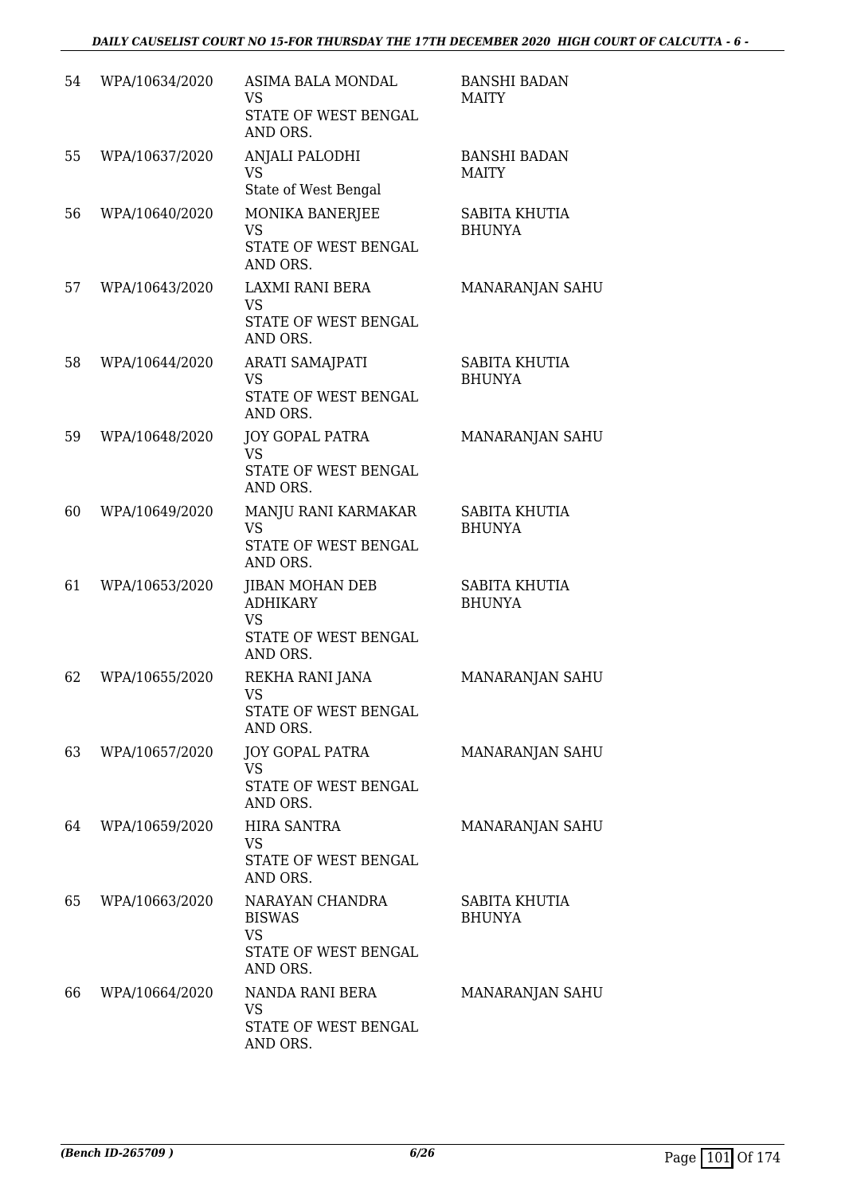| 54 | WPA/10634/2020 | ASIMA BALA MONDAL<br>VS<br>STATE OF WEST BENGAL AND ORS. | BANSHI BADAN MAITY |
|---|---|---|---|
| 55 | WPA/10637/2020 | ANJALI PALODHI<br>VS<br>State of West Bengal | BANSHI BADAN MAITY |
| 56 | WPA/10640/2020 | MONIKA BANERJEE<br>VS<br>STATE OF WEST BENGAL AND ORS. | SABITA KHUTIA BHUNYA |
| 57 | WPA/10643/2020 | LAXMI RANI BERA<br>VS<br>STATE OF WEST BENGAL AND ORS. | MANARANJAN SAHU |
| 58 | WPA/10644/2020 | ARATI SAMAJPATI<br>VS<br>STATE OF WEST BENGAL AND ORS. | SABITA KHUTIA BHUNYA |
| 59 | WPA/10648/2020 | JOY GOPAL PATRA<br>VS<br>STATE OF WEST BENGAL AND ORS. | MANARANJAN SAHU |
| 60 | WPA/10649/2020 | MANJU RANI KARMAKAR<br>VS<br>STATE OF WEST BENGAL AND ORS. | SABITA KHUTIA BHUNYA |
| 61 | WPA/10653/2020 | JIBAN MOHAN DEB ADHIKARY<br>VS<br>STATE OF WEST BENGAL AND ORS. | SABITA KHUTIA BHUNYA |
| 62 | WPA/10655/2020 | REKHA RANI JANA<br>VS<br>STATE OF WEST BENGAL AND ORS. | MANARANJAN SAHU |
| 63 | WPA/10657/2020 | JOY GOPAL PATRA<br>VS<br>STATE OF WEST BENGAL AND ORS. | MANARANJAN SAHU |
| 64 | WPA/10659/2020 | HIRA SANTRA<br>VS<br>STATE OF WEST BENGAL AND ORS. | MANARANJAN SAHU |
| 65 | WPA/10663/2020 | NARAYAN CHANDRA BISWAS<br>VS<br>STATE OF WEST BENGAL AND ORS. | SABITA KHUTIA BHUNYA |
| 66 | WPA/10664/2020 | NANDA RANI BERA<br>VS<br>STATE OF WEST BENGAL AND ORS. | MANARANJAN SAHU |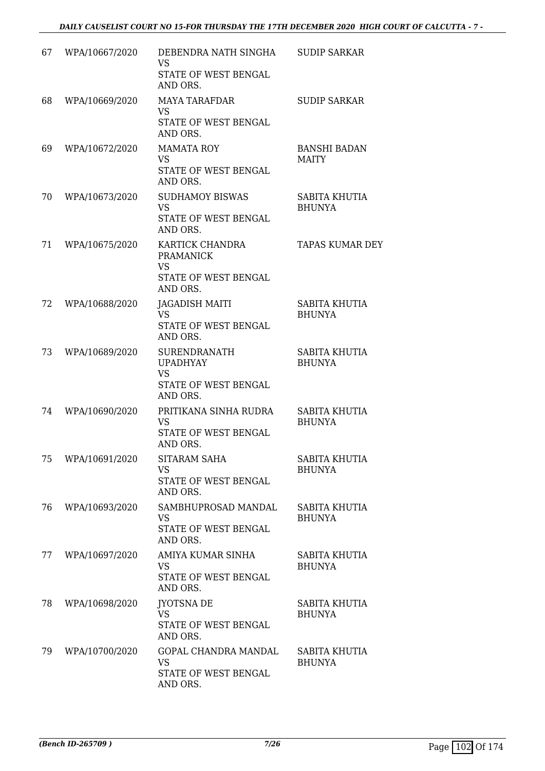| | | | |
|---|---|---|---|
| 67 | WPA/10667/2020 | DEBENDRA NATH SINGHA<br>VS<br>STATE OF WEST BENGAL<br>AND ORS. | SUDIP SARKAR |
| 68 | WPA/10669/2020 | MAYA TARAFDAR<br>VS<br>STATE OF WEST BENGAL<br>AND ORS. | SUDIP SARKAR |
| 69 | WPA/10672/2020 | MAMATA ROY<br>VS<br>STATE OF WEST BENGAL<br>AND ORS. | BANSHI BADAN<br>MAITY |
| 70 | WPA/10673/2020 | SUDHAMOY BISWAS<br>VS<br>STATE OF WEST BENGAL<br>AND ORS. | SABITA KHUTIA<br>BHUNYA |
| 71 | WPA/10675/2020 | KARTICK CHANDRA<br>PRAMANICK<br>VS<br>STATE OF WEST BENGAL<br>AND ORS. | TAPAS KUMAR DEY |
| 72 | WPA/10688/2020 | JAGADISH MAITI<br>VS<br>STATE OF WEST BENGAL<br>AND ORS. | SABITA KHUTIA<br>BHUNYA |
| 73 | WPA/10689/2020 | SURENDRANATH<br>UPADHYAY<br>VS<br>STATE OF WEST BENGAL<br>AND ORS. | SABITA KHUTIA<br>BHUNYA |
| 74 | WPA/10690/2020 | PRITIKANA SINHA RUDRA<br>VS<br>STATE OF WEST BENGAL<br>AND ORS. | SABITA KHUTIA<br>BHUNYA |
| 75 | WPA/10691/2020 | SITARAM SAHA<br>VS<br>STATE OF WEST BENGAL<br>AND ORS. | SABITA KHUTIA<br>BHUNYA |
| 76 | WPA/10693/2020 | SAMBHUPROSAD MANDAL<br>VS<br>STATE OF WEST BENGAL<br>AND ORS. | SABITA KHUTIA<br>BHUNYA |
| 77 | WPA/10697/2020 | AMIYA KUMAR SINHA<br>VS<br>STATE OF WEST BENGAL<br>AND ORS. | SABITA KHUTIA<br>BHUNYA |
| 78 | WPA/10698/2020 | JYOTSNA DE<br>VS<br>STATE OF WEST BENGAL<br>AND ORS. | SABITA KHUTIA<br>BHUNYA |
| 79 | WPA/10700/2020 | GOPAL CHANDRA MANDAL<br>VS<br>STATE OF WEST BENGAL<br>AND ORS. | SABITA KHUTIA<br>BHUNYA |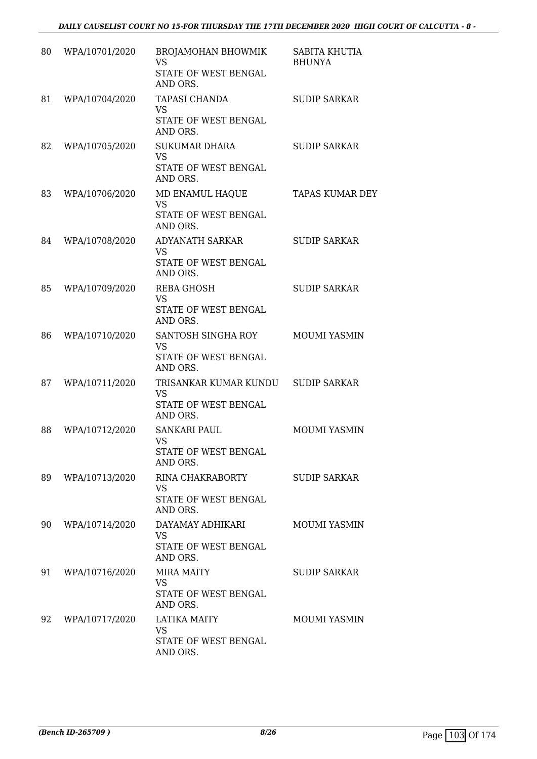| | | | |
|---|---|---|---|
| 80 | WPA/10701/2020 | BROJAMOHAN BHOWMIK<br>VS<br>STATE OF WEST BENGAL AND ORS. | SABITA KHUTIA BHUNYA |
| 81 | WPA/10704/2020 | TAPASI CHANDA<br>VS<br>STATE OF WEST BENGAL AND ORS. | SUDIP SARKAR |
| 82 | WPA/10705/2020 | SUKUMAR DHARA<br>VS<br>STATE OF WEST BENGAL AND ORS. | SUDIP SARKAR |
| 83 | WPA/10706/2020 | MD ENAMUL HAQUE<br>VS<br>STATE OF WEST BENGAL AND ORS. | TAPAS KUMAR DEY |
| 84 | WPA/10708/2020 | ADYANATH SARKAR<br>VS<br>STATE OF WEST BENGAL AND ORS. | SUDIP SARKAR |
| 85 | WPA/10709/2020 | REBA GHOSH<br>VS<br>STATE OF WEST BENGAL AND ORS. | SUDIP SARKAR |
| 86 | WPA/10710/2020 | SANTOSH SINGHA ROY<br>VS<br>STATE OF WEST BENGAL AND ORS. | MOUMI YASMIN |
| 87 | WPA/10711/2020 | TRISANKAR KUMAR KUNDU<br>VS<br>STATE OF WEST BENGAL AND ORS. | SUDIP SARKAR |
| 88 | WPA/10712/2020 | SANKARI PAUL<br>VS<br>STATE OF WEST BENGAL AND ORS. | MOUMI YASMIN |
| 89 | WPA/10713/2020 | RINA CHAKRABORTY<br>VS<br>STATE OF WEST BENGAL AND ORS. | SUDIP SARKAR |
| 90 | WPA/10714/2020 | DAYAMAY ADHIKARI<br>VS<br>STATE OF WEST BENGAL AND ORS. | MOUMI YASMIN |
| 91 | WPA/10716/2020 | MIRA MAITY<br>VS<br>STATE OF WEST BENGAL AND ORS. | SUDIP SARKAR |
| 92 | WPA/10717/2020 | LATIKA MAITY<br>VS<br>STATE OF WEST BENGAL AND ORS. | MOUMI YASMIN |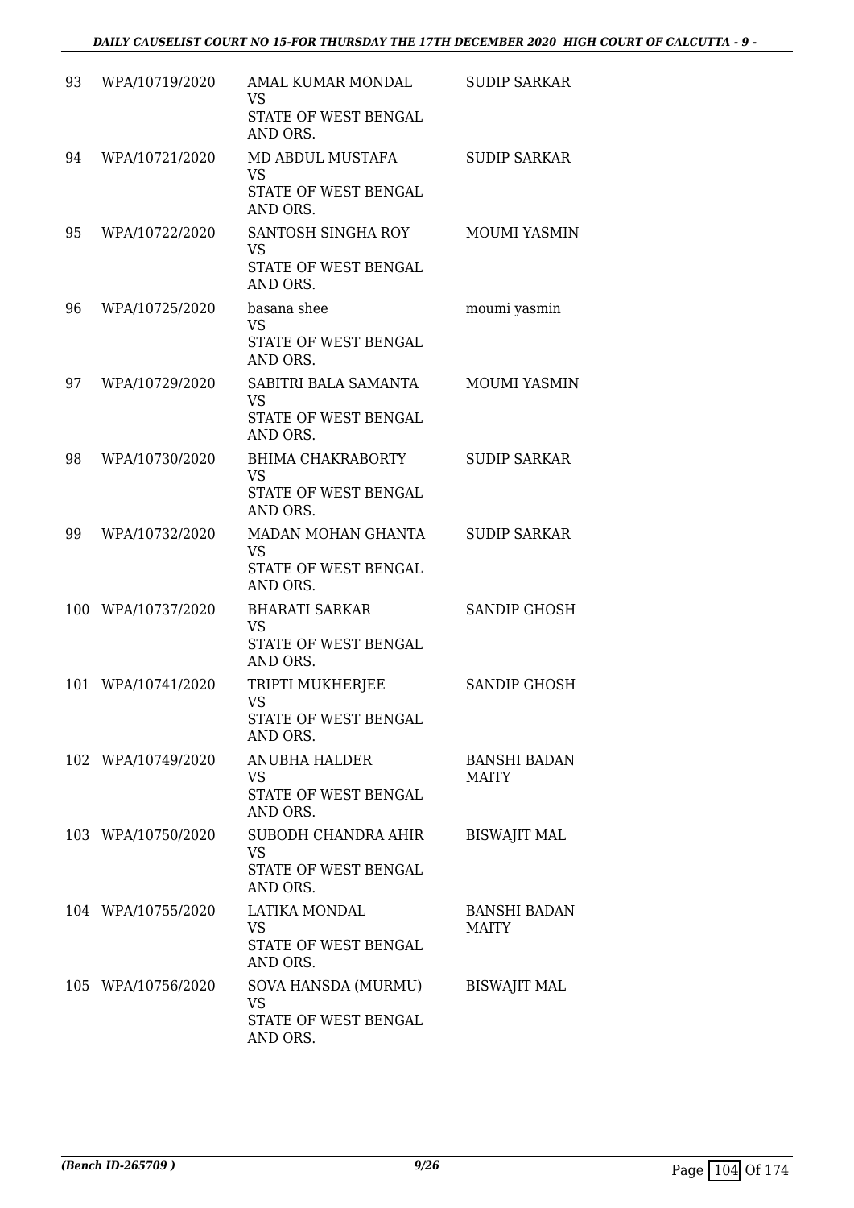| | | | |
|---|---|---|---|
| 93 | WPA/10719/2020 | AMAL KUMAR MONDAL<br>VS<br>STATE OF WEST BENGAL AND ORS. | SUDIP SARKAR |
| 94 | WPA/10721/2020 | MD ABDUL MUSTAFA<br>VS<br>STATE OF WEST BENGAL AND ORS. | SUDIP SARKAR |
| 95 | WPA/10722/2020 | SANTOSH SINGHA ROY<br>VS<br>STATE OF WEST BENGAL AND ORS. | MOUMI YASMIN |
| 96 | WPA/10725/2020 | basana shee<br>VS<br>STATE OF WEST BENGAL AND ORS. | moumi yasmin |
| 97 | WPA/10729/2020 | SABITRI BALA SAMANTA<br>VS<br>STATE OF WEST BENGAL AND ORS. | MOUMI YASMIN |
| 98 | WPA/10730/2020 | BHIMA CHAKRABORTY<br>VS<br>STATE OF WEST BENGAL AND ORS. | SUDIP SARKAR |
| 99 | WPA/10732/2020 | MADAN MOHAN GHANTA<br>VS<br>STATE OF WEST BENGAL AND ORS. | SUDIP SARKAR |
| 100 | WPA/10737/2020 | BHARATI SARKAR<br>VS<br>STATE OF WEST BENGAL AND ORS. | SANDIP GHOSH |
| 101 | WPA/10741/2020 | TRIPTI MUKHERJEE<br>VS<br>STATE OF WEST BENGAL AND ORS. | SANDIP GHOSH |
| 102 | WPA/10749/2020 | ANUBHA HALDER<br>VS<br>STATE OF WEST BENGAL AND ORS. | BANSHI BADAN MAITY |
| 103 | WPA/10750/2020 | SUBODH CHANDRA AHIR<br>VS<br>STATE OF WEST BENGAL AND ORS. | BISWAJIT MAL |
| 104 | WPA/10755/2020 | LATIKA MONDAL<br>VS<br>STATE OF WEST BENGAL AND ORS. | BANSHI BADAN MAITY |
| 105 | WPA/10756/2020 | SOVA HANSDA (MURMU)<br>VS<br>STATE OF WEST BENGAL AND ORS. | BISWAJIT MAL |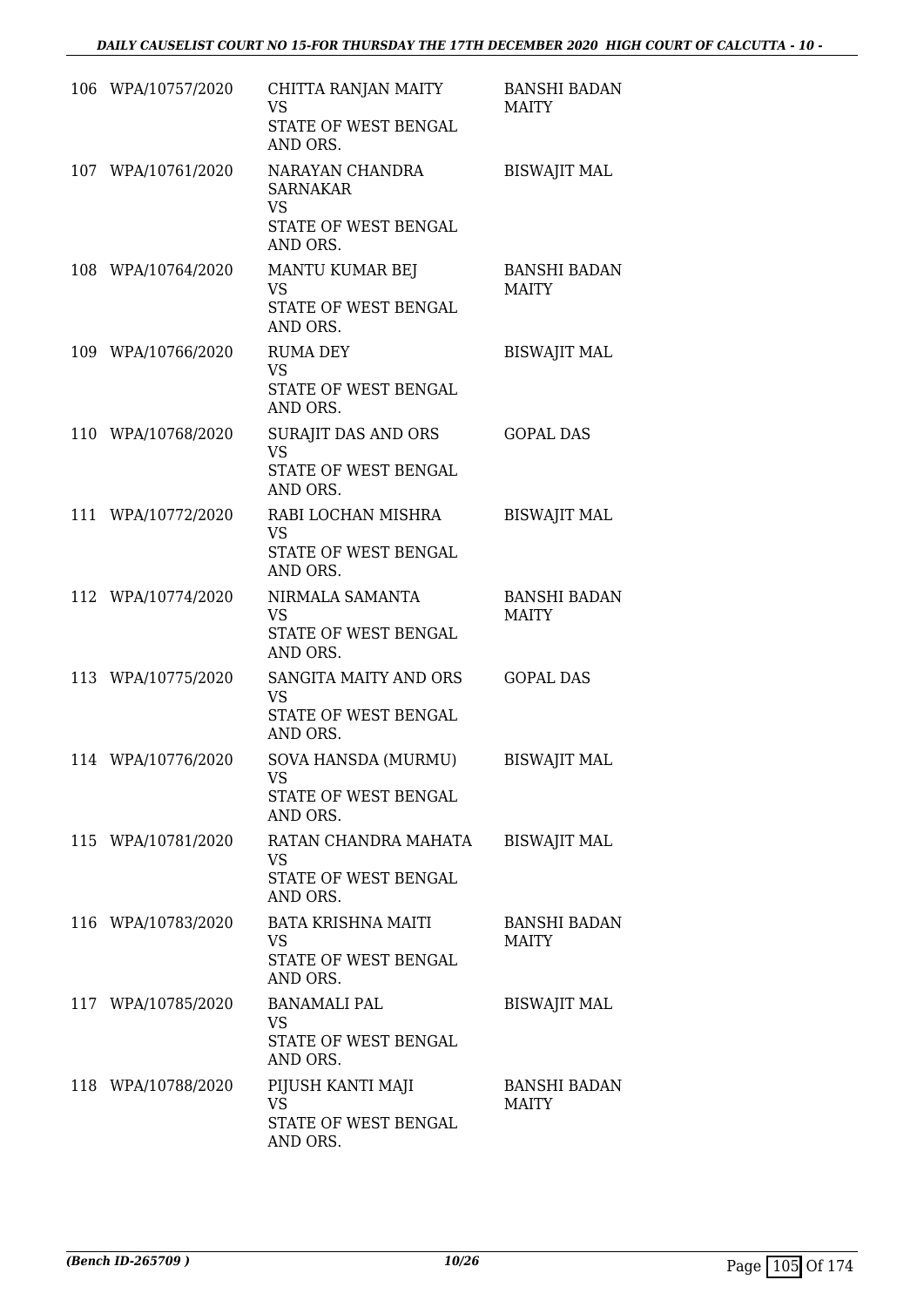| | | | |
|---|---|---|---|
| 106 | WPA/10757/2020 | CHITTA RANJAN MAITY<br>VS<br>STATE OF WEST BENGAL AND ORS. | BANSHI BADAN MAITY |
| 107 | WPA/10761/2020 | NARAYAN CHANDRA SARNAKAR<br>VS<br>STATE OF WEST BENGAL AND ORS. | BISWAJIT MAL |
| 108 | WPA/10764/2020 | MANTU KUMAR BEJ<br>VS<br>STATE OF WEST BENGAL AND ORS. | BANSHI BADAN MAITY |
| 109 | WPA/10766/2020 | RUMA DEY<br>VS<br>STATE OF WEST BENGAL AND ORS. | BISWAJIT MAL |
| 110 | WPA/10768/2020 | SURAJIT DAS AND ORS<br>VS<br>STATE OF WEST BENGAL AND ORS. | GOPAL DAS |
| 111 | WPA/10772/2020 | RABI LOCHAN MISHRA<br>VS<br>STATE OF WEST BENGAL AND ORS. | BISWAJIT MAL |
| 112 | WPA/10774/2020 | NIRMALA SAMANTA<br>VS<br>STATE OF WEST BENGAL AND ORS. | BANSHI BADAN MAITY |
| 113 | WPA/10775/2020 | SANGITA MAITY AND ORS<br>VS<br>STATE OF WEST BENGAL AND ORS. | GOPAL DAS |
| 114 | WPA/10776/2020 | SOVA HANSDA (MURMU)<br>VS<br>STATE OF WEST BENGAL AND ORS. | BISWAJIT MAL |
| 115 | WPA/10781/2020 | RATAN CHANDRA MAHATA<br>VS<br>STATE OF WEST BENGAL AND ORS. | BISWAJIT MAL |
| 116 | WPA/10783/2020 | BATA KRISHNA MAITI<br>VS<br>STATE OF WEST BENGAL AND ORS. | BANSHI BADAN MAITY |
| 117 | WPA/10785/2020 | BANAMALI PAL<br>VS<br>STATE OF WEST BENGAL AND ORS. | BISWAJIT MAL |
| 118 | WPA/10788/2020 | PIJUSH KANTI MAJI<br>VS<br>STATE OF WEST BENGAL AND ORS. | BANSHI BADAN MAITY |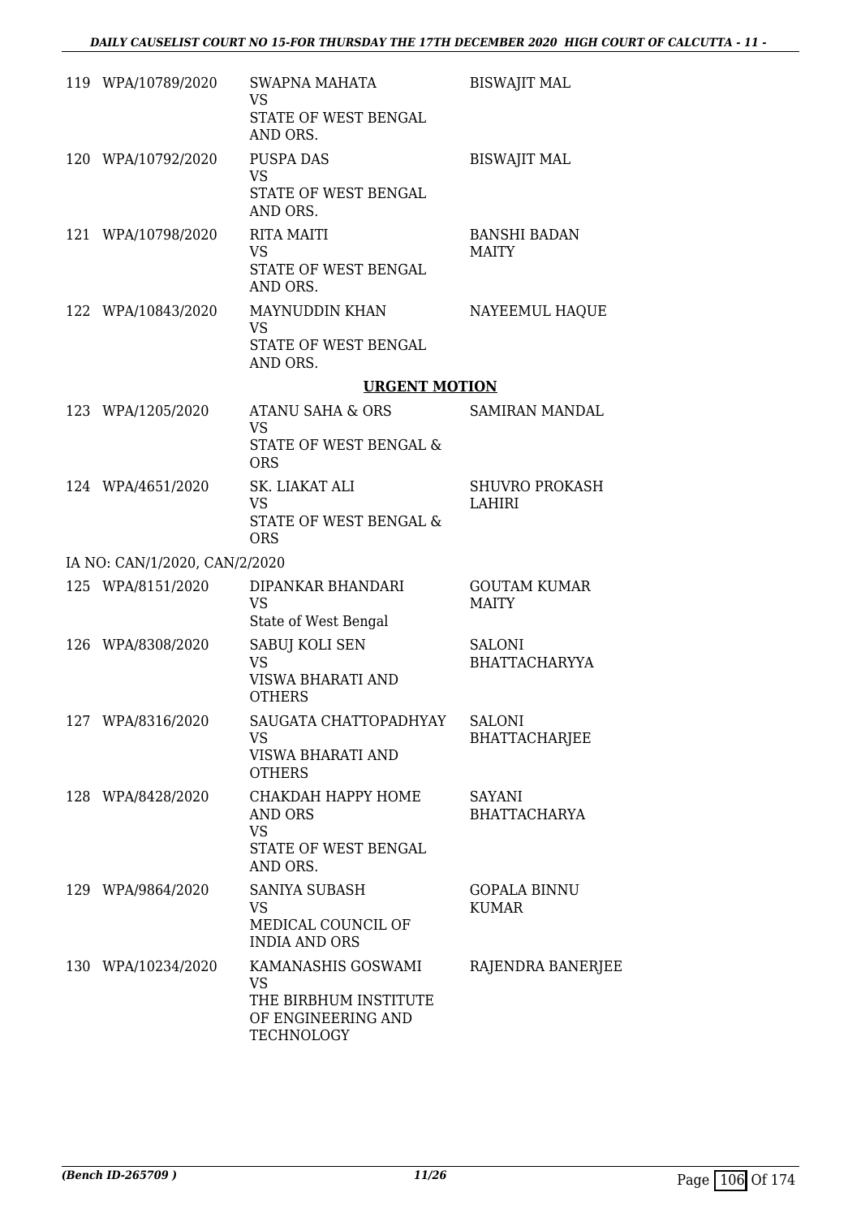| | | | |
|---|---|---|---|
| 119 | WPA/10789/2020 | SWAPNA MAHATA<br>VS<br>STATE OF WEST BENGAL AND ORS. | BISWAJIT MAL |
| 120 | WPA/10792/2020 | PUSPA DAS<br>VS<br>STATE OF WEST BENGAL AND ORS. | BISWAJIT MAL |
| 121 | WPA/10798/2020 | RITA MAITI<br>VS<br>STATE OF WEST BENGAL AND ORS. | BANSHI BADAN MAITY |
| 122 | WPA/10843/2020 | MAYNUDDIN KHAN<br>VS<br>STATE OF WEST BENGAL AND ORS. | NAYEEMUL HAQUE |

## URGENT MOTION

| | | | |
|---|---|---|---|
| 123 | WPA/1205/2020 | ATANU SAHA & ORS<br>VS<br>STATE OF WEST BENGAL & ORS | SAMIRAN MANDAL |
| 124 | WPA/4651/2020 | SK. LIAKAT ALI<br>VS<br>STATE OF WEST BENGAL & ORS | SHUVRO PROKASH LAHIRI |

IA NO: CAN/1/2020, CAN/2/2020

| | | | |
|---|---|---|---|
| 125 | WPA/8151/2020 | DIPANKAR BHANDARI<br>VS<br>State of West Bengal | GOUTAM KUMAR MAITY |
| 126 | WPA/8308/2020 | SABUJ KOLI SEN<br>VS<br>VISWA BHARATI AND OTHERS | SALONI BHATTACHARYYA |
| 127 | WPA/8316/2020 | SAUGATA CHATTOPADHYAY<br>VS<br>VISWA BHARATI AND OTHERS | SALONI BHATTACHARJEE |
| 128 | WPA/8428/2020 | CHAKDAH HAPPY HOME AND ORS<br>VS<br>STATE OF WEST BENGAL AND ORS. | SAYANI BHATTACHARYA |
| 129 | WPA/9864/2020 | SANIYA SUBASH<br>VS<br>MEDICAL COUNCIL OF INDIA AND ORS | GOPALA BINNU KUMAR |
| 130 | WPA/10234/2020 | KAMANASHIS GOSWAMI<br>VS<br>THE BIRBHUM INSTITUTE OF ENGINEERING AND TECHNOLOGY | RAJENDRA BANERJEE |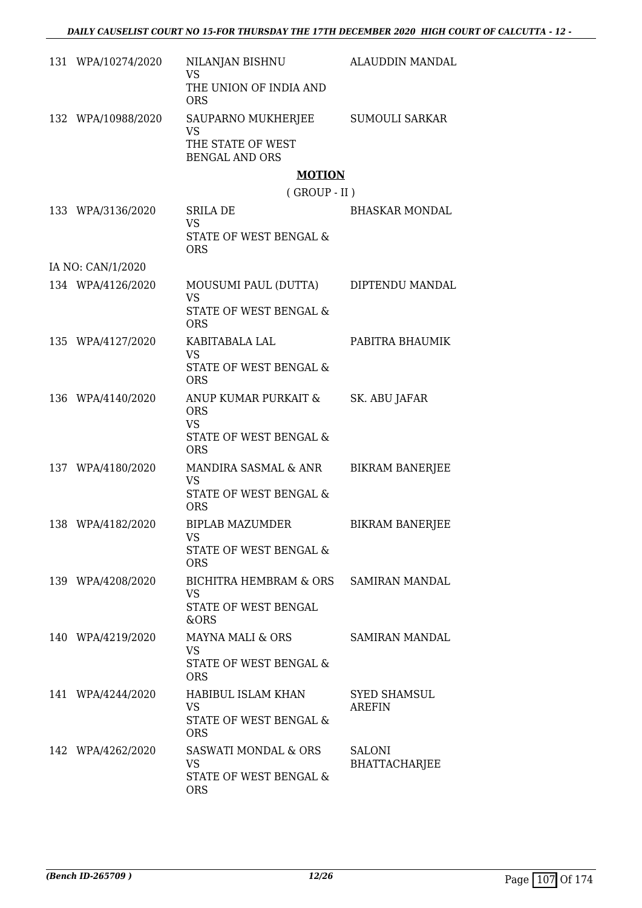| | | | |
|---|---|---|---|
| 131 | WPA/10274/2020 | NILANJAN BISHNU<br>VS<br>THE UNION OF INDIA AND ORS | ALAUDDIN MANDAL |
| 132 | WPA/10988/2020 | SAUPARNO MUKHERJEE<br>VS<br>THE STATE OF WEST BENGAL AND ORS | SUMOULI SARKAR |

## MOTION

( GROUP - II )

| | | | |
|---|---|---|---|
| 133 | WPA/3136/2020 | SRILA DE<br>VS<br>STATE OF WEST BENGAL & ORS | BHASKAR MONDAL |
| | IA NO: CAN/1/2020 | | |
| 134 | WPA/4126/2020 | MOUSUMI PAUL (DUTTA)<br>VS<br>STATE OF WEST BENGAL & ORS | DIPTENDU MANDAL |
| 135 | WPA/4127/2020 | KABITABALA LAL<br>VS<br>STATE OF WEST BENGAL & ORS | PABITRA BHAUMIK |
| 136 | WPA/4140/2020 | ANUP KUMAR PURKAIT & ORS<br>VS<br>STATE OF WEST BENGAL & ORS | SK. ABU JAFAR |
| 137 | WPA/4180/2020 | MANDIRA SASMAL & ANR<br>VS<br>STATE OF WEST BENGAL & ORS | BIKRAM BANERJEE |
| 138 | WPA/4182/2020 | BIPLAB MAZUMDER<br>VS<br>STATE OF WEST BENGAL & ORS | BIKRAM BANERJEE |
| 139 | WPA/4208/2020 | BICHITRA HEMBRAM & ORS<br>VS<br>STATE OF WEST BENGAL &ORS | SAMIRAN MANDAL |
| 140 | WPA/4219/2020 | MAYNA MALI & ORS<br>VS<br>STATE OF WEST BENGAL & ORS | SAMIRAN MANDAL |
| 141 | WPA/4244/2020 | HABIBUL ISLAM KHAN<br>VS<br>STATE OF WEST BENGAL & ORS | SYED SHAMSUL AREFIN |
| 142 | WPA/4262/2020 | SASWATI MONDAL & ORS<br>VS<br>STATE OF WEST BENGAL & ORS | SALONI BHATTACHARJEE |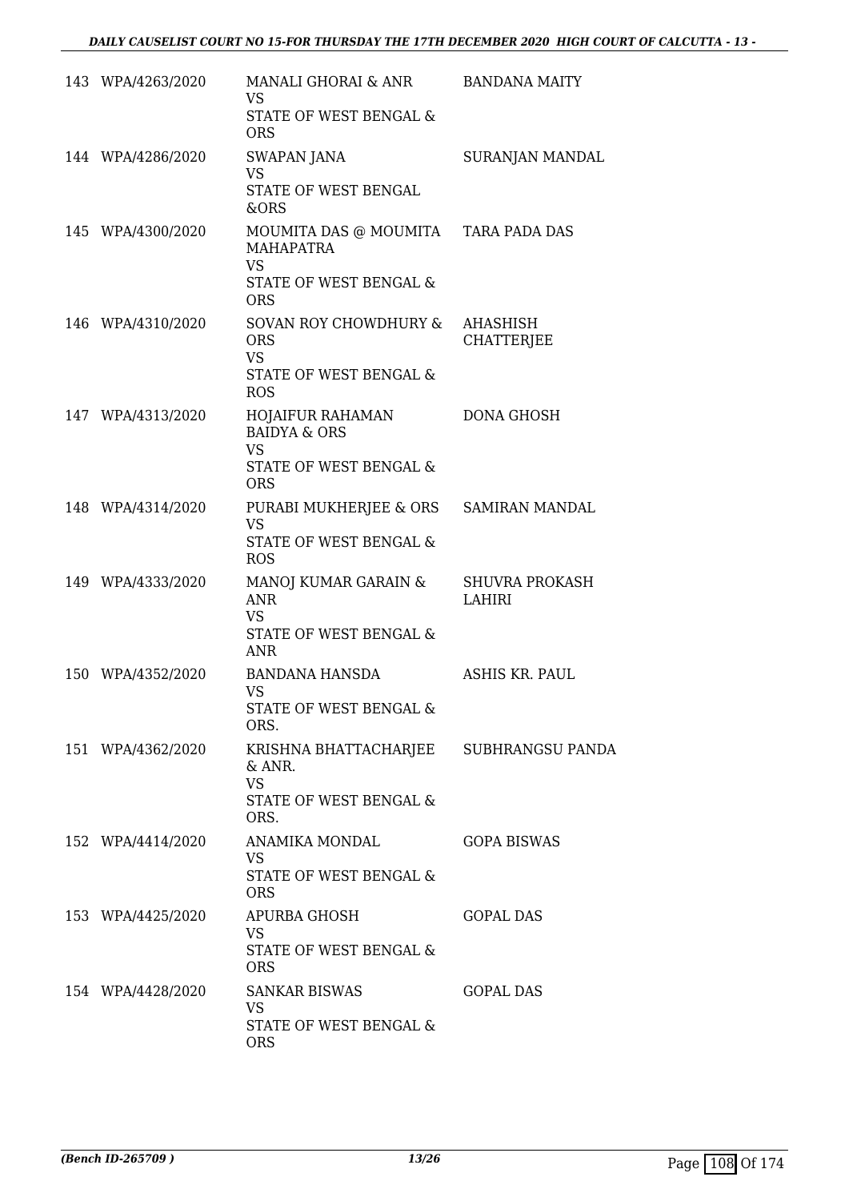| | | | |
|---|---|---|---|
| 143 | WPA/4263/2020 | MANALI GHORAI & ANR<br>VS<br>STATE OF WEST BENGAL & ORS | BANDANA MAITY |
| 144 | WPA/4286/2020 | SWAPAN JANA<br>VS<br>STATE OF WEST BENGAL &ORS | SURANJAN MANDAL |
| 145 | WPA/4300/2020 | MOUMITA DAS @ MOUMITA MAHAPATRA<br>VS<br>STATE OF WEST BENGAL & ORS | TARA PADA DAS |
| 146 | WPA/4310/2020 | SOVAN ROY CHOWDHURY & ORS<br>VS<br>STATE OF WEST BENGAL & ROS | AHASHISH CHATTERJEE |
| 147 | WPA/4313/2020 | HOJAIFUR RAHAMAN BAIDYA & ORS<br>VS<br>STATE OF WEST BENGAL & ORS | DONA GHOSH |
| 148 | WPA/4314/2020 | PURABI MUKHERJEE & ORS<br>VS<br>STATE OF WEST BENGAL & ROS | SAMIRAN MANDAL |
| 149 | WPA/4333/2020 | MANOJ KUMAR GARAIN & ANR<br>VS<br>STATE OF WEST BENGAL & ANR | SHUVRA PROKASH LAHIRI |
| 150 | WPA/4352/2020 | BANDANA HANSDA<br>VS<br>STATE OF WEST BENGAL & ORS. | ASHIS KR. PAUL |
| 151 | WPA/4362/2020 | KRISHNA BHATTACHARJEE & ANR.<br>VS<br>STATE OF WEST BENGAL & ORS. | SUBHRANGSU PANDA |
| 152 | WPA/4414/2020 | ANAMIKA MONDAL<br>VS<br>STATE OF WEST BENGAL & ORS | GOPA BISWAS |
| 153 | WPA/4425/2020 | APURBA GHOSH<br>VS<br>STATE OF WEST BENGAL & ORS | GOPAL DAS |
| 154 | WPA/4428/2020 | SANKAR BISWAS<br>VS<br>STATE OF WEST BENGAL & ORS | GOPAL DAS |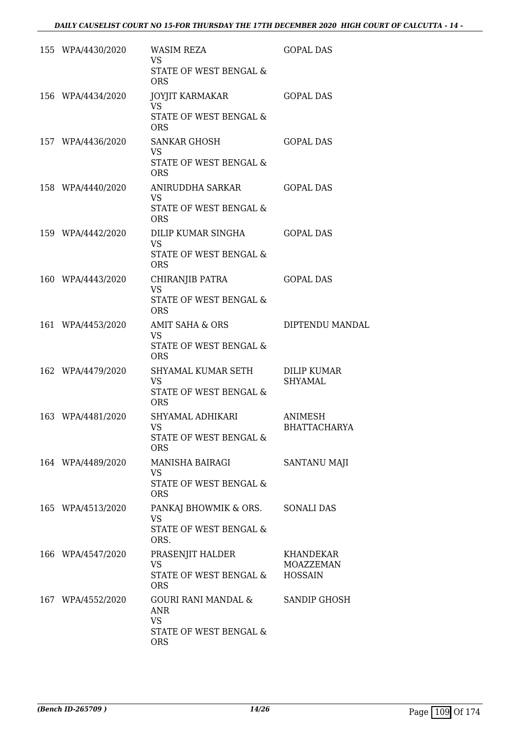| | | | |
|---|---|---|---|
| 155 | WPA/4430/2020 | WASIM REZA<br>VS<br>STATE OF WEST BENGAL & ORS | GOPAL DAS |
| 156 | WPA/4434/2020 | JOYJIT KARMAKAR<br>VS<br>STATE OF WEST BENGAL & ORS | GOPAL DAS |
| 157 | WPA/4436/2020 | SANKAR GHOSH<br>VS<br>STATE OF WEST BENGAL & ORS | GOPAL DAS |
| 158 | WPA/4440/2020 | ANIRUDDHA SARKAR<br>VS<br>STATE OF WEST BENGAL & ORS | GOPAL DAS |
| 159 | WPA/4442/2020 | DILIP KUMAR SINGHA<br>VS<br>STATE OF WEST BENGAL & ORS | GOPAL DAS |
| 160 | WPA/4443/2020 | CHIRANJIB PATRA<br>VS<br>STATE OF WEST BENGAL & ORS | GOPAL DAS |
| 161 | WPA/4453/2020 | AMIT SAHA & ORS<br>VS<br>STATE OF WEST BENGAL & ORS | DIPTENDU MANDAL |
| 162 | WPA/4479/2020 | SHYAMAL KUMAR SETH<br>VS<br>STATE OF WEST BENGAL & ORS | DILIP KUMAR SHYAMAL |
| 163 | WPA/4481/2020 | SHYAMAL ADHIKARI<br>VS<br>STATE OF WEST BENGAL & ORS | ANIMESH BHATTACHARYA |
| 164 | WPA/4489/2020 | MANISHA BAIRAGI<br>VS<br>STATE OF WEST BENGAL & ORS | SANTANU MAJI |
| 165 | WPA/4513/2020 | PANKAJ BHOWMIK & ORS.<br>VS<br>STATE OF WEST BENGAL & ORS. | SONALI DAS |
| 166 | WPA/4547/2020 | PRASENJIT HALDER<br>VS<br>STATE OF WEST BENGAL & ORS | KHANDEKAR MOAZZEMAN HOSSAIN |
| 167 | WPA/4552/2020 | GOURI RANI MANDAL & ANR<br>VS<br>STATE OF WEST BENGAL & ORS | SANDIP GHOSH |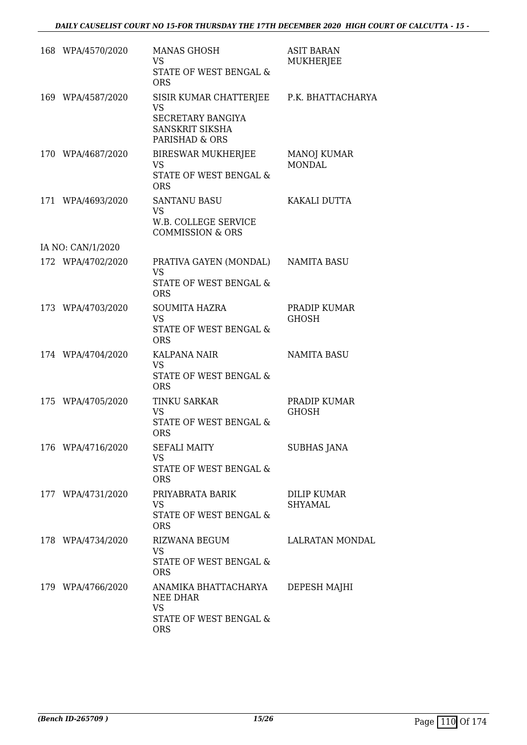| | | | |
|---|---|---|---|
| 168 | WPA/4570/2020 | MANAS GHOSH<br>VS<br>STATE OF WEST BENGAL & ORS | ASIT BARAN MUKHERJEE |
| 169 | WPA/4587/2020 | SISIR KUMAR CHATTERJEE<br>VS<br>SECRETARY BANGIYA SANSKRIT SIKSHA PARISHAD & ORS | P.K. BHATTACHARYA |
| 170 | WPA/4687/2020 | BIRESWAR MUKHERJEE<br>VS<br>STATE OF WEST BENGAL & ORS | MANOJ KUMAR MONDAL |
| 171 | WPA/4693/2020 | SANTANU BASU<br>VS<br>W.B. COLLEGE SERVICE COMMISSION & ORS | KAKALI DUTTA |
| | IA NO: CAN/1/2020 | | |
| 172 | WPA/4702/2020 | PRATIVA GAYEN (MONDAL)<br>VS<br>STATE OF WEST BENGAL & ORS | NAMITA BASU |
| 173 | WPA/4703/2020 | SOUMITA HAZRA<br>VS<br>STATE OF WEST BENGAL & ORS | PRADIP KUMAR GHOSH |
| 174 | WPA/4704/2020 | KALPANA NAIR<br>VS<br>STATE OF WEST BENGAL & ORS | NAMITA BASU |
| 175 | WPA/4705/2020 | TINKU SARKAR<br>VS<br>STATE OF WEST BENGAL & ORS | PRADIP KUMAR GHOSH |
| 176 | WPA/4716/2020 | SEFALI MAITY<br>VS<br>STATE OF WEST BENGAL & ORS | SUBHAS JANA |
| 177 | WPA/4731/2020 | PRIYABRATA BARIK<br>VS<br>STATE OF WEST BENGAL & ORS | DILIP KUMAR SHYAMAL |
| 178 | WPA/4734/2020 | RIZWANA BEGUM<br>VS<br>STATE OF WEST BENGAL & ORS | LALRATAN MONDAL |
| 179 | WPA/4766/2020 | ANAMIKA BHATTACHARYA NEE DHAR<br>VS<br>STATE OF WEST BENGAL & ORS | DEPESH MAJHI |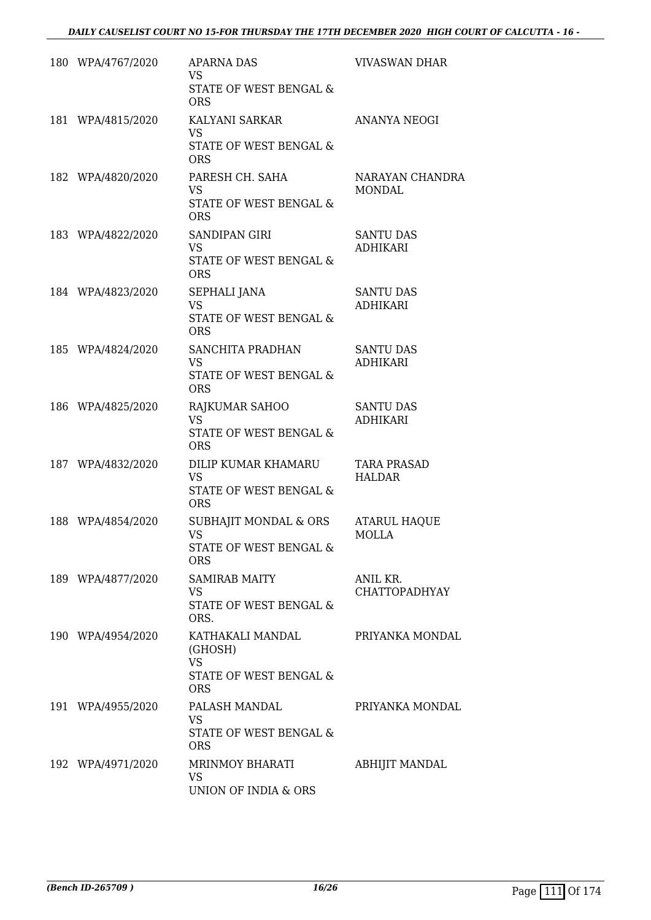| | | | |
|---|---|---|---|
| 180 | WPA/4767/2020 | APARNA DAS<br>VS<br>STATE OF WEST BENGAL & ORS | VIVASWAN DHAR |
| 181 | WPA/4815/2020 | KALYANI SARKAR<br>VS<br>STATE OF WEST BENGAL & ORS | ANANYA NEOGI |
| 182 | WPA/4820/2020 | PARESH CH. SAHA<br>VS<br>STATE OF WEST BENGAL & ORS | NARAYAN CHANDRA MONDAL |
| 183 | WPA/4822/2020 | SANDIPAN GIRI<br>VS<br>STATE OF WEST BENGAL & ORS | SANTU DAS ADHIKARI |
| 184 | WPA/4823/2020 | SEPHALI JANA<br>VS<br>STATE OF WEST BENGAL & ORS | SANTU DAS ADHIKARI |
| 185 | WPA/4824/2020 | SANCHITA PRADHAN<br>VS<br>STATE OF WEST BENGAL & ORS | SANTU DAS ADHIKARI |
| 186 | WPA/4825/2020 | RAJKUMAR SAHOO<br>VS<br>STATE OF WEST BENGAL & ORS | SANTU DAS ADHIKARI |
| 187 | WPA/4832/2020 | DILIP KUMAR KHAMARU<br>VS<br>STATE OF WEST BENGAL & ORS | TARA PRASAD HALDAR |
| 188 | WPA/4854/2020 | SUBHAJIT MONDAL & ORS<br>VS<br>STATE OF WEST BENGAL & ORS | ATARUL HAQUE MOLLA |
| 189 | WPA/4877/2020 | SAMIRAB MAITY<br>VS<br>STATE OF WEST BENGAL & ORS. | ANIL KR. CHATTOPADHYAY |
| 190 | WPA/4954/2020 | KATHAKALI MANDAL (GHOSH)<br>VS<br>STATE OF WEST BENGAL & ORS | PRIYANKA MONDAL |
| 191 | WPA/4955/2020 | PALASH MANDAL<br>VS<br>STATE OF WEST BENGAL & ORS | PRIYANKA MONDAL |
| 192 | WPA/4971/2020 | MRINMOY BHARATI<br>VS<br>UNION OF INDIA & ORS | ABHIJIT MANDAL |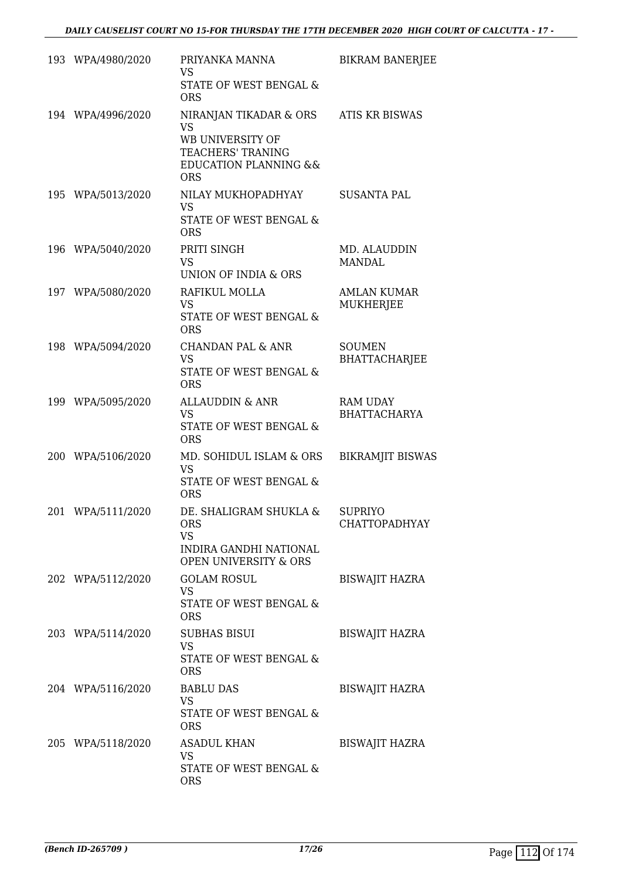| | | | |
|---|---|---|---|
| 193 | WPA/4980/2020 | PRIYANKA MANNA<br>VS<br>STATE OF WEST BENGAL & ORS | BIKRAM BANERJEE |
| 194 | WPA/4996/2020 | NIRANJAN TIKADAR & ORS<br>VS<br>WB UNIVERSITY OF TEACHERS' TRANING EDUCATION PLANNING && ORS | ATIS KR BISWAS |
| 195 | WPA/5013/2020 | NILAY MUKHOPADHYAY<br>VS<br>STATE OF WEST BENGAL & ORS | SUSANTA PAL |
| 196 | WPA/5040/2020 | PRITI SINGH<br>VS<br>UNION OF INDIA & ORS | MD. ALAUDDIN MANDAL |
| 197 | WPA/5080/2020 | RAFIKUL MOLLA<br>VS<br>STATE OF WEST BENGAL & ORS | AMLAN KUMAR MUKHERJEE |
| 198 | WPA/5094/2020 | CHANDAN PAL & ANR<br>VS<br>STATE OF WEST BENGAL & ORS | SOUMEN BHATTACHARJEE |
| 199 | WPA/5095/2020 | ALLAUDDIN & ANR<br>VS<br>STATE OF WEST BENGAL & ORS | RAM UDAY BHATTACHARYA |
| 200 | WPA/5106/2020 | MD. SOHIDUL ISLAM & ORS<br>VS<br>STATE OF WEST BENGAL & ORS | BIKRAMJIT BISWAS |
| 201 | WPA/5111/2020 | DE. SHALIGRAM SHUKLA & ORS<br>VS<br>INDIRA GANDHI NATIONAL OPEN UNIVERSITY & ORS | SUPRIYO CHATTOPADHYAY |
| 202 | WPA/5112/2020 | GOLAM ROSUL<br>VS<br>STATE OF WEST BENGAL & ORS | BISWAJIT HAZRA |
| 203 | WPA/5114/2020 | SUBHAS BISUI<br>VS<br>STATE OF WEST BENGAL & ORS | BISWAJIT HAZRA |
| 204 | WPA/5116/2020 | BABLU DAS<br>VS<br>STATE OF WEST BENGAL & ORS | BISWAJIT HAZRA |
| 205 | WPA/5118/2020 | ASADUL KHAN<br>VS<br>STATE OF WEST BENGAL & ORS | BISWAJIT HAZRA |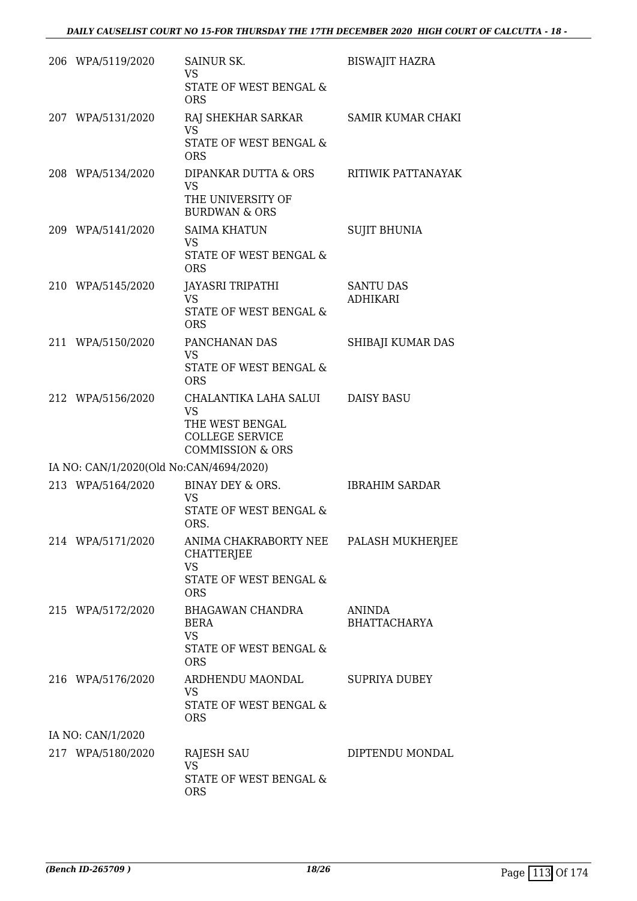| | | | |
|---|---|---|---|
| 206 | WPA/5119/2020 | SAINUR SK.<br>VS<br>STATE OF WEST BENGAL & ORS | BISWAJIT HAZRA |
| 207 | WPA/5131/2020 | RAJ SHEKHAR SARKAR<br>VS<br>STATE OF WEST BENGAL & ORS | SAMIR KUMAR CHAKI |
| 208 | WPA/5134/2020 | DIPANKAR DUTTA & ORS<br>VS<br>THE UNIVERSITY OF BURDWAN & ORS | RITIWIK PATTANAYAK |
| 209 | WPA/5141/2020 | SAIMA KHATUN<br>VS<br>STATE OF WEST BENGAL & ORS | SUJIT BHUNIA |
| 210 | WPA/5145/2020 | JAYASRI TRIPATHI<br>VS<br>STATE OF WEST BENGAL & ORS | SANTU DAS ADHIKARI |
| 211 | WPA/5150/2020 | PANCHANAN DAS<br>VS<br>STATE OF WEST BENGAL & ORS | SHIBAJI KUMAR DAS |
| 212 | WPA/5156/2020 | CHALANTIKA LAHA SALUI<br>VS<br>THE WEST BENGAL COLLEGE SERVICE COMMISSION & ORS | DAISY BASU |
| | IA NO: CAN/1/2020(Old No:CAN/4694/2020) | | |
| 213 | WPA/5164/2020 | BINAY DEY & ORS.<br>VS<br>STATE OF WEST BENGAL & ORS. | IBRAHIM SARDAR |
| 214 | WPA/5171/2020 | ANIMA CHAKRABORTY NEE CHATTERJEE<br>VS<br>STATE OF WEST BENGAL & ORS | PALASH MUKHERJEE |
| 215 | WPA/5172/2020 | BHAGAWAN CHANDRA BERA<br>VS<br>STATE OF WEST BENGAL & ORS | ANINDA BHATTACHARYA |
| 216 | WPA/5176/2020 | ARDHENDU MAONDAL<br>VS<br>STATE OF WEST BENGAL & ORS | SUPRIYA DUBEY |
| | IA NO: CAN/1/2020 | | |
| 217 | WPA/5180/2020 | RAJESH SAU<br>VS<br>STATE OF WEST BENGAL & ORS | DIPTENDU MONDAL |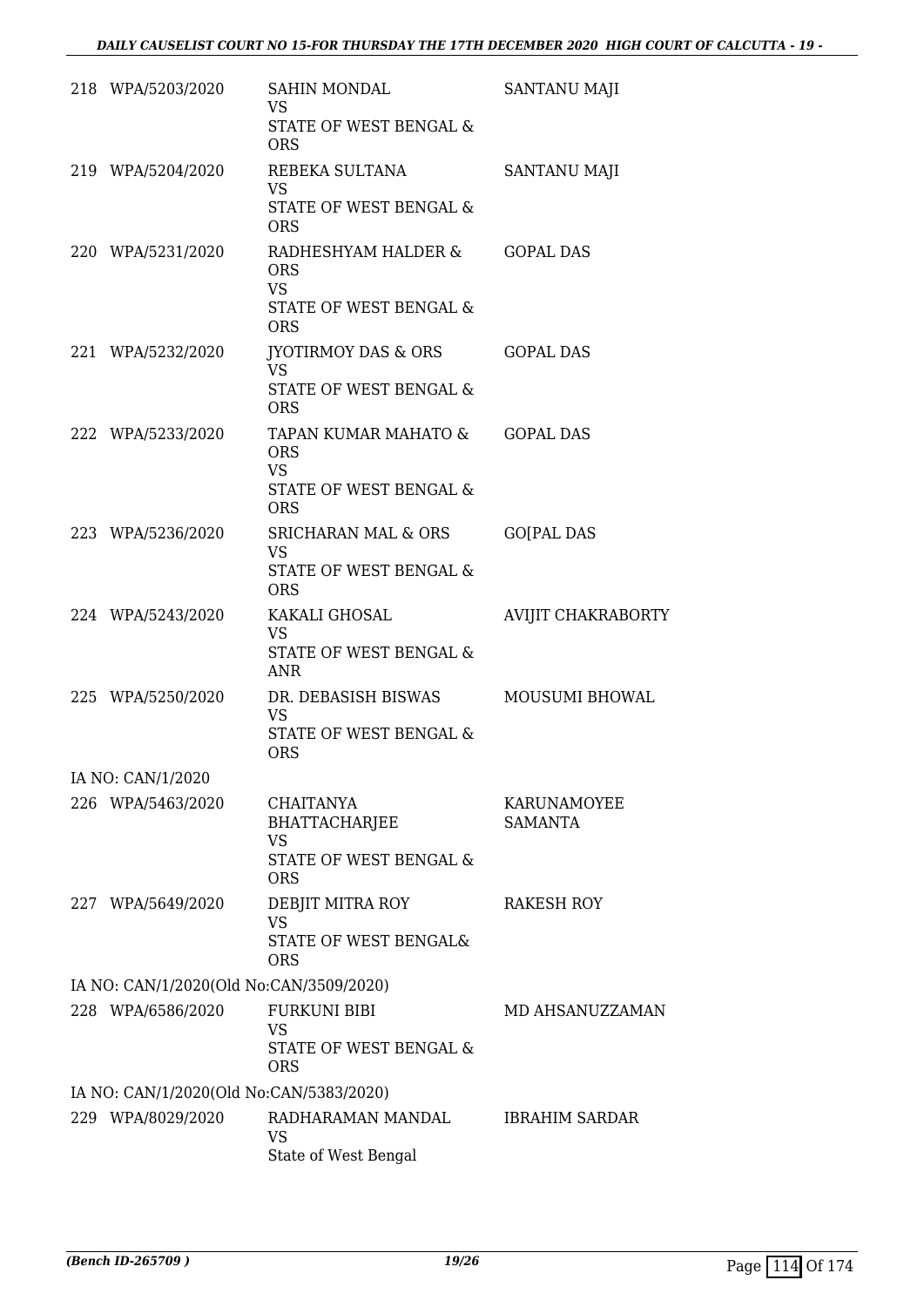| | | | |
|---|---|---|---|
| 218 | WPA/5203/2020 | SAHIN MONDAL<br>VS<br>STATE OF WEST BENGAL & ORS | SANTANU MAJI |
| 219 | WPA/5204/2020 | REBEKA SULTANA<br>VS<br>STATE OF WEST BENGAL & ORS | SANTANU MAJI |
| 220 | WPA/5231/2020 | RADHESHYAM HALDER & ORS<br>VS<br>STATE OF WEST BENGAL & ORS | GOPAL DAS |
| 221 | WPA/5232/2020 | JYOTIRMOY DAS & ORS<br>VS<br>STATE OF WEST BENGAL & ORS | GOPAL DAS |
| 222 | WPA/5233/2020 | TAPAN KUMAR MAHATO & ORS<br>VS<br>STATE OF WEST BENGAL & ORS | GOPAL DAS |
| 223 | WPA/5236/2020 | SRICHARAN MAL & ORS<br>VS<br>STATE OF WEST BENGAL & ORS | GO[PAL DAS |
| 224 | WPA/5243/2020 | KAKALI GHOSAL<br>VS<br>STATE OF WEST BENGAL & ANR | AVIJIT CHAKRABORTY |
| 225 | WPA/5250/2020 | DR. DEBASISH BISWAS<br>VS<br>STATE OF WEST BENGAL & ORS | MOUSUMI BHOWAL |
| | IA NO: CAN/1/2020 | | |
| 226 | WPA/5463/2020 | CHAITANYA BHATTACHARJEE<br>VS<br>STATE OF WEST BENGAL & ORS | KARUNAMOYEE SAMANTA |
| 227 | WPA/5649/2020 | DEBJIT MITRA ROY<br>VS<br>STATE OF WEST BENGAL& ORS | RAKESH ROY |
| | IA NO: CAN/1/2020(Old No:CAN/3509/2020) | | |
| 228 | WPA/6586/2020 | FURKUNI BIBI<br>VS<br>STATE OF WEST BENGAL & ORS | MD AHSANUZZAMAN |
| | IA NO: CAN/1/2020(Old No:CAN/5383/2020) | | |
| 229 | WPA/8029/2020 | RADHARAMAN MANDAL<br>VS<br>State of West Bengal | IBRAHIM SARDAR |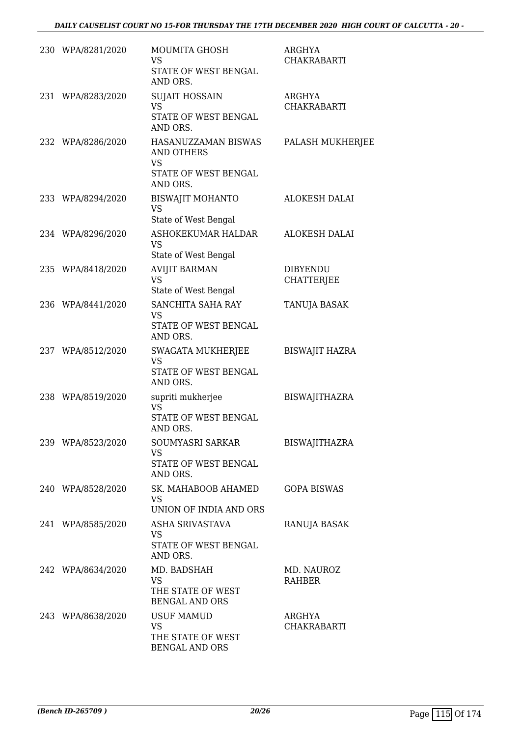| | | | |
|---|---|---|---|
| 230 | WPA/8281/2020 | MOUMITA GHOSH<br>VS<br>STATE OF WEST BENGAL AND ORS. | ARGHYA CHAKRABARTI |
| 231 | WPA/8283/2020 | SUJAIT HOSSAIN<br>VS<br>STATE OF WEST BENGAL AND ORS. | ARGHYA CHAKRABARTI |
| 232 | WPA/8286/2020 | HASANUZZAMAN BISWAS AND OTHERS<br>VS<br>STATE OF WEST BENGAL AND ORS. | PALASH MUKHERJEE |
| 233 | WPA/8294/2020 | BISWAJIT MOHANTO<br>VS<br>State of West Bengal | ALOKESH DALAI |
| 234 | WPA/8296/2020 | ASHOKEKUMAR HALDAR<br>VS<br>State of West Bengal | ALOKESH DALAI |
| 235 | WPA/8418/2020 | AVIJIT BARMAN<br>VS<br>State of West Bengal | DIBYENDU CHATTERJEE |
| 236 | WPA/8441/2020 | SANCHITA SAHA RAY<br>VS<br>STATE OF WEST BENGAL AND ORS. | TANUJA BASAK |
| 237 | WPA/8512/2020 | SWAGATA MUKHERJEE<br>VS<br>STATE OF WEST BENGAL AND ORS. | BISWAJIT HAZRA |
| 238 | WPA/8519/2020 | supriti mukherjee<br>VS<br>STATE OF WEST BENGAL AND ORS. | BISWAJITHAZRA |
| 239 | WPA/8523/2020 | SOUMYASRI SARKAR<br>VS<br>STATE OF WEST BENGAL AND ORS. | BISWAJITHAZRA |
| 240 | WPA/8528/2020 | SK. MAHABOOB AHAMED<br>VS<br>UNION OF INDIA AND ORS | GOPA BISWAS |
| 241 | WPA/8585/2020 | ASHA SRIVASTAVA<br>VS<br>STATE OF WEST BENGAL AND ORS. | RANUJA BASAK |
| 242 | WPA/8634/2020 | MD. BADSHAH<br>VS<br>THE STATE OF WEST BENGAL AND ORS | MD. NAUROZ RAHBER |
| 243 | WPA/8638/2020 | USUF MAMUD<br>VS<br>THE STATE OF WEST BENGAL AND ORS | ARGHYA CHAKRABARTI |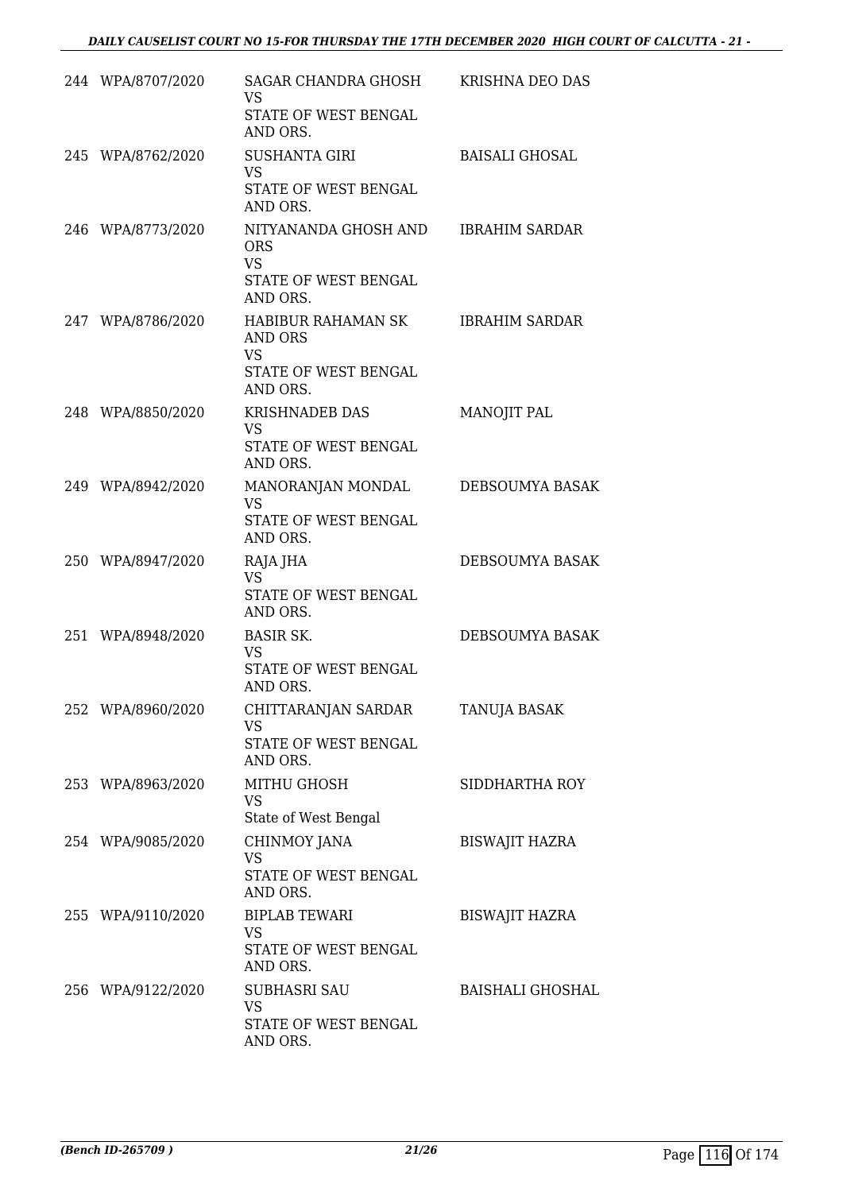| | | | |
|---|---|---|---|
| 244 | WPA/8707/2020 | SAGAR CHANDRA GHOSH<br>VS<br>STATE OF WEST BENGAL AND ORS. | KRISHNA DEO DAS |
| 245 | WPA/8762/2020 | SUSHANTA GIRI<br>VS<br>STATE OF WEST BENGAL AND ORS. | BAISALI GHOSAL |
| 246 | WPA/8773/2020 | NITYANANDA GHOSH AND ORS<br>VS<br>STATE OF WEST BENGAL AND ORS. | IBRAHIM SARDAR |
| 247 | WPA/8786/2020 | HABIBUR RAHAMAN SK AND ORS<br>VS<br>STATE OF WEST BENGAL AND ORS. | IBRAHIM SARDAR |
| 248 | WPA/8850/2020 | KRISHNADEB DAS<br>VS<br>STATE OF WEST BENGAL AND ORS. | MANOJIT PAL |
| 249 | WPA/8942/2020 | MANORANJAN MONDAL<br>VS<br>STATE OF WEST BENGAL AND ORS. | DEBSOUMYA BASAK |
| 250 | WPA/8947/2020 | RAJA JHA<br>VS<br>STATE OF WEST BENGAL AND ORS. | DEBSOUMYA BASAK |
| 251 | WPA/8948/2020 | BASIR SK.<br>VS<br>STATE OF WEST BENGAL AND ORS. | DEBSOUMYA BASAK |
| 252 | WPA/8960/2020 | CHITTARANJAN SARDAR<br>VS<br>STATE OF WEST BENGAL AND ORS. | TANUJA BASAK |
| 253 | WPA/8963/2020 | MITHU GHOSH<br>VS<br>State of West Bengal | SIDDHARTHA ROY |
| 254 | WPA/9085/2020 | CHINMOY JANA<br>VS<br>STATE OF WEST BENGAL AND ORS. | BISWAJIT HAZRA |
| 255 | WPA/9110/2020 | BIPLAB TEWARI<br>VS<br>STATE OF WEST BENGAL AND ORS. | BISWAJIT HAZRA |
| 256 | WPA/9122/2020 | SUBHASRI SAU<br>VS<br>STATE OF WEST BENGAL AND ORS. | BAISHALI GHOSHAL |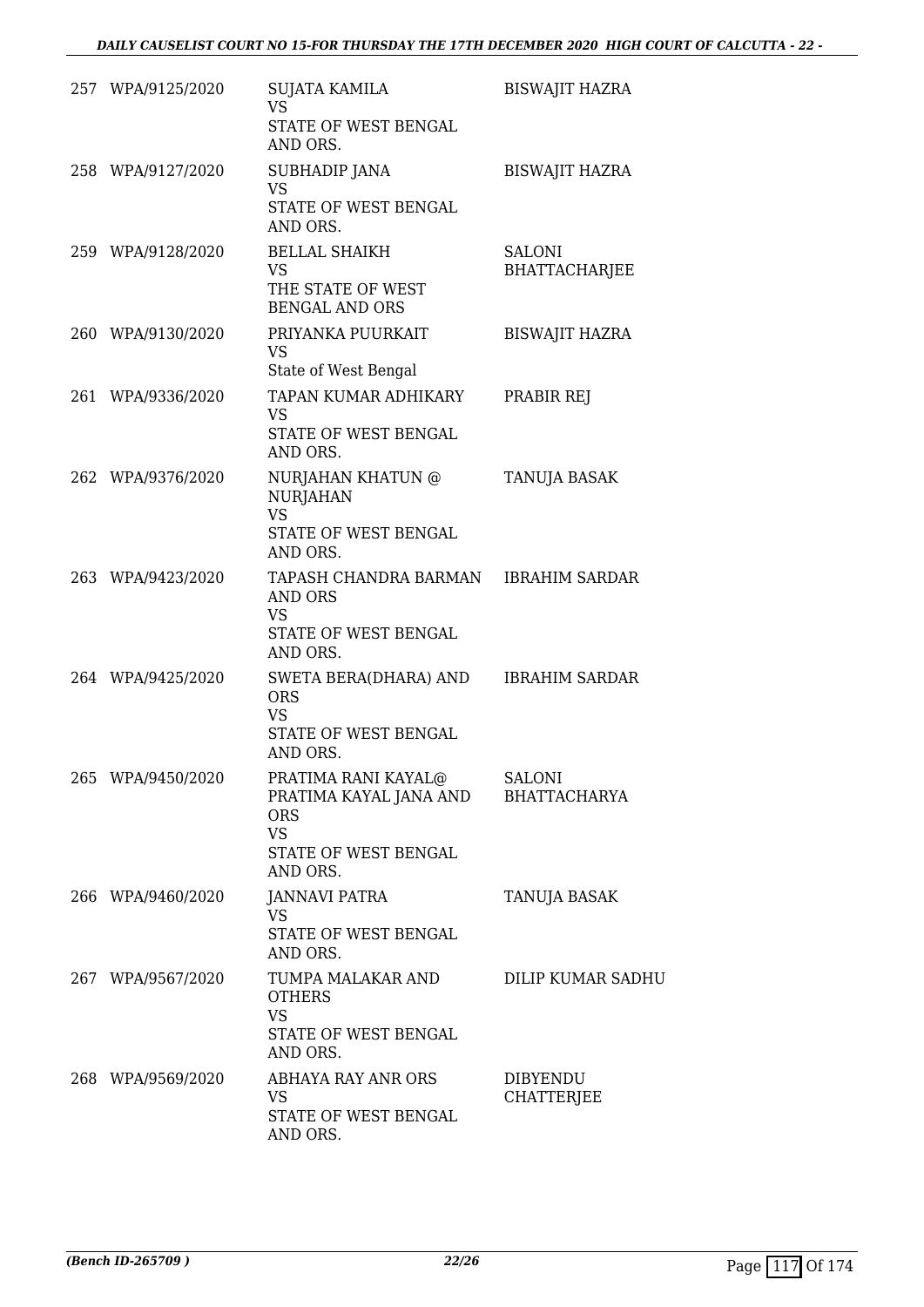| | | | |
|---|---|---|---|
| 257 | WPA/9125/2020 | SUJATA KAMILA<br>VS<br>STATE OF WEST BENGAL AND ORS. | BISWAJIT HAZRA |
| 258 | WPA/9127/2020 | SUBHADIP JANA<br>VS<br>STATE OF WEST BENGAL AND ORS. | BISWAJIT HAZRA |
| 259 | WPA/9128/2020 | BELLAL SHAIKH<br>VS<br>THE STATE OF WEST BENGAL AND ORS | SALONI BHATTACHARJEE |
| 260 | WPA/9130/2020 | PRIYANKA PUURKAIT<br>VS<br>State of West Bengal | BISWAJIT HAZRA |
| 261 | WPA/9336/2020 | TAPAN KUMAR ADHIKARY<br>VS<br>STATE OF WEST BENGAL AND ORS. | PRABIR REJ |
| 262 | WPA/9376/2020 | NURJAHAN KHATUN @ NURJAHAN<br>VS<br>STATE OF WEST BENGAL AND ORS. | TANUJA BASAK |
| 263 | WPA/9423/2020 | TAPASH CHANDRA BARMAN AND ORS<br>VS<br>STATE OF WEST BENGAL AND ORS. | IBRAHIM SARDAR |
| 264 | WPA/9425/2020 | SWETA BERA(DHARA) AND ORS<br>VS<br>STATE OF WEST BENGAL AND ORS. | IBRAHIM SARDAR |
| 265 | WPA/9450/2020 | PRATIMA RANI KAYAL@ PRATIMA KAYAL JANA AND ORS<br>VS<br>STATE OF WEST BENGAL AND ORS. | SALONI BHATTACHARYA |
| 266 | WPA/9460/2020 | JANNAVI PATRA<br>VS<br>STATE OF WEST BENGAL AND ORS. | TANUJA BASAK |
| 267 | WPA/9567/2020 | TUMPA MALAKAR AND OTHERS<br>VS<br>STATE OF WEST BENGAL AND ORS. | DILIP KUMAR SADHU |
| 268 | WPA/9569/2020 | ABHAYA RAY ANR ORS<br>VS<br>STATE OF WEST BENGAL AND ORS. | DIBYENDU CHATTERJEE |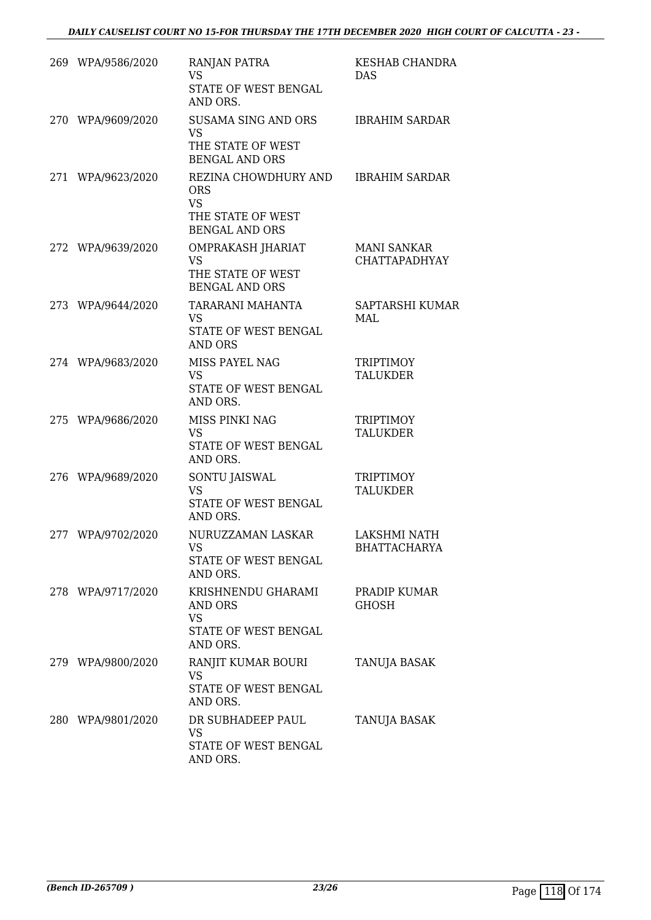| | | | |
|---|---|---|---|
| 269 | WPA/9586/2020 | RANJAN PATRA<br>VS<br>STATE OF WEST BENGAL AND ORS. | KESHAB CHANDRA DAS |
| 270 | WPA/9609/2020 | SUSAMA SING AND ORS<br>VS<br>THE STATE OF WEST BENGAL AND ORS | IBRAHIM SARDAR |
| 271 | WPA/9623/2020 | REZINA CHOWDHURY AND ORS<br>VS<br>THE STATE OF WEST BENGAL AND ORS | IBRAHIM SARDAR |
| 272 | WPA/9639/2020 | OMPRAKASH JHARIAT<br>VS<br>THE STATE OF WEST BENGAL AND ORS | MANI SANKAR CHATTAPADHYAY |
| 273 | WPA/9644/2020 | TARARANI MAHANTA<br>VS<br>STATE OF WEST BENGAL AND ORS | SAPTARSHI KUMAR MAL |
| 274 | WPA/9683/2020 | MISS PAYEL NAG<br>VS<br>STATE OF WEST BENGAL AND ORS. | TRIPTIMOY TALUKDER |
| 275 | WPA/9686/2020 | MISS PINKI NAG<br>VS<br>STATE OF WEST BENGAL AND ORS. | TRIPTIMOY TALUKDER |
| 276 | WPA/9689/2020 | SONTU JAISWAL<br>VS<br>STATE OF WEST BENGAL AND ORS. | TRIPTIMOY TALUKDER |
| 277 | WPA/9702/2020 | NURUZZAMAN LASKAR<br>VS<br>STATE OF WEST BENGAL AND ORS. | LAKSHMI NATH BHATTACHARYA |
| 278 | WPA/9717/2020 | KRISHNENDU GHARAMI AND ORS<br>VS<br>STATE OF WEST BENGAL AND ORS. | PRADIP KUMAR GHOSH |
| 279 | WPA/9800/2020 | RANJIT KUMAR BOURI<br>VS<br>STATE OF WEST BENGAL AND ORS. | TANUJA BASAK |
| 280 | WPA/9801/2020 | DR SUBHADEEP PAUL<br>VS<br>STATE OF WEST BENGAL AND ORS. | TANUJA BASAK |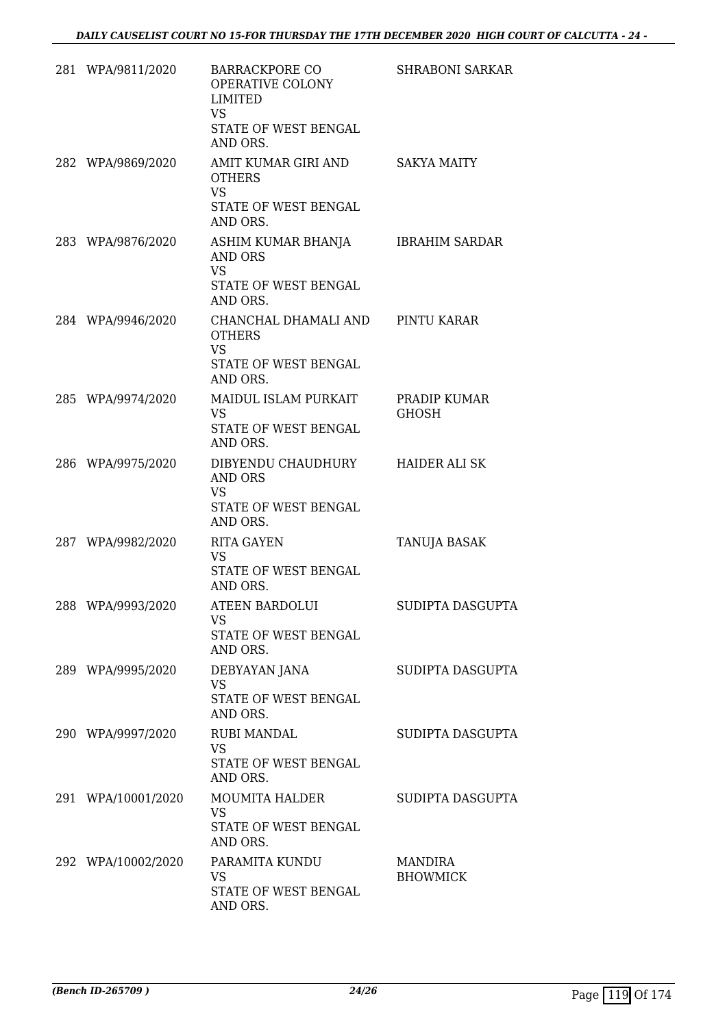| | | | |
|---|---|---|---|
| 281 | WPA/9811/2020 | BARRACKPORE CO OPERATIVE COLONY LIMITED<br>VS<br>STATE OF WEST BENGAL AND ORS. | SHRABONI SARKAR |
| 282 | WPA/9869/2020 | AMIT KUMAR GIRI AND OTHERS<br>VS<br>STATE OF WEST BENGAL AND ORS. | SAKYA MAITY |
| 283 | WPA/9876/2020 | ASHIM KUMAR BHANJA AND ORS<br>VS<br>STATE OF WEST BENGAL AND ORS. | IBRAHIM SARDAR |
| 284 | WPA/9946/2020 | CHANCHAL DHAMALI AND OTHERS<br>VS<br>STATE OF WEST BENGAL AND ORS. | PINTU KARAR |
| 285 | WPA/9974/2020 | MAIDUL ISLAM PURKAIT<br>VS<br>STATE OF WEST BENGAL AND ORS. | PRADIP KUMAR GHOSH |
| 286 | WPA/9975/2020 | DIBYENDU CHAUDHURY AND ORS<br>VS<br>STATE OF WEST BENGAL AND ORS. | HAIDER ALI SK |
| 287 | WPA/9982/2020 | RITA GAYEN<br>VS<br>STATE OF WEST BENGAL AND ORS. | TANUJA BASAK |
| 288 | WPA/9993/2020 | ATEEN BARDOLUI<br>VS<br>STATE OF WEST BENGAL AND ORS. | SUDIPTA DASGUPTA |
| 289 | WPA/9995/2020 | DEBYAYAN JANA<br>VS<br>STATE OF WEST BENGAL AND ORS. | SUDIPTA DASGUPTA |
| 290 | WPA/9997/2020 | RUBI MANDAL<br>VS<br>STATE OF WEST BENGAL AND ORS. | SUDIPTA DASGUPTA |
| 291 | WPA/10001/2020 | MOUMITA HALDER<br>VS<br>STATE OF WEST BENGAL AND ORS. | SUDIPTA DASGUPTA |
| 292 | WPA/10002/2020 | PARAMITA KUNDU<br>VS<br>STATE OF WEST BENGAL AND ORS. | MANDIRA BHOWMICK |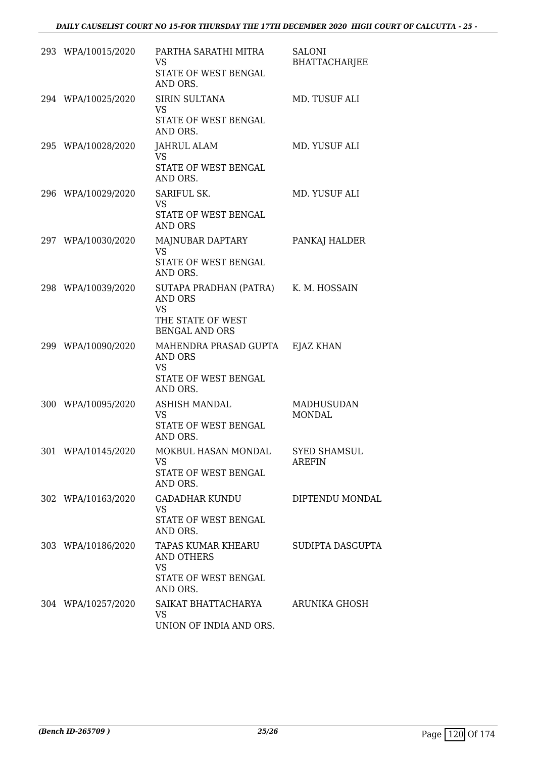| | | | |
|---|---|---|---|
| 293 | WPA/10015/2020 | PARTHA SARATHI MITRA<br>VS<br>STATE OF WEST BENGAL AND ORS. | SALONI BHATTACHARJEE |
| 294 | WPA/10025/2020 | SIRIN SULTANA<br>VS<br>STATE OF WEST BENGAL AND ORS. | MD. TUSUF ALI |
| 295 | WPA/10028/2020 | JAHRUL ALAM<br>VS<br>STATE OF WEST BENGAL AND ORS. | MD. YUSUF ALI |
| 296 | WPA/10029/2020 | SARIFUL SK.<br>VS<br>STATE OF WEST BENGAL AND ORS | MD. YUSUF ALI |
| 297 | WPA/10030/2020 | MAJNUBAR DAPTARY<br>VS<br>STATE OF WEST BENGAL AND ORS. | PANKAJ HALDER |
| 298 | WPA/10039/2020 | SUTAPA PRADHAN (PATRA) AND ORS<br>VS<br>THE STATE OF WEST BENGAL AND ORS | K. M. HOSSAIN |
| 299 | WPA/10090/2020 | MAHENDRA PRASAD GUPTA AND ORS<br>VS<br>STATE OF WEST BENGAL AND ORS. | EJAZ KHAN |
| 300 | WPA/10095/2020 | ASHISH MANDAL<br>VS<br>STATE OF WEST BENGAL AND ORS. | MADHUSUDAN MONDAL |
| 301 | WPA/10145/2020 | MOKBUL HASAN MONDAL<br>VS<br>STATE OF WEST BENGAL AND ORS. | SYED SHAMSUL AREFIN |
| 302 | WPA/10163/2020 | GADADHAR KUNDU<br>VS<br>STATE OF WEST BENGAL AND ORS. | DIPTENDU MONDAL |
| 303 | WPA/10186/2020 | TAPAS KUMAR KHEARU AND OTHERS<br>VS<br>STATE OF WEST BENGAL AND ORS. | SUDIPTA DASGUPTA |
| 304 | WPA/10257/2020 | SAIKAT BHATTACHARYA<br>VS<br>UNION OF INDIA AND ORS. | ARUNIKA GHOSH |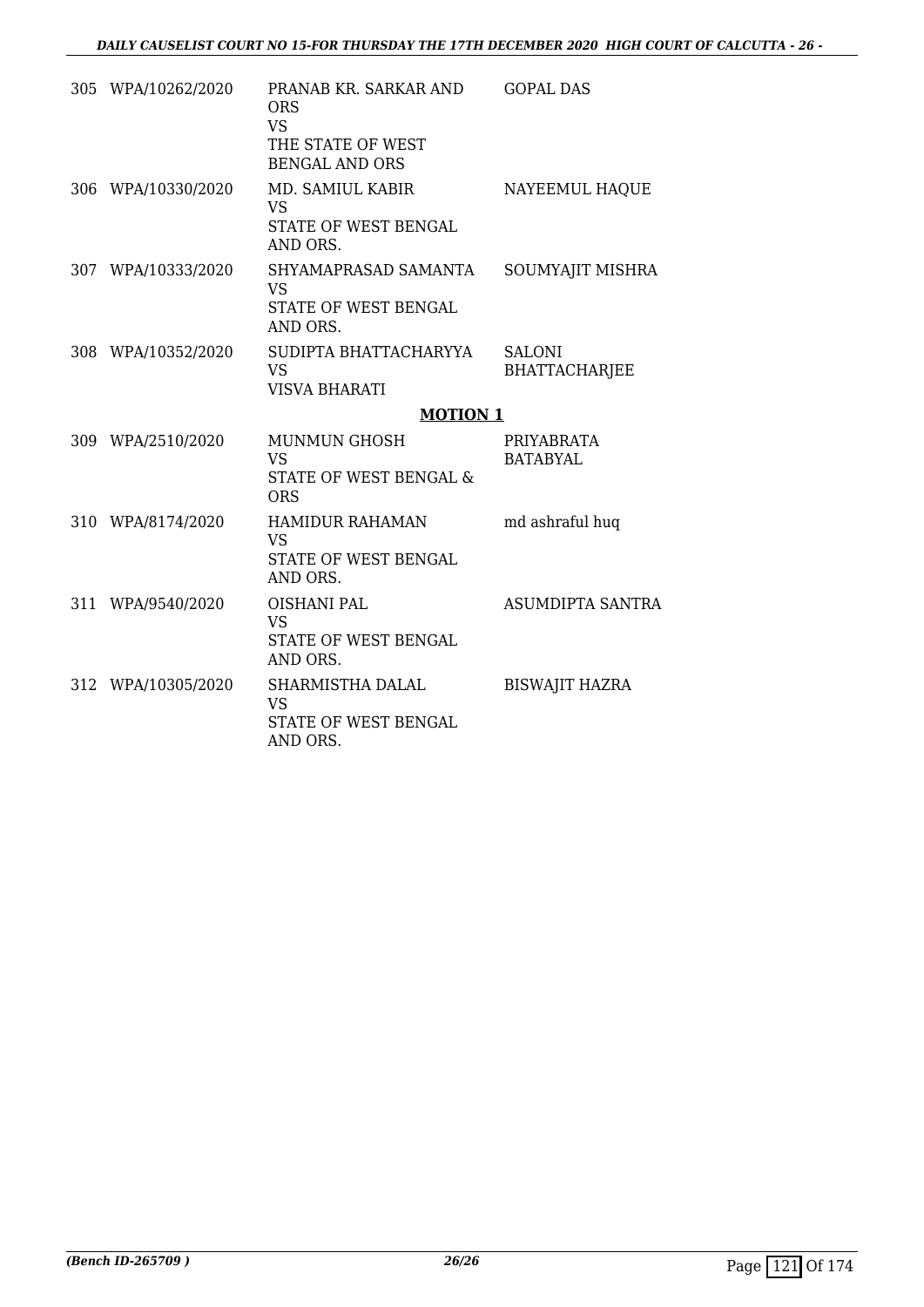| | | | |
|---|---|---|---|
| 305 | WPA/10262/2020 | PRANAB KR. SARKAR AND ORS<br>VS<br>THE STATE OF WEST BENGAL AND ORS | GOPAL DAS |
| 306 | WPA/10330/2020 | MD. SAMIUL KABIR<br>VS<br>STATE OF WEST BENGAL AND ORS. | NAYEEMUL HAQUE |
| 307 | WPA/10333/2020 | SHYAMAPRASAD SAMANTA<br>VS<br>STATE OF WEST BENGAL AND ORS. | SOUMYAJIT MISHRA |
| 308 | WPA/10352/2020 | SUDIPTA BHATTACHARYYA<br>VS<br>VISVA BHARATI | SALONI BHATTACHARJEE |

## MOTION 1

| | | | |
|---|---|---|---|
| 309 | WPA/2510/2020 | MUNMUN GHOSH<br>VS<br>STATE OF WEST BENGAL & ORS | PRIYABRATA BATABYAL |
| 310 | WPA/8174/2020 | HAMIDUR RAHAMAN<br>VS<br>STATE OF WEST BENGAL AND ORS. | md ashraful huq |
| 311 | WPA/9540/2020 | OISHANI PAL<br>VS<br>STATE OF WEST BENGAL AND ORS. | ASUMDIPTA SANTRA |
| 312 | WPA/10305/2020 | SHARMISTHA DALAL<br>VS<br>STATE OF WEST BENGAL AND ORS. | BISWAJIT HAZRA |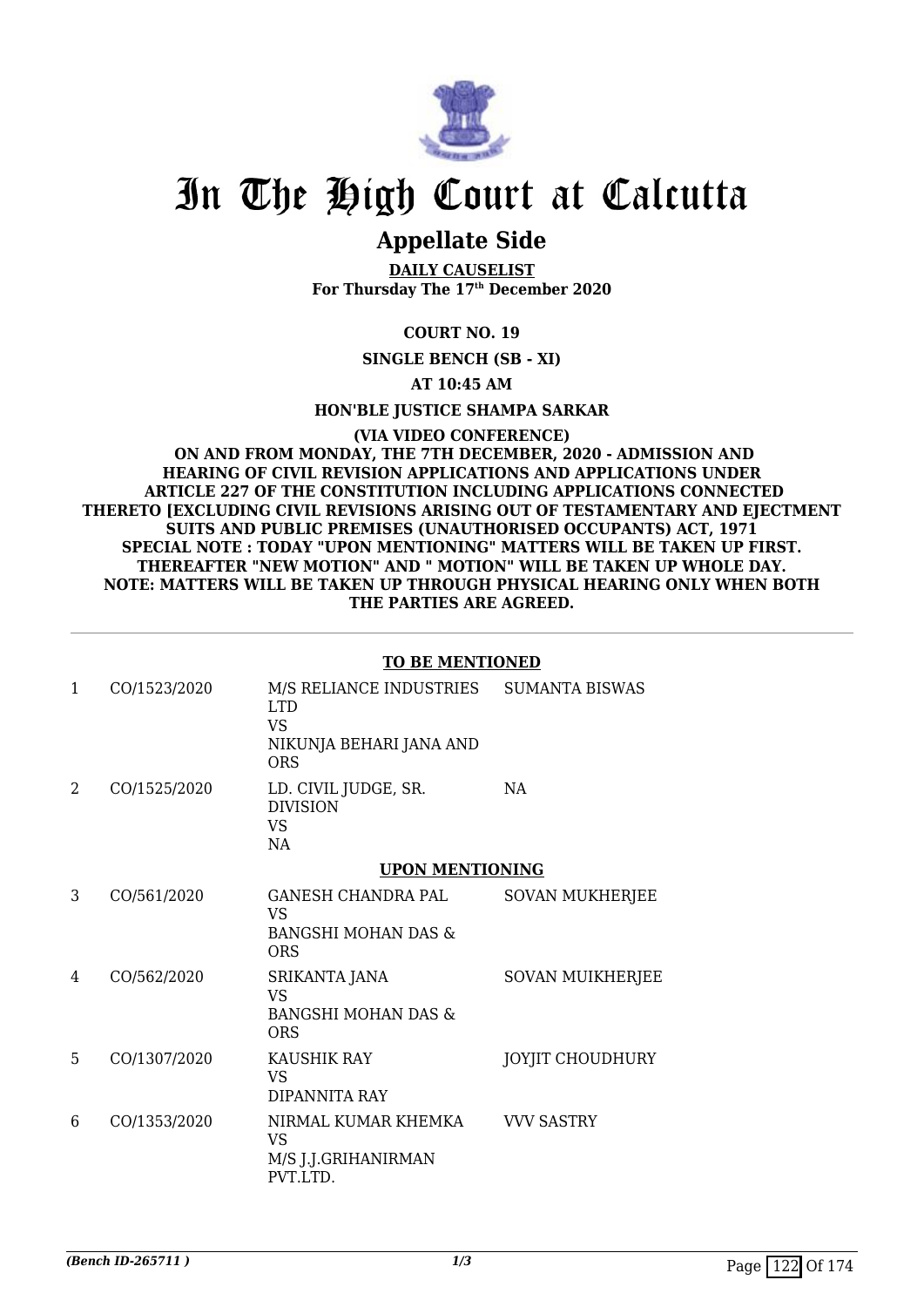# In The High Court at Calcutta

## Appellate Side

**DAILY CAUSELIST**
**For Thursday The 17th December 2020**

**COURT NO. 19**

**SINGLE BENCH (SB - XI)**

**AT 10:45 AM**

**HON'BLE JUSTICE SHAMPA SARKAR**

**(VIA VIDEO CONFERENCE)**
**ON AND FROM MONDAY, THE 7TH DECEMBER, 2020 - ADMISSION AND HEARING OF CIVIL REVISION APPLICATIONS AND APPLICATIONS UNDER ARTICLE 227 OF THE CONSTITUTION INCLUDING APPLICATIONS CONNECTED THERETO [EXCLUDING CIVIL REVISIONS ARISING OUT OF TESTAMENTARY AND EJECTMENT SUITS AND PUBLIC PREMISES (UNAUTHORISED OCCUPANTS) ACT, 1971**
**SPECIAL NOTE : TODAY "UPON MENTIONING" MATTERS WILL BE TAKEN UP FIRST. THEREAFTER "NEW MOTION" AND " MOTION" WILL BE TAKEN UP WHOLE DAY.**
**NOTE: MATTERS WILL BE TAKEN UP THROUGH PHYSICAL HEARING ONLY WHEN BOTH THE PARTIES ARE AGREED.**

**TO BE MENTIONED**

| | | | |
|---|---|---|---|
| 1 | CO/1523/2020 | M/S RELIANCE INDUSTRIES LTD<br>VS<br>NIKUNJA BEHARI JANA AND ORS | SUMANTA BISWAS |
| 2 | CO/1525/2020 | LD. CIVIL JUDGE, SR. DIVISION<br>VS<br>NA | NA |

**UPON MENTIONING**

| | | | |
|---|---|---|---|
| 3 | CO/561/2020 | GANESH CHANDRA PAL<br>VS<br>BANGSHI MOHAN DAS & ORS | SOVAN MUKHERJEE |
| 4 | CO/562/2020 | SRIKANTA JANA<br>VS<br>BANGSHI MOHAN DAS & ORS | SOVAN MUIKHERJEE |
| 5 | CO/1307/2020 | KAUSHIK RAY<br>VS<br>DIPANNITA RAY | JOYJIT CHOUDHURY |
| 6 | CO/1353/2020 | NIRMAL KUMAR KHEMKA<br>VS<br>M/S J.J.GRIHANIRMAN PVT.LTD. | VVV SASTRY |

*(Bench ID-265711 )*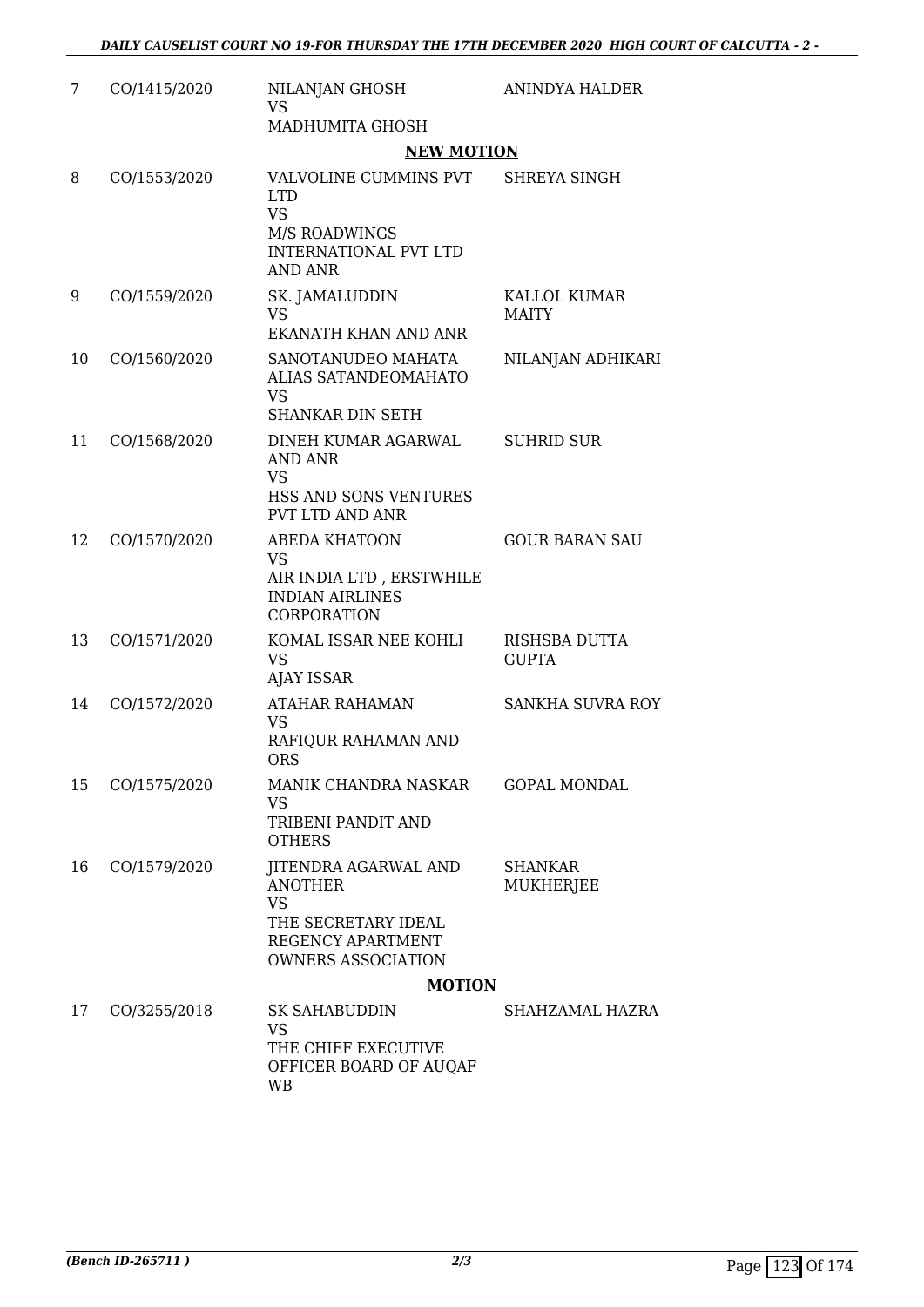| | | | |
|---|---|---|---|
| 7 | CO/1415/2020 | NILANJAN GHOSH<br>VS<br>MADHUMITA GHOSH | ANINDYA HALDER |

**NEW MOTION**

| | | | |
|---|---|---|---|
| 8 | CO/1553/2020 | VALVOLINE CUMMINS PVT LTD<br>VS<br>M/S ROADWINGS INTERNATIONAL PVT LTD AND ANR | SHREYA SINGH |
| 9 | CO/1559/2020 | SK. JAMALUDDIN<br>VS<br>EKANATH KHAN AND ANR | KALLOL KUMAR MAITY |
| 10 | CO/1560/2020 | SANOTANUDEO MAHATA ALIAS SATANDEOMAHATO<br>VS<br>SHANKAR DIN SETH | NILANJAN ADHIKARI |
| 11 | CO/1568/2020 | DINEH KUMAR AGARWAL AND ANR<br>VS<br>HSS AND SONS VENTURES PVT LTD AND ANR | SUHRID SUR |
| 12 | CO/1570/2020 | ABEDA KHATOON<br>VS<br>AIR INDIA LTD , ERSTWHILE INDIAN AIRLINES CORPORATION | GOUR BARAN SAU |
| 13 | CO/1571/2020 | KOMAL ISSAR NEE KOHLI<br>VS<br>AJAY ISSAR | RISHSBA DUTTA GUPTA |
| 14 | CO/1572/2020 | ATAHAR RAHAMAN<br>VS<br>RAFIQUR RAHAMAN AND ORS | SANKHA SUVRA ROY |
| 15 | CO/1575/2020 | MANIK CHANDRA NASKAR<br>VS<br>TRIBENI PANDIT AND OTHERS | GOPAL MONDAL |
| 16 | CO/1579/2020 | JITENDRA AGARWAL AND ANOTHER<br>VS<br>THE SECRETARY IDEAL REGENCY APARTMENT OWNERS ASSOCIATION | SHANKAR MUKHERJEE |

**MOTION**

| | | | |
|---|---|---|---|
| 17 | CO/3255/2018 | SK SAHABUDDIN<br>VS<br>THE CHIEF EXECUTIVE OFFICER BOARD OF AUQAF WB | SHAHZAMAL HAZRA |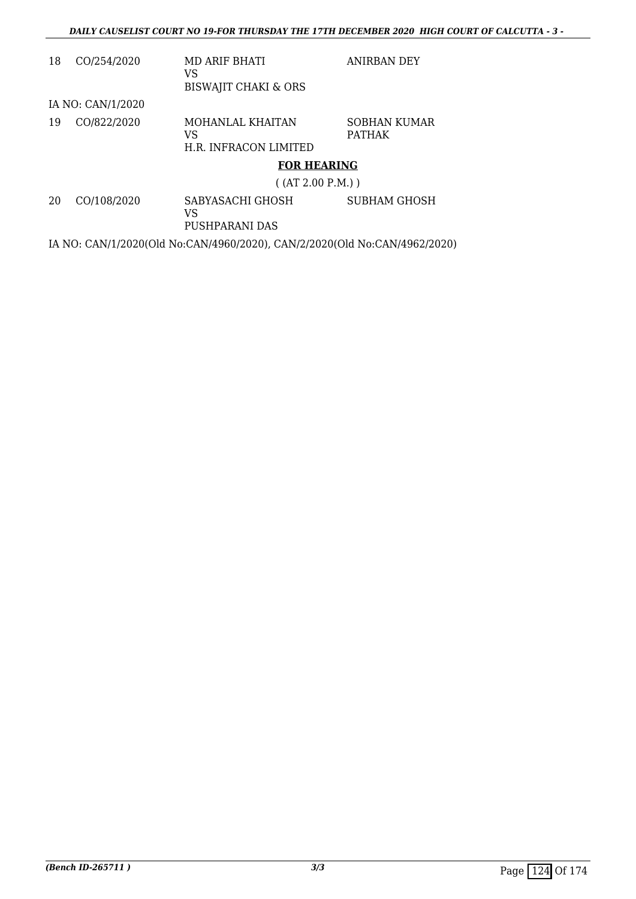| | | | |
|---|---|---|---|
| 18 | CO/254/2020 | MD ARIF BHATI<br>VS<br>BISWAJIT CHAKI & ORS | ANIRBAN DEY |

IA NO: CAN/1/2020

| | | | |
|---|---|---|---|
| 19 | CO/822/2020 | MOHANLAL KHAITAN<br>VS<br>H.R. INFRACON LIMITED | SOBHAN KUMAR PATHAK |

**FOR HEARING**

( (AT 2.00 P.M.) )

| | | | |
|---|---|---|---|
| 20 | CO/108/2020 | SABYASACHI GHOSH<br>VS<br>PUSHPARANI DAS | SUBHAM GHOSH |

IA NO: CAN/1/2020(Old No:CAN/4960/2020), CAN/2/2020(Old No:CAN/4962/2020)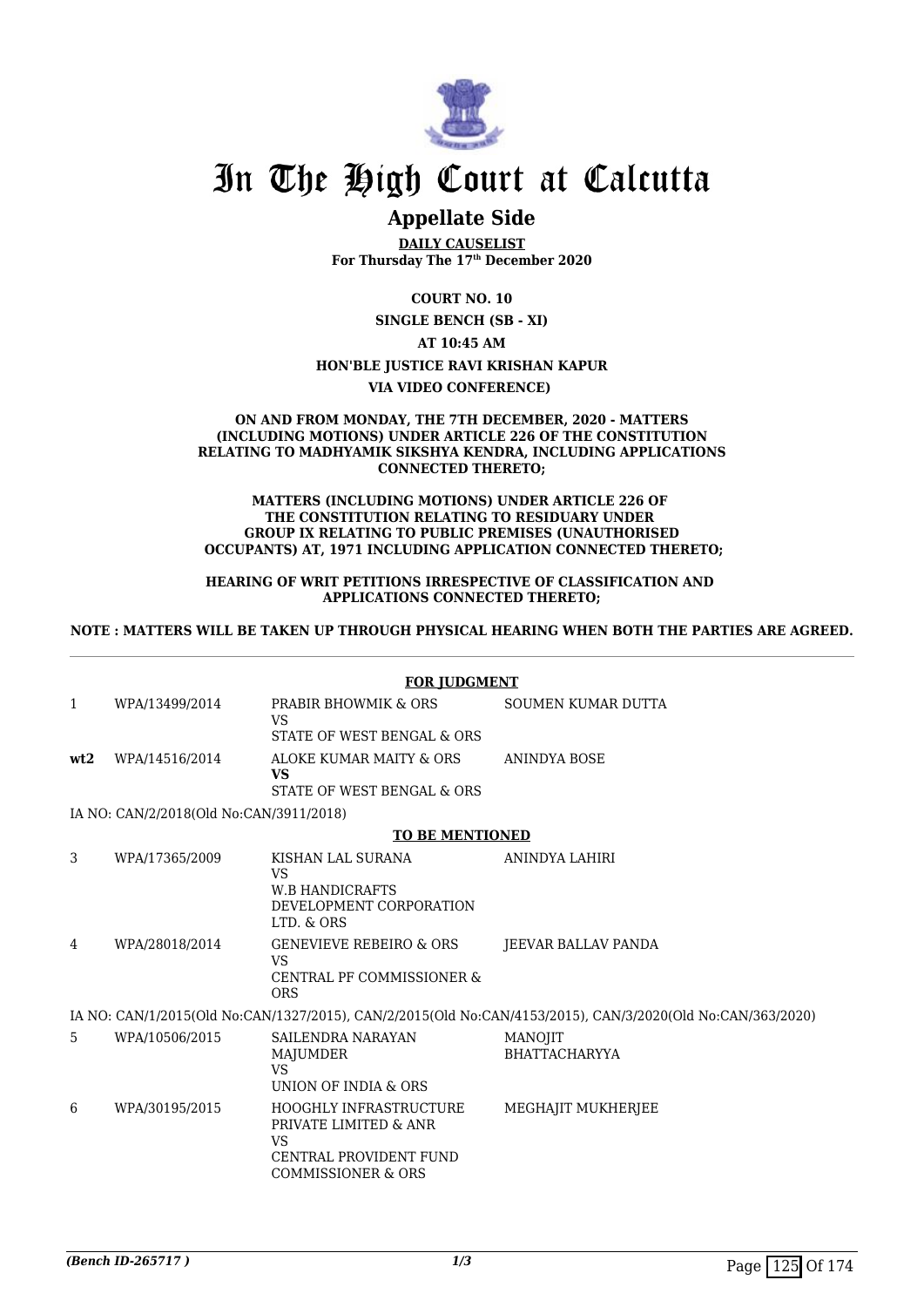# In The High Court at Calcutta

## Appellate Side

**DAILY CAUSELIST**
**For Thursday The 17th December 2020**

**COURT NO. 10**

**SINGLE BENCH (SB - XI)**

**AT 10:45 AM**

**HON'BLE JUSTICE RAVI KRISHAN KAPUR**

**VIA VIDEO CONFERENCE)**

**ON AND FROM MONDAY, THE 7TH DECEMBER, 2020 - MATTERS (INCLUDING MOTIONS) UNDER ARTICLE 226 OF THE CONSTITUTION RELATING TO MADHYAMIK SIKSHYA KENDRA, INCLUDING APPLICATIONS CONNECTED THERETO;**

**MATTERS (INCLUDING MOTIONS) UNDER ARTICLE 226 OF THE CONSTITUTION RELATING TO RESIDUARY UNDER GROUP IX RELATING TO PUBLIC PREMISES (UNAUTHORISED OCCUPANTS) AT, 1971 INCLUDING APPLICATION CONNECTED THERETO;**

**HEARING OF WRIT PETITIONS IRRESPECTIVE OF CLASSIFICATION AND APPLICATIONS CONNECTED THERETO;**

**NOTE : MATTERS WILL BE TAKEN UP THROUGH PHYSICAL HEARING WHEN BOTH THE PARTIES ARE AGREED.**

**FOR JUDGMENT**

| | | | |
|---|---|---|---|
| 1 | WPA/13499/2014 | PRABIR BHOWMIK & ORS<br>VS<br>STATE OF WEST BENGAL & ORS | SOUMEN KUMAR DUTTA |
| **wt2** | WPA/14516/2014 | ALOKE KUMAR MAITY & ORS<br>**VS**<br>STATE OF WEST BENGAL & ORS | ANINDYA BOSE |

IA NO: CAN/2/2018(Old No:CAN/3911/2018)

**TO BE MENTIONED**

| | | | |
|---|---|---|---|
| 3 | WPA/17365/2009 | KISHAN LAL SURANA<br>VS<br>W.B HANDICRAFTS DEVELOPMENT CORPORATION LTD. & ORS | ANINDYA LAHIRI |
| 4 | WPA/28018/2014 | GENEVIEVE REBEIRO & ORS<br>VS<br>CENTRAL PF COMMISSIONER & ORS | JEEVAR BALLAV PANDA |

IA NO: CAN/1/2015(Old No:CAN/1327/2015), CAN/2/2015(Old No:CAN/4153/2015), CAN/3/2020(Old No:CAN/363/2020)

| | | | |
|---|---|---|---|
| 5 | WPA/10506/2015 | SAILENDRA NARAYAN MAJUMDER<br>VS<br>UNION OF INDIA & ORS | MANOJIT BHATTACHARYYA |
| 6 | WPA/30195/2015 | HOOGHLY INFRASTRUCTURE PRIVATE LIMITED & ANR<br>VS<br>CENTRAL PROVIDENT FUND COMMISSIONER & ORS | MEGHAJIT MUKHERJEE |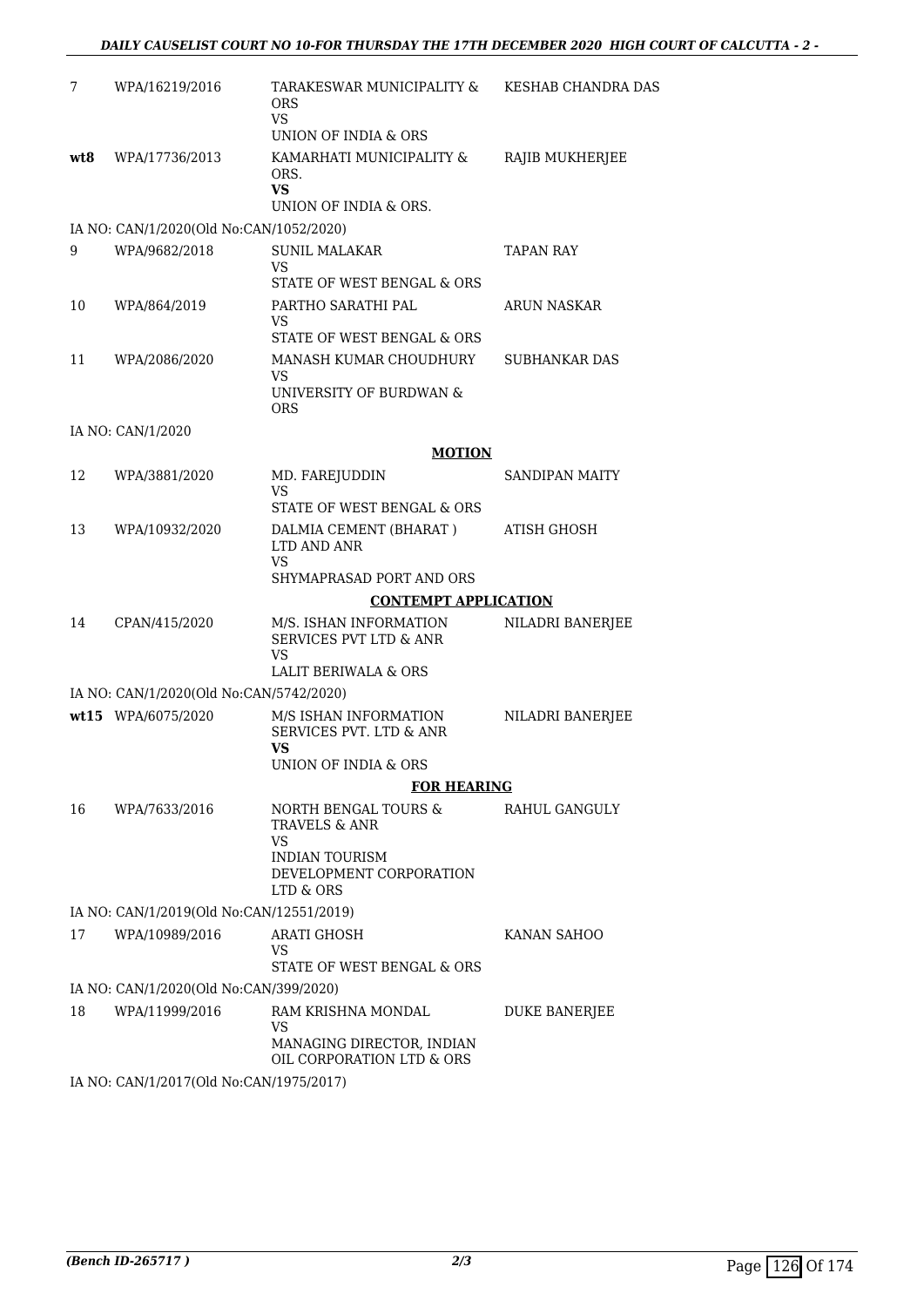| | | | |
|---|---|---|---|
| 7 | WPA/16219/2016 | TARAKESWAR MUNICIPALITY & ORS<br>VS<br>UNION OF INDIA & ORS | KESHAB CHANDRA DAS |
| **wt8** | WPA/17736/2013 | KAMARHATI MUNICIPALITY & ORS.<br>**VS**<br>UNION OF INDIA & ORS. | RAJIB MUKHERJEE |
| IA NO: CAN/1/2020(Old No:CAN/1052/2020) | | | |
| 9 | WPA/9682/2018 | SUNIL MALAKAR<br>VS<br>STATE OF WEST BENGAL & ORS | TAPAN RAY |
| 10 | WPA/864/2019 | PARTHO SARATHI PAL<br>VS<br>STATE OF WEST BENGAL & ORS | ARUN NASKAR |
| 11 | WPA/2086/2020 | MANASH KUMAR CHOUDHURY<br>VS<br>UNIVERSITY OF BURDWAN & ORS | SUBHANKAR DAS |
| IA NO: CAN/1/2020 | | | |
| | | **MOTION** | |
| 12 | WPA/3881/2020 | MD. FAREJUDDIN<br>VS<br>STATE OF WEST BENGAL & ORS | SANDIPAN MAITY |
| 13 | WPA/10932/2020 | DALMIA CEMENT (BHARAT ) LTD AND ANR<br>VS<br>SHYMAPRASAD PORT AND ORS | ATISH GHOSH |
| | | **CONTEMPT APPLICATION** | |
| 14 | CPAN/415/2020 | M/S. ISHAN INFORMATION SERVICES PVT LTD & ANR<br>VS<br>LALIT BERIWALA & ORS | NILADRI BANERJEE |
| IA NO: CAN/1/2020(Old No:CAN/5742/2020) | | | |
| **wt15** | WPA/6075/2020 | M/S ISHAN INFORMATION SERVICES PVT. LTD & ANR<br>**VS**<br>UNION OF INDIA & ORS | NILADRI BANERJEE |
| | | **FOR HEARING** | |
| 16 | WPA/7633/2016 | NORTH BENGAL TOURS & TRAVELS & ANR<br>VS<br>INDIAN TOURISM DEVELOPMENT CORPORATION LTD & ORS | RAHUL GANGULY |
| IA NO: CAN/1/2019(Old No:CAN/12551/2019) | | | |
| 17 | WPA/10989/2016 | ARATI GHOSH<br>VS<br>STATE OF WEST BENGAL & ORS | KANAN SAHOO |
| IA NO: CAN/1/2020(Old No:CAN/399/2020) | | | |
| 18 | WPA/11999/2016 | RAM KRISHNA MONDAL<br>VS<br>MANAGING DIRECTOR, INDIAN OIL CORPORATION LTD & ORS | DUKE BANERJEE |
| IA NO: CAN/1/2017(Old No:CAN/1975/2017) | | | |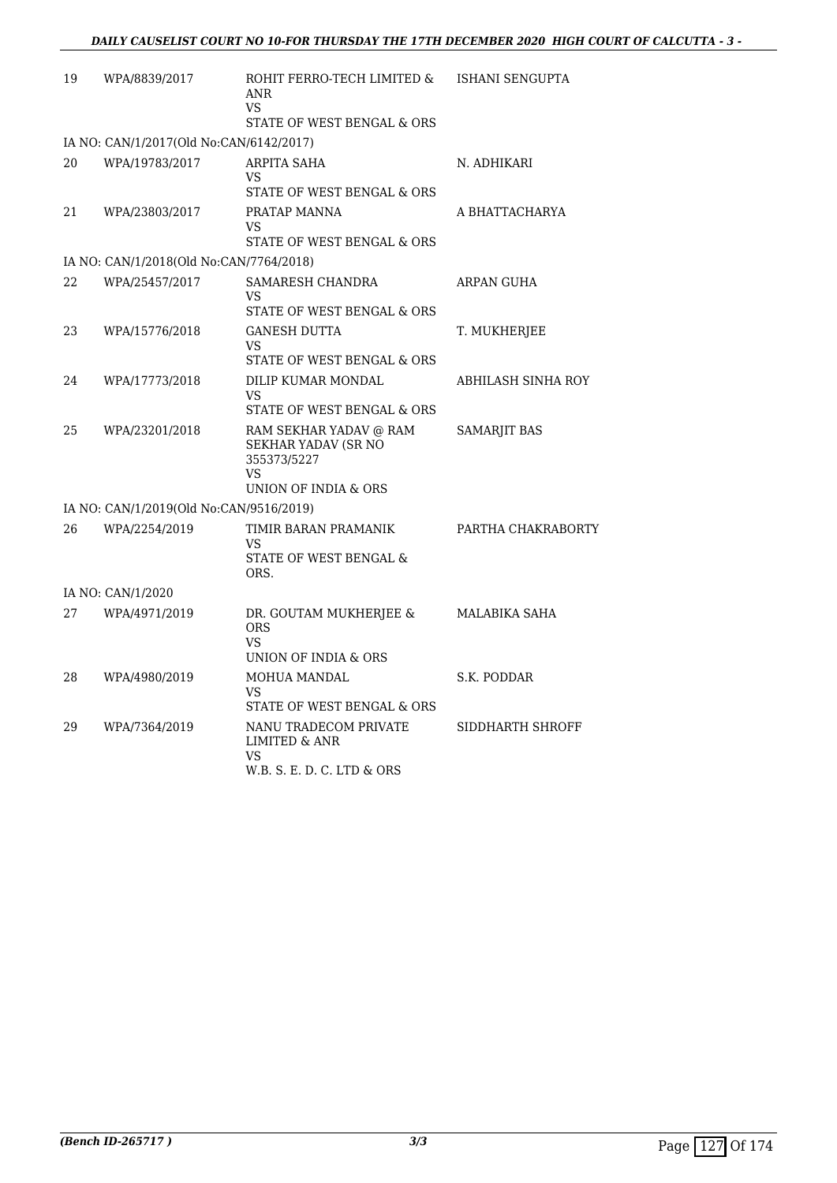| | | | |
|---|---|---|---|
| 19 | WPA/8839/2017 | ROHIT FERRO-TECH LIMITED & ANR<br>VS<br>STATE OF WEST BENGAL & ORS | ISHANI SENGUPTA |
| IA NO: CAN/1/2017(Old No:CAN/6142/2017) | | | |
| 20 | WPA/19783/2017 | ARPITA SAHA<br>VS<br>STATE OF WEST BENGAL & ORS | N. ADHIKARI |
| 21 | WPA/23803/2017 | PRATAP MANNA<br>VS<br>STATE OF WEST BENGAL & ORS | A BHATTACHARYA |
| IA NO: CAN/1/2018(Old No:CAN/7764/2018) | | | |
| 22 | WPA/25457/2017 | SAMARESH CHANDRA<br>VS<br>STATE OF WEST BENGAL & ORS | ARPAN GUHA |
| 23 | WPA/15776/2018 | GANESH DUTTA<br>VS<br>STATE OF WEST BENGAL & ORS | T. MUKHERJEE |
| 24 | WPA/17773/2018 | DILIP KUMAR MONDAL<br>VS<br>STATE OF WEST BENGAL & ORS | ABHILASH SINHA ROY |
| 25 | WPA/23201/2018 | RAM SEKHAR YADAV @ RAM SEKHAR YADAV (SR NO 355373/5227<br>VS<br>UNION OF INDIA & ORS | SAMARJIT BAS |
| IA NO: CAN/1/2019(Old No:CAN/9516/2019) | | | |
| 26 | WPA/2254/2019 | TIMIR BARAN PRAMANIK<br>VS<br>STATE OF WEST BENGAL & ORS. | PARTHA CHAKRABORTY |
| IA NO: CAN/1/2020 | | | |
| 27 | WPA/4971/2019 | DR. GOUTAM MUKHERJEE & ORS<br>VS<br>UNION OF INDIA & ORS | MALABIKA SAHA |
| 28 | WPA/4980/2019 | MOHUA MANDAL<br>VS<br>STATE OF WEST BENGAL & ORS | S.K. PODDAR |
| 29 | WPA/7364/2019 | NANU TRADECOM PRIVATE LIMITED & ANR<br>VS<br>W.B. S. E. D. C. LTD & ORS | SIDDHARTH SHROFF |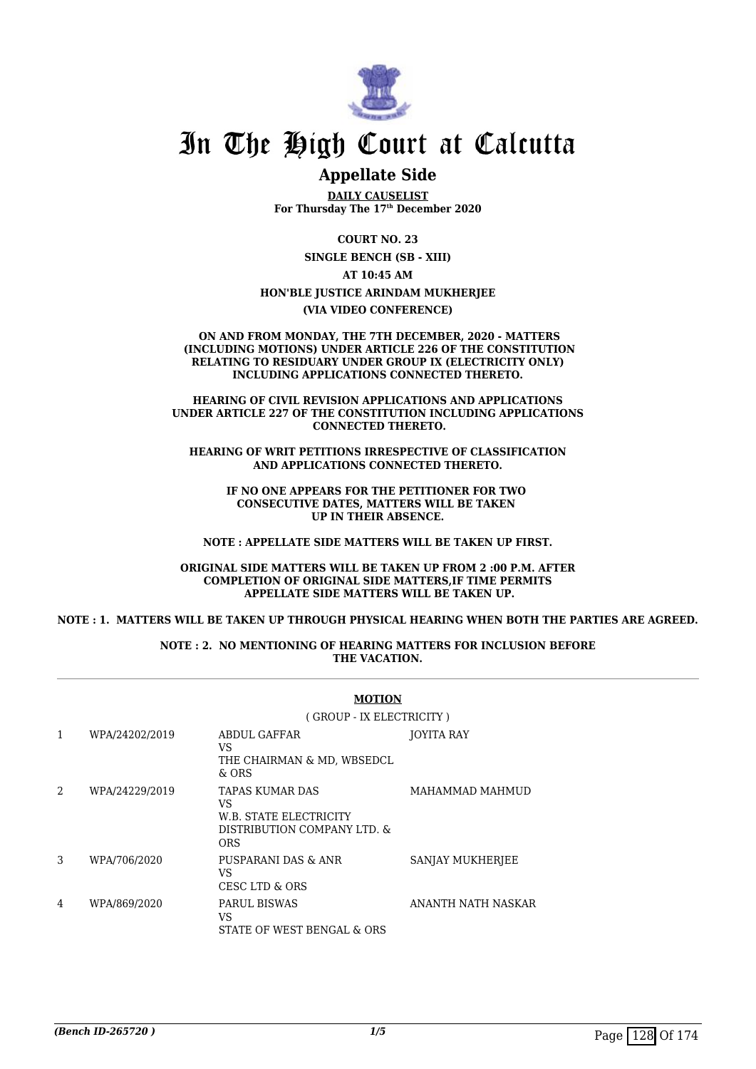# In The High Court at Calcutta

## Appellate Side

**DAILY CAUSELIST**
**For Thursday The 17th December 2020**

**COURT NO. 23**

**SINGLE BENCH (SB - XIII)**

**AT 10:45 AM**

**HON'BLE JUSTICE ARINDAM MUKHERJEE**

**(VIA VIDEO CONFERENCE)**

**ON AND FROM MONDAY, THE 7TH DECEMBER, 2020 - MATTERS (INCLUDING MOTIONS) UNDER ARTICLE 226 OF THE CONSTITUTION RELATING TO RESIDUARY UNDER GROUP IX (ELECTRICITY ONLY) INCLUDING APPLICATIONS CONNECTED THERETO.**

**HEARING OF CIVIL REVISION APPLICATIONS AND APPLICATIONS UNDER ARTICLE 227 OF THE CONSTITUTION INCLUDING APPLICATIONS CONNECTED THERETO.**

**HEARING OF WRIT PETITIONS IRRESPECTIVE OF CLASSIFICATION AND APPLICATIONS CONNECTED THERETO.**

**IF NO ONE APPEARS FOR THE PETITIONER FOR TWO CONSECUTIVE DATES, MATTERS WILL BE TAKEN UP IN THEIR ABSENCE.**

**NOTE : APPELLATE SIDE MATTERS WILL BE TAKEN UP FIRST.**

**ORIGINAL SIDE MATTERS WILL BE TAKEN UP FROM 2 :00 P.M. AFTER COMPLETION OF ORIGINAL SIDE MATTERS,IF TIME PERMITS APPELLATE SIDE MATTERS WILL BE TAKEN UP.**

**NOTE : 1. MATTERS WILL BE TAKEN UP THROUGH PHYSICAL HEARING WHEN BOTH THE PARTIES ARE AGREED.**

**NOTE : 2. NO MENTIONING OF HEARING MATTERS FOR INCLUSION BEFORE THE VACATION.**

**MOTION**

( GROUP - IX ELECTRICITY )

| | | | |
|---|---|---|---|
| 1 | WPA/24202/2019 | ABDUL GAFFAR<br>VS<br>THE CHAIRMAN & MD, WBSEDCL & ORS | JOYITA RAY |
| 2 | WPA/24229/2019 | TAPAS KUMAR DAS<br>VS<br>W.B. STATE ELECTRICITY DISTRIBUTION COMPANY LTD. & ORS | MAHAMMAD MAHMUD |
| 3 | WPA/706/2020 | PUSPARANI DAS & ANR<br>VS<br>CESC LTD & ORS | SANJAY MUKHERJEE |
| 4 | WPA/869/2020 | PARUL BISWAS<br>VS<br>STATE OF WEST BENGAL & ORS | ANANTH NATH NASKAR |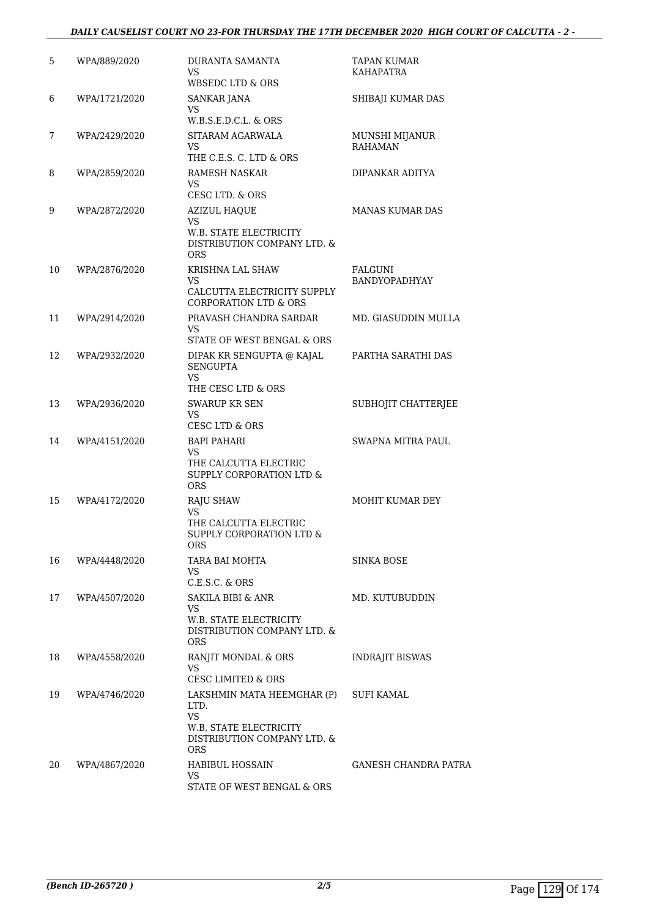| 5 | WPA/889/2020 | DURANTA SAMANTA<br>VS<br>WBSEDC LTD & ORS | TAPAN KUMAR KAHAPATRA |
|---|---|---|---|
| 6 | WPA/1721/2020 | SANKAR JANA<br>VS<br>W.B.S.E.D.C.L. & ORS | SHIBAJI KUMAR DAS |
| 7 | WPA/2429/2020 | SITARAM AGARWALA<br>VS<br>THE C.E.S. C. LTD & ORS | MUNSHI MIJANUR RAHAMAN |
| 8 | WPA/2859/2020 | RAMESH NASKAR<br>VS<br>CESC LTD. & ORS | DIPANKAR ADITYA |
| 9 | WPA/2872/2020 | AZIZUL HAQUE<br>VS<br>W.B. STATE ELECTRICITY DISTRIBUTION COMPANY LTD. & ORS | MANAS KUMAR DAS |
| 10 | WPA/2876/2020 | KRISHNA LAL SHAW<br>VS<br>CALCUTTA ELECTRICITY SUPPLY CORPORATION LTD & ORS | FALGUNI BANDYOPADHYAY |
| 11 | WPA/2914/2020 | PRAVASH CHANDRA SARDAR<br>VS<br>STATE OF WEST BENGAL & ORS | MD. GIASUDDIN MULLA |
| 12 | WPA/2932/2020 | DIPAK KR SENGUPTA @ KAJAL SENGUPTA<br>VS<br>THE CESC LTD & ORS | PARTHA SARATHI DAS |
| 13 | WPA/2936/2020 | SWARUP KR SEN<br>VS<br>CESC LTD & ORS | SUBHOJIT CHATTERJEE |
| 14 | WPA/4151/2020 | BAPI PAHARI<br>VS<br>THE CALCUTTA ELECTRIC SUPPLY CORPORATION LTD & ORS | SWAPNA MITRA PAUL |
| 15 | WPA/4172/2020 | RAJU SHAW<br>VS<br>THE CALCUTTA ELECTRIC SUPPLY CORPORATION LTD & ORS | MOHIT KUMAR DEY |
| 16 | WPA/4448/2020 | TARA BAI MOHTA<br>VS<br>C.E.S.C. & ORS | SINKA BOSE |
| 17 | WPA/4507/2020 | SAKILA BIBI & ANR<br>VS<br>W.B. STATE ELECTRICITY DISTRIBUTION COMPANY LTD. & ORS | MD. KUTUBUDDIN |
| 18 | WPA/4558/2020 | RANJIT MONDAL & ORS<br>VS<br>CESC LIMITED & ORS | INDRAJIT BISWAS |
| 19 | WPA/4746/2020 | LAKSHMIN MATA HEEMGHAR (P) LTD.<br>VS<br>W.B. STATE ELECTRICITY DISTRIBUTION COMPANY LTD. & ORS | SUFI KAMAL |
| 20 | WPA/4867/2020 | HABIBUL HOSSAIN<br>VS<br>STATE OF WEST BENGAL & ORS | GANESH CHANDRA PATRA |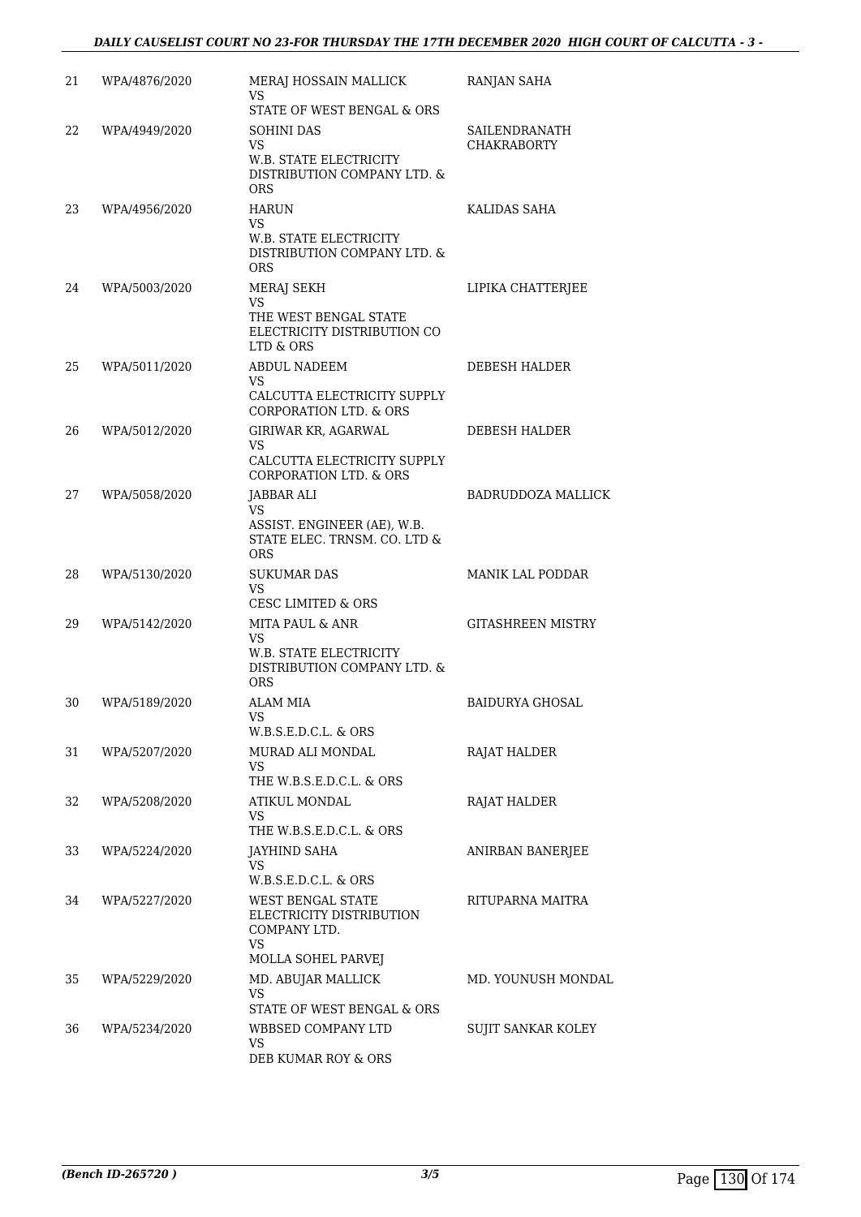| | | | |
|---|---|---|---|
| 21 | WPA/4876/2020 | MERAJ HOSSAIN MALLICK<br>VS<br>STATE OF WEST BENGAL & ORS | RANJAN SAHA |
| 22 | WPA/4949/2020 | SOHINI DAS<br>VS<br>W.B. STATE ELECTRICITY DISTRIBUTION COMPANY LTD. & ORS | SAILENDRANATH CHAKRABORTY |
| 23 | WPA/4956/2020 | HARUN<br>VS<br>W.B. STATE ELECTRICITY DISTRIBUTION COMPANY LTD. & ORS | KALIDAS SAHA |
| 24 | WPA/5003/2020 | MERAJ SEKH<br>VS<br>THE WEST BENGAL STATE ELECTRICITY DISTRIBUTION CO LTD & ORS | LIPIKA CHATTERJEE |
| 25 | WPA/5011/2020 | ABDUL NADEEM<br>VS<br>CALCUTTA ELECTRICITY SUPPLY CORPORATION LTD. & ORS | DEBESH HALDER |
| 26 | WPA/5012/2020 | GIRIWAR KR, AGARWAL<br>VS<br>CALCUTTA ELECTRICITY SUPPLY CORPORATION LTD. & ORS | DEBESH HALDER |
| 27 | WPA/5058/2020 | JABBAR ALI<br>VS<br>ASSIST. ENGINEER (AE), W.B. STATE ELEC. TRNSM. CO. LTD & ORS | BADRUDDOZA MALLICK |
| 28 | WPA/5130/2020 | SUKUMAR DAS<br>VS<br>CESC LIMITED & ORS | MANIK LAL PODDAR |
| 29 | WPA/5142/2020 | MITA PAUL & ANR<br>VS<br>W.B. STATE ELECTRICITY DISTRIBUTION COMPANY LTD. & ORS | GITASHREEN MISTRY |
| 30 | WPA/5189/2020 | ALAM MIA<br>VS<br>W.B.S.E.D.C.L. & ORS | BAIDURYA GHOSAL |
| 31 | WPA/5207/2020 | MURAD ALI MONDAL<br>VS<br>THE W.B.S.E.D.C.L. & ORS | RAJAT HALDER |
| 32 | WPA/5208/2020 | ATIKUL MONDAL<br>VS<br>THE W.B.S.E.D.C.L. & ORS | RAJAT HALDER |
| 33 | WPA/5224/2020 | JAYHIND SAHA<br>VS<br>W.B.S.E.D.C.L. & ORS | ANIRBAN BANERJEE |
| 34 | WPA/5227/2020 | WEST BENGAL STATE ELECTRICITY DISTRIBUTION COMPANY LTD.<br>VS<br>MOLLA SOHEL PARVEJ | RITUPARNA MAITRA |
| 35 | WPA/5229/2020 | MD. ABUJAR MALLICK<br>VS<br>STATE OF WEST BENGAL & ORS | MD. YOUNUSH MONDAL |
| 36 | WPA/5234/2020 | WBBSED COMPANY LTD<br>VS<br>DEB KUMAR ROY & ORS | SUJIT SANKAR KOLEY |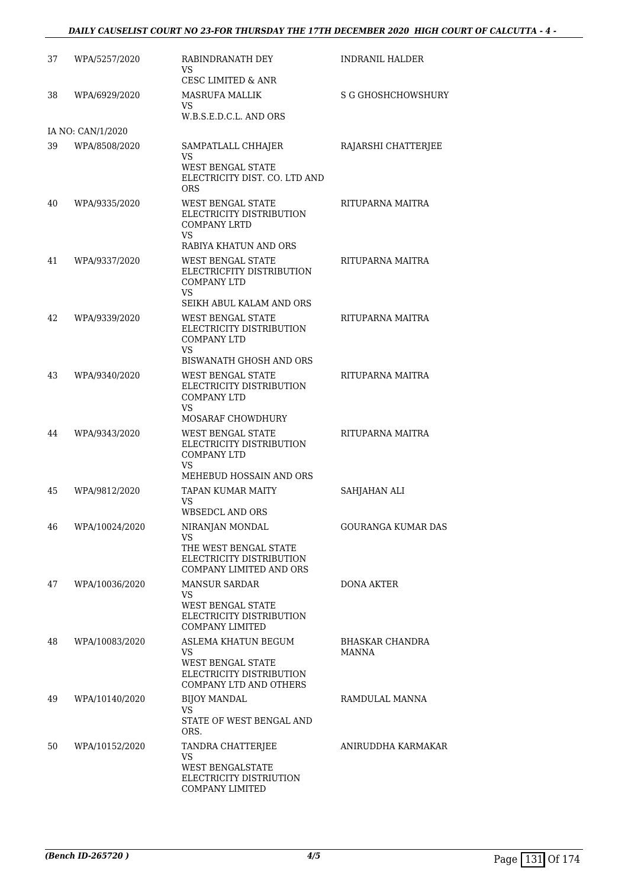| | | | |
|---|---|---|---|
| 37 | WPA/5257/2020 | RABINDRANATH DEY<br>VS<br>CESC LIMITED & ANR | INDRANIL HALDER |
| 38 | WPA/6929/2020 | MASRUFA MALLIK<br>VS<br>W.B.S.E.D.C.L. AND ORS | S G GHOSHCHOWSHURY |
| | IA NO: CAN/1/2020 | | |
| 39 | WPA/8508/2020 | SAMPATLALL CHHAJER<br>VS<br>WEST BENGAL STATE ELECTRICITY DIST. CO. LTD AND ORS | RAJARSHI CHATTERJEE |
| 40 | WPA/9335/2020 | WEST BENGAL STATE ELECTRICITY DISTRIBUTION COMPANY LRTD<br>VS<br>RABIYA KHATUN AND ORS | RITUPARNA MAITRA |
| 41 | WPA/9337/2020 | WEST BENGAL STATE ELECTRICFITY DISTRIBUTION COMPANY LTD<br>VS<br>SEIKH ABUL KALAM AND ORS | RITUPARNA MAITRA |
| 42 | WPA/9339/2020 | WEST BENGAL STATE ELECTRICITY DISTRIBUTION COMPANY LTD<br>VS<br>BISWANATH GHOSH AND ORS | RITUPARNA MAITRA |
| 43 | WPA/9340/2020 | WEST BENGAL STATE ELECTRICITY DISTRIBUTION COMPANY LTD<br>VS<br>MOSARAF CHOWDHURY | RITUPARNA MAITRA |
| 44 | WPA/9343/2020 | WEST BENGAL STATE ELECTRICITY DISTRIBUTION COMPANY LTD<br>VS<br>MEHEBUD HOSSAIN AND ORS | RITUPARNA MAITRA |
| 45 | WPA/9812/2020 | TAPAN KUMAR MAITY<br>VS<br>WBSEDCL AND ORS | SAHJAHAN ALI |
| 46 | WPA/10024/2020 | NIRANJAN MONDAL<br>VS<br>THE WEST BENGAL STATE ELECTRICITY DISTRIBUTION COMPANY LIMITED AND ORS | GOURANGA KUMAR DAS |
| 47 | WPA/10036/2020 | MANSUR SARDAR<br>VS<br>WEST BENGAL STATE ELECTRICITY DISTRIBUTION COMPANY LIMITED | DONA AKTER |
| 48 | WPA/10083/2020 | ASLEMA KHATUN BEGUM<br>VS<br>WEST BENGAL STATE ELECTRICITY DISTRIBUTION COMPANY LTD AND OTHERS | BHASKAR CHANDRA MANNA |
| 49 | WPA/10140/2020 | BIJOY MANDAL<br>VS<br>STATE OF WEST BENGAL AND ORS. | RAMDULAL MANNA |
| 50 | WPA/10152/2020 | TANDRA CHATTERJEE<br>VS<br>WEST BENGALSTATE ELECTRICITY DISTRIUTION COMPANY LIMITED | ANIRUDDHA KARMAKAR |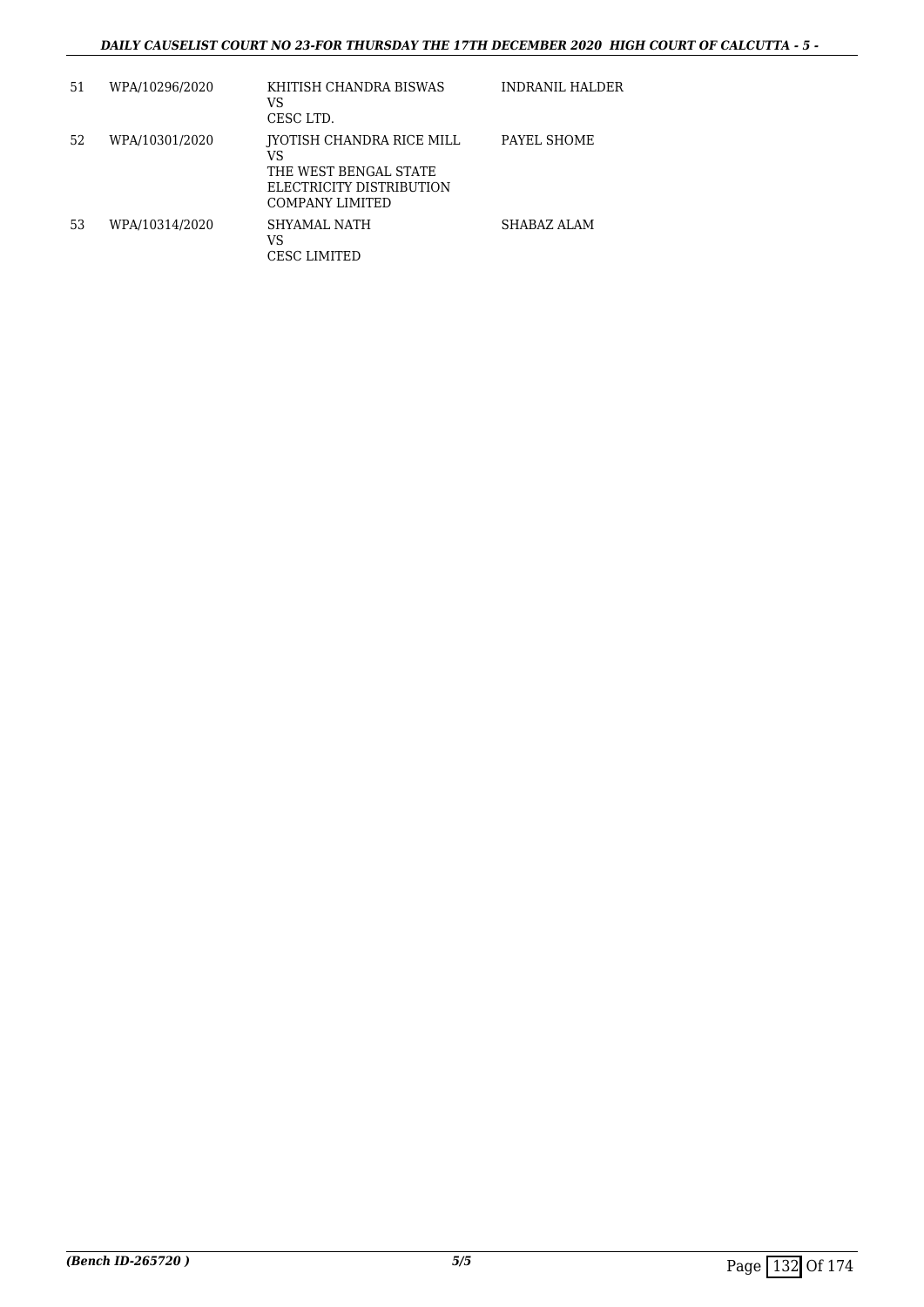| | | | |
|---|---|---|---|
| 51 | WPA/10296/2020 | KHITISH CHANDRA BISWAS<br>VS<br>CESC LTD. | INDRANIL HALDER |
| 52 | WPA/10301/2020 | JYOTISH CHANDRA RICE MILL<br>VS<br>THE WEST BENGAL STATE ELECTRICITY DISTRIBUTION COMPANY LIMITED | PAYEL SHOME |
| 53 | WPA/10314/2020 | SHYAMAL NATH<br>VS<br>CESC LIMITED | SHABAZ ALAM |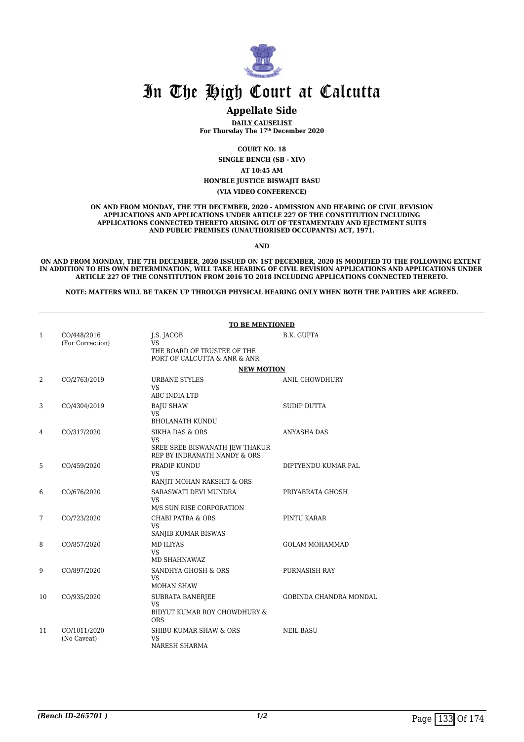# In The High Court at Calcutta

## Appellate Side

**DAILY CAUSELIST**
**For Thursday The 17th December 2020**

**COURT NO. 18**
**SINGLE BENCH (SB - XIV)**
**AT 10:45 AM**
**HON'BLE JUSTICE BISWAJIT BASU**
**(VIA VIDEO CONFERENCE)**

**ON AND FROM MONDAY, THE 7TH DECEMBER, 2020 - ADMISSION AND HEARING OF CIVIL REVISION APPLICATIONS AND APPLICATIONS UNDER ARTICLE 227 OF THE CONSTITUTION INCLUDING APPLICATIONS CONNECTED THERETO ARISING OUT OF TESTAMENTARY AND EJECTMENT SUITS AND PUBLIC PREMISES (UNAUTHORISED OCCUPANTS) ACT, 1971.**

**AND**

**ON AND FROM MONDAY, THE 7TH DECEMBER, 2020 ISSUED ON 1ST DECEMBER, 2020 IS MODIFIED TO THE FOLLOWING EXTENT IN ADDITION TO HIS OWN DETERMINATION, WILL TAKE HEARING OF CIVIL REVISION APPLICATIONS AND APPLICATIONS UNDER ARTICLE 227 OF THE CONSTITUTION FROM 2016 TO 2018 INCLUDING APPLICATIONS CONNECTED THERETO.**

**NOTE: MATTERS WILL BE TAKEN UP THROUGH PHYSICAL HEARING ONLY WHEN BOTH THE PARTIES ARE AGREED.**

| | | **TO BE MENTIONED** | |
|---|---|---|---|
| 1 | CO/448/2016 (For Correction) | J.S. JACOB VS THE BOARD OF TRUSTEE OF THE PORT OF CALCUTTA & ANR & ANR | B.K. GUPTA |
| | | **NEW MOTION** | |
| 2 | CO/2763/2019 | URBANE STYLES VS ABC INDIA LTD | ANIL CHOWDHURY |
| 3 | CO/4304/2019 | BAJU SHAW VS BHOLANATH KUNDU | SUDIP DUTTA |
| 4 | CO/317/2020 | SIKHA DAS & ORS VS SREE SREE BISWANATH JEW THAKUR REP BY INDRANATH NANDY & ORS | ANYASHA DAS |
| 5 | CO/459/2020 | PRADIP KUNDU VS RANJIT MOHAN RAKSHIT & ORS | DIPTYENDU KUMAR PAL |
| 6 | CO/676/2020 | SARASWATI DEVI MUNDRA VS M/S SUN RISE CORPORATION | PRIYABRATA GHOSH |
| 7 | CO/723/2020 | CHABI PATRA & ORS VS SANJIB KUMAR BISWAS | PINTU KARAR |
| 8 | CO/857/2020 | MD ILIYAS VS MD SHAHNAWAZ | GOLAM MOHAMMAD |
| 9 | CO/897/2020 | SANDHYA GHOSH & ORS VS MOHAN SHAW | PURNASISH RAY |
| 10 | CO/935/2020 | SUBRATA BANERJEE VS BIDYUT KUMAR ROY CHOWDHURY & ORS | GOBINDA CHANDRA MONDAL |
| 11 | CO/1011/2020 (No Caveat) | SHIBU KUMAR SHAW & ORS VS NARESH SHARMA | NEIL BASU |

*(Bench ID-265701 )*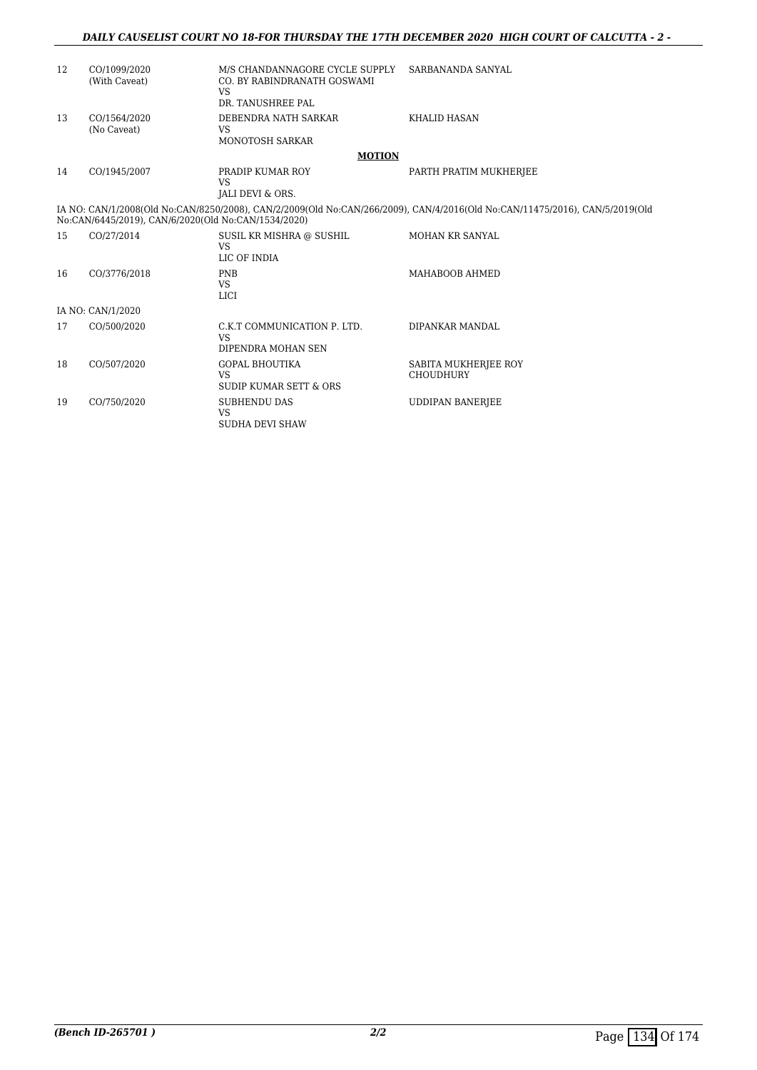| 12 | CO/1099/2020 (With Caveat) | M/S CHANDANNAGORE CYCLE SUPPLY CO. BY RABINDRANATH GOSWAMI VS DR. TANUSHREE PAL | SARBANANDA SANYAL |
|---|---|---|---|
| 13 | CO/1564/2020 (No Caveat) | DEBENDRA NATH SARKAR VS MONOTOSH SARKAR | KHALID HASAN |

**MOTION**

| 14 | CO/1945/2007 | PRADIP KUMAR ROY VS JALI DEVI & ORS. | PARTH PRATIM MUKHERJEE |
|---|---|---|---|

IA NO: CAN/1/2008(Old No:CAN/8250/2008), CAN/2/2009(Old No:CAN/266/2009), CAN/4/2016(Old No:CAN/11475/2016), CAN/5/2019(Old No:CAN/6445/2019), CAN/6/2020(Old No:CAN/1534/2020)

| 15 | CO/27/2014 | SUSIL KR MISHRA @ SUSHIL VS LIC OF INDIA | MOHAN KR SANYAL |
|---|---|---|---|
| 16 | CO/3776/2018 | PNB VS LICI | MAHABOOB AHMED |

IA NO: CAN/1/2020

| 17 | CO/500/2020 | C.K.T COMMUNICATION P. LTD. VS DIPENDRA MOHAN SEN | DIPANKAR MANDAL |
|---|---|---|---|
| 18 | CO/507/2020 | GOPAL BHOUTIKA VS SUDIP KUMAR SETT & ORS | SABITA MUKHERJEE ROY CHOUDHURY |
| 19 | CO/750/2020 | SUBHENDU DAS VS SUDHA DEVI SHAW | UDDIPAN BANERJEE |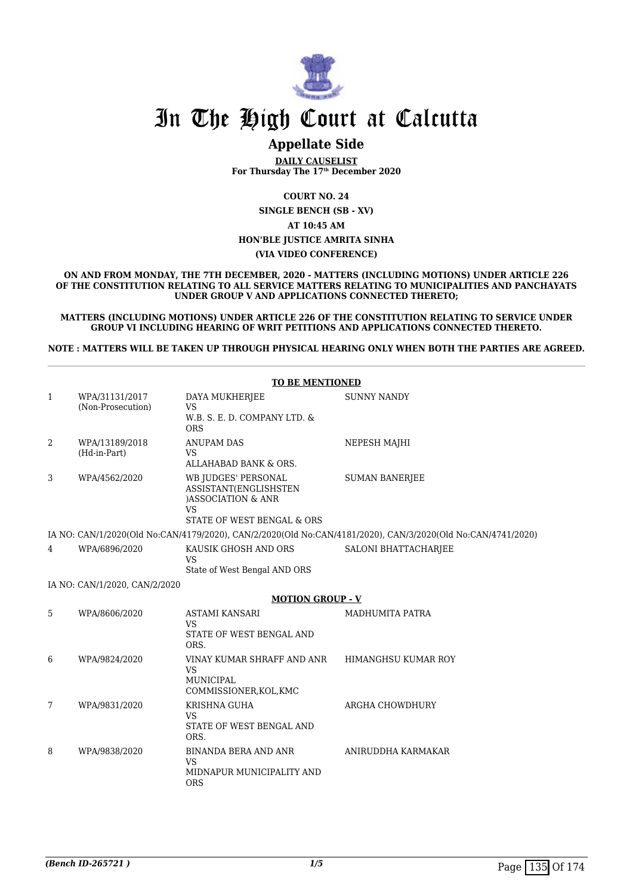# In The High Court at Calcutta

## Appellate Side

**DAILY CAUSELIST**
**For Thursday The 17th December 2020**

**COURT NO. 24**
**SINGLE BENCH (SB - XV)**
**AT 10:45 AM**
**HON'BLE JUSTICE AMRITA SINHA**
**(VIA VIDEO CONFERENCE)**

**ON AND FROM MONDAY, THE 7TH DECEMBER, 2020 - MATTERS (INCLUDING MOTIONS) UNDER ARTICLE 226 OF THE CONSTITUTION RELATING TO ALL SERVICE MATTERS RELATING TO MUNICIPALITIES AND PANCHAYATS UNDER GROUP V AND APPLICATIONS CONNECTED THERETO;**

**MATTERS (INCLUDING MOTIONS) UNDER ARTICLE 226 OF THE CONSTITUTION RELATING TO SERVICE UNDER GROUP VI INCLUDING HEARING OF WRIT PETITIONS AND APPLICATIONS CONNECTED THERETO.**

**NOTE : MATTERS WILL BE TAKEN UP THROUGH PHYSICAL HEARING ONLY WHEN BOTH THE PARTIES ARE AGREED.**

**TO BE MENTIONED**

| | | | |
|---|---|---|---|
| 1 | WPA/31131/2017 (Non-Prosecution) | DAYA MUKHERJEE VS W.B. S. E. D. COMPANY LTD. & ORS | SUNNY NANDY |
| 2 | WPA/13189/2018 (Hd-in-Part) | ANUPAM DAS VS ALLAHABAD BANK & ORS. | NEPESH MAJHI |
| 3 | WPA/4562/2020 | WB JUDGES' PERSONAL ASSISTANT(ENGLISHSTEN )ASSOCIATION & ANR VS STATE OF WEST BENGAL & ORS | SUMAN BANERJEE |

IA NO: CAN/1/2020(Old No:CAN/4179/2020), CAN/2/2020(Old No:CAN/4181/2020), CAN/3/2020(Old No:CAN/4741/2020)

| | | | |
|---|---|---|---|
| 4 | WPA/6896/2020 | KAUSIK GHOSH AND ORS VS State of West Bengal AND ORS | SALONI BHATTACHARJEE |

IA NO: CAN/1/2020, CAN/2/2020

**MOTION GROUP - V**

| | | | |
|---|---|---|---|
| 5 | WPA/8606/2020 | ASTAMI KANSARI VS STATE OF WEST BENGAL AND ORS. | MADHUMITA PATRA |
| 6 | WPA/9824/2020 | VINAY KUMAR SHRAFF AND ANR VS MUNICIPAL COMMISSIONER,KOL,KMC | HIMANGHSU KUMAR ROY |
| 7 | WPA/9831/2020 | KRISHNA GUHA VS STATE OF WEST BENGAL AND ORS. | ARGHA CHOWDHURY |
| 8 | WPA/9838/2020 | BINANDA BERA AND ANR VS MIDNAPUR MUNICIPALITY AND ORS | ANIRUDDHA KARMAKAR |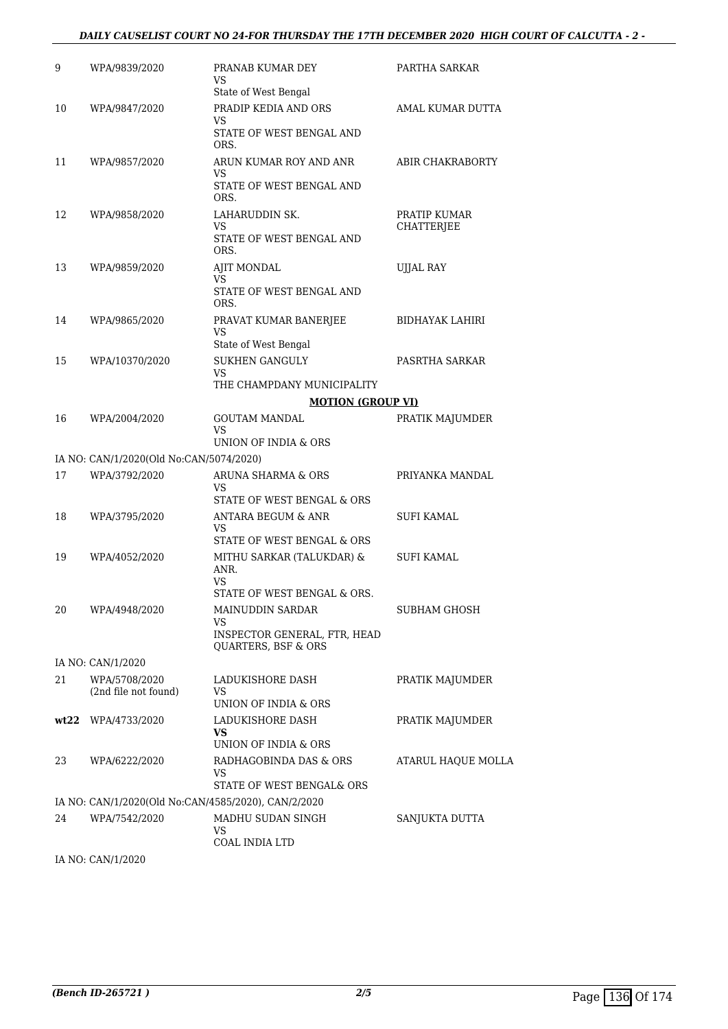| | | | |
|---|---|---|---|
| 9 | WPA/9839/2020 | PRANAB KUMAR DEY<br>VS<br>State of West Bengal | PARTHA SARKAR |
| 10 | WPA/9847/2020 | PRADIP KEDIA AND ORS<br>VS<br>STATE OF WEST BENGAL AND ORS. | AMAL KUMAR DUTTA |
| 11 | WPA/9857/2020 | ARUN KUMAR ROY AND ANR<br>VS<br>STATE OF WEST BENGAL AND ORS. | ABIR CHAKRABORTY |
| 12 | WPA/9858/2020 | LAHARUDDIN SK.<br>VS<br>STATE OF WEST BENGAL AND ORS. | PRATIP KUMAR CHATTERJEE |
| 13 | WPA/9859/2020 | AJIT MONDAL<br>VS<br>STATE OF WEST BENGAL AND ORS. | UJJAL RAY |
| 14 | WPA/9865/2020 | PRAVAT KUMAR BANERJEE<br>VS<br>State of West Bengal | BIDHAYAK LAHIRI |
| 15 | WPA/10370/2020 | SUKHEN GANGULY<br>VS<br>THE CHAMPDANY MUNICIPALITY | PASRTHA SARKAR |
| | | **MOTION (GROUP VI)** | |
| 16 | WPA/2004/2020 | GOUTAM MANDAL<br>VS<br>UNION OF INDIA & ORS | PRATIK MAJUMDER |
| | IA NO: CAN/1/2020(Old No:CAN/5074/2020) | | |
| 17 | WPA/3792/2020 | ARUNA SHARMA & ORS<br>VS<br>STATE OF WEST BENGAL & ORS | PRIYANKA MANDAL |
| 18 | WPA/3795/2020 | ANTARA BEGUM & ANR<br>VS<br>STATE OF WEST BENGAL & ORS | SUFI KAMAL |
| 19 | WPA/4052/2020 | MITHU SARKAR (TALUKDAR) & ANR.<br>VS<br>STATE OF WEST BENGAL & ORS. | SUFI KAMAL |
| 20 | WPA/4948/2020 | MAINUDDIN SARDAR<br>VS<br>INSPECTOR GENERAL, FTR, HEAD QUARTERS, BSF & ORS | SUBHAM GHOSH |
| | IA NO: CAN/1/2020 | | |
| 21 | WPA/5708/2020<br>(2nd file not found) | LADUKISHORE DASH<br>VS<br>UNION OF INDIA & ORS | PRATIK MAJUMDER |
| **wt22** | WPA/4733/2020 | LADUKISHORE DASH<br>**VS**<br>UNION OF INDIA & ORS | PRATIK MAJUMDER |
| 23 | WPA/6222/2020 | RADHAGOBINDA DAS & ORS<br>VS<br>STATE OF WEST BENGAL& ORS | ATARUL HAQUE MOLLA |
| | IA NO: CAN/1/2020(Old No:CAN/4585/2020), CAN/2/2020 | | |
| 24 | WPA/7542/2020 | MADHU SUDAN SINGH<br>VS<br>COAL INDIA LTD | SANJUKTA DUTTA |
| | IA NO: CAN/1/2020 | | |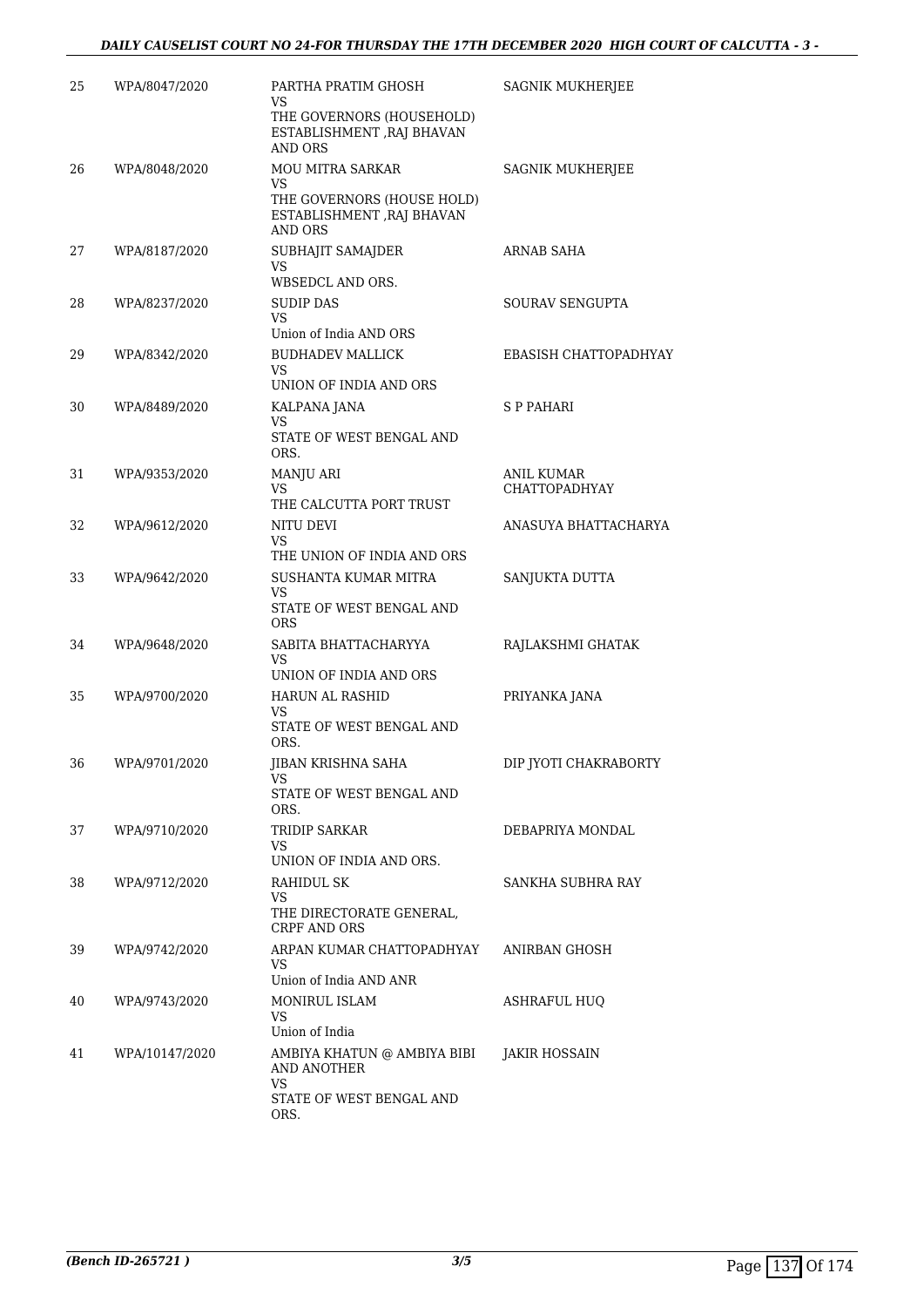| | | | |
|---|---|---|---|
| 25 | WPA/8047/2020 | PARTHA PRATIM GHOSH<br>VS<br>THE GOVERNORS (HOUSEHOLD) ESTABLISHMENT ,RAJ BHAVAN AND ORS | SAGNIK MUKHERJEE |
| 26 | WPA/8048/2020 | MOU MITRA SARKAR<br>VS<br>THE GOVERNORS (HOUSE HOLD) ESTABLISHMENT ,RAJ BHAVAN AND ORS | SAGNIK MUKHERJEE |
| 27 | WPA/8187/2020 | SUBHAJIT SAMAJDER<br>VS<br>WBSEDCL AND ORS. | ARNAB SAHA |
| 28 | WPA/8237/2020 | SUDIP DAS<br>VS<br>Union of India AND ORS | SOURAV SENGUPTA |
| 29 | WPA/8342/2020 | BUDHADEV MALLICK<br>VS<br>UNION OF INDIA AND ORS | EBASISH CHATTOPADHYAY |
| 30 | WPA/8489/2020 | KALPANA JANA<br>VS<br>STATE OF WEST BENGAL AND ORS. | S P PAHARI |
| 31 | WPA/9353/2020 | MANJU ARI<br>VS<br>THE CALCUTTA PORT TRUST | ANIL KUMAR CHATTOPADHYAY |
| 32 | WPA/9612/2020 | NITU DEVI<br>VS<br>THE UNION OF INDIA AND ORS | ANASUYA BHATTACHARYA |
| 33 | WPA/9642/2020 | SUSHANTA KUMAR MITRA<br>VS<br>STATE OF WEST BENGAL AND ORS | SANJUKTA DUTTA |
| 34 | WPA/9648/2020 | SABITA BHATTACHARYYA<br>VS<br>UNION OF INDIA AND ORS | RAJLAKSHMI GHATAK |
| 35 | WPA/9700/2020 | HARUN AL RASHID<br>VS<br>STATE OF WEST BENGAL AND ORS. | PRIYANKA JANA |
| 36 | WPA/9701/2020 | JIBAN KRISHNA SAHA<br>VS<br>STATE OF WEST BENGAL AND ORS. | DIP JYOTI CHAKRABORTY |
| 37 | WPA/9710/2020 | TRIDIP SARKAR<br>VS<br>UNION OF INDIA AND ORS. | DEBAPRIYA MONDAL |
| 38 | WPA/9712/2020 | RAHIDUL SK<br>VS<br>THE DIRECTORATE GENERAL, CRPF AND ORS | SANKHA SUBHRA RAY |
| 39 | WPA/9742/2020 | ARPAN KUMAR CHATTOPADHYAY<br>VS<br>Union of India AND ANR | ANIRBAN GHOSH |
| 40 | WPA/9743/2020 | MONIRUL ISLAM<br>VS<br>Union of India | ASHRAFUL HUQ |
| 41 | WPA/10147/2020 | AMBIYA KHATUN @ AMBIYA BIBI AND ANOTHER<br>VS<br>STATE OF WEST BENGAL AND ORS. | JAKIR HOSSAIN |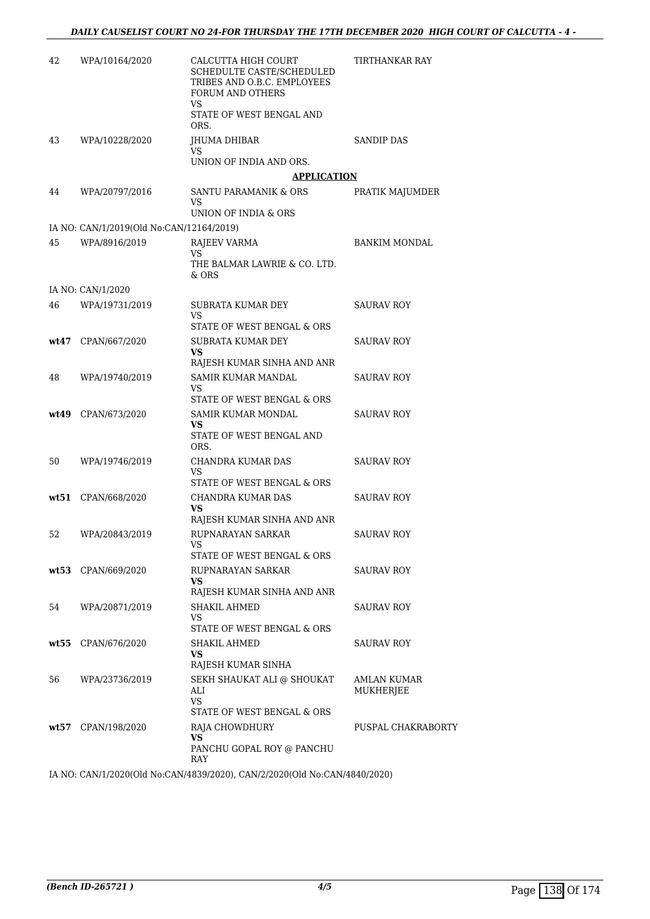| | | | |
|---|---|---|---|
| 42 | WPA/10164/2020 | CALCUTTA HIGH COURT SCHEDULTE CASTE/SCHEDULED TRIBES AND O.B.C. EMPLOYEES FORUM AND OTHERS<br>VS<br>STATE OF WEST BENGAL AND ORS. | TIRTHANKAR RAY |
| 43 | WPA/10228/2020 | JHUMA DHIBAR<br>VS<br>UNION OF INDIA AND ORS. | SANDIP DAS |

**APPLICATION**

| | | | |
|---|---|---|---|
| 44 | WPA/20797/2016 | SANTU PARAMANIK & ORS<br>VS<br>UNION OF INDIA & ORS | PRATIK MAJUMDER |
| | IA NO: CAN/1/2019(Old No:CAN/12164/2019) | | |
| 45 | WPA/8916/2019 | RAJEEV VARMA<br>VS<br>THE BALMAR LAWRIE & CO. LTD. & ORS | BANKIM MONDAL |
| | IA NO: CAN/1/2020 | | |
| 46 | WPA/19731/2019 | SUBRATA KUMAR DEY<br>VS<br>STATE OF WEST BENGAL & ORS | SAURAV ROY |
| wt47 | CPAN/667/2020 | SUBRATA KUMAR DEY<br>**VS**<br>RAJESH KUMAR SINHA AND ANR | SAURAV ROY |
| 48 | WPA/19740/2019 | SAMIR KUMAR MANDAL<br>VS<br>STATE OF WEST BENGAL & ORS | SAURAV ROY |
| wt49 | CPAN/673/2020 | SAMIR KUMAR MONDAL<br>**VS**<br>STATE OF WEST BENGAL AND ORS. | SAURAV ROY |
| 50 | WPA/19746/2019 | CHANDRA KUMAR DAS<br>VS<br>STATE OF WEST BENGAL & ORS | SAURAV ROY |
| wt51 | CPAN/668/2020 | CHANDRA KUMAR DAS<br>**VS**<br>RAJESH KUMAR SINHA AND ANR | SAURAV ROY |
| 52 | WPA/20843/2019 | RUPNARAYAN SARKAR<br>VS<br>STATE OF WEST BENGAL & ORS | SAURAV ROY |
| wt53 | CPAN/669/2020 | RUPNARAYAN SARKAR<br>**VS**<br>RAJESH KUMAR SINHA AND ANR | SAURAV ROY |
| 54 | WPA/20871/2019 | SHAKIL AHMED<br>VS<br>STATE OF WEST BENGAL & ORS | SAURAV ROY |
| wt55 | CPAN/676/2020 | SHAKIL AHMED<br>**VS**<br>RAJESH KUMAR SINHA | SAURAV ROY |
| 56 | WPA/23736/2019 | SEKH SHAUKAT ALI @ SHOUKAT ALI<br>VS<br>STATE OF WEST BENGAL & ORS | AMLAN KUMAR MUKHERJEE |
| wt57 | CPAN/198/2020 | RAJA CHOWDHURY<br>**VS**<br>PANCHU GOPAL ROY @ PANCHU RAY | PUSPAL CHAKRABORTY |

IA NO: CAN/1/2020(Old No:CAN/4839/2020), CAN/2/2020(Old No:CAN/4840/2020)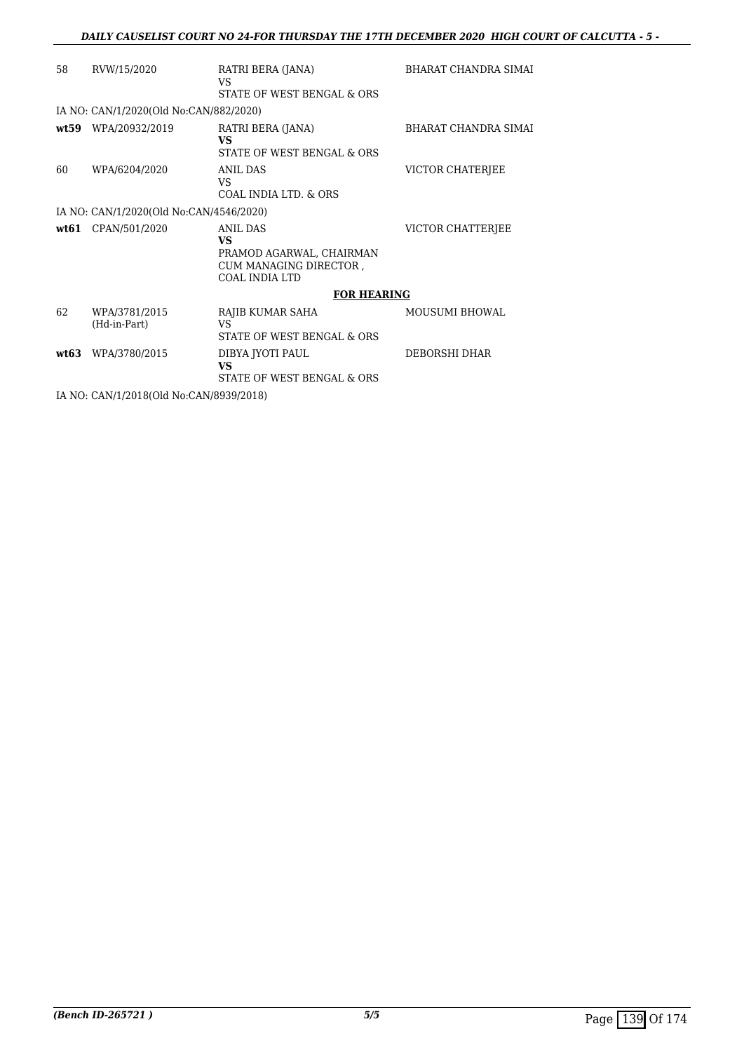| | | | |
|---|---|---|---|
| 58 | RVW/15/2020 | RATRI BERA (JANA)<br>VS<br>STATE OF WEST BENGAL & ORS | BHARAT CHANDRA SIMAI |
| IA NO: CAN/1/2020(Old No:CAN/882/2020) | | | |
| **wt59** | WPA/20932/2019 | RATRI BERA (JANA)<br>**VS**<br>STATE OF WEST BENGAL & ORS | BHARAT CHANDRA SIMAI |
| 60 | WPA/6204/2020 | ANIL DAS<br>VS<br>COAL INDIA LTD. & ORS | VICTOR CHATERJEE |
| IA NO: CAN/1/2020(Old No:CAN/4546/2020) | | | |
| **wt61** | CPAN/501/2020 | ANIL DAS<br>**VS**<br>PRAMOD AGARWAL, CHAIRMAN CUM MANAGING DIRECTOR , COAL INDIA LTD | VICTOR CHATTERJEE |

**FOR HEARING**

| | | | |
|---|---|---|---|
| 62 | WPA/3781/2015<br>(Hd-in-Part) | RAJIB KUMAR SAHA<br>VS<br>STATE OF WEST BENGAL & ORS | MOUSUMI BHOWAL |
| **wt63** | WPA/3780/2015 | DIBYA JYOTI PAUL<br>**VS**<br>STATE OF WEST BENGAL & ORS | DEBORSHI DHAR |

IA NO: CAN/1/2018(Old No:CAN/8939/2018)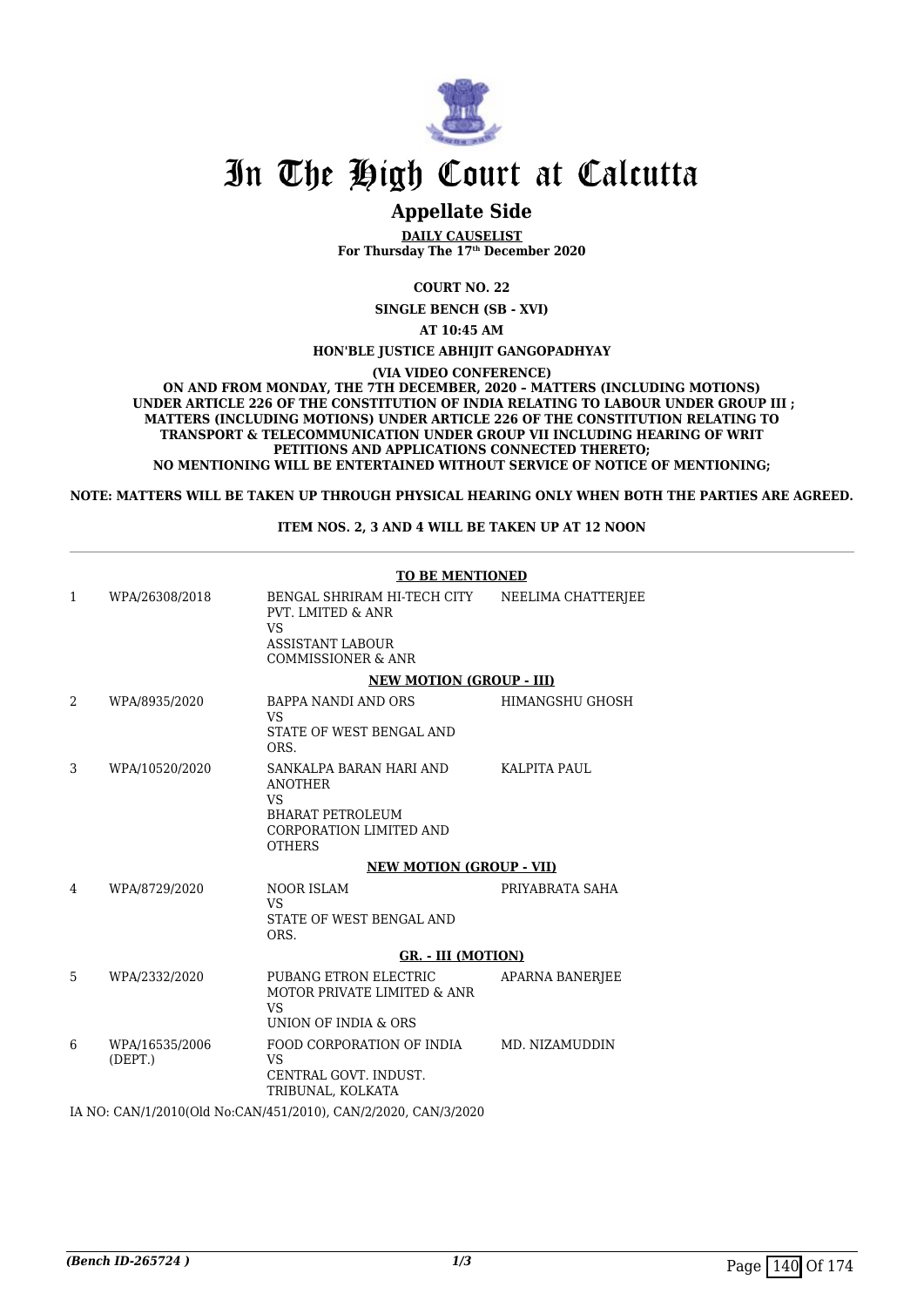# In The High Court at Calcutta

## Appellate Side

**DAILY CAUSELIST**
**For Thursday The 17th December 2020**

**COURT NO. 22**

**SINGLE BENCH (SB - XVI)**

**AT 10:45 AM**

**HON'BLE JUSTICE ABHIJIT GANGOPADHYAY**

**(VIA VIDEO CONFERENCE)**

**ON AND FROM MONDAY, THE 7TH DECEMBER, 2020 – MATTERS (INCLUDING MOTIONS) UNDER ARTICLE 226 OF THE CONSTITUTION OF INDIA RELATING TO LABOUR UNDER GROUP III ; MATTERS (INCLUDING MOTIONS) UNDER ARTICLE 226 OF THE CONSTITUTION RELATING TO TRANSPORT & TELECOMMUNICATION UNDER GROUP VII INCLUDING HEARING OF WRIT PETITIONS AND APPLICATIONS CONNECTED THERETO; NO MENTIONING WILL BE ENTERTAINED WITHOUT SERVICE OF NOTICE OF MENTIONING;**

**NOTE: MATTERS WILL BE TAKEN UP THROUGH PHYSICAL HEARING ONLY WHEN BOTH THE PARTIES ARE AGREED.**

**ITEM NOS. 2, 3 AND 4 WILL BE TAKEN UP AT 12 NOON**

**TO BE MENTIONED**

| | | | |
|---|---|---|---|
| 1 | WPA/26308/2018 | BENGAL SHRIRAM HI-TECH CITY PVT. LMITED & ANR<br>VS<br>ASSISTANT LABOUR COMMISSIONER & ANR | NEELIMA CHATTERJEE |

**NEW MOTION (GROUP - III)**

| | | | |
|---|---|---|---|
| 2 | WPA/8935/2020 | BAPPA NANDI AND ORS<br>VS<br>STATE OF WEST BENGAL AND ORS. | HIMANGSHU GHOSH |
| 3 | WPA/10520/2020 | SANKALPA BARAN HARI AND ANOTHER<br>VS<br>BHARAT PETROLEUM CORPORATION LIMITED AND OTHERS | KALPITA PAUL |

**NEW MOTION (GROUP - VII)**

| | | | |
|---|---|---|---|
| 4 | WPA/8729/2020 | NOOR ISLAM<br>VS<br>STATE OF WEST BENGAL AND ORS. | PRIYABRATA SAHA |

**GR. - III (MOTION)**

| | | | |
|---|---|---|---|
| 5 | WPA/2332/2020 | PUBANG ETRON ELECTRIC MOTOR PRIVATE LIMITED & ANR<br>VS<br>UNION OF INDIA & ORS | APARNA BANERJEE |
| 6 | WPA/16535/2006 (DEPT.) | FOOD CORPORATION OF INDIA<br>VS<br>CENTRAL GOVT. INDUST. TRIBUNAL, KOLKATA | MD. NIZAMUDDIN |

IA NO: CAN/1/2010(Old No:CAN/451/2010), CAN/2/2020, CAN/3/2020

*(Bench ID-265724 )*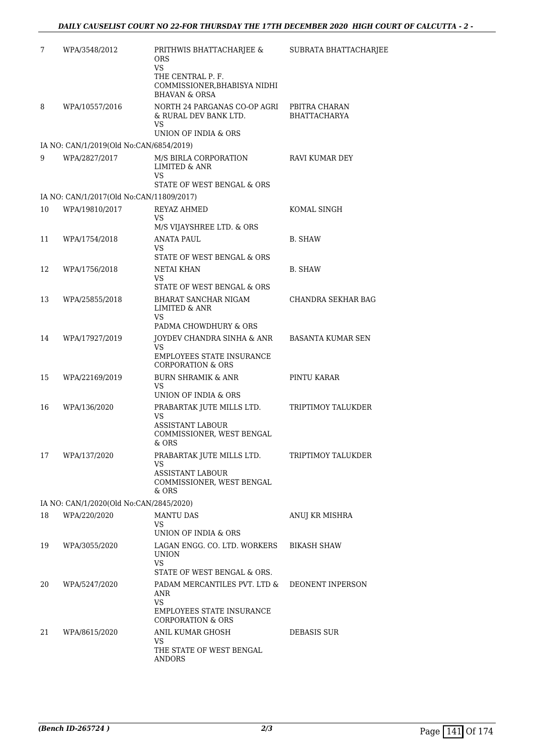| | | | |
|---|---|---|---|
| 7 | WPA/3548/2012 | PRITHWIS BHATTACHARJEE & ORS<br>VS<br>THE CENTRAL P. F. COMMISSIONER,BHABISYA NIDHI BHAVAN & ORSA | SUBRATA BHATTACHARJEE |
| 8 | WPA/10557/2016 | NORTH 24 PARGANAS CO-OP AGRI & RURAL DEV BANK LTD.<br>VS<br>UNION OF INDIA & ORS | PBITRA CHARAN BHATTACHARYA |
| IA NO: CAN/1/2019(Old No:CAN/6854/2019) | | | |
| 9 | WPA/2827/2017 | M/S BIRLA CORPORATION LIMITED & ANR<br>VS<br>STATE OF WEST BENGAL & ORS | RAVI KUMAR DEY |
| IA NO: CAN/1/2017(Old No:CAN/11809/2017) | | | |
| 10 | WPA/19810/2017 | REYAZ AHMED<br>VS<br>M/S VIJAYSHREE LTD. & ORS | KOMAL SINGH |
| 11 | WPA/1754/2018 | ANATA PAUL<br>VS<br>STATE OF WEST BENGAL & ORS | B. SHAW |
| 12 | WPA/1756/2018 | NETAI KHAN<br>VS<br>STATE OF WEST BENGAL & ORS | B. SHAW |
| 13 | WPA/25855/2018 | BHARAT SANCHAR NIGAM LIMITED & ANR<br>VS<br>PADMA CHOWDHURY & ORS | CHANDRA SEKHAR BAG |
| 14 | WPA/17927/2019 | JOYDEV CHANDRA SINHA & ANR<br>VS<br>EMPLOYEES STATE INSURANCE CORPORATION & ORS | BASANTA KUMAR SEN |
| 15 | WPA/22169/2019 | BURN SHRAMIK & ANR<br>VS<br>UNION OF INDIA & ORS | PINTU KARAR |
| 16 | WPA/136/2020 | PRABARTAK JUTE MILLS LTD.<br>VS<br>ASSISTANT LABOUR COMMISSIONER, WEST BENGAL & ORS | TRIPTIMOY TALUKDER |
| 17 | WPA/137/2020 | PRABARTAK JUTE MILLS LTD.<br>VS<br>ASSISTANT LABOUR COMMISSIONER, WEST BENGAL & ORS | TRIPTIMOY TALUKDER |
| IA NO: CAN/1/2020(Old No:CAN/2845/2020) | | | |
| 18 | WPA/220/2020 | MANTU DAS<br>VS<br>UNION OF INDIA & ORS | ANUJ KR MISHRA |
| 19 | WPA/3055/2020 | LAGAN ENGG. CO. LTD. WORKERS UNION<br>VS<br>STATE OF WEST BENGAL & ORS. | BIKASH SHAW |
| 20 | WPA/5247/2020 | PADAM MERCANTILES PVT. LTD & ANR<br>VS<br>EMPLOYEES STATE INSURANCE CORPORATION & ORS | DEONENT INPERSON |
| 21 | WPA/8615/2020 | ANIL KUMAR GHOSH<br>VS<br>THE STATE OF WEST BENGAL ANDORS | DEBASIS SUR |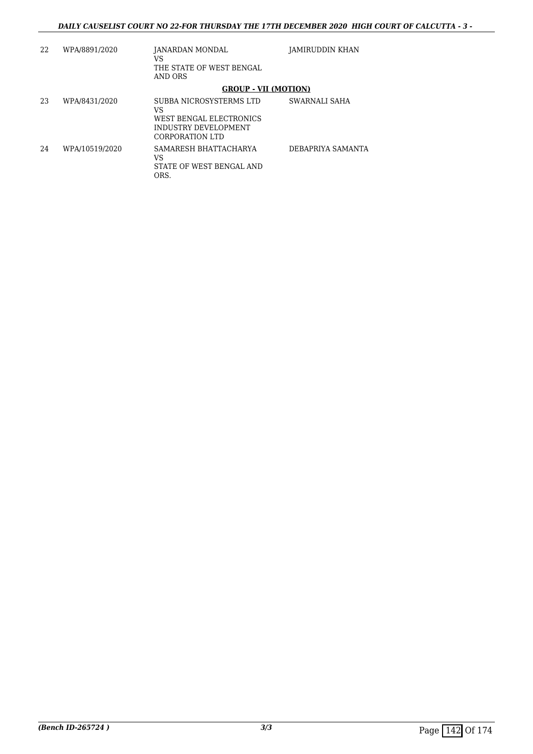| | | | |
|---|---|---|---|
| 22 | WPA/8891/2020 | JANARDAN MONDAL<br>VS<br>THE STATE OF WEST BENGAL AND ORS | JAMIRUDDIN KHAN |

**GROUP - VII (MOTION)**

| | | | |
|---|---|---|---|
| 23 | WPA/8431/2020 | SUBBA NICROSYSTERMS LTD<br>VS<br>WEST BENGAL ELECTRONICS INDUSTRY DEVELOPMENT CORPORATION LTD | SWARNALI SAHA |
| 24 | WPA/10519/2020 | SAMARESH BHATTACHARYA<br>VS<br>STATE OF WEST BENGAL AND ORS. | DEBAPRIYA SAMANTA |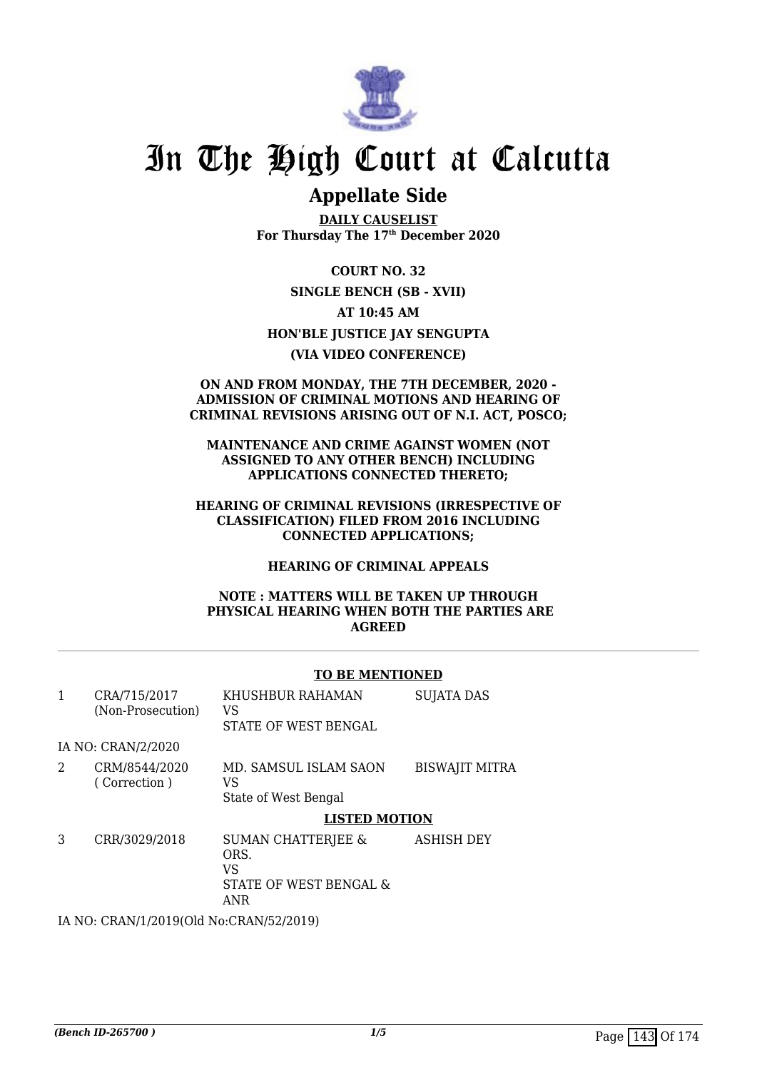# In The High Court at Calcutta

## Appellate Side

**DAILY CAUSELIST**
**For Thursday The 17th December 2020**

**COURT NO. 32**

**SINGLE BENCH (SB - XVII)**

**AT 10:45 AM**

**HON'BLE JUSTICE JAY SENGUPTA**

**(VIA VIDEO CONFERENCE)**

**ON AND FROM MONDAY, THE 7TH DECEMBER, 2020 - ADMISSION OF CRIMINAL MOTIONS AND HEARING OF CRIMINAL REVISIONS ARISING OUT OF N.I. ACT, POSCO;**

**MAINTENANCE AND CRIME AGAINST WOMEN (NOT ASSIGNED TO ANY OTHER BENCH) INCLUDING APPLICATIONS CONNECTED THERETO;**

**HEARING OF CRIMINAL REVISIONS (IRRESPECTIVE OF CLASSIFICATION) FILED FROM 2016 INCLUDING CONNECTED APPLICATIONS;**

**HEARING OF CRIMINAL APPEALS**

**NOTE : MATTERS WILL BE TAKEN UP THROUGH PHYSICAL HEARING WHEN BOTH THE PARTIES ARE AGREED**

**TO BE MENTIONED**

| | | | |
|---|---|---|---|
| 1 | CRA/715/2017 (Non-Prosecution) | KHUSHBUR RAHAMAN VS STATE OF WEST BENGAL | SUJATA DAS |

IA NO: CRAN/2/2020

| | | | |
|---|---|---|---|
| 2 | CRM/8544/2020 ( Correction ) | MD. SAMSUL ISLAM SAON VS State of West Bengal | BISWAJIT MITRA |

**LISTED MOTION**

| | | | |
|---|---|---|---|
| 3 | CRR/3029/2018 | SUMAN CHATTERJEE & ORS. VS STATE OF WEST BENGAL & ANR | ASHISH DEY |

IA NO: CRAN/1/2019(Old No:CRAN/52/2019)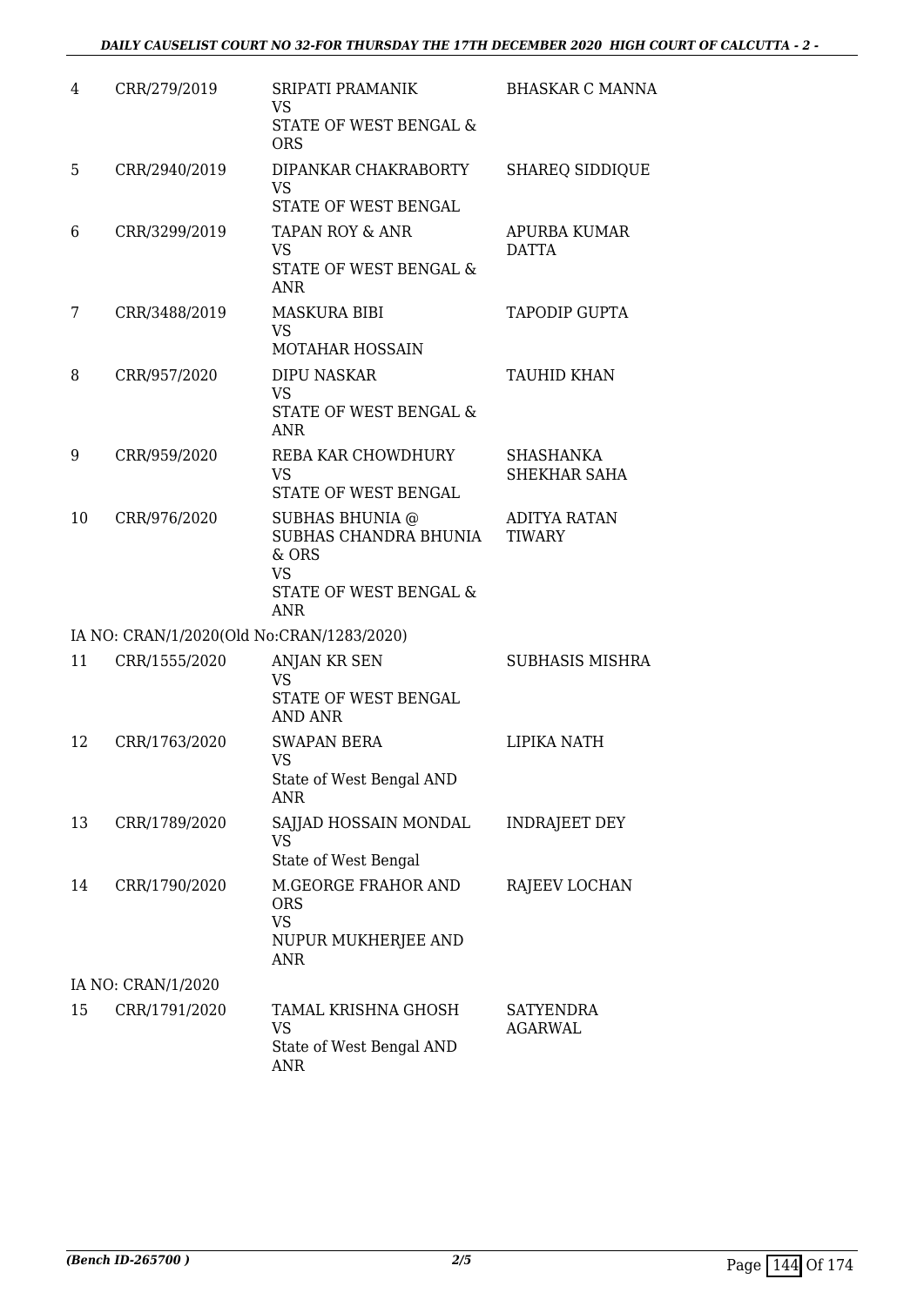| 4 | CRR/279/2019 | SRIPATI PRAMANIK<br>VS<br>STATE OF WEST BENGAL & ORS | BHASKAR C MANNA |
|---|---|---|---|
| 5 | CRR/2940/2019 | DIPANKAR CHAKRABORTY<br>VS<br>STATE OF WEST BENGAL | SHAREQ SIDDIQUE |
| 6 | CRR/3299/2019 | TAPAN ROY & ANR<br>VS<br>STATE OF WEST BENGAL & ANR | APURBA KUMAR DATTA |
| 7 | CRR/3488/2019 | MASKURA BIBI<br>VS<br>MOTAHAR HOSSAIN | TAPODIP GUPTA |
| 8 | CRR/957/2020 | DIPU NASKAR<br>VS<br>STATE OF WEST BENGAL & ANR | TAUHID KHAN |
| 9 | CRR/959/2020 | REBA KAR CHOWDHURY<br>VS<br>STATE OF WEST BENGAL | SHASHANKA SHEKHAR SAHA |
| 10 | CRR/976/2020 | SUBHAS BHUNIA @ SUBHAS CHANDRA BHUNIA & ORS<br>VS<br>STATE OF WEST BENGAL & ANR | ADITYA RATAN TIWARY |
| | IA NO: CRAN/1/2020(Old No:CRAN/1283/2020) | | |
| 11 | CRR/1555/2020 | ANJAN KR SEN<br>VS<br>STATE OF WEST BENGAL AND ANR | SUBHASIS MISHRA |
| 12 | CRR/1763/2020 | SWAPAN BERA<br>VS<br>State of West Bengal AND ANR | LIPIKA NATH |
| 13 | CRR/1789/2020 | SAJJAD HOSSAIN MONDAL<br>VS<br>State of West Bengal | INDRAJEET DEY |
| 14 | CRR/1790/2020 | M.GEORGE FRAHOR AND ORS<br>VS<br>NUPUR MUKHERJEE AND ANR | RAJEEV LOCHAN |
| | IA NO: CRAN/1/2020 | | |
| 15 | CRR/1791/2020 | TAMAL KRISHNA GHOSH<br>VS<br>State of West Bengal AND ANR | SATYENDRA AGARWAL |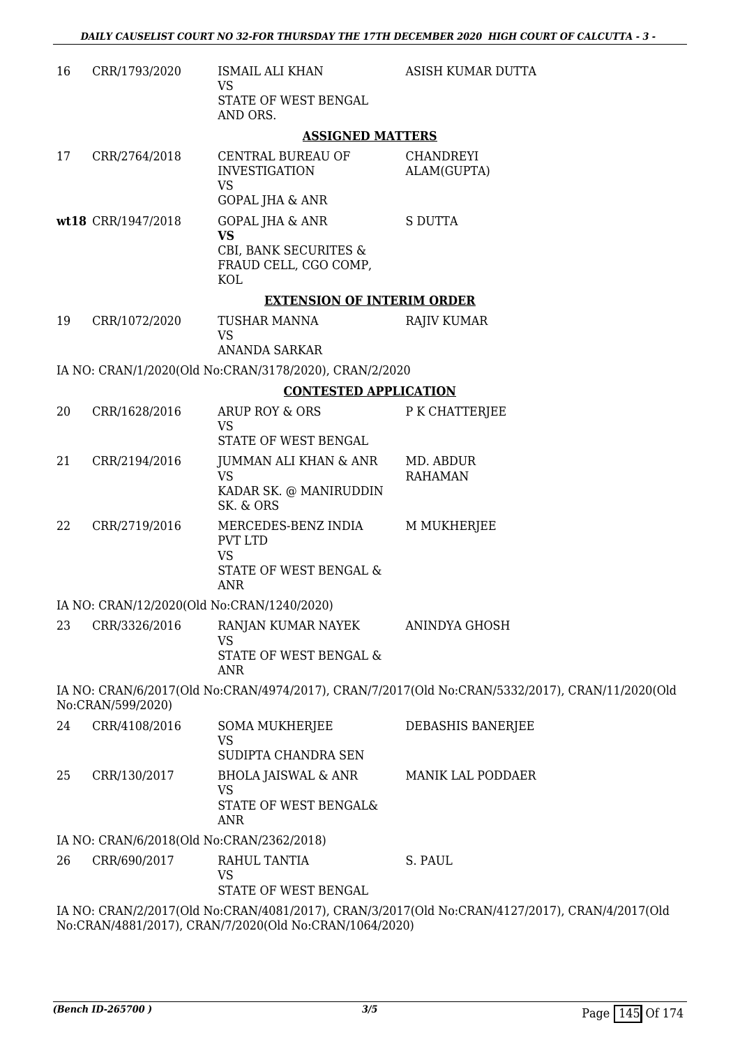| | | | |
|---|---|---|---|
| 16 | CRR/1793/2020 | ISMAIL ALI KHAN<br>VS<br>STATE OF WEST BENGAL AND ORS. | ASISH KUMAR DUTTA |

**ASSIGNED MATTERS**

| | | | |
|---|---|---|---|
| 17 | CRR/2764/2018 | CENTRAL BUREAU OF INVESTIGATION<br>VS<br>GOPAL JHA & ANR | CHANDREYI ALAM(GUPTA) |
| **wt18** | CRR/1947/2018 | GOPAL JHA & ANR<br>**VS**<br>CBI, BANK SECURITES & FRAUD CELL, CGO COMP, KOL | S DUTTA |

**EXTENSION OF INTERIM ORDER**

| | | | |
|---|---|---|---|
| 19 | CRR/1072/2020 | TUSHAR MANNA<br>VS<br>ANANDA SARKAR | RAJIV KUMAR |

IA NO: CRAN/1/2020(Old No:CRAN/3178/2020), CRAN/2/2020

**CONTESTED APPLICATION**

| | | | |
|---|---|---|---|
| 20 | CRR/1628/2016 | ARUP ROY & ORS<br>VS<br>STATE OF WEST BENGAL | P K CHATTERJEE |
| 21 | CRR/2194/2016 | JUMMAN ALI KHAN & ANR<br>VS<br>KADAR SK. @ MANIRUDDIN SK. & ORS | MD. ABDUR RAHAMAN |
| 22 | CRR/2719/2016 | MERCEDES-BENZ INDIA PVT LTD<br>VS<br>STATE OF WEST BENGAL & ANR | M MUKHERJEE |

IA NO: CRAN/12/2020(Old No:CRAN/1240/2020)

| | | | |
|---|---|---|---|
| 23 | CRR/3326/2016 | RANJAN KUMAR NAYEK<br>VS<br>STATE OF WEST BENGAL & ANR | ANINDYA GHOSH |

IA NO: CRAN/6/2017(Old No:CRAN/4974/2017), CRAN/7/2017(Old No:CRAN/5332/2017), CRAN/11/2020(Old No:CRAN/599/2020)

| | | | |
|---|---|---|---|
| 24 | CRR/4108/2016 | SOMA MUKHERJEE<br>VS<br>SUDIPTA CHANDRA SEN | DEBASHIS BANERJEE |
| 25 | CRR/130/2017 | BHOLA JAISWAL & ANR<br>VS<br>STATE OF WEST BENGAL& ANR | MANIK LAL PODDAER |

IA NO: CRAN/6/2018(Old No:CRAN/2362/2018)

| | | | |
|---|---|---|---|
| 26 | CRR/690/2017 | RAHUL TANTIA<br>VS<br>STATE OF WEST BENGAL | S. PAUL |

IA NO: CRAN/2/2017(Old No:CRAN/4081/2017), CRAN/3/2017(Old No:CRAN/4127/2017), CRAN/4/2017(Old No:CRAN/4881/2017), CRAN/7/2020(Old No:CRAN/1064/2020)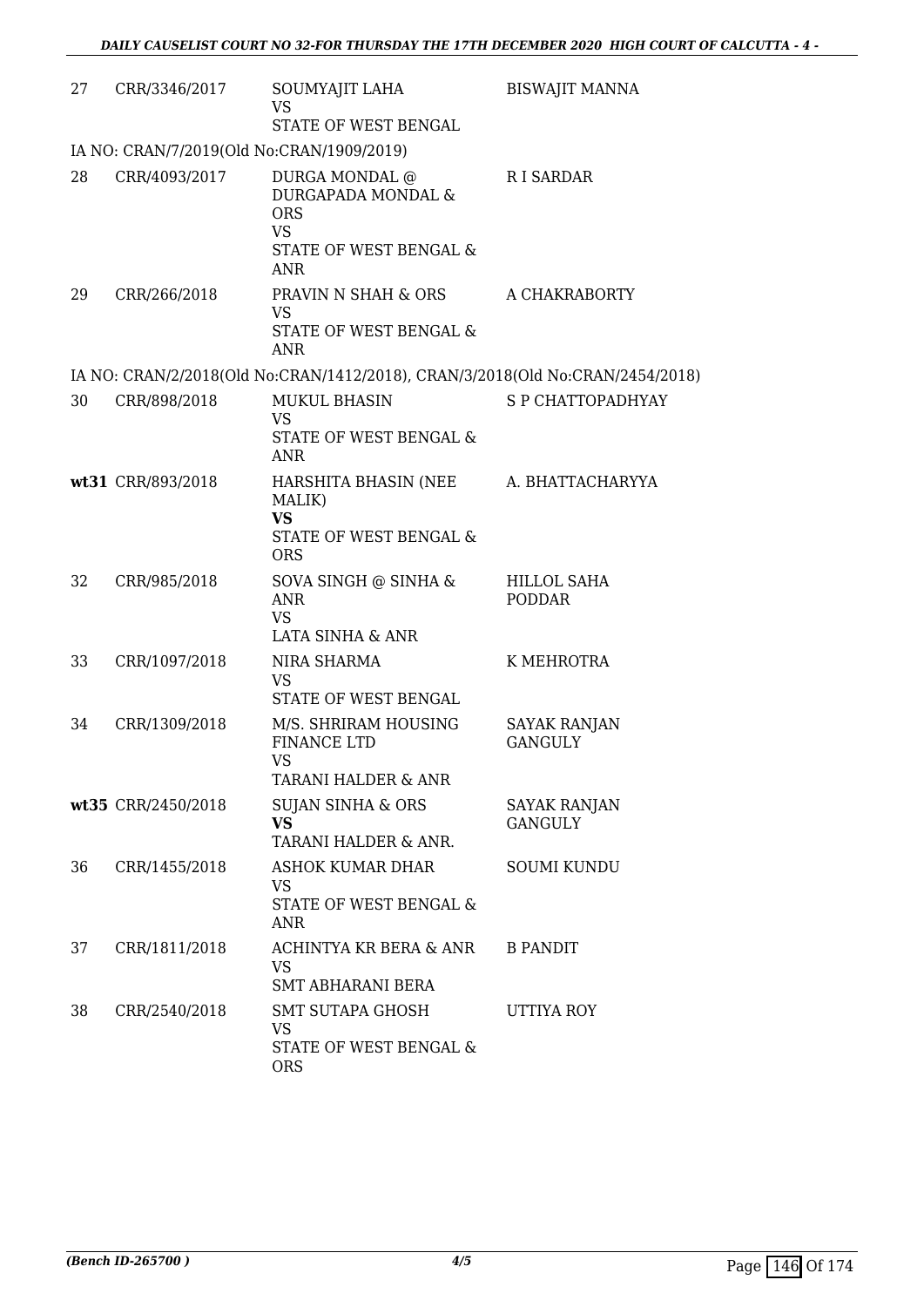| | | | |
|---|---|---|---|
| 27 | CRR/3346/2017 | SOUMYAJIT LAHA<br>VS<br>STATE OF WEST BENGAL | BISWAJIT MANNA |
| | IA NO: CRAN/7/2019(Old No:CRAN/1909/2019) | | |
| 28 | CRR/4093/2017 | DURGA MONDAL @ DURGAPADA MONDAL & ORS<br>VS<br>STATE OF WEST BENGAL & ANR | R I SARDAR |
| 29 | CRR/266/2018 | PRAVIN N SHAH & ORS<br>VS<br>STATE OF WEST BENGAL & ANR | A CHAKRABORTY |
| | IA NO: CRAN/2/2018(Old No:CRAN/1412/2018), CRAN/3/2018(Old No:CRAN/2454/2018) | | |
| 30 | CRR/898/2018 | MUKUL BHASIN<br>VS<br>STATE OF WEST BENGAL & ANR | S P CHATTOPADHYAY |
| wt31 | CRR/893/2018 | HARSHITA BHASIN (NEE MALIK)<br>**VS**<br>STATE OF WEST BENGAL & ORS | A. BHATTACHARYYA |
| 32 | CRR/985/2018 | SOVA SINGH @ SINHA & ANR<br>VS<br>LATA SINHA & ANR | HILLOL SAHA PODDAR |
| 33 | CRR/1097/2018 | NIRA SHARMA<br>VS<br>STATE OF WEST BENGAL | K MEHROTRA |
| 34 | CRR/1309/2018 | M/S. SHRIRAM HOUSING FINANCE LTD<br>VS<br>TARANI HALDER & ANR | SAYAK RANJAN GANGULY |
| wt35 | CRR/2450/2018 | SUJAN SINHA & ORS<br>**VS**<br>TARANI HALDER & ANR. | SAYAK RANJAN GANGULY |
| 36 | CRR/1455/2018 | ASHOK KUMAR DHAR<br>VS<br>STATE OF WEST BENGAL & ANR | SOUMI KUNDU |
| 37 | CRR/1811/2018 | ACHINTYA KR BERA & ANR<br>VS<br>SMT ABHARANI BERA | B PANDIT |
| 38 | CRR/2540/2018 | SMT SUTAPA GHOSH<br>VS<br>STATE OF WEST BENGAL & ORS | UTTIYA ROY |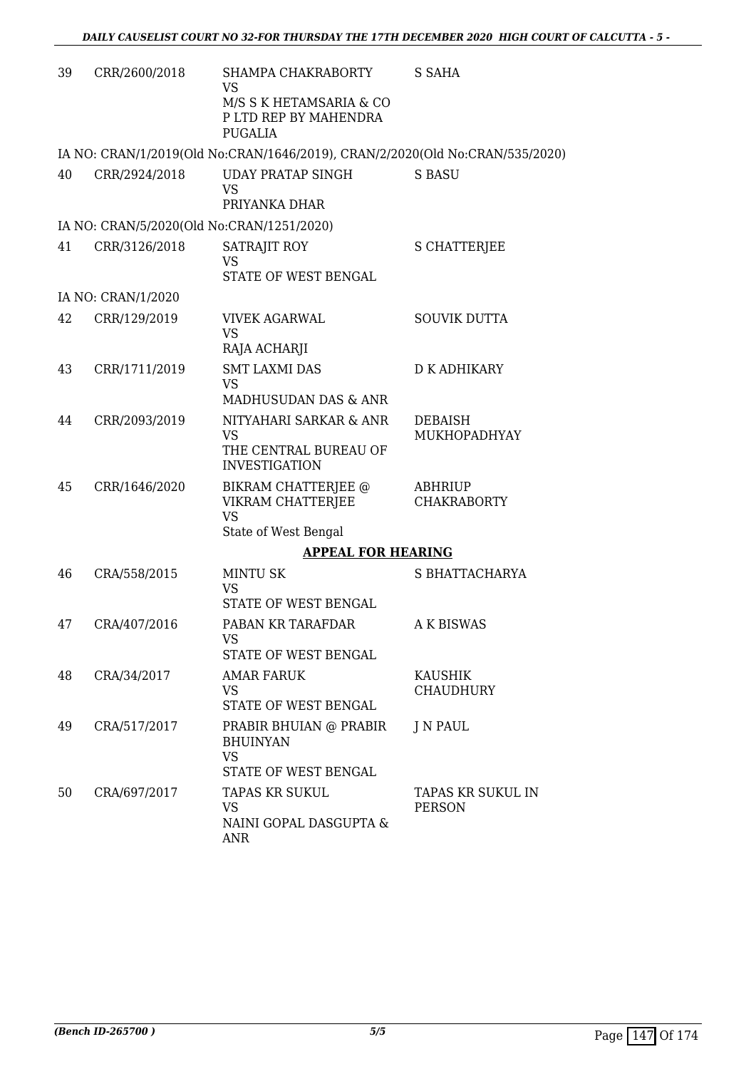| | | | |
|---|---|---|---|
| 39 | CRR/2600/2018 | SHAMPA CHAKRABORTY<br>VS<br>M/S S K HETAMSARIA & CO P LTD REP BY MAHENDRA PUGALIA | S SAHA |

IA NO: CRAN/1/2019(Old No:CRAN/1646/2019), CRAN/2/2020(Old No:CRAN/535/2020)

| | | | |
|---|---|---|---|
| 40 | CRR/2924/2018 | UDAY PRATAP SINGH<br>VS<br>PRIYANKA DHAR | S BASU |

IA NO: CRAN/5/2020(Old No:CRAN/1251/2020)

| | | | |
|---|---|---|---|
| 41 | CRR/3126/2018 | SATRAJIT ROY<br>VS<br>STATE OF WEST BENGAL | S CHATTERJEE |

IA NO: CRAN/1/2020

| | | | |
|---|---|---|---|
| 42 | CRR/129/2019 | VIVEK AGARWAL<br>VS<br>RAJA ACHARJI | SOUVIK DUTTA |
| 43 | CRR/1711/2019 | SMT LAXMI DAS<br>VS<br>MADHUSUDAN DAS & ANR | D K ADHIKARY |
| 44 | CRR/2093/2019 | NITYAHARI SARKAR & ANR<br>VS<br>THE CENTRAL BUREAU OF INVESTIGATION | DEBAISH MUKHOPADHYAY |
| 45 | CRR/1646/2020 | BIKRAM CHATTERJEE @ VIKRAM CHATTERJEE<br>VS<br>State of West Bengal | ABHRIUP CHAKRABORTY |

## APPEAL FOR HEARING

| | | | |
|---|---|---|---|
| 46 | CRA/558/2015 | MINTU SK<br>VS<br>STATE OF WEST BENGAL | S BHATTACHARYA |
| 47 | CRA/407/2016 | PABAN KR TARAFDAR<br>VS<br>STATE OF WEST BENGAL | A K BISWAS |
| 48 | CRA/34/2017 | AMAR FARUK<br>VS<br>STATE OF WEST BENGAL | KAUSHIK CHAUDHURY |
| 49 | CRA/517/2017 | PRABIR BHUIAN @ PRABIR BHUINYAN<br>VS<br>STATE OF WEST BENGAL | J N PAUL |
| 50 | CRA/697/2017 | TAPAS KR SUKUL<br>VS<br>NAINI GOPAL DASGUPTA & ANR | TAPAS KR SUKUL IN PERSON |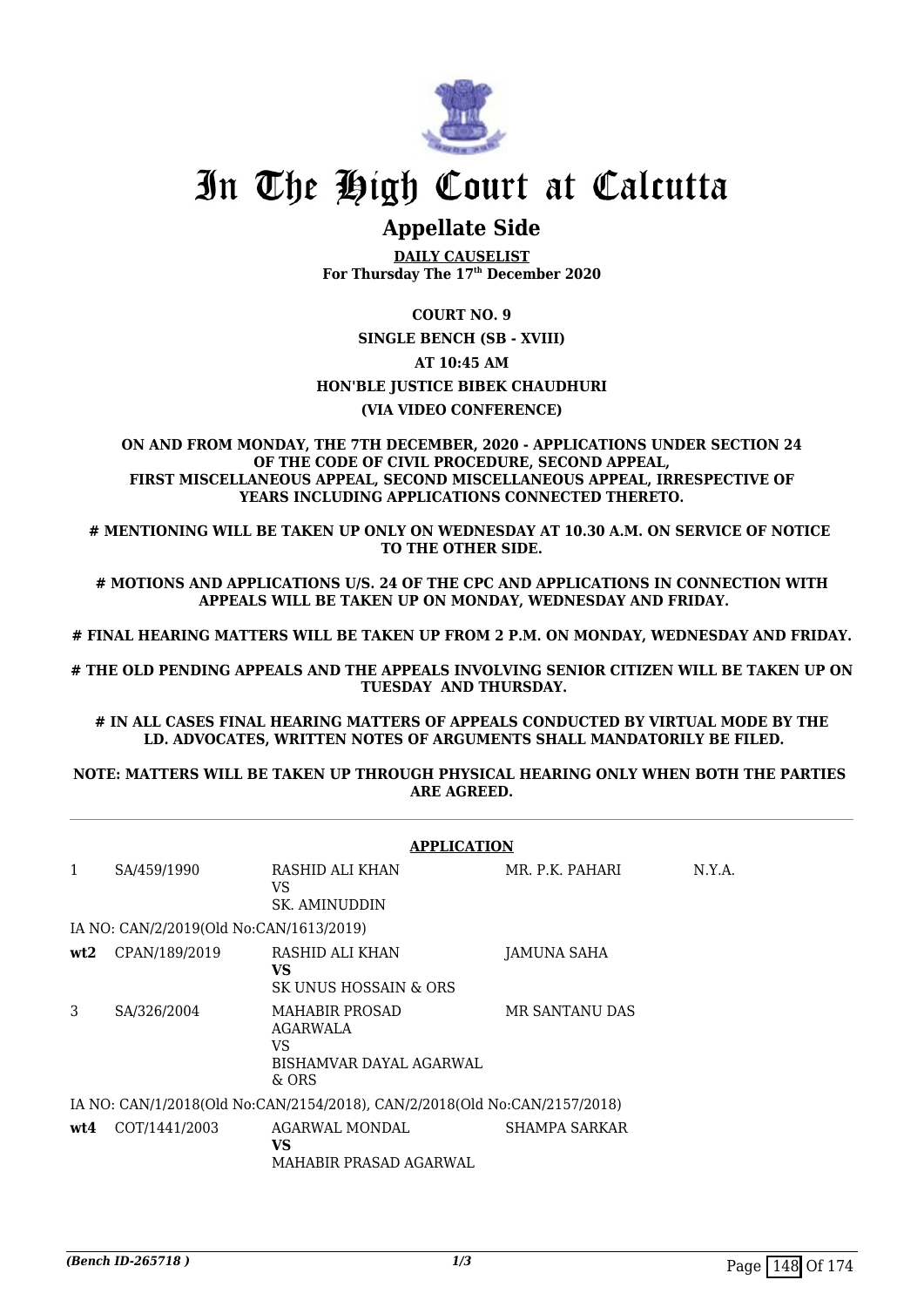# In The High Court at Calcutta

## Appellate Side

**DAILY CAUSELIST**
**For Thursday The 17th December 2020**

**COURT NO. 9**

**SINGLE BENCH (SB - XVIII)**

**AT 10:45 AM**

**HON'BLE JUSTICE BIBEK CHAUDHURI**

**(VIA VIDEO CONFERENCE)**

**ON AND FROM MONDAY, THE 7TH DECEMBER, 2020 - APPLICATIONS UNDER SECTION 24 OF THE CODE OF CIVIL PROCEDURE, SECOND APPEAL, FIRST MISCELLANEOUS APPEAL, SECOND MISCELLANEOUS APPEAL, IRRESPECTIVE OF YEARS INCLUDING APPLICATIONS CONNECTED THERETO.**

**# MENTIONING WILL BE TAKEN UP ONLY ON WEDNESDAY AT 10.30 A.M. ON SERVICE OF NOTICE TO THE OTHER SIDE.**

**# MOTIONS AND APPLICATIONS U/S. 24 OF THE CPC AND APPLICATIONS IN CONNECTION WITH APPEALS WILL BE TAKEN UP ON MONDAY, WEDNESDAY AND FRIDAY.**

**# FINAL HEARING MATTERS WILL BE TAKEN UP FROM 2 P.M. ON MONDAY, WEDNESDAY AND FRIDAY.**

**# THE OLD PENDING APPEALS AND THE APPEALS INVOLVING SENIOR CITIZEN WILL BE TAKEN UP ON TUESDAY AND THURSDAY.**

**# IN ALL CASES FINAL HEARING MATTERS OF APPEALS CONDUCTED BY VIRTUAL MODE BY THE LD. ADVOCATES, WRITTEN NOTES OF ARGUMENTS SHALL MANDATORILY BE FILED.**

**NOTE: MATTERS WILL BE TAKEN UP THROUGH PHYSICAL HEARING ONLY WHEN BOTH THE PARTIES ARE AGREED.**

**APPLICATION**

| | | | | |
|---|---|---|---|---|
| 1 | SA/459/1990 | RASHID ALI KHAN<br>VS<br>SK. AMINUDDIN | MR. P.K. PAHARI | N.Y.A. |
| | IA NO: CAN/2/2019(Old No:CAN/1613/2019) | | | |
| **wt2** | CPAN/189/2019 | RASHID ALI KHAN<br>**VS**<br>SK UNUS HOSSAIN & ORS | JAMUNA SAHA | |
| 3 | SA/326/2004 | MAHABIR PROSAD AGARWALA<br>VS<br>BISHAMVAR DAYAL AGARWAL & ORS | MR SANTANU DAS | |
| | IA NO: CAN/1/2018(Old No:CAN/2154/2018), CAN/2/2018(Old No:CAN/2157/2018) | | | |
| **wt4** | COT/1441/2003 | AGARWAL MONDAL<br>**VS**<br>MAHABIR PRASAD AGARWAL | SHAMPA SARKAR | |

*(Bench ID-265718 )*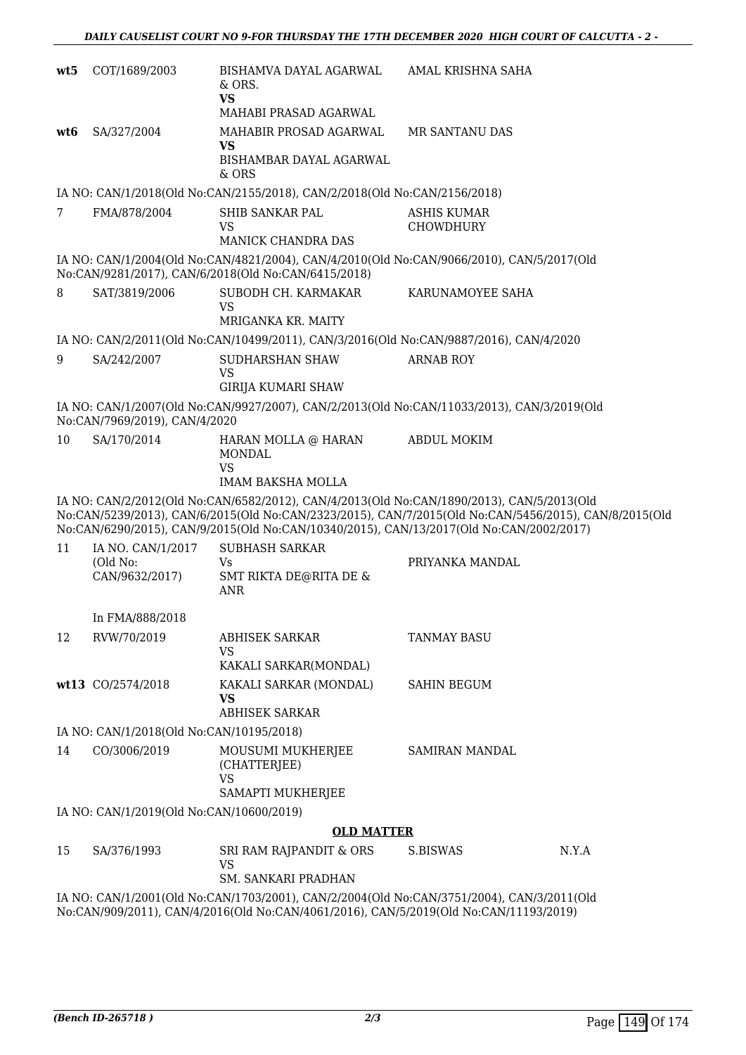| | | | | |
|---|---|---|---|---|
| **wt5** | COT/1689/2003 | BISHAMVA DAYAL AGARWAL & ORS.<br>**VS**<br>MAHABI PRASAD AGARWAL | AMAL KRISHNA SAHA | |
| **wt6** | SA/327/2004 | MAHABIR PROSAD AGARWAL<br>**VS**<br>BISHAMBAR DAYAL AGARWAL & ORS | MR SANTANU DAS | |

IA NO: CAN/1/2018(Old No:CAN/2155/2018), CAN/2/2018(Old No:CAN/2156/2018)

| | | | | |
|---|---|---|---|---|
| 7 | FMA/878/2004 | SHIB SANKAR PAL<br>VS<br>MANICK CHANDRA DAS | ASHIS KUMAR CHOWDHURY | |

IA NO: CAN/1/2004(Old No:CAN/4821/2004), CAN/4/2010(Old No:CAN/9066/2010), CAN/5/2017(Old No:CAN/9281/2017), CAN/6/2018(Old No:CAN/6415/2018)

| | | | | |
|---|---|---|---|---|
| 8 | SAT/3819/2006 | SUBODH CH. KARMAKAR<br>VS<br>MRIGANKA KR. MAITY | KARUNAMOYEE SAHA | |

IA NO: CAN/2/2011(Old No:CAN/10499/2011), CAN/3/2016(Old No:CAN/9887/2016), CAN/4/2020

| | | | | |
|---|---|---|---|---|
| 9 | SA/242/2007 | SUDHARSHAN SHAW<br>VS<br>GIRIJA KUMARI SHAW | ARNAB ROY | |

IA NO: CAN/1/2007(Old No:CAN/9927/2007), CAN/2/2013(Old No:CAN/11033/2013), CAN/3/2019(Old No:CAN/7969/2019), CAN/4/2020

| | | | | |
|---|---|---|---|---|
| 10 | SA/170/2014 | HARAN MOLLA @ HARAN MONDAL<br>VS<br>IMAM BAKSHA MOLLA | ABDUL MOKIM | |

IA NO: CAN/2/2012(Old No:CAN/6582/2012), CAN/4/2013(Old No:CAN/1890/2013), CAN/5/2013(Old No:CAN/5239/2013), CAN/6/2015(Old No:CAN/2323/2015), CAN/7/2015(Old No:CAN/5456/2015), CAN/8/2015(Old No:CAN/6290/2015), CAN/9/2015(Old No:CAN/10340/2015), CAN/13/2017(Old No:CAN/2002/2017)

| | | | | |
|---|---|---|---|---|
| 11 | IA NO. CAN/1/2017 (Old No: CAN/9632/2017)<br><br>In FMA/888/2018 | SUBHASH SARKAR<br>Vs<br>SMT RIKTA DE@RITA DE & ANR | PRIYANKA MANDAL | |
| 12 | RVW/70/2019 | ABHISEK SARKAR<br>VS<br>KAKALI SARKAR(MONDAL) | TANMAY BASU | |
| **wt13** | CO/2574/2018 | KAKALI SARKAR (MONDAL)<br>**VS**<br>ABHISEK SARKAR | SAHIN BEGUM | |

IA NO: CAN/1/2018(Old No:CAN/10195/2018)

| | | | | |
|---|---|---|---|---|
| 14 | CO/3006/2019 | MOUSUMI MUKHERJEE (CHATTERJEE)<br>VS<br>SAMAPTI MUKHERJEE | SAMIRAN MANDAL | |

IA NO: CAN/1/2019(Old No:CAN/10600/2019)

**OLD MATTER**

| | | | | |
|---|---|---|---|---|
| 15 | SA/376/1993 | SRI RAM RAJPANDIT & ORS<br>VS<br>SM. SANKARI PRADHAN | S.BISWAS | N.Y.A |

IA NO: CAN/1/2001(Old No:CAN/1703/2001), CAN/2/2004(Old No:CAN/3751/2004), CAN/3/2011(Old No:CAN/909/2011), CAN/4/2016(Old No:CAN/4061/2016), CAN/5/2019(Old No:CAN/11193/2019)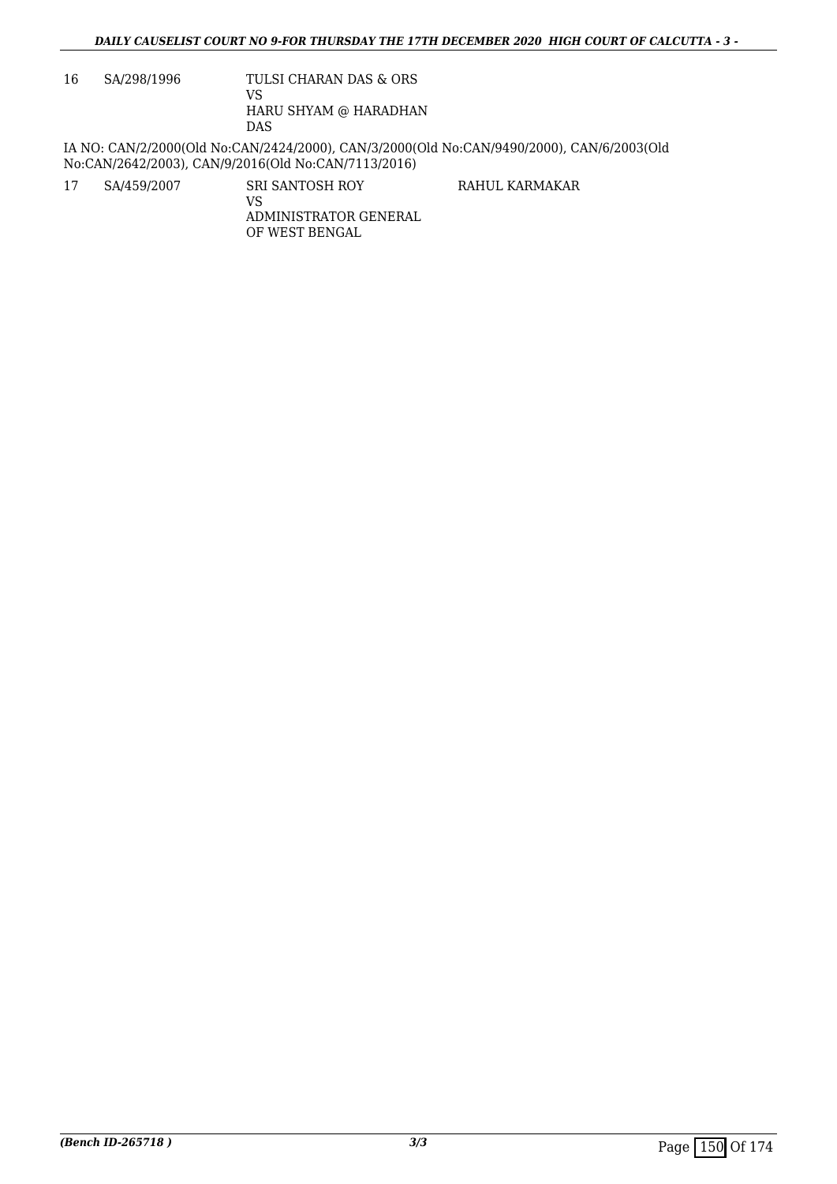| | | | |
|---|---|---|---|
| 16 | SA/298/1996 | TULSI CHARAN DAS & ORS<br>VS<br>HARU SHYAM @ HARADHAN DAS | |

IA NO: CAN/2/2000(Old No:CAN/2424/2000), CAN/3/2000(Old No:CAN/9490/2000), CAN/6/2003(Old No:CAN/2642/2003), CAN/9/2016(Old No:CAN/7113/2016)

| | | | |
|---|---|---|---|
| 17 | SA/459/2007 | SRI SANTOSH ROY<br>VS<br>ADMINISTRATOR GENERAL OF WEST BENGAL | RAHUL KARMAKAR |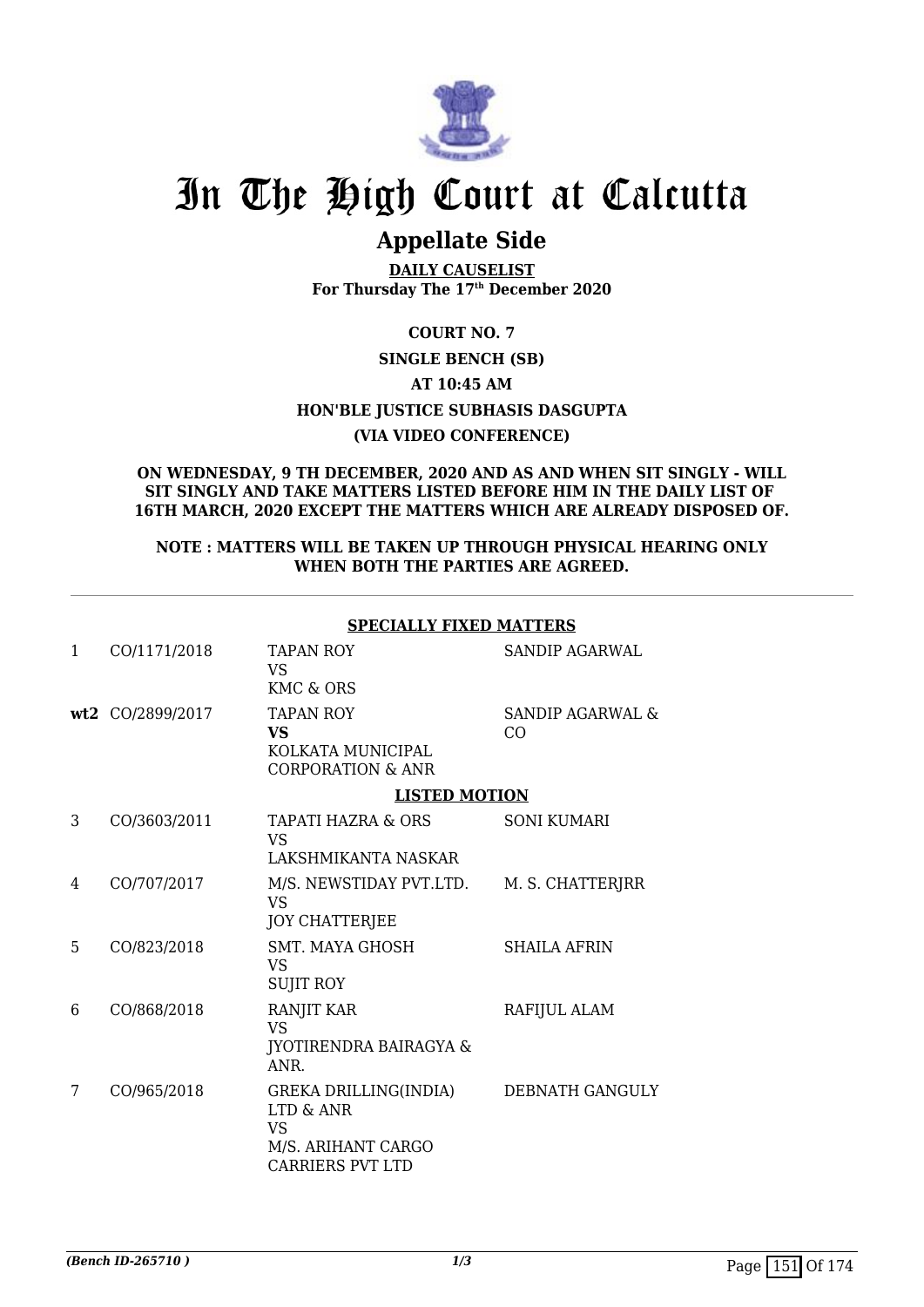# In The High Court at Calcutta

## Appellate Side

**DAILY CAUSELIST**
**For Thursday The 17th December 2020**

**COURT NO. 7**

**SINGLE BENCH (SB)**

**AT 10:45 AM**

**HON'BLE JUSTICE SUBHASIS DASGUPTA**

**(VIA VIDEO CONFERENCE)**

**ON WEDNESDAY, 9 TH DECEMBER, 2020 AND AS AND WHEN SIT SINGLY - WILL SIT SINGLY AND TAKE MATTERS LISTED BEFORE HIM IN THE DAILY LIST OF 16TH MARCH, 2020 EXCEPT THE MATTERS WHICH ARE ALREADY DISPOSED OF.**

**NOTE : MATTERS WILL BE TAKEN UP THROUGH PHYSICAL HEARING ONLY WHEN BOTH THE PARTIES ARE AGREED.**

**SPECIALLY FIXED MATTERS**

| | | | |
|---|---|---|---|
| 1 | CO/1171/2018 | TAPAN ROY<br>VS<br>KMC & ORS | SANDIP AGARWAL |
| **wt2** | CO/2899/2017 | TAPAN ROY<br>**VS**<br>KOLKATA MUNICIPAL CORPORATION & ANR | SANDIP AGARWAL & CO |

**LISTED MOTION**

| | | | |
|---|---|---|---|
| 3 | CO/3603/2011 | TAPATI HAZRA & ORS<br>VS<br>LAKSHMIKANTA NASKAR | SONI KUMARI |
| 4 | CO/707/2017 | M/S. NEWSTIDAY PVT.LTD.<br>VS<br>JOY CHATTERJEE | M. S. CHATTERJRR |
| 5 | CO/823/2018 | SMT. MAYA GHOSH<br>VS<br>SUJIT ROY | SHAILA AFRIN |
| 6 | CO/868/2018 | RANJIT KAR<br>VS<br>JYOTIRENDRA BAIRAGYA & ANR. | RAFIJUL ALAM |
| 7 | CO/965/2018 | GREKA DRILLING(INDIA) LTD & ANR<br>VS<br>M/S. ARIHANT CARGO CARRIERS PVT LTD | DEBNATH GANGULY |

*(Bench ID-265710 )*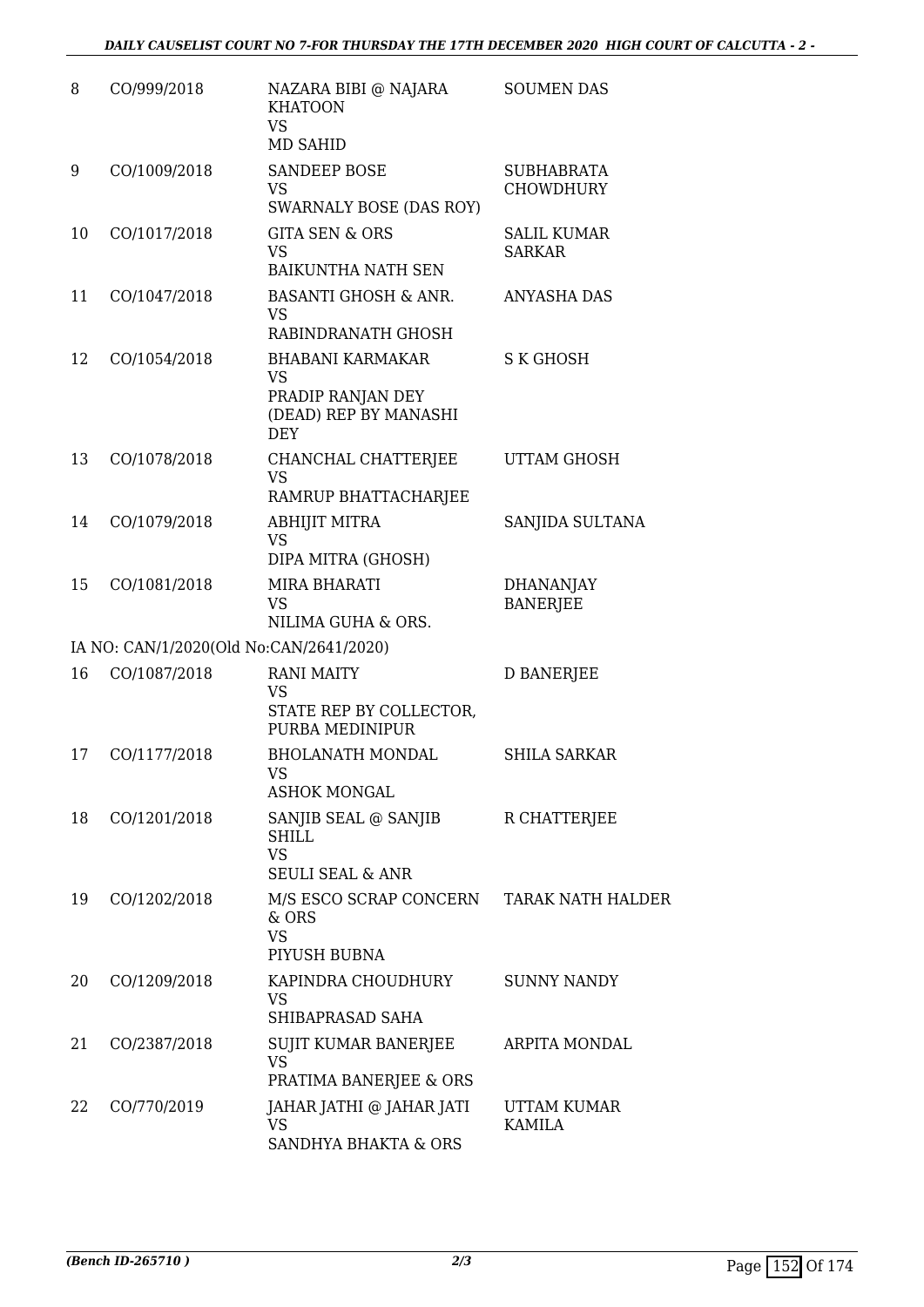| 8 | CO/999/2018 | NAZARA BIBI @ NAJARA KHATOON<br>VS<br>MD SAHID | SOUMEN DAS |
|---|---|---|---|
| 9 | CO/1009/2018 | SANDEEP BOSE<br>VS<br>SWARNALY BOSE (DAS ROY) | SUBHABRATA CHOWDHURY |
| 10 | CO/1017/2018 | GITA SEN & ORS<br>VS<br>BAIKUNTHA NATH SEN | SALIL KUMAR SARKAR |
| 11 | CO/1047/2018 | BASANTI GHOSH & ANR.<br>VS<br>RABINDRANATH GHOSH | ANYASHA DAS |
| 12 | CO/1054/2018 | BHABANI KARMAKAR<br>VS<br>PRADIP RANJAN DEY (DEAD) REP BY MANASHI DEY | S K GHOSH |
| 13 | CO/1078/2018 | CHANCHAL CHATTERJEE<br>VS<br>RAMRUP BHATTACHARJEE | UTTAM GHOSH |
| 14 | CO/1079/2018 | ABHIJIT MITRA<br>VS<br>DIPA MITRA (GHOSH) | SANJIDA SULTANA |
| 15 | CO/1081/2018 | MIRA BHARATI<br>VS<br>NILIMA GUHA & ORS. | DHANANJAY BANERJEE |
| | IA NO: CAN/1/2020(Old No:CAN/2641/2020) | | |
| 16 | CO/1087/2018 | RANI MAITY<br>VS<br>STATE REP BY COLLECTOR, PURBA MEDINIPUR | D BANERJEE |
| 17 | CO/1177/2018 | BHOLANATH MONDAL<br>VS<br>ASHOK MONGAL | SHILA SARKAR |
| 18 | CO/1201/2018 | SANJIB SEAL @ SANJIB SHILL<br>VS<br>SEULI SEAL & ANR | R CHATTERJEE |
| 19 | CO/1202/2018 | M/S ESCO SCRAP CONCERN & ORS<br>VS<br>PIYUSH BUBNA | TARAK NATH HALDER |
| 20 | CO/1209/2018 | KAPINDRA CHOUDHURY<br>VS<br>SHIBAPRASAD SAHA | SUNNY NANDY |
| 21 | CO/2387/2018 | SUJIT KUMAR BANERJEE<br>VS<br>PRATIMA BANERJEE & ORS | ARPITA MONDAL |
| 22 | CO/770/2019 | JAHAR JATHI @ JAHAR JATI<br>VS<br>SANDHYA BHAKTA & ORS | UTTAM KUMAR KAMILA |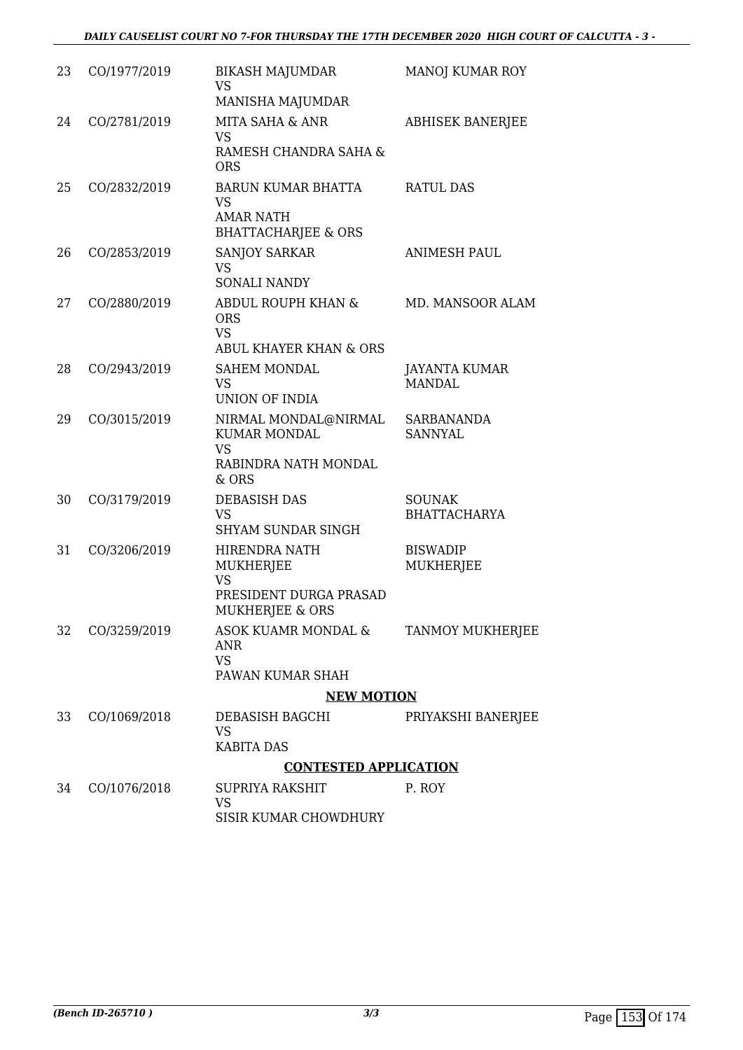| | | | |
|---|---|---|---|
| 23 | CO/1977/2019 | BIKASH MAJUMDAR<br>VS<br>MANISHA MAJUMDAR | MANOJ KUMAR ROY |
| 24 | CO/2781/2019 | MITA SAHA & ANR<br>VS<br>RAMESH CHANDRA SAHA & ORS | ABHISEK BANERJEE |
| 25 | CO/2832/2019 | BARUN KUMAR BHATTA<br>VS<br>AMAR NATH BHATTACHARJEE & ORS | RATUL DAS |
| 26 | CO/2853/2019 | SANJOY SARKAR<br>VS<br>SONALI NANDY | ANIMESH PAUL |
| 27 | CO/2880/2019 | ABDUL ROUPH KHAN & ORS<br>VS<br>ABUL KHAYER KHAN & ORS | MD. MANSOOR ALAM |
| 28 | CO/2943/2019 | SAHEM MONDAL<br>VS<br>UNION OF INDIA | JAYANTA KUMAR MANDAL |
| 29 | CO/3015/2019 | NIRMAL MONDAL@NIRMAL KUMAR MONDAL<br>VS<br>RABINDRA NATH MONDAL & ORS | SARBANANDA SANNYAL |
| 30 | CO/3179/2019 | DEBASISH DAS<br>VS<br>SHYAM SUNDAR SINGH | SOUNAK BHATTACHARYA |
| 31 | CO/3206/2019 | HIRENDRA NATH MUKHERJEE<br>VS<br>PRESIDENT DURGA PRASAD MUKHERJEE & ORS | BISWADIP MUKHERJEE |
| 32 | CO/3259/2019 | ASOK KUAMR MONDAL & ANR<br>VS<br>PAWAN KUMAR SHAH | TANMOY MUKHERJEE |

**NEW MOTION**

| | | | |
|---|---|---|---|
| 33 | CO/1069/2018 | DEBASISH BAGCHI<br>VS<br>KABITA DAS | PRIYAKSHI BANERJEE |

**CONTESTED APPLICATION**

| | | | |
|---|---|---|---|
| 34 | CO/1076/2018 | SUPRIYA RAKSHIT<br>VS<br>SISIR KUMAR CHOWDHURY | P. ROY |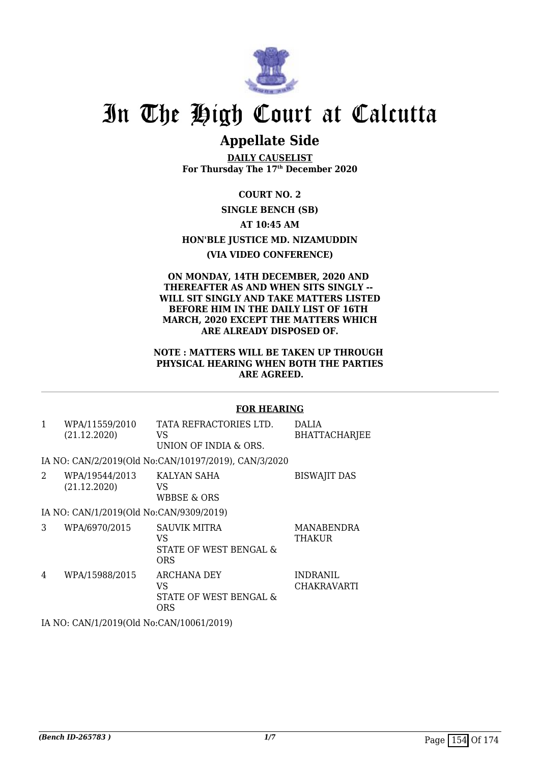# In The High Court at Calcutta

## Appellate Side

**DAILY CAUSELIST**
**For Thursday The 17th December 2020**

**COURT NO. 2**

**SINGLE BENCH (SB)**

**AT 10:45 AM**

**HON'BLE JUSTICE MD. NIZAMUDDIN**

**(VIA VIDEO CONFERENCE)**

**ON MONDAY, 14TH DECEMBER, 2020 AND THEREAFTER AS AND WHEN SITS SINGLY -- WILL SIT SINGLY AND TAKE MATTERS LISTED BEFORE HIM IN THE DAILY LIST OF 16TH MARCH, 2020 EXCEPT THE MATTERS WHICH ARE ALREADY DISPOSED OF.**

**NOTE : MATTERS WILL BE TAKEN UP THROUGH PHYSICAL HEARING WHEN BOTH THE PARTIES ARE AGREED.**

---

**FOR HEARING**

| | | | |
|---|---|---|---|
| 1 | WPA/11559/2010 (21.12.2020) | TATA REFRACTORIES LTD. VS UNION OF INDIA & ORS. | DALIA BHATTACHARJEE |
| | IA NO: CAN/2/2019(Old No:CAN/10197/2019), CAN/3/2020 | | |
| 2 | WPA/19544/2013 (21.12.2020) | KALYAN SAHA VS WBBSE & ORS | BISWAJIT DAS |
| | IA NO: CAN/1/2019(Old No:CAN/9309/2019) | | |
| 3 | WPA/6970/2015 | SAUVIK MITRA VS STATE OF WEST BENGAL & ORS | MANABENDRA THAKUR |
| 4 | WPA/15988/2015 | ARCHANA DEY VS STATE OF WEST BENGAL & ORS | INDRANIL CHAKRAVARTI |
| | IA NO: CAN/1/2019(Old No:CAN/10061/2019) | | |

*(Bench ID-265783 )*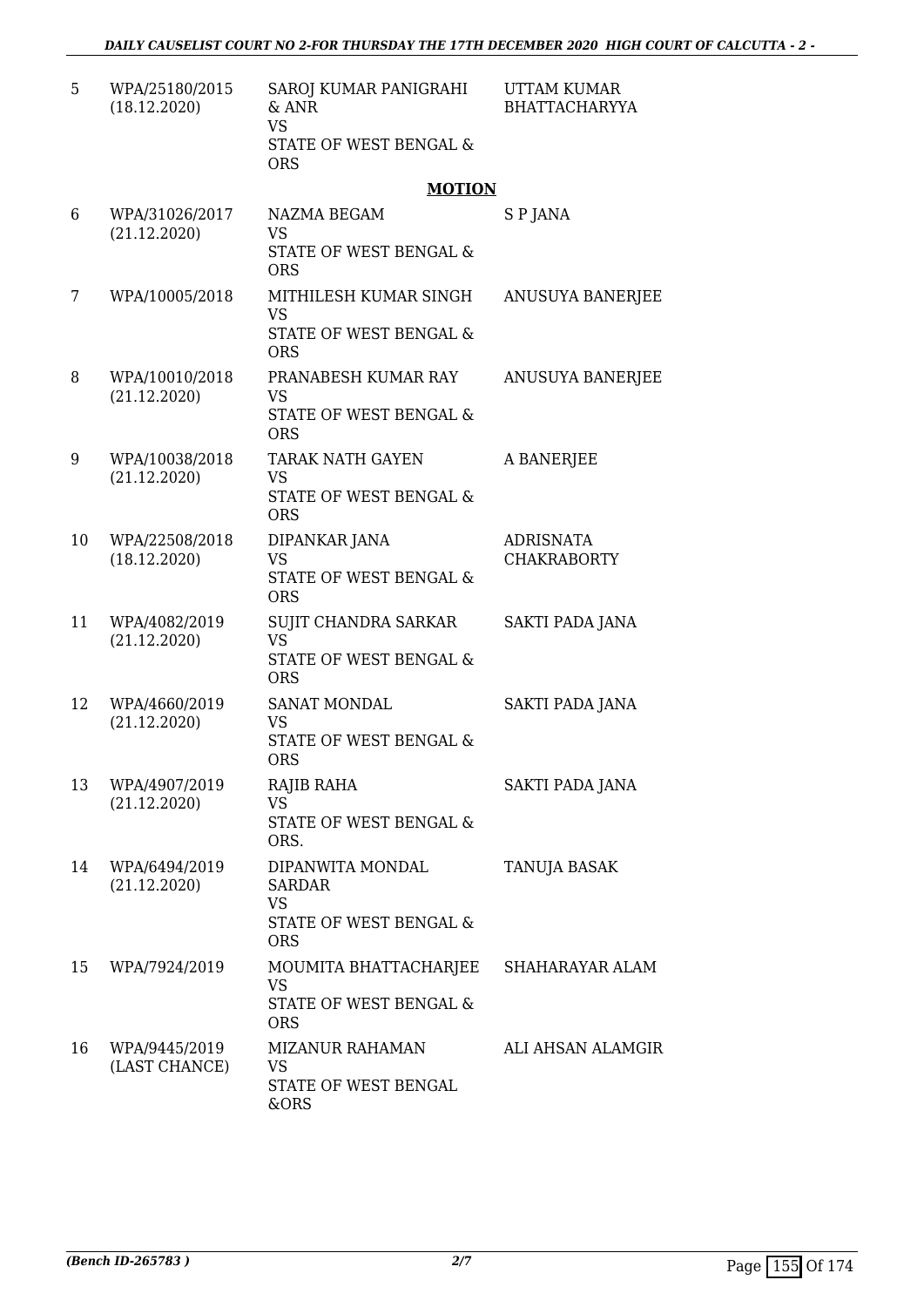| | | | |
|---|---|---|---|
| 5 | WPA/25180/2015 (18.12.2020) | SAROJ KUMAR PANIGRAHI & ANR VS STATE OF WEST BENGAL & ORS | UTTAM KUMAR BHATTACHARYYA |

**MOTION**

| | | | |
|---|---|---|---|
| 6 | WPA/31026/2017 (21.12.2020) | NAZMA BEGAM VS STATE OF WEST BENGAL & ORS | S P JANA |
| 7 | WPA/10005/2018 | MITHILESH KUMAR SINGH VS STATE OF WEST BENGAL & ORS | ANUSUYA BANERJEE |
| 8 | WPA/10010/2018 (21.12.2020) | PRANABESH KUMAR RAY VS STATE OF WEST BENGAL & ORS | ANUSUYA BANERJEE |
| 9 | WPA/10038/2018 (21.12.2020) | TARAK NATH GAYEN VS STATE OF WEST BENGAL & ORS | A BANERJEE |
| 10 | WPA/22508/2018 (18.12.2020) | DIPANKAR JANA VS STATE OF WEST BENGAL & ORS | ADRISNATA CHAKRABORTY |
| 11 | WPA/4082/2019 (21.12.2020) | SUJIT CHANDRA SARKAR VS STATE OF WEST BENGAL & ORS | SAKTI PADA JANA |
| 12 | WPA/4660/2019 (21.12.2020) | SANAT MONDAL VS STATE OF WEST BENGAL & ORS | SAKTI PADA JANA |
| 13 | WPA/4907/2019 (21.12.2020) | RAJIB RAHA VS STATE OF WEST BENGAL & ORS. | SAKTI PADA JANA |
| 14 | WPA/6494/2019 (21.12.2020) | DIPANWITA MONDAL SARDAR VS STATE OF WEST BENGAL & ORS | TANUJA BASAK |
| 15 | WPA/7924/2019 | MOUMITA BHATTACHARJEE VS STATE OF WEST BENGAL & ORS | SHAHARAYAR ALAM |
| 16 | WPA/9445/2019 (LAST CHANCE) | MIZANUR RAHAMAN VS STATE OF WEST BENGAL &ORS | ALI AHSAN ALAMGIR |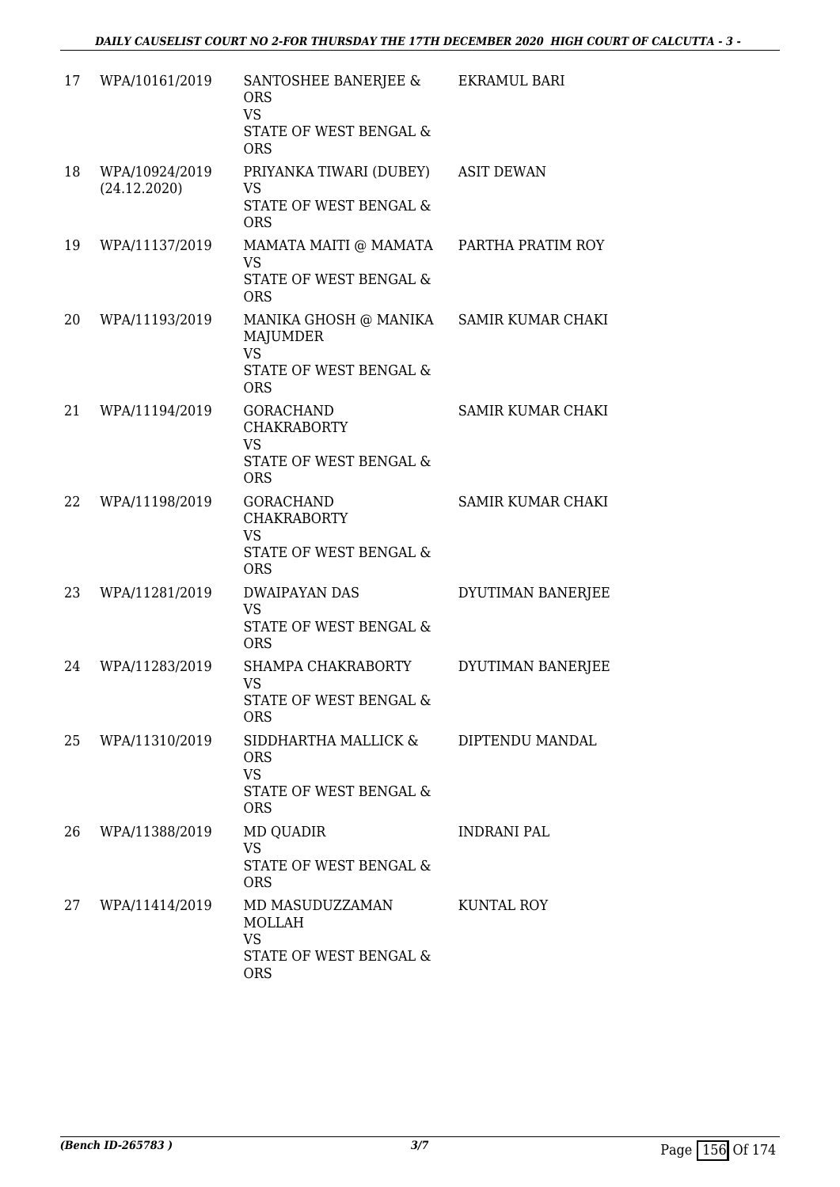| | | | |
|---|---|---|---|
| 17 | WPA/10161/2019 | SANTOSHEE BANERJEE & ORS<br>VS<br>STATE OF WEST BENGAL & ORS | EKRAMUL BARI |
| 18 | WPA/10924/2019<br>(24.12.2020) | PRIYANKA TIWARI (DUBEY)<br>VS<br>STATE OF WEST BENGAL & ORS | ASIT DEWAN |
| 19 | WPA/11137/2019 | MAMATA MAITI @ MAMATA<br>VS<br>STATE OF WEST BENGAL & ORS | PARTHA PRATIM ROY |
| 20 | WPA/11193/2019 | MANIKA GHOSH @ MANIKA MAJUMDER<br>VS<br>STATE OF WEST BENGAL & ORS | SAMIR KUMAR CHAKI |
| 21 | WPA/11194/2019 | GORACHAND CHAKRABORTY<br>VS<br>STATE OF WEST BENGAL & ORS | SAMIR KUMAR CHAKI |
| 22 | WPA/11198/2019 | GORACHAND CHAKRABORTY<br>VS<br>STATE OF WEST BENGAL & ORS | SAMIR KUMAR CHAKI |
| 23 | WPA/11281/2019 | DWAIPAYAN DAS<br>VS<br>STATE OF WEST BENGAL & ORS | DYUTIMAN BANERJEE |
| 24 | WPA/11283/2019 | SHAMPA CHAKRABORTY<br>VS<br>STATE OF WEST BENGAL & ORS | DYUTIMAN BANERJEE |
| 25 | WPA/11310/2019 | SIDDHARTHA MALLICK & ORS<br>VS<br>STATE OF WEST BENGAL & ORS | DIPTENDU MANDAL |
| 26 | WPA/11388/2019 | MD QUADIR<br>VS<br>STATE OF WEST BENGAL & ORS | INDRANI PAL |
| 27 | WPA/11414/2019 | MD MASUDUZZAMAN MOLLAH<br>VS<br>STATE OF WEST BENGAL & ORS | KUNTAL ROY |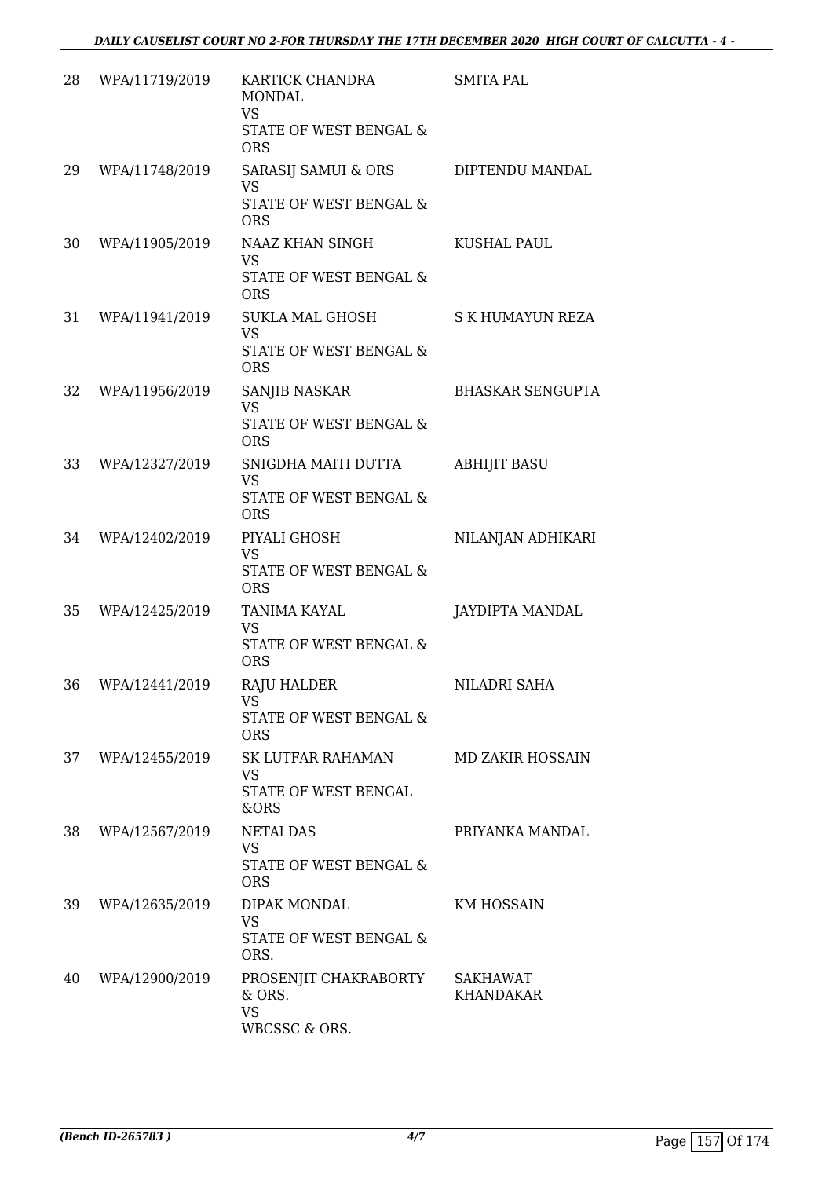| | | | |
|---|---|---|---|
| 28 | WPA/11719/2019 | KARTICK CHANDRA MONDAL<br>VS<br>STATE OF WEST BENGAL & ORS | SMITA PAL |
| 29 | WPA/11748/2019 | SARASIJ SAMUI & ORS<br>VS<br>STATE OF WEST BENGAL & ORS | DIPTENDU MANDAL |
| 30 | WPA/11905/2019 | NAAZ KHAN SINGH<br>VS<br>STATE OF WEST BENGAL & ORS | KUSHAL PAUL |
| 31 | WPA/11941/2019 | SUKLA MAL GHOSH<br>VS<br>STATE OF WEST BENGAL & ORS | S K HUMAYUN REZA |
| 32 | WPA/11956/2019 | SANJIB NASKAR<br>VS<br>STATE OF WEST BENGAL & ORS | BHASKAR SENGUPTA |
| 33 | WPA/12327/2019 | SNIGDHA MAITI DUTTA<br>VS<br>STATE OF WEST BENGAL & ORS | ABHIJIT BASU |
| 34 | WPA/12402/2019 | PIYALI GHOSH<br>VS<br>STATE OF WEST BENGAL & ORS | NILANJAN ADHIKARI |
| 35 | WPA/12425/2019 | TANIMA KAYAL<br>VS<br>STATE OF WEST BENGAL & ORS | JAYDIPTA MANDAL |
| 36 | WPA/12441/2019 | RAJU HALDER<br>VS<br>STATE OF WEST BENGAL & ORS | NILADRI SAHA |
| 37 | WPA/12455/2019 | SK LUTFAR RAHAMAN<br>VS<br>STATE OF WEST BENGAL &ORS | MD ZAKIR HOSSAIN |
| 38 | WPA/12567/2019 | NETAI DAS<br>VS<br>STATE OF WEST BENGAL & ORS | PRIYANKA MANDAL |
| 39 | WPA/12635/2019 | DIPAK MONDAL<br>VS<br>STATE OF WEST BENGAL & ORS. | KM HOSSAIN |
| 40 | WPA/12900/2019 | PROSENJIT CHAKRABORTY & ORS.<br>VS<br>WBCSSC & ORS. | SAKHAWAT KHANDAKAR |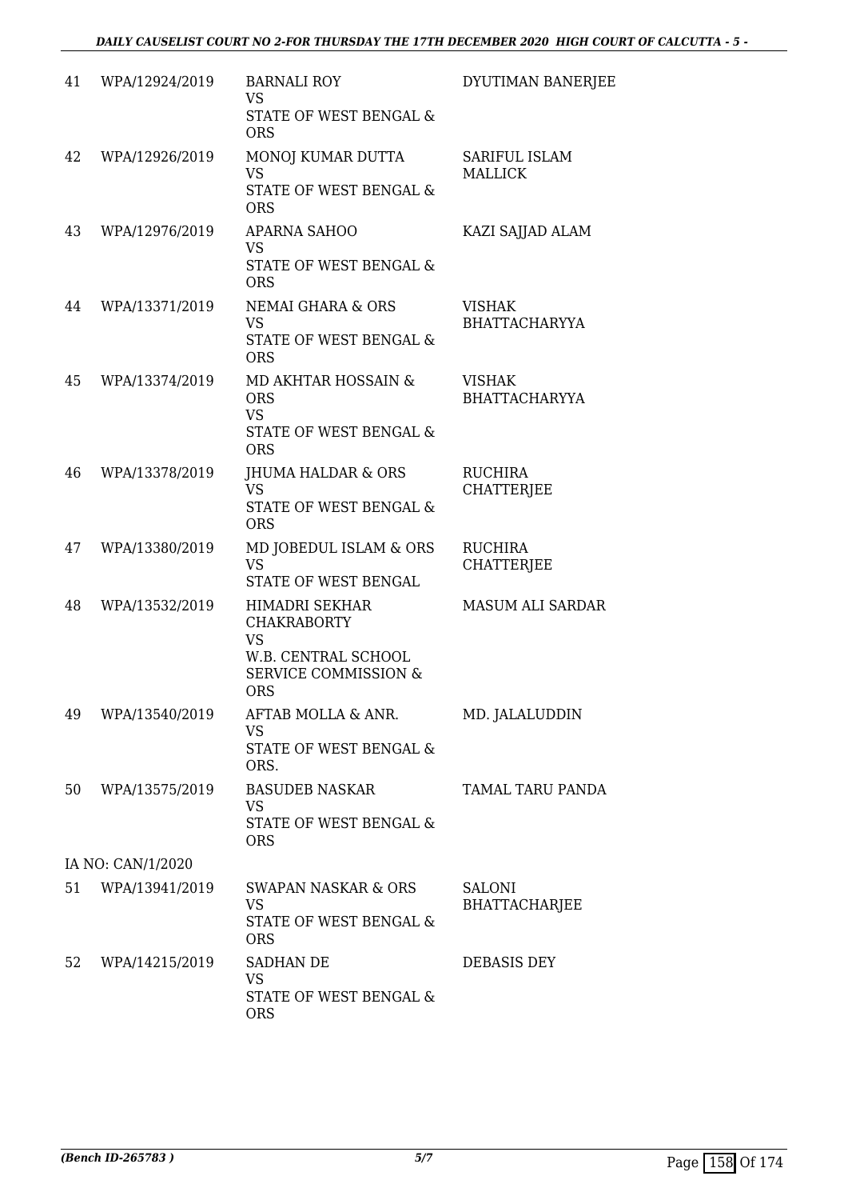| 41 | WPA/12924/2019 | BARNALI ROY<br>VS<br>STATE OF WEST BENGAL & ORS | DYUTIMAN BANERJEE |
|---|---|---|---|
| 42 | WPA/12926/2019 | MONOJ KUMAR DUTTA<br>VS<br>STATE OF WEST BENGAL & ORS | SARIFUL ISLAM MALLICK |
| 43 | WPA/12976/2019 | APARNA SAHOO<br>VS<br>STATE OF WEST BENGAL & ORS | KAZI SAJJAD ALAM |
| 44 | WPA/13371/2019 | NEMAI GHARA & ORS<br>VS<br>STATE OF WEST BENGAL & ORS | VISHAK BHATTACHARYYA |
| 45 | WPA/13374/2019 | MD AKHTAR HOSSAIN & ORS<br>VS<br>STATE OF WEST BENGAL & ORS | VISHAK BHATTACHARYYA |
| 46 | WPA/13378/2019 | JHUMA HALDAR & ORS<br>VS<br>STATE OF WEST BENGAL & ORS | RUCHIRA CHATTERJEE |
| 47 | WPA/13380/2019 | MD JOBEDUL ISLAM & ORS<br>VS<br>STATE OF WEST BENGAL | RUCHIRA CHATTERJEE |
| 48 | WPA/13532/2019 | HIMADRI SEKHAR CHAKRABORTY<br>VS<br>W.B. CENTRAL SCHOOL SERVICE COMMISSION & ORS | MASUM ALI SARDAR |
| 49 | WPA/13540/2019 | AFTAB MOLLA & ANR.<br>VS<br>STATE OF WEST BENGAL & ORS. | MD. JALALUDDIN |
| 50 | WPA/13575/2019 | BASUDEB NASKAR<br>VS<br>STATE OF WEST BENGAL & ORS | TAMAL TARU PANDA |
| | IA NO: CAN/1/2020 | | |
| 51 | WPA/13941/2019 | SWAPAN NASKAR & ORS<br>VS<br>STATE OF WEST BENGAL & ORS | SALONI BHATTACHARJEE |
| 52 | WPA/14215/2019 | SADHAN DE<br>VS<br>STATE OF WEST BENGAL & ORS | DEBASIS DEY |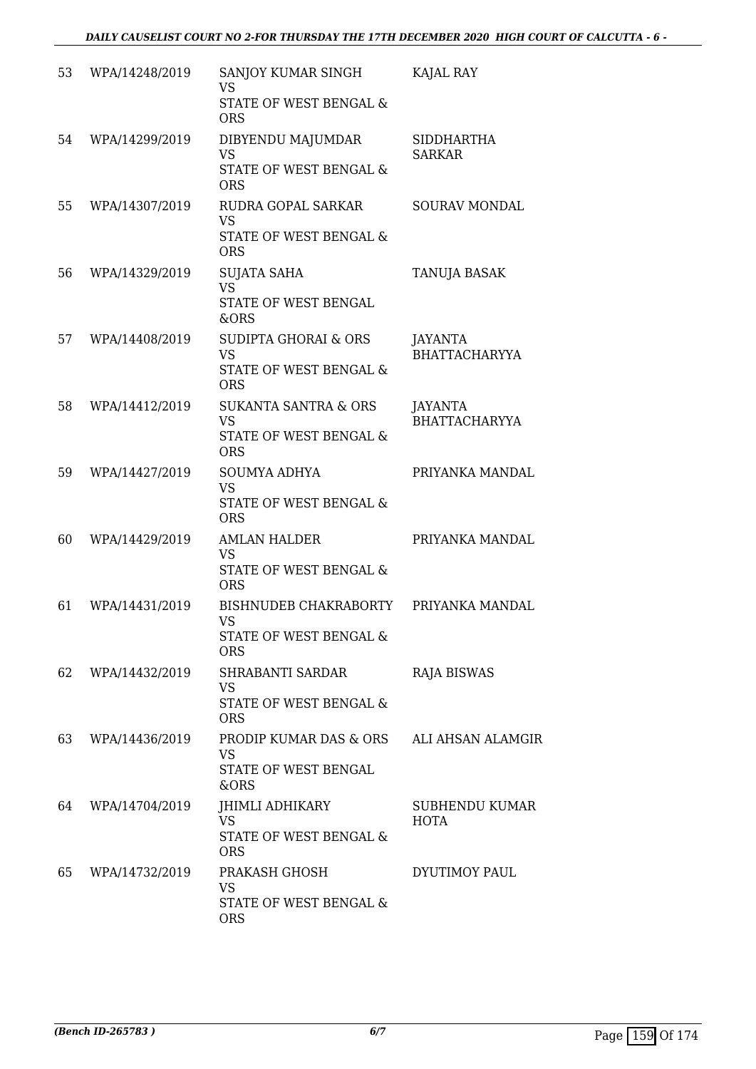| 53 | WPA/14248/2019 | SANJOY KUMAR SINGH<br>VS<br>STATE OF WEST BENGAL & ORS | KAJAL RAY |
|---|---|---|---|
| 54 | WPA/14299/2019 | DIBYENDU MAJUMDAR<br>VS<br>STATE OF WEST BENGAL & ORS | SIDDHARTHA SARKAR |
| 55 | WPA/14307/2019 | RUDRA GOPAL SARKAR<br>VS<br>STATE OF WEST BENGAL & ORS | SOURAV MONDAL |
| 56 | WPA/14329/2019 | SUJATA SAHA<br>VS<br>STATE OF WEST BENGAL &ORS | TANUJA BASAK |
| 57 | WPA/14408/2019 | SUDIPTA GHORAI & ORS<br>VS<br>STATE OF WEST BENGAL & ORS | JAYANTA BHATTACHARYYA |
| 58 | WPA/14412/2019 | SUKANTA SANTRA & ORS<br>VS<br>STATE OF WEST BENGAL & ORS | JAYANTA BHATTACHARYYA |
| 59 | WPA/14427/2019 | SOUMYA ADHYA<br>VS<br>STATE OF WEST BENGAL & ORS | PRIYANKA MANDAL |
| 60 | WPA/14429/2019 | AMLAN HALDER<br>VS<br>STATE OF WEST BENGAL & ORS | PRIYANKA MANDAL |
| 61 | WPA/14431/2019 | BISHNUDEB CHAKRABORTY<br>VS<br>STATE OF WEST BENGAL & ORS | PRIYANKA MANDAL |
| 62 | WPA/14432/2019 | SHRABANTI SARDAR<br>VS<br>STATE OF WEST BENGAL & ORS | RAJA BISWAS |
| 63 | WPA/14436/2019 | PRODIP KUMAR DAS & ORS<br>VS<br>STATE OF WEST BENGAL &ORS | ALI AHSAN ALAMGIR |
| 64 | WPA/14704/2019 | JHIMLI ADHIKARY<br>VS<br>STATE OF WEST BENGAL & ORS | SUBHENDU KUMAR HOTA |
| 65 | WPA/14732/2019 | PRAKASH GHOSH<br>VS<br>STATE OF WEST BENGAL & ORS | DYUTIMOY PAUL |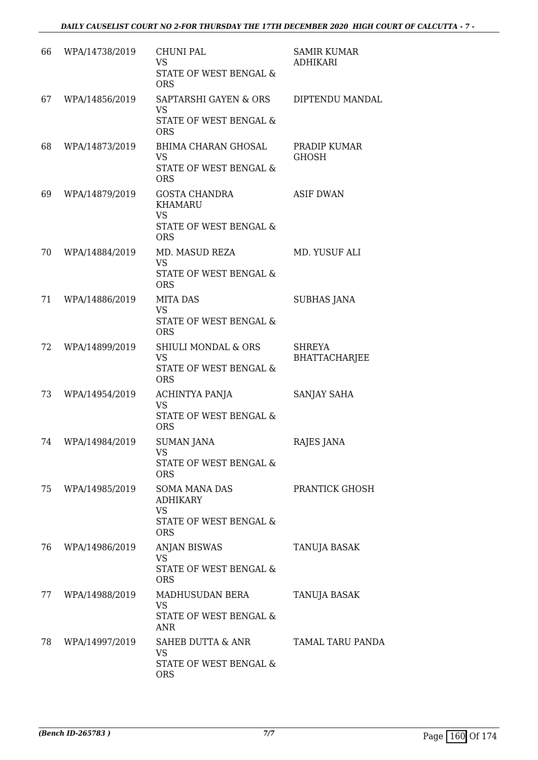| | | | |
|---|---|---|---|
| 66 | WPA/14738/2019 | CHUNI PAL<br>VS<br>STATE OF WEST BENGAL & ORS | SAMIR KUMAR ADHIKARI |
| 67 | WPA/14856/2019 | SAPTARSHI GAYEN & ORS<br>VS<br>STATE OF WEST BENGAL & ORS | DIPTENDU MANDAL |
| 68 | WPA/14873/2019 | BHIMA CHARAN GHOSAL<br>VS<br>STATE OF WEST BENGAL & ORS | PRADIP KUMAR GHOSH |
| 69 | WPA/14879/2019 | GOSTA CHANDRA KHAMARU<br>VS<br>STATE OF WEST BENGAL & ORS | ASIF DWAN |
| 70 | WPA/14884/2019 | MD. MASUD REZA<br>VS<br>STATE OF WEST BENGAL & ORS | MD. YUSUF ALI |
| 71 | WPA/14886/2019 | MITA DAS<br>VS<br>STATE OF WEST BENGAL & ORS | SUBHAS JANA |
| 72 | WPA/14899/2019 | SHIULI MONDAL & ORS<br>VS<br>STATE OF WEST BENGAL & ORS | SHREYA BHATTACHARJEE |
| 73 | WPA/14954/2019 | ACHINTYA PANJA<br>VS<br>STATE OF WEST BENGAL & ORS | SANJAY SAHA |
| 74 | WPA/14984/2019 | SUMAN JANA<br>VS<br>STATE OF WEST BENGAL & ORS | RAJES JANA |
| 75 | WPA/14985/2019 | SOMA MANA DAS ADHIKARY<br>VS<br>STATE OF WEST BENGAL & ORS | PRANTICK GHOSH |
| 76 | WPA/14986/2019 | ANJAN BISWAS<br>VS<br>STATE OF WEST BENGAL & ORS | TANUJA BASAK |
| 77 | WPA/14988/2019 | MADHUSUDAN BERA<br>VS<br>STATE OF WEST BENGAL & ANR | TANUJA BASAK |
| 78 | WPA/14997/2019 | SAHEB DUTTA & ANR<br>VS<br>STATE OF WEST BENGAL & ORS | TAMAL TARU PANDA |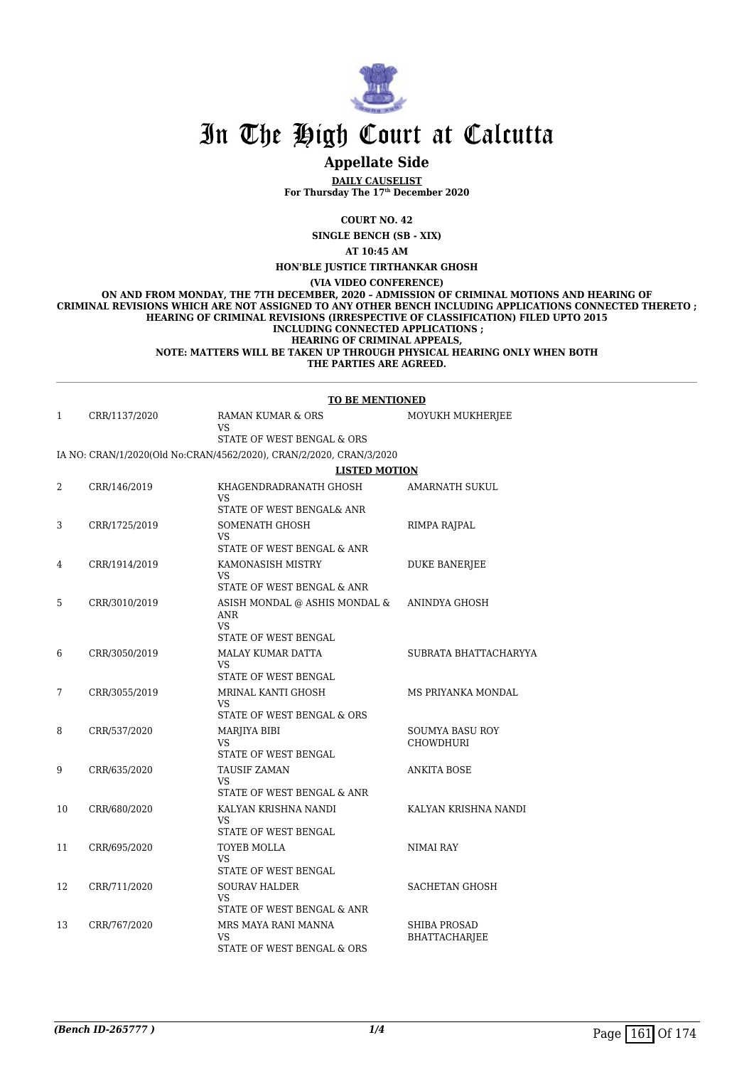# In The High Court at Calcutta

## Appellate Side

**DAILY CAUSELIST**
**For Thursday The 17th December 2020**

**COURT NO. 42**

**SINGLE BENCH (SB - XIX)**

**AT 10:45 AM**

**HON'BLE JUSTICE TIRTHANKAR GHOSH**

**(VIA VIDEO CONFERENCE)**

**ON AND FROM MONDAY, THE 7TH DECEMBER, 2020 – ADMISSION OF CRIMINAL MOTIONS AND HEARING OF CRIMINAL REVISIONS WHICH ARE NOT ASSIGNED TO ANY OTHER BENCH INCLUDING APPLICATIONS CONNECTED THERETO ; HEARING OF CRIMINAL REVISIONS (IRRESPECTIVE OF CLASSIFICATION) FILED UPTO 2015 INCLUDING CONNECTED APPLICATIONS ; HEARING OF CRIMINAL APPEALS, NOTE: MATTERS WILL BE TAKEN UP THROUGH PHYSICAL HEARING ONLY WHEN BOTH THE PARTIES ARE AGREED.**

**TO BE MENTIONED**

| | | | |
|---|---|---|---|
| 1 | CRR/1137/2020 | RAMAN KUMAR & ORS<br>VS<br>STATE OF WEST BENGAL & ORS | MOYUKH MUKHERJEE |

IA NO: CRAN/1/2020(Old No:CRAN/4562/2020), CRAN/2/2020, CRAN/3/2020

**LISTED MOTION**

| | | | |
|---|---|---|---|
| 2 | CRR/146/2019 | KHAGENDRADRANATH GHOSH<br>VS<br>STATE OF WEST BENGAL& ANR | AMARNATH SUKUL |
| 3 | CRR/1725/2019 | SOMENATH GHOSH<br>VS<br>STATE OF WEST BENGAL & ANR | RIMPA RAJPAL |
| 4 | CRR/1914/2019 | KAMONASISH MISTRY<br>VS<br>STATE OF WEST BENGAL & ANR | DUKE BANERJEE |
| 5 | CRR/3010/2019 | ASISH MONDAL @ ASHIS MONDAL & ANR<br>VS<br>STATE OF WEST BENGAL | ANINDYA GHOSH |
| 6 | CRR/3050/2019 | MALAY KUMAR DATTA<br>VS<br>STATE OF WEST BENGAL | SUBRATA BHATTACHARYYA |
| 7 | CRR/3055/2019 | MRINAL KANTI GHOSH<br>VS<br>STATE OF WEST BENGAL & ORS | MS PRIYANKA MONDAL |
| 8 | CRR/537/2020 | MARJIYA BIBI<br>VS<br>STATE OF WEST BENGAL | SOUMYA BASU ROY CHOWDHURI |
| 9 | CRR/635/2020 | TAUSIF ZAMAN<br>VS<br>STATE OF WEST BENGAL & ANR | ANKITA BOSE |
| 10 | CRR/680/2020 | KALYAN KRISHNA NANDI<br>VS<br>STATE OF WEST BENGAL | KALYAN KRISHNA NANDI |
| 11 | CRR/695/2020 | TOYEB MOLLA<br>VS<br>STATE OF WEST BENGAL | NIMAI RAY |
| 12 | CRR/711/2020 | SOURAV HALDER<br>VS<br>STATE OF WEST BENGAL & ANR | SACHETAN GHOSH |
| 13 | CRR/767/2020 | MRS MAYA RANI MANNA<br>VS<br>STATE OF WEST BENGAL & ORS | SHIBA PROSAD BHATTACHARJEE |

*(Bench ID-265777 )*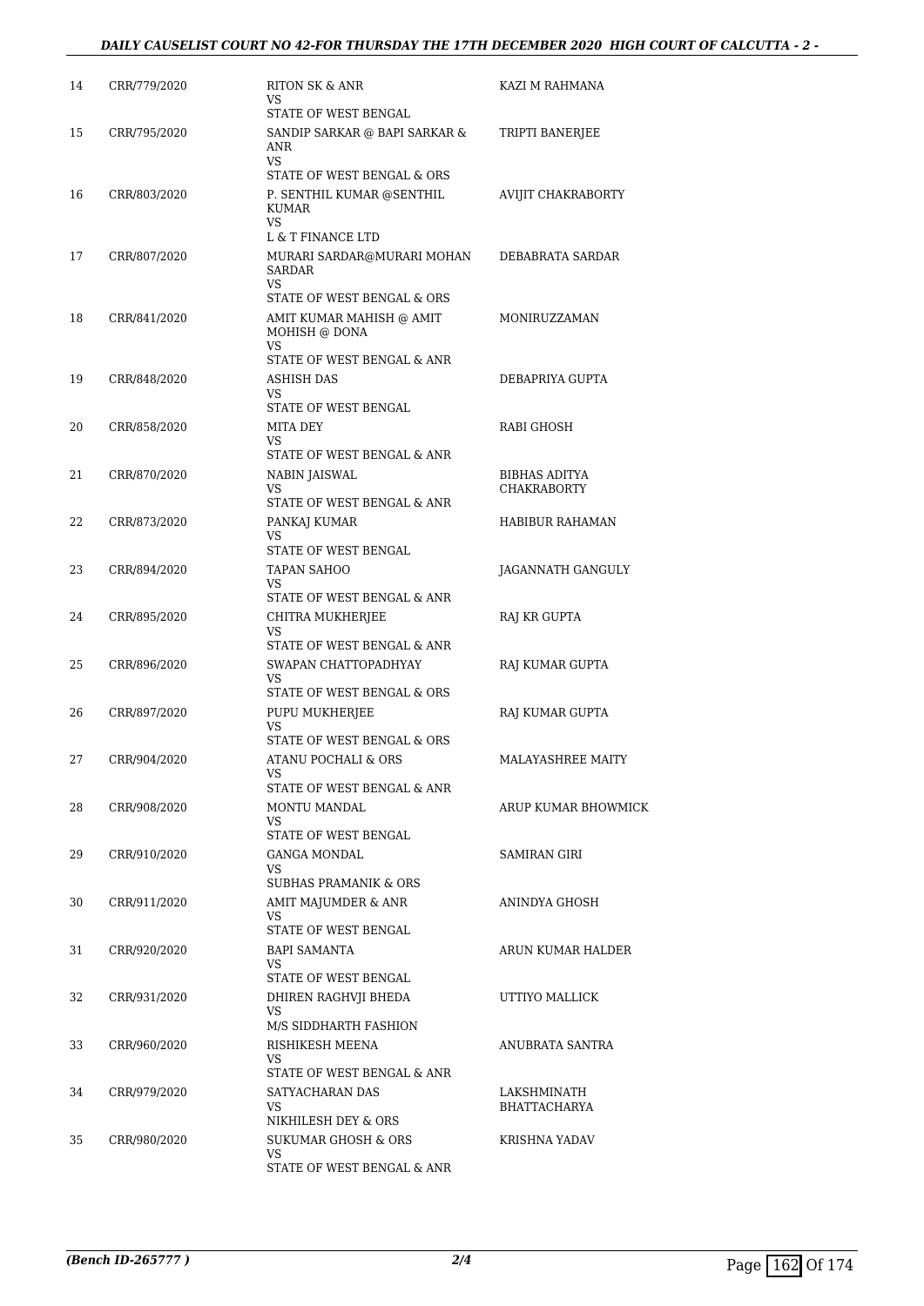| 14 | CRR/779/2020 | RITON SK & ANR<br>VS<br>STATE OF WEST BENGAL | KAZI M RAHMANA |
|---|---|---|---|
| 15 | CRR/795/2020 | SANDIP SARKAR @ BAPI SARKAR & ANR<br>VS<br>STATE OF WEST BENGAL & ORS | TRIPTI BANERJEE |
| 16 | CRR/803/2020 | P. SENTHIL KUMAR @SENTHIL KUMAR<br>VS<br>L & T FINANCE LTD | AVIJIT CHAKRABORTY |
| 17 | CRR/807/2020 | MURARI SARDAR@MURARI MOHAN SARDAR<br>VS<br>STATE OF WEST BENGAL & ORS | DEBABRATA SARDAR |
| 18 | CRR/841/2020 | AMIT KUMAR MAHISH @ AMIT MOHISH @ DONA<br>VS<br>STATE OF WEST BENGAL & ANR | MONIRUZZAMAN |
| 19 | CRR/848/2020 | ASHISH DAS<br>VS<br>STATE OF WEST BENGAL | DEBAPRIYA GUPTA |
| 20 | CRR/858/2020 | MITA DEY<br>VS<br>STATE OF WEST BENGAL & ANR | RABI GHOSH |
| 21 | CRR/870/2020 | NABIN JAISWAL<br>VS<br>STATE OF WEST BENGAL & ANR | BIBHAS ADITYA CHAKRABORTY |
| 22 | CRR/873/2020 | PANKAJ KUMAR<br>VS<br>STATE OF WEST BENGAL | HABIBUR RAHAMAN |
| 23 | CRR/894/2020 | TAPAN SAHOO<br>VS<br>STATE OF WEST BENGAL & ANR | JAGANNATH GANGULY |
| 24 | CRR/895/2020 | CHITRA MUKHERJEE<br>VS<br>STATE OF WEST BENGAL & ANR | RAJ KR GUPTA |
| 25 | CRR/896/2020 | SWAPAN CHATTOPADHYAY<br>VS<br>STATE OF WEST BENGAL & ORS | RAJ KUMAR GUPTA |
| 26 | CRR/897/2020 | PUPU MUKHERJEE<br>VS<br>STATE OF WEST BENGAL & ORS | RAJ KUMAR GUPTA |
| 27 | CRR/904/2020 | ATANU POCHALI & ORS<br>VS<br>STATE OF WEST BENGAL & ANR | MALAYASHREE MAITY |
| 28 | CRR/908/2020 | MONTU MANDAL<br>VS<br>STATE OF WEST BENGAL | ARUP KUMAR BHOWMICK |
| 29 | CRR/910/2020 | GANGA MONDAL<br>VS<br>SUBHAS PRAMANIK & ORS | SAMIRAN GIRI |
| 30 | CRR/911/2020 | AMIT MAJUMDER & ANR<br>VS<br>STATE OF WEST BENGAL | ANINDYA GHOSH |
| 31 | CRR/920/2020 | BAPI SAMANTA<br>VS<br>STATE OF WEST BENGAL | ARUN KUMAR HALDER |
| 32 | CRR/931/2020 | DHIREN RAGHVJI BHEDA<br>VS<br>M/S SIDDHARTH FASHION | UTTIYO MALLICK |
| 33 | CRR/960/2020 | RISHIKESH MEENA<br>VS<br>STATE OF WEST BENGAL & ANR | ANUBRATA SANTRA |
| 34 | CRR/979/2020 | SATYACHARAN DAS<br>VS<br>NIKHILESH DEY & ORS | LAKSHMINATH BHATTACHARYA |
| 35 | CRR/980/2020 | SUKUMAR GHOSH & ORS<br>VS<br>STATE OF WEST BENGAL & ANR | KRISHNA YADAV |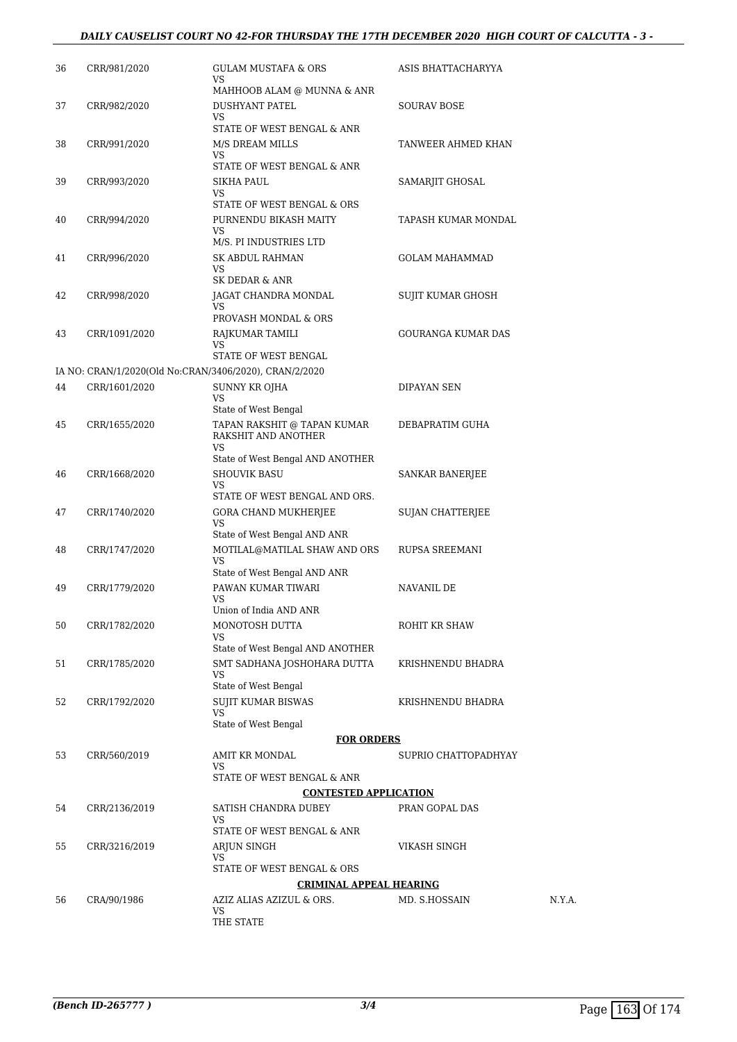| | | | | |
|---|---|---|---|---|
| 36 | CRR/981/2020 | GULAM MUSTAFA & ORS<br>VS<br>MAHHOOB ALAM @ MUNNA & ANR | ASIS BHATTACHARYYA | |
| 37 | CRR/982/2020 | DUSHYANT PATEL<br>VS<br>STATE OF WEST BENGAL & ANR | SOURAV BOSE | |
| 38 | CRR/991/2020 | M/S DREAM MILLS<br>VS<br>STATE OF WEST BENGAL & ANR | TANWEER AHMED KHAN | |
| 39 | CRR/993/2020 | SIKHA PAUL<br>VS<br>STATE OF WEST BENGAL & ORS | SAMARJIT GHOSAL | |
| 40 | CRR/994/2020 | PURNENDU BIKASH MAITY<br>VS<br>M/S. PI INDUSTRIES LTD | TAPASH KUMAR MONDAL | |
| 41 | CRR/996/2020 | SK ABDUL RAHMAN<br>VS<br>SK DEDAR & ANR | GOLAM MAHAMMAD | |
| 42 | CRR/998/2020 | JAGAT CHANDRA MONDAL<br>VS<br>PROVASH MONDAL & ORS | SUJIT KUMAR GHOSH | |
| 43 | CRR/1091/2020 | RAJKUMAR TAMILI<br>VS<br>STATE OF WEST BENGAL | GOURANGA KUMAR DAS | |
| | IA NO: CRAN/1/2020(Old No:CRAN/3406/2020), CRAN/2/2020 | | | |
| 44 | CRR/1601/2020 | SUNNY KR OJHA<br>VS<br>State of West Bengal | DIPAYAN SEN | |
| 45 | CRR/1655/2020 | TAPAN RAKSHIT @ TAPAN KUMAR RAKSHIT AND ANOTHER<br>VS<br>State of West Bengal AND ANOTHER | DEBAPRATIM GUHA | |
| 46 | CRR/1668/2020 | SHOUVIK BASU<br>VS<br>STATE OF WEST BENGAL AND ORS. | SANKAR BANERJEE | |
| 47 | CRR/1740/2020 | GORA CHAND MUKHERJEE<br>VS<br>State of West Bengal AND ANR | SUJAN CHATTERJEE | |
| 48 | CRR/1747/2020 | MOTILAL@MATILAL SHAW AND ORS<br>VS<br>State of West Bengal AND ANR | RUPSA SREEMANI | |
| 49 | CRR/1779/2020 | PAWAN KUMAR TIWARI<br>VS<br>Union of India AND ANR | NAVANIL DE | |
| 50 | CRR/1782/2020 | MONOTOSH DUTTA<br>VS<br>State of West Bengal AND ANOTHER | ROHIT KR SHAW | |
| 51 | CRR/1785/2020 | SMT SADHANA JOSHOHARA DUTTA<br>VS<br>State of West Bengal | KRISHNENDU BHADRA | |
| 52 | CRR/1792/2020 | SUJIT KUMAR BISWAS<br>VS<br>State of West Bengal | KRISHNENDU BHADRA | |
| | | **FOR ORDERS** | | |
| 53 | CRR/560/2019 | AMIT KR MONDAL<br>VS<br>STATE OF WEST BENGAL & ANR | SUPRIO CHATTOPADHYAY | |
| | | **CONTESTED APPLICATION** | | |
| 54 | CRR/2136/2019 | SATISH CHANDRA DUBEY<br>VS<br>STATE OF WEST BENGAL & ANR | PRAN GOPAL DAS | |
| 55 | CRR/3216/2019 | ARJUN SINGH<br>VS<br>STATE OF WEST BENGAL & ORS | VIKASH SINGH | |
| | | **CRIMINAL APPEAL HEARING** | | |
| 56 | CRA/90/1986 | AZIZ ALIAS AZIZUL & ORS.<br>VS<br>THE STATE | MD. S.HOSSAIN | N.Y.A. |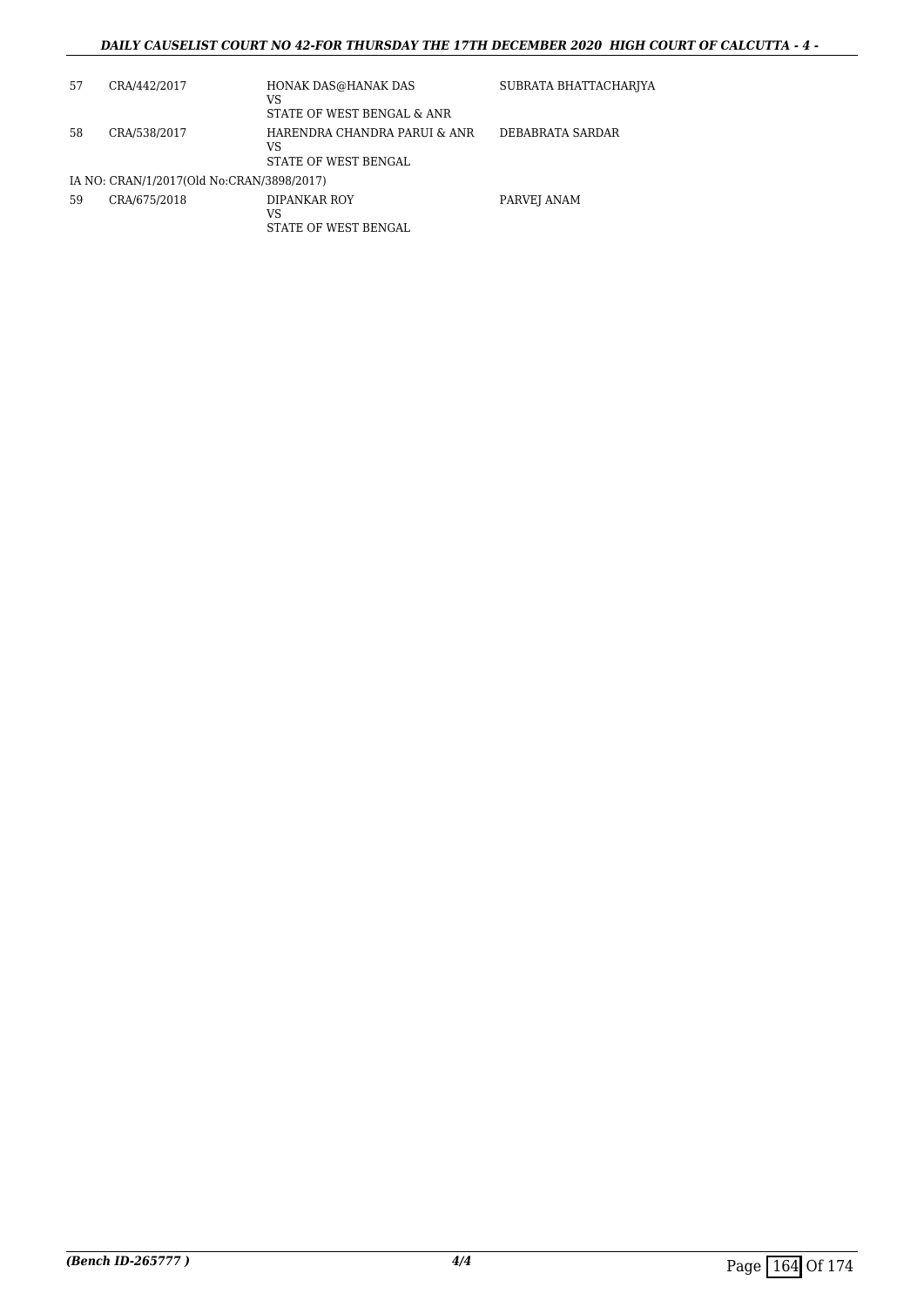| | | | |
|---|---|---|---|
| 57 | CRA/442/2017 | HONAK DAS@HANAK DAS<br>VS<br>STATE OF WEST BENGAL & ANR | SUBRATA BHATTACHARJYA |
| 58 | CRA/538/2017 | HARENDRA CHANDRA PARUI & ANR<br>VS<br>STATE OF WEST BENGAL | DEBABRATA SARDAR |
| IA NO: CRAN/1/2017(Old No:CRAN/3898/2017) | | | |
| 59 | CRA/675/2018 | DIPANKAR ROY<br>VS<br>STATE OF WEST BENGAL | PARVEJ ANAM |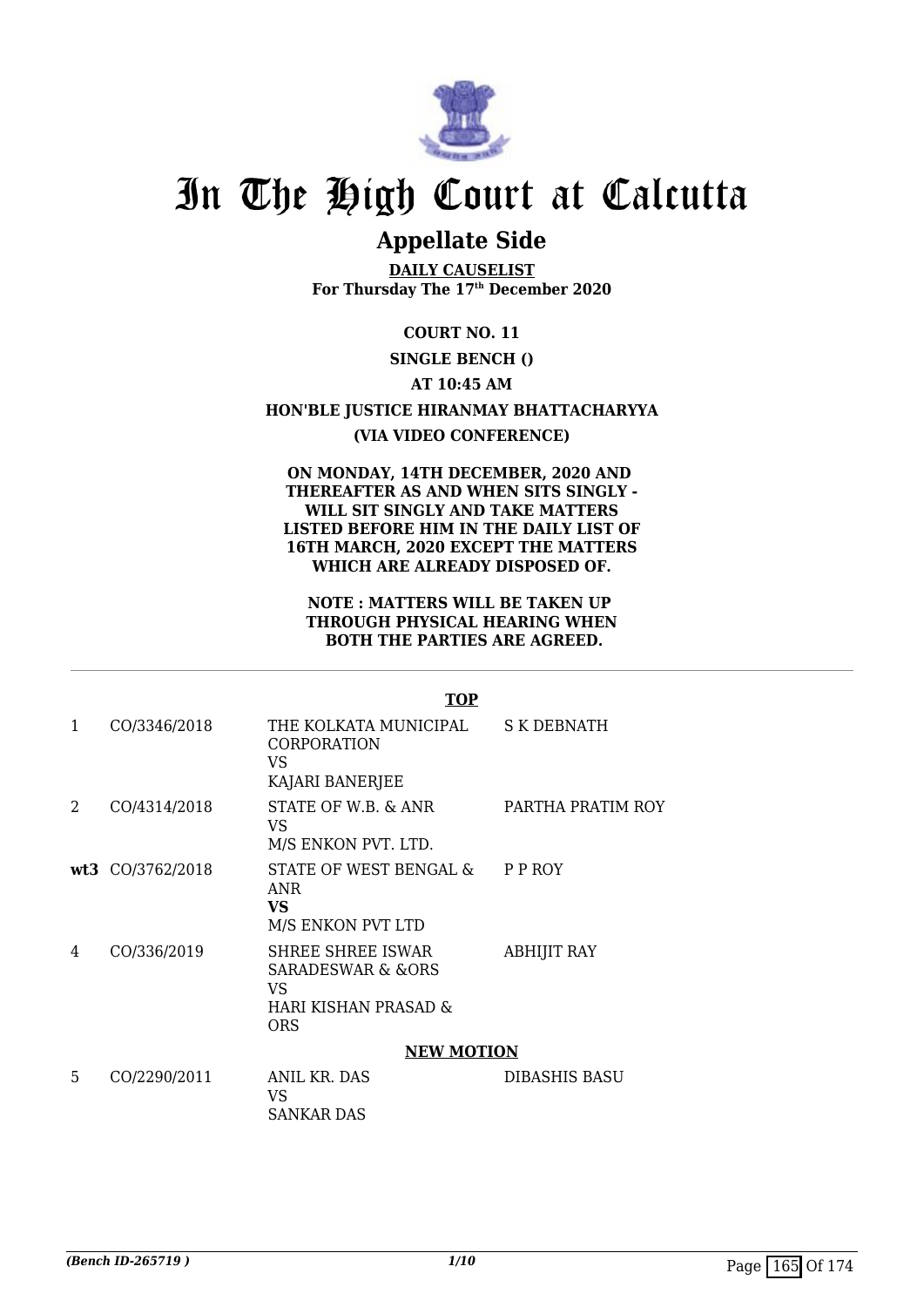# In The High Court at Calcutta

## Appellate Side

**DAILY CAUSELIST**
**For Thursday The 17th December 2020**

**COURT NO. 11**

**SINGLE BENCH ()**

**AT 10:45 AM**

**HON'BLE JUSTICE HIRANMAY BHATTACHARYYA**

**(VIA VIDEO CONFERENCE)**

**ON MONDAY, 14TH DECEMBER, 2020 AND THEREAFTER AS AND WHEN SITS SINGLY - WILL SIT SINGLY AND TAKE MATTERS LISTED BEFORE HIM IN THE DAILY LIST OF 16TH MARCH, 2020 EXCEPT THE MATTERS WHICH ARE ALREADY DISPOSED OF.**

**NOTE : MATTERS WILL BE TAKEN UP THROUGH PHYSICAL HEARING WHEN BOTH THE PARTIES ARE AGREED.**

**TOP**

| | | | |
|---|---|---|---|
| 1 | CO/3346/2018 | THE KOLKATA MUNICIPAL CORPORATION<br>VS<br>KAJARI BANERJEE | S K DEBNATH |
| 2 | CO/4314/2018 | STATE OF W.B. & ANR<br>VS<br>M/S ENKON PVT. LTD. | PARTHA PRATIM ROY |
| **wt3** | CO/3762/2018 | STATE OF WEST BENGAL & ANR<br>**VS**<br>M/S ENKON PVT LTD | P P ROY |
| 4 | CO/336/2019 | SHREE SHREE ISWAR SARADESWAR & &ORS<br>VS<br>HARI KISHAN PRASAD & ORS | ABHIJIT RAY |

**NEW MOTION**

| | | | |
|---|---|---|---|
| 5 | CO/2290/2011 | ANIL KR. DAS<br>VS<br>SANKAR DAS | DIBASHIS BASU |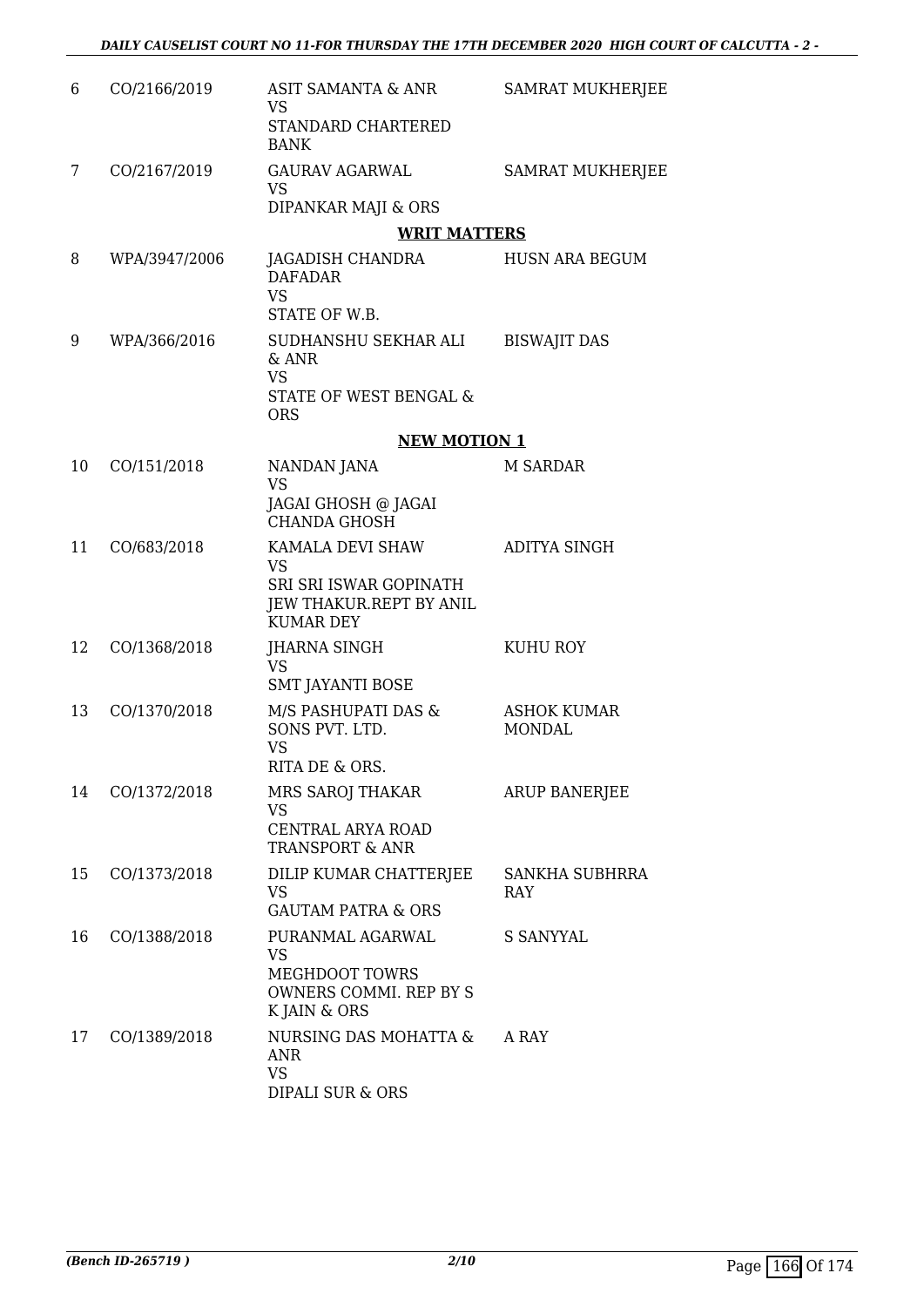| | | | |
|---|---|---|---|
| 6 | CO/2166/2019 | ASIT SAMANTA & ANR<br>VS<br>STANDARD CHARTERED BANK | SAMRAT MUKHERJEE |
| 7 | CO/2167/2019 | GAURAV AGARWAL<br>VS<br>DIPANKAR MAJI & ORS | SAMRAT MUKHERJEE |

**WRIT MATTERS**

| | | | |
|---|---|---|---|
| 8 | WPA/3947/2006 | JAGADISH CHANDRA DAFADAR<br>VS<br>STATE OF W.B. | HUSN ARA BEGUM |
| 9 | WPA/366/2016 | SUDHANSHU SEKHAR ALI & ANR<br>VS<br>STATE OF WEST BENGAL & ORS | BISWAJIT DAS |

**NEW MOTION 1**

| | | | |
|---|---|---|---|
| 10 | CO/151/2018 | NANDAN JANA<br>VS<br>JAGAI GHOSH @ JAGAI CHANDA GHOSH | M SARDAR |
| 11 | CO/683/2018 | KAMALA DEVI SHAW<br>VS<br>SRI SRI ISWAR GOPINATH JEW THAKUR.REPT BY ANIL KUMAR DEY | ADITYA SINGH |
| 12 | CO/1368/2018 | JHARNA SINGH<br>VS<br>SMT JAYANTI BOSE | KUHU ROY |
| 13 | CO/1370/2018 | M/S PASHUPATI DAS & SONS PVT. LTD.<br>VS<br>RITA DE & ORS. | ASHOK KUMAR MONDAL |
| 14 | CO/1372/2018 | MRS SAROJ THAKAR<br>VS<br>CENTRAL ARYA ROAD TRANSPORT & ANR | ARUP BANERJEE |
| 15 | CO/1373/2018 | DILIP KUMAR CHATTERJEE<br>VS<br>GAUTAM PATRA & ORS | SANKHA SUBHRRA RAY |
| 16 | CO/1388/2018 | PURANMAL AGARWAL<br>VS<br>MEGHDOOT TOWRS OWNERS COMMI. REP BY S K JAIN & ORS | S SANYYAL |
| 17 | CO/1389/2018 | NURSING DAS MOHATTA & ANR<br>VS<br>DIPALI SUR & ORS | A RAY |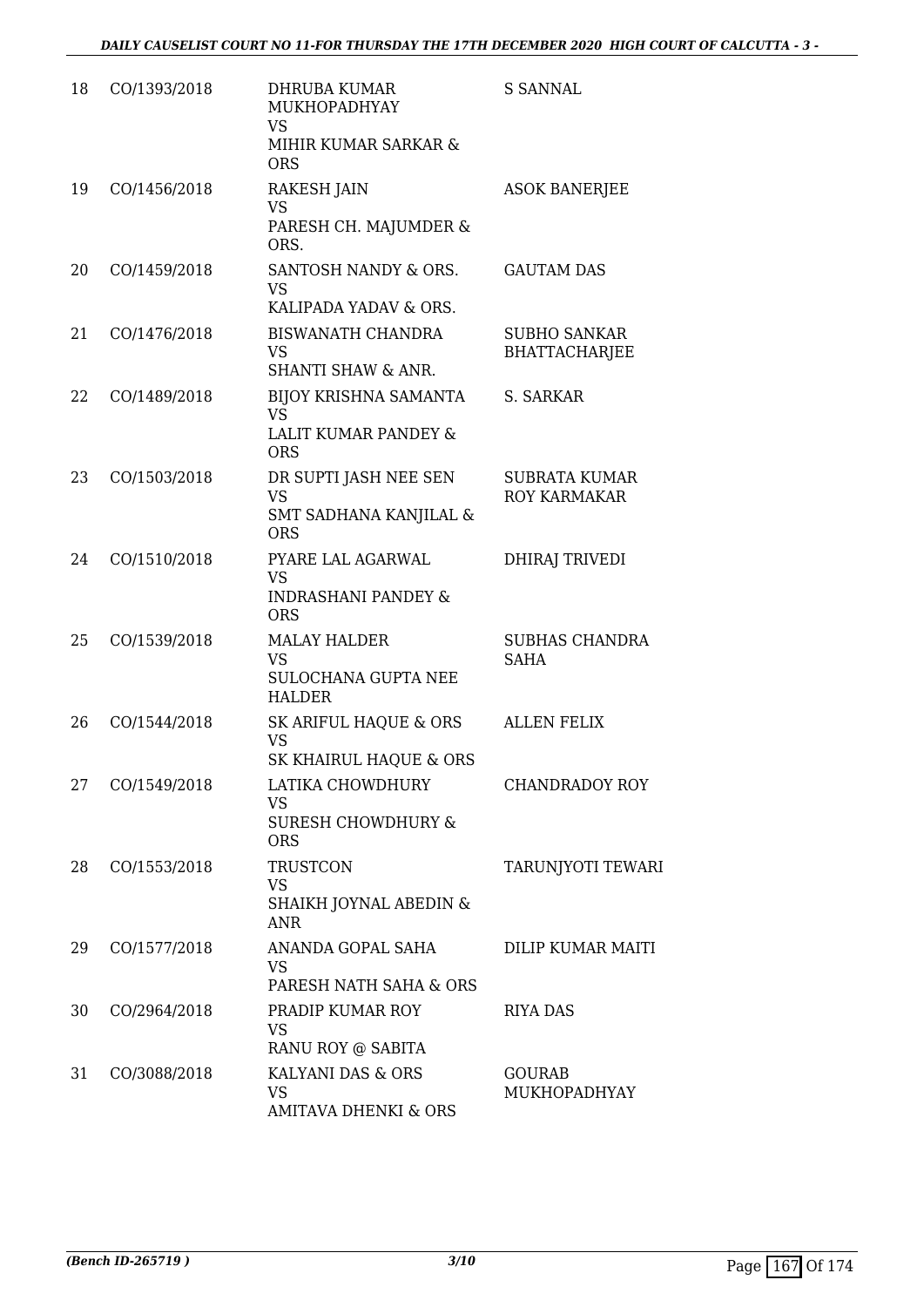| 18 | CO/1393/2018 | DHRUBA KUMAR MUKHOPADHYAY VS MIHIR KUMAR SARKAR & ORS | S SANNAL |
|---|---|---|---|
| 19 | CO/1456/2018 | RAKESH JAIN VS PARESH CH. MAJUMDER & ORS. | ASOK BANERJEE |
| 20 | CO/1459/2018 | SANTOSH NANDY & ORS. VS KALIPADA YADAV & ORS. | GAUTAM DAS |
| 21 | CO/1476/2018 | BISWANATH CHANDRA VS SHANTI SHAW & ANR. | SUBHO SANKAR BHATTACHARJEE |
| 22 | CO/1489/2018 | BIJOY KRISHNA SAMANTA VS LALIT KUMAR PANDEY & ORS | S. SARKAR |
| 23 | CO/1503/2018 | DR SUPTI JASH NEE SEN VS SMT SADHANA KANJILAL & ORS | SUBRATA KUMAR ROY KARMAKAR |
| 24 | CO/1510/2018 | PYARE LAL AGARWAL VS INDRASHANI PANDEY & ORS | DHIRAJ TRIVEDI |
| 25 | CO/1539/2018 | MALAY HALDER VS SULOCHANA GUPTA NEE HALDER | SUBHAS CHANDRA SAHA |
| 26 | CO/1544/2018 | SK ARIFUL HAQUE & ORS VS SK KHAIRUL HAQUE & ORS | ALLEN FELIX |
| 27 | CO/1549/2018 | LATIKA CHOWDHURY VS SURESH CHOWDHURY & ORS | CHANDRADOY ROY |
| 28 | CO/1553/2018 | TRUSTCON VS SHAIKH JOYNAL ABEDIN & ANR | TARUNJYOTI TEWARI |
| 29 | CO/1577/2018 | ANANDA GOPAL SAHA VS PARESH NATH SAHA & ORS | DILIP KUMAR MAITI |
| 30 | CO/2964/2018 | PRADIP KUMAR ROY VS RANU ROY @ SABITA | RIYA DAS |
| 31 | CO/3088/2018 | KALYANI DAS & ORS VS AMITAVA DHENKI & ORS | GOURAB MUKHOPADHYAY |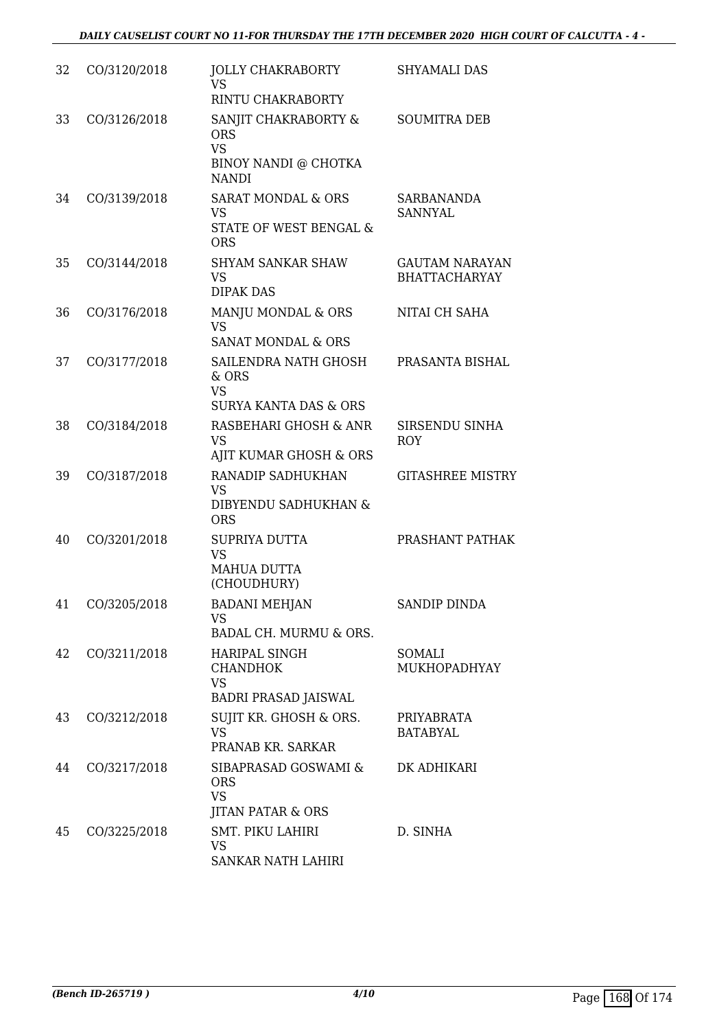| | | | |
|---|---|---|---|
| 32 | CO/3120/2018 | JOLLY CHAKRABORTY<br>VS<br>RINTU CHAKRABORTY | SHYAMALI DAS |
| 33 | CO/3126/2018 | SANJIT CHAKRABORTY & ORS<br>VS<br>BINOY NANDI @ CHOTKA NANDI | SOUMITRA DEB |
| 34 | CO/3139/2018 | SARAT MONDAL & ORS<br>VS<br>STATE OF WEST BENGAL & ORS | SARBANANDA SANNYAL |
| 35 | CO/3144/2018 | SHYAM SANKAR SHAW<br>VS<br>DIPAK DAS | GAUTAM NARAYAN BHATTACHARYAY |
| 36 | CO/3176/2018 | MANJU MONDAL & ORS<br>VS<br>SANAT MONDAL & ORS | NITAI CH SAHA |
| 37 | CO/3177/2018 | SAILENDRA NATH GHOSH & ORS<br>VS<br>SURYA KANTA DAS & ORS | PRASANTA BISHAL |
| 38 | CO/3184/2018 | RASBEHARI GHOSH & ANR<br>VS<br>AJIT KUMAR GHOSH & ORS | SIRSENDU SINHA ROY |
| 39 | CO/3187/2018 | RANADIP SADHUKHAN<br>VS<br>DIBYENDU SADHUKHAN & ORS | GITASHREE MISTRY |
| 40 | CO/3201/2018 | SUPRIYA DUTTA<br>VS<br>MAHUA DUTTA (CHOUDHURY) | PRASHANT PATHAK |
| 41 | CO/3205/2018 | BADANI MEHJAN<br>VS<br>BADAL CH. MURMU & ORS. | SANDIP DINDA |
| 42 | CO/3211/2018 | HARIPAL SINGH CHANDHOK<br>VS<br>BADRI PRASAD JAISWAL | SOMALI MUKHOPADHYAY |
| 43 | CO/3212/2018 | SUJIT KR. GHOSH & ORS.<br>VS<br>PRANAB KR. SARKAR | PRIYABRATA BATABYAL |
| 44 | CO/3217/2018 | SIBAPRASAD GOSWAMI & ORS<br>VS<br>JITAN PATAR & ORS | DK ADHIKARI |
| 45 | CO/3225/2018 | SMT. PIKU LAHIRI<br>VS<br>SANKAR NATH LAHIRI | D. SINHA |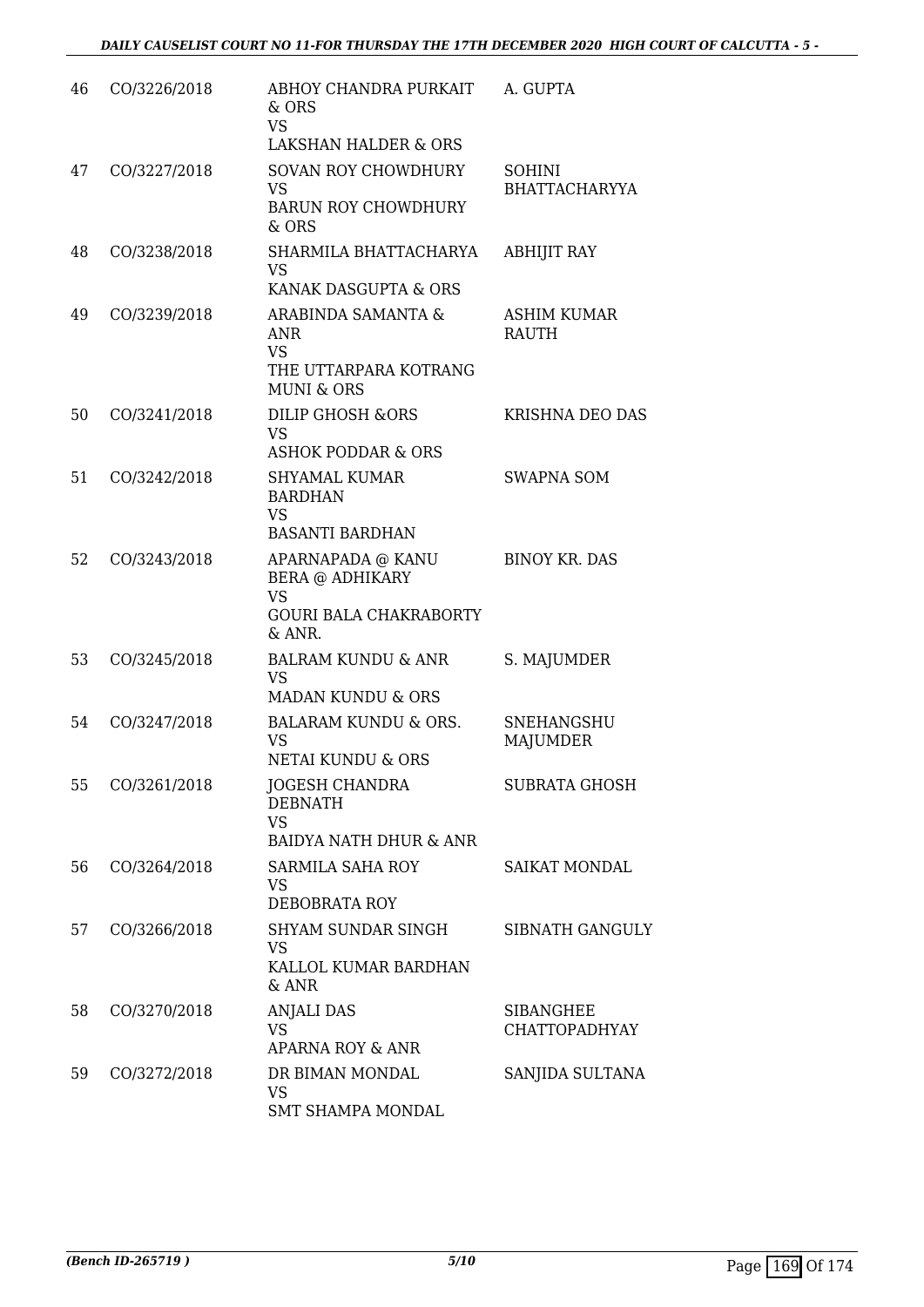| | | | |
|---|---|---|---|
| 46 | CO/3226/2018 | ABHOY CHANDRA PURKAIT & ORS<br>VS<br>LAKSHAN HALDER & ORS | A. GUPTA |
| 47 | CO/3227/2018 | SOVAN ROY CHOWDHURY<br>VS<br>BARUN ROY CHOWDHURY & ORS | SOHINI BHATTACHARYYA |
| 48 | CO/3238/2018 | SHARMILA BHATTACHARYA<br>VS<br>KANAK DASGUPTA & ORS | ABHIJIT RAY |
| 49 | CO/3239/2018 | ARABINDA SAMANTA & ANR<br>VS<br>THE UTTARPARA KOTRANG MUNI & ORS | ASHIM KUMAR RAUTH |
| 50 | CO/3241/2018 | DILIP GHOSH &ORS<br>VS<br>ASHOK PODDAR & ORS | KRISHNA DEO DAS |
| 51 | CO/3242/2018 | SHYAMAL KUMAR BARDHAN<br>VS<br>BASANTI BARDHAN | SWAPNA SOM |
| 52 | CO/3243/2018 | APARNAPADA @ KANU BERA @ ADHIKARY<br>VS<br>GOURI BALA CHAKRABORTY & ANR. | BINOY KR. DAS |
| 53 | CO/3245/2018 | BALRAM KUNDU & ANR<br>VS<br>MADAN KUNDU & ORS | S. MAJUMDER |
| 54 | CO/3247/2018 | BALARAM KUNDU & ORS.<br>VS<br>NETAI KUNDU & ORS | SNEHANGSHU MAJUMDER |
| 55 | CO/3261/2018 | JOGESH CHANDRA DEBNATH<br>VS<br>BAIDYA NATH DHUR & ANR | SUBRATA GHOSH |
| 56 | CO/3264/2018 | SARMILA SAHA ROY<br>VS<br>DEBOBRATA ROY | SAIKAT MONDAL |
| 57 | CO/3266/2018 | SHYAM SUNDAR SINGH<br>VS<br>KALLOL KUMAR BARDHAN & ANR | SIBNATH GANGULY |
| 58 | CO/3270/2018 | ANJALI DAS<br>VS<br>APARNA ROY & ANR | SIBANGHEE CHATTOPADHYAY |
| 59 | CO/3272/2018 | DR BIMAN MONDAL<br>VS<br>SMT SHAMPA MONDAL | SANJIDA SULTANA |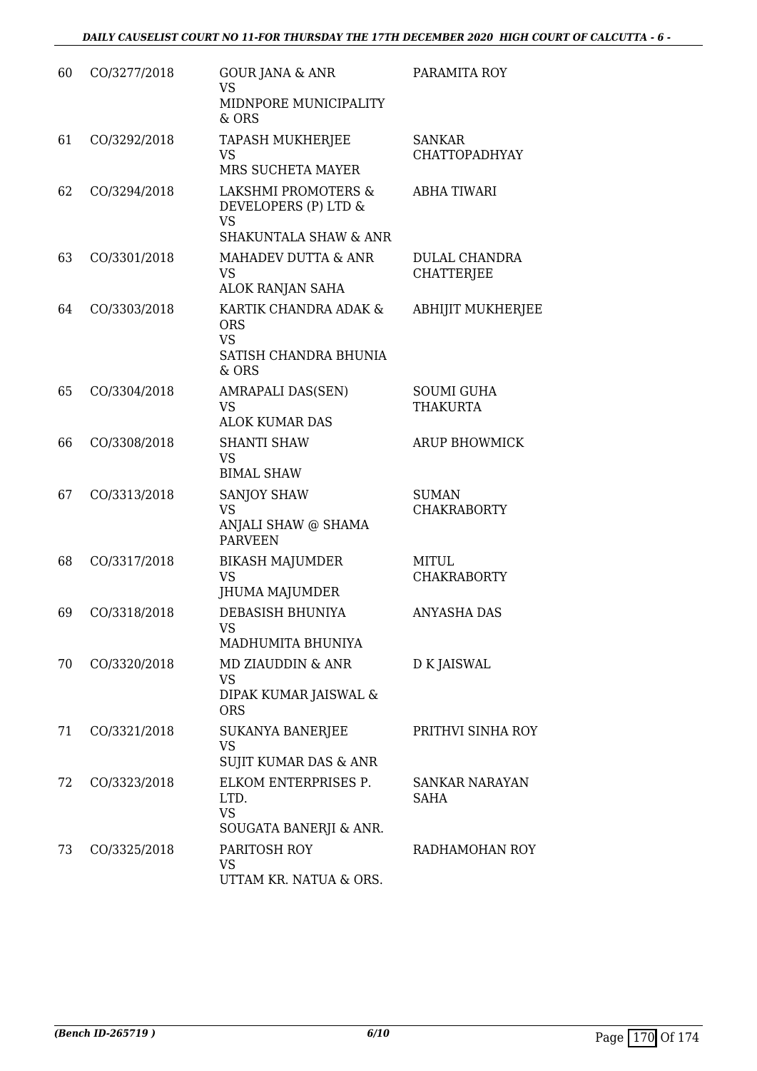| | | | |
|---|---|---|---|
| 60 | CO/3277/2018 | GOUR JANA & ANR<br>VS<br>MIDNPORE MUNICIPALITY & ORS | PARAMITA ROY |
| 61 | CO/3292/2018 | TAPASH MUKHERJEE<br>VS<br>MRS SUCHETA MAYER | SANKAR CHATTOPADHYAY |
| 62 | CO/3294/2018 | LAKSHMI PROMOTERS & DEVELOPERS (P) LTD &<br>VS<br>SHAKUNTALA SHAW & ANR | ABHA TIWARI |
| 63 | CO/3301/2018 | MAHADEV DUTTA & ANR<br>VS<br>ALOK RANJAN SAHA | DULAL CHANDRA CHATTERJEE |
| 64 | CO/3303/2018 | KARTIK CHANDRA ADAK & ORS<br>VS<br>SATISH CHANDRA BHUNIA & ORS | ABHIJIT MUKHERJEE |
| 65 | CO/3304/2018 | AMRAPALI DAS(SEN)<br>VS<br>ALOK KUMAR DAS | SOUMI GUHA THAKURTA |
| 66 | CO/3308/2018 | SHANTI SHAW<br>VS<br>BIMAL SHAW | ARUP BHOWMICK |
| 67 | CO/3313/2018 | SANJOY SHAW<br>VS<br>ANJALI SHAW @ SHAMA PARVEEN | SUMAN CHAKRABORTY |
| 68 | CO/3317/2018 | BIKASH MAJUMDER<br>VS<br>JHUMA MAJUMDER | MITUL CHAKRABORTY |
| 69 | CO/3318/2018 | DEBASISH BHUNIYA<br>VS<br>MADHUMITA BHUNIYA | ANYASHA DAS |
| 70 | CO/3320/2018 | MD ZIAUDDIN & ANR<br>VS<br>DIPAK KUMAR JAISWAL & ORS | D K JAISWAL |
| 71 | CO/3321/2018 | SUKANYA BANERJEE<br>VS<br>SUJIT KUMAR DAS & ANR | PRITHVI SINHA ROY |
| 72 | CO/3323/2018 | ELKOM ENTERPRISES P. LTD.<br>VS<br>SOUGATA BANERJI & ANR. | SANKAR NARAYAN SAHA |
| 73 | CO/3325/2018 | PARITOSH ROY<br>VS<br>UTTAM KR. NATUA & ORS. | RADHAMOHAN ROY |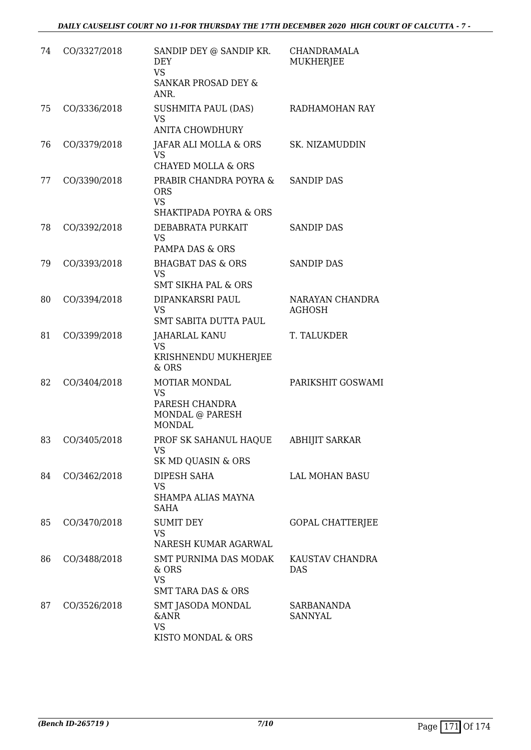| 74 | CO/3327/2018 | SANDIP DEY @ SANDIP KR. DEY<br>VS<br>SANKAR PROSAD DEY & ANR. | CHANDRAMALA MUKHERJEE |
|---|---|---|---|
| 75 | CO/3336/2018 | SUSHMITA PAUL (DAS)<br>VS<br>ANITA CHOWDHURY | RADHAMOHAN RAY |
| 76 | CO/3379/2018 | JAFAR ALI MOLLA & ORS<br>VS<br>CHAYED MOLLA & ORS | SK. NIZAMUDDIN |
| 77 | CO/3390/2018 | PRABIR CHANDRA POYRA & ORS<br>VS<br>SHAKTIPADA POYRA & ORS | SANDIP DAS |
| 78 | CO/3392/2018 | DEBABRATA PURKAIT<br>VS<br>PAMPA DAS & ORS | SANDIP DAS |
| 79 | CO/3393/2018 | BHAGBAT DAS & ORS<br>VS<br>SMT SIKHA PAL & ORS | SANDIP DAS |
| 80 | CO/3394/2018 | DIPANKARSRI PAUL<br>VS<br>SMT SABITA DUTTA PAUL | NARAYAN CHANDRA AGHOSH |
| 81 | CO/3399/2018 | JAHARLAL KANU<br>VS<br>KRISHNENDU MUKHERJEE & ORS | T. TALUKDER |
| 82 | CO/3404/2018 | MOTIAR MONDAL<br>VS<br>PARESH CHANDRA MONDAL @ PARESH MONDAL | PARIKSHIT GOSWAMI |
| 83 | CO/3405/2018 | PROF SK SAHANUL HAQUE<br>VS<br>SK MD QUASIN & ORS | ABHIJIT SARKAR |
| 84 | CO/3462/2018 | DIPESH SAHA<br>VS<br>SHAMPA ALIAS MAYNA SAHA | LAL MOHAN BASU |
| 85 | CO/3470/2018 | SUMIT DEY<br>VS<br>NARESH KUMAR AGARWAL | GOPAL CHATTERJEE |
| 86 | CO/3488/2018 | SMT PURNIMA DAS MODAK & ORS<br>VS<br>SMT TARA DAS & ORS | KAUSTAV CHANDRA DAS |
| 87 | CO/3526/2018 | SMT JASODA MONDAL &ANR<br>VS<br>KISTO MONDAL & ORS | SARBANANDA SANNYAL |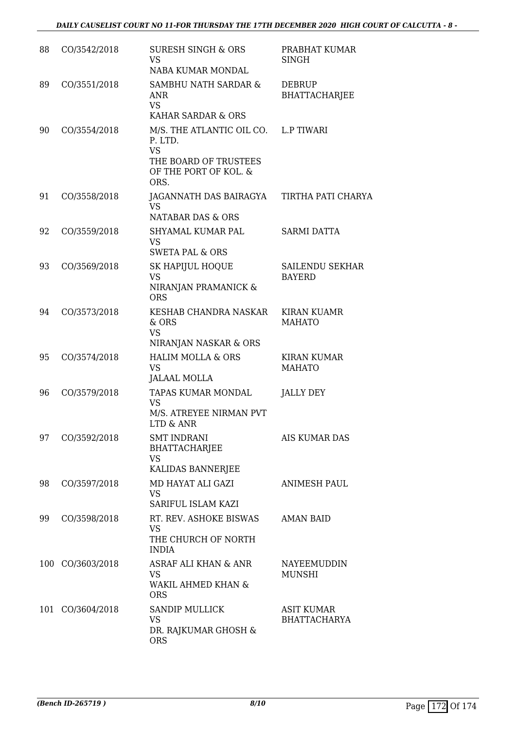| 88 | CO/3542/2018 | SURESH SINGH & ORS<br>VS<br>NABA KUMAR MONDAL | PRABHAT KUMAR SINGH |
|---|---|---|---|
| 89 | CO/3551/2018 | SAMBHU NATH SARDAR & ANR<br>VS<br>KAHAR SARDAR & ORS | DEBRUP BHATTACHARJEE |
| 90 | CO/3554/2018 | M/S. THE ATLANTIC OIL CO. P. LTD.<br>VS<br>THE BOARD OF TRUSTEES OF THE PORT OF KOL. & ORS. | L.P TIWARI |
| 91 | CO/3558/2018 | JAGANNATH DAS BAIRAGYA<br>VS<br>NATABAR DAS & ORS | TIRTHA PATI CHARYA |
| 92 | CO/3559/2018 | SHYAMAL KUMAR PAL<br>VS<br>SWETA PAL & ORS | SARMI DATTA |
| 93 | CO/3569/2018 | SK HAPIJUL HOQUE<br>VS<br>NIRANJAN PRAMANICK & ORS | SAILENDU SEKHAR BAYERD |
| 94 | CO/3573/2018 | KESHAB CHANDRA NASKAR & ORS<br>VS<br>NIRANJAN NASKAR & ORS | KIRAN KUAMR MAHATO |
| 95 | CO/3574/2018 | HALIM MOLLA & ORS<br>VS<br>JALAAL MOLLA | KIRAN KUMAR MAHATO |
| 96 | CO/3579/2018 | TAPAS KUMAR MONDAL<br>VS<br>M/S. ATREYEE NIRMAN PVT LTD & ANR | JALLY DEY |
| 97 | CO/3592/2018 | SMT INDRANI BHATTACHARJEE<br>VS<br>KALIDAS BANNERJEE | AIS KUMAR DAS |
| 98 | CO/3597/2018 | MD HAYAT ALI GAZI<br>VS<br>SARIFUL ISLAM KAZI | ANIMESH PAUL |
| 99 | CO/3598/2018 | RT. REV. ASHOKE BISWAS<br>VS<br>THE CHURCH OF NORTH INDIA | AMAN BAID |
| 100 | CO/3603/2018 | ASRAF ALI KHAN & ANR<br>VS<br>WAKIL AHMED KHAN & ORS | NAYEEMUDDIN MUNSHI |
| 101 | CO/3604/2018 | SANDIP MULLICK<br>VS<br>DR. RAJKUMAR GHOSH & ORS | ASIT KUMAR BHATTACHARYA |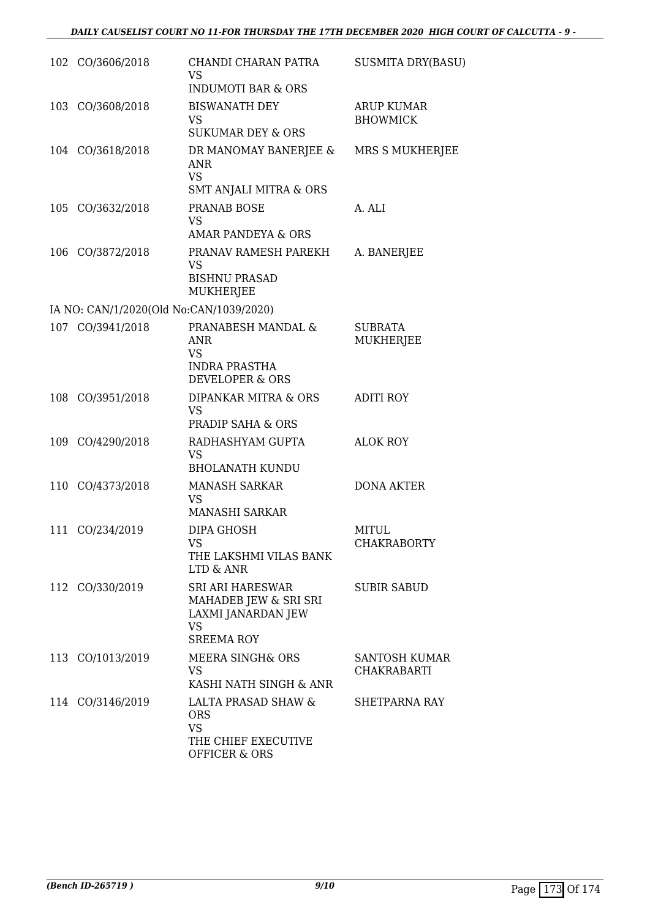| | | | |
|---|---|---|---|
| 102 | CO/3606/2018 | CHANDI CHARAN PATRA<br>VS<br>INDUMOTI BAR & ORS | SUSMITA DRY(BASU) |
| 103 | CO/3608/2018 | BISWANATH DEY<br>VS<br>SUKUMAR DEY & ORS | ARUP KUMAR BHOWMICK |
| 104 | CO/3618/2018 | DR MANOMAY BANERJEE & ANR<br>VS<br>SMT ANJALI MITRA & ORS | MRS S MUKHERJEE |
| 105 | CO/3632/2018 | PRANAB BOSE<br>VS<br>AMAR PANDEYA & ORS | A. ALI |
| 106 | CO/3872/2018 | PRANAV RAMESH PAREKH<br>VS<br>BISHNU PRASAD MUKHERJEE | A. BANERJEE |

IA NO: CAN/1/2020(Old No:CAN/1039/2020)

| | | | |
|---|---|---|---|
| 107 | CO/3941/2018 | PRANABESH MANDAL & ANR<br>VS<br>INDRA PRASTHA DEVELOPER & ORS | SUBRATA MUKHERJEE |
| 108 | CO/3951/2018 | DIPANKAR MITRA & ORS<br>VS<br>PRADIP SAHA & ORS | ADITI ROY |
| 109 | CO/4290/2018 | RADHASHYAM GUPTA<br>VS<br>BHOLANATH KUNDU | ALOK ROY |
| 110 | CO/4373/2018 | MANASH SARKAR<br>VS<br>MANASHI SARKAR | DONA AKTER |
| 111 | CO/234/2019 | DIPA GHOSH<br>VS<br>THE LAKSHMI VILAS BANK LTD & ANR | MITUL CHAKRABORTY |
| 112 | CO/330/2019 | SRI ARI HARESWAR MAHADEB JEW & SRI SRI LAXMI JANARDAN JEW<br>VS<br>SREEMA ROY | SUBIR SABUD |
| 113 | CO/1013/2019 | MEERA SINGH& ORS<br>VS<br>KASHI NATH SINGH & ANR | SANTOSH KUMAR CHAKRABARTI |
| 114 | CO/3146/2019 | LALTA PRASAD SHAW & ORS<br>VS<br>THE CHIEF EXECUTIVE OFFICER & ORS | SHETPARNA RAY |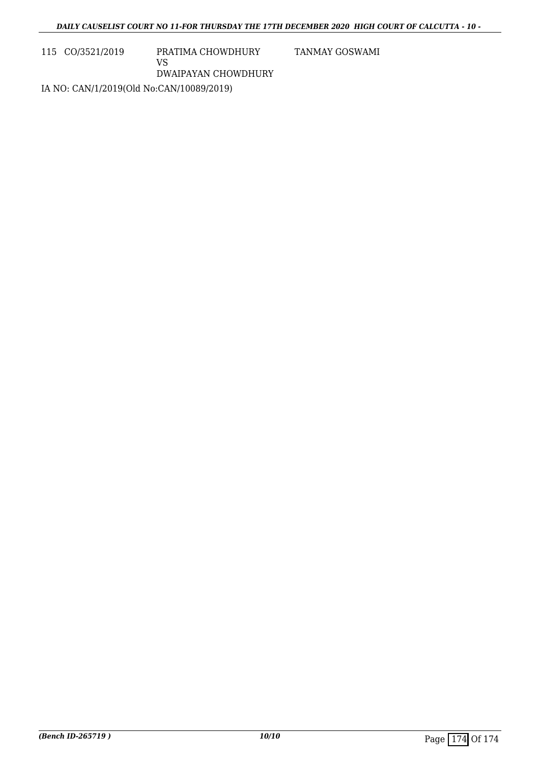| | | | |
|---|---|---|---|
| 115 | CO/3521/2019 | PRATIMA CHOWDHURY<br>VS<br>DWAIPAYAN CHOWDHURY | TANMAY GOSWAMI |

IA NO: CAN/1/2019(Old No:CAN/10089/2019)